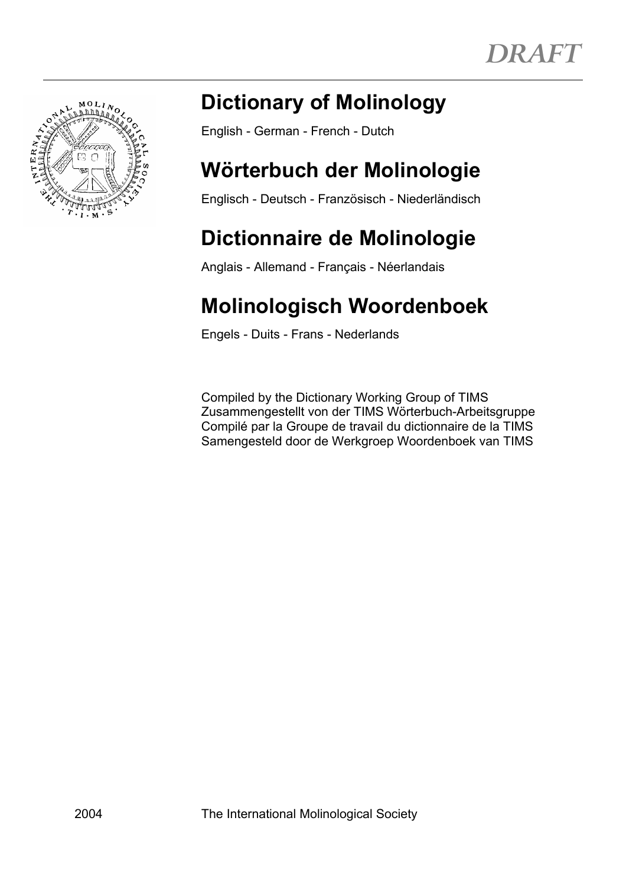*DRAFT*

# Dictionary of Molinology

English - German - French - Dutch

# Wörterbuch der Molinologie

Englisch - Deutsch - Französisch - Niederländisch

# Dictionnaire de Molinologie

Anglais - Allemand - Français - Néerlandais

# Molinologisch Woordenboek

Engels - Duits - Frans - Nederlands

Compiled by the Dictionary Working Group of TIMS
Zusammengestellt von der TIMS Wörterbuch-Arbeitsgruppe
Compilé par la Groupe de travail du dictionnaire de la TIMS
Samengesteld door de Werkgroep Woordenboek van TIMS

2004 The International Molinological Society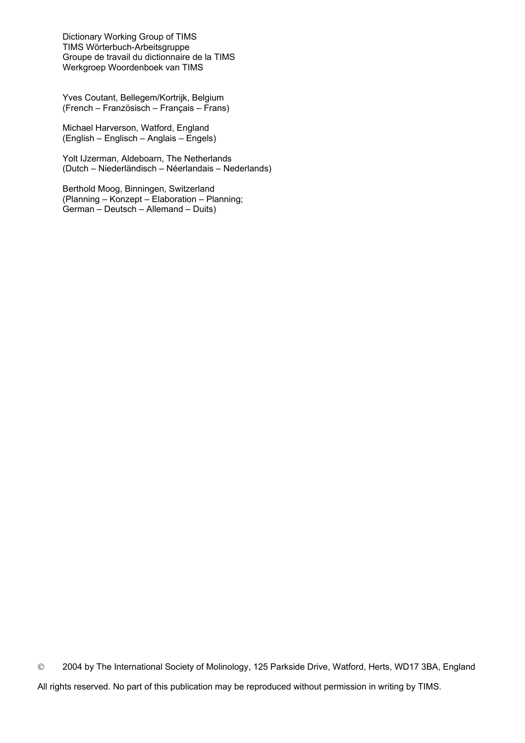Dictionary Working Group of TIMS
TIMS Wörterbuch-Arbeitsgruppe
Groupe de travail du dictionnaire de la TIMS
Werkgroep Woordenboek van TIMS

Yves Coutant, Bellegem/Kortrijk, Belgium
(French – Französisch – Français – Frans)

Michael Harverson, Watford, England
(English – Englisch – Anglais – Engels)

Yolt IJzerman, Aldeboarn, The Netherlands
(Dutch – Niederländisch – Néerlandais – Nederlands)

Berthold Moog, Binningen, Switzerland
(Planning – Konzept – Elaboration – Planning;
German – Deutsch – Allemand – Duits)

© 2004 by The International Society of Molinology, 125 Parkside Drive, Watford, Herts, WD17 3BA, England

All rights reserved. No part of this publication may be reproduced without permission in writing by TIMS.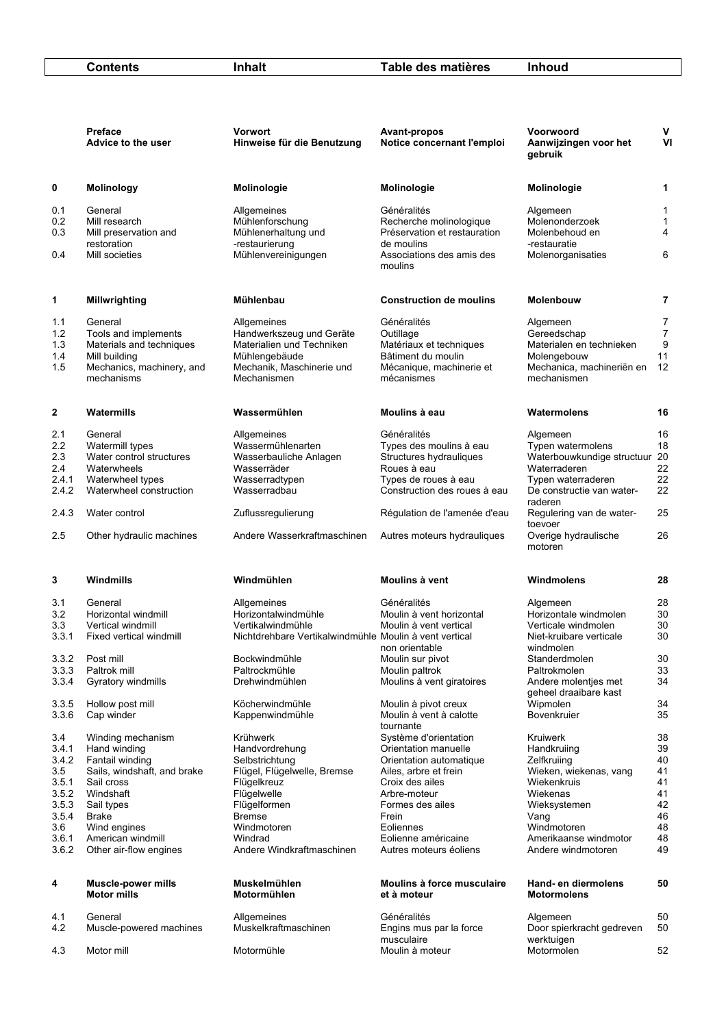| | Contents | Inhalt | Table des matières | Inhoud | |
|---|---|---|---|---|---|
| | **Preface** | **Vorwort** | **Avant-propos** | **Voorwoord** | **V** |
| | **Advice to the user** | **Hinweise für die Benutzung** | **Notice concernant l'emploi** | **Aanwijzingen voor het gebruik** | **VI** |
| **0** | **Molinology** | **Molinologie** | **Molinologie** | **Molinologie** | **1** |
| 0.1 | General | Allgemeines | Généralités | Algemeen | 1 |
| 0.2 | Mill research | Mühlenforschung | Recherche molinologique | Molenonderzoek | 1 |
| 0.3 | Mill preservation and restoration | Mühlenerhaltung und -restaurierung | Préservation et restauration de moulins | Molenbehoud en -restauratie | 4 |
| 0.4 | Mill societies | Mühlenvereinigungen | Associations des amis des moulins | Molenorganisaties | 6 |
| **1** | **Millwrighting** | **Mühlenbau** | **Construction de moulins** | **Molenbouw** | **7** |
| 1.1 | General | Allgemeines | Généralités | Algemeen | 7 |
| 1.2 | Tools and implements | Handwerkszeug und Geräte | Outillage | Gereedschap | 7 |
| 1.3 | Materials and techniques | Materialien und Techniken | Matériaux et techniques | Materialen en technieken | 9 |
| 1.4 | Mill building | Mühlengebäude | Bâtiment du moulin | Molengebouw | 11 |
| 1.5 | Mechanics, machinery, and mechanisms | Mechanik, Maschinerie und Mechanismen | Mécanique, machinerie et mécanismes | Mechanica, machinerieën en mechanismen | 12 |
| **2** | **Watermills** | **Wassermühlen** | **Moulins à eau** | **Watermolens** | **16** |
| 2.1 | General | Allgemeines | Généralités | Algemeen | 16 |
| 2.2 | Watermill types | Wassermühlenarten | Types des moulins à eau | Typen watermolens | 18 |
| 2.3 | Water control structures | Wasserbauliche Anlagen | Structures hydrauliques | Waterbouwkundige structuur | 20 |
| 2.4 | Waterwheels | Wasserräder | Roues à eau | Waterraderen | 22 |
| 2.4.1 | Waterwheel types | Wasserradtypen | Types de roues à eau | Typen waterraderen | 22 |
| 2.4.2 | Waterwheel construction | Wasserradbau | Construction des roues à eau | De constructie van waterraderen | 22 |
| 2.4.3 | Water control | Zuflussregulierung | Régulation de l'amenée d'eau | Regulering van de watertoevoer | 25 |
| 2.5 | Other hydraulic machines | Andere Wasserkraftmaschinen | Autres moteurs hydrauliques | Overige hydraulische motoren | 26 |
| **3** | **Windmills** | **Windmühlen** | **Moulins à vent** | **Windmolens** | **28** |
| 3.1 | General | Allgemeines | Généralités | Algemeen | 28 |
| 3.2 | Horizontal windmill | Horizontalwindmühle | Moulin à vent horizontal | Horizontale windmolen | 30 |
| 3.3 | Vertical windmill | Vertikalwindmühle | Moulin à vent vertical | Verticale windmolen | 30 |
| 3.3.1 | Fixed vertical windmill | Nichtdrehbare Vertikalwindmühle | Moulin à vent vertical non orientable | Niet-kruibare verticale windmolen | 30 |
| 3.3.2 | Post mill | Bockwindmühle | Moulin sur pivot | Standerdmolen | 30 |
| 3.3.3 | Paltrok mill | Paltrockmühle | Moulin paltrok | Paltrokmolen | 33 |
| 3.3.4 | Gyratory windmills | Drehwindmühlen | Moulins à vent giratoires | Andere molentjes met geheel draaibare kast | 34 |
| 3.3.5 | Hollow post mill | Köcherwindmühle | Moulin à pivot creux | Wipmolen | 34 |
| 3.3.6 | Cap winder | Kappenwindmühle | Moulin à vent à calotte tournante | Bovenkruier | 35 |
| 3.4 | Winding mechanism | Krühwerk | Système d'orientation | Kruiwerk | 38 |
| 3.4.1 | Hand winding | Handvordrehung | Orientation manuelle | Handkruiing | 39 |
| 3.4.2 | Fantail winding | Selbstrichtung | Orientation automatique | Zelfkruiing | 40 |
| 3.5 | Sails, windshaft, and brake | Flügel, Flügelwelle, Bremse | Ailes, arbre et frein | Wieken, wiekenas, vang | 41 |
| 3.5.1 | Sail cross | Flügelkreuz | Croix des ailes | Wiekenkruis | 41 |
| 3.5.2 | Windshaft | Flügelwelle | Arbre-moteur | Wiekenas | 41 |
| 3.5.3 | Sail types | Flügelformen | Formes des ailes | Wieksystemen | 42 |
| 3.5.4 | Brake | Bremse | Frein | Vang | 46 |
| 3.6 | Wind engines | Windmotoren | Eoliennes | Windmotoren | 48 |
| 3.6.1 | American windmill | Windrad | Eolienne américaine | Amerikaanse windmotor | 48 |
| 3.6.2 | Other air-flow engines | Andere Windkraftmaschinen | Autres moteurs éoliens | Andere windmotoren | 49 |
| **4** | **Muscle-power mills Motor mills** | **Muskelmühlen Motormühlen** | **Moulins à force musculaire et à moteur** | **Hand- en diermolens Motormolens** | **50** |
| 4.1 | General | Allgemeines | Généralités | Algemeen | 50 |
| 4.2 | Muscle-powered machines | Muskelkraftmaschinen | Engins mus par la force musculaire | Door spierkracht gedreven werktuigen | 50 |
| 4.3 | Motor mill | Motormühle | Moulin à moteur | Motormolen | 52 |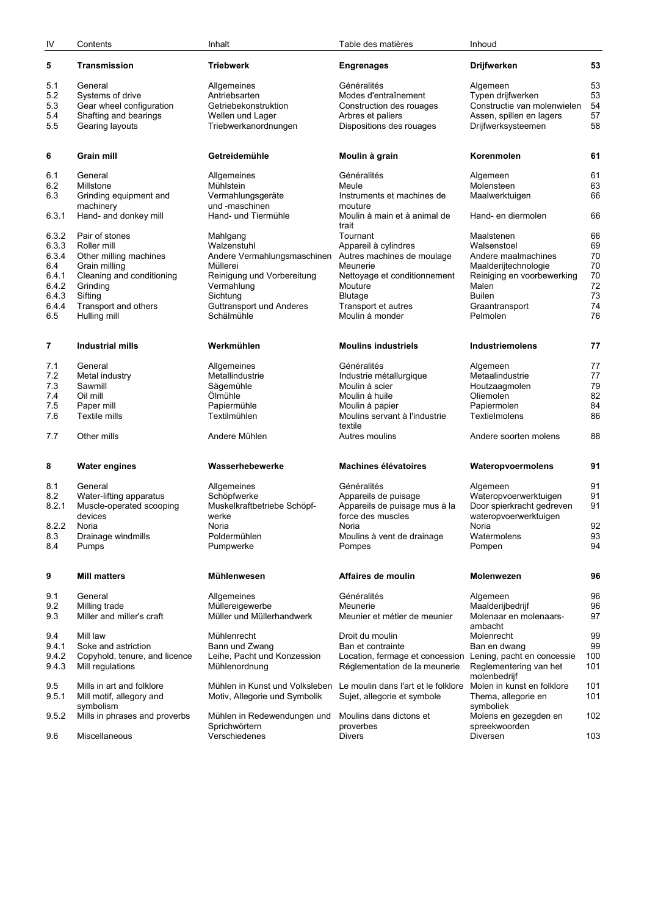| IV | Contents | Inhalt | Table des matières | Inhoud | |
|---|---|---|---|---|---|
| **5** | **Transmission** | **Triebwerk** | **Engrenages** | **Drijfwerken** | **53** |
| 5.1 | General | Allgemeines | Généralités | Algemeen | 53 |
| 5.2 | Systems of drive | Antriebsarten | Modes d'entraînement | Typen drijfwerken | 53 |
| 5.3 | Gear wheel configuration | Getriebekonstruktion | Construction des rouages | Constructie van molenwielen | 54 |
| 5.4 | Shafting and bearings | Wellen und Lager | Arbres et paliers | Assen, spillen en lagers | 57 |
| 5.5 | Gearing layouts | Triebwerkanordnungen | Dispositions des rouages | Drijfwerksysteemen | 58 |
| **6** | **Grain mill** | **Getreidemühle** | **Moulin à grain** | **Korenmolen** | **61** |
| 6.1 | General | Allgemeines | Généralités | Algemeen | 61 |
| 6.2 | Millstone | Mühlstein | Meule | Molensteen | 63 |
| 6.3 | Grinding equipment and machinery | Vermahlungsgeräte und -maschinen | Instruments et machines de mouture | Maalwerktuigen | 66 |
| 6.3.1 | Hand- and donkey mill | Hand- und Tiermühle | Moulin à main et à animal de trait | Hand- en diermolen | 66 |
| 6.3.2 | Pair of stones | Mahlgang | Tournant | Maalstenen | 66 |
| 6.3.3 | Roller mill | Walzenstuhl | Appareil à cylindres | Walsenstoel | 69 |
| 6.3.4 | Other milling machines | Andere Vermahlungsmaschinen | Autres machines de moulage | Andere maalmachines | 70 |
| 6.4 | Grain milling | Müllerei | Meunerie | Maalderijtechnologie | 70 |
| 6.4.1 | Cleaning and conditioning | Reinigung und Vorbereitung | Nettoyage et conditionnement | Reiniging en voorbewerking | 70 |
| 6.4.2 | Grinding | Vermahlung | Mouture | Malen | 72 |
| 6.4.3 | Sifting | Sichtung | Blutage | Builen | 73 |
| 6.4.4 | Transport and others | Guttransport und Anderes | Transport et autres | Graantransport | 74 |
| 6.5 | Hulling mill | Schälmühle | Moulin à monder | Pelmolen | 76 |
| **7** | **Industrial mills** | **Werkmühlen** | **Moulins industriels** | **Industriemolens** | **77** |
| 7.1 | General | Allgemeines | Généralités | Algemeen | 77 |
| 7.2 | Metal industry | Metallindustrie | Industrie métallurgique | Metaalindustrie | 77 |
| 7.3 | Sawmill | Sägemühle | Moulin à scier | Houtzaagmolen | 79 |
| 7.4 | Oil mill | Ölmühle | Moulin à huile | Oliemolen | 82 |
| 7.5 | Paper mill | Papiermühle | Moulin à papier | Papiermolen | 84 |
| 7.6 | Textile mills | Textilmühlen | Moulins servant à l'industrie textile | Textielmolens | 86 |
| 7.7 | Other mills | Andere Mühlen | Autres moulins | Andere soorten molens | 88 |
| **8** | **Water engines** | **Wasserhebewerke** | **Machines élévatoires** | **Wateropvoermolens** | **91** |
| 8.1 | General | Allgemeines | Généralités | Algemeen | 91 |
| 8.2 | Water-lifting apparatus | Schöpfwerke | Appareils de puisage | Wateropvoerwerktuigen | 91 |
| 8.2.1 | Muscle-operated scooping devices | Muskelkraftbetriebe Schöpfwerke | Appareils de puisage mus à la force des muscles | Door spierkracht gedreven wateropvoerwerktuigen | 91 |
| 8.2.2 | Noria | Noria | Noria | Noria | 92 |
| 8.3 | Drainage windmills | Poldermühlen | Moulins à vent de drainage | Watermolens | 93 |
| 8.4 | Pumps | Pumpwerke | Pompes | Pompen | 94 |
| **9** | **Mill matters** | **Mühlenwesen** | **Affaires de moulin** | **Molenwezen** | **96** |
| 9.1 | General | Allgemeines | Généralités | Algemeen | 96 |
| 9.2 | Milling trade | Müllereigewerbe | Meunerie | Maalderijbedrijf | 96 |
| 9.3 | Miller and miller's craft | Müller und Müllerhandwerk | Meunier et métier de meunier | Molenaar en molenaars-ambacht | 97 |
| 9.4 | Mill law | Mühlenrecht | Droit du moulin | Molenrecht | 99 |
| 9.4.1 | Soke and astriction | Bann und Zwang | Ban et contrainte | Ban en dwang | 99 |
| 9.4.2 | Copyhold, tenure, and licence | Leihe, Pacht und Konzession | Location, fermage et concession | Lening, pacht en concessie | 100 |
| 9.4.3 | Mill regulations | Mühlenordnung | Réglementation de la meunerie | Reglementering van het molenbedrijf | 101 |
| 9.5 | Mills in art and folklore | Mühlen in Kunst und Volksleben | Le moulin dans l'art et le folklore | Molen in kunst en folklore | 101 |
| 9.5.1 | Mill motif, allegory and symbolism | Motiv, Allegorie und Symbolik | Sujet, allegorie et symbole | Thema, allegorie en symboliek | 101 |
| 9.5.2 | Mills in phrases and proverbs | Mühlen in Redewendungen und Sprichwörtern | Moulins dans dictons et proverbes | Molens en gezegden en spreekwoorden | 102 |
| 9.6 | Miscellaneous | Verschiedenes | Divers | Diversen | 103 |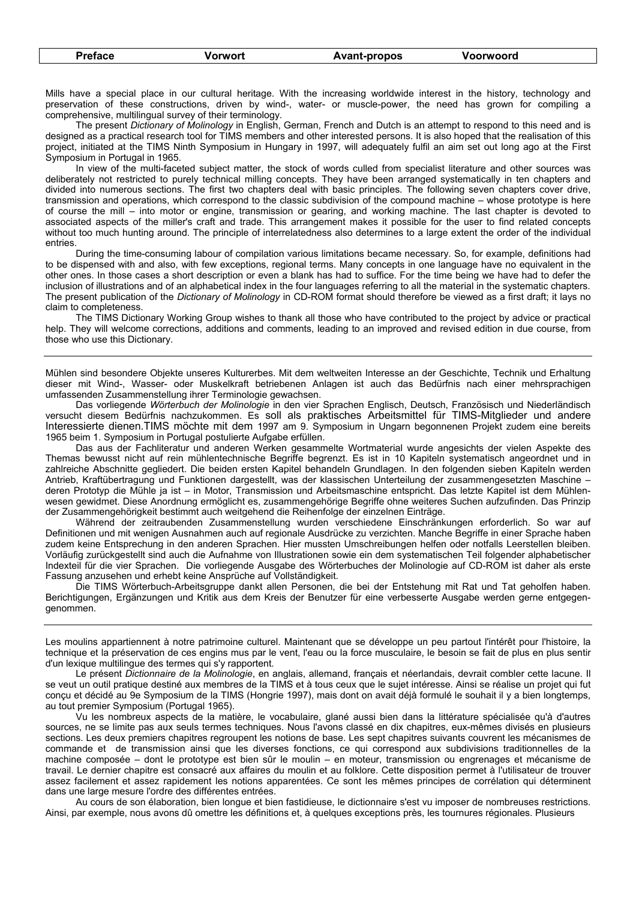| Preface | Vorwort | Avant-propos | Voorwoord |
|---|---|---|---|

Mills have a special place in our cultural heritage. With the increasing worldwide interest in the history, technology and preservation of these constructions, driven by wind-, water- or muscle-power, the need has grown for compiling a comprehensive, multilingual survey of their terminology.

The present *Dictionary of Molinology* in English, German, French and Dutch is an attempt to respond to this need and is designed as a practical research tool for TIMS members and other interested persons. It is also hoped that the realisation of this project, initiated at the TIMS Ninth Symposium in Hungary in 1997, will adequately fulfil an aim set out long ago at the First Symposium in Portugal in 1965.

In view of the multi-faceted subject matter, the stock of words culled from specialist literature and other sources was deliberately not restricted to purely technical milling concepts. They have been arranged systematically in ten chapters and divided into numerous sections. The first two chapters deal with basic principles. The following seven chapters cover drive, transmission and operations, which correspond to the classic subdivision of the compound machine – whose prototype is here of course the mill – into motor or engine, transmission or gearing, and working machine. The last chapter is devoted to associated aspects of the miller's craft and trade. This arrangement makes it possible for the user to find related concepts without too much hunting around. The principle of interrelatedness also determines to a large extent the order of the individual entries.

During the time-consuming labour of compilation various limitations became necessary. So, for example, definitions had to be dispensed with and also, with few exceptions, regional terms. Many concepts in one language have no equivalent in the other ones. In those cases a short description or even a blank has had to suffice. For the time being we have had to defer the inclusion of illustrations and of an alphabetical index in the four languages referring to all the material in the systematic chapters. The present publication of the *Dictionary of Molinology* in CD-ROM format should therefore be viewed as a first draft; it lays no claim to completeness.

The TIMS Dictionary Working Group wishes to thank all those who have contributed to the project by advice or practical help. They will welcome corrections, additions and comments, leading to an improved and revised edition in due course, from those who use this Dictionary.

---

Mühlen sind besondere Objekte unseres Kulturerbes. Mit dem weltweiten Interesse an der Geschichte, Technik und Erhaltung dieser mit Wind-, Wasser- oder Muskelkraft betriebenen Anlagen ist auch das Bedürfnis nach einer mehrsprachigen umfassenden Zusammenstellung ihrer Terminologie gewachsen.

Das vorliegende *Wörterbuch der Molinologie* in den vier Sprachen Englisch, Deutsch, Französisch und Niederländisch versucht diesem Bedürfnis nachzukommen. Es soll als praktisches Arbeitsmittel für TIMS-Mitglieder und andere Interessierte dienen.TIMS möchte mit dem 1997 am 9. Symposium in Ungarn begonnenen Projekt zudem eine bereits 1965 beim 1. Symposium in Portugal postulierte Aufgabe erfüllen.

Das aus der Fachliteratur und anderen Werken gesammelte Wortmaterial wurde angesichts der vielen Aspekte des Themas bewusst nicht auf rein mühlentechnische Begriffe begrenzt. Es ist in 10 Kapiteln systematisch angeordnet und in zahlreiche Abschnitte gegliedert. Die beiden ersten Kapitel behandeln Grundlagen. In den folgenden sieben Kapiteln werden Antrieb, Kraftübertragung und Funktionen dargestellt, was der klassischen Unterteilung der zusammengesetzten Maschine – deren Prototyp die Mühle ja ist – in Motor, Transmission und Arbeitsmaschine entspricht. Das letzte Kapitel ist dem Mühlenwesen gewidmet. Diese Anordnung ermöglicht es, zusammengehörige Begriffe ohne weiteres Suchen aufzufinden. Das Prinzip der Zusammengehörigkeit bestimmt auch weitgehend die Reihenfolge der einzelnen Einträge.

Während der zeitraubenden Zusammenstellung wurden verschiedene Einschränkungen erforderlich. So war auf Definitionen und mit wenigen Ausnahmen auch auf regionale Ausdrücke zu verzichten. Manche Begriffe in einer Sprache haben zudem keine Entsprechung in den anderen Sprachen. Hier mussten Umschreibungen helfen oder notfalls Leerstellen bleiben. Vorläufig zurückgestellt sind auch die Aufnahme von Illustrationen sowie ein dem systematischen Teil folgender alphabetischer Indexteil für die vier Sprachen. Die vorliegende Ausgabe des Wörterbuches der Molinologie auf CD-ROM ist daher als erste Fassung anzusehen und erhebt keine Ansprüche auf Vollständigkeit.

Die TIMS Wörterbuch-Arbeitsgruppe dankt allen Personen, die bei der Entstehung mit Rat und Tat geholfen haben. Berichtigungen, Ergänzungen und Kritik aus dem Kreis der Benutzer für eine verbesserte Ausgabe werden gerne entgegengenommen.

---

Les moulins appartiennent à notre patrimoine culturel. Maintenant que se développe un peu partout l'intérêt pour l'histoire, la technique et la préservation de ces engins mus par le vent, l'eau ou la force musculaire, le besoin se fait de plus en plus sentir d'un lexique multilingue des termes qui s'y rapportent.

Le présent *Dictionnaire de la Molinologie*, en anglais, allemand, français et néerlandais, devrait combler cette lacune. Il se veut un outil pratique destiné aux membres de la TIMS et à tous ceux que le sujet intéresse. Ainsi se réalise un projet qui fut conçu et décidé au 9e Symposium de la TIMS (Hongrie 1997), mais dont on avait déjà formulé le souhait il y a bien longtemps, au tout premier Symposium (Portugal 1965).

Vu les nombreux aspects de la matière, le vocabulaire, glané aussi bien dans la littérature spécialisée qu'à d'autres sources, ne se limite pas aux seuls termes techniques. Nous l'avons classé en dix chapitres, eux-mêmes divisés en plusieurs sections. Les deux premiers chapitres regroupent les notions de base. Les sept chapitres suivants couvrent les mécanismes de commande et de transmission ainsi que les diverses fonctions, ce qui correspond aux subdivisions traditionnelles de la machine composée – dont le prototype est bien sûr le moulin – en moteur, transmission ou engrenages et mécanisme de travail. Le dernier chapitre est consacré aux affaires du moulin et au folklore. Cette disposition permet à l'utilisateur de trouver assez facilement et assez rapidement les notions apparentées. Ce sont les mêmes principes de corrélation qui déterminent dans une large mesure l'ordre des différentes entrées.

Au cours de son élaboration, bien longue et bien fastidieuse, le dictionnaire s'est vu imposer de nombreuses restrictions. Ainsi, par exemple, nous avons dû omettre les définitions et, à quelques exceptions près, les tournures régionales. Plusieurs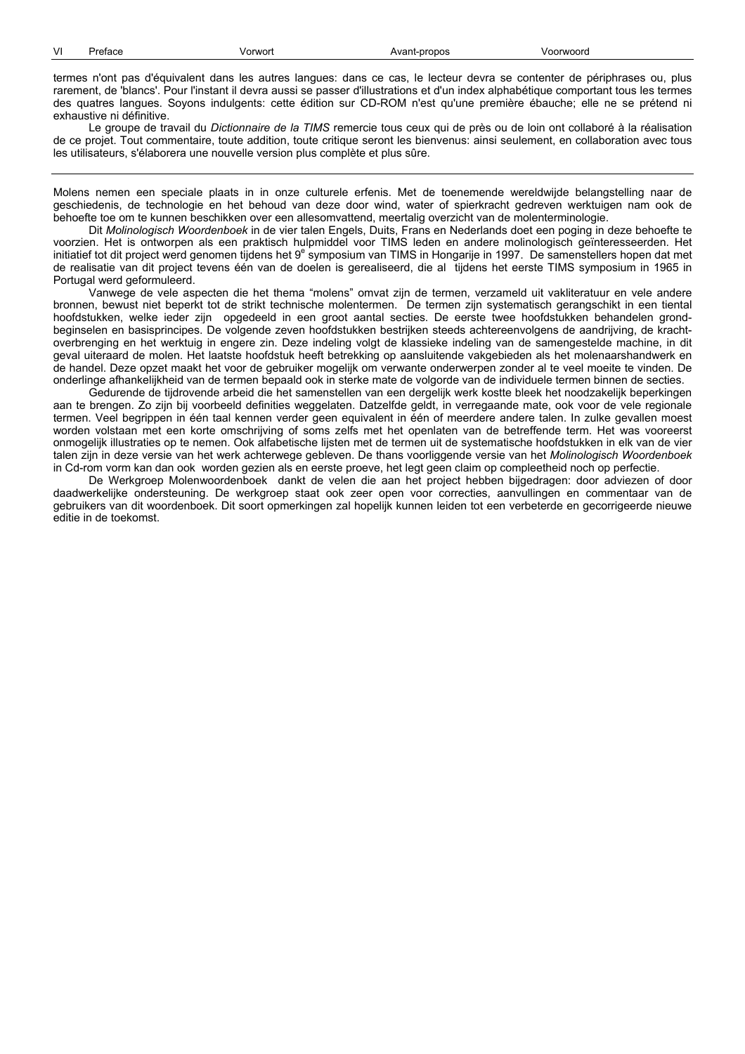termes n'ont pas d'équivalent dans les autres langues: dans ce cas, le lecteur devra se contenter de périphrases ou, plus rarement, de 'blancs'. Pour l'instant il devra aussi se passer d'illustrations et d'un index alphabétique comportant tous les termes des quatres langues. Soyons indulgents: cette édition sur CD-ROM n'est qu'une première ébauche; elle ne se prétend ni exhaustive ni définitive.

Le groupe de travail du *Dictionnaire de la TIMS* remercie tous ceux qui de près ou de loin ont collaboré à la réalisation de ce projet. Tout commentaire, toute addition, toute critique seront les bienvenus: ainsi seulement, en collaboration avec tous les utilisateurs, s'élaborera une nouvelle version plus complète et plus sûre.

---

Molens nemen een speciale plaats in in onze culturele erfenis. Met de toenemende wereldwijde belangstelling naar de geschiedenis, de technologie en het behoud van deze door wind, water of spierkracht gedreven werktuigen nam ook de behoefte toe om te kunnen beschikken over een allesomvattend, meertalig overzicht van de molenterminologie.

Dit *Molinologisch Woordenboek* in de vier talen Engels, Duits, Frans en Nederlands doet een poging in deze behoefte te voorzien. Het is ontworpen als een praktisch hulpmiddel voor TIMS leden en andere molinologisch geïnteresseerden. Het initiatief tot dit project werd genomen tijdens het 9e symposium van TIMS in Hongarije in 1997. De samenstellers hopen dat met de realisatie van dit project tevens één van de doelen is gerealiseerd, die al tijdens het eerste TIMS symposium in 1965 in Portugal werd geformuleerd.

Vanwege de vele aspecten die het thema "molens" omvat zijn de termen, verzameld uit vakliteratuur en vele andere bronnen, bewust niet beperkt tot de strikt technische molentermen. De termen zijn systematisch gerangschikt in een tiental hoofdstukken, welke ieder zijn opgedeeld in een groot aantal secties. De eerste twee hoofdstukken behandelen grondbeginselen en basisprincipes. De volgende zeven hoofdstukken bestrijken steeds achtereenvolgens de aandrijving, de krachtoverbrenging en het werktuig in engere zin. Deze indeling volgt de klassieke indeling van de samengestelde machine, in dit geval uiteraard de molen. Het laatste hoofdstuk heeft betrekking op aansluitende vakgebieden als het molenaarshandwerk en de handel. Deze opzet maakt het voor de gebruiker mogelijk om verwante onderwerpen zonder al te veel moeite te vinden. De onderlinge afhankelijkheid van de termen bepaald ook in sterke mate de volgorde van de individuele termen binnen de secties.

Gedurende de tijdrovende arbeid die het samenstellen van een dergelijk werk kostte bleek het noodzakelijk beperkingen aan te brengen. Zo zijn bij voorbeeld definities weggelaten. Datzelfde geldt, in verregaande mate, ook voor de vele regionale termen. Veel begrippen in één taal kennen verder geen equivalent in één of meerdere andere talen. In zulke gevallen moest worden volstaan met een korte omschrijving of soms zelfs met het openlaten van de betreffende term. Het was vooreerst onmogelijk illustraties op te nemen. Ook alfabetische lijsten met de termen uit de systematische hoofdstukken in elk van de vier talen zijn in deze versie van het werk achterwege gebleven. De thans voorliggende versie van het *Molinologisch Woordenboek* in Cd-rom vorm kan dan ook worden gezien als en eerste proeve, het legt geen claim op compleetheid noch op perfectie.

De Werkgroep Molenwoordenboek dankt de velen die aan het project hebben bijgedragen: door adviezen of door daadwerkelijke ondersteuning. De werkgroep staat ook zeer open voor correcties, aanvullingen en commentaar van de gebruikers van dit woordenboek. Dit soort opmerkingen zal hopelijk kunnen leiden tot een verbeterde en gecorrigeerde nieuwe editie in de toekomst.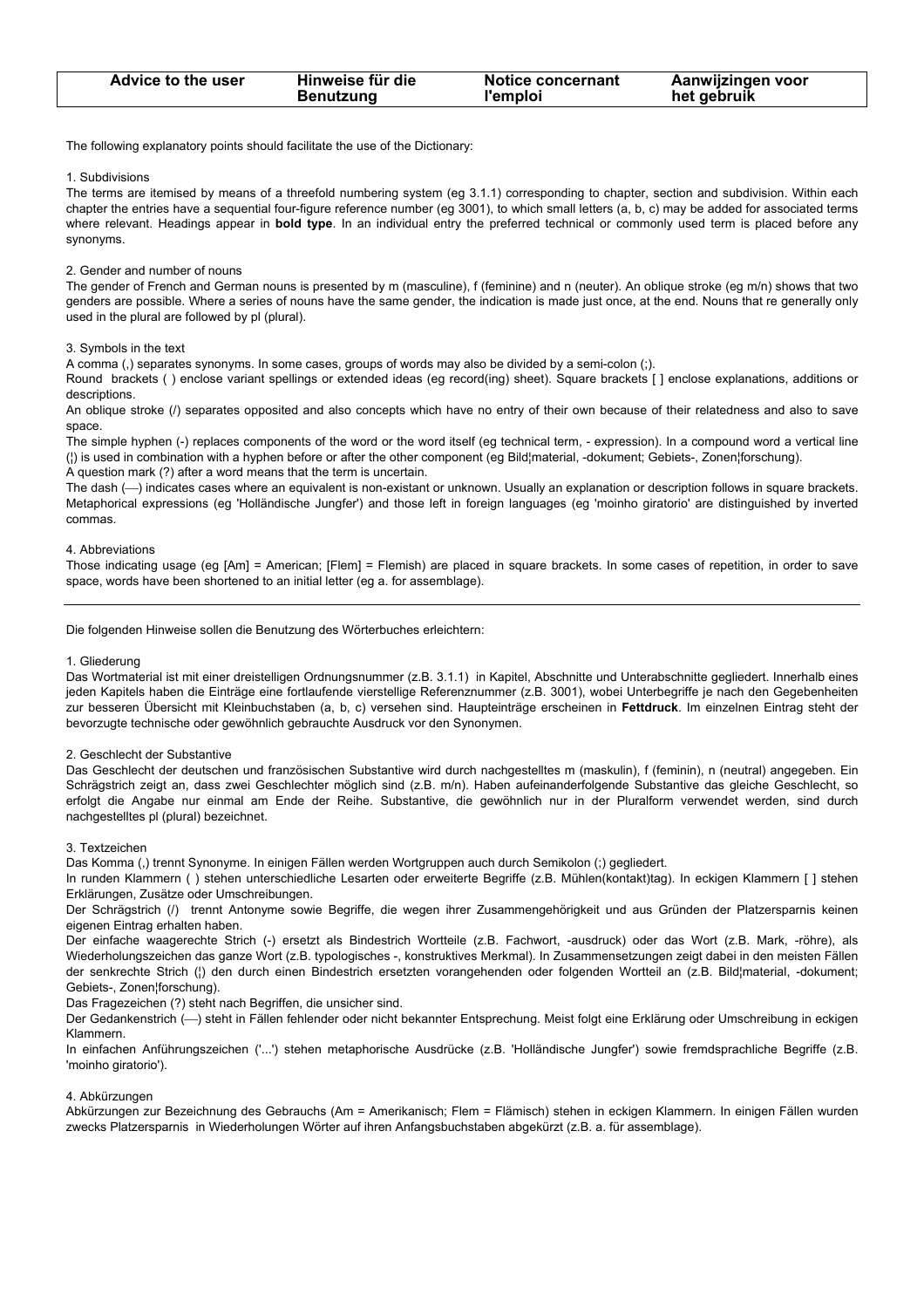| Advice to the user | Hinweise für die Benutzung | Notice concernant l'emploi | Aanwijzingen voor het gebruik |
|---|---|---|---|

The following explanatory points should facilitate the use of the Dictionary:

1. Subdivisions

The terms are itemised by means of a threefold numbering system (eg 3.1.1) corresponding to chapter, section and subdivision. Within each chapter the entries have a sequential four-figure reference number (eg 3001), to which small letters (a, b, c) may be added for associated terms where relevant. Headings appear in **bold type**. In an individual entry the preferred technical or commonly used term is placed before any synonyms.

2. Gender and number of nouns

The gender of French and German nouns is presented by m (masculine), f (feminine) and n (neuter). An oblique stroke (eg m/n) shows that two genders are possible. Where a series of nouns have the same gender, the indication is made just once, at the end. Nouns that re generally only used in the plural are followed by pl (plural).

3. Symbols in the text

A comma (,) separates synonyms. In some cases, groups of words may also be divided by a semi-colon (;).

Round brackets ( ) enclose variant spellings or extended ideas (eg record(ing) sheet). Square brackets [ ] enclose explanations, additions or descriptions.

An oblique stroke (/) separates opposited and also concepts which have no entry of their own because of their relatedness and also to save space.

The simple hyphen (-) replaces components of the word or the word itself (eg technical term, - expression). In a compound word a vertical line (¦) is used in combination with a hyphen before or after the other component (eg Bild¦material, -dokument; Gebiets-, Zonen¦forschung).

A question mark (?) after a word means that the term is uncertain.

The dash (—) indicates cases where an equivalent is non-existant or unknown. Usually an explanation or description follows in square brackets. Metaphorical expressions (eg 'Holländische Jungfer') and those left in foreign languages (eg 'moinho giratorio' are distinguished by inverted commas.

4. Abbreviations

Those indicating usage (eg [Am] = American; [Flem] = Flemish) are placed in square brackets. In some cases of repetition, in order to save space, words have been shortened to an initial letter (eg a. for assemblage).

---

Die folgenden Hinweise sollen die Benutzung des Wörterbuches erleichtern:

1. Gliederung

Das Wortmaterial ist mit einer dreistelligen Ordnungsnummer (z.B. 3.1.1) in Kapitel, Abschnitte und Unterabschnitte gegliedert. Innerhalb eines jeden Kapitels haben die Einträge eine fortlaufende vierstellige Referenznummer (z.B. 3001), wobei Unterbegriffe je nach den Gegebenheiten zur besseren Übersicht mit Kleinbuchstaben (a, b, c) versehen sind. Haupteinträge erscheinen in **Fettdruck**. Im einzelnen Eintrag steht der bevorzugte technische oder gewöhnlich gebrauchte Ausdruck vor den Synonymen.

2. Geschlecht der Substantive

Das Geschlecht der deutschen und französischen Substantive wird durch nachgestelltes m (maskulin), f (feminin), n (neutral) angegeben. Ein Schrägstrich zeigt an, dass zwei Geschlechter möglich sind (z.B. m/n). Haben aufeinanderfolgende Substantive das gleiche Geschlecht, so erfolgt die Angabe nur einmal am Ende der Reihe. Substantive, die gewöhnlich nur in der Pluralform verwendet werden, sind durch nachgestelltes pl (plural) bezeichnet.

3. Textzeichen

Das Komma (,) trennt Synonyme. In einigen Fällen werden Wortgruppen auch durch Semikolon (;) gegliedert.

In runden Klammern ( ) stehen unterschiedliche Lesarten oder erweiterte Begriffe (z.B. Mühlen(kontakt)tag). In eckigen Klammern [ ] stehen Erklärungen, Zusätze oder Umschreibungen.

Der Schrägstrich (/) trennt Antonyme sowie Begriffe, die wegen ihrer Zusammengehörigkeit und aus Gründen der Platzersparnis keinen eigenen Eintrag erhalten haben.

Der einfache waagerechte Strich (-) ersetzt als Bindestrich Wortteile (z.B. Fachwort, -ausdruck) oder das Wort (z.B. Mark, -röhre), als Wiederholungszeichen das ganze Wort (z.B. typologisches -, konstruktives Merkmal). In Zusammensetzungen zeigt dabei in den meisten Fällen der senkrechte Strich (¦) den durch einen Bindestrich ersetzten vorangehenden oder folgenden Wortteil an (z.B. Bild¦material, -dokument; Gebiets-, Zonen¦forschung).

Das Fragezeichen (?) steht nach Begriffen, die unsicher sind.

Der Gedankenstrich (—) steht in Fällen fehlender oder nicht bekannter Entsprechung. Meist folgt eine Erklärung oder Umschreibung in eckigen Klammern.

In einfachen Anführungszeichen ('...') stehen metaphorische Ausdrücke (z.B. 'Holländische Jungfer') sowie fremdsprachliche Begriffe (z.B. 'moinho giratorio').

4. Abkürzungen

Abkürzungen zur Bezeichnung des Gebrauchs (Am = Amerikanisch; Flem = Flämisch) stehen in eckigen Klammern. In einigen Fällen wurden zwecks Platzersparnis in Wiederholungen Wörter auf ihren Anfangsbuchstaben abgekürzt (z.B. a. für assemblage).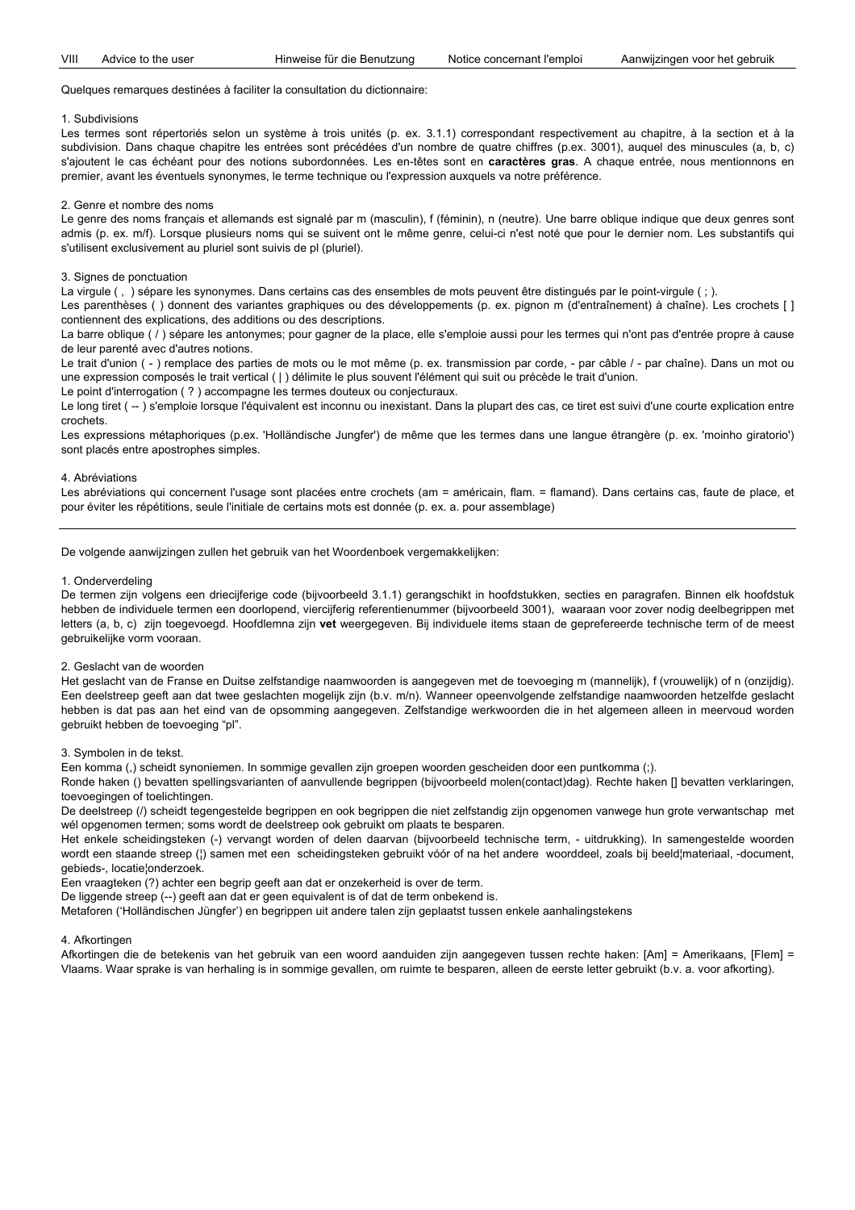Quelques remarques destinées à faciliter la consultation du dictionnaire:

1. Subdivisions

Les termes sont répertoriés selon un système à trois unités (p. ex. 3.1.1) correspondant respectivement au chapitre, à la section et à la subdivision. Dans chaque chapitre les entrées sont précédées d'un nombre de quatre chiffres (p.ex. 3001), auquel des minuscules (a, b, c) s'ajoutent le cas échéant pour des notions subordonnées. Les en-têtes sont en **caractères gras**. A chaque entrée, nous mentionnons en premier, avant les éventuels synonymes, le terme technique ou l'expression auxquels va notre préférence.

2. Genre et nombre des noms

Le genre des noms français et allemands est signalé par m (masculin), f (féminin), n (neutre). Une barre oblique indique que deux genres sont admis (p. ex. m/f). Lorsque plusieurs noms qui se suivent ont le même genre, celui-ci n'est noté que pour le dernier nom. Les substantifs qui s'utilisent exclusivement au pluriel sont suivis de pl (pluriel).

3. Signes de ponctuation

La virgule ( , ) sépare les synonymes. Dans certains cas des ensembles de mots peuvent être distingués par le point-virgule ( ; ).
Les parenthèses ( ) donnent des variantes graphiques ou des développements (p. ex. pignon m (d'entraînement) à chaîne). Les crochets [ ] contiennent des explications, des additions ou des descriptions.
La barre oblique ( / ) sépare les antonymes; pour gagner de la place, elle s'emploie aussi pour les termes qui n'ont pas d'entrée propre à cause de leur parenté avec d'autres notions.
Le trait d'union ( - ) remplace des parties de mots ou le mot même (p. ex. transmission par corde, - par câble / - par chaîne). Dans un mot ou une expression composés le trait vertical ( | ) délimite le plus souvent l'élément qui suit ou précède le trait d'union.
Le point d'interrogation ( ? ) accompagne les termes douteux ou conjecturaux.
Le long tiret ( -- ) s'emploie lorsque l'équivalent est inconnu ou inexistant. Dans la plupart des cas, ce tiret est suivi d'une courte explication entre crochets.
Les expressions métaphoriques (p.ex. 'Holländische Jungfer') de même que les termes dans une langue étrangère (p. ex. 'moinho giratorio') sont placés entre apostrophes simples.

4. Abréviations

Les abréviations qui concernent l'usage sont placées entre crochets (am = américain, flam. = flamand). Dans certains cas, faute de place, et pour éviter les répétitions, seule l'initiale de certains mots est donnée (p. ex. a. pour assemblage)

---

De volgende aanwijzingen zullen het gebruik van het Woordenboek vergemakkelijken:

1. Onderverdeling

De termen zijn volgens een driecijferige code (bijvoorbeeld 3.1.1) gerangschikt in hoofdstukken, secties en paragrafen. Binnen elk hoofdstuk hebben de individuele termen een doorlopend, viercijferig referentienummer (bijvoorbeeld 3001), waaraan voor zover nodig deelbegrippen met letters (a, b, c) zijn toegevoegd. Hoofdlemna zijn **vet** weergegeven. Bij individuele items staan de geprefereerde technische term of de meest gebruikelijke vorm vooraan.

2. Geslacht van de woorden

Het geslacht van de Franse en Duitse zelfstandige naamwoorden is aangegeven met de toevoeging m (mannelijk), f (vrouwelijk) of n (onzijdig). Een deelstreep geeft aan dat twee geslachten mogelijk zijn (b.v. m/n). Wanneer opeenvolgende zelfstandige naamwoorden hetzelfde geslacht hebben is dat pas aan het eind van de opsomming aangegeven. Zelfstandige werkwoorden die in het algemeen alleen in meervoud worden gebruikt hebben de toevoeging "pl".

3. Symbolen in de tekst.

Een komma (,) scheidt synoniemen. In sommige gevallen zijn groepen woorden gescheiden door een puntkomma (;).
Ronde haken () bevatten spellingsvarianten of aanvullende begrippen (bijvoorbeeld molen(contact)dag). Rechte haken [] bevatten verklaringen, toevoegingen of toelichtingen.
De deelstreep (/) scheidt tegengestelde begrippen en ook begrippen die niet zelfstandig zijn opgenomen vanwege hun grote verwantschap met wél opgenomen termen; soms wordt de deelstreep ook gebruikt om plaats te besparen.
Het enkele scheidingsteken (-) vervangt worden of delen daarvan (bijvoorbeeld technische term, - uitdrukking). In samengestelde woorden wordt een staande streep (¦) samen met een scheidingsteken gebruikt vóór of na het andere woorddeel, zoals bij beeld¦materiaal, -document, gebieds-, locatie¦onderzoek.
Een vraagteken (?) achter een begrip geeft aan dat er onzekerheid is over de term.
De liggende streep (--) geeft aan dat er geen equivalent is of dat de term onbekend is.
Metaforen ('Holländischen Jüngfer') en begrippen uit andere talen zijn geplaatst tussen enkele aanhalingstekens

4. Afkortingen

Afkortingen die de betekenis van het gebruik van een woord aanduiden zijn aangegeven tussen rechte haken: [Am] = Amerikaans, [Flem] = Vlaams. Waar sprake is van herhaling is in sommige gevallen, om ruimte te besparen, alleen de eerste letter gebruikt (b.v. a. voor afkorting).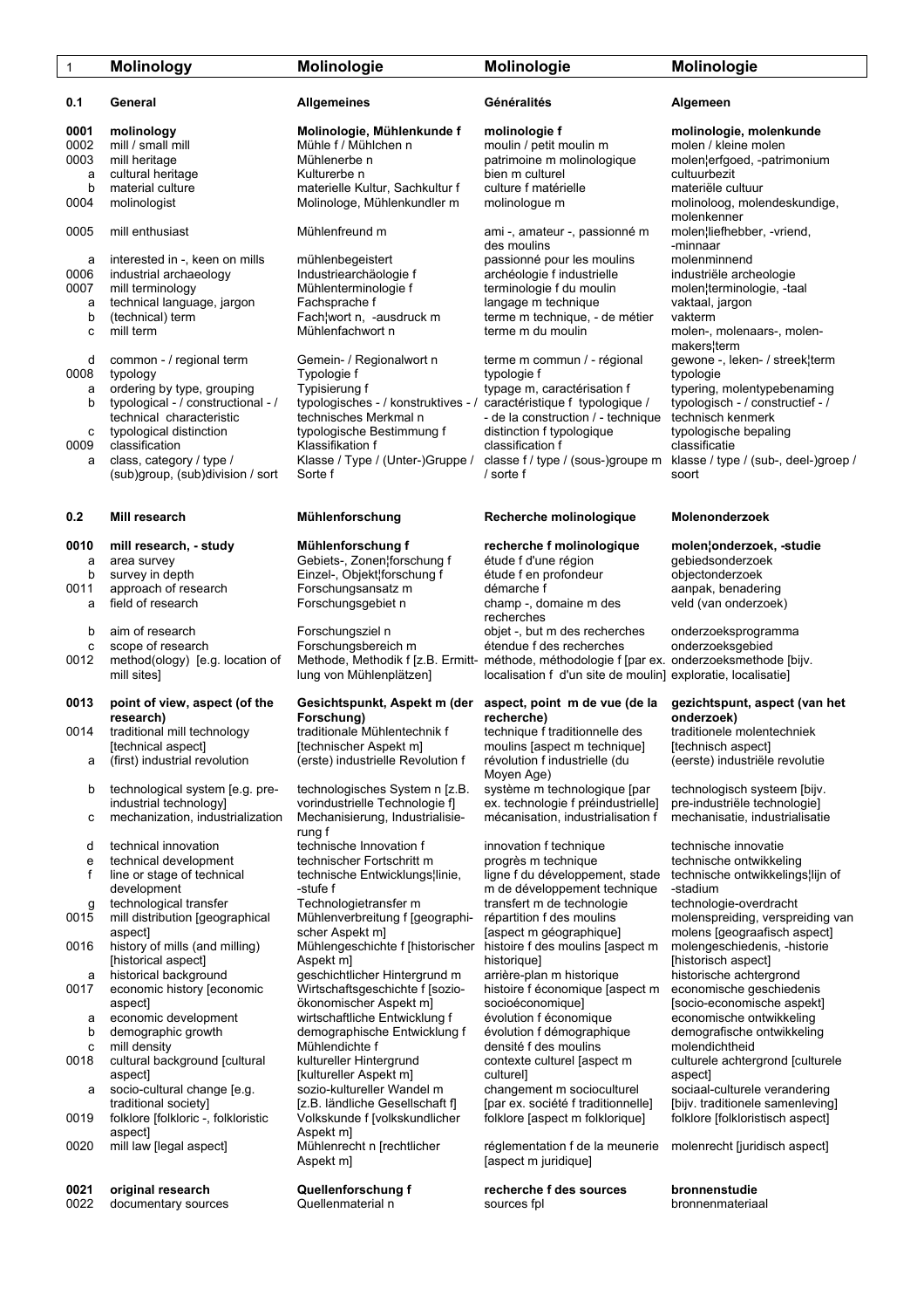| 1 | **Molinology** | **Molinologie** | **Molinologie** | **Molinologie** |
|---|---|---|---|---|
| **0.1** | **General** | **Allgemeines** | **Généralités** | **Algemeen** |
| **0001** | **molinology** | **Molinologie, Mühlenkunde f** | **molinologie f** | **molinologie, molenkunde** |
| 0002 | mill / small mill | Mühle f / Mühlchen n | moulin / petit moulin m | molen / kleine molen |
| 0003 | mill heritage | Mühlenerbe n | patrimoine m molinologique | molen¦erfgoed, -patrimonium |
| a | cultural heritage | Kulturerbe n | bien m culturel | cultuurbezit |
| b | material culture | materielle Kultur, Sachkultur f | culture f matérielle | materiële cultuur |
| 0004 | molinologist | Molinologe, Mühlenkundler m | molinologue m | molinoloog, molendeskundige, molenkenner |
| 0005 | mill enthusiast | Mühlenfreund m | ami -, amateur -, passionné m des moulins | molen¦liefhebber, -vriend, -minnaar |
| a | interested in -, keen on mills | mühlenbegeistert | passionné pour les moulins | molenminnend |
| 0006 | industrial archaeology | Industriearchäologie f | archéologie f industrielle | industriële archeologie |
| 0007 | mill terminology | Mühlenterminologie f | terminologie f du moulin | molen¦terminologie, -taal |
| a | technical language, jargon | Fachsprache f | langage m technique | vaktaal, jargon |
| b | (technical) term | Fach¦wort n, -ausdruck m | terme m technique, - de métier | vakterm |
| c | mill term | Mühlenfachwort n | terme m du moulin | molen-, molenaars-, molenmakers¦term |
| d | common - / regional term | Gemein- / Regionalwort n | terme m commun / - régional | gewone -, leken- / streek¦term |
| 0008 | typology | Typologie f | typologie f | typologie |
| a | ordering by type, grouping | Typisierung f | typage m, caractérisation f | typering, molentypebenaming |
| b | typological - / constructional - / technical characteristic | typologisches - / konstruktives - / technisches Merkmal n | caractéristique f typologique / - de la construction / - technique | typologisch - / constructief - / technisch kenmerk |
| c | typological distinction | typologische Bestimmung f | distinction f typologique | typologische bepaling |
| 0009 | classification | Klassifikation f | classification f | classificatie |
| a | class, category / type / (sub)group, (sub)division / sort | Klasse / Type / (Unter-)Gruppe / Sorte f | classe f / type / (sous-)groupe m / sorte f | klasse / type / (sub-, deel-)groep / soort |
| **0.2** | **Mill research** | **Mühlenforschung** | **Recherche molinologique** | **Molenonderzoek** |
| **0010** | **mill research, - study** | **Mühlenforschung f** | **recherche f molinologique** | **molen¦onderzoek, -studie** |
| a | area survey | Gebiets-, Zonen¦forschung f | étude f d'une région | gebiedsonderzoek |
| b | survey in depth | Einzel-, Objekt¦forschung f | étude f en profondeur | objectonderzoek |
| 0011 | approach of research | Forschungsansatz m | démarche f | aanpak, benadering |
| a | field of research | Forschungsgebiet n | champ -, domaine m des recherches | veld (van onderzoek) |
| b | aim of research | Forschungsziel n | objet -, but m des recherches | onderzoeksprogramma |
| c | scope of research | Forschungsbereich m | étendue f des recherches | onderzoeksgebied |
| 0012 | method(ology) [e.g. location of mill sites] | Methode, Methodik f [z.B. Ermittlung von Mühlenplätzen] | méthode, méthodologie f [par ex. localisation f d'un site de moulin] | onderzoeksmethode [bijv. exploratie, localisatie] |
| **0013** | **point of view, aspect (of the research)** | **Gesichtspunkt, Aspekt m (der Forschung)** | **aspect, point m de vue (de la recherche)** | **gezichtspunt, aspect (van het onderzoek)** |
| 0014 | traditional mill technology [technical aspect] | traditionale Mühlentechnik f [technischer Aspekt m] | technique f traditionnelle des moulins [aspect m technique] | traditionele molentechniek [technisch aspect] |
| a | (first) industrial revolution | (erste) industrielle Revolution f | révolution f industrielle (du Moyen Age) | (eerste) industriële revolutie |
| b | technological system [e.g. pre-industrial technology] | technologisches System n [z.B. vorindustrielle Technologie f] | système m technologique [par ex. technologie f préindustrielle] | technologisch systeem [bijv. pre-industriële technologie] |
| c | mechanization, industrialization | Mechanisierung, Industrialisierung f | mécanisation, industrialisation f | mechanisatie, industrialisatie |
| d | technical innovation | technische Innovation f | innovation f technique | technische innovatie |
| e | technical development | technischer Fortschritt m | progrès m technique | technische ontwikkeling |
| f | line or stage of technical development | technische Entwicklungs¦linie, -stufe f | ligne f du développement, stade m de développement technique | technische ontwikkelings¦lijn of -stadium |
| g | technological transfer | Technologietransfer m | transfert m de technologie | technologie-overdracht |
| 0015 | mill distribution [geographical aspect] | Mühlenverbreitung f [geographischer Aspekt m] | répartition f des moulins [aspect m géographique] | molenspreiding, verspreiding van molens [geograafisch aspect] |
| 0016 | history of mills (and milling) [historical aspect] | Mühlengeschichte f [historischer Aspekt m] | histoire f des moulins [aspect m historique] | molengeschiedenis, -historie [historisch aspect] |
| a | historical background | geschichtlicher Hintergrund m | arrière-plan m historique | historische achtergrond |
| 0017 | economic history [economic aspect] | Wirtschaftsgeschichte f [sozio-ökonomischer Aspekt m] | histoire f économique [aspect m socioéconomique] | economische geschiedenis [socio-economische aspekt] |
| a | economic development | wirtschaftliche Entwicklung f | évolution f économique | economische ontwikkeling |
| b | demographic growth | demographische Entwicklung f | évolution f démographique | demografische ontwikkeling |
| c | mill density | Mühlendichte f | densité f des moulins | molendichtheid |
| 0018 | cultural background [cultural aspect] | kultureller Hintergrund [kultureller Aspekt m] | contexte culturel [aspect m culturel] | culturele achtergrond [culturele aspect] |
| a | socio-cultural change [e.g. traditional society] | sozio-kultureller Wandel m [z.B. ländliche Gesellschaft f] | changement m socioculturel [par ex. société f traditionnelle] | sociaal-culturele verandering [bijv. traditionele samenleving] |
| 0019 | folklore [folkloric -, folkloristic aspect] | Volkskunde f [volkskundlicher Aspekt m] | folklore [aspect m folklorique] | folklore [folkloristisch aspect] |
| 0020 | mill law [legal aspect] | Mühlenrecht n [rechtlicher Aspekt m] | réglementation f de la meunerie [aspect m juridique] | molenrecht [juridisch aspect] |
| **0021** | **original research** | **Quellenforschung f** | **recherche f des sources** | **bronnenstudie** |
| 0022 | documentary sources | Quellenmaterial n | sources fpl | bronnenmateriaal |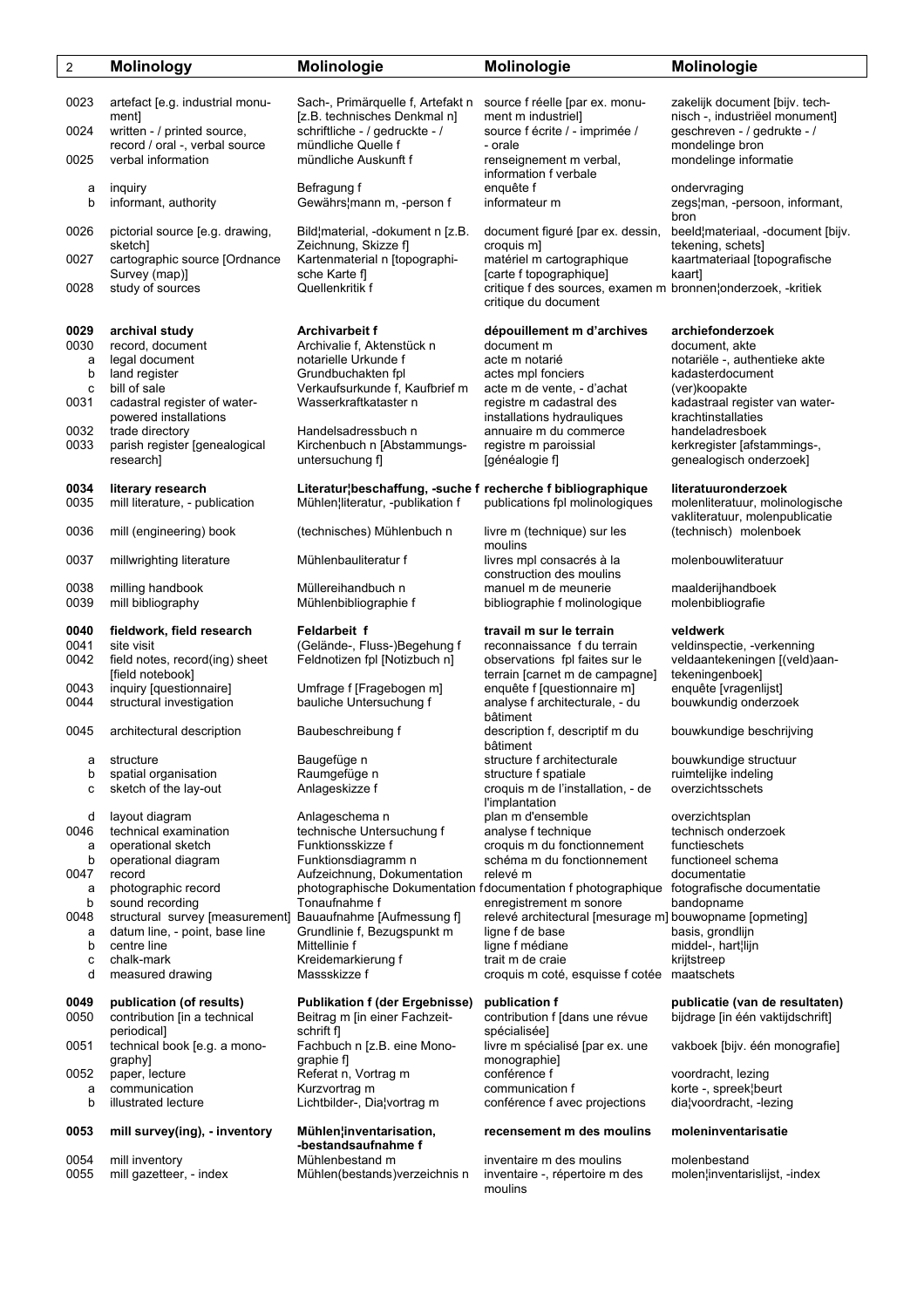| 2 | Molinology | Molinologie | Molinologie | Molinologie |
|---|---|---|---|---|
| 0023 | artefact [e.g. industrial monument] | Sach-, Primärquelle f, Artefakt n [z.B. technisches Denkmal n] | source f réelle [par ex. monument m industriel] | zakelijk document [bijv. technisch -, industriëel monument] |
| 0024 | written - / printed source, record / oral -, verbal source | schriftliche - / gedruckte - / mündliche Quelle f | source f écrite / - imprimée / - orale | geschreven - / gedrukte - / mondelinge bron |
| 0025 | verbal information | mündliche Auskunft f | renseignement m verbal, information f verbale | mondelinge informatie |
| a | inquiry | Befragung f | enquête f | ondervraging |
| b | informant, authority | Gewährs¦mann m, -person f | informateur m | zegs¦man, -persoon, informant, bron |
| 0026 | pictorial source [e.g. drawing, sketch] | Bild¦material, -dokument n [z.B. Zeichnung, Skizze f] | document figuré [par ex. dessin, croquis m] | beeld¦materiaal, -document [bijv. tekening, schets] |
| 0027 | cartographic source [Ordnance Survey (map)] | Kartenmaterial n [topographische Karte f] | matériel m cartographique [carte f topographique] | kaartmateriaal [topografische kaart] |
| 0028 | study of sources | Quellenkritik f | critique f des sources, examen m critique du document | bronnen¦onderzoek, -kritiek |
| **0029** | **archival study** | **Archivarbeit f** | **dépouillement m d'archives** | **archiefonderzoek** |
| 0030 | record, document | Archivalie f, Aktenstück n | document m | document, akte |
| a | legal document | notarielle Urkunde f | acte m notarié | notariële -, authentieke akte |
| b | land register | Grundbuchakten fpl | actes mpl fonciers | kadasterdocument |
| c | bill of sale | Verkaufsurkunde f, Kaufbrief m | acte m de vente, - d'achat | (ver)koopakte |
| 0031 | cadastral register of water-powered installations | Wasserkraftkataster n | registre m cadastral des installations hydrauliques | kadastraal register van waterkrachtinstallaties |
| 0032 | trade directory | Handelsadressbuch n | annuaire m du commerce | handeladresboek |
| 0033 | parish register [genealogical research] | Kirchenbuch n [Abstammungsuntersuchung f] | registre m paroissial [généalogie f] | kerkregister [afstammings-, genealogisch onderzoek] |
| **0034** | **literary research** | **Literatur¦beschaffung, -suche f** | **recherche f bibliographique** | **literatuuronderzoek** |
| 0035 | mill literature, - publication | Mühlen¦literatur, -publikation f | publications fpl molinologiques | molenliteratuur, molinologische vakliteratuur, molenpublicatie |
| 0036 | mill (engineering) book | (technisches) Mühlenbuch n | livre m (technique) sur les moulins | (technisch) molenboek |
| 0037 | millwrighting literature | Mühlenbauliteratur f | livres mpl consacrés à la construction des moulins | molenbouwliteratuur |
| 0038 | milling handbook | Müllereihandbuch n | manuel m de meunerie | maalderijhandboek |
| 0039 | mill bibliography | Mühlenbibliographie f | bibliographie f molinologique | molenbibliografie |
| **0040** | **fieldwork, field research** | **Feldarbeit f** | **travail m sur le terrain** | **veldwerk** |
| 0041 | site visit | (Gelände-, Fluss-)Begehung f | reconnaissance f du terrain | veldinspectie, -verkenning |
| 0042 | field notes, record(ing) sheet [field notebook] | Feldnotizen fpl [Notizbuch n] | observations fpl faites sur le terrain [carnet m de campagne] | veldaantekeningen [(veld)aantekeningenboek] |
| 0043 | inquiry [questionnaire] | Umfrage f [Fragebogen m] | enquête f [questionnaire m] | enquête [vragenlijst] |
| 0044 | structural investigation | bauliche Untersuchung f | analyse f architecturale, - du bâtiment | bouwkundig onderzoek |
| 0045 | architectural description | Baubeschreibung f | description f, descriptif m du bâtiment | bouwkundige beschrijving |
| a | structure | Baugefüge n | structure f architecturale | bouwkundige structuur |
| b | spatial organisation | Raumgefüge n | structure f spatiale | ruimtelijke indeling |
| c | sketch of the lay-out | Anlageskizze f | croquis m de l'installation, - de l'implantation | overzichtsschets |
| d | layout diagram | Anlageschema n | plan m d'ensemble | overzichtsplan |
| 0046 | technical examination | technische Untersuchung f | analyse f technique | technisch onderzoek |
| a | operational sketch | Funktionsskizze f | croquis m du fonctionnement | functieschets |
| b | operational diagram | Funktionsdiagramm n | schéma m du fonctionnement | functioneel schema |
| 0047 | record | Aufzeichnung, Dokumentation | relevé m | documentatie |
| a | photographic record | photographische Dokumentation f | documentation f photographique | fotografische documentatie |
| b | sound recording | Tonaufnahme f | enregistrement m sonore | bandopname |
| 0048 | structural survey [measurement] | Bauaufnahme [Aufmessung f] | relevé architectural [mesurage m] | bouwopname [opmeting] |
| a | datum line, - point, base line | Grundlinie f, Bezugspunkt m | ligne f de base | basis, grondlijn |
| b | centre line | Mittellinie f | ligne f médiane | middel-, hart¦lijn |
| c | chalk-mark | Kreidemarkierung f | trait m de craie | krijtstreep |
| d | measured drawing | Massskizze f | croquis m coté, esquisse f cotée | maatschets |
| **0049** | **publication (of results)** | **Publikation f (der Ergebnisse)** | **publication f** | **publicatie (van de resultaten)** |
| 0050 | contribution [in a technical periodical] | Beitrag m [in einer Fachzeitschrift f] | contribution f [dans une révue spécialisée] | bijdrage [in één vaktijdschrift] |
| 0051 | technical book [e.g. a monography] | Fachbuch n [z.B. eine Monographie f] | livre m spécialisé [par ex. une monographie] | vakboek [bijv. één monografie] |
| 0052 | paper, lecture | Referat n, Vortrag m | conférence f | voordracht, lezing |
| a | communication | Kurzvortrag m | communication f | korte -, spreek¦beurt |
| b | illustrated lecture | Lichtbilder-, Dia¦vortrag m | conférence f avec projections | dia¦voordracht, -lezing |
| **0053** | **mill survey(ing), - inventory** | **Mühlen¦inventarisation, -bestandsaufnahme f** | **recensement m des moulins** | **moleninventarisatie** |
| 0054 | mill inventory | Mühlenbestand m | inventaire m des moulins | molenbestand |
| 0055 | mill gazetteer, - index | Mühlen(bestands)verzeichnis n | inventaire -, répertoire m des moulins | molen¦inventarislijst, -index |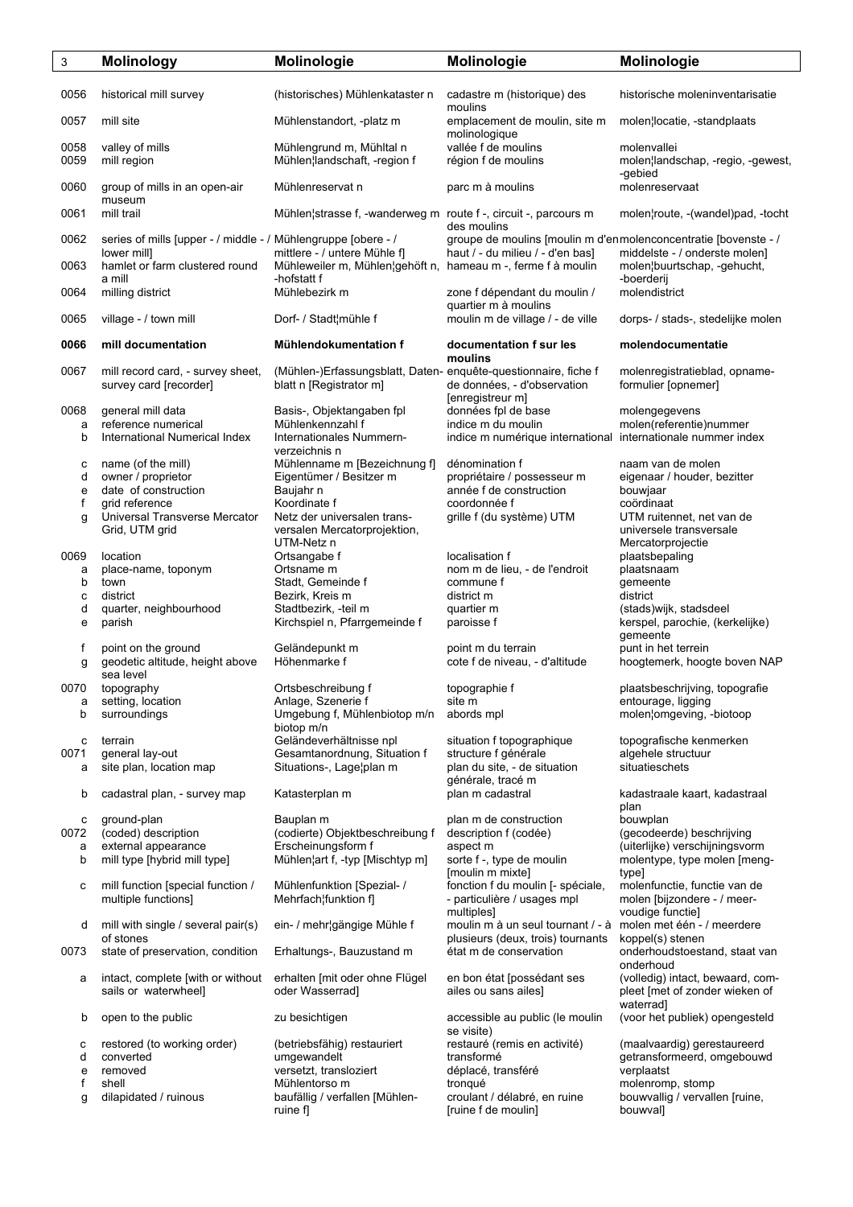| | Molinology | Molinologie | Molinologie | Molinologie |
|---|---|---|---|---|
| 0056 | historical mill survey | (historisches) Mühlenkataster n | cadastre m (historique) des moulins | historische moleninventarisatie |
| 0057 | mill site | Mühlenstandort, -platz m | emplacement de moulin, site m molinologique | molen¦locatie, -standplaats |
| 0058 | valley of mills | Mühlengrund m, Mühltal n | vallée f de moulins | molenvallei |
| 0059 | mill region | Mühlen¦landschaft, -region f | région f de moulins | molen¦landschap, -regio, -gewest, -gebied |
| 0060 | group of mills in an open-air museum | Mühlenreservat n | parc m à moulins | molenreservaat |
| 0061 | mill trail | Mühlen¦strasse f, -wanderweg m | route f -, circuit -, parcours m des moulins | molen¦route, -(wandel)pad, -tocht |
| 0062 | series of mills [upper - / middle - / lower mill] | Mühlengruppe [obere - / mittlere - / untere Mühle f] | groupe de moulins [moulin m d'en haut / - du milieu / - d'en bas] | molenconcentratie [bovenste - / middelste - / onderste molen] |
| 0063 | hamlet or farm clustered round a mill | Mühleweiler m, Mühlen¦gehöft n, -hofstatt f | hameau m -, ferme f à moulin | molen¦buurtschap, -gehucht, -boerderij |
| 0064 | milling district | Mühlebezirk m | zone f dépendant du moulin / quartier m à moulins | molendistrict |
| 0065 | village - / town mill | Dorf- / Stadt¦mühle f | moulin m de village / - de ville | dorps- / stads-, stedelijke molen |
| **0066** | **mill documentation** | **Mühlendokumentation f** | **documentation f sur les moulins** | **molendocumentatie** |
| 0067 | mill record card, - survey sheet, survey card [recorder] | (Mühlen-)Erfassungsblatt, Datenblatt n [Registrator m] | enquête-questionnaire, fiche f de données, - d'observation [enregistreur m] | molenregistratieblad, opname-formulier [opnemer] |
| 0068 | general mill data | Basis-, Objektangaben fpl | données fpl de base | molengegevens |
| a | reference numerical | Mühlenkennzahl f | indice m du moulin | molen(referentie)nummer |
| b | International Numerical Index | Internationales Nummern-verzeichnis n | indice m numérique international | internationale nummer index |
| c | name (of the mill) | Mühlenname m [Bezeichnung f] | dénomination f | naam van de molen |
| d | owner / proprietor | Eigentümer / Besitzer m | propriétaire / possesseur m | eigenaar / houder, bezitter |
| e | date of construction | Baujahr n | année f de construction | bouwjaar |
| f | grid reference | Koordinate f | coordonnée f | coördinaat |
| g | Universal Transverse Mercator Grid, UTM grid | Netz der universalen trans-versalen Mercatorprojektion, UTM-Netz n | grille f (du système) UTM | UTM ruitennet, net van de universele transversale Mercatorprojectie |
| 0069 | location | Ortsangabe f | localisation f | plaatsbepaling |
| a | place-name, toponym | Ortsname m | nom m de lieu, - de l'endroit | plaatsnaam |
| b | town | Stadt, Gemeinde f | commune f | gemeente |
| c | district | Bezirk, Kreis m | district m | district |
| d | quarter, neighbourhood | Stadtbezirk, -teil m | quartier m | (stads)wijk, stadsdeel |
| e | parish | Kirchspiel n, Pfarrgemeinde f | paroisse f | kerspel, parochie, (kerkelijke) gemeente |
| f | point on the ground | Geländepunkt m | point m du terrain | punt in het terrein |
| g | geodetic altitude, height above sea level | Höhenmarke f | cote f de niveau, - d'altitude | hoogtemerk, hoogte boven NAP |
| 0070 | topography | Ortsbeschreibung f | topographie f | plaatsbeschrijving, topografie |
| a | setting, location | Anlage, Szenerie f | site m | entourage, ligging |
| b | surroundings | Umgebung f, Mühlenbiotop m/n biotop m/n | abords mpl | molen¦omgeving, -biotoop |
| c | terrain | Geländeverhältnisse npl | situation f topographique | topografische kenmerken |
| 0071 | general lay-out | Gesamtanordnung, Situation f | structure f générale | algehele structuur |
| a | site plan, location map | Situations-, Lage¦plan m | plan du site, - de la situation générale, tracé m | situatieschets |
| b | cadastral plan, - survey map | Katasterplan m | plan m cadastral | kadastraale kaart, kadastraal plan |
| c | ground-plan | Bauplan m | plan m de construction | bouwplan |
| 0072 | (coded) description | (codierte) Objektbeschreibung f | description f (codée) | (gecodeerde) beschrijving |
| a | external appearance | Erscheinungsform f | aspect m | (uiterlijke) verschijningsvorm |
| b | mill type [hybrid mill type] | Mühlen¦art f, -typ [Mischtyp m] | sorte f -, type de moulin [moulin m mixte] | molentype, type molen [meng-type] |
| c | mill function [special function / multiple functions] | Mühlenfunktion [Spezial- / Mehrfach¦funktion f] | fonction f du moulin [- spéciale, - particulière / usages mpl multiples] | molenfunctie, functie van de molen [bijzondere - / meer-voudige functie] |
| d | mill with single / several pair(s) of stones | ein- / mehr¦gängige Mühle f | moulin m à un seul tournant / - à plusieurs (deux, trois) tournants | molen met één - / meerdere koppel(s) stenen |
| 0073 | state of preservation, condition | Erhaltungs-, Bauzustand m | état m de conservation | onderhoudstoestand, staat van onderhoud |
| a | intact, complete [with or without sails or waterwheel] | erhalten [mit oder ohne Flügel oder Wasserrad] | en bon état [possédant ses ailes ou sans ailes] | (volledig) intact, bewaard, com-pleet [met of zonder wieken of waterrad] |
| b | open to the public | zu besichtigen | accessible au public (le moulin se visite) | (voor het publiek) opengesteld |
| c | restored (to working order) | (betriebsfähig) restauriert | restauré (remis en activité) | (maalvaardig) gerestaureerd |
| d | converted | umgewandelt | transformé | getransformeerd, omgebouwd |
| e | removed | versetzt, transloziert | déplacé, transféré | verplaatst |
| f | shell | Mühlentorso m | tronqué | molenromp, stomp |
| g | dilapidated / ruinous | baufällig / verfallen [Mühlen-ruine f] | croulant / délabré, en ruine [ruine f de moulin] | bouwvallig / vervallen [ruine, bouwval] |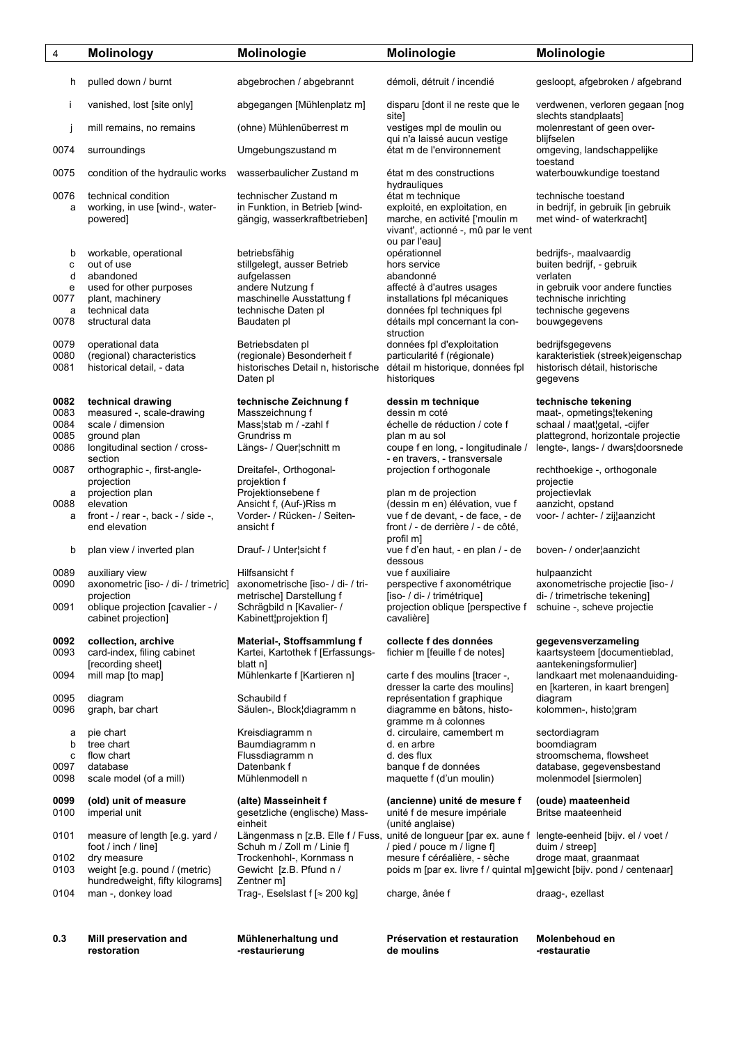| 4 | Molinology | Molinologie | Molinologie | Molinologie |
|---|---|---|---|---|
| h | pulled down / burnt | abgebrochen / abgebrannt | démoli, détruit / incendié | gesloopt, afgebroken / afgebrand |
| i | vanished, lost [site only] | abgegangen [Mühlenplatz m] | disparu [dont il ne reste que le site] | verdwenen, verloren gegaan [nog slechts standplaats] |
| j | mill remains, no remains | (ohne) Mühlenüberrest m | vestiges mpl de moulin ou qui n'a laissé aucun vestige | molenrestant of geen over-blijfselen |
| 0074 | surroundings | Umgebungszustand m | état m de l'environnement | omgeving, landschappelijke toestand |
| 0075 | condition of the hydraulic works | wasserbaulicher Zustand m | état m des constructions hydrauliques | waterbouwkundige toestand |
| 0076 | technical condition | technischer Zustand m | état m technique | technische toestand |
| a | working, in use [wind-, water-powered] | in Funktion, in Betrieb [wind-gängig, wasserkraftbetrieben] | exploité, en exploitation, en marche, en activité ['moulin m vivant', actionné -, mû par le vent ou par l'eau] | in bedrijf, in gebruik [in gebruik met wind- of waterkracht] |
| b | workable, operational | betriebsfähig | opérationnel | bedrijfs-, maalvaardig |
| c | out of use | stillgelegt, ausser Betrieb | hors service | buiten bedrijf, - gebruik |
| d | abandoned | aufgelassen | abandonné | verlaten |
| e | used for other purposes | andere Nutzung f | affecté à d'autres usages | in gebruik voor andere functies |
| 0077 | plant, machinery | maschinelle Ausstattung f | installations fpl mécaniques | technische inrichting |
| a | technical data | technische Daten pl | données fpl techniques fpl | technische gegevens |
| 0078 | structural data | Baudaten pl | détails mpl concernant la con-struction | bouwgegevens |
| 0079 | operational data | Betriebsdaten pl | données fpl d'exploitation | bedrijfsgegevens |
| 0080 | (regional) characteristics | (regionale) Besonderheit f | particularité f (régionale) | karakteristiek (streek)eigenschap |
| 0081 | historical detail, - data | historisches Detail n, historische Daten pl | détail m historique, données fpl historiques | historisch détail, historische gegevens |
| **0082** | **technical drawing** | **technische Zeichnung f** | **dessin m technique** | **technische tekening** |
| 0083 | measured -, scale-drawing | Masszeichnung f | dessin m coté | maat-, opmetings¦tekening |
| 0084 | scale / dimension | Mass¦stab m / -zahl f | échelle de réduction / cote f | schaal / maat¦getal, -cijfer |
| 0085 | ground plan | Grundriss m | plan m au sol | plattegrond, horizontale projectie |
| 0086 | longitudinal section / cross-section | Längs- / Quer¦schnitt m | coupe f en long, - longitudinale / - en travers, - transversale | lengte-, langs- / dwars¦doorsnede |
| 0087 | orthographic -, first-angle-projection | Dreitafel-, Orthogonal-projektion f | projection f orthogonale | rechthoekige -, orthogonale projectie |
| a | projection plan | Projektionsebene f | plan m de projection | projectievlak |
| 0088 | elevation | Ansicht f, (Auf-)Riss m | (dessin m en) élévation, vue f | aanzicht, opstand |
| a | front - / rear -, back - / side -, end elevation | Vorder- / Rücken- / Seiten-ansicht f | vue f de devant, - de face, - de front / - de derrière / - de côté, profil m] | voor- / achter- / zij¦aanzicht |
| b | plan view / inverted plan | Drauf- / Unter¦sicht f | vue f d'en haut, - en plan / - de dessous | boven- / onder¦aanzicht |
| 0089 | auxiliary view | Hilfsansicht f | vue f auxiliaire | hulpaanzicht |
| 0090 | axonometric [iso- / di- / trimetric] projection | axonometrische [iso- / di- / tri-metrische] Darstellung f | perspective f axonométrique [iso- / di- / trimétrique] | axonometrische projectie [iso- / di- / trimetrische tekening] |
| 0091 | oblique projection [cavalier - / cabinet projection] | Schrägbild n [Kavalier- / Kabinett¦projektion f] | projection oblique [perspective f cavalière] | schuine -, scheve projectie |
| **0092** | **collection, archive** | **Material-, Stoffsammlung f** | **collecte f des données** | **gegevensverzameling** |
| 0093 | card-index, filing cabinet [recording sheet] | Kartei, Kartothek f [Erfassungs-blatt n] | fichier m [feuille f de notes] | kaartsysteem [documentieblad, aantekeningsformulier] |
| 0094 | mill map [to map] | Mühlenkarte f [Kartieren n] | carte f des moulins [tracer -, dresser la carte des moulins] | landkaart met molenaanduiding-en [karteren, in kaart brengen] |
| 0095 | diagram | Schaubild f | représentation f graphique | diagram |
| 0096 | graph, bar chart | Säulen-, Block¦diagramm n | diagramme en bâtons, histo-gramme m à colonnes | kolommen-, histo¦gram |
| a | pie chart | Kreisdiagramm n | d. circulaire, camembert m | sectordiagram |
| b | tree chart | Baumdiagramm n | d. en arbre | boomdiagram |
| c | flow chart | Flussdiagramm n | d. des flux | stroomschema, flowsheet |
| 0097 | database | Datenbank f | banque f de données | database, gegevensbestand |
| 0098 | scale model (of a mill) | Mühlenmodell n | maquette f (d'un moulin) | molenmodel [siermolen] |
| **0099** | **(old) unit of measure** | **(alte) Masseinheit f** | **(ancienne) unité de mesure f** | **(oude) maateenheid** |
| 0100 | imperial unit | gesetzliche (englische) Mass-einheit | unité f de mesure impériale (unité anglaise) | Britse maateenheid |
| 0101 | measure of length [e.g. yard / foot / inch / line] | Längenmass n [z.B. Elle f / Fuss, Schuh m / Zoll m / Linie f] | unité de longueur [par ex. aune f / pied / pouce m / ligne f] | lengte-eenheid [bijv. el / voet / duim / streep] |
| 0102 | dry measure | Trockenhohl-, Kornmass n | mesure f céréalière, - sèche | droge maat, graanmaat |
| 0103 | weight [e.g. pound / (metric) hundredweight, fifty kilograms] | Gewicht [z.B. Pfund n / Zentner m] | poids m [par ex. livre f / quintal m] | gewicht [bijv. pond / centenaar] |
| 0104 | man -, donkey load | Trag-, Eselslast f [≈ 200 kg] | charge, ânée f | draag-, ezellast |
| **0.3** | **Mill preservation and restoration** | **Mühlenerhaltung und -restaurierung** | **Préservation et restauration de moulins** | **Molenbehoud en -restauratie** |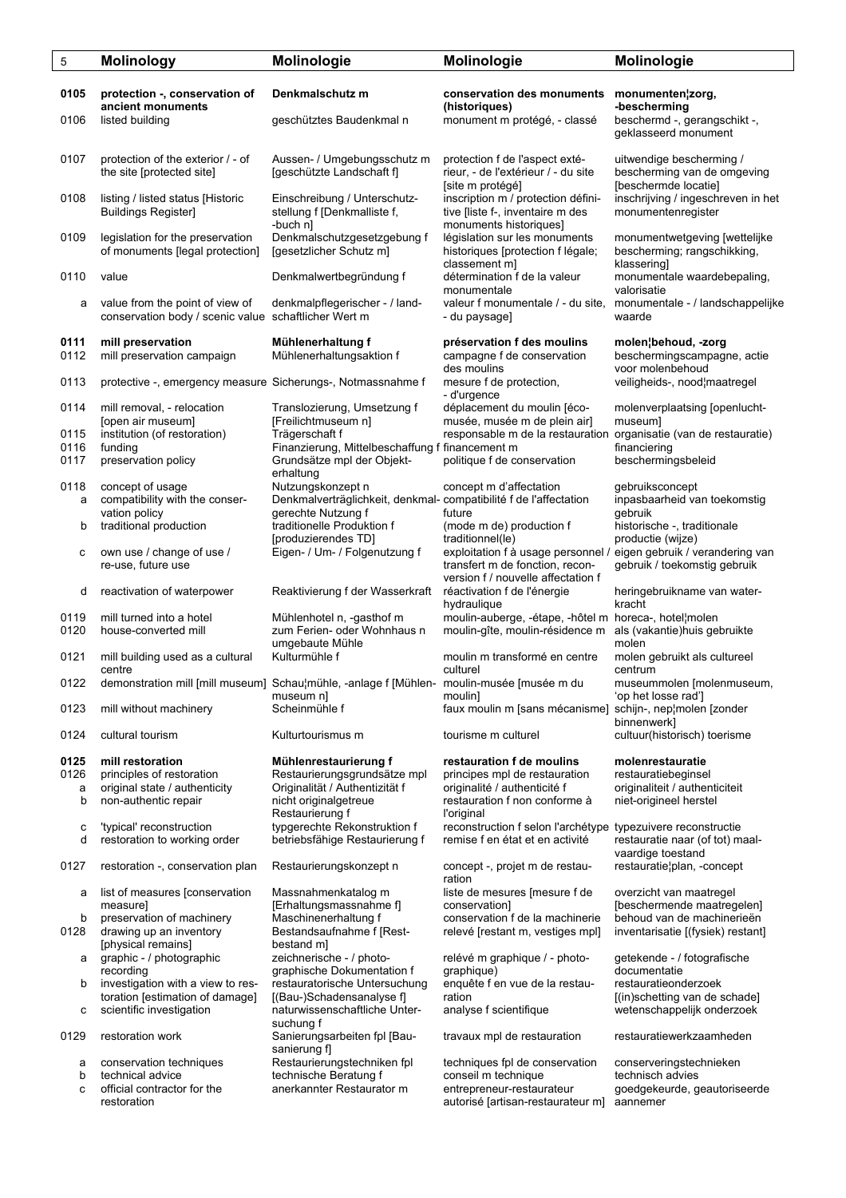| | Molinology | Molinologie | Molinologie | Molinologie |
|---|---|---|---|---|
| **0105** | **protection -, conservation of ancient monuments** | **Denkmalschutz m** | **conservation des monuments (historiques)** | **monumenten¦zorg, -bescherming** |
| 0106 | listed building | geschütztes Baudenkmal n | monument m protégé, - classé | beschermd -, gerangschikt -, geklasseerd monument |
| 0107 | protection of the exterior / - of the site [protected site] | Aussen- / Umgebungsschutz m [geschützte Landschaft f] | protection f de l'aspect extérieur, - de l'extérieur / - du site [site m protégé] | uitwendige bescherming / bescherming van de omgeving [beschermde locatie] |
| 0108 | listing / listed status [Historic Buildings Register] | Einschreibung / Unterschutzstellung f [Denkmalliste f, -buch n] | inscription m / protection définitive [liste f-, inventaire m des monuments historiques] | inschrijving / ingeschreven in het monumentenregister |
| 0109 | legislation for the preservation of monuments [legal protection] | Denkmalschutzgesetzgebung f [gesetzlicher Schutz m] | législation sur les monuments historiques [protection f légale; classement m] | monumentwetgeving [wettelijke bescherming; rangschikking, klassering] |
| 0110 | value | Denkmalwertbegründung f | détermination f de la valeur monumentale | monumentale waardebepaling, valorisatie |
| a | value from the point of view of conservation body / scenic value | denkmalpflegerischer - / landschaftlicher Wert m | valeur f monumentale / - du site, - du paysage] | monumentale - / landschappelijke waarde |
| **0111** | **mill preservation** | **Mühlenerhaltung f** | **préservation f des moulins** | **molen¦behoud, -zorg** |
| 0112 | mill preservation campaign | Mühlenerhaltungsaktion f | campagne f de conservation des moulins | beschermingscampagne, actie voor molenbehoud |
| 0113 | protective -, emergency measure | Sicherungs-, Notmassnahme f | mesure f de protection, - d'urgence | veiligheids-, nood¦maatregel |
| 0114 | mill removal, - relocation [open air museum] | Translozierung, Umsetzung f [Freilichtmuseum n] | déplacement du moulin [éco-musée, musée m de plein air] | molenverplaatsing [openluchtmuseum] |
| 0115 | institution (of restoration) | Trägerschaft f | responsable m de la restauration | organisatie (van de restauratie) |
| 0116 | funding | Finanzierung, Mittelbeschaffung f | financement m | financiering |
| 0117 | preservation policy | Grundsätze mpl der Objekterhaltung | politique f de conservation | beschermingsbeleid |
| 0118 | concept of usage | Nutzungskonzept n | concept m d'affectation | gebruiksconcept |
| a | compatibility with the conservation policy | Denkmalverträglichkeit, denkmalgerechte Nutzung f | compatibilité f de l'affectation future | inpasbaarheid van toekomstig gebruik |
| b | traditional production | traditionelle Produktion f [produzierendes TD] | (mode m de) production f traditionnel(le) | historische -, traditionale productie (wijze) |
| c | own use / change of use / re-use, future use | Eigen- / Um- / Folgenutzung f | exploitation f à usage personnel / transfert m de fonction, reconversion f / nouvelle affectation f | eigen gebruik / verandering van gebruik / toekomstig gebruik |
| d | reactivation of waterpower | Reaktivierung f der Wasserkraft | réactivation f de l'énergie hydraulique | heringebruikname van waterkracht |
| 0119 | mill turned into a hotel | Mühlenhotel n, -gasthof m | moulin-auberge, -étape, -hôtel m | horeca-, hotel¦molen |
| 0120 | house-converted mill | zum Ferien- oder Wohnhaus n umgebaute Mühle | moulin-gîte, moulin-résidence m | als (vakantie)huis gebruikte molen |
| 0121 | mill building used as a cultural centre | Kulturmühle f | moulin m transformé en centre culturel | molen gebruikt als cultureel centrum |
| 0122 | demonstration mill [mill museum] | Schau¦mühle, -anlage f [Mühlenmuseum n] | moulin-musée [musée m du moulin] | museummolen [molenmuseum, 'op het losse rad'] |
| 0123 | mill without machinery | Scheinmühle f | faux moulin m [sans mécanisme] | schijn-, nep¦molen [zonder binnenwerk] |
| 0124 | cultural tourism | Kulturtourismus m | tourisme m culturel | cultuur(historisch) toerisme |
| **0125** | **mill restoration** | **Mühlenrestaurierung f** | **restauration f de moulins** | **molenrestauratie** |
| 0126 | principles of restoration | Restaurierungsgrundsätze mpl | principes mpl de restauration | restauratiebeginsel |
| a | original state / authenticity | Originalität / Authentizität f | originalité / authenticité f | originaliteit / authenticiteit |
| b | non-authentic repair | nicht originalgetreue Restaurierung f | restauration f non conforme à l'original | niet-origineel herstel |
| c | 'typical' reconstruction | typgerechte Rekonstruktion f | reconstruction f selon l'archétype | typezuivere reconstructie |
| d | restoration to working order | betriebsfähige Restaurierung f | remise f en état et en activité | restauratie naar (of tot) maalvaardige toestand |
| 0127 | restoration -, conservation plan | Restaurierungskonzept n | concept -, projet m de restauration | restauratie¦plan, -concept |
| a | list of measures [conservation measure] | Massnahmenkatalog m [Erhaltungsmassnahme f] | liste de mesures [mesure f de conservation] | overzicht van maatregel [beschermende maatregelen] |
| b | preservation of machinery | Maschinenerhaltung f | conservation f de la machinerie | behoud van de machinerieën |
| 0128 | drawing up an inventory [physical remains] | Bestandsaufnahme f [Restbestand m] | relevé [restant m, vestiges mpl] | inventarisatie [(fysiek) restant] |
| a | graphic - / photographic recording | zeichnerische - / photographische Dokumentation f | relévé m graphique / - photographique) | getekende - / fotografische documentatie |
| b | investigation with a view to restoration [estimation of damage] | restauratorische Untersuchung [(Bau-)Schadensanalyse f] | enquête f en vue de la restauration | restauratieonderzoek [(in)schetting van de schade] |
| c | scientific investigation | naturwissenschaftliche Untersuchung f | analyse f scientifique | wetenschappelijk onderzoek |
| 0129 | restoration work | Sanierungsarbeiten fpl [Bausanierung f] | travaux mpl de restauration | restauratiewerkzaamheden |
| a | conservation techniques | Restaurierungstechniken fpl | techniques fpl de conservation | conserveringstechnieken |
| b | technical advice | technische Beratung f | conseil m technique | technisch advies |
| c | official contractor for the restoration | anerkannter Restaurator m | entrepreneur-restaurateur autorisé [artisan-restaurateur m] | goedgekeurde, geautoriseerde aannemer |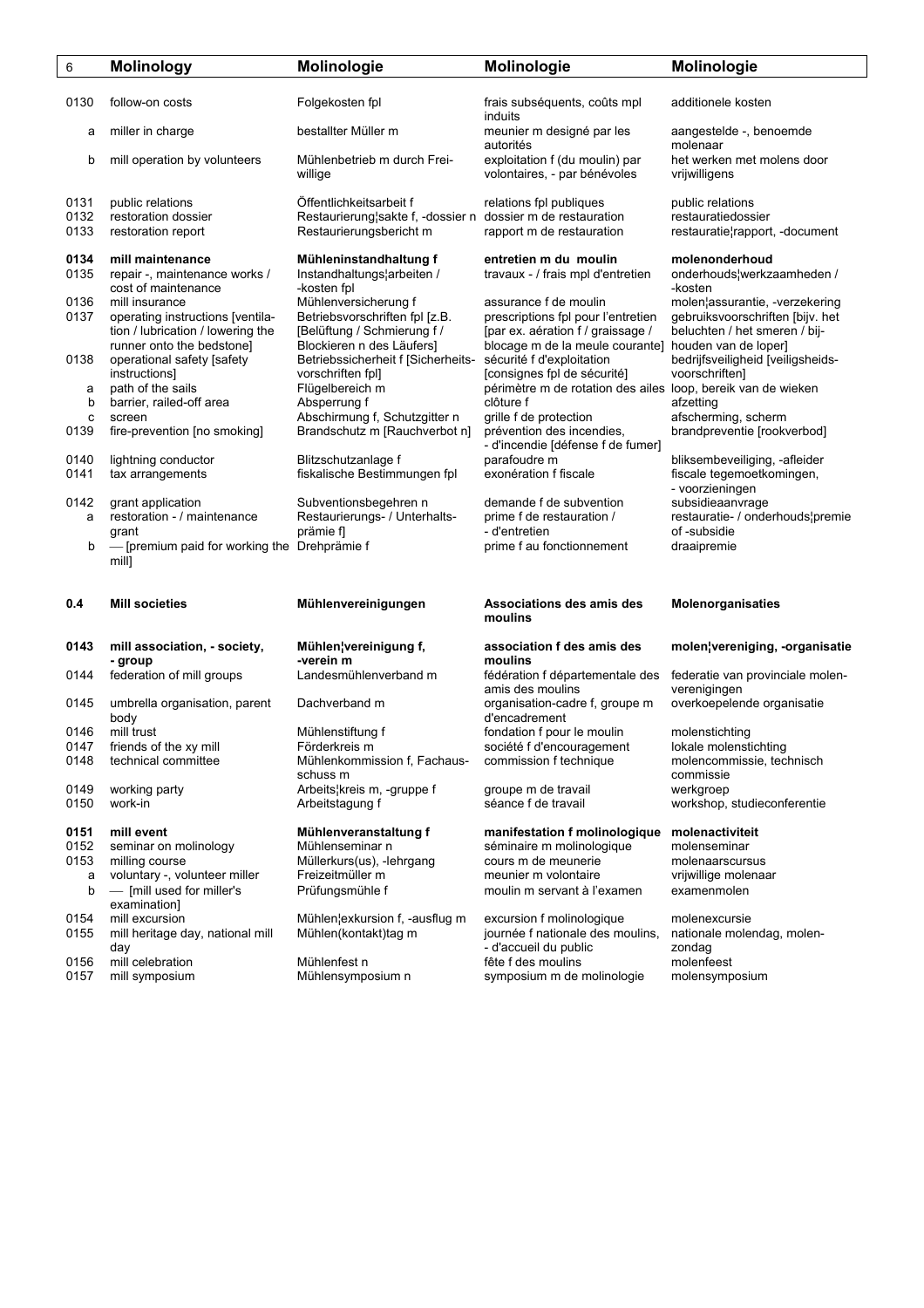| | Molinology | Molinologie | Molinologie | Molinologie |
|---|---|---|---|---|
| 0130 | follow-on costs | Folgekosten fpl | frais subséquents, coûts mpl induits | additionele kosten |
| a | miller in charge | bestallter Müller m | meunier m designé par les autorités | aangestelde -, benoemde molenaar |
| b | mill operation by volunteers | Mühlenbetrieb m durch Freiwillige | exploitation f (du moulin) par volontaires, - par bénévoles | het werken met molens door vrijwilligens |
| 0131 | public relations | Öffentlichkeitsarbeit f | relations fpl publiques | public relations |
| 0132 | restoration dossier | Restaurierung¦sakte f, -dossier n | dossier m de restauration | restauratiedossier |
| 0133 | restoration report | Restaurierungsbericht m | rapport m de restauration | restauratie¦rapport, -document |
| **0134** | **mill maintenance** | **Mühleninstandhaltung f** | **entretien m du moulin** | **molenonderhoud** |
| 0135 | repair -, maintenance works / cost of maintenance | Instandhaltungs¦arbeiten / -kosten fpl | travaux - / frais mpl d'entretien | onderhouds¦werkzaamheden / -kosten |
| 0136 | mill insurance | Mühlenversicherung f | assurance f de moulin | molen¦assurantie, -verzekering |
| 0137 | operating instructions [ventilation / lubrication / lowering the runner onto the bedstone] | Betriebsvorschriften fpl [z.B. [Belüftung / Schmierung f / Blockieren n des Läufers] | prescriptions fpl pour l'entretien [par ex. aération f / graissage / blocage m de la meule courante] | gebruiksvoorschriften [bijv. het beluchten / het smeren / bijhouden van de loper] |
| 0138 | operational safety [safety instructions] | Betriebssicherheit f [Sicherheitsvorschriften fpl] | sécurité f d'exploitation [consignes fpl de sécurité] | bedrijfsveiligheid [veiligsheidsvoorschriften] |
| a | path of the sails | Flügelbereich m | périmètre m de rotation des ailes | loop, bereik van de wieken |
| b | barrier, railed-off area | Absperrung f | clôture f | afzetting |
| c | screen | Abschirmung f, Schutzgitter n | grille f de protection | afscherming, scherm |
| 0139 | fire-prevention [no smoking] | Brandschutz m [Rauchverbot n] | prévention des incendies, - d'incendie [défense f de fumer] | brandpreventie [rookverbod] |
| 0140 | lightning conductor | Blitzschutzanlage f | parafoudre m | bliksembeveiliging, -afleider |
| 0141 | tax arrangements | fiskalische Bestimmungen fpl | exonération f fiscale | fiscale tegemoetkomingen, - voorzieningen |
| 0142 | grant application | Subventionsbegehren n | demande f de subvention | subsidieaanvrage |
| a | restoration - / maintenance grant | Restaurierungs- / Unterhaltsprämie f] | prime f de restauration / - d'entretien | restauratie- / onderhouds¦premie of -subsidie |
| b | — [premium paid for working the mill] | Drehprämie f | prime f au fonctionnement | draaipremie |
| **0.4** | **Mill societies** | **Mühlenvereinigungen** | **Associations des amis des moulins** | **Molenorganisaties** |
| **0143** | **mill association, - society, - group** | **Mühlen¦vereinigung f, -verein m** | **association f des amis des moulins** | **molen¦vereniging, -organisatie** |
| 0144 | federation of mill groups | Landesmühlenverband m | fédération f départementale des amis des moulins | federatie van provinciale molenverenigingen |
| 0145 | umbrella organisation, parent body | Dachverband m | organisation-cadre f, groupe m d'encadrement | overkoepelende organisatie |
| 0146 | mill trust | Mühlenstiftung f | fondation f pour le moulin | molenstichting |
| 0147 | friends of the xy mill | Förderkreis m | société f d'encouragement | lokale molenstichting |
| 0148 | technical committee | Mühlenkommission f, Fachausschuss m | commission f technique | molencommissie, technisch commissie |
| 0149 | working party | Arbeits¦kreis m, -gruppe f | groupe m de travail | werkgroep |
| 0150 | work-in | Arbeitstagung f | séance f de travail | workshop, studieconferentie |
| **0151** | **mill event** | **Mühlenveranstaltung f** | **manifestation f molinologique** | **molenactiviteit** |
| 0152 | seminar on molinology | Mühlenseminar n | séminaire m molinologique | molenseminar |
| 0153 | milling course | Müllerkurs(us), -lehrgang | cours m de meunerie | molenaarscursus |
| a | voluntary -, volunteer miller | Freizeitmüller m | meunier m volontaire | vrijwillige molenaar |
| b | — [mill used for miller's examination] | Prüfungsmühle f | moulin m servant à l'examen | examenmolen |
| 0154 | mill excursion | Mühlen¦exkursion f, -ausflug m | excursion f molinologique | molenexcursie |
| 0155 | mill heritage day, national mill day | Mühlen(kontakt)tag m | journée f nationale des moulins, - d'accueil du public | nationale molendag, molenzondag |
| 0156 | mill celebration | Mühlenfest n | fête f des moulins | molenfeest |
| 0157 | mill symposium | Mühlensymposium n | symposium m de molinologie | molensymposium |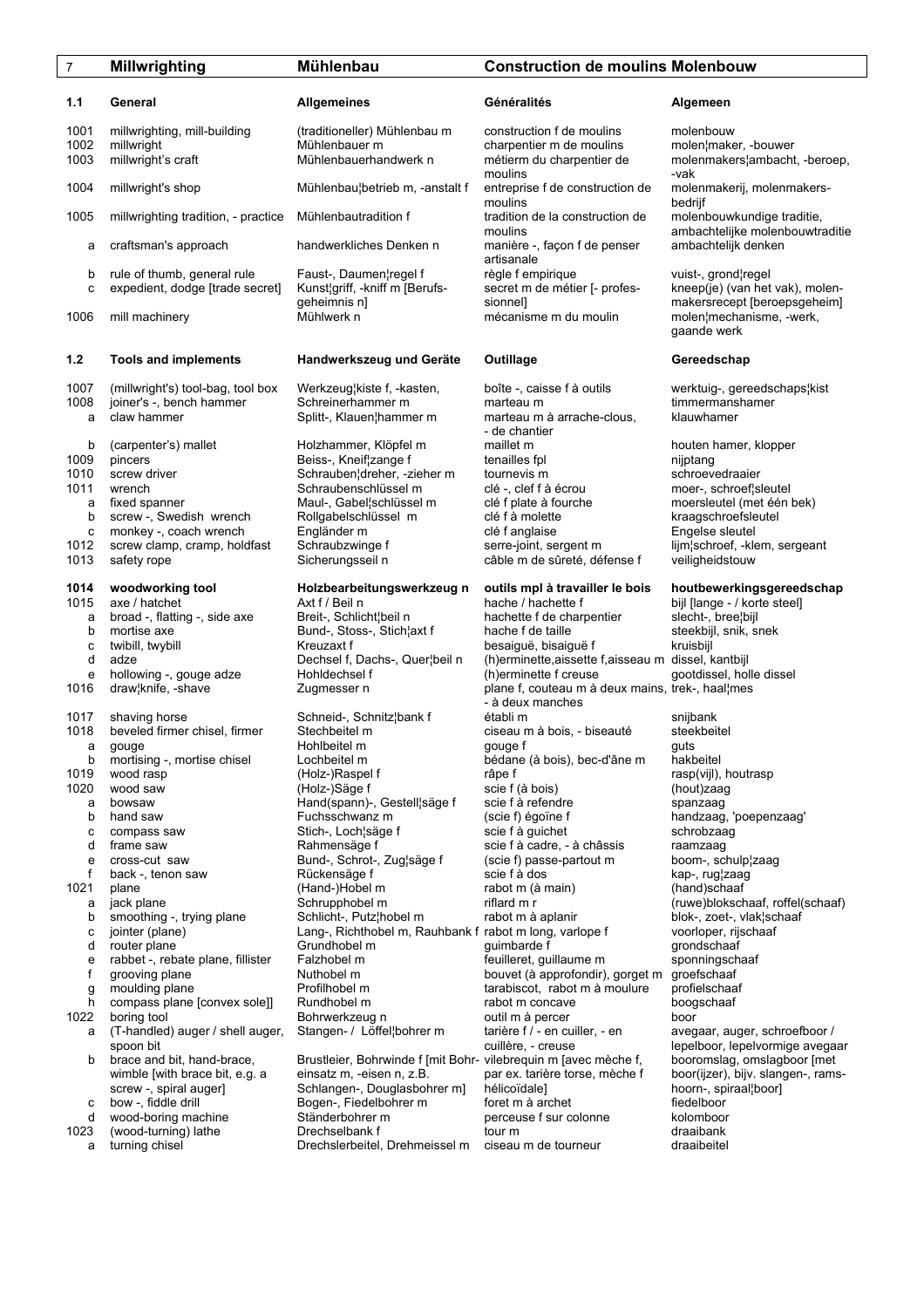| 7 | Millwrighting | Mühlenbau | Construction de moulins | Molenbouw |
|---|---|---|---|---|
| **1.1** | **General** | **Allgemeines** | **Généralités** | **Algemeen** |
| 1001 | millwrighting, mill-building | (traditioneller) Mühlenbau m | construction f de moulins | molenbouw |
| 1002 | millwright | Mühlenbauer m | charpentier m de moulins | molen¦maker, -bouwer |
| 1003 | millwright's craft | Mühlenbauerhandwerk n | métierm du charpentier de moulins | molenmakers¦ambacht, -beroep, -vak |
| 1004 | millwright's shop | Mühlenbau¦betrieb m, -anstalt f | entreprise f de construction de moulins | molenmakerij, molenmakers-bedrijf |
| 1005 | millwrighting tradition, - practice | Mühlenbautradition f | tradition de la construction de moulins | molenbouwkundige traditie, ambachtelijke molenbouwtraditie |
| a | craftsman's approach | handwerkliches Denken n | manière -, façon f de penser artisanale | ambachtelijk denken |
| b | rule of thumb, general rule | Faust-, Daumen¦regel f | règle f empirique | vuist-, grond¦regel |
| c | expedient, dodge [trade secret] | Kunst¦griff, -kniff m [Berufs-geheimnis n] | secret m de métier [- profes-sionnel] | kneep(je) (van het vak), molen-makersrecept [beroepsgeheim] |
| 1006 | mill machinery | Mühlwerk n | mécanisme m du moulin | molen¦mechanisme, -werk, gaande werk |
| **1.2** | **Tools and implements** | **Handwerkszeug und Geräte** | **Outillage** | **Gereedschap** |
| 1007 | (millwright's) tool-bag, tool box | Werkzeug¦kiste f, -kasten, | boîte -, caisse f à outils | werktuig-, gereedschaps¦kist |
| 1008 | joiner's -, bench hammer | Schreinerhammer m | marteau m | timmermanshamer |
| a | claw hammer | Splitt-, Klauen¦hammer m | marteau m à arrache-clous, - de chantier | klauwhamer |
| b | (carpenter's) mallet | Holzhammer, Klöpfel m | maillet m | houten hamer, klopper |
| 1009 | pincers | Beiss-, Kneif¦zange f | tenailles fpl | nijptang |
| 1010 | screw driver | Schrauben¦dreher, -zieher m | tournevis m | schroevedraaier |
| 1011 | wrench | Schraubenschlüssel m | clé -, clef f à écrou | moer-, schroef¦sleutel |
| a | fixed spanner | Maul-, Gabel¦schlüssel m | clé f plate à fourche | moersleutel (met één bek) |
| b | screw -, Swedish wrench | Rollgabelschlüssel m | clé f à molette | kraagschroefsleutel |
| c | monkey -, coach wrench | Engländer m | clé f anglaise | Engelse sleutel |
| 1012 | screw clamp, cramp, holdfast | Schraubzwinge f | serre-joint, sergent m | lijm¦schroef, -klem, sergeant |
| 1013 | safety rope | Sicherungsseil n | câble m de sûreté, défense f | veiligheidstouw |
| **1014** | **woodworking tool** | **Holzbearbeitungswerkzeug n** | **outils mpl à travailler le bois** | **houtbewerkingsgereedschap** |
| 1015 | axe / hatchet | Axt f / Beil n | hache / hachette f | bijl [lange - / korte steel] |
| a | broad -, flatting -, side axe | Breit-, Schlicht¦beil n | hachette f de charpentier | slecht-, bree¦bijl |
| b | mortise axe | Bund-, Stoss-, Stich¦axt f | hache f de taille | steekbijl, snik, snek |
| c | twibill, twybill | Kreuzaxt f | besaiguë, bisaiguë f | kruisbijl |
| d | adze | Dechsel f, Dachs-, Quer¦beil n | (h)erminette,aissette f,aisseau m | dissel, kantbijl |
| e | hollowing -, gouge adze | Hohldechsel f | (h)erminette f creuse | gootdissel, holle dissel |
| 1016 | draw¦knife, -shave | Zugmesser n | plane f, couteau m à deux mains, - à deux manches | trek-, haal¦mes |
| 1017 | shaving horse | Schneid-, Schnitz¦bank f | établi m | snijbank |
| 1018 | beveled firmer chisel, firmer | Stechbeitel m | ciseau m à bois, - biseauté | steekbeitel |
| a | gouge | Hohlbeitel m | gouge f | guts |
| b | mortising -, mortise chisel | Lochbeitel m | bédane (à bois), bec-d'âne m | hakbeitel |
| 1019 | wood rasp | (Holz-)Raspel f | râpe f | rasp(vijl), houtrasp |
| 1020 | wood saw | (Holz-)Säge f | scie f (à bois) | (hout)zaag |
| a | bowsaw | Hand(spann)-, Gestell¦säge f | scie f à refendre | spanzaag |
| b | hand saw | Fuchsschwanz m | (scie f) égoïne f | handzaag, 'poepenzaag' |
| c | compass saw | Stich-, Loch¦säge f | scie f à guichet | schrobzaag |
| d | frame saw | Rahmensäge f | scie f à cadre, - à châssis | raamzaag |
| e | cross-cut saw | Bund-, Schrot-, Zug¦säge f | (scie f) passe-partout m | boom-, schulp¦zaag |
| f | back -, tenon saw | Rückensäge f | scie f à dos | kap-, rug¦zaag |
| 1021 | plane | (Hand-)Hobel m | rabot m (à main) | (hand)schaaf |
| a | jack plane | Schrupphobel m | riflard m r | (ruwe)blokschaaf, roffel(schaaf) |
| b | smoothing -, trying plane | Schlicht-, Putz¦hobel m | rabot m à aplanir | blok-, zoet-, vlak¦schaaf |
| c | jointer (plane) | Lang-, Richthobel m, Rauhbank f | rabot m long, varlope f | voorloper, rijschaaf |
| d | router plane | Grundhobel m | guimbarde f | grondschaaf |
| e | rabbet -, rebate plane, fillister | Falzhobel m | feuilleret, guillaume m | sponningschaaf |
| f | grooving plane | Nuthobel m | bouvet (à approfondir), gorget m | groefschaaf |
| g | moulding plane | Profilhobel m | tarabiscot, rabot m à moulure | profielschaaf |
| h | compass plane [convex sole]] | Rundhobel m | rabot m concave | boogschaaf |
| 1022 | boring tool | Bohrwerkzeug n | outil m à percer | boor |
| a | (T-handled) auger / shell auger, spoon bit | Stangen- / Löffel¦bohrer m | tarière f / - en cuiller, - en cuillère, - creuse | avegaar, auger, schroefboor / lepelboor, lepelvormige avegaar |
| b | brace and bit, hand-brace, wimble [with brace bit, e.g. a screw -, spiral auger] | Brustleier, Bohrwinde f [mit Bohr-einsatz m, -eisen n, z.B. Schlangen-, Douglasbohrer m] | vilebrequin m [avec mèche f, par ex. tarière torse, mèche f hélicoïdale] | booromslag, omslagboor [met boor(ijzer), bijv. slangen-, rams-hoorn-, spiraal¦boor] |
| c | bow -, fiddle drill | Bogen-, Fiedelbohrer m | foret m à archet | fiedelboor |
| d | wood-boring machine | Ständerbohrer m | perceuse f sur colonne | kolomboor |
| 1023 | (wood-turning) lathe | Drechselbank f | tour m | draaibank |
| a | turning chisel | Drechslerbeitel, Drehmeissel m | ciseau m de tourneur | draaibeitel |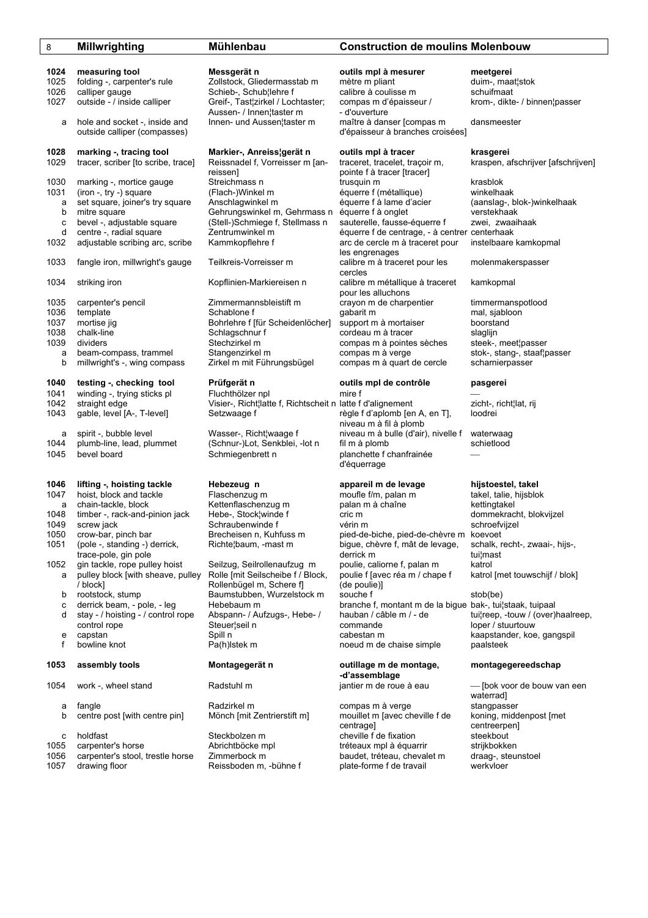| | Millwrighting | Mühlenbau | Construction de moulins | Molenbouw |
|---|---|---|---|---|
| **1024** | **measuring tool** | **Messgerät n** | **outils mpl à mesurer** | **meetgerei** |
| 1025 | folding -, carpenter's rule | Zollstock, Gliedermasstab m | mètre m pliant | duim-, maat¦stok |
| 1026 | calliper gauge | Schieb-, Schub¦lehre f | calibre à coulisse m | schuifmaat |
| 1027 | outside - / inside calliper | Greif-, Tast¦zirkel / Lochtaster; Aussen- / Innen¦taster m | compas m d'épaisseur / - d'ouverture | krom-, dikte- / binnen¦passer |
| a | hole and socket -, inside and outside calliper (compasses) | Innen- und Aussen¦taster m | maître à danser [compas m d'épaisseur à branches croisées] | dansmeester |
| **1028** | **marking -, tracing tool** | **Markier-, Anreiss¦gerät n** | **outils mpl à tracer** | **krasgerei** |
| 1029 | tracer, scriber [to scribe, trace] | Reissnadel f, Vorreisser m [an-reissen] | traceret, tracelet, traçoir m, pointe f à tracer [tracer] | kraspen, afschrijver [afschrijven] |
| 1030 | marking -, mortice gauge | Streichmass n | trusquin m | krasblok |
| 1031 | (iron -, try -) square | (Flach-)Winkel m | équerre f (métallique) | winkelhaak |
| a | set square, joiner's try square | Anschlagwinkel m | équerre f à lame d'acier | (aanslag-, blok-)winkelhaak |
| b | mitre square | Gehrungswinkel m, Gehrmass n | équerre f à onglet | verstekhaak |
| c | bevel -, adjustable square | (Stell-)Schmiege f, Stellmass n | sauterelle, fausse-équerre f | zwei, zwaaihaak |
| d | centre -, radial square | Zentrumwinkel m | équerre f de centrage, - à centrer | centerhaak |
| 1032 | adjustable scribing arc, scribe | Kammkopflehre f | arc de cercle m à traceret pour les engrenages | instelbaare kamkopmal |
| 1033 | fangle iron, millwright's gauge | Teilkreis-Vorreisser m | calibre m à traceret pour les cercles | molenmakerspasser |
| 1034 | striking iron | Kopflinien-Markiereisen n | calibre m métallique à traceret pour les alluchons | kamkopmal |
| 1035 | carpenter's pencil | Zimmermannsbleistift m | crayon m de charpentier | timmermanspotlood |
| 1036 | template | Schablone f | gabarit m | mal, sjabloon |
| 1037 | mortise jig | Bohrlehre f [für Scheidenlöcher] | support m à mortaiser | boorstand |
| 1038 | chalk-line | Schlagschnur f | cordeau m à tracer | slaglijn |
| 1039 | dividers | Stechzirkel m | compas m à pointes sèches | steek-, meet¦passer |
| a | beam-compass, trammel | Stangenzirkel m | compas m à verge | stok-, stang-, staaf¦passer |
| b | millwright's -, wing compass | Zirkel m mit Führungsbügel | compas m à quart de cercle | scharnierpasser |
| **1040** | **testing -, checking tool** | **Prüfgerät n** | **outils mpl de contrôle** | **pasgerei** |
| 1041 | winding -, trying sticks pl | Fluchthölzer npl | mire f | — |
| 1042 | straight edge | Visier-, Richt¦latte f, Richtscheit n | latte f d'alignement | zicht-, richt¦lat, rij |
| 1043 | gable, level [A-, T-level] | Setzwaage f | règle f d'aplomb [en A, en T], niveau m à fil à plomb | loodrei |
| a | spirit -, bubble level | Wasser-, Richt¦waage f | niveau m à bulle (d'air), nivelle f | waterwaag |
| 1044 | plumb-line, lead, plummet | (Schnur-)Lot, Senkblei, -lot n | fil m à plomb | schietlood |
| 1045 | bevel board | Schmiegenbrett n | planchette f chanfrainée d'équerrage | — |
| **1046** | **lifting -, hoisting tackle** | **Hebezeug n** | **appareil m de levage** | **hijstoestel, takel** |
| 1047 | hoist, block and tackle | Flaschenzug m | moufle f/m, palan m | takel, talie, hijsblok |
| a | chain-tackle, block | Kettenflaschenzug m | palan m à chaîne | kettingtakel |
| 1048 | timber -, rack-and-pinion jack | Hebe-, Stock¦winde f | cric m | dommekracht, blokvijzel |
| 1049 | screw jack | Schraubenwinde f | vérin m | schroefvijzel |
| 1050 | crow-bar, pinch bar | Brecheisen n, Kuhfuss m | pied-de-biche, pied-de-chèvre m | koevoet |
| 1051 | (pole -, standing -) derrick, trace-pole, gin pole | Richte¦baum, -mast m | bigue, chèvre f, mât de levage, derrick m | schalk, recht-, zwaai-, hijs-, tui¦mast |
| 1052 | gin tackle, rope pulley hoist | Seilzug, Seilrollenaufzug m | poulie, caliorne f, palan m | katrol |
| a | pulley block [with sheave, pulley / block] | Rolle [mit Seilscheibe f / Block, Rollenbügel m, Schere f] | poulie f [avec réa m / chape f (de poulie)] | katrol [met touwschijf / blok] |
| b | rootstock, stump | Baumstubben, Wurzelstock m | souche f | stob(be) |
| c | derrick beam, - pole, - leg | Hebebaum m | branche f, montant m de la bigue | bak-, tui¦staak, tuipaal |
| d | stay - / hoisting - / control rope | Abspann- / Aufzugs-, Hebe- / Steuer¦seil n | hauban / câble m / - de commande | tui¦reep, -touw / (over)haalreep, loper / stuurtouw |
| e | capstan | Spill n | cabestan m | kaapstander, koe, gangspil |
| f | bowline knot | Pa(h)lstek m | noeud m de chaise simple | paalsteek |
| **1053** | **assembly tools** | **Montagegerät n** | **outillage m de montage, -d'assemblage** | **montagegereedschap** |
| 1054 | work -, wheel stand | Radstuhl m | jantier m de roue à eau | — [bok voor de bouw van een waterrad] |
| a | fangle | Radzirkel m | compas m à verge | stangpasser |
| b | centre post [with centre pin] | Mönch [mit Zentrierstift m] | mouillet m [avec cheville f de centrage] | koning, middenpost [met centreerpen] |
| c | holdfast | Steckbolzen m | cheville f de fixation | steekbout |
| 1055 | carpenter's horse | Abrichtböcke mpl | tréteaux mpl à équarrir | strijkbokken |
| 1056 | carpenter's stool, trestle horse | Zimmerbock m | baudet, tréteau, chevalet m | draag-, steunstoel |
| 1057 | drawing floor | Reissboden m, -bühne f | plate-forme f de travail | werkvloer |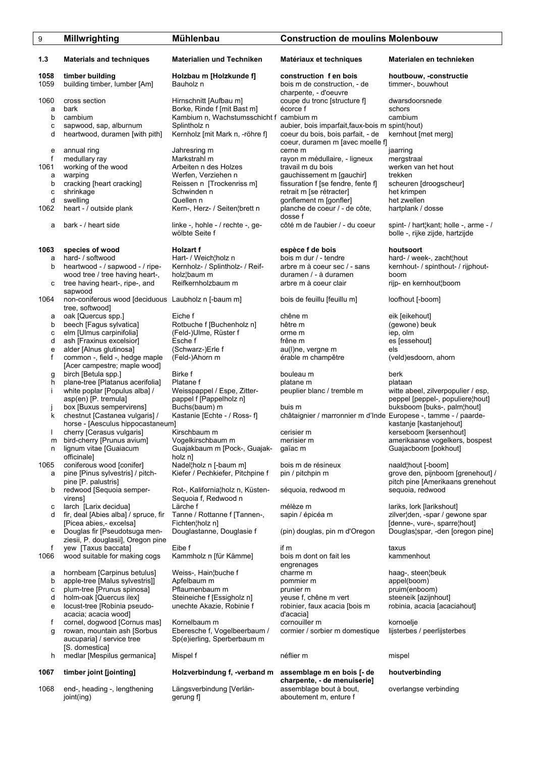| 9 | Millwrighting | Mühlenbau | Construction de moulins | Molenbouw |
|---|---|---|---|---|
| **1.3** | **Materials and techniques** | **Materialien und Techniken** | **Matériaux et techniques** | **Materialen en technieken** |
| **1058** | **timber building** | **Holzbau m [Holzkunde f]** | **construction f en bois** | **houtbouw, -constructie** |
| 1059 | building timber, lumber [Am] | Bauholz n | bois m de construction, - de charpente, - d'oeuvre | timmer-, bouwhout |
| 1060 | cross section | Hirnschnitt [Aufbau m] | coupe du tronc [structure f] | dwarsdoorsnede |
| a | bark | Borke, Rinde f [mit Bast m] | écorce f | schors |
| b | cambium | Kambium n, Wachstumsschicht f | cambium m | cambium |
| c | sapwood, sap, alburnum | Splintholz n | aubier, bois imparfait,faux-bois m | spint(hout) |
| d | heartwood, duramen [with pith] | Kernholz [mit Mark n, -röhre f] | coeur du bois, bois parfait, - de coeur, duramen m [avec moelle f] | kernhout [met merg] |
| e | annual ring | Jahresring m | cerne m | jaarring |
| f | medullary ray | Markstrahl m | rayon m médullaire, - ligneux | mergstraal |
| 1061 | working of the wood | Arbeiten n des Holzes | travail m du bois | werken van het hout |
| a | warping | Werfen, Verziehen n | gauchissement m [gauchir] | trekken |
| b | cracking [heart cracking] | Reissen n [Trockenriss m] | fissuration f [se fendre, fente f] | scheuren [droogscheur] |
| c | shrinkage | Schwinden n | retrait m [se rétracter] | het krimpen |
| d | swelling | Quellen n | gonflement m [gonfler] | het zwellen |
| 1062 | heart - / outside plank | Kern-, Herz- / Seiten¦brett n | planche de coeur / - de côte, dosse f | hartplank / dosse |
| a | bark - / heart side | linke -, hohle - / rechte -, gewölbte Seite f | côté m de l'aubier / - du coeur | spint- / hart¦kant; holle -, arme - / bolle -, rijke zijde, hartzijde |
| **1063** | **species of wood** | **Holzart f** | **espèce f de bois** | **houtsoort** |
| a | hard- / softwood | Hart- / Weich¦holz n | bois m dur / - tendre | hard- / week-, zacht¦hout |
| b | heartwood - / sapwood - / ripe-wood tree / tree having heart-, | Kernholz- / Splintholz- / Reifholz¦baum m | arbre m à coeur sec / - sans duramen / - à duramen | kernhout- / spinthout- / rijphout-boom |
| c | tree having heart-, ripe-, and sapwood | Reifkernholzbaum m | arbre m à coeur clair | rijp- en kernhout¦boom |
| 1064 | non-coniferous wood [deciduous tree, softwood] | Laubholz n [-baum m] | bois de feuillu [feuillu m] | loofhout [-boom] |
| a | oak [Quercus spp.] | Eiche f | chêne m | eik [eikehout] |
| b | beech [Fagus sylvatica] | Rotbuche f [Buchenholz n] | hêtre m | (gewone) beuk |
| c | elm [Ulmus carpinifolia] | (Feld-)Ulme, Rüster f | orme m | iep, olm |
| d | ash [Fraxinus excelsior] | Esche f | frêne m | es [essehout] |
| e | alder [Alnus glutinosa] | (Schwarz-)Erle f | au(l)ne, vergne m | els |
| f | common -, field -, hedge maple [Acer campestre; maple wood] | (Feld-)Ahorn m | érable m champêtre | (veld)esdoorn, ahorn |
| g | birch [Betula spp.] | Birke f | bouleau m | berk |
| h | plane-tree [Platanus acerifolia] | Platane f | platane m | plataan |
| i | white poplar [Populus alba] / asp(en) [P. tremula] | Weisspappel / Espe, Zitterpappel f [Pappelholz n] | peuplier blanc / tremble m | witte abeel, zilverpopulier / esp, peppel [peppel-, populiere¦hout] |
| j | box [Buxus sempervirens] | Buchs(baum) m | buis m | buksboom [buks-, palm¦hout] |
| k | chestnut [Castanea vulgaris] / horse - [Aesculus hippocastaneum] | Kastanie [Echte - / Ross- f] | châtaignier / marronnier m d'Inde | Europese -, tamme - / paarde-kastanje [kastanjehout] |
| l | cherry [Cerasus vulgaris] | Kirschbaum m | cerisier m | kerseboom [kersenhout] |
| m | bird-cherry [Prunus avium] | Vogelkirschbaum m | merisier m | amerikaanse vogelkers, bospest |
| n | lignum vitae [Guaiacum officinale] | Guajakbaum m [Pock-, Guajakholz n] | gaïac m | Guajacboom [pokhout] |
| 1065 | coniferous wood [conifer] | Nadel¦holz n [-baum m] | bois m de résineux | naald¦hout [-boom] |
| a | pine [Pinus sylvestris] / pitch-pine [P. palustris] | Kiefer / Pechkiefer, Pitchpine f | pin / pitchpin m | grove den, pijnboom [grenehout] / pitch pine [Amerikaans grenehout |
| b | redwood [Sequoia sempervirens] | Rot-, Kalifornia¦holz n, Küsten-Sequoia f, Redwood n | séquoia, redwood m | sequoia, redwood |
| c | larch [Larix decidua] | Lärche f | mélèze m | lariks, lork [larikshout] |
| d | fir, deal [Abies alba] / spruce, fir [Picea abies,- excelsa] | Tanne / Rottanne f [Tannen-, Fichten¦holz n] | sapin / épicéa m | zilver¦den, -spar / gewone spar [denne-, vure-, sparre¦hout] |
| e | Douglas fir [Pseudotsuga menziesii, P. douglasii], Oregon pine | Douglastanne, Douglasie f | (pin) douglas, pin m d'Oregon | Douglas¦spar, -den [oregon pine] |
| f | yew [Taxus baccata] | Eibe f | if m | taxus |
| 1066 | wood suitable for making cogs | Kammholz n [für Kämme] | bois m dont on fait les engrenages | kammenhout |
| a | hornbeam [Carpinus betulus] | Weiss-, Hain¦buche f | charme m | haag-, steen¦beuk |
| b | apple-tree [Malus sylvestris]] | Apfelbaum m | pommier m | appel(boom) |
| c | plum-tree [Prunus spinosa] | Pflaumenbaum m | prunier m | pruim(enboom) |
| d | holm-oak [Quercus ilex] | Steineiche f [Essigholz n] | yeuse f, chêne m vert | steeneik [azijnhout] |
| e | locust-tree [Robinia pseudo-acacia; acacia wood] | unechte Akazie, Robinie f | robinier, faux acacia [bois m d'acacia] | robinia, acacia [acaciahout] |
| f | cornel, dogwood [Cornus mas] | Kornelbaum m | cornouiller m | kornoelje |
| g | rowan, mountain ash [Sorbus aucuparia] / service tree [S. domestica] | Eberesche f, Vogelbeerbaum / Sp(e)ierling, Sperberbaum m | cormier / sorbier m domestique | lijsterbes / peerlijsterbes |
| h | medlar [Mespilus germanica] | Mispel f | néflier m | mispel |
| **1067** | **timber joint [jointing]** | **Holzverbindung f, -verband m** | **assemblage m en bois [- de charpente, - de menuiserie]** | **houtverbinding** |
| 1068 | end-, heading -, lengthening joint(ing) | Längsverbindung [Verlängerung f] | assemblage bout à bout, aboutement m, enture f | overlangse verbinding |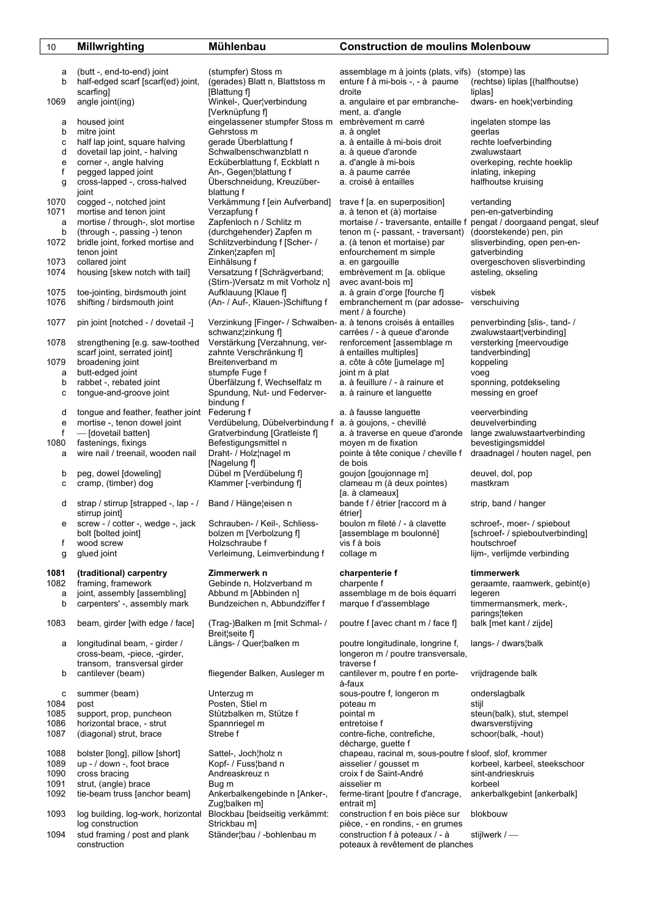| | Millwrighting | Mühlenbau | Construction de moulins | Molenbouw |
|---|---|---|---|---|
| a | (butt -, end-to-end) joint | (stumpfer) Stoss m | assemblage m à joints (plats, vifs) | (stompe) las |
| b | half-edged scarf [scarf(ed) joint, scarfing] | (gerades) Blatt n, Blattstoss m [Blattung f] | enture f à mi-bois -, - à paume droite | (rechtse) liplas [(halfhoutse) liplas] |
| 1069 | angle joint(ing) | Winkel-, Quer¦verbindung [Verknüpfung f] | a. angulaire et par embranchement, a. d'angle | dwars- en hoek¦verbinding |
| a | housed joint | eingelassener stumpfer Stoss m | embrèvement m carré | ingelaten stompe las |
| b | mitre joint | Gehrstoss m | a. à onglet | geerlas |
| c | half lap joint, square halving | gerade Überblattung f | a. à entaille à mi-bois droit | rechte loefverbinding |
| d | dovetail lap joint, - halving | Schwalbenschwanzblatt n | a. à queue d'aronde | zwaluwstaart |
| e | corner -, angle halving | Ecküberblattung f, Eckblatt n | a. d'angle à mi-bois | overkeping, rechte hoeklip |
| f | pegged lapped joint | An-, Gegen¦blattung f | a. à paume carrée | inlating, inkeping |
| g | cross-lapped -, cross-halved joint | Überschneidung, Kreuzüberblattung f | a. croisé à entailles | halfhoutse kruising |
| 1070 | cogged -, notched joint | Verkämmung f [ein Aufverband] | trave f [a. en superposition] | vertanding |
| 1071 | mortise and tenon joint | Verzapfung f | a. à tenon et (à) mortaise | pen-en-gatverbinding |
| a | mortise / through-, slot mortise | Zapfenloch n / Schlitz m | mortaise / - traversante, entaille f | pengat / doorgaand pengat, sleuf |
| b | (through -, passing -) tenon | (durchgehender) Zapfen m | tenon m (- passant, - traversant) | (doorstekende) pen, pin |
| 1072 | bridle joint, forked mortise and tenon joint | Schlitzverbindung f [Scher- / Zinken¦zapfen m] | a. (à tenon et mortaise) par enfourchement m simple | slisverbinding, open pen-en-gatverbinding |
| 1073 | collared joint | Einhälsung f | a. en gargouille | overgeschoven slisverbinding |
| 1074 | housing [skew notch with tail] | Versatzung f [Schrägverband; (Stirn-)Versatz m mit Vorholz n] | embrèvement m [a. oblique avec avant-bois m] | asteling, okseling |
| 1075 | toe-jointing, birdsmouth joint | Aufklauung [Klaue f] | a. à grain d'orge [fourche f] | visbek |
| 1076 | shifting / birdsmouth joint | (An- / Auf-, Klauen-)Schiftung f | embranchement m (par adossement / à fourche) | verschuiving |
| 1077 | pin joint [notched - / dovetail -] | Verzinkung [Finger- / Schwalbenschwanz¦zinkung f] | a. à tenons croisés à entailles carrées / - à queue d'aronde | penverbinding [slis-, tand- / zwaluwstaart¦verbinding] |
| 1078 | strengthening [e.g. saw-toothed scarf joint, serrated joint] | Verstärkung [Verzahnung, verzahnte Verschränkung f] | renforcement [assemblage m à entailles multiples] | versterking [meervoudige tandverbinding] |
| 1079 | broadening joint | Breitenverband m | a. côte à côte [jumelage m] | koppeling |
| a | butt-edged joint | stumpfe Fuge f | joint m à plat | voeg |
| b | rabbet -, rebated joint | Überfälzung f, Wechselfalz m | a. à feuillure / - à rainure et | sponning, potdekseling |
| c | tongue-and-groove joint | Spundung, Nut- und Federverbindung f | a. à rainure et languette | messing en groef |
| d | tongue and feather, feather joint | Federung f | a. à fausse languette | veerverbinding |
| e | mortise -, tenon dowel joint | Verdübelung, Dübelverbindung f | a. à goujons, - chevillé | deuvelverbinding |
| f | — [dovetail batten] | Gratverbindung [Gratleiste f] | a. à traverse en queue d'aronde | lange zwaluwstaartverbinding |
| 1080 | fastenings, fixings | Befestigungsmittel n | moyen m de fixation | bevestigingsmiddel |
| a | wire nail / treenail, wooden nail | Draht- / Holz¦nagel m [Nagelung f] | pointe à tête conique / cheville f de bois | draadnagel / houten nagel, pen |
| b | peg, dowel [doweling] | Dübel m [Verdübelung f] | goujon [goujonnage m] | deuvel, dol, pop |
| c | cramp, (timber) dog | Klammer [-verbindung f] | clameau m (à deux pointes) [a. à clameaux] | mastkram |
| d | strap / stirrup [strapped -, lap - / stirrup joint] | Band / Hänge¦eisen n | bande f / étrier [raccord m à étrier] | strip, band / hanger |
| e | screw - / cotter -, wedge -, jack bolt [bolted joint] | Schrauben- / Keil-, Schliessbolzen m [Verbolzung f] | boulon m fileté / - à clavette [assemblage m boulonné] | schroef-, moer- / spiebout [schroef- / spieboutverbinding] |
| f | wood screw | Holzschraube f | vis f à bois | houtschroef |
| g | glued joint | Verleimung, Leimverbindung f | collage m | lijm-, verlijmde verbinding |
| **1081** | **(traditional) carpentry** | **Zimmerwerk n** | **charpenterie f** | **timmerwerk** |
| 1082 | framing, framework | Gebinde n, Holzverband m | charpente f | geraamte, raamwerk, gebint(e) |
| a | joint, assembly [assembling] | Abbund m [Abbinden n] | assemblage m de bois équarri | legeren |
| b | carpenters' -, assembly mark | Bundzeichen n, Abbundziffer f | marque f d'assemblage | timmermansmerk, merk-, parings¦teken |
| 1083 | beam, girder [with edge / face] | (Trag-)Balken m [mit Schmal- / Breit¦seite f] | poutre f [avec chant m / face f] | balk [met kant / zijde] |
| a | longitudinal beam, - girder / cross-beam, -piece, -girder, transom, transversal girder | Längs- / Quer¦balken m | poutre longitudinale, longrine f, longeron m / poutre transversale, traverse f | langs- / dwars¦balk |
| b | cantilever (beam) | fliegender Balken, Ausleger m | cantilever m, poutre f en porte-à-faux | vrijdragende balk |
| c | summer (beam) | Unterzug m | sous-poutre f, longeron m | onderslagbalk |
| 1084 | post | Posten, Stiel m | poteau m | stijl |
| 1085 | support, prop, puncheon | Stützbalken m, Stütze f | pointal m | steun(balk), stut, stempel |
| 1086 | horizontal brace, - strut | Spannriegel m | entretoise f | dwarsverstijving |
| 1087 | (diagonal) strut, brace | Strebe f | contre-fiche, contrefiche, décharge, guette f | schoor(balk, -hout) |
| 1088 | bolster [long], pillow [short] | Sattel-, Joch¦holz n | chapeau, racinal m, sous-poutre f | sloof, slof, krommer |
| 1089 | up - / down -, foot brace | Kopf- / Fuss¦band n | aisselier / gousset m | korbeel, karbeel, steekschoor |
| 1090 | cross bracing | Andreaskreuz n | croix f de Saint-André | sint-andrieskruis |
| 1091 | strut, (angle) brace | Bug m | aisselier m | korbeel |
| 1092 | tie-beam truss [anchor beam] | Ankerbalkengebinde n [Anker-, Zug¦balken m] | ferme-tirant [poutre f d'ancrage, entrait m] | ankerbalkgebint [ankerbalk] |
| 1093 | log building, log-work, horizontal log construction | Blockbau [beidseitig verkämmt: Strickbau m] | construction f en bois pièce sur pièce, - en rondins, - en grumes | blokbouw |
| 1094 | stud framing / post and plank construction | Ständer¦bau / -bohlenbau m | construction f à poteaux / - à poteaux à revêtement de planches | stijlwerk / — |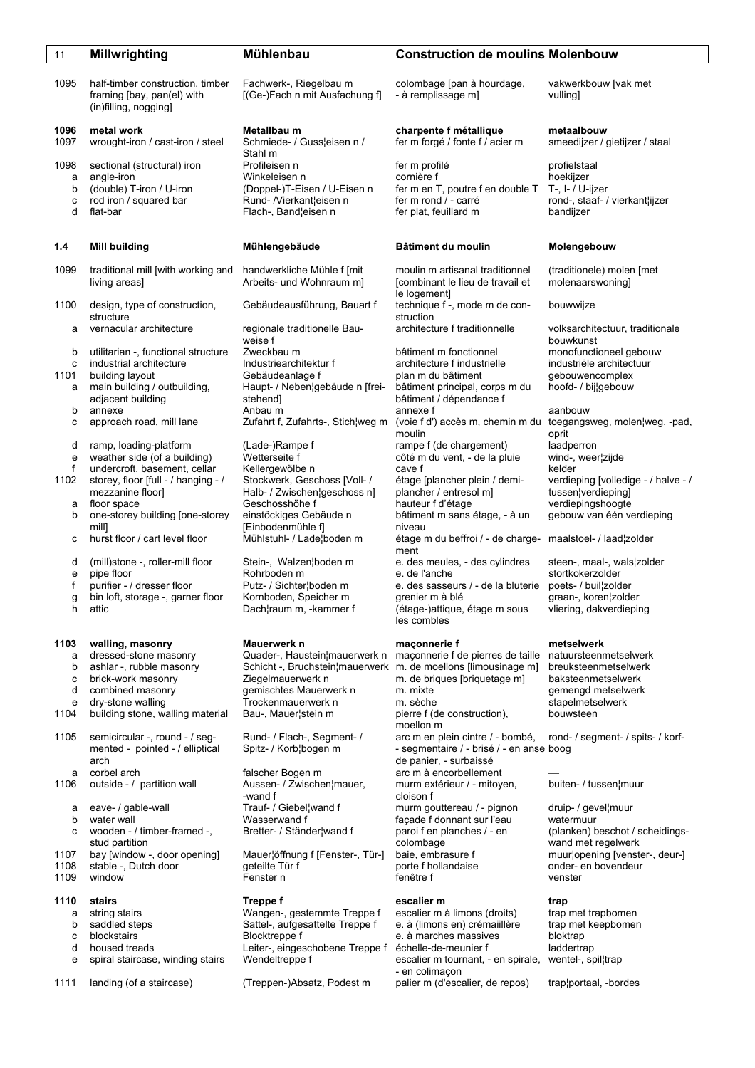| 11 | Millwrighting | Mühlenbau | Construction de moulins | Molenbouw |
|---|---|---|---|---|
| 1095 | half-timber construction, timber framing [bay, pan(el) with (in)filling, nogging] | Fachwerk-, Riegelbau m [(Ge-)Fach n mit Ausfachung f] | colombage [pan à hourdage, - à remplissage m] | vakwerkbouw [vak met vulling] |
| **1096** | **metal work** | **Metallbau m** | **charpente f métallique** | **metaalbouw** |
| 1097 | wrought-iron / cast-iron / steel | Schmiede- / Guss¦eisen n / Stahl m | fer m forgé / fonte f / acier m | smeedijzer / gietijzer / staal |
| 1098 | sectional (structural) iron | Profileisen n | fer m profilé | profielstaal |
| a | angle-iron | Winkeleisen n | cornière f | hoekijzer |
| b | (double) T-iron / U-iron | (Doppel-)T-Eisen / U-Eisen n | fer m en T, poutre f en double T | T-, I- / U-ijzer |
| c | rod iron / squared bar | Rund- /Vierkant¦eisen n | fer m rond / - carré | rond-, staaf- / vierkant¦ijzer |
| d | flat-bar | Flach-, Band¦eisen n | fer plat, feuillard m | bandijzer |
| **1.4** | **Mill building** | **Mühlengebäude** | **Bâtiment du moulin** | **Molengebouw** |
| 1099 | traditional mill [with working and living areas] | handwerkliche Mühle f [mit Arbeits- und Wohnraum m] | moulin m artisanal traditionnel [combinant le lieu de travail et le logement] | (traditionele) molen [met molenaarswoning] |
| 1100 | design, type of construction, structure | Gebäudeausführung, Bauart f | technique f -, mode m de construction | bouwwijze |
| a | vernacular architecture | regionale traditionelle Bauweise f | architecture f traditionnelle | volksarchitectuur, traditionale bouwkunst |
| b | utilitarian -, functional structure | Zweckbau m | bâtiment m fonctionnel | monofunctioneel gebouw |
| c | industrial architecture | Industriearchitektur f | architecture f industrielle | industriële architectuur |
| 1101 | building layout | Gebäudeanlage f | plan m du bâtiment | gebouwencomplex |
| a | main building / outbuilding, adjacent building | Haupt- / Neben¦gebäude n [freistehend] | bâtiment principal, corps m du bâtiment / dépendance f | hoofd- / bij¦gebouw |
| b | annexe | Anbau m | annexe f | aanbouw |
| c | approach road, mill lane | Zufahrt f, Zufahrts-, Stich¦weg m | (voie f d') accès m, chemin m du moulin | toegangsweg, molen¦weg, -pad, oprit |
| d | ramp, loading-platform | (Lade-)Rampe f | rampe f (de chargement) | laadperron |
| e | weather side (of a building) | Wetterseite f | côté m du vent, - de la pluie | wind-, weer¦zijde |
| f | undercroft, basement, cellar | Kellergewölbe n | cave f | kelder |
| 1102 | storey, floor [full - / hanging - / mezzanine floor] | Stockwerk, Geschoss [Voll- / Halb- / Zwischen¦geschoss n] | étage [plancher plein / demi-plancher / entresol m] | verdieping [volledige - / halve - / tussen¦verdieping] |
| a | floor space | Geschosshöhe f | hauteur f d'étage | verdiepingshoogte |
| b | one-storey building [one-storey mill] | einstöckiges Gebäude n [Einbodenmühle f] | bâtiment m sans étage, - à un niveau | gebouw van één verdieping |
| c | hurst floor / cart level floor | Mühlstuhl- / Lade¦boden m | étage m du beffroi / - de chargement | maalstoel- / laad¦zolder |
| d | (mill)stone -, roller-mill floor | Stein-, Walzen¦boden m | e. des meules, - des cylindres | steen-, maal-, wals¦zolder |
| e | pipe floor | Rohrboden m | e. de l'anche | stortkokerzolder |
| f | purifier - / dresser floor | Putz- / Sichter¦boden m | e. des sasseurs / - de la bluterie | poets- / buil¦zolder |
| g | bin loft, storage -, garner floor | Kornboden, Speicher m | grenier m à blé | graan-, koren¦zolder |
| h | attic | Dach¦raum m, -kammer f | (étage-)attique, étage m sous les combles | vliering, dakverdieping |
| **1103** | **walling, masonry** | **Mauerwerk n** | **maçonnerie f** | **metselwerk** |
| a | dressed-stone masonry | Quader-, Haustein¦mauerwerk n | maçonnerie f de pierres de taille | natuursteenmetselwerk |
| b | ashlar -, rubble masonry | Schicht -, Bruchstein¦mauerwerk | m. de moellons [limousinage m] | breuksteenmetselwerk |
| c | brick-work masonry | Ziegelmauerwerk n | m. de briques [briquetage m] | baksteenmetselwerk |
| d | combined masonry | gemischtes Mauerwerk n | m. mixte | gemengd metselwerk |
| e | dry-stone walling | Trockenmauerwerk n | m. sèche | stapelmetselwerk |
| 1104 | building stone, walling material | Bau-, Mauer¦stein m | pierre f (de construction), moellon m | bouwsteen |
| 1105 | semicircular -, round - / segmented - pointed - / elliptical arch | Rund- / Flach-, Segment- / Spitz- / Korb¦bogen m | arc m en plein cintre / - bombé, - segmentaire / - brisé / - en anse de panier, - surbaissé | rond- / segment- / spits- / korfboog |
| a | corbel arch | falscher Bogen m | arc m à encorbellement | — |
| 1106 | outside - / partition wall | Aussen- / Zwischen¦mauer, -wand f | murm extérieur / - mitoyen, cloison f | buiten- / tussen¦muur |
| a | eave- / gable-wall | Trauf- / Giebel¦wand f | murm gouttereau / - pignon | druip- / gevel¦muur |
| b | water wall | Wasserwand f | façade f donnant sur l'eau | watermuur |
| c | wooden - / timber-framed -, stud partition | Bretter- / Ständer¦wand f | paroi f en planches / - en colombage | (planken) beschot / scheidingswand met regelwerk |
| 1107 | bay [window -, door opening] | Mauer¦öffnung f [Fenster-, Tür-] | baie, embrasure f | muur¦opening [venster-, deur-] |
| 1108 | stable -, Dutch door | geteilte Tür f | porte f hollandaise | onder- en bovendeur |
| 1109 | window | Fenster n | fenêtre f | venster |
| **1110** | **stairs** | **Treppe f** | **escalier m** | **trap** |
| a | string stairs | Wangen-, gestemmte Treppe f | escalier m à limons (droits) | trap met trapbomen |
| b | saddled steps | Sattel-, aufgesattelte Treppe f | e. à (limons en) crémaiillère | trap met keepbomen |
| c | blockstairs | Blocktreppe f | e. à marches massives | bloktrap |
| d | housed treads | Leiter-, eingeschobene Treppe f | échelle-de-meunier f | laddertrap |
| e | spiral staircase, winding stairs | Wendeltreppe f | escalier m tournant, - en spirale, - en colimaçon | wentel-, spil¦trap |
| 1111 | landing (of a staircase) | (Treppen-)Absatz, Podest m | palier m (d'escalier, de repos) | trap¦portaal, -bordes |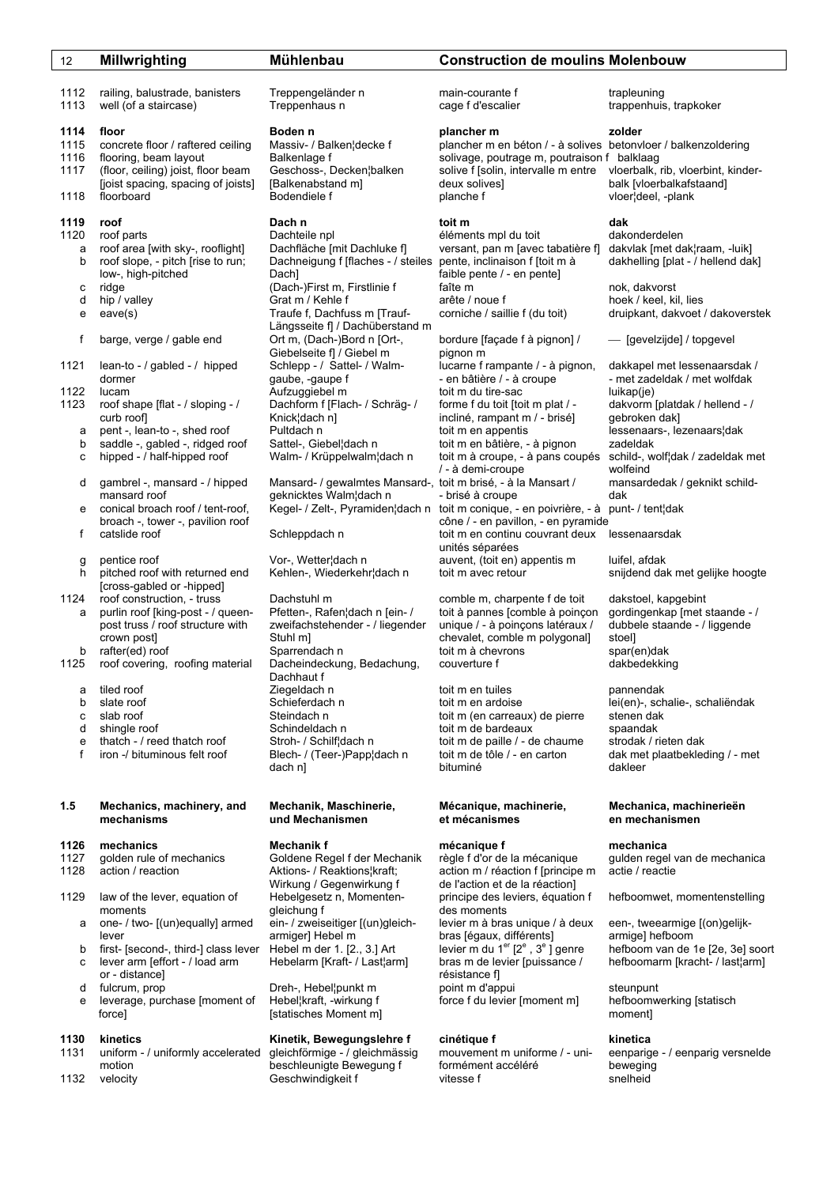| No. | English | Deutsch | Français | Nederlands |
|---|---|---|---|---|
| 1112 | railing, balustrade, banisters | Treppengeländer n | main-courante f | trapleuning |
| 1113 | well (of a staircase) | Treppenhaus n | cage f d'escalier | trappenhuis, trapkoker |
| **1114** | **floor** | **Boden n** | **plancher m** | **zolder** |
| 1115 | concrete floor / raftered ceiling | Massiv- / Balken¦decke f | plancher m en béton / - à solives | betonvloer / balkenzoldering |
| 1116 | flooring, beam layout | Balkenlage f | solivage, poutrage m, poutraison f | balklaag |
| 1117 | (floor, ceiling) joist, floor beam [joist spacing, spacing of joists] | Geschoss-, Decken¦balken [Balkenabstand m] | solive f [solin, intervalle m entre deux solives] | vloerbalk, rib, vloerbint, kinderbalk [vloerbalkafstaand] |
| 1118 | floorboard | Bodendiele f | planche f | vloer¦deel, -plank |
| **1119** | **roof** | **Dach n** | **toit m** | **dak** |
| 1120 | roof parts | Dachteile npl | éléments mpl du toit | dakonderdelen |
| a | roof area [with sky-, rooflight] | Dachfläche [mit Dachluke f] | versant, pan m [avec tabatière f] | dakvlak [met dak¦raam, -luik] |
| b | roof slope, - pitch [rise to run; low-, high-pitched | Dachneigung f [flaches - / steiles Dach] | pente, inclinaison f [toit m à faible pente / - en pente] | dakhelling [plat - / hellend dak] |
| c | ridge | (Dach-)First m, Firstlinie f | faîte m | nok, dakvorst |
| d | hip / valley | Grat m / Kehle f | arête / noue f | hoek / keel, kil, lies |
| e | eave(s) | Traufe f, Dachfuss m [Trauf-Längsseite f] / Dachüberstand m | corniche / saillie f (du toit) | druipkant, dakvoet / dakoverstek |
| f | barge, verge / gable end | Ort m, (Dach-)Bord n [Ort-, Giebelseite f] / Giebel m | bordure [façade f à pignon] / pignon m | — [gevelzijde] / topgevel |
| 1121 | lean-to - / gabled - / hipped dormer | Schlepp - / Sattel- / Walm-gaube, -gaupe f | lucarne f rampante / - à pignon, - en bâtière / - à croupe | dakkapel met lessenaarsdak / - met zadeldak / met wolfdak |
| 1122 | lucam | Aufzuggiebel m | toit m du tire-sac | luikap(je) |
| 1123 | roof shape [flat - / sloping - / curb roof] | Dachform f [Flach- / Schräg- / Knick¦dach n] | forme f du toit [toit m plat / - incliné, rampant m / - brisé] | dakvorm [platdak / hellend - / gebroken dak] |
| a | pent -, lean-to -, shed roof | Pultdach n | toit m en appentis | lessenaars-, lezenaars¦dak |
| b | saddle -, gabled -, ridged roof | Sattel-, Giebel¦dach n | toit m en bâtière, - à pignon | zadeldak |
| c | hipped - / half-hipped roof | Walm- / Krüppelwalm¦dach n | toit m à croupe, - à pans coupés / - à demi-croupe | schild-, wolf¦dak / zadeldak met wolfeind |
| d | gambrel -, mansard - / hipped mansard roof | Mansard- / gewalmtes Mansard-, geknicktes Walm¦dach n | toit m brisé, - à la Mansart / - brisé à croupe | mansardedak / geknikt schild-dak |
| e | conical broach roof / tent-roof, broach -, tower -, pavilion roof | Kegel- / Zelt-, Pyramiden¦dach n | toit m conique, - en poivrière, - à cône / - en pavillon, - en pyramide | punt- / tent¦dak |
| f | catslide roof | Schleppdach n | toit m en continu couvrant deux unités séparées | lessenaarsdak |
| g | pentice roof | Vor-, Wetter¦dach n | auvent, (toit en) appentis m | luifel, afdak |
| h | pitched roof with returned end [cross-gabled or -hipped] | Kehlen-, Wiederkehr¦dach n | toit m avec retour | snijdend dak met gelijke hoogte |
| 1124 | roof construction, - truss | Dachstuhl m | comble m, charpente f de toit | dakstoel, kapgebint |
| a | purlin roof [king-post - / queen-post truss / roof structure with crown post] | Pfetten-, Rafen¦dach n [ein- / zweifachstehender - / liegender Stuhl m] | toit à pannes [comble à poinçon unique / - à poinçons latéraux / chevalet, comble m polygonal] | gordingenkap [met staande - / dubbele staande - / liggende stoel] |
| b | rafter(ed) roof | Sparrendach n | toit m à chevrons | spar(en)dak |
| 1125 | roof covering, roofing material | Dacheindeckung, Bedachung, Dachhaut f | couverture f | dakbedekking |
| a | tiled roof | Ziegeldach n | toit m en tuiles | pannendak |
| b | slate roof | Schieferdach n | toit m en ardoise | lei(en)-, schalie-, schaliëndak |
| c | slab roof | Steindach n | toit m (en carreaux) de pierre | stenen dak |
| d | shingle roof | Schindeldach n | toit m de bardeaux | spaandak |
| e | thatch - / reed thatch roof | Stroh- / Schilf¦dach n | toit m de paille / - de chaume | strodak / rieten dak |
| f | iron -/ bituminous felt roof | Blech- / (Teer-)Papp¦dach n | toit m de tôle / - en carton bituminé | dak met plaatbekleding / - met dakleer |

## 1.5 Mechanics, machinery, and mechanisms | Mechanik, Maschinerie, und Mechanismen | Mécanique, machinerie, et mécanismes | Mechanica, machinerieën en mechanismen

| No. | English | Deutsch | Français | Nederlands |
|---|---|---|---|---|
| **1126** | **mechanics** | **Mechanik f** | **mécanique f** | **mechanica** |
| 1127 | golden rule of mechanics | Goldene Regel f der Mechanik | règle f d'or de la mécanique | gulden regel van de mechanica |
| 1128 | action / reaction | Aktions- / Reaktions¦kraft; Wirkung / Gegenwirkung f | action m / réaction f [principe m de l'action et de la réaction] | actie / reactie |
| 1129 | law of the lever, equation of moments | Hebelgesetz n, Momenten-gleichung f | principe des leviers, équation f des moments | hefboomwet, momentenstelling |
| a | one- / two- [(un)equally] armed lever | ein- / zweiseitiger [(un)gleich-armiger] Hebel m | levier m à bras unique / à deux bras [égaux, différents] | een-, tweearmige [(on)gelijk-armige] hefboom |
| b | first- [second-, third-] class lever | Hebel m der 1. [2., 3.] Art | levier m du 1er [2e, 3e] genre | hefboom van de 1e [2e, 3e] soort |
| c | lever arm [effort - / load arm or - distance] | Hebelarm [Kraft- / Last¦arm] | bras m de levier [puissance / résistance f] | hefboomarm [kracht- / last¦arm] |
| d | fulcrum, prop | Dreh-, Hebel¦punkt m | point m d'appui | steunpunt |
| e | leverage, purchase [moment of force] | Hebel¦kraft, -wirkung f [statisches Moment m] | force f du levier [moment m] | hefboomwerking [statisch moment] |
| **1130** | **kinetics** | **Kinetik, Bewegungslehre f** | **cinétique f** | **kinetica** |
| 1131 | uniform - / uniformly accelerated motion | gleichförmige - / gleichmässig beschleunigte Bewegung f | mouvement m uniforme / - uniformément accéléré | eenparige - / eenparig versnelde beweging |
| 1132 | velocity | Geschwindigkeit f | vitesse f | snelheid |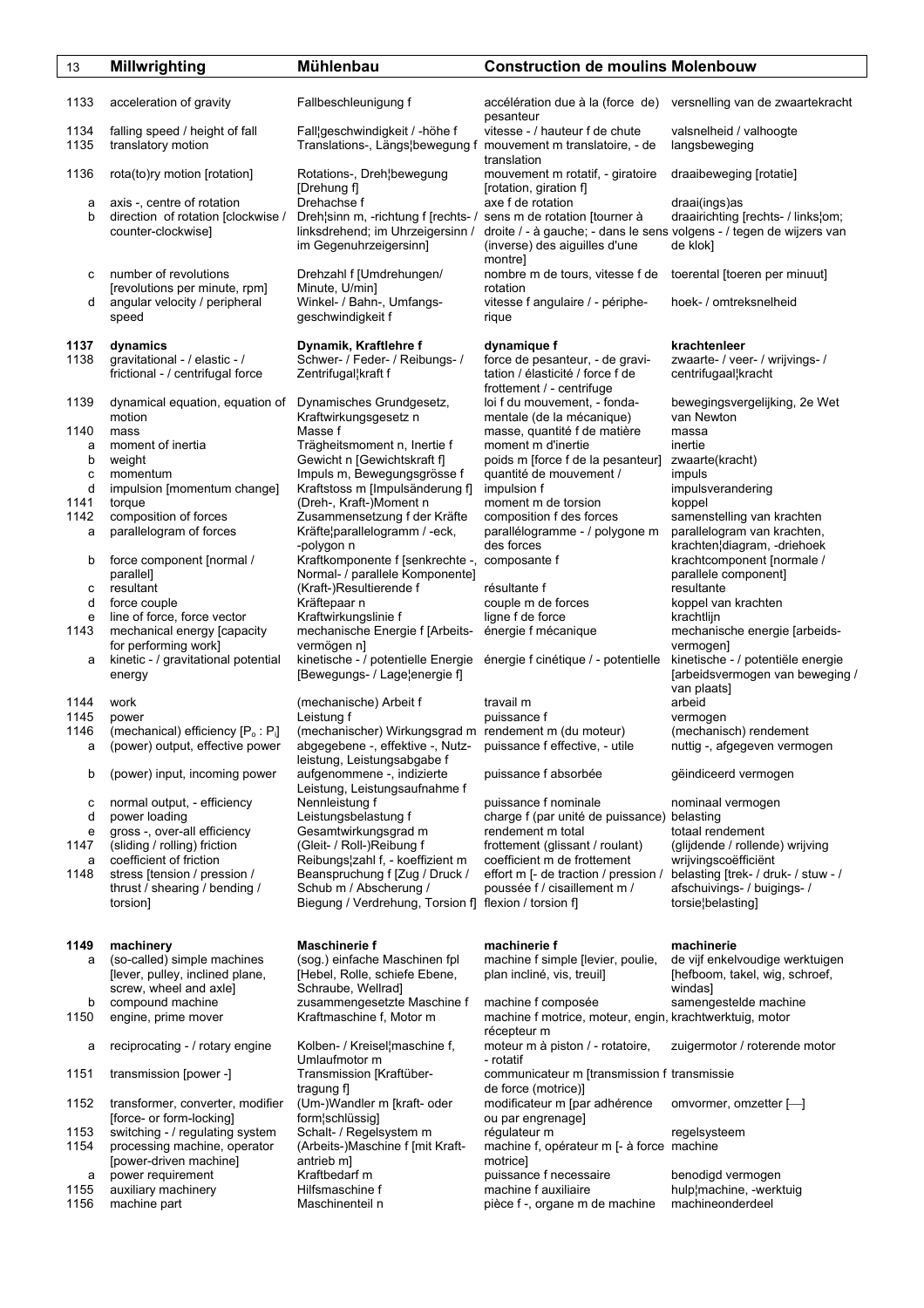| 13 | Millwrighting | Mühlenbau | Construction de moulins | Molenbouw |
|---|---|---|---|---|
| 1133 | acceleration of gravity | Fallbeschleunigung f | accélération due à la (force de) pesanteur | versnelling van de zwaartekracht |
| 1134 | falling speed / height of fall | Fall¦geschwindigkeit / -höhe f | vitesse - / hauteur f de chute | valsnelheid / valhoogte |
| 1135 | translatory motion | Translations-, Längs¦bewegung f | mouvement m translatoire, - de translation | langsbeweging |
| 1136 | rota(to)ry motion [rotation] | Rotations-, Dreh¦bewegung [Drehung f] | mouvement m rotatif, - giratoire [rotation, giration f] | draaibeweging [rotatie] |
| a | axis -, centre of rotation | Drehachse f | axe f de rotation | draai(ings)as |
| b | direction of rotation [clockwise / counter-clockwise] | Dreh¦sinn m, -richtung f [rechts- / linksdrehend; im Uhrzeigersinn / im Gegenuhrzeigersinn] | sens m de rotation [tourner à droite / - à gauche; - dans le sens (inverse) des aiguilles d'une montre] | draairichting [rechts- / links¦om; volgens - / tegen de wijzers van de klok] |
| c | number of revolutions [revolutions per minute, rpm] | Drehzahl f [Umdrehungen/ Minute, U/min] | nombre m de tours, vitesse f de rotation | toerental [toeren per minuut] |
| d | angular velocity / peripheral speed | Winkel- / Bahn-, Umfangs-geschwindigkeit f | vitesse f angulaire / - périphe-rique | hoek- / omtreksnelheid |
| **1137** | **dynamics** | **Dynamik, Kraftlehre f** | **dynamique f** | **krachtenleer** |
| 1138 | gravitational - / elastic - / frictional - / centrifugal force | Schwer- / Feder- / Reibungs- / Zentrifugal¦kraft f | force de pesanteur, - de gravi-tation / élasticité / force f de frottement / - centrifuge | zwaarte- / veer- / wrijvings- / centrifugaal¦kracht |
| 1139 | dynamical equation, equation of motion | Dynamisches Grundgesetz, Kraftwirkungsgesetz n | loi f du mouvement, - fonda-mentale (de la mécanique) | bewegingsvergelijking, 2e Wet van Newton |
| 1140 | mass | Masse f | masse, quantité f de matière | massa |
| a | moment of inertia | Trägheitsmoment n, Inertie f | moment m d'inertie | inertie |
| b | weight | Gewicht n [Gewichtskraft f] | poids m [force f de la pesanteur] | zwaarte(kracht) |
| c | momentum | Impuls m, Bewegungsgrösse f | quantité de mouvement / | impuls |
| d | impulsion [momentum change] | Kraftstoss m [Impulsänderung f] | impulsion f | impulsverandering |
| 1141 | torque | (Dreh-, Kraft-)Moment n | moment m de torsion | koppel |
| 1142 | composition of forces | Zusammensetzung f der Kräfte | composition f des forces | samenstelling van krachten |
| a | parallelogram of forces | Kräfte¦parallelogramm / -eck, -polygon n | parallélogramme - / polygone m des forces | parallelogram van krachten, krachten¦diagram, -driehoek |
| b | force component [normal / parallel] | Kraftkomponente f [senkrechte -, Normal- / parallele Komponente] | composante f | krachtcomponent [normale / parallele component] |
| c | resultant | (Kraft-)Resultierende f | résultante f | resultante |
| d | force couple | Kräftepaar n | couple m de forces | koppel van krachten |
| e | line of force, force vector | Kraftwirkungslinie f | ligne f de force | krachtlijn |
| 1143 | mechanical energy [capacity for performing work] | mechanische Energie f [Arbeits-vermögen n] | énergie f mécanique | mechanische energie [arbeids-vermogen] |
| a | kinetic - / gravitational potential energy | kinetische - / potentielle Energie [Bewegungs- / Lage¦energie f] | énergie f cinétique / - potentielle | kinetische - / potentiële energie [arbeidsvermogen van beweging / van plaats] |
| 1144 | work | (mechanische) Arbeit f | travail m | arbeid |
| 1145 | power | Leistung f | puissance f | vermogen |
| 1146 | (mechanical) efficiency [$P_o : P_i$] | (mechanischer) Wirkungsgrad m | rendement m (du moteur) | (mechanisch) rendement |
| a | (power) output, effective power | abgegebene -, effektive -, Nutz-leistung, Leistungsabgabe f | puissance f effective, - utile | nuttig -, afgegeven vermogen |
| b | (power) input, incoming power | aufgenommene -, indizierte Leistung, Leistungsaufnahme f | puissance f absorbée | geïndiceerd vermogen |
| c | normal output, - efficiency | Nennleistung f | puissance f nominale | nominaal vermogen |
| d | power loading | Leistungsbelastung f | charge f (par unité de puissance) | belasting |
| e | gross -, over-all efficiency | Gesamtwirkungsgrad m | rendement m total | totaal rendement |
| 1147 | (sliding / rolling) friction | (Gleit- / Roll-)Reibung f | frottement (glissant / roulant) | (glijdende / rollende) wrijving |
| a | coefficient of friction | Reibungs¦zahl f, - koeffizient m | coefficient m de frottement | wrijvingscoëfficiënt |
| 1148 | stress [tension / pression / thrust / shearing / bending / torsion] | Beanspruchung f [Zug / Druck / Schub m / Abscherung / Biegung / Verdrehung, Torsion f] | effort m [- de traction / pression / poussée f / cisaillement m / flexion / torsion f] | belasting [trek- / druk- / stuw - / afschuivings- / buigings- / torsie¦belasting] |
| **1149** | **machinery** | **Maschinerie f** | **machinerie f** | **machinerie** |
| a | (so-called) simple machines [lever, pulley, inclined plane, screw, wheel and axle] | (sog.) einfache Maschinen fpl [Hebel, Rolle, schiefe Ebene, Schraube, Wellrad] | machine f simple [levier, poulie, plan incliné, vis, treuil] | de vijf enkelvoudige werktuigen [hefboom, takel, wig, schroef, windas] |
| b | compound machine | zusammengesetzte Maschine f | machine f composée | samengestelde machine |
| 1150 | engine, prime mover | Kraftmaschine f, Motor m | machine f motrice, moteur, engin, récepteur m | krachtwerktuig, motor |
| a | reciprocating - / rotary engine | Kolben- / Kreisel¦maschine f, Umlaufmotor m | moteur m à piston / - rotatoire, - rotatif | zuigermotor / roterende motor |
| 1151 | transmission [power -] | Transmission [Kraftüber-tragung f] | communicateur m [transmission f de force (motrice)] | transmissie |
| 1152 | transformer, converter, modifier [force- or form-locking] | (Um-)Wandler m [kraft- oder form¦schlüssig] | modificateur m [par adhérence ou par engrenage] | omvormer, omzetter [—] |
| 1153 | switching - / regulating system | Schalt- / Regelsystem m | régulateur m | regelsysteem |
| 1154 | processing machine, operator [power-driven machine] | (Arbeits-)Maschine f [mit Kraft-antrieb m] | machine f, opérateur m [- à force motrice] | machine |
| a | power requirement | Kraftbedarf m | puissance f necessaire | benodigd vermogen |
| 1155 | auxiliary machinery | Hilfsmaschine f | machine f auxiliaire | hulp¦machine, -werktuig |
| 1156 | machine part | Maschinenteil n | pièce f -, organe m de machine | machineonderdeel |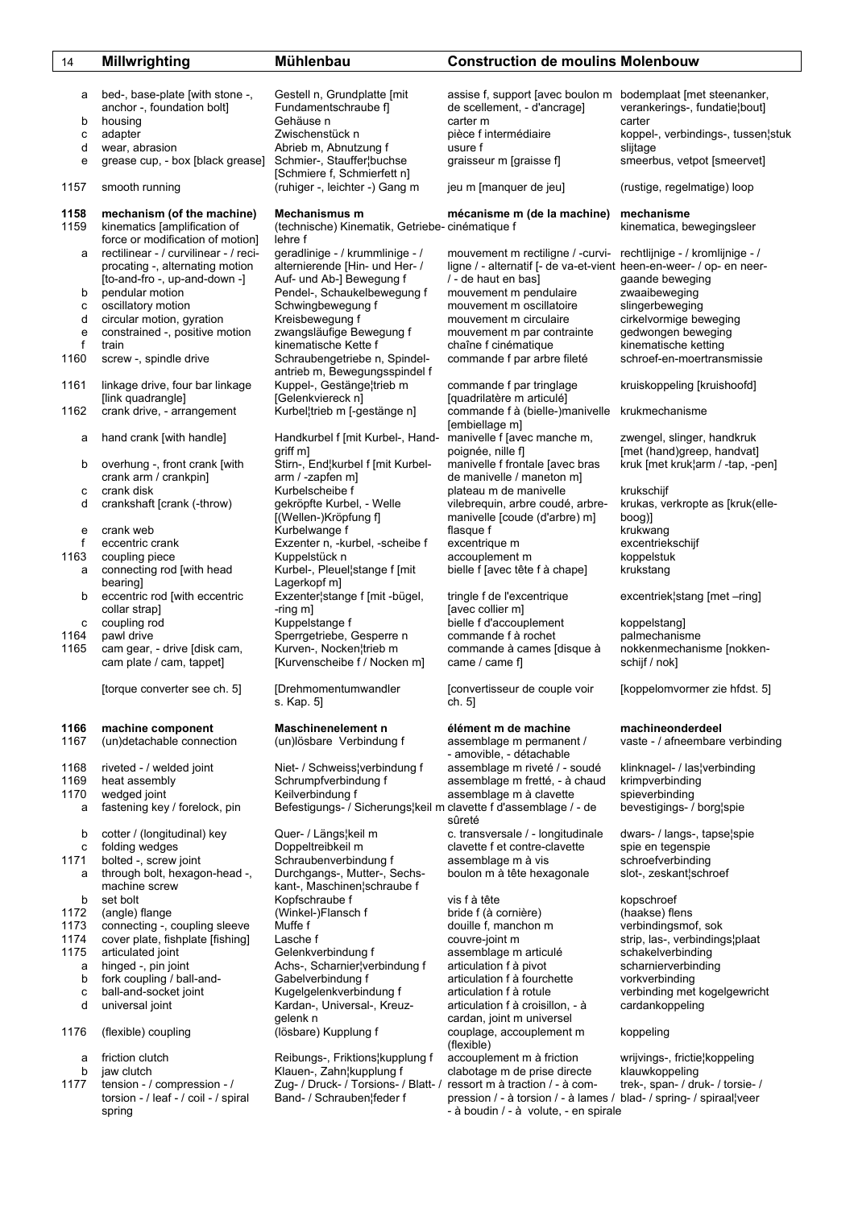| | Millwrighting | Mühlenbau | Construction de moulins | Molenbouw |
|---|---|---|---|---|
| a | bed-, base-plate [with stone -, anchor -, foundation bolt] | Gestell n, Grundplatte [mit Fundamentschraube f] | assise f, support [avec boulon m de scellement, - d'ancrage] | bodemplaat [met steenanker, verankerings-, fundatie¦bout] |
| b | housing | Gehäuse n | carter m | carter |
| c | adapter | Zwischenstück n | pièce f intermédiaire | koppel-, verbindings-, tussen¦stuk |
| d | wear, abrasion | Abrieb m, Abnutzung f | usure f | slijtage |
| e | grease cup, - box [black grease] | Schmier-, Stauffer¦buchse [Schmiere f, Schmierfett n] | graisseur m [graisse f] | smeerbus, vetpot [smeervet] |
| 1157 | smooth running | (ruhiger -, leichter -) Gang m | jeu m [manquer de jeu] | (rustige, regelmatige) loop |
| **1158** | **mechanism (of the machine)** | **Mechanismus m** | **mécanisme m (de la machine)** | **mechanisme** |
| 1159 | kinematics [amplification of force or modification of motion] | (technische) Kinematik, Getriebe-lehre f | cinématique f | kinematica, bewegingsleer |
| a | rectilinear - / curvilinear - / reciprocating -, alternating motion [to-and-fro -, up-and-down -] | geradlinige - / krummlinige - / alternierende [Hin- und Her- / Auf- und Ab-] Bewegung f | mouvement m rectiligne / -curviligne / - alternatif [- de va-et-vient / - de haut en bas] | rechtlijnige - / kromlijnige - / heen-en-weer- / op- en neer-gaande beweging |
| b | pendular motion | Pendel-, Schaukelbewegung f | mouvement m pendulaire | zwaaibeweging |
| c | oscillatory motion | Schwingbewegung f | mouvement m oscillatoire | slingerbeweging |
| d | circular motion, gyration | Kreisbewegung f | mouvement m circulaire | cirkelvormige beweging |
| e | constrained -, positive motion | zwangsläufige Bewegung f | mouvement m par contrainte | gedwongen beweging |
| f | train | kinematische Kette f | chaîne f cinématique | kinematische ketting |
| 1160 | screw -, spindle drive | Schraubengetriebe n, Spindel-antrieb m, Bewegungsspindel f | commande f par arbre fileté | schroef-en-moertransmissie |
| 1161 | linkage drive, four bar linkage [link quadrangle] | Kuppel-, Gestänge¦trieb m [Gelenkviereck n] | commande f par tringlage [quadrilatère m articulé] | kruiskoppeling [kruishoofd] |
| 1162 | crank drive, - arrangement | Kurbel¦trieb m [-gestänge n] | commande f à (bielle-)manivelle [embiellage m] | krukmechanisme |
| a | hand crank [with handle] | Handkurbel f [mit Kurbel-, Hand-griff m] | manivelle f [avec manche m, poignée, nille f] | zwengel, slinger, handkruk [met (hand)greep, handvat] |
| b | overhung -, front crank [with crank arm / crankpin] | Stirn-, End¦kurbel f [mit Kurbel-arm / -zapfen m] | manivelle f frontale [avec bras de manivelle / maneton m] | kruk [met kruk¦arm / -tap, -pen] |
| c | crank disk | Kurbelscheibe f | plateau m de manivelle | krukschijf |
| d | crankshaft [crank (-throw) | gekröpfte Kurbel, - Welle [(Wellen-)Kröpfung f] | vilebrequin, arbre coudé, arbre-manivelle [coude (d'arbre) m] | krukas, verkropte as [kruk(elle-boog)] |
| e | crank web | Kurbelwange f | flasque f | krukwang |
| f | eccentric crank | Exzenter n, -kurbel, -scheibe f | excentrique m | excentriekschijf |
| 1163 | coupling piece | Kuppelstück n | accouplement m | koppelstuk |
| a | connecting rod [with head bearing] | Kurbel-, Pleuel¦stange f [mit Lagerkopf m] | bielle f [avec tête f à chape] | krukstang |
| b | eccentric rod [with eccentric collar strap] | Exzenter¦stange f [mit -bügel, -ring m] | tringle f de l'excentrique [avec collier m] | excentriek¦stang [met –ring] |
| c | coupling rod | Kuppelstange f | bielle f d'accouplement | koppelstang] |
| 1164 | pawl drive | Sperrgetriebe, Gesperre n | commande f à rochet | palmechanisme |
| 1165 | cam gear, - drive [disk cam, cam plate / cam, tappet] | Kurven-, Nocken¦trieb m [Kurvenscheibe f / Nocken m] | commande à cames [disque à came / came f] | nokkenmechanisme [nokken-schijf / nok] |
| | [torque converter see ch. 5] | [Drehmomentumwandler s. Kap. 5] | [convertisseur de couple voir ch. 5] | [koppelomvormer zie hfdst. 5] |
| **1166** | **machine component** | **Maschinenelement n** | **élément m de machine** | **machineonderdeel** |
| 1167 | (un)detachable connection | (un)lösbare Verbindung f | assemblage m permanent / - amovible, - détachable | vaste - / afneembare verbinding |
| 1168 | riveted - / welded joint | Niet- / Schweiss¦verbindung f | assemblage m riveté / - soudé | klinknagel- / las¦verbinding |
| 1169 | heat assembly | Schrumpfverbindung f | assemblage m fretté, - à chaud | krimpverbinding |
| 1170 | wedged joint | Keilverbindung f | assemblage m à clavette | spieverbinding |
| a | fastening key / forelock, pin | Befestigungs- / Sicherungs¦keil m | clavette f d'assemblage / - de sûreté | bevestigings- / borg¦spie |
| b | cotter / (longitudinal) key | Quer- / Längs¦keil m | c. transversale / - longitudinale | dwars- / langs-, tapse¦spie |
| c | folding wedges | Doppeltreibkeil m | clavette f et contre-clavette | spie en tegenspie |
| 1171 | bolted -, screw joint | Schraubenverbindung f | assemblage m à vis | schroefverbinding |
| a | through bolt, hexagon-head -, machine screw | Durchgangs-, Mutter-, Sechs-kant-, Maschinen¦schraube f | boulon m à tête hexagonale | slot-, zeskant¦schroef |
| b | set bolt | Kopfschraube f | vis f à tête | kopschroef |
| 1172 | (angle) flange | (Winkel-)Flansch f | bride f (à cornière) | (haakse) flens |
| 1173 | connecting -, coupling sleeve | Muffe f | douille f, manchon m | verbindingsmof, sok |
| 1174 | cover plate, fishplate [fishing] | Lasche f | couvre-joint m | strip, las-, verbindings¦plaat |
| 1175 | articulated joint | Gelenkverbindung f | assemblage m articulé | schakelverbinding |
| a | hinged -, pin joint | Achs-, Scharnier¦verbindung f | articulation f à pivot | scharnierverbinding |
| b | fork coupling / ball-and- | Gabelverbindung f | articulation f à fourchette | vorkverbinding |
| c | ball-and-socket joint | Kugelgelenkverbindung f | articulation f à rotule | verbinding met kogelgewricht |
| d | universal joint | Kardan-, Universal-, Kreuz-gelenk n | articulation f à croisillon, - à cardan, joint m universel | cardankoppeling |
| 1176 | (flexible) coupling | (lösbare) Kupplung f | couplage, accouplement m (flexible) | koppeling |
| a | friction clutch | Reibungs-, Friktions¦kupplung f | accouplement m à friction | wrijvings-, frictie¦koppeling |
| b | jaw clutch | Klauen-, Zahn¦kupplung f | clabotage m de prise directe | klauwkoppeling |
| 1177 | tension - / compression - / torsion - / leaf - / coil - / spiral spring | Zug- / Druck- / Torsions- / Blatt- / Band- / Schrauben¦feder f | ressort m à traction / - à compression / - à torsion / - à lames / - à boudin / - à volute, - en spirale | trek-, span- / druk- / torsie- / blad- / spring- / spiraal¦veer |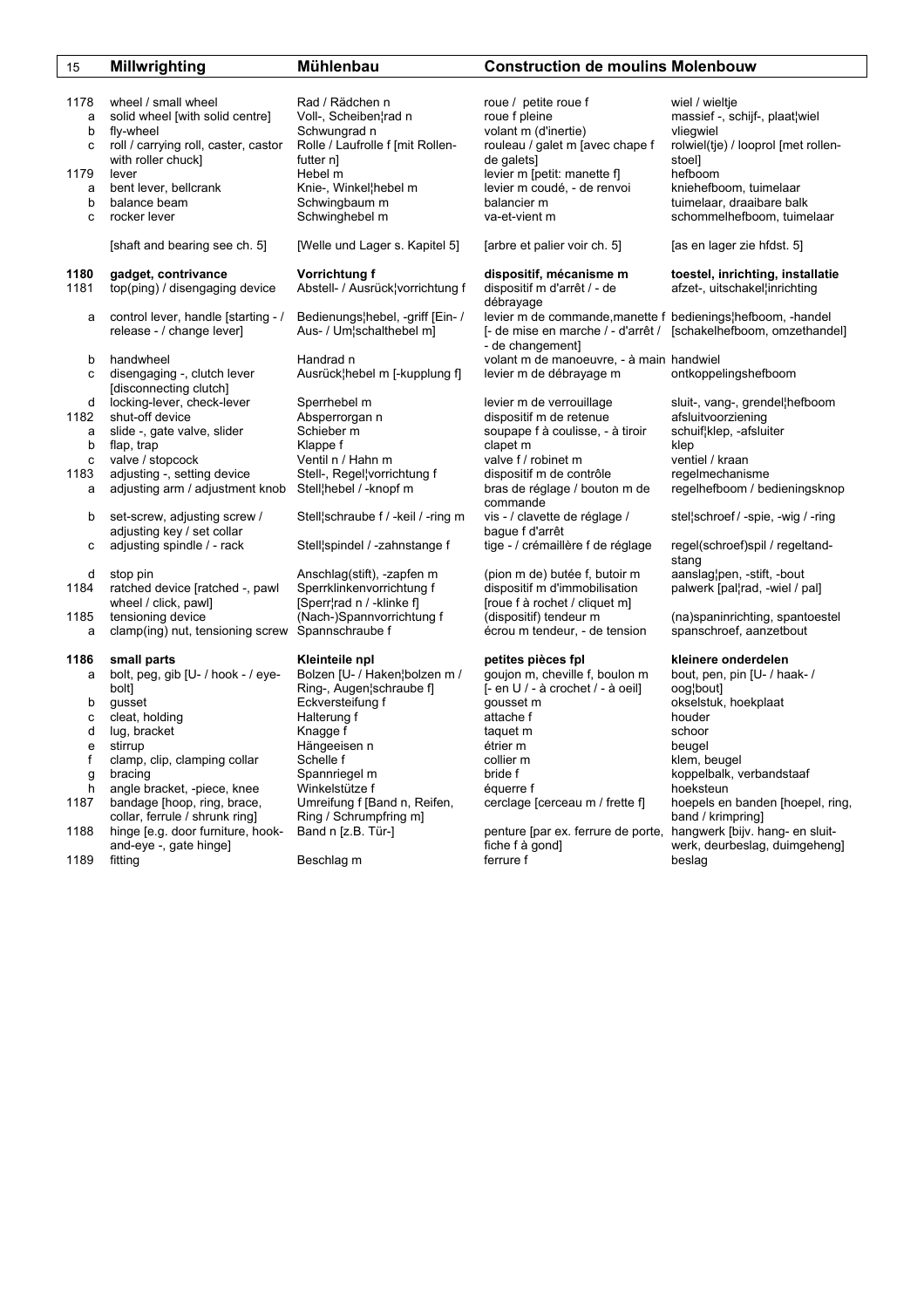| 15 | Millwrighting | Mühlenbau | Construction de moulins | Molenbouw |
|---|---|---|---|---|
| 1178 | wheel / small wheel | Rad / Rädchen n | roue / petite roue f | wiel / wieltje |
| a | solid wheel [with solid centre] | Voll-, Scheiben¦rad n | roue f pleine | massief -, schijf-, plaat¦wiel |
| b | fly-wheel | Schwungrad n | volant m (d'inertie) | vliegwiel |
| c | roll / carrying roll, caster, castor with roller chuck] | Rolle / Laufrolle f [mit Rollen-futter n] | rouleau / galet m [avec chape f de galets] | rolwiel(tje) / looprol [met rollen-stoel] |
| 1179 | lever | Hebel m | levier m [petit: manette f] | hefboom |
| a | bent lever, bellcrank | Knie-, Winkel¦hebel m | levier m coudé, - de renvoi | kniehefboom, tuimelaar |
| b | balance beam | Schwingbaum m | balancier m | tuimelaar, draaibare balk |
| c | rocker lever | Schwinghebel m | va-et-vient m | schommelhefboom, tuimelaar |
| | [shaft and bearing see ch. 5] | [Welle und Lager s. Kapitel 5] | [arbre et palier voir ch. 5] | [as en lager zie hfdst. 5] |
| **1180** | **gadget, contrivance** | **Vorrichtung f** | **dispositif, mécanisme m** | **toestel, inrichting, installatie** |
| 1181 | top(ping) / disengaging device | Abstell- / Ausrück¦vorrichtung f | dispositif m d'arrêt / - de débrayage | afzet-, uitschakel¦inrichting |
| a | control lever, handle [starting - / release - / change lever] | Bedienungs¦hebel, -griff [Ein- / Aus- / Um¦schalthebel m] | levier m de commande,manette f [- de mise en marche / - d'arrêt / - de changement] | bedienings¦hefboom, -handel [schakelhefboom, omzethandel] |
| b | handwheel | Handrad n | volant m de manoeuvre, - à main | handwiel |
| c | disengaging -, clutch lever [disconnecting clutch] | Ausrück¦hebel m [-kupplung f] | levier m de débrayage m | ontkoppelingshefboom |
| d | locking-lever, check-lever | Sperrhebel m | levier m de verrouillage | sluit-, vang-, grendel¦hefboom |
| 1182 | shut-off device | Absperrorgan n | dispositif m de retenue | afsluitvoorziening |
| a | slide -, gate valve, slider | Schieber m | soupape f à coulisse, - à tiroir | schuif¦klep, -afsluiter |
| b | flap, trap | Klappe f | clapet m | klep |
| c | valve / stopcock | Ventil n / Hahn m | valve f / robinet m | ventiel / kraan |
| 1183 | adjusting -, setting device | Stell-, Regel¦vorrichtung f | dispositif m de contrôle | regelmechanisme |
| a | adjusting arm / adjustment knob | Stell¦hebel / -knopf m | bras de réglage / bouton m de commande | regelhefboom / bedieningsknop |
| b | set-screw, adjusting screw / adjusting key / set collar | Stell¦schraube f / -keil / -ring m | vis - / clavette de réglage / bague f d'arrêt | stel¦schroef / -spie, -wig / -ring |
| c | adjusting spindle / - rack | Stell¦spindel / -zahnstange f | tige - / crémaillère f de réglage | regel(schroef)spil / regeltand-stang |
| d | stop pin | Anschlag(stift), -zapfen m | (pion m de) butée f, butoir m | aanslag¦pen, -stift, -bout |
| 1184 | ratched device [ratched -, pawl wheel / click, pawl] | Sperrklinkenvorrichtung f [Sperr¦rad n / -klinke f] | dispositif m d'immobilisation [roue f à rochet / cliquet m] | palwerk [pal¦rad, -wiel / pal] |
| 1185 | tensioning device | (Nach-)Spannvorrichtung f | (dispositif) tendeur m | (na)spaninrichting, spantoestel |
| a | clamp(ing) nut, tensioning screw | Spannschraube f | écrou m tendeur, - de tension | spanschroef, aanzetbout |
| **1186** | **small parts** | **Kleinteile npl** | **petites pièces fpl** | **kleinere onderdelen** |
| a | bolt, peg, gib [U- / hook - / eye-bolt] | Bolzen [U- / Haken¦bolzen m / Ring-, Augen¦schraube f] | goujon m, cheville f, boulon m [- en U / - à crochet / - à oeil] | bout, pen, pin [U- / haak- / oog¦bout] |
| b | gusset | Eckversteifung f | gousset m | okselstuk, hoekplaat |
| c | cleat, holding | Halterung f | attache f | houder |
| d | lug, bracket | Knagge f | taquet m | schoor |
| e | stirrup | Hängeeisen n | étrier m | beugel |
| f | clamp, clip, clamping collar | Schelle f | collier m | klem, beugel |
| g | bracing | Spannriegel m | bride f | koppelbalk, verbandstaaf |
| h | angle bracket, -piece, knee | Winkelstütze f | équerre f | hoeksteun |
| 1187 | bandage [hoop, ring, brace, collar, ferrule / shrunk ring] | Umreifung f [Band n, Reifen, Ring / Schrumpfring m] | cerclage [cerceau m / frette f] | hoepels en banden [hoepel, ring, band / krimpring] |
| 1188 | hinge [e.g. door furniture, hook-and-eye -, gate hinge] | Band n [z.B. Tür-] | penture [par ex. ferrure de porte, fiche f à gond] | hangwerk [bijv. hang- en sluit-werk, deurbeslag, duimgeheng] |
| 1189 | fitting | Beschlag m | ferrure f | beslag |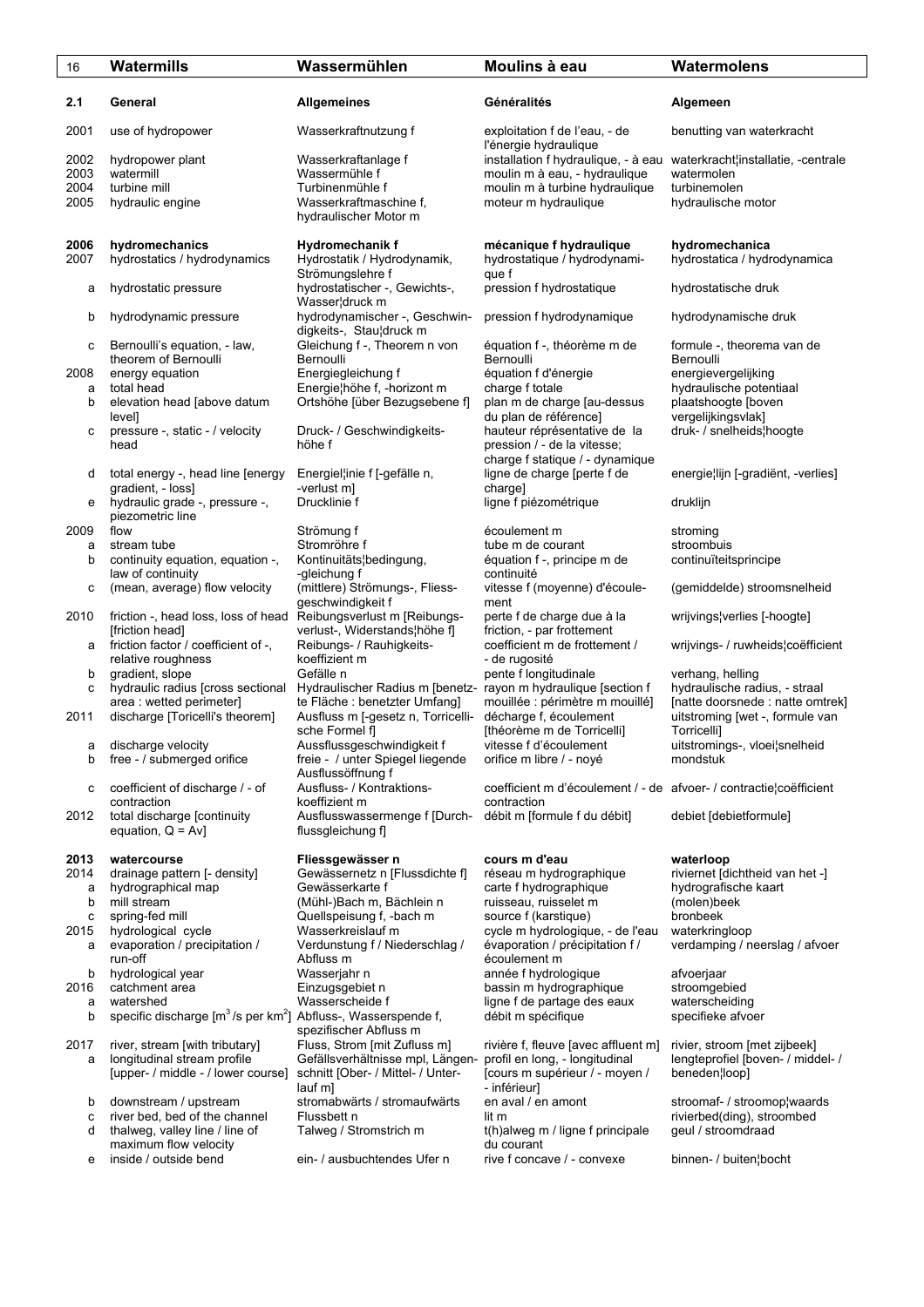| | Watermills | Wassermühlen | Moulins à eau | Watermolens |
|---|---|---|---|---|
| **2.1** | **General** | **Allgemeines** | **Généralités** | **Algemeen** |
| 2001 | use of hydropower | Wasserkraftnutzung f | exploitation f de l'eau, - de l'énergie hydraulique | benutting van waterkracht |
| 2002 | hydropower plant | Wasserkraftanlage f | installation f hydraulique, - à eau | waterkracht¦installatie, -centrale |
| 2003 | watermill | Wassermühle f | moulin m à eau, - hydraulique | watermolen |
| 2004 | turbine mill | Turbinenmühle f | moulin m à turbine hydraulique | turbinemolen |
| 2005 | hydraulic engine | Wasserkraftmaschine f, hydraulischer Motor m | moteur m hydraulique | hydraulische motor |
| **2006** | **hydromechanics** | **Hydromechanik f** | **mécanique f hydraulique** | **hydromechanica** |
| 2007 | hydrostatics / hydrodynamics | Hydrostatik / Hydrodynamik, Strömungslehre f | hydrostatique / hydrodynamique f | hydrostatica / hydrodynamica |
| a | hydrostatic pressure | hydrostatischer -, Gewichts-, Wasser¦druck m | pression f hydrostatique | hydrostatische druk |
| b | hydrodynamic pressure | hydrodynamischer -, Geschwindigkeits-, Stau¦druck m | pression f hydrodynamique | hydrodynamische druk |
| c | Bernoulli's equation, - law, theorem of Bernoulli | Gleichung f -, Theorem n von Bernoulli | équation f -, théorème m de Bernoulli | formule -, theorema van de Bernoulli |
| 2008 | energy equation | Energiegleichung f | équation f d'énergie | energievergelijking |
| a | total head | Energie¦höhe f, -horizont m | charge f totale | hydraulische potentiaal |
| b | elevation head [above datum level] | Ortshöhe [über Bezugsebene f] | plan m de charge [au-dessus du plan de référence] | plaatshoogte [boven vergelijkingsvlak] |
| c | pressure -, static - / velocity head | Druck- / Geschwindigkeitshöhe f | hauteur f représentative de la pression / - de la vitesse; charge f statique / - dynamique | druk- / snelheids¦hoogte |
| d | total energy -, head line [energy gradient, - loss] | Energie¦linie f [-gefälle n, -verlust m] | ligne f de charge [perte f de charge] | energie¦lijn [-gradiënt, -verlies] |
| e | hydraulic grade -, pressure -, piezometric line | Drucklinie f | ligne f piézométrique | druklijn |
| 2009 | flow | Strömung f | écoulement m | stroming |
| a | stream tube | Stromröhre f | tube m de courant | stroombuis |
| b | continuity equation, equation -, law of continuity | Kontinuitäts¦bedingung, -gleichung f | équation f -, principe m de continuité | continuïteitsprincipe |
| c | (mean, average) flow velocity | (mittlere) Strömungs-, Fliessgeschwindigkeit f | vitesse f (moyenne) d'écoulement | (gemiddelde) stroomsnelheid |
| 2010 | friction -, head loss, loss of head [friction head] | Reibungsverlust m [Reibungsverlust-, Widerstands¦höhe f] | perte f de charge due à la friction, - par frottement | wrijvings¦verlies [-hoogte] |
| a | friction factor / coefficient of -, relative roughness | Reibungs- / Rauhigkeitskoeffizient m | coefficient m de frottement / - de rugosité | wrijvings- / ruwheids¦coëfficient |
| b | gradient, slope | Gefälle n | pente f longitudinale | verhang, helling |
| c | hydraulic radius [cross sectional area : wetted perimeter] | Hydraulischer Radius m [benetzte Fläche : benetzter Umfang] | rayon m hydraulique [section f mouillée : périmètre m mouillé] | hydraulische radius, - straal [natte doorsnede : natte omtrek] |
| 2011 | discharge [Toricelli's theorem] | Ausfluss m [-gesetz n, Torricellische Formel f] | décharge f, écoulement [théorème m de Torricelli] | uitstroming [wet -, formule van Torricelli] |
| a | discharge velocity | Ausflussgeschwindigkeit f | vitesse f d'écoulement | uitstromings-, vloei¦snelheid |
| b | free - / submerged orifice | freie - / unter Spiegel liegende Ausflussöffnung f | orifice m libre / - noyé | mondstuk |
| c | coefficient of discharge / - of contraction | Ausfluss- / Kontraktionskoeffizient m | coefficient m d'écoulement / - de contraction | afvoer- / contractie¦coëfficient |
| 2012 | total discharge [continuity equation, $Q = Av$] | Ausflusswassermenge f [Durchflussgleichung f] | débit m [formule f du débit] | debiet [debietformule] |
| **2013** | **watercourse** | **Fliessgewässer n** | **cours m d'eau** | **waterloop** |
| 2014 | drainage pattern [- density] | Gewässernetz n [Flussdichte f] | réseau m hydrographique | riviernet [dichtheid van het -] |
| a | hydrographical map | Gewässerkarte f | carte f hydrographique | hydrografische kaart |
| b | mill stream | (Mühl-)Bach m, Bächlein n | ruisseau, ruisselet m | (molen)beek |
| c | spring-fed mill | Quellspeisung f, -bach m | source f (karstique) | bronbeek |
| 2015 | hydrological cycle | Wasserkreislauf m | cycle m hydrologique, - de l'eau | waterkringloop |
| a | evaporation / precipitation / run-off | Verdunstung f / Niederschlag / Abfluss m | évaporation / précipitation f / écoulement m | verdamping / neerslag / afvoer |
| b | hydrological year | Wasserjahr n | année f hydrologique | afvoerjaar |
| 2016 | catchment area | Einzugsgebiet n | bassin m hydrographique | stroomgebied |
| a | watershed | Wasserscheide f | ligne f de partage des eaux | waterscheiding |
| b | specific discharge [$m^3$/s per $km^2$] | Abfluss-, Wasserspende f, spezifischer Abfluss m | débit m spécifique | specifieke afvoer |
| 2017 | river, stream [with tributary] | Fluss, Strom [mit Zufluss m] | rivière f, fleuve [avec affluent m] | rivier, stroom [met zijbeek] |
| a | longitudinal stream profile [upper- / middle - / lower course] | Gefällsverhältnisse mpl, Längenschnitt [Ober- / Mittel- / Unterlauf m] | profil en long, - longitudinal [cours m supérieur / - moyen / - inférieur] | lengteprofiel [boven- / middel- / beneden¦loop] |
| b | downstream / upstream | stromabwärts / stromaufwärts | en aval / en amont | stroomaf- / stroomop¦waards |
| c | river bed, bed of the channel | Flussbett n | lit m | rivierbed(ding), stroombed |
| d | thalweg, valley line / line of maximum flow velocity | Talweg / Stromstrich m | t(h)alweg m / ligne f principale du courant | geul / stroomdraad |
| e | inside / outside bend | ein- / ausbuchtendes Ufer n | rive f concave / - convexe | binnen- / buiten¦bocht |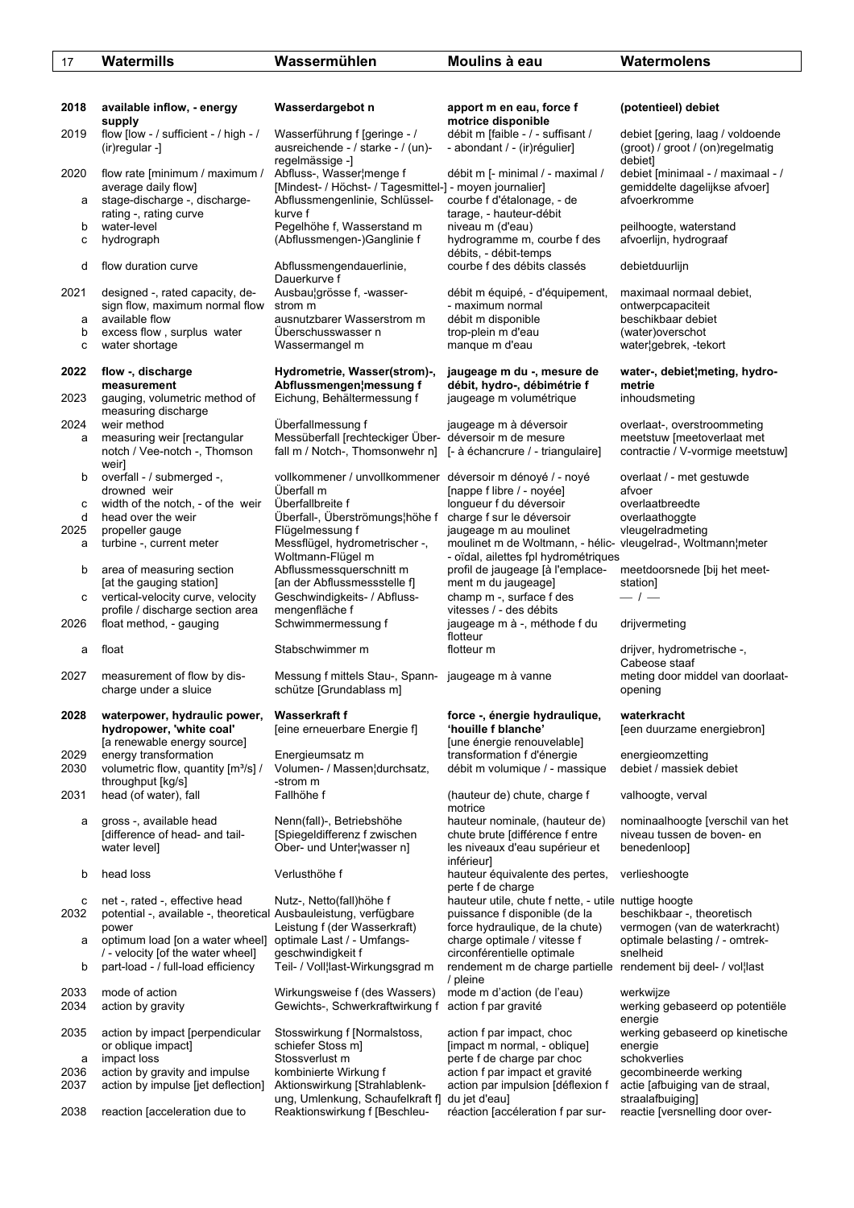| 17 | Watermills | Wassermühlen | Moulins à eau | Watermolens |
|---|---|---|---|---|
| **2018** | **available inflow, - energy supply** | **Wasserdargebot n** | **apport m en eau, force f motrice disponible** | **(potentieel) debiet** |
| 2019 | flow [low - / sufficient - / high - / (ir)regular -] | Wasserführung f [geringe - / ausreichende - / starke - / (un)-regelmässige -] | débit m [faible - / - suffisant / - abondant / - (ir)régulier] | debiet [gering, laag / voldoende (groot) / groot / (on)regelmatig debiet] |
| 2020 | flow rate [minimum / maximum / average daily flow] | Abfluss-, Wasser¦menge f [Mindest- / Höchst- / Tagesmittel-] | débit m [- minimal / - maximal / - moyen journalier] | debiet [minimaal - / maximaal - / gemiddelte dagelijkse afvoer] |
| a | stage-discharge -, discharge-rating -, rating curve | Abflussmengenlinie, Schlüsselkurve f | courbe f d'étalonage, - de tarage, - hauteur-débit | afvoerkromme |
| b | water-level | Pegelhöhe f, Wasserstand m | niveau m (d'eau) | peilhoogte, waterstand |
| c | hydrograph | (Abflussmengen-)Ganglinie f | hydrogramme m, courbe f des débits, - débit-temps | afvoerlijn, hydrograaf |
| d | flow duration curve | Abflussmengendauerlinie, Dauerkurve f | courbe f des débits classés | debietduurlijn |
| 2021 | designed -, rated capacity, design flow, maximum normal flow | Ausbau¦grösse f, -wasserstrom m | débit m équipé, - d'équipement, - maximum normal | maximaal normaal debiet, ontwerpcapaciteit |
| a | available flow | ausnutzbarer Wasserstrom m | débit m disponible | beschikbaar debiet |
| b | excess flow , surplus water | Überschusswasser n | trop-plein m d'eau | (water)overschot |
| c | water shortage | Wassermangel m | manque m d'eau | water¦gebrek, -tekort |
| **2022** | **flow -, discharge measurement** | **Hydrometrie, Wasser(strom)-, Abflussmengen¦messung f** | **jaugeage m du -, mesure de débit, hydro-, débimétrie f** | **water-, debiet¦meting, hydrometrie** |
| 2023 | gauging, volumetric method of measuring discharge | Eichung, Behältermessung f | jaugeage m volumétrique | inhoudsmeting |
| 2024 | weir method | Überfallmessung f | jaugeage m à déversoir | overlaat-, overstroommeting |
| a | measuring weir [rectangular notch / Vee-notch -, Thomson weir] | Messüberfall [rechteckiger Überfall m / Notch-, Thomsonwehr n] | déversoir m de mesure [- à échancrure / - triangulaire] | meetstuw [meetoverlaat met contractie / V-vormige meetstuw] |
| b | overfall - / submerged -, drowned weir | vollkommener / unvollkommener Überfall m | déversoir m dénoyé / - noyé [nappe f libre / - noyée] | overlaat / - met gestuwde afvoer |
| c | width of the notch, - of the weir | Überfallbreite f | longueur f du déversoir | overlaatbreedte |
| d | head over the weir | Überfall-, Überströmungs¦höhe f | charge f sur le déversoir | overlaathoggte |
| 2025 | propeller gauge | Flügelmessung f | jaugeage m au moulinet | vleugelradmeting |
| a | turbine -, current meter | Messflügel, hydrometrischer -, Woltmann-Flügel m | moulinet m de Woltmann, - hélic-oïdal, ailettes fpl hydrométriques | vleugelrad-, Woltmann¦meter |
| b | area of measuring section [at the gauging station] | Abflussmessquerschnitt m [an der Abflussmessstelle f] | profil de jaugeage [à l'emplacement du jaugeage] | meetdoorsnede [bij het meetstation] |
| c | vertical-velocity curve, velocity profile / discharge section area | Geschwindigkeits- / Abflussmengenfläche f | champ m -, surface f des vitesses / - des débits | — / — |
| 2026 | float method, - gauging | Schwimmermessung f | jaugeage m à -, méthode f du flotteur | drijvermeting |
| a | float | Stabschwimmer m | flotteur m | drijver, hydrometrische -, Cabeose staaf |
| 2027 | measurement of flow by discharge under a sluice | Messung f mittels Stau-, Spannschütze [Grundablass m] | jaugeage m à vanne | meting door middel van doorlaatopening |
| **2028** | **waterpower, hydraulic power, hydropower, 'white coal'** [a renewable energy source] | **Wasserkraft f** [eine erneuerbare Energie f] | **force -, énergie hydraulique, 'houille f blanche'** [une énergie renouvelable] | **waterkracht** [een duurzame energiebron] |
| 2029 | energy transformation | Energieumsatz m | transformation f d'énergie | energieomzetting |
| 2030 | volumetric flow, quantity [m³/s] / throughput [kg/s] | Volumen- / Massen¦durchsatz, -strom m | débit m volumique / - massique | debiet / massiek debiet |
| 2031 | head (of water), fall | Fallhöhe f | (hauteur de) chute, charge f motrice | valhoogte, verval |
| a | gross -, available head [difference of head- and tail-water level] | Nenn(fall)-, Betriebshöhe [Spiegeldifferenz f zwischen Ober- und Unter¦wasser n] | hauteur nominale, (hauteur de) chute brute [différence f entre les niveaux d'eau supérieur et inférieur] | nominaalhoogte [verschil van het niveau tussen de boven- en benedenloop] |
| b | head loss | Verlusthöhe f | hauteur équivalente des pertes, perte f de charge | verlieshoogte |
| c | net -, rated -, effective head | Nutz-, Netto(fall)höhe f | hauteur utile, chute f nette, - utile | nuttige hoogte |
| 2032 | potential -, available -, theoretical power | Ausbauleistung, verfügbare Leistung f (der Wasserkraft) | puissance f disponible (de la force hydraulique, de la chute) | beschikbaar -, theoretisch vermogen (van de waterkracht) |
| a | optimum load [on a water wheel] / - velocity [of the water wheel] | optimale Last / - Umfangsgeschwindigkeit f | charge optimale / vitesse f circonférentielle optimale | optimale belasting / - omtreksnelheid |
| b | part-load - / full-load efficiency | Teil- / Voll¦last-Wirkungsgrad m | rendement m de charge partielle / pleine | rendement bij deel- / vol¦last |
| 2033 | mode of action | Wirkungsweise f (des Wassers) | mode m d'action (de l'eau) | werkwijze |
| 2034 | action by gravity | Gewichts-, Schwerkraftwirkung f | action f par gravité | werking gebaseerd op potentiële energie |
| 2035 | action by impact [perpendicular or oblique impact] | Stosswirkung f [Normalstoss, schiefer Stoss m] | action f par impact, choc [impact m normal, - oblique] | werking gebaseerd op kinetische energie |
| a | impact loss | Stossverlust m | perte f de charge par choc | schokverlies |
| 2036 | action by gravity and impulse | kombinierte Wirkung f | action f par impact et gravité | gecombineerde werking |
| 2037 | action by impulse [jet deflection] | Aktionswirkung [Strahlablenkung, Umlenkung, Schaufelkraft f] | action par impulsion [déflexion f du jet d'eau] | actie [afbuiging van de straal, straalafbuiging] |
| 2038 | reaction [acceleration due to | Reaktionswirkung f [Beschleu- | réaction [accéleration f par sur- | reactie [versnelling door over- |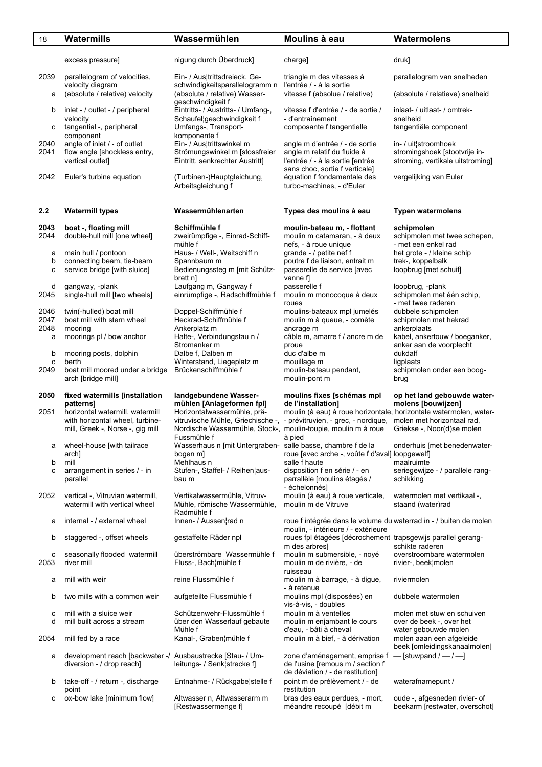| | Watermills | Wassermühlen | Moulins à eau | Watermolens |
|---|---|---|---|---|
| | excess pressure] | nigung durch Überdruck] | charge] | druk] |
| 2039 | parallelogram of velocities, velocity diagram | Ein- / Aus¦trittsdreieck, Geschwindigkeitsparallelogramm n | triangle m des vitesses à l'entrée / - à la sortie | parallelogram van snelheden |
| a | (absolute / relative) velocity | (absolute / relative) Wassergeschwindigkeit f | vitesse f (absolue / relative) | (absolute / relatieve) snelheid |
| b | inlet - / outlet - / peripheral velocity | Eintritts- / Austritts- / Umfang-, Schaufel¦geschwindigkeit f | vitesse f d'entrée / - de sortie / - d'entraînement | inlaat- / uitlaat- / omtreksnelheid |
| c | tangential -, peripheral component | Umfangs-, Transportkomponente f | composante f tangentielle | tangentiële component |
| 2040 | angle of inlet / - of outlet | Ein- / Aus¦trittswinkel m | angle m d'entrée / - de sortie | in- / uit¦stroomhoek |
| 2041 | flow angle [shockless entry, vertical outlet] | Strömungswinkel m [stossfreier Eintritt, senkrechter Austritt] | angle m relatif du fluide à l'entrée / - à la sortie [entrée sans choc, sortie f verticale] | stromingshoek [stootvrije instroming, vertikale uitstroming] |
| 2042 | Euler's turbine equation | (Turbinen-)Hauptgleichung, Arbeitsgleichung f | équation f fondamentale des turbo-machines, - d'Euler | vergelijking van Euler |
| | | | | |
| **2.2** | **Watermill types** | **Wassermühlenarten** | **Types des moulins à eau** | **Typen watermolens** |
| | | | | |
| **2043** | **boat -, floating mill** | **Schiffmühle f** | **moulin-bateau m, - flottant** | **schipmolen** |
| 2044 | double-hull mill [one wheel] | zweirümpfige -, Einrad-Schiffmühle f | moulin m catamaran, - à deux nefs, - à roue unique | schipmolen met twee schepen, - met een enkel rad |
| a | main hull / pontoon | Haus- / Well-, Weitschiff n | grande - / petite nef f | het grote - / kleine schip |
| b | connecting beam, tie-beam | Spannbaum m | poutre f de liaison, entrait m | trek-, koppelbalk |
| c | service bridge [with sluice] | Bedienungssteg m [mit Schützbrett n] | passerelle de service [avec vanne f] | loopbrug [met schuif] |
| d | gangway, -plank | Laufgang m, Gangway f | passerelle f | loopbrug, -plank |
| 2045 | single-hull mill [two wheels] | einrümpfige -, Radschiffmühle f | moulin m monocoque à deux roues | schipmolen met één schip, - met twee raderen |
| 2046 | twin(-hulled) boat mill | Doppel-Schiffmühle f | moulins-bateaux mpl jumelés | dubbele schipmolen |
| 2047 | boat mill with stern wheel | Heckrad-Schiffmühle f | moulin m à queue, - comète | schipmolen met hekrad |
| 2048 | mooring | Ankerplatz m | ancrage m | ankerplaats |
| a | moorings pl / bow anchor | Halte-, Verbindungstau n / Stromanker m | câble m, amarre f / ancre m de proue | kabel, ankertouw / boeganker, anker aan de voorplecht |
| b | mooring posts, dolphin | Dalbe f, Dalben m | duc d'albe m | dukdalf |
| c | berth | Winterstand, Liegeplatz m | mouillage m | ligplaats |
| 2049 | boat mill moored under a bridge arch [bridge mill] | Brückenschiffmühle f | moulin-bateau pendant, moulin-pont m | schipmolen onder een boogbrug |
| | | | | |
| **2050** | **fixed watermills [installation patterns]** | **landgebundene Wassermühlen [Anlageformen fpl]** | **moulins fixes [schémas mpl de l'installation]** | **op het land gebouwde watermolens [bouwwijzen]** |
| 2051 | horizontal watermill, watermill with horizontal wheel, turbine-mill, Greek -, Norse -, gig mill | Horizontalwassermühle, prävitruvische Mühle, Griechische -, Nordische Wassermühle, Stock-, Fussmühle f | moulin (à eau) à roue horizontale, - prévitruvien, - grec, - nordique, moulin-toupie, moulin m à roue à pied | horizontale watermolen, watermolen met horizontaal rad, Griekse -, Noor(d)se molen |
| a | wheel-house [with tailrace arch] | Wasserhaus n [mit Untergrabenbogen m] | salle basse, chambre f de la roue [avec arche -, voûte f d'aval] | onderhuis [met benedenwaterloopgewelf] |
| b | mill | Mehlhaus n | salle f haute | maalruimte |
| c | arrangement in series / - in parallel | Stufen-, Staffel- / Reihen¦ausbau m | disposition f en série / - en parrallèle [moulins étagés / - échelonnés] | seriegewijze - / parallele rangschikking |
| 2052 | vertical -, Vitruvian watermill, watermill with vertical wheel | Vertikalwassermühle, Vitruv-Mühle, römische Wassermühle, Radmühle f | moulin (à eau) à roue verticale, moulin m de Vitruve | watermolen met vertikaal -, staand (water)rad |
| a | internal - / external wheel | Innen- / Aussen¦rad n | roue f intégrée dans le volume du moulin, - intérieure / - extérieure | waterrad in - / buiten de molen |
| b | staggered -, offset wheels | gestaffelte Räder npl | roues fpl étagées [décrochement m des arbres] | trapsgewijs parallel geraschikte raderen |
| c | seasonally flooded watermill | überströmbare Wassermühle f | moulin m submersible, - noyé | overstroombare watermolen |
| 2053 | river mill | Fluss-, Bach¦mühle f | moulin m de rivière, - de ruisseau | rivier-, beek¦molen |
| a | mill with weir | reine Flussmühle f | moulin m à barrage, - à digue, - à retenue | riviermolen |
| b | two mills with a common weir | aufgeteilte Flussmühle f | moulins mpl (disposées) en vis-à-vis, - doubles | dubbele watermolen |
| c | mill with a sluice weir | Schützenwehr-Flussmühle f | moulin m à ventelles | molen met stuw en schuiven |
| d | mill built across a stream | über den Wasserlauf gebaute Mühle f | moulin m enjambant le cours d'eau, - bâti à cheval | over de beek -, over het water gebouwde molen |
| 2054 | mill fed by a race | Kanal-, Graben¦mühle f | moulin m à bief, - à dérivation | molen aaan een afgeleide beek [omleidingskanaalmolen] |
| a | development reach [backwater -/ diversion - / drop reach] | Ausbaustrecke [Stau- / Umleitungs- / Senk¦strecke f] | zone d'aménagement, emprise f de l'usine [remous m / section f de déviation / - de restitution] | — [stuwpand / — / —] |
| b | take-off - / return -, discharge point | Entnahme- / Rückgabe¦stelle f | point m de prélèvement / - de restitution | waterafnamepunt / — |
| c | ox-bow lake [minimum flow] | Altwasser n, Altwasserarm m [Restwassermenge f] | bras des eaux perdues, - mort, méandre recoupé [débit m | oude -, afgesneden rivier- of beekarm [restwater, overschot] |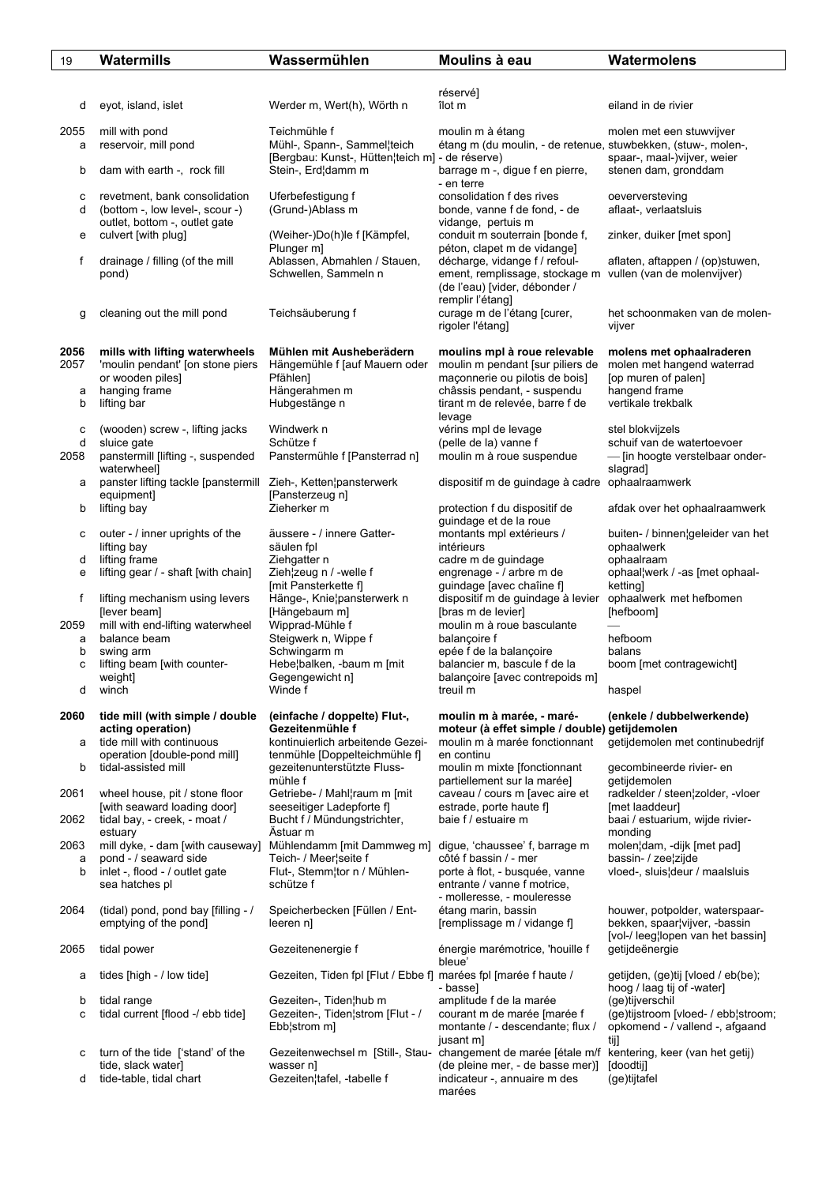| 19 | Watermills | Wassermühlen | Moulins à eau | Watermolens |
|---|---|---|---|---|
| | | | réservé] | |
| d | eyot, island, islet | Werder m, Wert(h), Wörth n | îlot m | eiland in de rivier |
| 2055 | mill with pond | Teichmühle f | moulin m à étang | molen met een stuwvijver |
| a | reservoir, mill pond | Mühl-, Spann-, Sammel¦teich [Bergbau: Kunst-, Hütten¦teich m] | étang m (du moulin, - de retenue, - de réserve) | stuwbekken, (stuw-, molen-, spaar-, maal-)vijver, weier |
| b | dam with earth -, rock fill | Stein-, Erd¦damm m | barrage m -, digue f en pierre, - en terre | stenen dam, gronddam |
| c | revetment, bank consolidation | Uferbefestigung f | consolidation f des rives | oeverversteving |
| d | (bottom -, low level-, scour -) outlet, bottom -, outlet gate | (Grund-)Ablass m | bonde, vanne f de fond, - de vidange, pertuis m | aflaat-, verlaatsluis |
| e | culvert [with plug] | (Weiher-)Do(h)le f [Kämpfel, Plunger m] | conduit m souterrain [bonde f, péton, clapet m de vidange] | zinker, duiker [met spon] |
| f | drainage / filling (of the mill pond) | Ablassen, Abmahlen / Stauen, Schwellen, Sammeln n | décharge, vidange f / refoulement, remplissage, stockage m (de l'eau) [vider, débonder / remplir l'étang] | aflaten, aftappen / (op)stuwen, vullen (van de molenvijver) |
| g | cleaning out the mill pond | Teichsäuberung f | curage m de l'étang [curer, rigoler l'étang] | het schoonmaken van de molenvijver |
| **2056** | **mills with lifting waterwheels** | **Mühlen mit Aushebe­rädern** | **moulins mpl à roue relevable** | **molens met ophaalraderen** |
| 2057 | 'moulin pendant' [on stone piers or wooden piles] | Hängemühle f [auf Mauern oder Pfählen] | moulin m pendant [sur piliers de maçonnerie ou pilotis de bois] | molen met hangend waterrad [op muren of palen] |
| a | hanging frame | Hängerahmen m | châssis pendant, - suspendu | hangend frame |
| b | lifting bar | Hubgestänge n | tirant m de relevée, barre f de levage | vertikale trekbalk |
| c | (wooden) screw -, lifting jacks | Windwerk n | vérins mpl de levage | stel blokvijzels |
| d | sluice gate | Schütze f | (pelle de la) vanne f | schuif van de watertoevoer |
| 2058 | panstermill [lifting -, suspended waterwheel] | Panstermühle f [Pansterrad n] | moulin m à roue suspendue | — [in hoogte verstelbaar onderslagrad] |
| a | panster lifting tackle [panstermill equipment] | Zieh-, Ketten¦pansterwerk [Pansterzeug n] | dispositif m de guindage à cadre | ophaalraamwerk |
| b | lifting bay | Zieherker m | protection f du dispositif de guindage et de la roue | afdak over het ophaalraamwerk |
| c | outer - / inner uprights of the lifting bay | äussere - / innere Gattersäulen fpl | montants mpl extérieurs / intérieurs | buiten- / binnen¦geleider van het ophaalwerk |
| d | lifting frame | Ziehgatter n | cadre m de guindage | ophaalraam |
| e | lifting gear / - shaft [with chain] | Zieh¦zeug n / -welle f [mit Pansterkette f] | engrenage - / arbre m de guindage [avec chaîne f] | ophaal¦werk / -as [met ophaalketting] |
| f | lifting mechanism using levers [lever beam] | Hänge-, Knie¦pansterwerk n [Hängebaum m] | dispositif m de guindage à levier [bras m de levier] | ophaalwerk met hefbomen [hefboom] |
| 2059 | mill with end-lifting waterwheel | Wipprad-Mühle f | moulin m à roue basculante | — |
| a | balance beam | Steigwerk n, Wippe f | balançoire f | hefboom |
| b | swing arm | Schwingarm m | epée f de la balançoire | balans |
| c | lifting beam [with counterweight] | Hebe¦balken, -baum m [mit Gegengewicht n] | balancier m, bascule f de la balançoire [avec contrepoids m] | boom [met contragewicht] |
| d | winch | Winde f | treuil m | haspel |
| **2060** | **tide mill (with simple / double acting operation)** | **(einfache / doppelte) Flut-, Gezeitenmühle f** | **moulin m à marée, - marémoteur (à effet simple / double)** | **(enkele / dubbelwerkende) getijdemolen** |
| a | tide mill with continuous operation [double-pond mill] | kontinuierlich arbeitende Gezeitenmühle [Doppelteichmühle f] | moulin m à marée fonctionnant en continu | getijdemolen met continubedrijf |
| b | tidal-assisted mill | gezeitenunterstützte Flussmühle f | moulin m mixte [fonctionnant partiellement sur la marée] | gecombineerde rivier- en getijdemolen |
| 2061 | wheel house, pit / stone floor [with seaward loading door] | Getriebe- / Mahl¦raum m [mit seeseitiger Ladepforte f] | caveau / cours m [avec aire et estrade, porte haute f] | radkelder / steen¦zolder, -vloer [met laaddeur] |
| 2062 | tidal bay, - creek, - moat / estuary | Bucht f / Mündungstrichter, Ästuar m | baie f / estuaire m | baai / estuarium, wijde riviermonding |
| 2063 | mill dyke, - dam [with causeway] | Mühlendamm [mit Dammweg m] | digue, 'chaussée' f, barrage m | molen¦dam, -dijk [met pad] |
| a | pond - / seaward side | Teich- / Meer¦seite f | côté f bassin / - mer | bassin- / zee¦zijde |
| b | inlet -, flood - / outlet gate sea hatches pl | Flut-, Stemm¦tor n / Mühlenschütze f | porte à flot, - busquée, vanne entrante / vanne f motrice, - molleresse, - mouleresse | vloed-, sluis¦deur / maalsluis |
| 2064 | (tidal) pond, pond bay [filling - / emptying of the pond] | Speicherbecken [Füllen / Entleeren n] | étang marin, bassin [remplissage m / vidange f] | houwer, potpolder, waterspaarbekken, spaar¦vijver, -bassin [vol-/ leeg¦lopen van het bassin] |
| 2065 | tidal power | Gezeitenenergie f | énergie marémotrice, 'houille f bleue' | getijdeënergie |
| a | tides [high - / low tide] | Gezeiten, Tiden fpl [Flut / Ebbe f] | marées fpl [marée f haute / - basse] | getijden, (ge)tij [vloed / eb(be); hoog / laag tij of -water] |
| b | tidal range | Gezeiten-, Tiden¦hub m | amplitude f de la marée | (ge)tijverschil |
| c | tidal current [flood -/ ebb tide] | Gezeiten-, Tiden¦strom [Flut - / Ebb¦strom m] | courant m de marée [marée f montante / - descendante; flux / jusant m] | (ge)tijstroom [vloed- / ebb¦stroom; opkomend - / vallend -, afgaand tij] |
| c | turn of the tide ['stand' of the tide, slack water] | Gezeitenwechsel m [Still-, Stauwasser n] | changement de marée [étale m/f (de pleine mer, - de basse mer)] | kentering, keer (van het getij) [doodtij] |
| d | tide-table, tidal chart | Gezeiten¦tafel, -tabelle f | indicateur -, annuaire m des marées | (ge)tijtafel |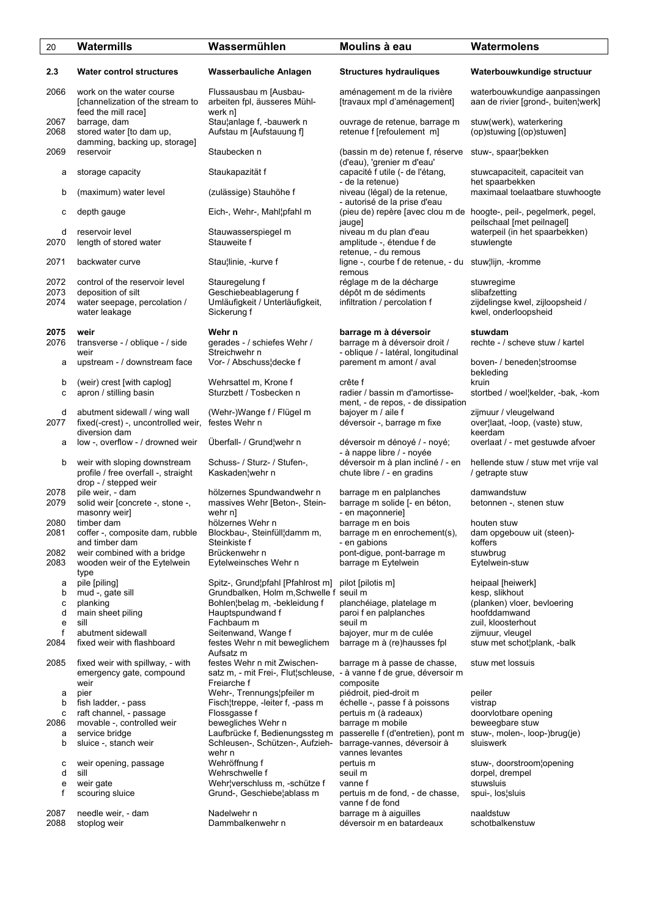| | Watermills | Wassermühlen | Moulins à eau | Watermolens |
|---|---|---|---|---|
| **2.3** | **Water control structures** | **Wasserbauliche Anlagen** | **Structures hydrauliques** | **Waterbouwkundige structuur** |
| 2066 | work on the water course [channelization of the stream to feed the mill race] | Flussausbau m [Ausbau-arbeiten fpl, äusseres Mühl-werk n] | aménagement m de la rivière [travaux mpl d'aménagement] | waterbouwkundige aanpassingen aan de rivier [grond-, buiten¦werk] |
| 2067 | barrage, dam | Stau¦anlage f, -bauwerk n | ouvrage de retenue, barrage m | stuw(werk), waterkering |
| 2068 | stored water [to dam up, damming, backing up, storage] | Aufstau m [Aufstauung f] | retenue f [refoulement m] | (op)stuwing [(op)stuwen] |
| 2069 | reservoir | Staubecken n | (bassin m de) retenue f, réserve (d'eau), 'grenier m d'eau' | stuw-, spaar¦bekken |
| a | storage capacity | Staukapazität f | capacité f utile (- de l'étang, - de la retenue) | stuwcapaciteit, capaciteit van het spaarbekken |
| b | (maximum) water level | (zulässige) Stauhöhe f | niveau (légal) de la retenue, - autorisé de la prise d'eau | maximaal toelaatbare stuwhoogte |
| c | depth gauge | Eich-, Wehr-, Mahl¦pfahl m | (pieu de) repère [avec clou m de jauge] | hoogte-, peil-, pegelmerk, pegel, peilschaal [met peilnagel] |
| d | reservoir level | Stauwasserspiegel m | niveau m du plan d'eau | waterpeil (in het spaarbekken) |
| 2070 | length of stored water | Stauweite f | amplitude -, étendue f de retenue, - du remous | stuwlengte |
| 2071 | backwater curve | Stau¦linie, -kurve f | ligne -, courbe f de retenue, - du remous | stuw¦lijn, -kromme |
| 2072 | control of the reservoir level | Stauregelung f | réglage m de la décharge | stuwregime |
| 2073 | deposition of silt | Geschiebeablagerung f | dépôt m de sédiments | slibafzetting |
| 2074 | water seepage, percolation / water leakage | Umläufigkeit / Unterläufigkeit, Sickerung f | infiltration / percolation f | zijdelingse kwel, zijloopsheid / kwel, onderloopsheid |
| **2075** | **weir** | **Wehr n** | **barrage m à déversoir** | **stuwdam** |
| 2076 | transverse - / oblique - / side weir | gerades - / schiefes Wehr / Streichwehr n | barrage m à déversoir droit / - oblique / - latéral, longitudinal | rechte - / scheve stuw / kartel |
| a | upstream - / downstream face | Vor- / Abschuss¦decke f | parement m amont / aval | boven- / beneden¦stroomse bekleding |
| b | (weir) crest [with caplog] | Wehrsattel m, Krone f | crête f | kruin |
| c | apron / stilling basin | Sturzbett / Tosbecken n | radier / bassin m d'amortisse-ment, - de repos, - de dissipation | stortbed / woel¦kelder, -bak, -kom |
| d | abutment sidewall / wing wall | (Wehr-)Wange f / Flügel m | bajoyer m / aile f | zijmuur / vleugelwand |
| 2077 | fixed(-crest) -, uncontrolled weir, diversion dam | festes Wehr n | déversoir -, barrage m fixe | over¦laat, -loop, (vaste) stuw, keerdam |
| a | low -, overflow - / drowned weir | Überfall- / Grund¦wehr n | déversoir m dénoyé / - noyé; - à nappe libre / - noyée | overlaat / - met gestuwde afvoer |
| b | weir with sloping downstream profile / free overfall -, straight drop - / stepped weir | Schuss- / Sturz- / Stufen-, Kaskaden¦wehr n | déversoir m à plan incliné / - en chute libre / - en gradins | hellende stuw / stuw met vrije val / getrapte stuw |
| 2078 | pile weir, - dam | hölzernes Spundwandwehr n | barrage m en palplanches | damwandstuw |
| 2079 | solid weir [concrete -, stone -, masonry weir] | massives Wehr [Beton-, Stein-wehr n] | barrage m solide [- en béton, - en maçonnerie] | betonnen -, stenen stuw |
| 2080 | timber dam | hölzernes Wehr n | barrage m en bois | houten stuw |
| 2081 | coffer -, composite dam, rubble and timber dam | Blockbau-, Steinfüll¦damm m, Steinkiste f | barrage m en enrochement(s), - en gabions | dam opgebouw uit (steen)-koffers |
| 2082 | weir combined with a bridge | Brückenwehr n | pont-digue, pont-barrage m | stuwbrug |
| 2083 | wooden weir of the Eytelwein type | Eytelweinsches Wehr n | barrage m Eytelwein | Eytelwein-stuw |
| a | pile [piling] | Spitz-, Grund¦pfahl [Pfahlrost m] | pilot [pilotis m] | heipaal [heiwerk] |
| b | mud -, gate sill | Grundbalken, Holm m,Schwelle f | seuil m | kesp, slikhout |
| c | planking | Bohlen¦belag m, -bekleidung f | planchéiage, platelage m | (planken) vloer, bevloering |
| d | main sheet piling | Hauptspundwand f | paroi f en palplanches | hoofddamwand |
| e | sill | Fachbaum m | seuil m | zuil, kloosterhout |
| f | abutment sidewall | Seitenwand, Wange f | bajoyer, mur m de culée | zijmuur, vleugel |
| 2084 | fixed weir with flashboard | festes Wehr n mit beweglichem Aufsatz m | barrage m à (re)hausses fpl | stuw met schot¦plank, -balk |
| 2085 | fixed weir with spillway, - with emergency gate, compound weir | festes Wehr n mit Zwischen-satz m, - mit Frei-, Flut¦schleuse, Freiarche f | barrage m à passe de chasse, - à vanne f de grue, déversoir m composite | stuw met lossuis |
| a | pier | Wehr-, Trennungs¦pfeiler m | piédroit, pied-droit m | peiler |
| b | fish ladder, - pass | Fisch¦treppe, -leiter f, -pass m | échelle -, passe f à poissons | vistrap |
| c | raft channel, - passage | Flossgasse f | pertuis m (à radeaux) | doorvlotbare opening |
| 2086 | movable -, controlled weir | bewegliches Wehr n | barrage m mobile | beweegbare stuw |
| a | service bridge | Laufbrücke f, Bedienungssteg m | passerelle f (d'entretien), pont m | stuw-, molen-, loop-)brug(je) |
| b | sluice -, stanch weir | Schleusen-, Schützen-, Aufzieh-wehr n | barrage-vannes, déversoir à vannes levantes | sluiswerk |
| c | weir opening, passage | Wehröffnung f | pertuis m | stuw-, doorstroom¦opening |
| d | sill | Wehrschwelle f | seuil m | dorpel, drempel |
| e | weir gate | Wehr¦verschluss m, -schütze f | vanne f | stuwsluis |
| f | scouring sluice | Grund-, Geschiebe¦ablass m | pertuis m de fond, - de chasse, vanne f de fond | spui-, los¦sluis |
| 2087 | needle weir, - dam | Nadelwehr n | barrage m à aiguilles | naaldstuw |
| 2088 | stoplog weir | Dammbalkenwehr n | déversoir m en batardeaux | schotbalkenstuw |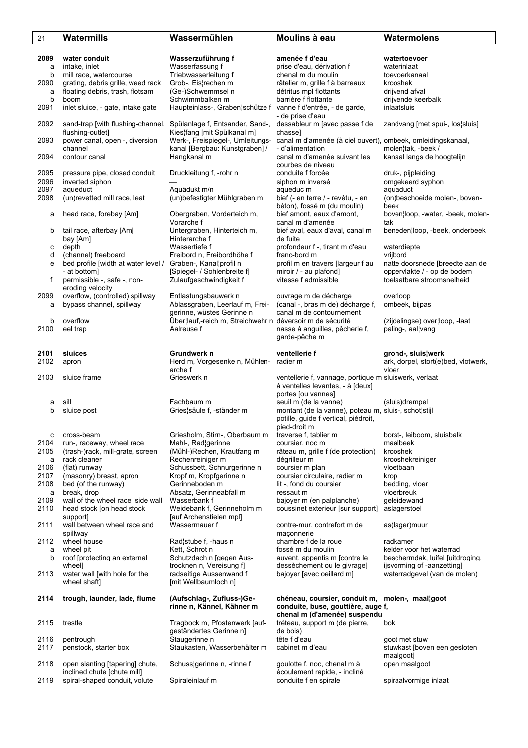| 21 | Watermills | Wassermühlen | Moulins à eau | Watermolens |
|---|---|---|---|---|
| **2089** | **water conduit** | **Wasserzuführung f** | **amenée f d'eau** | **watertoevoer** |
| a | intake, inlet | Wasserfassung f | prise d'eau, dérivation f | waterinlaat |
| b | mill race, watercourse | Triebwasserleitung f | chenal m du moulin | toevoerkanaal |
| 2090 | grating, debris grille, weed rack | Grob-, Eis¦rechen m | râtelier m, grille f à barreaux | krooshek |
| a | floating debris, trash, flotsam | (Ge-)Schwemmsel n | détritus mpl flottants | drijvend afval |
| b | boom | Schwimmbalken m | barrière f flottante | drijvende keerbalk |
| 2091 | inlet sluice, - gate, intake gate | Haupteinlass-, Graben¦schütze f | vanne f d'entrée, - de garde, - de prise d'eau | inlaatsluis |
| 2092 | sand-trap [with flushing-channel, flushing-outlet] | Spülanlage f, Entsander, Sand-, Kies¦fang [mit Spülkanal m] | dessableur m [avec passe f de chasse] | zandvang [met spui-, los¦sluis] |
| 2093 | power canal, open -, diversion channel | Werk-, Freispiegel-, Umleitungs-kanal [Bergbau: Kunstgraben] / | canal m d'amenée (à ciel ouvert), - d'alimentation | ombeek, omleidingskanaal, molen¦tak, -beek / |
| 2094 | contour canal | Hangkanal m | canal m d'amenée suivant les courbes de niveau | kanaal langs de hoogtelijn |
| 2095 | pressure pipe, closed conduit | Druckleitung f, -rohr n | conduite f forcée | druk-, pijpleiding |
| 2096 | inverted siphon | — | siphon m inversé | omgekeerd syphon |
| 2097 | aqueduct | Aquädukt m/n | aqueduc m | aquaduct |
| 2098 | (un)revetted mill race, leat | (un)befestigter Mühlgraben m | bief (- en terre / - revêtu, - en béton), fossé m (du moulin) | (on)beschoeide molen-, boven-beek |
| a | head race, forebay [Am] | Obergraben, Vorderteich m, Vorarche f | bief amont, eaux d'amont, canal m d'amenée | boven¦loop, -water, -beek, molen-tak |
| b | tail race, afterbay [Am] bay [Am] | Untergraben, Hinterteich m, Hinterarche f | bief aval, eaux d'aval, canal m de fuite | beneden¦loop, -beek, onderbeek |
| c | depth | Wassertiefe f | profondeur f -, tirant m d'eau | waterdiepte |
| d | (channel) freeboard | Freibord n, Freibordhöhe f | franc-bord m | vrijbord |
| e | bed profile [width at water level / - at bottom] | Graben-, Kanal¦profil n [Spiegel- / Sohlenbreite f] | profil m en travers [largeur f au miroir / - au plafond] | natte doorsnede [breedte aan de oppervlakte / - op de bodem |
| f | permissible -, safe -, non-eroding velocity | Zulaufgeschwindigkeit f | vitesse f admissible | toelaatbare stroomsnelheid |
| 2099 | overflow, (controlled) spillway | Entlastungsbauwerk n | ouvrage m de décharge | overloop |
| a | bypass channel, spillway | Ablassgraben, Leerlauf m, Frei-gerinne, wüstes Gerinne n | (canal -, bras m de) décharge f, canal m de contournement | ombeek, bijpas |
| b | overflow | Über¦lauf,-reich m, Streichwehr n | déversoir m de sécurité | (zijdelingse) over¦loop, -laat |
| 2100 | eel trap | Aalreuse f | nasse à anguilles, pêcherie f, garde-pêche m | paling-, aal¦vang |
| **2101** | **sluices** | **Grundwerk n** | **ventellerie f** | **grond-, sluis¦werk** |
| 2102 | apron | Herd m, Vorgesenke n, Mühlen-arche f | radier m | ark, dorpel, stort(e)bed, vlotwerk, vloer |
| 2103 | sluice frame | Grieswerk n | ventellerie f, vannage, portique m à ventelles levantes, - à [deux] portes [ou vannes] | sluiswerk, verlaat |
| a | sill | Fachbaum m | seuil m (de la vanne) | (sluis)drempel |
| b | sluice post | Gries¦säule f, -ständer m | montant (de la vanne), poteau m, potille, guide f vertical, piédroit, pied-droit m | sluis-, schot¦stijl |
| c | cross-beam | Griesholm, Stirn-, Oberbaum m | traverse f, tablier m | borst-, leiboom, sluisbalk |
| 2104 | run-, raceway, wheel race | Mahl-, Rad¦gerinne | coursier, noc m | maalbeek |
| 2105 | (trash-)rack, mill-grate, screen | (Mühl-)Rechen, Krautfang m | râteau m, grille f (de protection) | krooshek |
| a | rack cleaner | Rechenreiniger m | dégrilleur m | krooshekreiniger |
| 2106 | (flat) runway | Schussbett, Schnurgerinne n | coursier m plan | vloetbaan |
| 2107 | (masonry) breast, apron | Kropf m, Kropfgerinne n | coursier circulaire, radier m | krop |
| 2108 | bed (of the runway) | Gerinneboden m | lit -, fond du coursier | bedding, vloer |
| a | break, drop | Absatz, Gerinneabfall m | ressaut m | vloerbreuk |
| 2109 | wall of the wheel race, side wall | Wasserbank f | bajoyer m (en palplanche) | geleidewand |
| 2110 | head stock [on head stock support] | Weidebank f, Gerinneholm m [auf Archenstielen mpl] | coussinet exterieur [sur support] | aslagerstoel |
| 2111 | wall between wheel race and spillway | Wassermauer f | contre-mur, contrefort m de maçonnerie | as(lager)muur |
| 2112 | wheel house | Rad¦stube f, -haus n | chambre f de la roue | radkamer |
| a | wheel pit | Kett, Schrot n | fossé m du moulin | kelder voor het waterrad |
| b | roof [protecting an external wheel] | Schutzdach n [gegen Aus-trocknen n, Vereisung f] | auvent, appentis m [contre le dessèchement ou le givrage] | beschermdak, luifel [uitdroging, ijsvorming of -aanzetting] |
| 2113 | water wall [with hole for the wheel shaft] | radseitige Aussenwand f [mit Wellbaumloch n] | bajoyer [avec oeillard m] | waterradgevel (van de molen) |
| **2114** | **trough, launder, lade, flume** | **(Aufschlag-, Zufluss-)Ge-rinne n, Kännel, Kähner m** | **chéneau, coursier, conduit m, conduite, buse, gouttière, auge f, chenal m (d'amenée) suspendu** | **molen-, maal¦goot** |
| 2115 | trestle | Tragbock m, Pfostenwerk [auf-geständertes Gerinne n] | tréteau, support m (de pierre, de bois) | bok |
| 2116 | pentrough | Staugerinne n | tête f d'eau | goot met stuw |
| 2117 | penstock, starter box | Staukasten, Wasserbehälter m | cabinet m d'eau | stuwkast [boven een gesloten maalgoot] |
| 2118 | open slanting [tapering] chute, inclined chute [chute mill] | Schuss¦gerinne n, -rinne f | goulotte f, noc, chenal m à écoulement rapide, - incliné | open maalgoot |
| 2119 | spiral-shaped conduit, volute | Spiraleinlauf m | conduite f en spirale | spiraalvormige inlaat |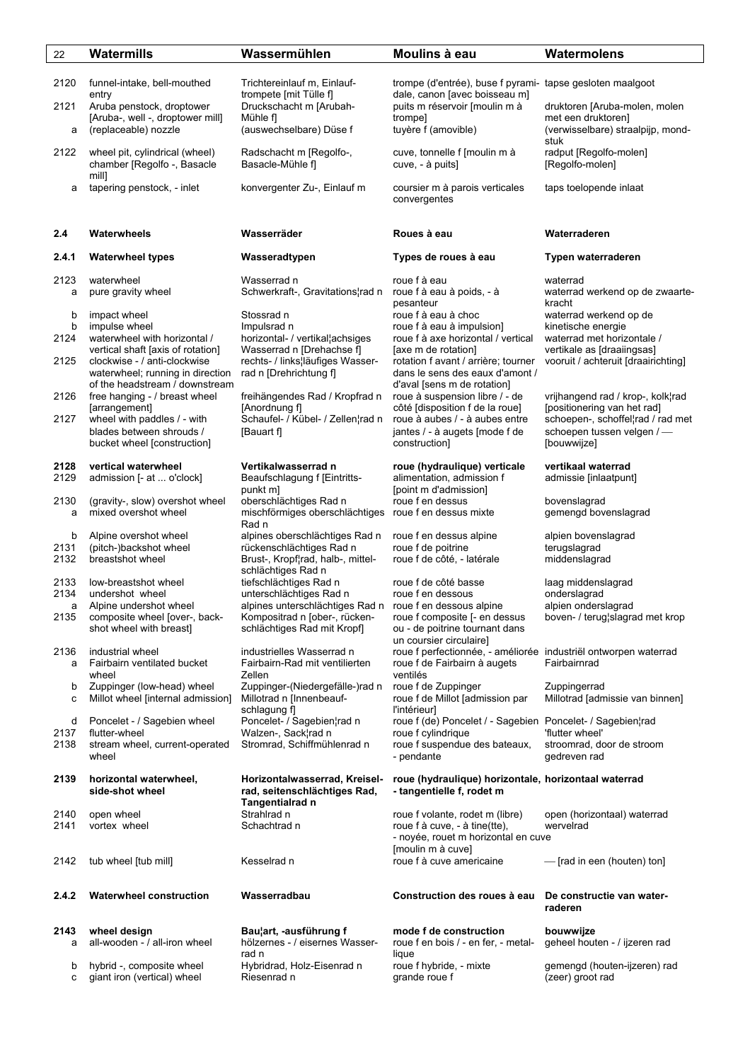| | Watermills | Wassermühlen | Moulins à eau | Watermolens |
|---|---|---|---|---|
| 2120 | funnel-intake, bell-mouthed entry | Trichtereinlauf m, Einlauf-trompete [mit Tülle f] | trompe (d'entrée), buse f pyramidale, canon [avec boisseau m] | tapse gesloten maalgoot |
| 2121 | Aruba penstock, droptower [Aruba-, well -, droptower mill] | Druckschacht m [Arubah-Mühle f] | puits m réservoir [moulin m à trompe] | druktoren [Aruba-molen, molen met een druktoren] |
| a | (replaceable) nozzle | (auswechselbare) Düse f | tuyère f (amovible) | (verwisselbare) straalpijp, mondstuk |
| 2122 | wheel pit, cylindrical (wheel) chamber [Regolfo -, Basacle mill] | Radschacht m [Regolfo-, Basacle-Mühle f] | cuve, tonnelle f [moulin m à cuve, - à puits] | radput [Regolfo-molen] [Regolfo-molen] |
| a | tapering penstock, - inlet | konvergenter Zu-, Einlauf m | coursier m à parois verticales convergentes | taps toelopende inlaat |
| **2.4** | **Waterwheels** | **Wasserräder** | **Roues à eau** | **Waterraderen** |
| **2.4.1** | **Waterwheel types** | **Wasseradtypen** | **Types de roues à eau** | **Typen waterraderen** |
| 2123 | waterwheel | Wasserrad n | roue f à eau | waterrad |
| a | pure gravity wheel | Schwerkraft-, Gravitations¦rad n | roue f à eau à poids, - à pesanteur | waterrad werkend op de zwaartekracht |
| b | impact wheel | Stossrad n | roue f à eau à choc | waterrad werkend op de |
| b | impulse wheel | Impulsrad n | roue f à eau à impulsion] | kinetische energie |
| 2124 | waterwheel with horizontal / vertical shaft [axis of rotation] | horizontal- / vertikal¦achsiges Wasserrad n [Drehachse f] | roue f à axe horizontal / vertical [axe m de rotation] | waterrad met horizontale / vertikale as [draaiingsas] |
| 2125 | clockwise - / anti-clockwise waterwheel; running in direction of the headstream / downstream | rechts- / links¦läufiges Wasserrad n [Drehrichtung f] | rotation f avant / arrière; tourner dans le sens des eaux d'amont / d'aval [sens m de rotation] | vooruit / achteruit [draairichting] |
| 2126 | free hanging - / breast wheel [arrangement] | freihängendes Rad / Kropfrad n [Anordnung f] | roue à suspension libre / - de côté [disposition f de la roue] | vrijhangend rad / krop-, kolk¦rad [positionering van het rad] |
| 2127 | wheel with paddles / - with blades between shrouds / bucket wheel [construction] | Schaufel- / Kübel- / Zellen¦rad n [Bauart f] | roue à aubes / - à aubes entre jantes / - à augets [mode f de construction] | schoepen-, schoffel¦rad / rad met schoepen tussen velgen / — [bouwwijze] |
| **2128** | **vertical waterwheel** | **Vertikalwasserrad n** | **roue (hydraulique) verticale** | **vertikaal waterrad** |
| 2129 | admission [- at ... o'clock] | Beaufschlagung f [Eintrittspunkt m] | alimentation, admission f [point m d'admission] | admissie [inlaatpunt] |
| 2130 | (gravity-, slow) overshot wheel | oberschlächtiges Rad n | roue f en dessus | bovenslagrad |
| a | mixed overshot wheel | mischförmiges oberschlächtiges Rad n | roue f en dessus mixte | gemengd bovenslagrad |
| b | Alpine overshot wheel | alpines oberschlächtiges Rad n | roue f en dessus alpine | alpien bovenslagrad |
| 2131 | (pitch-)backshot wheel | rückenschlächtiges Rad n | roue f de poitrine | terugslagrad |
| 2132 | breastshot wheel | Brust-, Kropf¦rad, halb-, mittelschlächtiges Rad n | roue f de côté, - latérale | middenslagrad |
| 2133 | low-breastshot wheel | tiefschlächtiges Rad n | roue f de côté basse | laag middenslagrad |
| 2134 | undershot wheel | unterschlächtiges Rad n | roue f en dessous | onderslagrad |
| a | Alpine undershot wheel | alpines unterschlächtiges Rad n | roue f en dessous alpine | alpien onderslagrad |
| 2135 | composite wheel [over-, backshot wheel with breast] | Kompositrad n [ober-, rückenschlächtiges Rad mit Kropf] | roue f composite [- en dessus ou - de poitrine tournant dans un coursier circulaire] | boven- / terug¦slagrad met krop |
| 2136 | industrial wheel | industrielles Wasserrad n | roue f perfectionnée, - améliorée | industriël ontworpen waterrad |
| a | Fairbairn ventilated bucket wheel | Fairbairn-Rad mit ventilierten Zellen | roue f de Fairbairn à augets ventilés | Fairbairnrad |
| b | Zuppinger (low-head) wheel | Zuppinger-(Niedergefälle-)rad n | roue f de Zuppinger | Zuppingerrad |
| c | Millot wheel [internal admission] | Millotrad n [Innenbeaufschlagung f] | roue f de Millot [admission par l'intérieur] | Millotrad [admissie van binnen] |
| d | Poncelet - / Sagebien wheel | Poncelet- / Sagebien¦rad n | roue f (de) Poncelet / - Sagebien | Poncelet- / Sagebien¦rad |
| 2137 | flutter-wheel | Walzen-, Sack¦rad n | roue f cylindrique | 'flutter wheel' |
| 2138 | stream wheel, current-operated wheel | Stromrad, Schiffmühlenrad n | roue f suspendue des bateaux, - pendante | stroomrad, door de stroom gedreven rad |
| **2139** | **horizontal waterwheel, side-shot wheel** | **Horizontalwasserrad, Kreiselrad, seitenschlächtiges Rad, Tangentialrad n** | **roue (hydraulique) horizontale, - tangentielle f, rodet m** | **horizontaal waterrad** |
| 2140 | open wheel | Strahlrad n | roue f volante, rodet m (libre) | open (horizontaal) waterrad |
| 2141 | vortex wheel | Schachtrad n | roue f à cuve, - à tine(tte), - noyée, rouet m horizontal en cuve [moulin m à cuve] | wervelrad |
| 2142 | tub wheel [tub mill] | Kesselrad n | roue f à cuve americaine | — [rad in een (houten) ton] |
| **2.4.2** | **Waterwheel construction** | **Wasserradbau** | **Construction des roues à eau** | **De constructie van waterraderen** |
| **2143** | **wheel design** | **Bau¦art, -ausführung f** | **mode f de construction** | **bouwwijze** |
| a | all-wooden - / all-iron wheel | hölzernes - / eisernes Wasserrad n | roue f en bois / - en fer, - metallique | geheel houten - / ijzeren rad |
| b | hybrid -, composite wheel | Hybridrad, Holz-Eisenrad n | roue f hybride, - mixte | gemengd (houten-ijzeren) rad |
| c | giant iron (vertical) wheel | Riesenrad n | grande roue f | (zeer) groot rad |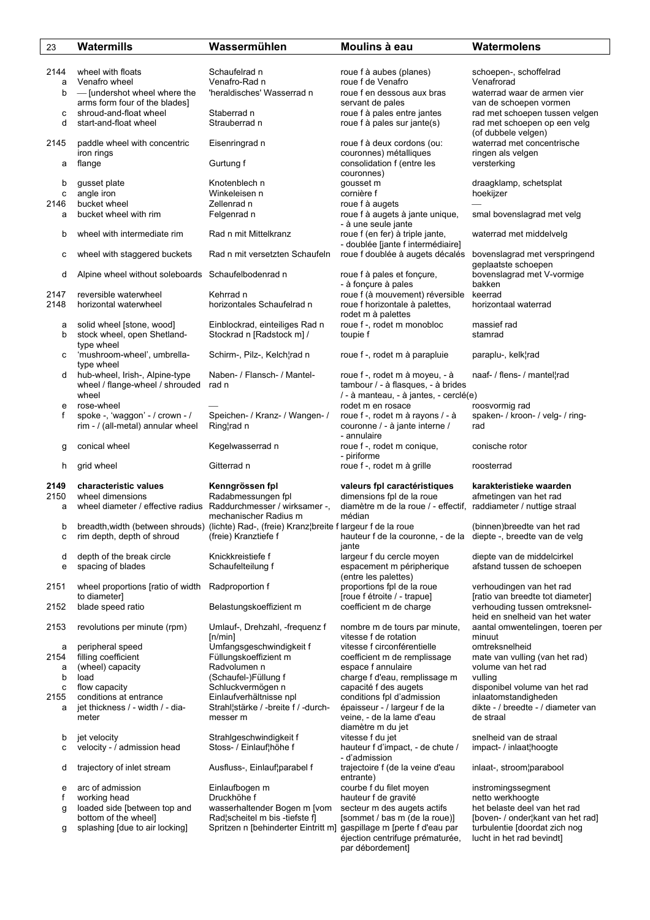| | | Watermills | Wassermühlen | Moulins à eau | Watermolens |
|---|---|---|---|---|---|
| 2144 | | wheel with floats | Schaufelrad n | roue f à aubes (planes) | schoepen-, schoffelrad |
| | a | Venafro wheel | Venafro-Rad n | roue f de Venafro | Venafrorad |
| | b | — [undershot wheel where the arms form four of the blades] | 'heraldisches' Wasserrad n | roue f en dessous aux bras servant de pales | waterrad waar de armen vier van de schoepen vormen |
| | c | shroud-and-float wheel | Staberrad n | roue f à pales entre jantes | rad met schoepen tussen velgen |
| | d | start-and-float wheel | Strauberrad n | roue f à pales sur jante(s) | rad met schoepen op een velg (of dubbele velgen) |
| 2145 | | paddle wheel with concentric iron rings | Eisenringrad n | roue f à deux cordons (ou: couronnes) métalliques | waterrad met concentrische ringen als velgen |
| | a | flange | Gurtung f | consolidation f (entre les couronnes) | versterking |
| | b | gusset plate | Knotenblech n | gousset m | draagklamp, schetsplat |
| | c | angle iron | Winkeleisen n | cornière f | hoekijzer |
| 2146 | | bucket wheel | Zellenrad n | roue f à augets | — |
| | a | bucket wheel with rim | Felgenrad n | roue f à augets à jante unique, - à une seule jante | smal bovenslagrad met velg |
| | b | wheel with intermediate rim | Rad n mit Mittelkranz | roue f (en fer) à triple jante, - doublée [jante f intermédiaire] | waterrad met middelvelg |
| | c | wheel with staggered buckets | Rad n mit versetzten Schaufeln | roue f doublée à augets décalés | bovenslagrad met verspringend geplaatste schoepen |
| | d | Alpine wheel without soleboards | Schaufelbodenrad n | roue f à pales et fonçure, - à fonçure à pales | bovenslagrad met V-vormige bakken |
| 2147 | | reversible waterwheel | Kehrrad n | roue f (à mouvement) réversible | keerrad |
| 2148 | | horizontal waterwheel | horizontales Schaufelrad n | roue f horizontale à palettes, rodet m à palettes | horizontaal waterrad |
| | a | solid wheel [stone, wood] | Einblockrad, einteiliges Rad n | roue f -, rodet m monobloc | massief rad |
| | b | stock wheel, open Shetland-type wheel | Stockrad n [Radstock m] / | toupie f | stamrad |
| | c | 'mushroom-wheel', umbrella-type wheel | Schirm-, Pilz-, Kelch¦rad n | roue f -, rodet m à parapluie | paraplu-, kelk¦rad |
| | d | hub-wheel, Irish-, Alpine-type wheel / flange-wheel / shrouded wheel | Naben- / Flansch- / Mantel-rad n | roue f -, rodet m à moyeu, - à tambour / - à flasques, - à brides / - à manteau, - à jantes, - cerclé(e) | naaf- / flens- / mantel¦rad |
| | e | rose-wheel | — | rodet m en rosace | roosvormig rad |
| | f | spoke -, 'waggon' - / crown - / rim - / (all-metal) annular wheel | Speichen- / Kranz- / Wangen- / Ring¦rad n | roue f -, rodet m à rayons / - à couronne / - à jante interne / - annulaire | spaken- / kroon- / velg- / ring-rad |
| | g | conical wheel | Kegelwasserrad n | roue f -, rodet m conique, - piriforme | conische rotor |
| | h | grid wheel | Gitterrad n | roue f -, rodet m à grille | roosterrad |
| **2149** | | **characteristic values** | **Kenngrössen fpl** | **valeurs fpl caractéristiques** | **karakteristieke waarden** |
| 2150 | | wheel dimensions | Radabmessungen fpl | dimensions fpl de la roue | afmetingen van het rad |
| | a | wheel diameter / effective radius | Raddurchmesser / wirksamer -, mechanischer Radius m | diamètre m de la roue / - effectif, médian | raddiameter / nuttige straal |
| | b | breadth,width (between shrouds) | (lichte) Rad-, (freie) Kranz¦breite f | largeur f de la roue | (binnen)breedte van het rad |
| | c | rim depth, depth of shroud | (freie) Kranztiefe f | hauteur f de la couronne, - de la jante | diepte -, breedte van de velg |
| | d | depth of the break circle | Knickkreistiefe f | largeur f du cercle moyen | diepte van de middelcirkel |
| | e | spacing of blades | Schaufelteilung f | espacement m péripherique (entre les palettes) | afstand tussen de schoepen |
| 2151 | | wheel proportions [ratio of width to diameter] | Radproportion f | proportions fpl de la roue [roue f étroite / - trapue] | verhoudingen van het rad [ratio van breedte tot diameter] |
| 2152 | | blade speed ratio | Belastungskoeffizient m | coefficient m de charge | verhouding tussen omtreksnelheid en snelheid van het water |
| 2153 | | revolutions per minute (rpm) | Umlauf-, Drehzahl, -frequenz f [n/min] | nombre m de tours par minute, vitesse f de rotation | aantal omwentelingen, toeren per minuut |
| | a | peripheral speed | Umfangsgeschwindigkeit f | vitesse f circonférentielle | omtreksnelheid |
| 2154 | | filling coefficient | Füllungskoeffizient m | coefficient m de remplissage | mate van vulling (van het rad) |
| | a | (wheel) capacity | Radvolumen n | espace f annulaire | volume van het rad |
| | b | load | (Schaufel-)Füllung f | charge f d'eau, remplissage m | vulling |
| | c | flow capacity | Schluckvermögen n | capacité f des augets | disponibel volume van het rad |
| 2155 | | conditions at entrance | Einlaufverhältnisse npl | conditions fpl d'admission | inlaatomstandigheden |
| | a | jet thickness / - width / - diameter | Strahl¦stärke / -breite f / -durchmesser m | épaisseur - / largeur f de la veine, - de la lame d'eau diamètre m du jet | dikte - / breedte - / diameter van de straal |
| | b | jet velocity | Strahlgeschwindigkeit f | vitesse f du jet | snelheid van de straal |
| | c | velocity - / admission head | Stoss- / Einlauf¦höhe f | hauteur f d'impact, - de chute / - d'admission | impact- / inlaat¦hoogte |
| | d | trajectory of inlet stream | Ausfluss-, Einlauf¦parabel f | trajectoire f (de la veine d'eau entrante) | inlaat-, stroom¦parabool |
| | e | arc of admission | Einlaufbogen m | courbe f du filet moyen | instromingssegment |
| | f | working head | Druckhöhe f | hauteur f de gravité | netto werkhoogte |
| | g | loaded side [between top and bottom of the wheel] | wasserhaltender Bogen m [vom Rad¦scheitel m bis -tiefste f] | secteur m des augets actifs [sommet / bas m (de la roue)] | het belaste deel van het rad [boven- / onder¦kant van het rad] |
| | g | splashing [due to air locking] | Spritzen n [behinderter Eintritt m] | gaspillage m [perte f d'eau par éjection centrifuge prématurée, par débordement] | turbulentie [doordat zich nog lucht in het rad bevindt] |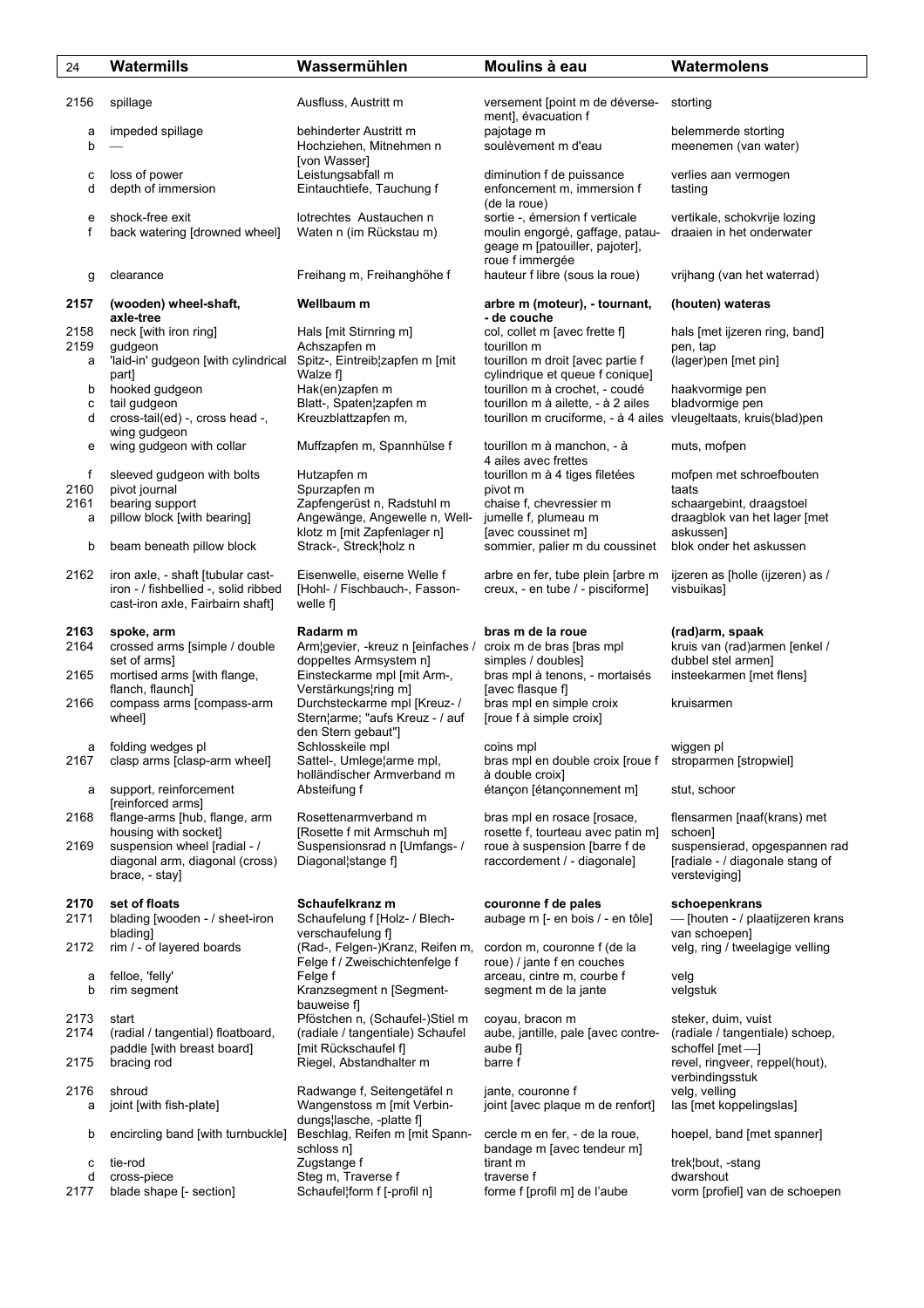| | Watermills | Wassermühlen | Moulins à eau | Watermolens |
|---|---|---|---|---|
| 2156 | spillage | Ausfluss, Austritt m | versement [point m de déversement], évacuation f | storting |
| a | impeded spillage | behinderter Austritt m | pajotage m | belemmerde storting |
| b | — | Hochziehen, Mitnehmen n [von Wasser] | soulèvement m d'eau | meenemen (van water) |
| c | loss of power | Leistungsabfall m | diminution f de puissance | verlies aan vermogen |
| d | depth of immersion | Eintauchtiefe, Tauchung f | enfoncement m, immersion f (de la roue) | tasting |
| e | shock-free exit | lotrechtes Austauchen n | sortie -, émersion f verticale | vertikale, schokvrije lozing |
| f | back watering [drowned wheel] | Waten n (im Rückstau m) | moulin engorgé, gaffage, pataugeage m [patouiller, pajoter], roue f immergée | draaien in het onderwater |
| g | clearance | Freihang m, Freihanghöhe f | hauteur f libre (sous la roue) | vrijhang (van het waterrad) |
| **2157** | **(wooden) wheel-shaft, axle-tree** | **Wellbaum m** | **arbre m (moteur), - tournant, - de couche** | **(houten) wateras** |
| 2158 | neck [with iron ring] | Hals [mit Stirnring m] | col, collet m [avec frette f] | hals [met ijzeren ring, band] |
| 2159 | gudgeon | Achszapfen m | tourillon m | pen, tap |
| a | 'laid-in' gudgeon [with cylindrical part] | Spitz-, Eintreib¦zapfen m [mit Walze f] | tourillon m droit [avec partie f cylindrique et queue f conique] | (lager)pen [met pin] |
| b | hooked gudgeon | Hak(en)zapfen m | tourillon m à crochet, - coudé | haakvormige pen |
| c | tail gudgeon | Blatt-, Spaten¦zapfen m | tourillon m à ailette, - à 2 ailes | bladvormige pen |
| d | cross-tail(ed) -, cross head -, wing gudgeon | Kreuzblattzapfen m, | tourillon m cruciforme, - à 4 ailes | vleugeltaats, kruis(blad)pen |
| e | wing gudgeon with collar | Muffzapfen m, Spannhülse f | tourillon m à manchon, - à 4 ailes avec frettes | muts, mofpen |
| f | sleeved gudgeon with bolts | Hutzapfen m | tourillon m à 4 tiges filetées | mofpen met schroefbouten |
| 2160 | pivot journal | Spurzapfen m | pivot m | taats |
| 2161 | bearing support | Zapfengerüst n, Radstuhl m | chaise f, chevressier m | schaargebint, draagstoel |
| a | pillow block [with bearing] | Angewänge, Angewende n, Wellklotz m [mit Zapfenlager n] | jumelle f, plumeau m [avec coussinet m] | draagblok van het lager [met askussen] |
| b | beam beneath pillow block | Strack-, Streck¦holz n | sommier, palier m du coussinet | blok onder het askussen |
| 2162 | iron axle, - shaft [tubular cast-iron - / fishbellied -, solid ribbed cast-iron axle, Fairbairn shaft] | Eisenwelle, eiserne Welle f [Hohl- / Fischbauch-, Fassonwelle f] | arbre m en fer, tube plein [arbre m creux, - en tube / - pisciforme] | ijzeren as [holle (ijzeren) as / visbuikas] |
| **2163** | **spoke, arm** | **Radarm m** | **bras m de la roue** | **(rad)arm, spaak** |
| 2164 | crossed arms [simple / double set of arms] | Arm¦gevier, -kreuz n [einfaches / doppeltes Armsystem n] | croix m de bras [bras mpl simples / doubles] | kruis van (rad)armen [enkel / dubbel stel armen] |
| 2165 | mortised arms [with flange, flanch, flaunch] | Einsteckarme mpl [mit Arm-, Verstärkungs¦ring m] | bras mpl à tenons, - mortaisés [avec flasque f] | insteekarmen [met flens] |
| 2166 | compass arms [compass-arm wheel] | Durchsteckarme mpl [Kreuz- / Stern¦arme; "aufs Kreuz - / auf den Stern gebaut"] | bras mpl en simple croix [roue f à simple croix] | kruisarmen |
| a | folding wedges pl | Schlosskeile mpl | coins mpl | wiggen pl |
| 2167 | clasp arms [clasp-arm wheel] | Sattel-, Umlege¦arme mpl, holländischer Armverband m | bras mpl en double croix [roue f à double croix] | stroparmen [stropwiel] |
| a | support, reinforcement [reinforced arms] | Absteifung f | étançon [étançonnement m] | stut, schoor |
| 2168 | flange-arms [hub, flange, arm housing with socket] | Rosettenarmverband m [Rosette f mit Armschuh m] | bras mpl en rosace [rosace, rosette f, tourteau avec patin m] | flensarmen [naaf(krans) met schoen] |
| 2169 | suspension wheel [radial - / diagonal arm, diagonal (cross) brace, - stay] | Suspensionsrad n [Umfangs- / Diagonal¦stange f] | roue à suspension [barre f de raccordement / - diagonale] | suspensierad, opgespannen rad [radiale - / diagonale stang of versteviging] |
| **2170** | **set of floats** | **Schaufelkranz m** | **couronne f de pales** | **schoepenkrans** |
| 2171 | blading [wooden - / sheet-iron blading] | Schaufelung f [Holz- / Blechverschaufelung f] | aubage m [- en bois / - en tôle] | — [houten - / plaatijzeren krans van schoepen] |
| 2172 | rim / - of layered boards | (Rad-, Felgen-)Kranz, Reifen m, Felge f / Zweischichtenfelge f | cordon m, couronne f (de la roue) / jante f en couches | velg, ring / tweelagige velling |
| a | felloe, 'felly' | Felge f | arceau, cintre m, courbe f | velg |
| b | rim segment | Kranzsegment n [Segmentbauweise f] | segment m de la jante | velgstuk |
| 2173 | start | Pföstchen n, (Schaufel-)Stiel m | coyau, bracon m | steker, duim, vuist |
| 2174 | (radial / tangential) floatboard, paddle [with breast board] | (radiale / tangentiale) Schaufel [mit Rückschaufel f] | aube, jantille, pale [avec contre-aube f] | (radiale / tangential) schoep, schoffel [met —] |
| 2175 | bracing rod | Riegel, Abstandhalter m | barre f | revel, ringveer, reppel(hout), verbindingsstuk |
| 2176 | shroud | Radwange f, Seitengetäfel n | jante, couronne f | velg, velling |
| a | joint [with fish-plate] | Wangenstoss m [mit Verbindungs¦lasche, -platte f] | joint [avec plaque m de renfort] | las [met koppelingslas] |
| b | encircling band [with turnbuckle] | Beschlag, Reifen m [mit Spannschloss n] | cercle m en fer, - de la roue, bandage m [avec tendeur m] | hoepel, band [met spanner] |
| c | tie-rod | Zugstange f | tirant m | trek¦bout, -stang |
| d | cross-piece | Steg m, Traverse f | traverse f | dwarshout |
| 2177 | blade shape [- section] | Schaufel¦form f [-profil n] | forme f [profil m] de l'aube | vorm [profiel] van de schoepen |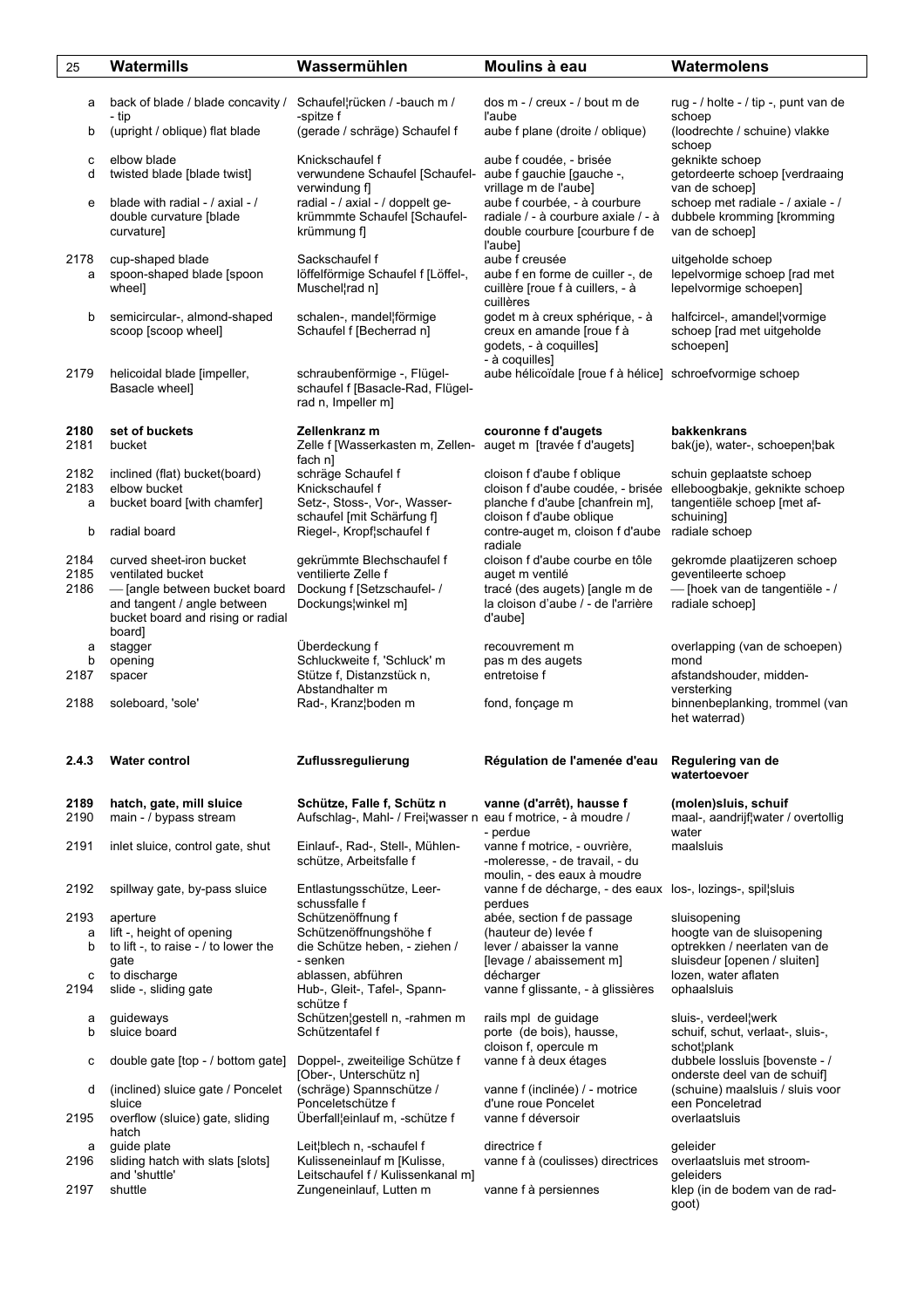| 25 | Watermills | Wassermühlen | Moulins à eau | Watermolens |
|---|---|---|---|---|
| a | back of blade / blade concavity / - tip | Schaufel¦rücken / -bauch m / -spitze f | dos m - / creux - / bout m de l'aube | rug - / holte - / tip -, punt van de schoep |
| b | (upright / oblique) flat blade | (gerade / schräge) Schaufel f | aube f plane (droite / oblique) | (loodrechte / schuine) vlakke schoep |
| c | elbow blade | Knickschaufel f | aube f coudée, - brisée | geknikte schoep |
| d | twisted blade [blade twist] | verwundene Schaufel [Schaufel-verwindung f] | aube f gauchie [gauche -, vrillage m de l'aube] | getordeerte schoep [verdraaing van de schoep] |
| e | blade with radial - / axial - / double curvature [blade curvature] | radial - / axial - / doppelt ge-krümmmte Schaufel [Schaufel-krümmung f] | aube f courbée, - à courbure radiale / - à courbure axiale / - à double courbure [courbure f de l'aube] | schoep met radiale - / axiale - / dubbele kromming [kromming van de schoep] |
| 2178 | cup-shaped blade | Sackschaufel f | aube f creusée | uitgeholde schoep |
| a | spoon-shaped blade [spoon wheel] | löffelförmige Schaufel f [Löffel-, Muschel¦rad n] | aube f en forme de cuiller -, de cuillère [roue f à cuillers, - à cuillères | lepelvormige schoep [rad met lepelvormige schoepen] |
| b | semicircular-, almond-shaped scoop [scoop wheel] | schalen-, mandel¦förmige Schaufel f [Becherrad n] | godet m à creux sphérique, - à creux en amande [roue f à godets, - à coquilles] - à coquilles] | halfcircel-, amandel¦vormige schoep [rad met uitgeholde schoepen] |
| 2179 | helicoidal blade [impeller, Basacle wheel] | schraubenförmige -, Flügel-schaufel f [Basacle-Rad, Flügel-rad n, Impeller m] | aube hélicoïdale [roue f à hélice] | schroefvormige schoep |
| **2180** | **set of buckets** | **Zellenkranz m** | **couronne f d'augets** | **bakkenkrans** |
| 2181 | bucket | Zelle f [Wasserkasten m, Zellen-fach n] | auget m [travée f d'augets] | bak(je), water-, schoepen¦bak |
| 2182 | inclined (flat) bucket(board) | schräge Schaufel f | cloison f d'aube f oblique | schuin geplaatste schoep |
| 2183 | elbow bucket | Knickschaufel f | cloison f d'aube coudée, - brisée | elleboogbakje, geknikte schoep |
| a | bucket board [with chamfer] | Setz-, Stoss-, Vor-, Wasser-schaufel [mit Schärfung f] | planche f d'aube [chanfrein m], cloison f d'aube oblique | tangentiële schoep [met af-schuining] |
| b | radial board | Riegel-, Kropf¦schaufel f | contre-auget m, cloison f d'aube radiale | radiale schoep |
| 2184 | curved sheet-iron bucket | gekrümmte Blechschaufel f | cloison f d'aube courbe en tôle | gekromde plaatijzeren schoep |
| 2185 | ventilated bucket | ventilierte Zelle f | auget m ventilé | geventileerte schoep |
| 2186 | — [angle between bucket board and tangent / angle between bucket board and rising or radial board] | Dockung f [Setzschaufel- / Dockungs¦winkel m] | tracé (des augets) [angle m de la cloison d'aube / - de l'arrière d'aube] | — [hoek van de tangentiële - / radiale schoep] |
| a | stagger | Überdeckung f | recouvrement m | overlapping (van de schoepen) |
| b | opening | Schluckweite f, 'Schluck' m | pas m des augets | mond |
| 2187 | spacer | Stütze f, Distanzstück n, Abstandhalter m | entretoise f | afstandshouder, midden-versterking |
| 2188 | soleboard, 'sole' | Rad-, Kranz¦boden m | fond, fonçage m | binnenbeplanking, trommel (van het waterrad) |
| **2.4.3** | **Water control** | **Zuflussregulierung** | **Régulation de l'amenée d'eau** | **Regulering van de watertoevoer** |
| **2189** | **hatch, gate, mill sluice** | **Schütze, Falle f, Schütz n** | **vanne (d'arrêt), hausse f** | **(molen)sluis, schuif** |
| 2190 | main - / bypass stream | Aufschlag-, Mahl- / Frei¦wasser n | eau f motrice, - à moudre / - perdue | maal-, aandrijf¦water / overtollig water |
| 2191 | inlet sluice, control gate, shut | Einlauf-, Rad-, Stell-, Mühlen-schütze, Arbeitsfalle f | vanne f motrice, - ouvrière, -moleresse, - de travail, - du moulin, - des eaux à moudre | maalsluis |
| 2192 | spillway gate, by-pass sluice | Entlastungsschütze, Leer-schussfalle f | vanne f de décharge, - des eaux perdues | los-, lozings-, spil¦sluis |
| 2193 | aperture | Schützenöffnung f | abée, section f de passage | sluisopening |
| a | lift -, height of opening | Schützenöffnungshöhe f | (hauteur de) levée f | hoogte van de sluisopening |
| b | to lift -, to raise - / to lower the gate | die Schütze heben, - ziehen / - senken | lever / abaisser la vanne [levage / abaissement m] | optrekken / neerlaten van de sluisdeur [openen / sluiten] |
| c | to discharge | ablassen, abführen | décharger | lozen, water aflaten |
| 2194 | slide -, sliding gate | Hub-, Gleit-, Tafel-, Spann-schütze f | vanne f glissante, - à glissières | ophaalsluis |
| a | guideways | Schützen¦gestell n, -rahmen m | rails mpl de guidage | sluis-, verdeel¦werk |
| b | sluice board | Schützentafel f | porte (de bois), hausse, cloison f, opercule m | schuif, schut, verlaat-, sluis-, schot¦plank |
| c | double gate [top - / bottom gate] | Doppel-, zweiteilige Schütze f [Ober-, Unterschütz n] | vanne f à deux étages | dubbele lossluis [bovenste - / onderste deel van de schuif] |
| d | (inclined) sluice gate / Poncelet sluice | (schräge) Spannschütze / Ponceletschütze f | vanne f (inclinée) / - motrice d'une roue Poncelet | (schuine) maalsluis / sluis voor een Ponceletrad |
| 2195 | overflow (sluice) gate, sliding hatch | Überfall¦einlauf m, -schütze f | vanne f déversoir | overlaatsluis |
| a | guide plate | Leit¦blech n, -schaufel f | directrice f | geleider |
| 2196 | sliding hatch with slats [slots] and 'shuttle' | Kulisseneinlauf m [Kulisse, Leitschaufel f / Kulissenkanal m] | vanne f à (coulisses) directrices | overlaatsluis met stroom-geleiders |
| 2197 | shuttle | Zungeneinlauf, Lutten m | vanne f à persiennes | klep (in de bodem van de rad-goot) |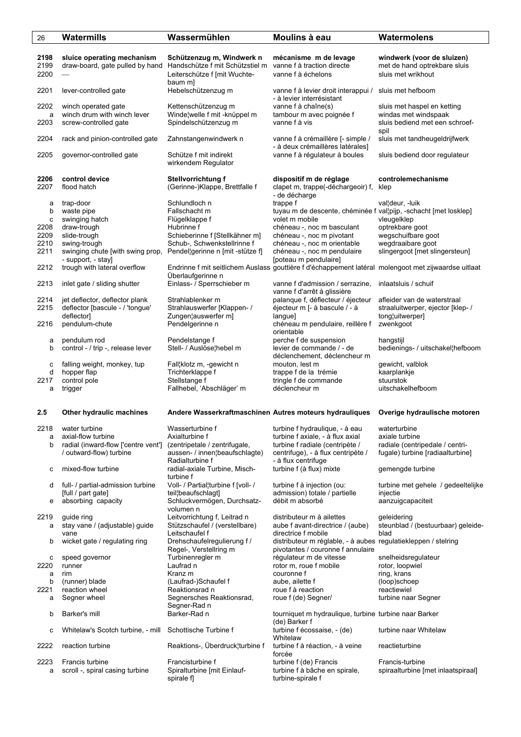| | Watermills | Wassermühlen | Moulins à eau | Watermolens |
|---|---|---|---|---|
| **2198** | **sluice operating mechanism** | **Schützenzug m, Windwerk n** | **mécanisme m de levage** | **windwerk (voor de sluizen)** |
| 2199 | draw-board, gate pulled by hand | Handschütze f mit Schützstiel m | vanne f à traction directe | met de hand optrekbare sluis |
| 2200 | — | Leiterschütze f [mit Wuchte-baum m] | vanne f à échelons | sluis met wrikhout |
| 2201 | lever-controlled gate | Hebelschützenzug m | vanne f à levier droit interappui / - à levier interrésistant | sluis met hefboom |
| 2202 | winch operated gate | Kettenschützenzug m | vanne f à chaîne(s) | sluis met haspel en ketting |
| a | winch drum with winch lever | Winde¦welle f mit -knüppel m | tambour m avec poignée f | windas met windspaak |
| 2203 | screw-controlled gate | Spindelschützenzug m | vanne f à vis | sluis bediend met een schroef-spil |
| 2204 | rack and pinion-controlled gate | Zahnstangenwindwerk n | vanne f à crémaillère [- simple / - à deux crémaillères latérales] | sluis met tandheugeldrijfwerk |
| 2205 | governor-controlled gate | Schütze f mit indirekt wirkendem Regulator | vanne f à régulateur à boules | sluis bediend door regulateur |
| **2206** | **control device** | **Stellvorrichtung f** | **dispositif m de réglage** | **controlemechanisme** |
| 2207 | flood hatch | (Gerinne-)Klappe, Brettfalle f | clapet m, trappe(-déchargeoir) f, - de décharge | klep |
| a | trap-door | Schlundloch n | trappe f | val¦deur, -luik |
| b | waste pipe | Fallschacht m | tuyau m de descente, cheminée f | val¦pijp, -schacht [met losklep] |
| c | swinging hatch | Flügelklappe f | volet m mobile | vleugelklep |
| 2208 | draw-trough | Hubrinne f | chéneau -, noc m basculant | optrekbare goot |
| 2209 | slide-trough | Schieberinne f [Stellkähner m] | chéneau -, noc m pivotant | wegschuifbare goot |
| 2210 | swing-trough | Schub-, Schwenkstellrinne f | chéneau -, noc m orientable | wegdraaibare goot |
| 2211 | swinging chute [with swing prop, - support, - stay] | Pendel¦gerinne n [mit -stütze f] | chéneau -, noc m pendulaire [poteau m pendulaire] | slingergoot [met slingersteun] |
| 2212 | trough with lateral overflow | Endrinne f mit seitlichem Auslass Überlaufgerinne n | gouttière f d'échappement latéral | molengoot met zijwaardse uitlaat |
| 2213 | inlet gate / sliding shutter | Einlass- / Sperrschieber m | vanne f d'admission / serrazine, vanne f d'arrêt à glissière | inlaatsluis / schuif |
| 2214 | jet deflector, deflector plank | Strahlablenker m | palanque f, déflecteur / éjecteur | afleider van de waterstraal |
| 2215 | deflector [bascule - / 'tongue' deflector] | Strahlauswerfer [Klappen- / Zungen¦auswerfer m] | éjecteur m [- à bascule / - à langue] | straaluitwerper, ejector [klep- / tong¦uitwerper] |
| 2216 | pendulum-chute | Pendelgerinne n | chéneau m pendulaire, reillère f orientable | zwenkgoot |
| a | pendulum rod | Pendelstange f | perche f de suspension | hangstijl |
| b | control - / trip -, release lever | Stell- / Auslöse¦hebel m | levier de commande / - de déclenchement, déclencheur m | bedienings- / uitschakel¦hefboom |
| c | falling weight, monkey, tup | Fall¦klotz m, -gewicht n | mouton, lest m | gewicht, valblok |
| d | hopper flap | Trichterklappe f | trappe f de la trémie | kaarplankje |
| 2217 | control pole | Stellstange f | tringle f de commande | stuurstok |
| a | trigger | Fallhebel, 'Abschläger' m | déclencheur m | uitschakelhefboom |
| **2.5** | **Other hydraulic machines** | **Andere Wasserkraftmaschinen** | **Autres moteurs hydrauliques** | **Overige hydraulische motoren** |
| 2218 | water turbine | Wasserturbine f | turbine f hydraulique, - à eau | waterturbine |
| a | axial-flow turbine | Axialturbine f | turbine f axiale, - à flux axial | axiale turbine |
| b | radial (inward-flow ['centre vent'] / outward-flow) turbine | (zentripetale / zentrifugale, aussen- / innen¦beaufschlagte) Radialturbine f | turbine f radiale (centripète / centrifuge), - à flux centripète / - à flux centrifuge | radiale (centripedale / centri-fugale) turbine [radiaalturbine] |
| c | mixed-flow turbine | radial-axiale Turbine, Misch-turbine f | turbine f (à flux) mixte | gemengde turbine |
| d | full- / partial-admission turbine [full / part gate] | Voll- / Partial¦turbine f [voll- / teil¦beaufschlagt] | turbine f à injection (ou: admission) totale / partielle | turbine met gehele / gedeeltelijke injectie |
| e | absorbing capacity | Schluckvermögen, Durchsatz-volumen n | débit m absorbé | aanzuigcapaciteit |
| 2219 | guide ring | Leitvorrichtung f, Leitrad n | distributeur m à ailettes | geleidering |
| a | stay vane / (adjustable) guide vane | Stützschaufel / (verstellbare) Leitschaufel f | aube f avant-directrice / (aube) directrice f mobile | steunblad / (bestuurbaar) geleide-blad |
| b | wicket gate / regulating ring | Drehschaufelregulierung f / Regel-, Verstellring m | distributeur m réglable, - à aubes pivotantes / couronne f annulaire | regulatiekleppen / stelring |
| c | speed governor | Turbinenregler m | régulateur m de vitesse | snelheidsregulateur |
| 2220 | runner | Laufrad n | rotor m, roue f mobile | rotor, loopwiel |
| a | rim | Kranz m | couronne f | ring, krans |
| b | (runner) blade | (Laufrad-)Schaufel f | aube, ailette f | (loop)schoep |
| 2221 | reaction wheel | Reaktionsrad n | roue f à reaction | reactiewiel |
| a | Segner wheel | Segnersches Reaktionsrad, Segner-Rad n | roue f (de) Segner/ | turbine naar Segner |
| b | Barker's mill | Barker-Rad n | tourniquet m hydraulique, turbine (de) Barker f | turbine naar Barker |
| c | Whitelaw's Scotch turbine, - mill | Schottische Turbine f | turbine f écossaise, - (de) Whitelaw | turbine naar Whitelaw |
| 2222 | reaction turbine | Reaktions-, Überdruck¦turbine f | turbine f à réaction, - à veine forcée | reactieturbine |
| 2223 | Francis turbine | Francisturbine f | turbine f (de) Francis | Francis-turbine |
| a | scroll -, spiral casing turbine | Spiralturbine [mit Einlauf-spirale f] | turbine f à bâche en spirale, turbine-spirale f | spiraalturbine [met inlaatspiraal] |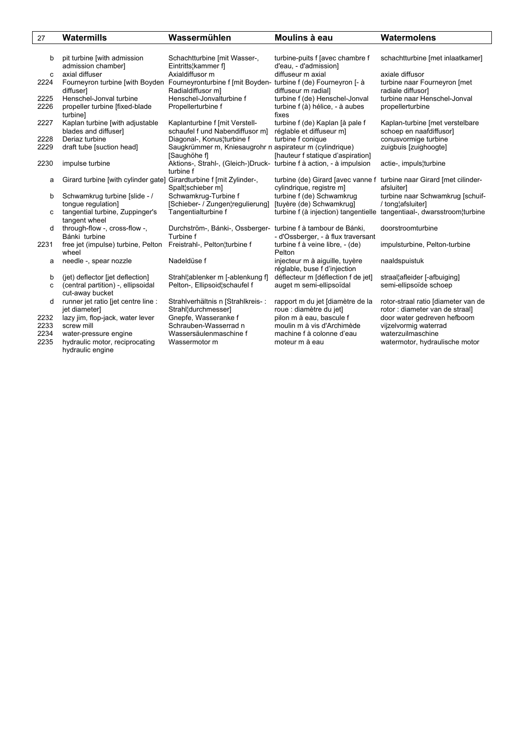| 27 | Watermills | Wassermühlen | Moulins à eau | Watermolens |
|---|---|---|---|---|
| b | pit turbine [with admission admission chamber] | Schachtturbine [mit Wasser-, Eintritts¦kammer f] | turbine-puits f [avec chambre f d'eau, - d'admission] | schachtturbine [met inlaatkamer] |
| c | axial diffuser | Axialdiffusor m | diffuseur m axial | axiale diffusor |
| 2224 | Fourneyron turbine [with Boyden diffuser] | Fourneyronturbine f [mit Boyden-Radialdiffusor m] | turbine f (de) Fourneyron [- à diffuseur m radial] | turbine naar Fourneyron [met radiale diffusor] |
| 2225 | Henschel-Jonval turbine | Henschel-Jonvalturbine f | turbine f (de) Henschel-Jonval | turbine naar Henschel-Jonval |
| 2226 | propeller turbine [fixed-blade turbine] | Propellerturbine f | turbine f (à) hélice, - à aubes fixes | propellerturbine |
| 2227 | Kaplan turbine [with adjustable blades and diffuser] | Kaplanturbine f [mit Verstell-schaufel f und Nabendiffusor m] | turbine f (de) Kaplan [à pale f réglable et diffuseur m] | Kaplan-turbine [met verstelbare schoep en naafdiffusor] |
| 2228 | Deriaz turbine | Diagonal-, Konus¦turbine f | turbine f conique | conusvormige turbine |
| 2229 | draft tube [suction head] | Saugkrümmer m, Kniesaugrohr n [Saughöhe f] | aspirateur m (cylindrique) [hauteur f statique d'aspiration] | zuigbuis [zuighoogte] |
| 2230 | impulse turbine | Aktions-, Strahl-, (Gleich-)Druck-turbine f | turbine f à action, - à impulsion | actie-, impuls¦turbine |
| a | Girard turbine [with cylinder gate] | Girardturbine f [mit Zylinder-, Spalt¦schieber m] | turbine (de) Girard [avec vanne f cylindrique, registre m] | turbine naar Girard [met cilinder-afsluiter] |
| b | Schwamkrug turbine [slide - / tongue regulation] | Schwamkrug-Turbine f [Schieber- / Zungen¦regulierung] | turbine f (de) Schwamkrug [tuyère (de) Schwamkrug] | turbine naar Schwamkrug [schuif- / tong¦afsluiter] |
| c | tangential turbine, Zuppinger's tangent wheel | Tangentialturbine f | turbine f (à injection) tangentielle | tangentiaal-, dwarsstroom¦turbine |
| d | through-flow -, cross-flow -, Bánki turbine | Durchström-, Bánki-, Ossberger-Turbine f | turbine f à tambour de Bánki, - d'Ossberger, - à flux traversant | doorstroomturbine |
| 2231 | free jet (impulse) turbine, Pelton wheel | Freistrahl-, Pelton¦turbine f | turbine f à veine libre, - (de) Pelton | impulsturbine, Pelton-turbine |
| a | needle -, spear nozzle | Nadeldüse f | injecteur m à aiguille, tuyère réglable, buse f d'injection | naaldspuistuk |
| b | (jet) deflector [jet deflection] | Strahl¦ablenker m [-ablenkung f] | déflecteur m [déflection f de jet] | straal¦afleider [-afbuiging] |
| c | (central partition) -, ellipsoidal cut-away bucket | Pelton-, Ellipsoid¦schaufel f | auget m semi-ellipsoïdal | semi-ellipsoïde schoep |
| d | runner jet ratio [jet centre line : jet diameter] | Strahlverhältnis n [Strahlkreis- : Strahl¦durchmesser] | rapport m du jet [diamètre de la roue : diamètre du jet] | rotor-straal ratio [diameter van de rotor : diameter van de straal] |
| 2232 | lazy jim, flop-jack, water lever | Gnepfe, Wasseranke f | pilon m à eau, bascule f | door water gedreven hefboom |
| 2233 | screw mill | Schrauben-Wasserrad n | moulin m à vis d'Archimède | vijzelvormig waterrad |
| 2234 | water-pressure engine | Wassersäulenmaschine f | machine f à colonne d'eau | waterzuilmaschine |
| 2235 | hydraulic motor, reciprocating hydraulic engine | Wassermotor m | moteur m à eau | watermotor, hydraulische motor |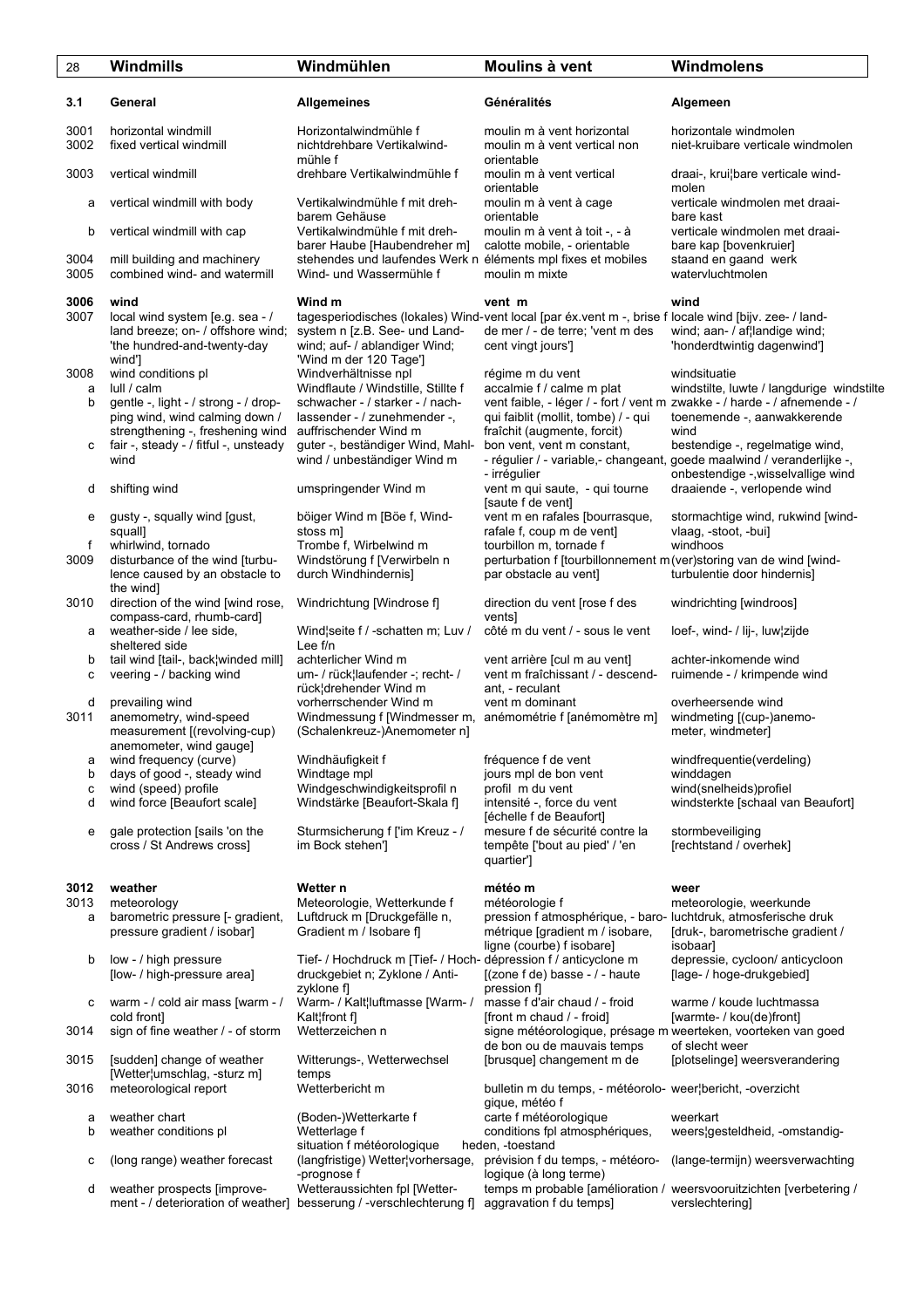| | Windmills | Windmühlen | Moulins à vent | Windmolens |
|---|---|---|---|---|
| **3.1** | **General** | **Allgemeines** | **Généralités** | **Algemeen** |
| 3001 | horizontal windmill | Horizontalwindmühle f | moulin m à vent horizontal | horizontale windmolen |
| 3002 | fixed vertical windmill | nichtdrehbare Vertikalwind­mühle f | moulin m à vent vertical non orientable | niet-kruibare verticale windmolen |
| 3003 | vertical windmill | drehbare Vertikalwindmühle f | moulin m à vent vertical orientable | draai-, krui¦bare verticale wind­molen |
| a | vertical windmill with body | Vertikalwindmühle f mit dreh­barem Gehäuse | moulin m à vent à cage orientable | verticale windmolen met draai­bare kast |
| b | vertical windmill with cap | Vertikalwindmühle f mit dreh­barer Haube [Haubendreher m] | moulin m à vent à toit -, - à calotte mobile, - orientable | verticale windmolen met draai­bare kap [bovenkruier] |
| 3004 | mill building and machinery | stehendes und laufendes Werk n | éléments mpl fixes et mobiles | staand en gaand werk |
| 3005 | combined wind- and watermill | Wind- und Wassermühle f | moulin m mixte | watervluchtmolen |
| **3006** | **wind** | **Wind m** | **vent m** | **wind** |
| 3007 | local wind system [e.g. sea - / land breeze; on- / offshore wind; 'the hundred-and-twenty-day wind'] | tagesperiodisches (lokales) Wind­system n [z.B. See- und Land­wind; auf- / ablandiger Wind; 'Wind m der 120 Tage'] | vent local [par éx.vent m -, brise f de mer / - de terre; 'vent m des cent vingt jours'] | locale wind [bijv. zee- / land­wind; aan- / af¦landige wind; 'honderdtwintig dagenwind'] |
| 3008 | wind conditions pl | Windverhältnisse npl | régime m du vent | windsituatie |
| a | lull / calm | Windflaute / Windstille, Stillte f | accalmie f / calme m plat | windstilte, luwte / langdurige windstilte |
| b | gentle -, light - / strong - / drop­ping wind, wind calming down / strengthening -, freshening wind | schwacher - / starker - / nach­lassender - / zunehmender -, auffrischender Wind m | vent faible, - léger / - fort / vent m qui faiblit (mollit, tombe) / - qui fraîchit (augmente, forcit) | zwakke - / harde - / afnemende - / toenemende -, aanwakkerende wind |
| c | fair -, steady - / fitful -, unsteady wind | guter -, beständiger Wind, Mahl­wind / unbeständiger Wind m | bon vent, vent m constant, - régulier / - variable,- changeant, - irrégulier | bestendige -, regelmatige wind, goede maalwind / veranderlijke -, onbestendige -,wisselvallige wind |
| d | shifting wind | umspringender Wind m | vent m qui saute, - qui tourne [saute f de vent] | draaiende -, verlopende wind |
| e | gusty -, squally wind [gust, squall] | böiger Wind m [Böe f, Wind­stoss m] | vent m en rafales [bourrasque, rafale f, coup m de vent] | stormachtige wind, rukwind [wind­vlaag, -stoot, -bui] |
| f | whirlwind, tornado | Trombe f, Wirbelwind m | tourbillon m, tornade f | windhoos |
| 3009 | disturbance of the wind [turbu­lence caused by an obstacle to the wind] | Windstörung f [Verwirbeln n durch Windhindernis] | perturbation f [tourbillonnement m par obstacle au vent] | (ver)storing van de wind [wind­turbulentie door hindernis] |
| 3010 | direction of the wind [wind rose, compass-card, rhumb-card] | Windrichtung [Windrose f] | direction du vent [rose f des vents] | windrichting [windroos] |
| a | weather-side / lee side, sheltered side | Wind¦seite f / -schatten m; Luv / Lee f/n | côté m du vent / - sous le vent | loef-, wind- / lij-, luw¦zijde |
| b | tail wind [tail-, back¦winded mill] | achterlicher Wind m | vent arrière [cul m au vent] | achter-inkomende wind |
| c | veering - / backing wind | um- / rück¦laufender -; recht- / rück¦drehender Wind m | vent m fraîchissant / - descend­ant, - reculant | ruimende - / krimpende wind |
| d | prevailing wind | vorherrschender Wind m | vent m dominant | overheersende wind |
| 3011 | anemometry, wind-speed measurement [(revolving-cup) anemometer, wind gauge] | Windmessung f [Windmesser m, (Schalenkreuz-)Anemometer n] | anémométrie f [anémomètre m] | windmeting [(cup-)anemo­meter, windmeter] |
| a | wind frequency (curve) | Windhäufigkeit f | fréquence f de vent | windfrequentie(verdeling) |
| b | days of good -, steady wind | Windtage mpl | jours mpl de bon vent | winddagen |
| c | wind (speed) profile | Windgeschwindigkeitsprofil n | profil m du vent | wind(snelheids)profiel |
| d | wind force [Beaufort scale] | Windstärke [Beaufort-Skala f] | intensité -, force du vent [échelle f de Beaufort] | windsterkte [schaal van Beaufort] |
| e | gale protection [sails 'on the cross / St Andrews cross] | Sturmsicherung f ['im Kreuz - / im Bock stehen'] | mesure f de sécurité contre la tempête ['bout au pied' / 'en quartier'] | stormbeveiliging [rechtstand / overhek] |
| **3012** | **weather** | **Wetter n** | **météo m** | **weer** |
| 3013 | meteorology | Meteorologie, Wetterkunde f | météorologie f | meteorologie, weerkunde |
| a | barometric pressure [- gradient, pressure gradient / isobar] | Luftdruck m [Druckgefälle n, Gradient m / Isobare f] | pression f atmosphérique, - baro­métrique [gradient m / isobare, ligne (courbe) f isobare] | luchtdruk, atmosferische druk [druk-, barometrische gradient / isobaar] |
| b | low - / high pressure [low- / high-pressure area] | Tief- / Hochdruck m [Tief- / Hoch­druckgebiet n; Zyklone / Anti­zyklone f] | dépression f / anticyclone m [(zone f de) basse - / - haute pression f] | depressie, cycloon/ anticycloon [lage- / hoge-drukgebied] |
| c | warm - / cold air mass [warm - / cold front] | Warm- / Kalt¦luftmasse [Warm- / Kalt¦front f] | masse f d'air chaud / - froid [front m chaud / - froid] | warme / koude luchtmassa [warmte- / kou(de)front] |
| 3014 | sign of fine weather / - of storm | Wetterzeichen n | signe météorologique, présage m de bon ou de mauvais temps | weerteken, voorteken van goed of slecht weer |
| 3015 | [sudden] change of weather [Wetter¦umschlag, -sturz m] | Witterungs-, Wetterwechsel | [brusque] changement m de temps | [plotselinge] weersverandering |
| 3016 | meteorological report | Wetterbericht m | bulletin m du temps, - météorolo­gique, météo f | weer¦bericht, -overzicht |
| a | weather chart | (Boden-)Wetterkarte f | carte f météorologique | weerkart |
| b | weather conditions pl | Wetterlage f | situation f météorologique | conditions fpl atmosphériques, | weers¦gesteldheid, -omstandig­heden, -toestand |
| c | (long range) weather forecast | (langfristige) Wetter¦vorhersage, -prognose f | prévision f du temps, - météoro­logique (à long terme) | (lange-termijn) weersverwachting |
| d | weather prospects [improve­ment - / deterioration of weather] | Wetteraussichten fpl [Wetter­besserung / -verschlechterung f] | temps m probable [amélioration / aggravation f du temps] | weersvooruitzichten [verbetering / verslechtering] |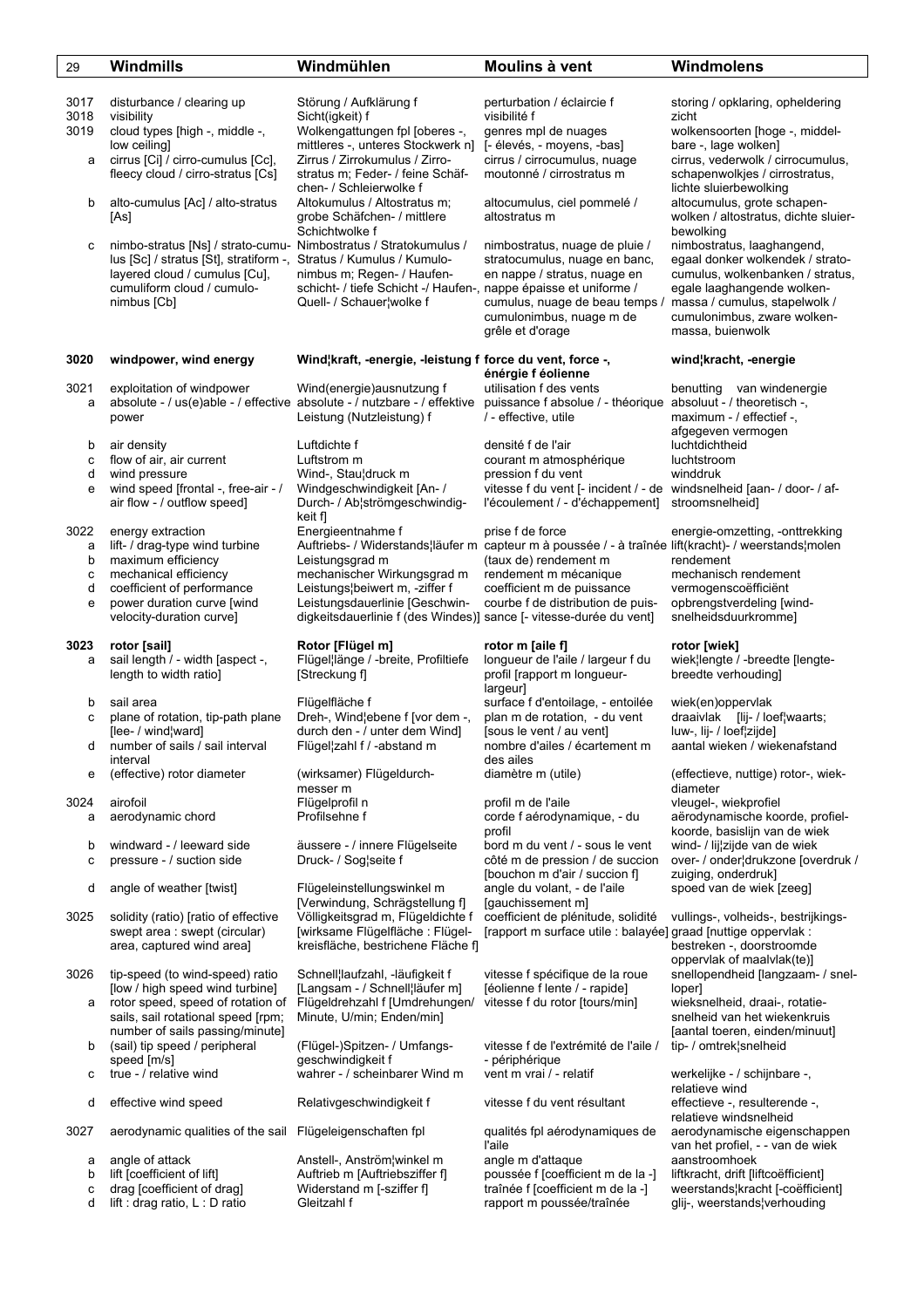| No. | Windmills | Windmühlen | Moulins à vent | Windmolens |
|---|---|---|---|---|
| 3017 | disturbance / clearing up | Störung / Aufklärung f | perturbation / éclaircie f | storing / opklaring, opheldering |
| 3018 | visibility | Sicht(igkeit) f | visibilité f | zicht |
| 3019 | cloud types [high -, middle -, low ceiling] | Wolkengattungen fpl [oberes -, mittleres -, unteres Stockwerk n] | genres mpl de nuages [- élevés, - moyens, -bas] | wolkensoorten [hoge -, middelbare -, lage wolken] |
| a | cirrus [Ci] / cirro-cumulus [Cc], fleecy cloud / cirro-stratus [Cs] | Zirrus / Zirrokumulus / Zirrostratus m; Feder- / feine Schäfchen- / Schleierwolke f | cirrus, cirrocumulus, nuage moutonné / cirrostratus m | cirrus, vederwolk / cirrocumulus, schapenwolkjes / cirrostratus, lichte sluierbewolking |
| b | alto-cumulus [Ac] / alto-stratus [As] | Altokumulus / Altostratus m; grobe Schäfchen- / mittlere Schichtwolke f | altocumulus, ciel pommelé / altostratus m | altocumulus, grote schapenwolken / altostratus, dichte sluierbewolking |
| c | nimbo-stratus [Ns] / strato-cumulus [Sc] / stratus [St], stratiform -, layered cloud / cumulus [Cu], cumuliform cloud / cumulo-nimbus [Cb] | Nimbostratus / Stratokumulus / Stratus / Kumulus / Kumulo-nimbus m; Regen- / Haufenschicht- / tiefe Schicht -/ Haufen-, Quell- / Schauer¦wolke f | nimbostratus, nuage de pluie / stratocumulus, nuage en banc, en nappe / stratus, nuage en nappe épaisse et uniforme / cumulus, nuage de beau temps / cumulonimbus, nuage m de grêle et d'orage | nimbostratus, laaghangend, egaal donker wolkendek / stratocumulus, wolkenbanken / stratus, egale laaghangende wolkenmassa / cumulus, stapelwolk / cumulonimbus, zware wolkenmassa, buienwolk |
| **3020** | **windpower, wind energy** | **Wind¦kraft, -energie, -leistung f** | **force du vent, force -, énergie f éolienne** | **wind¦kracht, -energie** |
| 3021 | exploitation of windpower | Wind(energie)ausnutzung f | utilisation f des vents | benutting van windenergie |
| a | absolute - / us(e)able - / effective power | absolute - / nutzbare - / effektive Leistung (Nutzleistung) f | puissance f absolue / - théorique / - effective, utile | absoluut - / theoretisch -, maximum - / effectief -, afgegeven vermogen |
| b | air density | Luftdichte f | densité f de l'air | luchtdichtheid |
| c | flow of air, air current | Luftstrom m | courant m atmosphérique | luchtstroom |
| d | wind pressure | Wind-, Stau¦druck m | pression f du vent | winddruk |
| e | wind speed [frontal -, free-air - / air flow - / outflow speed] | Windgeschwindigkeit [An- / Durch- / Ab¦strömgeschwindigkeit f] | vitesse f du vent [- incident / - de l'écoulement / - d'échappement] | windsnelheid [aan- / door- / afstroomsnelheid] |
| 3022 | energy extraction | Energieentnahme f | prise f de force | energie-omzetting, -onttrekking |
| a | lift- / drag-type wind turbine | Auftriebs- / Widerstands¦läufer m | capteur m à poussée / - à traînée | lift(kracht)- / weerstands¦molen |
| b | maximum efficiency | Leistungsgrad m | (taux de) rendement m | rendement |
| c | mechanical efficiency | mechanischer Wirkungsgrad m | rendement m mécanique | mechanisch rendement |
| d | coefficient of performance | Leistungs¦beiwert m, -ziffer f | coefficient m de puissance | vermogenscoëfficiënt |
| e | power duration curve [wind velocity-duration curve] | Leistungsdauerlinie [Geschwindigkeitsdauerlinie f (des Windes)] | courbe f de distribution de puissance [- vitesse-durée du vent] | opbrengstverdeling [windsnelheidsduurkromme] |
| **3023** | **rotor [sail]** | **Rotor [Flügel m]** | **rotor m [aile f]** | **rotor [wiek]** |
| a | sail length / - width [aspect -, length to width ratio] | Flügel¦länge / -breite, Profiltiefe [Streckung f] | longueur de l'aile / largeur f du profil [rapport m longueur-largeur] | wiek¦lengte / -breedte [lengte-breedte verhouding] |
| b | sail area | Flügelfläche f | surface f d'entoilage, - entoilée | wiek(en)oppervlak |
| c | plane of rotation, tip-path plane [lee- / wind¦ward] | Dreh-, Wind¦ebene f [vor dem -, durch den - / unter dem Wind] | plan m de rotation, - du vent [sous le vent / au vent] | draaivlak [lij- / loef¦waarts; luw-, lij- / loef¦zijde] |
| d | number of sails / sail interval | Flügel¦zahl f / -abstand m | nombre d'ailes / écartement m des ailes | aantal wieken / wiekenafstand |
| e | (effective) rotor diameter | (wirksamer) Flügeldurchmesser m | diamètre m (utile) | (effectieve, nuttige) rotor-, wiekdiameter |
| 3024 | airofoil | Flügelprofil n | profil m de l'aile | vleugel-, wiekprofiel |
| a | aerodynamic chord | Profilsehne f | corde f aérodynamique, - du profil | aërodynamische koorde, profielkoorde, basislijn van de wiek |
| b | windward - / leeward side | äussere - / innere Flügelseite | bord m du vent / - sous le vent | wind- / lij¦zijde van de wiek |
| c | pressure - / suction side | Druck- / Sog¦seite f | côté m de pression / de succion [bouchon m d'air / succion f] | over- / onder¦drukzone [overdruk / zuiging, onderdruk] |
| d | angle of weather [twist] | Flügeleinstellungswinkel m [Verwindung, Schrägstellung f] | angle du volant, - de l'aile [gauchissement m] | spoed van de wiek [zeeg] |
| 3025 | solidity (ratio) [ratio of effective swept area : swept (circular) area, captured wind area] | Völligkeitsgrad m, Flügeldichte f [wirksame Flügelfläche : Flügelkreisfläche, bestrichene Fläche f] | coefficient de plénitude, solidité [rapport m surface utile : balayée] | vullings-, volheids-, bestrijkingsgraad [nuttige oppervlak : bestreken -, doorstroomde oppervlak of maalvlak(te)] |
| 3026 | tip-speed (to wind-speed) ratio [low / high speed wind turbine] | Schnell¦laufzahl, -läufigkeit f [Langsam - / Schnell¦läufer m] | vitesse f spécifique de la roue [éolienne f lente / - rapide] | snellopendheid [langzaam- / snellopen] |
| a | rotor speed, speed of rotation of sails, sail rotational speed [rpm; number of sails passing/minute] | Flügeldrehzahl f [Umdrehungen/ Minute, U/min; Enden/min] | vitesse f du rotor [tours/min] | wiekssnelheid, draai-, rotatiesnelheid van het wiekenkruis [aantal toeren, einden/minuut] |
| b | (sail) tip speed / peripheral speed [m/s] | (Flügel-)Spitzen- / Umfangsgeschwindigkeit f | vitesse f de l'extrémité de l'aile / - périphérique | tip- / omtrek¦snelheid |
| c | true - / relative wind | wahrer - / scheinbarer Wind m | vent m vrai / - relatif | werkelijke - / schijnbare -, relatieve wind |
| d | effective wind speed | Relativgeschwindigkeit f | vitesse f du vent résultant | effectieve -, resulterende -, relatieve windsnelheid |
| 3027 | aerodynamic qualities of the sail | Flügeleigenschaften fpl | qualités fpl aérodynamiques de l'aile | aerodynamische eigenschappen van het profiel, - - van de wiek |
| a | angle of attack | Anstell-, Anström¦winkel m | angle m d'attaque | aanstroomhoek |
| b | lift [coefficient of lift] | Auftrieb m [Auftriebsziffer f] | poussée f [coefficient m de la -] | liftkracht, drift [liftcoëfficient] |
| c | drag [coefficient of drag] | Widerstand m [-sziffer f] | traînée f [coefficient m de la -] | weerstands¦kracht [-coëfficient] |
| d | lift : drag ratio, L : D ratio | Gleitzahl f | rapport m poussée/traînée | glij-, weerstands¦verhouding |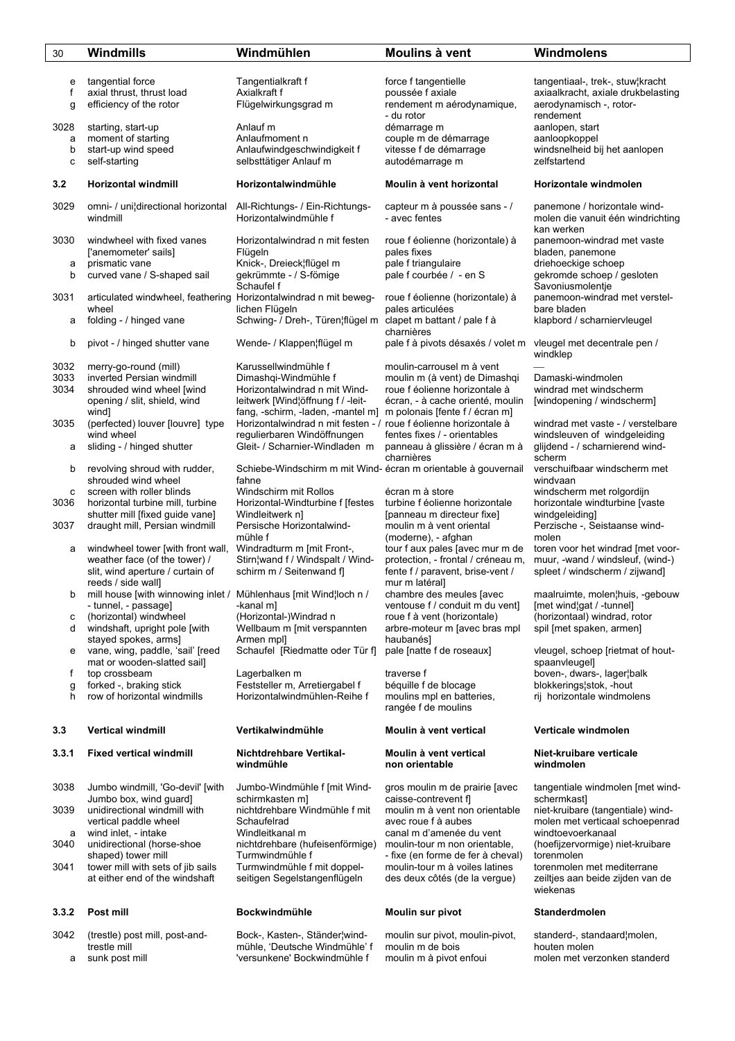| | Windmills | Windmühlen | Moulins à vent | Windmolens |
|---|---|---|---|---|
| e | tangential force | Tangentialkraft f | force f tangentielle | tangentiaal-, trek-, stuw¦kracht |
| f | axial thrust, thrust load | Axialkraft f | poussée f axiale | axiaalkracht, axiale drukbelasting |
| g | efficiency of the rotor | Flügelwirkungsgrad m | rendement m aérodynamique, - du rotor | aerodynamisch -, rotor-rendement |
| 3028 | starting, start-up | Anlauf m | démarrage m | aanlopen, start |
| a | moment of starting | Anlaufmoment n | couple m de démarrage | aanloopkoppel |
| b | start-up wind speed | Anlaufwindgeschwindigkeit f | vitesse f de démarrage | windsnelheid bij het aanlopen |
| c | self-starting | selbsttätiger Anlauf m | autodémarrage m | zelfstartend |
| **3.2** | **Horizontal windmill** | **Horizontalwindmühle** | **Moulin à vent horizontal** | **Horizontale windmolen** |
| 3029 | omni- / uni¦directional horizontal windmill | All-Richtungs- / Ein-Richtungs-Horizontalwindmühle f | capteur m à poussée sans - / - avec fentes | panemone / horizontale windmolen die vanuit één windrichting kan werken |
| 3030 | windwheel with fixed vanes ['anemometer' sails] | Horizontalwindrad n mit festen Flügeln | roue f éolienne (horizontale) à pales fixes | panemoon-windrad met vaste bladen, panemone |
| a | prismatic vane | Knick-, Dreieck¦flügel m | pale f triangulaire | driehoeckige schoep |
| b | curved vane / S-shaped sail | gekrümmte - / S-förmige Schaufel f | pale f courbée / - en S | gekromde schoep / gesloten Savoniusmolentje |
| 3031 | articulated windwheel, feathering wheel | Horizontalwindrad n mit beweglichen Flügeln | roue f éolienne (horizontale) à pales articulées | panemoon-windrad met verstelbare bladen |
| a | folding - / hinged vane | Schwing- / Dreh-, Türen¦flügel m | clapet m battant / pale f à charnières | klapbord / scharniervleugel |
| b | pivot - / hinged shutter vane | Wende- / Klappen¦flügel m | pale f à pivots désaxés / volet m | vleugel met decentrale pen / windklep |
| 3032 | merry-go-round (mill) | Karussellwindmühle f | moulin-carrousel m à vent | — |
| 3033 | inverted Persian windmill | Dimashqi-Windmühle f | moulin m (à vent) de Dimashqi | Damaski-windmolen |
| 3034 | shrouded wind wheel [wind opening / slit, shield, wind wind] | Horizontalwindrad n mit Windleitwerk [Wind¦öffnung f / -leitfang, -schirm, -laden, -mantel m] | roue f éolienne horizontale à écran, - à cache orienté, moulin m polonais [fente f / écran m] | windrad met windscherm [windopening / windscherm] |
| 3035 | (perfected) louver [louvre] type wind wheel | Horizontalwindrad n mit festen - / regulierbaren Windöffnungen | roue f éolienne horizontale à fentes fixes / - orientables | windrad met vaste - / verstelbare windsleuven of windgeleiding |
| a | sliding - / hinged shutter | Gleit- / Scharnier-Windladen m | panneau à glissière / écran m à charnières | glijdend - / scharnierend windscherm |
| b | revolving shroud with rudder, shrouded wind wheel | Schiebe-Windschirm m mit Windfahne | écran m orientable à gouvernail | verschuifbaar windscherm met windvaan |
| c | screen with roller blinds | Windschirm mit Rollos | écran m à store | windscherm met rolgordijn |
| 3036 | horizontal turbine mill, turbine shutter mill [fixed guide vane] | Horizontal-Windturbine f [festes Windleitwerk n] | turbine f éolienne horizontale [panneau m directeur fixe] | horizontale windturbine [vaste windgeleiding] |
| 3037 | draught mill, Persian windmill | Persische Horizontalwindmühle f | moulin m à vent oriental (moderne), - afghan | Perzische -, Seistaanse windmolen |
| a | windwheel tower [with front wall, weather face (of the tower) / slit, wind aperture / curtain of reeds / side wall] | Windradturm m [mit Front-, Stirn¦wand f / Windspalt / Windschirm m / Seitenwand f] | tour f aux pales [avec mur m de protection, - frontal / créneau m, fente f / paravent, brise-vent / mur m latéral] | toren voor het windrad [met voormuur, -wand / windsleuf, (wind-) spleet / windscherm / zijwand] |
| b | mill house [with winnowing inlet / - tunnel, - passage] | Mühlenhaus [mit Wind¦loch n / -kanal m] | chambre des meules [avec ventouse f / conduit m du vent] | maalruimte, molen¦huis, -gebouw [met wind¦gat / -tunnel] |
| c | (horizontal) windwheel | (Horizontal-)Windrad n | roue f à vent (horizontale) | (horizontaal) windrad, rotor |
| d | windshaft, upright pole [with stayed spokes, arms] | Wellbaum m [mit verspannten Armen mpl] | arbre-moteur m [avec bras mpl haubanés] | spil [met spaken, armen] |
| e | vane, wing, paddle, 'sail' [reed mat or wooden-slatted sail] | Schaufel [Riedmatte oder Tür f] | pale [natte f de roseaux] | vleugel, schoep [rietmat of houtspaanvleugel] |
| f | top crossbeam | Lagerbalken m | traverse f | boven-, dwars-, lager¦balk |
| g | forked -, braking stick | Feststeller m, Arretiergabel f | béquille f de blocage | blokkerings¦stok, -hout |
| h | row of horizontal windmills | Horizontalwindmühlen-Reihe f | moulins mpl en batteries, rangée f de moulins | rij horizontale windmolens |
| **3.3** | **Vertical windmill** | **Vertikalwindmühle** | **Moulin à vent vertical** | **Verticale windmolen** |
| **3.3.1** | **Fixed vertical windmill** | **Nichtdrehbare Vertikalwindmühle** | **Moulin à vent vertical non orientable** | **Niet-kruibare verticale windmolen** |
| 3038 | Jumbo windmill, 'Go-devil' [with Jumbo box, wind guard] | Jumbo-Windmühle f [mit Windschirmkasten m] | gros moulin m de prairie [avec caisse-contrevent f] | tangentiale windmolen [met windschermkast] |
| 3039 | unidirectional windmill with vertical paddle wheel | nichtdrehbare Windmühle f mit Schaufelrad | moulin m à vent non orientable avec roue f à aubes | niet-kruibare (tangentiale) windmolen met verticaal schoepenrad |
| a | wind inlet, - intake | Windleitkanal m | canal m d'amenée du vent | windtoevoerkanaal |
| 3040 | unidirectional (horse-shoe shaped) tower mill | nichtdrehbare (hufeisenförmige) Turmwindmühle f | moulin-tour m non orientable, - fixe (en forme de fer à cheval) | (hoefijzervormige) niet-kruibare torenmolen |
| 3041 | tower mill with sets of jib sails at either end of the windshaft | Turmwindmühle f mit doppelseitigen Segelstangenflügeln | moulin-tour m à voiles latines des deux côtés (de la vergue) | torenmolen met mediterrane zeiltjes aan beide zijden van de wiekenas |
| **3.3.2** | **Post mill** | **Bockwindmühle** | **Moulin sur pivot** | **Standerdmolen** |
| 3042 | (trestle) post mill, post-and-trestle mill | Bock-, Kasten-, Ständer¦windmühle, 'Deutsche Windmühle' f | moulin sur pivot, moulin-pivot, moulin m de bois | standerd-, standaard¦molen, houten molen |
| a | sunk post mill | 'versunkene' Bockwindmühle f | moulin m à pivot enfoui | molen met verzonken standerd |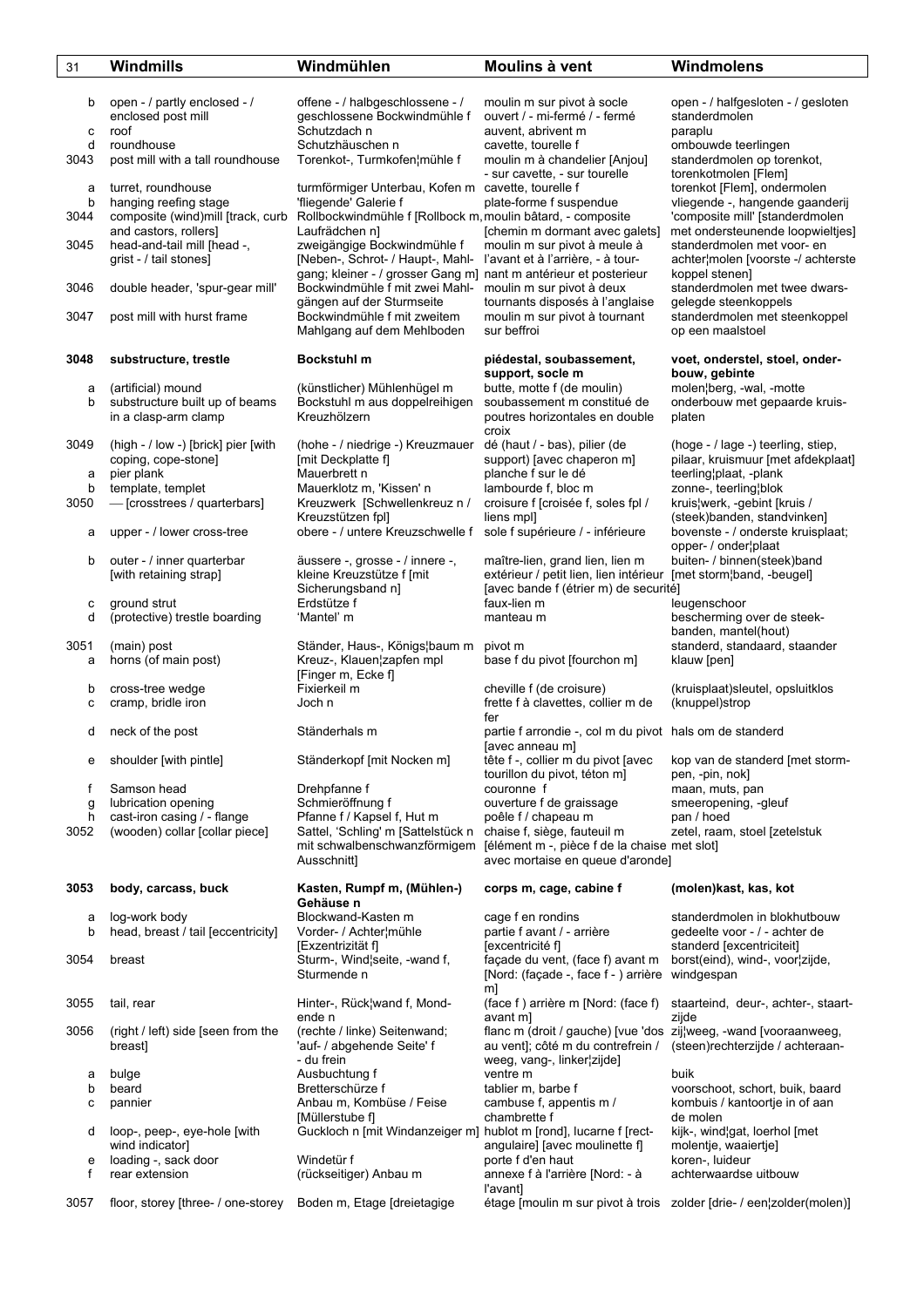| 31 | Windmills | Windmühlen | Moulins à vent | Windmolens |
|---|---|---|---|---|
| b | open - / partly enclosed - / enclosed post mill | offene - / halbgeschlossene - / geschlossene Bockwindmühle f | moulin m sur pivot à socle ouvert / - mi-fermé / - fermé | open - / halfgesloten - / gesloten standerdmolen |
| c | roof | Schutzdach n | auvent, abrivent m | paraplu |
| d | roundhouse | Schutzhäuschen n | cavette, tourelle f | ombouwde teerlingen |
| 3043 | post mill with a tall roundhouse | Torenkot-, Turmkofen¦mühle f | moulin m à chandelier [Anjou] - sur cavette, - sur tourelle | standerdmolen op torenkot, torenkotmolen [Flem] |
| a | turret, roundhouse | turmförmiger Unterbau, Kofen m | cavette, tourelle f | torenkot [Flem], ondermolen |
| b | hanging reefing stage | 'fliegende' Galerie f | plate-forme f suspendue | vliegende -, hangende gaanderij |
| 3044 | composite (wind)mill [track, curb and castors, rollers] | Rollbockwindmühle f [Rollbock m, Laufrädchen n] | moulin bâtard, - composite [chemin m dormant avec galets] | 'composite mill' [standerdmolen met ondersteunende loopwieltjes] |
| 3045 | head-and-tail mill [head -, grist - / tail stones] | zweigängige Bockwindmühle f [Neben-, Schrot- / Haupt-, Mahl-gang; kleiner - / grosser Gang m] | moulin m sur pivot à meule à l'avant et à l'arrière, - à tour-nant m antérieur et posterieur | standerdmolen met voor- en achter¦molen [voorste -/ achterste koppel stenen] |
| 3046 | double header, 'spur-gear mill' | Bockwindmühle f mit zwei Mahl-gängen auf der Sturmseite | moulin m sur pivot à deux tournants disposés à l'anglaise | standerdmolen met twee dwars-gelegde steenkoppels |
| 3047 | post mill with hurst frame | Bockwindmühle f mit zweitem Mahlgang auf dem Mehlboden | moulin m sur pivot à tournant sur beffroi | standerdmolen met steenkoppel op een maalstoel |
| **3048** | **substructure, trestle** | **Bockstuhl m** | **piédestal, soubassement, support, socle m** | **voet, onderstel, stoel, onder-bouw, gebinte** |
| a | (artificial) mound | (künstlicher) Mühlenhügel m | butte, motte f (de moulin) | molen¦berg, -wal, -motte |
| b | substructure built up of beams in a clasp-arm clamp | Bockstuhl m aus doppelreihigen Kreuzhölzern | soubassement m constitué de poutres horizontales en double croix | onderbouw met gepaarde kruis-platen |
| 3049 | (high - / low -) [brick] pier [with coping, cope-stone] | (hohe - / niedrige -) Kreuzmauer [mit Deckplatte f] | dé (haut / - bas), pilier (de support) [avec chaperon m] | (hoge - / lage -) teerling, stiep, pilaar, kruismuur [met afdekplaat] |
| a | pier plank | Mauerbrett n | planche f sur le dé | teerling¦plaat, -plank |
| b | template, templet | Mauerklotz m, 'Kissen' n | lambourde f, bloc m | zonne-, teerling¦blok |
| 3050 | — [crosstrees / quarterbars] | Kreuzwerk [Schwellenkreuz n / Kreuzstützen fpl] | croisure f [croisée f, soles fpl / liens mpl] | kruis¦werk, -gebint [kruis / (steek)banden, standvinken] |
| a | upper - / lower cross-tree | obere - / untere Kreuzschwelle f | sole f supérieure / - inférieure | bovenste - / onderste kruisplaat; opper- / onder¦plaat |
| b | outer - / inner quarterbar [with retaining strap] | äussere -, grosse - / innere -, kleine Kreuzstütze f [mit Sicherungsband n] | maître-lien, grand lien, lien m extérieur / petit lien, lien intérieur [avec bande f (étrier m) de securité] | buiten- / binnen(steek)band [met storm¦band, -beugel] |
| c | ground strut | Erdstütze f | faux-lien m | leugenschoor |
| d | (protective) trestle boarding | 'Mantel' m | manteau m | bescherming over de steek-banden, mantel(hout) |
| 3051 | (main) post | Ständer, Haus-, Königs¦baum m | pivot m | standerd, standaard, staander |
| a | horns (of main post) | Kreuz-, Klauen¦zapfen mpl [Finger m, Ecke f] | base f du pivot [fourchon m] | klauw [pen] |
| b | cross-tree wedge | Fixierkeil m | cheville f (de croisure) | (kruisplaat)sleutel, opsluitklos |
| c | cramp, bridle iron | Joch n | frette f à clavettes, collier m de fer | (knuppel)strop |
| d | neck of the post | Ständerhals m | partie f arrondie -, col m du pivot [avec anneau m] | hals om de standerd |
| e | shoulder [with pintle] | Ständerkopf [mit Nocken m] | tête f -, collier m du pivot [avec tourillon du pivot, téton m] | kop van de standerd [met storm-pen, -pin, nok] |
| f | Samson head | Drehpfanne f | couronne f | maan, muts, pan |
| g | lubrication opening | Schmieröffnung f | ouverture f de graissage | smeeropening, -gleuf |
| h | cast-iron casing / - flange | Pfanne f / Kapsel f, Hut m | poêle f / chapeau m | pan / hoed |
| 3052 | (wooden) collar [collar piece] | Sattel, 'Schling' m [Sattelstück n mit schwalbenschwanzförmigem Ausschnitt] | chaise f, siège, fauteuil m [élément m -, pièce f de la chaise avec mortaise en queue d'aronde] | zetel, raam, stoel [zetelstuk met slot] |
| **3053** | **body, carcass, buck** | **Kasten, Rumpf m, (Mühlen-) Gehäuse n** | **corps m, cage, cabine f** | **(molen)kast, kas, kot** |
| a | log-work body | Blockwand-Kasten m | cage f en rondins | standerdmolen in blokhutbouw |
| b | head, breast / tail [eccentricity] | Vorder- / Achter¦mühle [Exzentrizität f] | partie f avant / - arrière [excentricité f] | gedeelte voor - / - achter de standerd [excentriciteit] |
| 3054 | breast | Sturm-, Wind¦seite, -wand f, Sturmende n | façade du vent, (face f) avant m [Nord: (façade -, face f - ) arrière m] | borst(eind), wind-, voor¦zijde, windgespan |
| 3055 | tail, rear | Hinter-, Rück¦wand f, Mond-ende n | (face f ) arrière m [Nord: (face f) avant m] | staarteind, deur-, achter-, staart-zijde |
| 3056 | (right / left) side [seen from the breast] | (rechte / linke) Seitenwand; 'auf- / abgehende Seite' f - du frein | flanc m (droit / gauche) [vue 'dos au vent]; côté m du contrefrein / | zij¦weg, -wand [vooraanweg, (steen)rechterzijde / achteraan-weg, vang-, linker¦zijde] |
| a | bulge | Ausbuchtung f | ventre m | buik |
| b | beard | Bretterschürze f | tablier m, barbe f | voorschoot, schort, buik, baard |
| c | pannier | Anbau m, Kombüse / Feise [Müllerstube f] | cambuse f, appentis m / chambrette f | kombuis / kantoortje in of aan de molen |
| d | loop-, peep-, eye-hole [with wind indicator] | Guckloch n [mit Windanzeiger m] | hublot m [rond], lucarne f [rect-angulaire] [avec moulinette f] | kijk-, wind¦gat, loerhol [met molentje, waaiertje] |
| e | loading -, sack door | Windetür f | porte f d'en haut | koren-, luideur |
| f | rear extension | (rückseitiger) Anbau m | annexe f à l'arrière [Nord: - à l'avant] | achterwaardse uitbouw |
| 3057 | floor, storey [three- / one-storey | Boden m, Etage [dreietagige | étage [moulin m sur pivot à trois | zolder [drie- / een¦zolder(molen)] |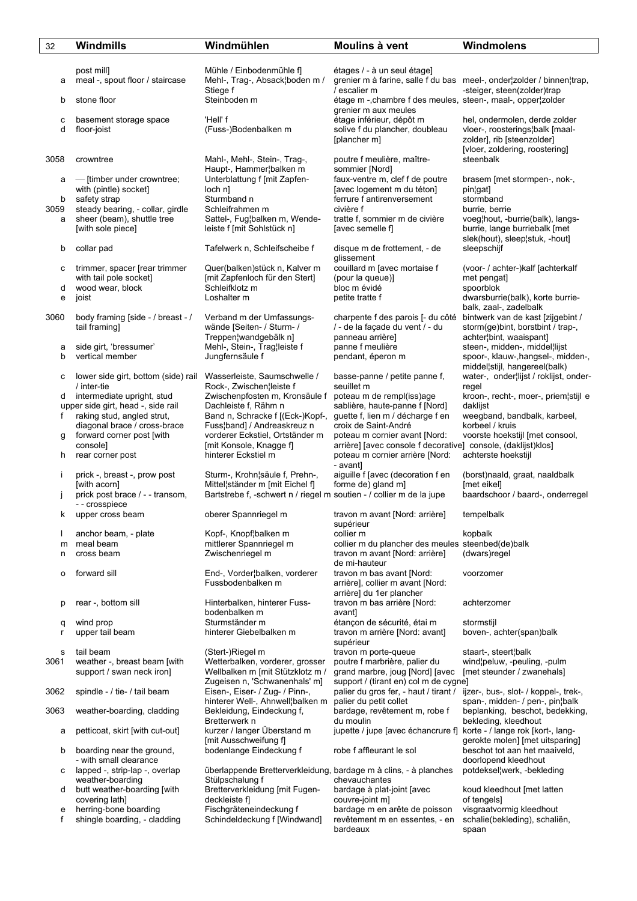| | Windmills | Windmühlen | Moulins à vent | Windmolens |
|---|---|---|---|---|
| | post mill] | Mühle / Einbodenmühle f] | étages / - à un seul étage] | |
| a | meal -, spout floor / staircase | Mehl-, Trag-, Absack¦boden m / Stiege f | grenier m à farine, salle f du bas / escalier m | meel-, onder¦zolder / binnen¦trap, -steiger, steen(zolder)trap |
| b | stone floor | Steinboden m | étage m -,chambre f des meules, grenier m aux meules | steen-, maal-, opper¦zolder |
| c | basement storage space | 'Hell' f | étage inférieur, dépôt m | hel, ondermolen, derde zolder |
| d | floor-joist | (Fuss-)Bodenbalken m | solive f du plancher, doubleau [plancher m] | vloer-, roosterings¦balk [maal-zolder], rib [steenzolder] [vloer, zoldering, roostering] |
| 3058 | crowntree | Mahl-, Mehl-, Stein-, Trag-, Haupt-, Hammer¦balken m | poutre f meulière, maître-sommier [Nord] | steenbalk |
| a | — [timber under crowntree; with (pintle) socket] | Unterblattung f [mit Zapfen-loch n] | faux-ventre m, clef f de poutre [avec logement m du téton] | brasem [met stormpen-, nok-, pin¦gat] |
| b | safety strap | Sturmband n | ferrure f antirenversement | stormband |
| 3059 | steady bearing, - collar, girdle | Schleifrahmen m | civière f | burrie, berrie |
| a | sheer (beam), shuttle tree [with sole piece] | Sattel-, Fug¦balken m, Wende-leiste f [mit Sohlstück n] | tratte f, sommier m de civière [avec semelle f] | voeg¦hout, -burrie(balk), langs-burrie, lange burriebalk [met slek(hout), sleep¦stuk, -hout] |
| b | collar pad | Tafelwerk n, Schleifscheibe f | disque m de frottement, - de glissement | sleepschijf |
| c | trimmer, spacer [rear trimmer with tail pole socket] | Quer(balken)stück n, Kalver m [mit Zapfenloch für den Stert] | couillard m [avec mortaise f (pour la queue)] | (voor- / achter-)kalf [achterkalf met pengat] |
| d | wood wear, block | Schleifklotz m | bloc m évidé | spoorblok |
| e | joist | Loshalter m | petite tratte f | dwarsburrie(balk), korte burrie-balk, zaal-, zadelbalk |
| 3060 | body framing [side - / breast - / tail framing] | Verband m der Umfassungs-wände [Seiten- / Sturm- / Treppen¦wandgebälk n] | charpente f des parois [- du côté / - de la façade du vent / - du panneau arrière] | bintwerk van de kast [zijgebint / storm(ge)bint, borstbint / trap-, achter¦bint, waaispant] |
| a | side girt, 'bressumer' | Mehl-, Stein-, Trag¦leiste f | panne f meulière | steen-, midden-, middel¦lijst |
| b | vertical member | Jungfernsäule f | pendant, éperon m | spoor-, klauw-,hangsel-, midden-, middel¦stijl, hangereel(balk) |
| c | lower side girt, bottom (side) rail / inter-tie | Wasserleiste, Saumschwelle / Rock-, Zwischen¦leiste f | basse-panne / petite panne f, seuillet m | water-, onder¦lijst / roklijst, onder-regel |
| d | intermediate upright, stud | Zwischenpfosten m, Kronsäule f | poteau m de rempl(iss)age | kroon-, recht-, moer-, priem¦stijl |
| e | upper side girt, head -, side rail | Dachleiste f, Rähm n | sablière, haute-panne f [Nord] | daklijst |
| f | raking stud, angled strut, diagonal brace / cross-brace | Band n, Schracke f [(Eck-)Kopf-, Fuss¦band] / Andreaskreuz n | guette f, lien m / décharge f en croix de Saint-André | weegband, bandbalk, karbeel, korbeel / kruis |
| g | forward corner post [with console] | vorderer Eckstiel, Ortständer m [mit Konsole, Knagge f] | poteau m cornier avant [Nord: arrière] [avec console f decorative] | voorste hoekstijl [met consool, console, (daklijst)klos] |
| h | rear corner post | hinterer Eckstiel m | poteau m cornier arrière [Nord: - avant] | achterste hoekstijl |
| i | prick -, breast -, prow post [with acorn] | Sturm-, Krohn¦säule f, Prehn-, Mittel¦ständer m [mit Eichel f] | aiguille f [avec (decoration f en forme de) gland m] | (borst)naald, graat, naaldbalk [met eikel] |
| j | prick post brace / - - transom, - - crosspiece | Bartstrebe f, -schwert n / riegel m | soutien - / collier m de la jupe | baardschoor / baard-, onderregel |
| k | upper cross beam | oberer Spannriegel m | travon m avant [Nord: arrière] supérieur | tempelbalk |
| l | anchor beam, - plate | Kopf-, Knopf¦balken m | collier m | kopbalk |
| m | meal beam | mittlerer Spannriegel m | collier m du plancher des meules | steenbed(de)balk |
| n | cross beam | Zwischenriegel m | travon m avant [Nord: arrière] de mi-hauteur | (dwars)regel |
| o | forward sill | End-, Vorder¦balken, vorderer Fussbodenbalken m | travon m bas avant [Nord: arrière], collier m avant [Nord: arrière] du 1er plancher | voorzomer |
| p | rear -, bottom sill | Hinterbalken, hinterer Fuss-bodenbalken m | travon m bas arrière [Nord: avant] | achterzomer |
| q | wind prop | Sturmständer m | étançon de sécurité, étai m | stormstijl |
| r | upper tail beam | hinterer Giebelbalken m | travon m arrière [Nord: avant] supérieur | boven-, achter(span)balk |
| s | tail beam | (Stert-)Riegel m | travon m porte-queue | staart-, steert¦balk |
| 3061 | weather -, breast beam [with support / swan neck iron] | Wetterbalken, vorderer, grosser Wellbalken m [mit Stützklotz m / Zugeisen n, 'Schwanenhals' m] | poutre f marbrière, palier du grand marbre, joug [Nord] [avec support / (tirant en) col m de cygne] | wind¦peluw, -peuling, -pulm [met steunder / zwanehals] |
| 3062 | spindle - / tie- / tail beam | Eisen-, Eiser- / Zug- / Pinn-, hinterer Well-, Ahnwell¦balken m | palier du gros fer, - haut / tirant / palier du petit collet | ijzer-, bus-, slot- / koppel-, trek-, span-, midden- / pen-, pin¦balk |
| 3063 | weather-boarding, cladding | Bekleidung, Eindeckung f, Bretterwerk n | bardage, revêtement m, robe f du moulin | beplanking, beschot, bedekking, bekleding, kleedhout |
| a | petticoat, skirt [with cut-out] | kurzer / langer Überstand m [mit Ausschweifung f] | jupette / jupe [avec échancrure f] | korte - / lange rok [kort-, lang-gerokte molen] [met uitsparing] |
| b | boarding near the ground, - with small clearance | bodenlange Eindeckung f | robe f affleurant le sol | beschot tot aan het maaiveld, doorlopend kleedhout |
| c | lapped -, strip-lap -, overlap weather-boarding | überlappende Bretterverkleidung, Stülpschalung f | bardage m à clins, - à planches chevauchantes | potdeksel¦werk, -bekleding |
| d | butt weather-boarding [with covering lath] | Bretterverkleidung [mit Fugen-deckleiste f] | bardage à plat-joint [avec couvre-joint m] | koud kleedhout [met latten of tengels] |
| e | herring-bone boarding | Fischgräteneindeckung f | bardage m en arête de poisson | visgraatvormig kleedhout |
| f | shingle boarding, - cladding | Schindeldeckung f [Windwand] | revêtement m en essentes, - en bardeaux | schalie(bekleding), schaliën, spaan |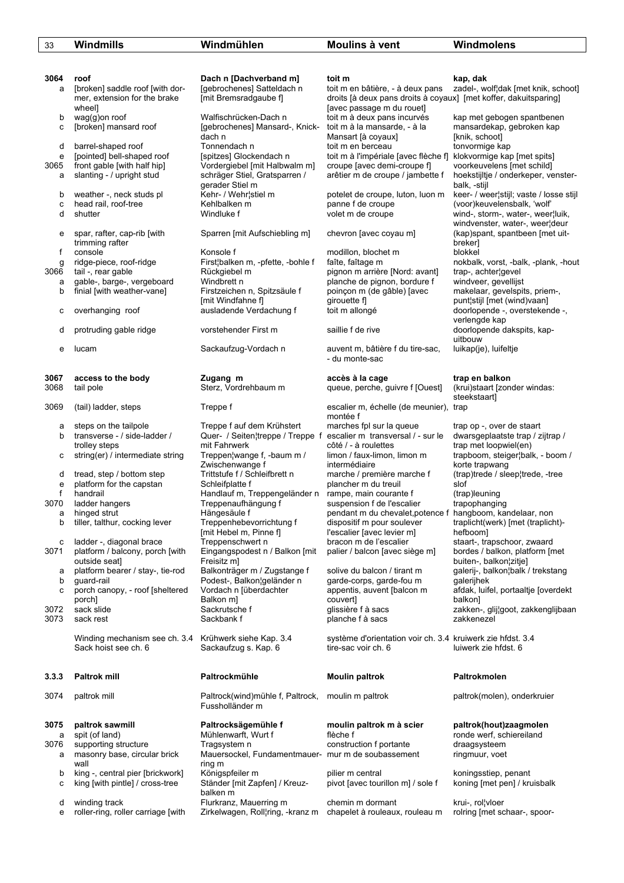| | Windmills | Windmühlen | Moulins à vent | Windmolens |
|---|---|---|---|---|
| **3064** | **roof** | **Dach n [Dachverband m]** | **toit m** | **kap, dak** |
| a | [broken] saddle roof [with dormer, extension for the brake wheel] | [gebrochenes] Satteldach n [mit Bremsradgaube f] | toit m en bâtière, - à deux pans droits [à deux pans droits à coyaux] [avec passage m du rouet] | zadel-, wolf¦dak [met knik, schoot] [met koffer, dakuitsparing] |
| b | wag(g)on roof | Walfischrücken-Dach n | toit m à deux pans incurvés | kap met gebogen spantbenen |
| c | [broken] mansard roof | [gebrochenes] Mansard-, Knick-dach n | toit m à la mansarde, - à la Mansart [à coyaux] | mansardekap, gebroken kap [knik, schoot] |
| d | barrel-shaped roof | Tonnendach n | toit m en berceau | tonvormige kap |
| e | [pointed] bell-shaped roof | [spitzes] Glockendach n | toit m à l'impériale [avec flèche f] | klokvormige kap [met spits] |
| 3065 | front gable [with half hip] | Vordergiebel [mit Halbwalm m] | croupe [avec demi-croupe f] | voorkeuvelens [met schild] |
| a | slanting - / upright stud | schräger Stiel, Gratsparren / gerader Stiel m | arêtier m de croupe / jambette f | hoekstijltje / onderkeper, vensterbalk, -stijl |
| b | weather -, neck studs pl | Kehr- / Wehr¦stiel m | potelet de croupe, luton, luon m | keer- / weer¦stijl; vaste / losse stijl |
| c | head rail, roof-tree | Kehlbalken m | panne f de croupe | (voor)keuvelensbalk, 'wolf' |
| d | shutter | Windluke f | volet m de croupe | wind-, storm-, water-, weer¦luik, windvenster, water-, weer¦deur |
| e | spar, rafter, cap-rib [with trimming rafter | Sparren [mit Aufschiebling m] | chevron [avec coyau m] | (kap)spant, spantbeen [met uitbreker] |
| f | console | Konsole f | modillon, blochet m | blokkel |
| g | ridge-piece, roof-ridge | First¦balken m, -pfette, -bohle f | faîte, faîtage m | nokbalk, vorst, -balk, -plank, -hout |
| 3066 | tail -, rear gable | Rückgiebel m | pignon m arrière [Nord: avant] | trap-, achter¦gevel |
| a | gable-, barge-, vergeboard | Windbrett n | planche de pignon, bordure f | windveer, gevellijst |
| b | finial [with weather-vane] | Firstzeichen n, Spitzsäule f [mit Windfahne f] | poinçon m (de gâble) [avec girouette f] | makelaar, gevelspits, priem-, punt¦stijl [met (wind)vaan] |
| c | overhanging roof | ausladende Verdachung f | toit m allongé | doorlopende -, overstekende -, verlengde kap |
| d | protruding gable ridge | vorstehender First m | saillie f de rive | doorlopende dakspits, kapuitbouw |
| e | lucam | Sackaufzug-Vordach n | auvent m, bâtière f du tire-sac, - du monte-sac | luikap(je), luifeltje |
| **3067** | **access to the body** | **Zugang m** | **accès à la cage** | **trap en balkon** |
| 3068 | tail pole | Sterz, Vordrehbaum m | queue, perche, guivre f [Ouest] | (krui)staart [zonder windas: steekstaart] |
| 3069 | (tail) ladder, steps | Treppe f | escalier m, échelle (de meunier), montée f | trap |
| a | steps on the tailpole | Treppe f auf dem Krühstert | marches fpl sur la queue | trap op -, over de staart |
| b | transverse - / side-ladder / trolley steps | Quer- / Seiten¦treppe / Treppe f mit Fahrwerk | escalier m transversal / - sur le côté / - à roulettes | dwarsgeplaatste trap / zijtrap / trap met loopwiel(en) |
| c | string(er) / intermediate string | Treppen¦wange f, -baum m / Zwischenwange f | limon / faux-limon, limon m intermédiaire | trapboom, steiger¦balk, - boom / korte trapwang |
| d | tread, step / bottom step | Trittstufe f / Schleifbrett n | marche / première marche f | (trap)trede / sleep¦trede, -tree |
| e | platform for the capstan | Schleifplatte f | plancher m du treuil | slof |
| f | handrail | Handlauf m, Treppengeländer n | rampe, main courante f | (trap)leuning |
| 3070 | ladder hangers | Treppenaufhängung f | suspension f de l'escalier | trapophanging |
| a | hinged strut | Hängesäule f | pendant m du chevalet,potence f | hangboom, kandelaar, non |
| b | tiller, talthur, cocking lever | Treppenhebevorrichtung f [mit Hebel m, Pinne f] | dispositif m pour soulever l'escalier [avec levier m] | traplicht(werk) [met (traplicht)-hefboom] |
| c | ladder -, diagonal brace | Treppenschwert n | bracon m de l'escalier | staart-, trapschoor, zwaard |
| 3071 | platform / balcony, porch [with outside seat] | Eingangspodest n / Balkon [mit Freisitz m] | palier / balcon [avec siège m] | bordes / balkon, platform [met buiten-, balkon¦zitje] |
| a | platform bearer / stay-, tie-rod | Balkonträger m / Zugstange f | solive du balcon / tirant m | galerij-, balkon¦balk / trekstang |
| b | guard-rail | Podest-, Balkon¦geländer n | garde-corps, garde-fou m | galerijhek |
| c | porch canopy, - roof [sheltered porch] | Vordach n [überdachter Balkon m] | appentis, auvent [balcon m couvert] | afdak, luifel, portaaltje [overdekt balkon] |
| 3072 | sack slide | Sackrutsche f | glissière f à sacs | zakken-, glij¦goot, zakkenglijbaan |
| 3073 | sack rest | Sackbank f | planche f à sacs | zakkenezel |
| | Winding mechanism see ch. 3.4 | Krühwerk siehe Kap. 3.4 | système d'orientation voir ch. 3.4 | kruiwerk zie hfdst. 3.4 |
| | Sack hoist see ch. 6 | Sackaufzug s. Kap. 6 | tire-sac voir ch. 6 | luiwerk zie hfdst. 6 |
| **3.3.3** | **Paltrok mill** | **Paltrockmühle** | **Moulin paltrok** | **Paltrokmolen** |
| 3074 | paltrok mill | Paltrock(wind)mühle f, Paltrock, Fussholländer m | moulin m paltrok | paltrok(molen), onderkruier |
| **3075** | **paltrok sawmill** | **Paltrocksägemühle f** | **moulin paltrok m à scier** | **paltrok(hout)zaagmolen** |
| a | spit (of land) | Mühlenwarft, Wurt f | flèche f | ronde werf, schiereiland |
| 3076 | supporting structure | Tragsystem n | construction f portante | draagsysteem |
| a | masonry base, circular brick wall | Mauersockel, Fundamentmauerring m | mur m de soubassement | ringmuur, voet |
| b | king -, central pier [brickwork] | Königspfeiler m | pilier m central | koningsstiep, penant |
| c | king [with pintle] / cross-tree | Ständer [mit Zapfen] / Kreuzbalken m | pivot [avec tourillon m] / sole f | koning [met pen] / kruisbalk |
| d | winding track | Flurkranz, Mauerring m | chemin m dormant | krui-, rol¦vloer |
| e | roller-ring, roller carriage [with | Zirkelwagen, Roll¦ring, -kranz m | chapelet à rouleaux, rouleau m | rolring [met schaar-, spoor- |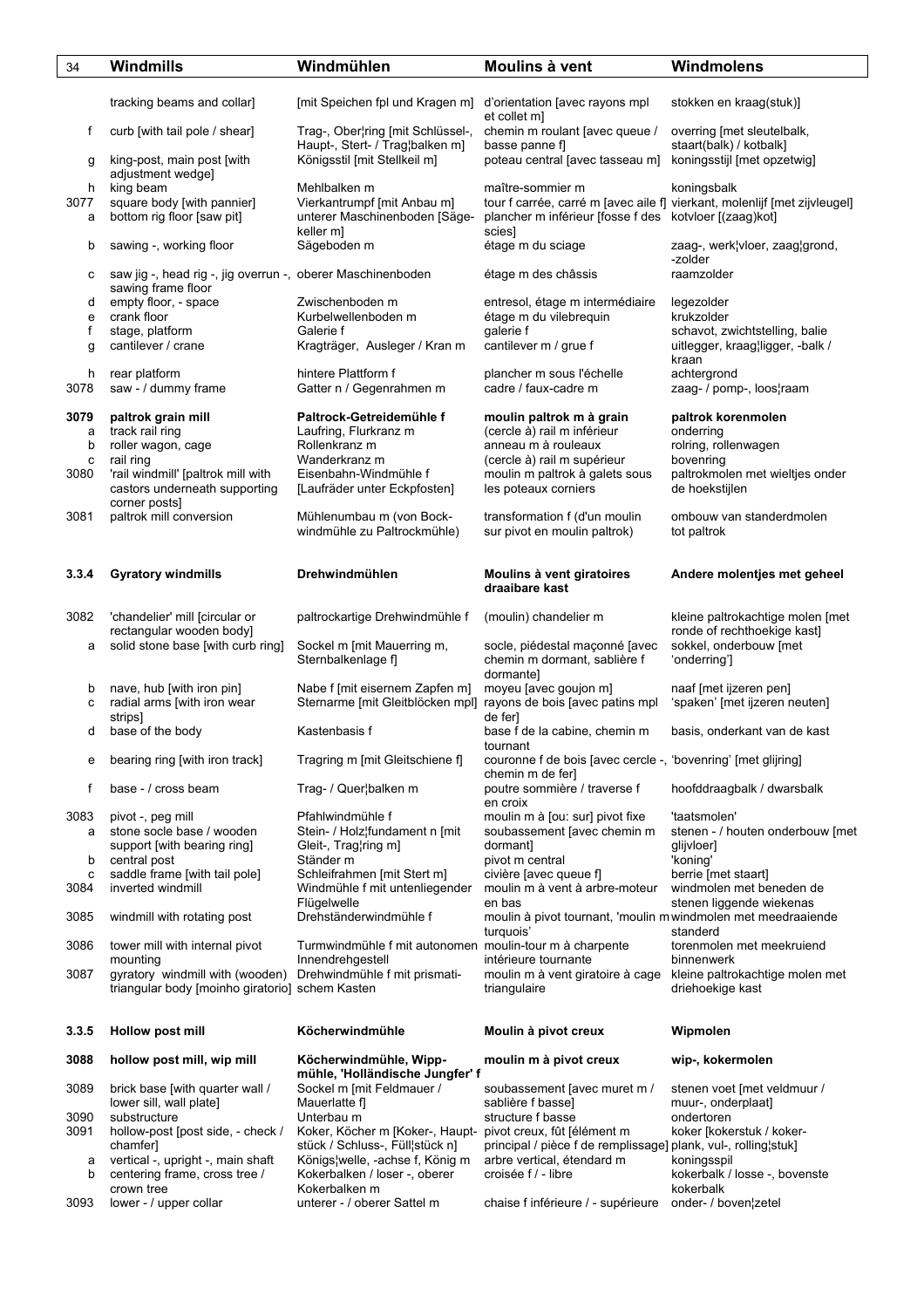| | Windmills | Windmühlen | Moulins à vent | Windmolens |
|---|---|---|---|---|
| | tracking beams and collar] | [mit Speichen fpl und Kragen m] | d'orientation [avec rayons mpl et collet m] | stokken en kraag(stuk)] |
| f | curb [with tail pole / shear] | Trag-, Ober¦ring [mit Schlüssel-, Haupt-, Stert- / Trag¦balken m] | chemin m roulant [avec queue / basse panne f] | overring [met sleutelbalk, staart(balk) / kotbalk] |
| g | king-post, main post [with adjustment wedge] | Königsstil [mit Stellkeil m] | poteau central [avec tasseau m] | koningsstijl [met opzetwig] |
| h | king beam | Mehlbalken m | maître-sommier m | koningsbalk |
| 3077 | square body [with pannier] | Vierkantrumpf [mit Anbau m] | tour f carrée, carré m [avec aile f] | vierkant, molenlijf [met zijvleugel] |
| a | bottom rig floor [saw pit] | unterer Maschinenboden [Sägekeller m] | plancher m inférieur [fosse f des scies] | kotvloer [(zaag)kot] |
| b | sawing -, working floor | Sägeboden m | étage m du sciage | zaag-, werk¦vloer, zaag¦grond, -zolder |
| c | saw jig -, head rig -, jig overrun -, sawing frame floor | oberer Maschinenboden | étage m des châssis | raamzolder |
| d | empty floor, - space | Zwischenboden m | entresol, étage m intermédiaire | legezolder |
| e | crank floor | Kurbelwellenboden m | étage m du vilebrequin | krukzolder |
| f | stage, platform | Galerie f | galerie f | schavot, zwichtstelling, balie |
| g | cantilever / crane | Kragträger, Ausleger / Kran m | cantilever m / grue f | uitlegger, kraag¦ligger, -balk / kraan |
| h | rear platform | hintere Plattform f | plancher m sous l'échelle | achtergrond |
| 3078 | saw - / dummy frame | Gatter n / Gegenrahmen m | cadre / faux-cadre m | zaag- / pomp-, loos¦raam |
| **3079** | **paltrok grain mill** | **Paltrock-Getreidemühle f** | **moulin paltrok m à grain** | **paltrok korenmolen** |
| a | track rail ring | Laufring, Flurkranz m | (cercle à) rail m inférieur | onderring |
| b | roller wagon, cage | Rollenkranz m | anneau m à rouleaux | rolring, rollenwagen |
| c | rail ring | Wanderkranz m | (cercle à) rail m supérieur | bovenring |
| 3080 | 'rail windmill' [paltrok mill with castors underneath supporting corner posts] | Eisenbahn-Windmühle f [Laufräder unter Eckpfosten] | moulin m paltrok à galets sous les poteaux corniers | paltrokmolen met wieltjes onder de hoekstijlen |
| 3081 | paltrok mill conversion | Mühlenumbau m (von Bockwindmühle zu Paltrockmühle) | transformation f (d'un moulin sur pivot en moulin paltrok) | ombouw van standerdmolen tot paltrok |
| **3.3.4** | **Gyratory windmills** | **Drehwindmühlen** | **Moulins à vent giratoires draaibare kast** | **Andere molentjes met geheel** |
| 3082 | 'chandelier' mill [circular or rectangular wooden body] | paltrockartige Drehwindmühle f | (moulin) chandelier m | kleine paltrokachtige molen [met ronde of rechthoekige kast] |
| a | solid stone base [with curb ring] | Sockel m [mit Mauerring m, Sternbalkenlage f] | socle, piédestal maçonné [avec chemin m dormant, sablière f dormante] | sokkel, onderbouw [met 'onderring'] |
| b | nave, hub [with iron pin] | Nabe f [mit eisernem Zapfen m] | moyeu [avec goujon m] | naaf [met ijzeren pen] |
| c | radial arms [with iron wear strips] | Sternarme [mit Gleitblöcken mpl] | rayons de bois [avec patins mpl de fer] | 'spaken' [met ijzeren neuten] |
| d | base of the body | Kastenbasis f | base f de la cabine, chemin m tournant | basis, onderkant van de kast |
| e | bearing ring [with iron track] | Tragring m [mit Gleitschiene f] | couronne f de bois [avec cercle -, chemin m de fer] | 'bovenring' [met glijring] |
| f | base - / cross beam | Trag- / Quer¦balken m | poutre sommière / traverse f en croix | hoofddraagbalk / dwarsbalk |
| 3083 | pivot -, peg mill | Pfahlwindmühle f | moulin m à [ou: sur] pivot fixe | 'taatsmolen' |
| a | stone socle base / wooden support [with bearing ring] | Stein- / Holz¦fundament n [mit Gleit-, Trag¦ring m] | soubassement [avec chemin m dormant] | stenen - / houten onderbouw [met glijvloer] |
| b | central post | Ständer m | pivot m central | 'koning' |
| c | saddle frame [with tail pole] | Schleifrahmen [mit Stert m] | civière [avec queue f] | berrie [met staart] |
| 3084 | inverted windmill | Windmühle f mit untenliegender Flügelwelle | moulin m à vent à arbre-moteur en bas | windmolen met beneden de stenen liggende wiekenas |
| 3085 | windmill with rotating post | Drehständerwindmühle f | moulin à pivot tournant, 'moulin m turquois' | windmolen met meedraaiende standerd |
| 3086 | tower mill with internal pivot mounting | Turmwindmühle f mit autonomen Innendrehgestell | moulin-tour m à charpente intérieure tournante | torenmolen met meekruiend binnenwerk |
| 3087 | gyratory windmill with (wooden) triangular body [moinho giratorio] | Drehwindmühle f mit prismatischem Kasten | moulin m à vent giratoire à cage triangulaire | kleine paltrokachtige molen met driehoekige kast |
| **3.3.5** | **Hollow post mill** | **Köcherwindmühle** | **Moulin à pivot creux** | **Wipmolen** |
| **3088** | **hollow post mill, wip mill** | **Köcherwindmühle, Wippmühle, 'Holländische Jungfer' f** | **moulin m à pivot creux** | **wip-, kokermolen** |
| 3089 | brick base [with quarter wall / lower sill, wall plate] | Sockel m [mit Feldmauer / Mauerlatte f] | soubassement [avec muret m / sablière f basse] | stenen voet [met veldmuur / muur-, onderplaat] |
| 3090 | substructure | Unterbau m | structure f basse | ondertoren |
| 3091 | hollow-post [post side, - check / chamfer] | Koker, Köcher m [Koker-, Hauptstück / Schluss-, Füll¦stück n] | pivot creux, fût [élément m principal / pièce f de remplissage] | koker [kokerstuk / kokerplank, vul-, rolling¦stuk] |
| a | vertical -, upright -, main shaft | Königs¦welle, -achse f, König m | arbre vertical, étendard m | koningsspil |
| b | centering frame, cross tree / crown tree | Kokerbalken / loser -, oberer Kokerbalken m | croisée f / - libre | kokerbalk / losse -, bovenste kokerbalk |
| 3093 | lower - / upper collar | unterer - / oberer Sattel m | chaise f inférieure / - supérieure | onder- / boven¦zetel |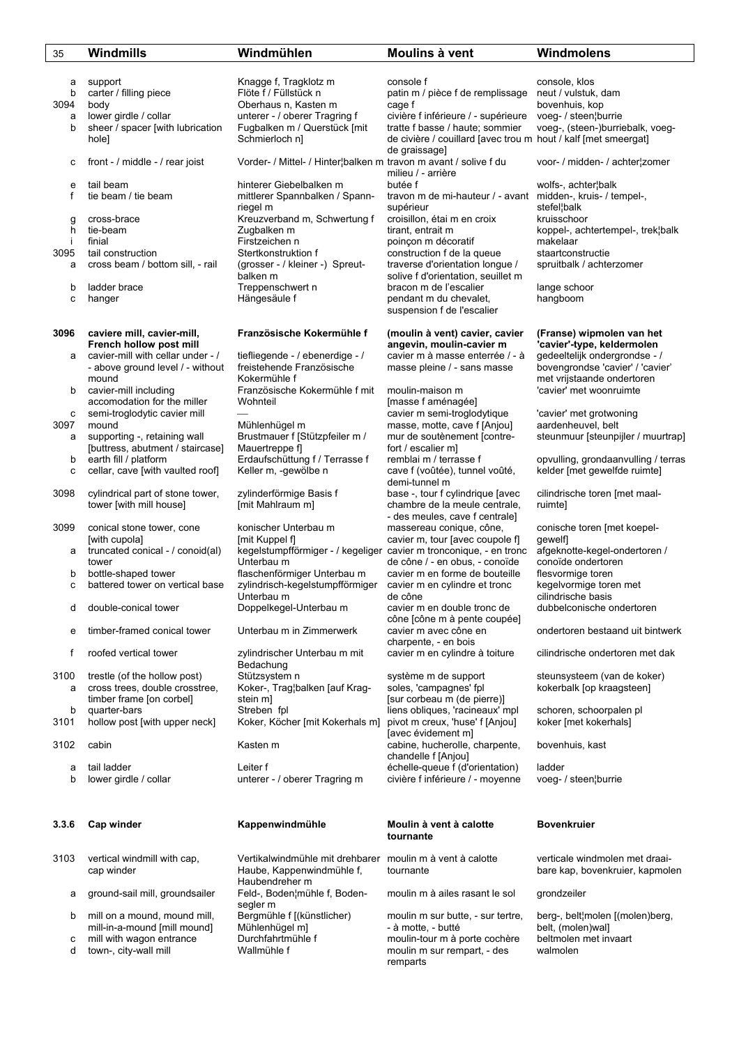| 35 | Windmills | Windmühlen | Moulins à vent | Windmolens |
|---|---|---|---|---|
| a | support | Knagge f, Tragklotz m | console f | console, klos |
| b | carter / filling piece | Flöte f / Füllstück n | patin m / pièce f de remplissage | neut / vulstuk, dam |
| 3094 | body | Oberhaus n, Kasten m | cage f | bovenhuis, kop |
| a | lower girdle / collar | unterer - / oberer Tragring f | civière f inférieure / - supérieure | voeg- / steen¦burrie |
| b | sheer / spacer [with lubrication hole] | Fugbalken m / Querstück [mit Schmierloch n] | tratte f basse / haute; sommier de civière / couillard [avec trou m de graissage] | voeg-, (steen-)burriebalk, voeg-hout / kalf [met smeergat] |
| c | front - / middle - / rear joist | Vorder- / Mittel- / Hinter¦balken m | travon m avant / solive f du milieu / - arrière | voor- / midden- / achter¦zomer |
| e | tail beam | hinterer Giebelbalken m | butée f | wolfs-, achter¦balk |
| f | tie beam / tie beam | mittlerer Spannbalken / Spann-riegel m | travon m de mi-hauteur / - avant supérieur | midden-, kruis- / tempel-, stefel¦balk |
| g | cross-brace | Kreuzverband m, Schwertung f | croisillon, étai m en croix | kruisschoor |
| h | tie-beam | Zugbalken m | tirant, entrait m | koppel-, achtertempel-, trek¦balk |
| i | finial | Firstzeichen n | poinçon m décoratif | makelaar |
| 3095 | tail construction | Stertkonstruktion f | construction f de la queue | staartconstructie |
| a | cross beam / bottom sill, - rail | (grosser - / kleiner -) Spreut-balken m | traverse d'orientation longue / solive f d'orientation, seuillet m | spruitbalk / achterzomer |
| b | ladder brace | Treppenschwert n | bracon m de l'escalier | lange schoor |
| c | hanger | Hängesäule f | pendant m du chevalet, suspension f de l'escalier | hangboom |
| **3096** | **caviere mill, cavier-mill, French hollow post mill** | **Französische Kokermühle f** | **(moulin à vent) cavier, cavier angevin, moulin-cavier m** | **(Franse) wipmolen van het 'cavier'-type, keldermolen** |
| a | cavier-mill with cellar under - / - above ground level / - without mound | tiefliegende - / ebenerdige - / freistehende Französische Kokermühle f | cavier m à masse enterrée / - à masse pleine / - sans masse | gedeeltelijk ondergrondse - / bovengrondse 'cavier' / 'cavier' met vrijstaande ondertoren |
| b | cavier-mill including accomodation for the miller | Französische Kokermühle f mit Wohnteil | moulin-maison m [masse f aménagée] | 'cavier' met woonruimte |
| c | semi-troglodytic cavier mill | — | cavier m semi-troglodytique | 'cavier' met grotwoning |
| 3097 | mound | Mühlenhügel m | masse, motte, cave f [Anjou] | aardenheuvel, belt |
| a | supporting -, retaining wall [buttress, abutment / staircase] | Brustmauer f [Stützpfeiler m / Mauertreppe f] | mur de soutènement [contre-fort / escalier m] | steunmuur [steunpijler / muurtrap] |
| b | earth fill / platform | Erdaufschüttung f / Terrasse f | remblai m / terrasse f | opvulling, grondaanvulling / terras |
| c | cellar, cave [with vaulted roof] | Keller m, -gewölbe n | cave f (voûtée), tunnel voûté, demi-tunnel m | kelder [met gewelfde ruimte] |
| 3098 | cylindrical part of stone tower, tower [with mill house] | zylinderförmige Basis f [mit Mahlraum m] | base -, tour f cylindrique [avec chambre de la meule centrale, - des meules, cave f centrale] | cilindrische toren [met maal-ruimte] |
| 3099 | conical stone tower, cone [with cupola] | konischer Unterbau m [mit Kuppel f] | massereau conique, cône, cavier m, tour [avec coupole f] | conische toren [met koepel-gewelf] |
| a | truncated conical - / conoid(al) tower | kegelstumpfförmiger - / kegeliger Unterbau m | cavier m tronconique, - en tronc de cône / - en obus, - conoïde | afgeknotte-kegel-ondertoren / conoïde ondertoren |
| b | bottle-shaped tower | flaschenförmiger Unterbau m | cavier m en forme de bouteille | flesvormige toren |
| c | battered tower on vertical base | zylindrisch-kegelstumpfförmiger Unterbau m | cavier m en cylindre et tronc de cône | kegelvormige toren met cilindrische basis |
| d | double-conical tower | Doppelkegel-Unterbau m | cavier m en double tronc de cône [cône m à pente coupée] | dubbelconische ondertoren |
| e | timber-framed conical tower | Unterbau m in Zimmerwerk | cavier m avec cône en charpente, - en bois | ondertoren bestaand uit bintwerk |
| f | roofed vertical tower | zylindrischer Unterbau m mit Bedachung | cavier m en cylindre à toiture | cilindrische ondertoren met dak |
| 3100 | trestle (of the hollow post) | Stützsystem n | système m de support | steunsysteem (van de koker) |
| a | cross trees, double crosstree, timber frame [on corbel] | Koker-, Trag¦balken [auf Krag-stein m] | soles, 'campagnes' fpl [sur corbeau m (de pierre)] | kokerbalk [op kraagsteen] |
| b | quarter-bars | Streben fpl | liens obliques, 'racineaux' mpl | schoren, schoorpalen pl |
| 3101 | hollow post [with upper neck] | Koker, Köcher [mit Kokerhals m] | pivot m creux, 'huse' f [Anjou] [avec évidement m] | koker [met kokerhals] |
| 3102 | cabin | Kasten m | cabine, hucherolle, charpente, chandelle f [Anjou] | bovenhuis, kast |
| a | tail ladder | Leiter f | échelle-queue f (d'orientation) | ladder |
| b | lower girdle / collar | unterer - / oberer Tragring m | civière f inférieure / - moyenne | voeg- / steen¦burrie |
| **3.3.6** | **Cap winder** | **Kappenwindmühle** | **Moulin à vent à calotte tournante** | **Bovenkruier** |
| 3103 | vertical windmill with cap, cap winder | Vertikalwindmühle mit drehbarer Haube, Kappenwindmühle f, Haubendreher m | moulin m à vent à calotte tournante | verticale windmolen met draai-bare kap, bovenkruier, kapmolen |
| a | ground-sail mill, groundsailer | Feld-, Boden¦mühle f, Boden-segler m | moulin m à ailes rasant le sol | grondzeiler |
| b | mill on a mound, mound mill, mill-in-a-mound [mill mound] | Bergmühle f [(künstlicher) Mühlenhügel m] | moulin m sur butte, - sur tertre, - à motte, - butté | berg-, belt¦molen [(molen)berg, belt, (molen)wal] |
| c | mill with wagon entrance | Durchfahrtmühle f | moulin-tour m à porte cochère | beltmolen met invaart |
| d | town-, city-wall mill | Wallmühle f | moulin m sur rempart, - des remparts | walmolen |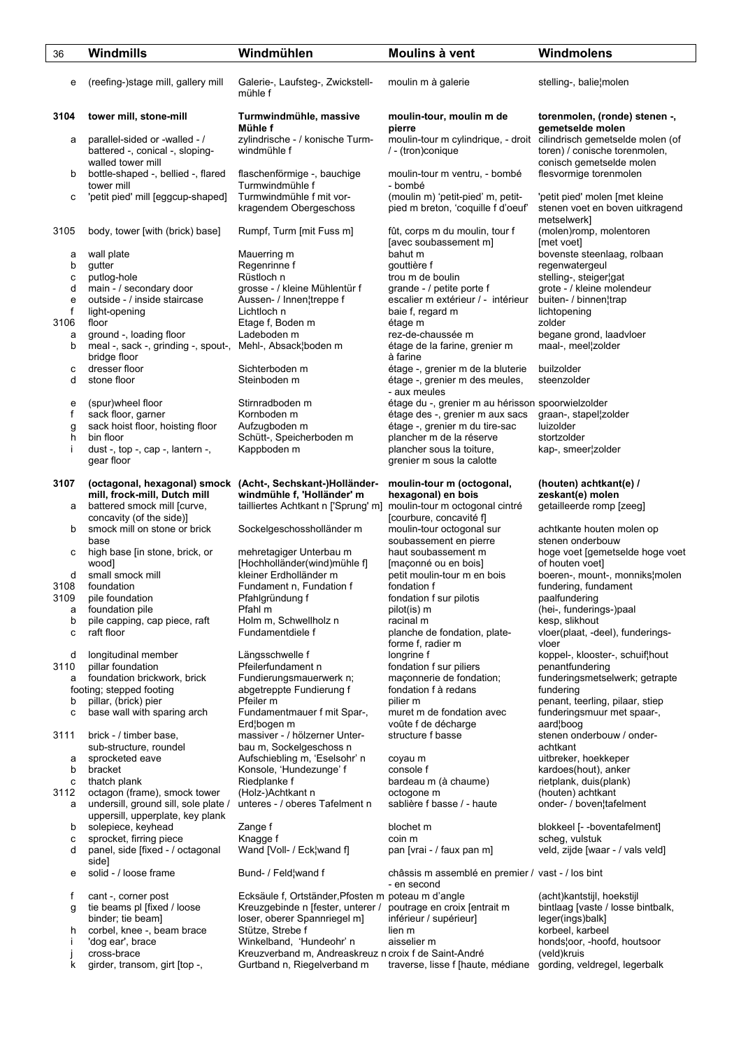| | Windmills | Windmühlen | Moulins à vent | Windmolens |
|---|---|---|---|---|
| e | (reefing-)stage mill, gallery mill | Galerie-, Laufsteg-, Zwickstell­mühle f | moulin m à galerie | stelling-, balie¦molen |
| **3104** | **tower mill, stone-mill** | **Turmwindmühle, massive Mühle f** | **moulin-tour, moulin m de pierre** | **torenmolen, (ronde) stenen -, gemetselde molen** |
| a | parallel-sided or -walled - / battered -, conical -, sloping-walled tower mill | zylindrische - / konische Turm­windmühle f | moulin-tour m cylindrique, - droit / - (tron)conique | cilindrisch gemetselde molen (of toren) / conische torenmolen, conisch gemetselde molen |
| b | bottle-shaped -, bellied -, flared tower mill | flaschenförmige -, bauchige Turmwindmühle f | moulin-tour m ventru, - bombé | flesvormige torenmolen |
| c | 'petit pied' mill [eggcup-shaped] | Turmwindmühle f mit vor­kragendem Obergeschoss | (moulin m) 'petit-pied' m, petit-pied m breton, 'coquille f d'oeuf' | 'petit pied' molen [met kleine stenen voet en boven uitkragend metselwerk] |
| 3105 | body, tower [with (brick) base] | Rumpf, Turm [mit Fuss m] | fût, corps m du moulin, tour f [avec soubassement m] | (molen)romp, molentoren [met voet] |
| a | wall plate | Mauerring m | bahut m | bovenste steenlaag, rolbaan |
| b | gutter | Regenrinne f | gouttière f | regenwatergeul |
| c | putlog-hole | Rüstloch n | trou m de boulin | stelling-, steiger¦gat |
| d | main - / secondary door | grosse - / kleine Mühlentür f | grande - / petite porte f | grote - / kleine molendeur |
| e | outside - / inside staircase | Aussen- / Innen¦treppe f | escalier m extérieur / - intérieur | buiten- / binnen¦trap |
| f | light-opening | Lichtloch n | baie f, regard m | lichtopening |
| 3106 | floor | Etage f, Boden m | étage m | zolder |
| a | ground -, loading floor | Ladeboden m | rez-de-chaussée m | begane grond, laadvloer |
| b | meal -, sack -, grinding -, spout-, bridge floor | Mehl-, Absack¦boden m | étage de la farine, grenier m à farine | maal-, meel¦zolder |
| c | dresser floor | Sichterboden m | étage -, grenier m de la bluterie | builzolder |
| d | stone floor | Steinboden m | étage -, grenier m des meules, - aux meules | steenzolder |
| e | (spur)wheel floor | Stirnradboden m | étage du -, grenier m au hérisson | spoorwielzolder |
| f | sack floor, garner | Kornboden m | étage des -, grenier m aux sacs | graan-, stapel¦zolder |
| g | sack hoist floor, hoisting floor | Aufzugboden m | étage -, grenier m du tire-sac | luizolder |
| h | bin floor | Schütt-, Speicherboden m | plancher m de la réserve | stortzolder |
| i | dust -, top -, cap -, lantern -, gear floor | Kappboden m | plancher sous la toiture, grenier m sous la calotte | kap-, smeer¦zolder |
| **3107** | **(octagonal, hexagonal) smock mill, frock-mill, Dutch mill** | **(Acht-, Sechskant-)Holländer­windmühle f, 'Holländer' m** | **moulin-tour m (octogonal, hexagonal) en bois** | **(houten) achtkant(e) / zeskant(e) molen** |
| a | battered smock mill [curve, concavity (of the side)] | tailliertes Achtkant n ['Sprung' m] | moulin-tour m octogonal cintré [courbure, concavité f] | getailleerde romp [zeeg] |
| b | smock mill on stone or brick base | Sockelgeschossholländer m | moulin-tour octogonal sur soubassement en pierre | achtkante houten molen op stenen onderbouw |
| c | high base [in stone, brick, or wood] | mehretagiger Unterbau m [Hochholländer(wind)mühle f] | haut soubassement m [maçonné ou en bois] | hoge voet [gemetselde hoge voet of houten voet] |
| d | small smock mill | kleiner Erdholländer m | petit moulin-tour m en bois | boeren-, mount-, monniks¦molen |
| 3108 | foundation | Fundament n, Fundation f | fondation f | fundering, fundament |
| 3109 | pile foundation | Pfahlgründung f | fondation f sur pilotis | paalfundering |
| a | foundation pile | Pfahl m | pilot(is) m | (hei-, funderings-)paal |
| b | pile capping, cap piece, raft | Holm m, Schwellholz n | racinal m | kesp, slikhout |
| c | raft floor | Fundamentdiele f | planche de fondation, plate-forme f, radier m | vloer(plaat, -deel), funderings­vloer |
| d | longitudinal member | Längsschwelle f | longrine f | koppel-, klooster-, schuif¦hout |
| 3110 | pillar foundation | Pfeilerfundament n | fondation f sur piliers | penantfundering |
| a | foundation brickwork, brick footing; stepped footing | Fundierungsmauerwerk n; abgetreppte Fundierung f | maçonnerie de fondation; fondation f à redans | funderingsmetselwerk; getrapte fundering |
| b | pillar, (brick) pier | Pfeiler m | pilier m | penant, teerling, pilaar, stiep |
| c | base wall with sparing arch | Fundamentmauer f mit Spar-, Erd¦bogen m | muret m de fondation avec voûte f de décharge | funderingsmuur met spaar-, aard¦boog |
| 3111 | brick - / timber base, sub-structure, roundel | massiver - / hölzerner Unter­bau m, Sockelgeschoss n | structure f basse | stenen onderbouw / onder­achtkant |
| a | sprocketed eave | Aufschiebling m, 'Eselsohr' n | coyau m | uitbreker, hoekkeper |
| b | bracket | Konsole, 'Hundezunge' f | console f | kardoes(hout), anker |
| c | thatch plank | Riedplanke f | bardeau m (à chaume) | rietplank, duis(plank) |
| 3112 | octagon (frame), smock tower | (Holz-)Achtkant n | octogone m | (houten) achtkant |
| a | undersill, ground sill, sole plate / uppersill, upperplate, key plank | unteres - / oberes Tafelment n | sablière f basse / - haute | onder- / boven¦tafelment |
| b | solepiece, keyhead | Zange f | blochet m | blokkeel [- -boventafelment] |
| c | sprocket, firring piece | Knagge f | coin m | scheg, vulstuk |
| d | panel, side [fixed - / octagonal side] | Wand [Voll- / Eck¦wand f] | pan [vrai - / faux pan m] | veld, zijde [waar - / vals veld] |
| e | solid - / loose frame | Bund- / Feld¦wand f | châssis m assemblé en premier / - en second | vast - / los bint |
| f | cant -, corner post | Ecksäule f, Ortständer, Pfosten m | poteau m d'angle | (acht)kantstijl, hoekstijl |
| g | tie beams pl [fixed / loose binder; tie beam] | Kreuzgebinde n [fester, unterer / loser, oberer Spannriegel m] | poutrage en croix [entrait m inférieur / supérieur] | bintlaag [vaste / losse bintbalk, leger(ings)balk] |
| h | corbel, knee -, beam brace | Stütze, Strebe f | lien m | korbeel, karbeel |
| i | 'dog ear', brace | Winkelband, 'Hundeohr' n | aisselier m | honds¦oor, -hoofd, houtsoor |
| j | cross-brace | Kreuzverband m, Andreaskreuz n | croix f de Saint-André | (veld)kruis |
| k | girder, transom, girt [top -, | Gurtband n, Riegelverband m | traverse, lisse f [haute, médiane | gording, veldregel, legerbalk |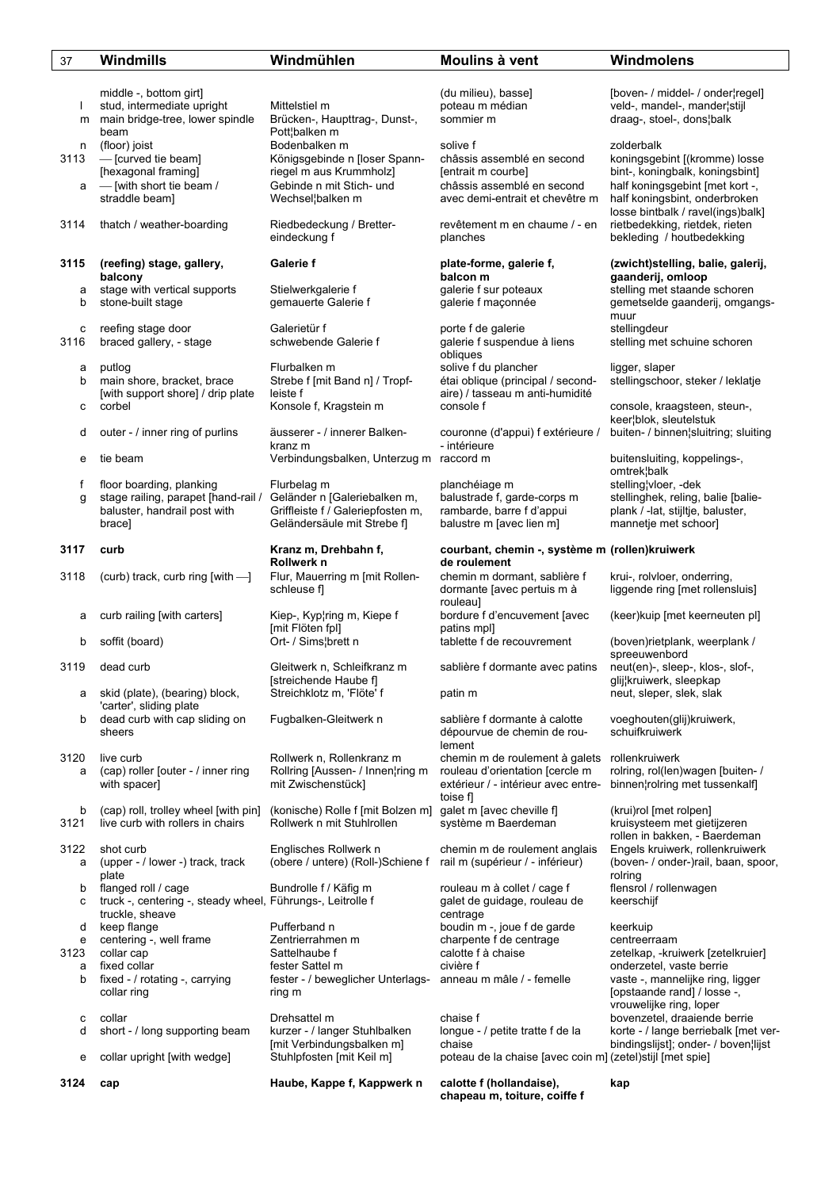| 37 | Windmills | Windmühlen | Moulins à vent | Windmolens |
|---|---|---|---|---|
| | middle -, bottom girt] | | (du milieu), basse] | [boven- / middel- / onder¦regel] |
| l | stud, intermediate upright | Mittelstiel m | poteau m médian | veld-, mandel-, mander¦stijl |
| m | main bridge-tree, lower spindle beam | Brücken-, Haupttrag-, Dunst-, Pott¦balken m | sommier m | draag-, stoel-, dons¦balk |
| n | (floor) joist | Bodenbalken m | solive f | zolderbalk |
| 3113 | — [curved tie beam] [hexagonal framing] | Königsgebinde n [loser Spannriegel m aus Krummholz] | châssis assemblé en second [entrait m courbe] | koningsgebint [(kromme) losse bint-, koningbalk, koningsbint] |
| a | — [with short tie beam / straddle beam] | Gebinde n mit Stich- und Wechsel¦balken m | châssis assemblé en second avec demi-entrait et chevêtre m | half koningsgebint [met kort -, half koningsbint, onderbroken losse bintbalk / ravel(ings)balk] |
| 3114 | thatch / weather-boarding | Riedbedeckung / Bretter-eindeckung f | revêtement m en chaume / - en planches | rietbedekking, rietdek, rieten bekleding / houtbedekking |
| **3115** | **(reefing) stage, gallery, balcony** | **Galerie f** | **plate-forme, galerie f, balcon m** | **(zwicht)stelling, balie, galerij, gaanderij, omloop** |
| a | stage with vertical supports | Stielwerkgalerie f | galerie f sur poteaux | stelling met staande schoren |
| b | stone-built stage | gemauerte Galerie f | galerie f maçonnée | gemetselde gaanderij, omgangs-muur |
| c | reefing stage door | Galerietür f | porte f de galerie | stellingdeur |
| 3116 | braced gallery, - stage | schwebende Galerie f | galerie f suspendue à liens obliques | stelling met schuine schoren |
| a | putlog | Flurbalken m | solive f du plancher | ligger, slaper |
| b | main shore, bracket, brace [with support shore] / drip plate | Strebe f [mit Band n] / Tropf-leiste f | étai oblique (principal / second-aire) / tasseau m anti-humidité | stellingschoor, steker / leklatje |
| c | corbel | Konsole f, Kragstein m | console f | console, kraagsteen, steun-, keer¦blok, sleutelstuk |
| d | outer - / inner ring of purlins | äusserer - / innerer Balken-kranz m | couronne (d'appui) f extérieure / - intérieure | buiten- / binnen¦sluitring; sluiting |
| e | tie beam | Verbindungsbalken, Unterzug m | raccord m | buitensluiting, koppelings-, omtrek¦balk |
| f | floor boarding, planking | Flurbelag m | planchéiage m | stelling¦vloer, -dek |
| g | stage railing, parapet [hand-rail / baluster, handrail post with brace] | Geländer n [Galeriebalken m, Griffleiste f / Galeriepfosten m, Geländersäule mit Strebe f] | balustrade f, garde-corps m rambarde, barre f d'appui balustre m [avec lien m] | stellinghek, reling, balie [balie-plank / -lat, stijltje, baluster, mannetje met schoor] |
| **3117** | **curb** | **Kranz m, Drehbahn f, Rollwerk n** | **courbant, chemin -, système m de roulement** | **(rollen)kruiwerk** |
| 3118 | (curb) track, curb ring [with —] | Flur, Mauerring m [mit Rollen-schleuse f] | chemin m dormant, sablière f dormante [avec pertuis m à rouleau] | krui-, rolvloer, onderring, liggende ring [met rollensluis] |
| a | curb railing [with carters] | Kiep-, Kyp¦ring m, Kiepe f [mit Flöten fpl] | bordure f d'encuvement [avec patins mpl] | (keer)kuip [met keerneuten pl] |
| b | soffit (board) | Ort- / Sims¦brett n | tablette f de recouvrement | (boven)rietplank, weerplank / spreeuwenbord |
| 3119 | dead curb | Gleitwerk n, Schleifkranz m [streichende Haube f] | sablière f dormante avec patins | neut(en)-, sleep-, klos-, slof-, glij¦kruiwerk, sleepkap |
| a | skid (plate), (bearing) block, 'carter', sliding plate | Streichklotz m, 'Flöte' f | patin m | neut, sleper, slek, slak |
| b | dead curb with cap sliding on sheers | Fugbalken-Gleitwerk n | sablière f dormante à calotte dépourvue de chemin de rou-lement | voeghouten(glij)kruiwerk, schuifkruiwerk |
| 3120 | live curb | Rollwerk n, Rollenkranz m | chemin m de roulement à galets | rollenkruiwerk |
| a | (cap) roller [outer - / inner ring with spacer] | Rollring [Aussen- / Innen¦ring m mit Zwischenstück] | rouleau d'orientation [cercle m extérieur / - intérieur avec entre-toise f] | rolring, rol(len)wagen [buiten- / binnen¦rolring met tussenkalf] |
| b | (cap) roll, trolley wheel [with pin] | (konische) Rolle f [mit Bolzen m] | galet m [avec cheville f] | (krui)rol [met rolpen] |
| 3121 | live curb with rollers in chairs | Rollwerk n mit Stuhlrollen | système m Baerdeman | kruisysteem met gietijzeren rollen in bakken, - Baerdeman |
| 3122 | shot curb | Englisches Rollwerk n | chemin m de roulement anglais | Engels kruiwerk, rollenkruiwerk |
| a | (upper - / lower -) track, track plate | (obere / untere) (Roll-)Schiene f | rail m (supérieur / - inférieur) | (boven- / onder-)rail, baan, spoor, rolring |
| b | flanged roll / cage | Bundrolle f / Käfig m | rouleau m à collet / cage f | flensrol / rollenwagen |
| c | truck -, centering -, steady wheel, truckle, sheave | Führungs-, Leitrolle f | galet de guidage, rouleau de centrage | keerschijf |
| d | keep flange | Pufferband n | boudin m -, joue f de garde | keerkuip |
| e | centering -, well frame | Zentrierrahmen m | charpente f de centrage | centreerraam |
| 3123 | collar cap | Sattelhaube f | calotte f à chaise | zetelkap, -kruiwerk [zetelkruier] |
| a | fixed collar | fester Sattel m | civière f | onderzetel, vaste berrie |
| b | fixed - / rotating -, carrying collar ring | fester - / beweglicher Unterlags-ring m | anneau m mâle / - femelle | vaste -, mannelijke ring, ligger [opstaande rand] / losse -, vrouwelijke ring, loper |
| c | collar | Drehsattel m | chaise f | bovenzetel, draaiende berrie |
| d | short - / long supporting beam | kurzer - / langer Stuhlbalken [mit Verbindungsbalken m] | longue - / petite tratte f de la chaise | korte - / lange berriebalk [met ver-bindingslijst]; onder- / boven¦lijst |
| e | collar upright [with wedge] | Stuhlpfosten [mit Keil m] | poteau de la chaise [avec coin m] | (zetel)stijl [met spie] |
| **3124** | **cap** | **Haube, Kappe f, Kappwerk n** | **calotte f (hollandaise), chapeau m, toiture, coiffe f** | **kap** |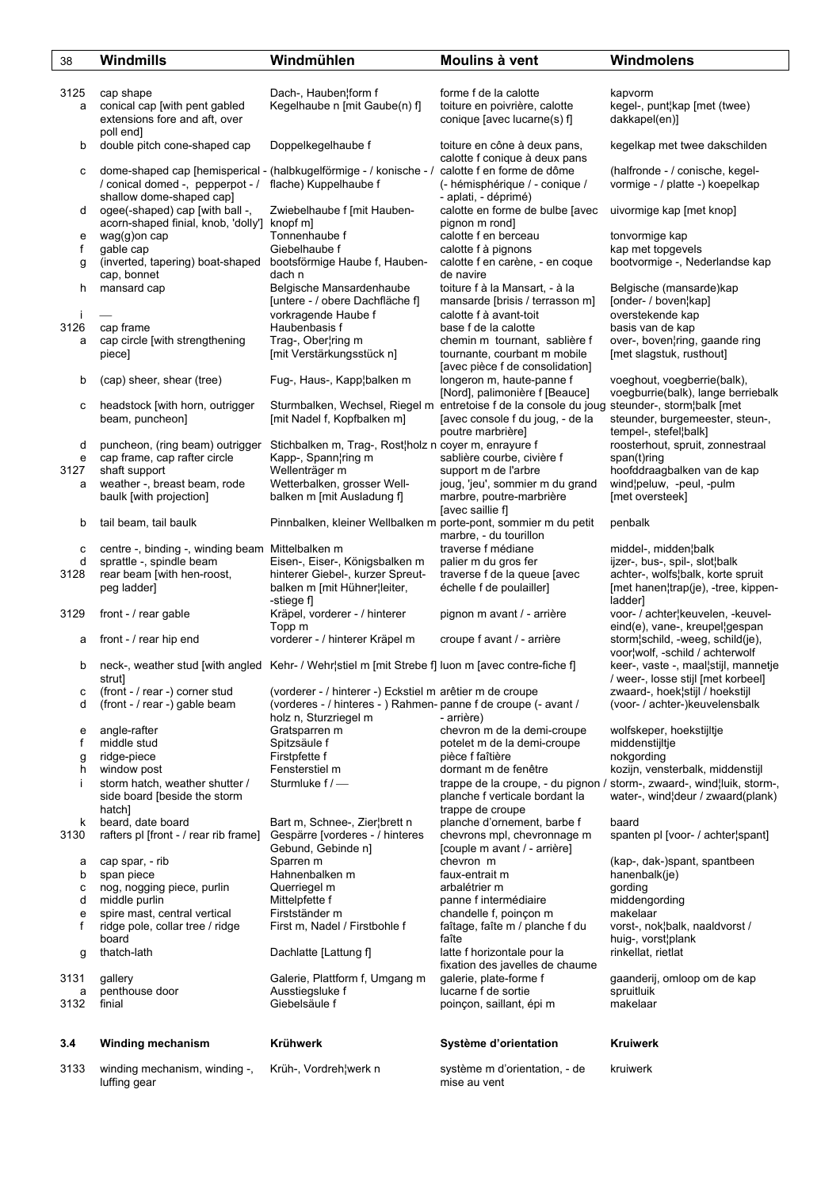| | Windmills | Windmühlen | Moulins à vent | Windmolens |
|---|---|---|---|---|
| 3125 | cap shape | Dach-, Hauben¦form f | forme f de la calotte | kapvorm |
| a | conical cap [with pent gabled extensions fore and aft, over poll end] | Kegelhaube n [mit Gaube(n) f] | toiture en poivrière, calotte conique [avec lucarne(s) f] | kegel-, punt¦kap [met (twee) dakkapel(en)] |
| b | double pitch cone-shaped cap | Doppelkegelhaube f | toiture en cône à deux pans, calotte f conique à deux pans | kegelkap met twee dakschilden |
| c | dome-shaped cap [hemisperical / conical domed -, pepperpot - / shallow dome-shaped cap] | (halbkugelförmige - / konische - / flache) Kuppelhaube f | calotte f en forme de dôme (- hémisphérique / - conique / - aplati, - déprimé) | (halfronde - / conische, kegelvormige - / platte -) koepelkap |
| d | ogee(-shaped) cap [with ball -, acorn-shaped finial, knob, 'dolly'] | Zwiebelhaube f [mit Hauben-knopf m] | calotte en forme de bulbe [avec pignon m rond] | uivormige kap [met knop] |
| e | wag(g)on cap | Tonnenhaube f | calotte f en berceau | tonvormige kap |
| f | gable cap | Giebelhaube f | calotte f à pignons | kap met topgevels |
| g | (inverted, tapering) boat-shaped cap, bonnet | bootsförmige Haube f, Hauben-dach n | calotte f en carène, - en coque de navire | bootvormige -, Nederlandse kap |
| h | mansard cap | Belgische Mansardenhaube [untere - / obere Dachfläche f] | toiture f à la Mansart, - à la mansarde [brisis / terrasson m] | Belgische (mansarde)kap [onder- / boven¦kap] |
| i | — | vorkragende Haube f | calotte f à avant-toit | overstekende kap |
| 3126 | cap frame | Haubenbasis f | base f de la calotte | basis van de kap |
| a | cap circle [with strengthening piece] | Trag-, Ober¦ring m [mit Verstärkungsstück n] | chemin m tournant, sablière f tournante, courbant m mobile [avec pièce f de consolidation] | over-, boven¦ring, gaande ring [met slagstuk, rusthout] |
| b | (cap) sheer, shear (tree) | Fug-, Haus-, Kapp¦balken m | longeron m, haute-panne f [Nord], palimonière f [Beauce] | voeghout, voegberrie(balk), voegburrie(balk), lange berriebalk |
| c | headstock [with horn, outrigger beam, puncheon] | Sturmbalken, Wechsel, Riegel m [mit Nadel f, Kopfbalken m] | entretoise f de la console du joug [avec console f du joug, - de la poutre marbrière] | steunder-, storm¦balk [met steunder, burgemeester, steun-, tempel-, stefel¦balk] |
| d | puncheon, (ring beam) outrigger | Stichbalken m, Trag-, Rost¦holz n | coyer m, enrayure f | roosterhout, spruit, zonnestraal |
| e | cap frame, cap rafter circle | Kapp-, Spann¦ring m | sablière courbe, civière f | span(t)ring |
| 3127 | shaft support | Wellenträger m | support m de l'arbre | hoofddraagbalken van de kap |
| a | weather -, breast beam, rode baulk [with projection] | Wetterbalken, grosser Well-balken m [mit Ausladung f] | joug, 'jeu', sommier m du grand marbre, poutre-marbrière [avec saillie f] | wind¦peluw, -peul, -pulm [met oversteek] |
| b | tail beam, tail baulk | Pinnbalken, kleiner Wellbalken m | porte-pont, sommier m du petit marbre, - du tourillon | penbalk |
| c | centre -, binding -, winding beam | Mittelbalken m | traverse f médiane | middel-, midden¦balk |
| d | sprattle -, spindle beam | Eisen-, Eiser-, Königsbalken m | palier m du gros fer | ijzer-, bus-, spil-, slot¦balk |
| 3128 | rear beam [with hen-roost, peg ladder] | hinterer Giebel-, kurzer Spreut-balken m [mit Hühner¦leiter, -stiege f] | traverse f de la queue [avec échelle f de poulailler] | achter-, wolfs¦balk, korte spruit [met hanen¦trap(je), -tree, kippen-ladder] |
| 3129 | front - / rear gable | Kräpel, vorderer - / hinterer Topp m | pignon m avant / - arrière | voor- / achter¦keuvelen, -keuvel-eind(e), vane-, kreupel¦gespan |
| a | front - / rear hip end | vorderer - / hinterer Kräpel m | croupe f avant / - arrière | storm¦schild, -weeg, schild(je), voor¦wolf, -schild / achterwolf |
| b | neck-, weather stud [with angled strut] | Kehr- / Wehr¦stiel m [mit Strebe f] | luon m [avec contre-fiche f] | keer-, vaste -, maal¦stijl, mannetje / weer-, losse stijl [met korbeel] |
| c | (front - / rear -) corner stud | (vorderer - / hinterer -) Eckstiel m | arêtier m de croupe | zwaard-, hoek¦stijl / hoekstijl |
| d | (front - / rear -) gable beam | (vorderes - / hinteres - ) Rahmen-holz n, Sturzriegel m | panne f de croupe (- avant / - arrière) | (voor- / achter-)keuvelensbalk |
| e | angle-rafter | Gratsparren m | chevron m de la demi-croupe | wolfskeper, hoekstijltje |
| f | middle stud | Spitzsäule f | potelet m de la demi-croupe | middenstijltje |
| g | ridge-piece | Firstpfette f | pièce f faîtière | nokgording |
| h | window post | Fensterstiel m | dormant m de fenêtre | kozijn, vensterbalk, middenstijl |
| i | storm hatch, weather shutter / side board [beside the storm hatch] | Sturmluke f / — | trappe de la croupe, - du pignon / planche f verticale bordant la trappe de croupe | storm-, zwaard-, wind¦luik, storm-, water-, wind¦deur / zwaard(plank) |
| k | beard, date board | Bart m, Schnee-, Zier¦brett n | planche d'ornement, barbe f | baard |
| 3130 | rafters pl [front - / rear rib frame] | Gespärre [vorderes - / hinteres Gebund, Gebinde n] | chevrons mpl, chevronnage m [couple m avant / - arrière] | spanten pl [voor- / achter¦spant] |
| a | cap spar, - rib | Sparren m | chevron m | (kap-, dak-)spant, spantbeen |
| b | span piece | Hahnenbalken m | faux-entrait m | hanenbalk(je) |
| c | nog, nogging piece, purlin | Querriegel m | arbalétrier m | gording |
| d | middle purlin | Mittelpfette f | panne f intermédiaire | middengording |
| e | spire mast, central vertical | Firstständer m | chandelle f, poinçon m | makelaar |
| f | ridge pole, collar tree / ridge board | First m, Nadel / Firstbohle f | faîtage, faîte m / planche f du faîte | vorst-, nok¦balk, naaldvorst / huig-, vorst¦plank |
| g | thatch-lath | Dachlatte [Lattung f] | latte f horizontale pour la fixation des javelles de chaume | rinkellat, rietlat |
| 3131 | gallery | Galerie, Plattform f, Umgang m | galerie, plate-forme f | gaanderij, omloop om de kap |
| a | penthouse door | Ausstiegsluke f | lucarne f de sortie | spruitluik |
| 3132 | finial | Giebelsäule f | poinçon, saillant, épi m | makelaar |
| **3.4** | **Winding mechanism** | **Krühwerk** | **Système d'orientation** | **Kruiwerk** |
| 3133 | winding mechanism, winding -, luffing gear | Krüh-, Vordreh¦werk n | système m d'orientation, - de mise au vent | kruiwerk |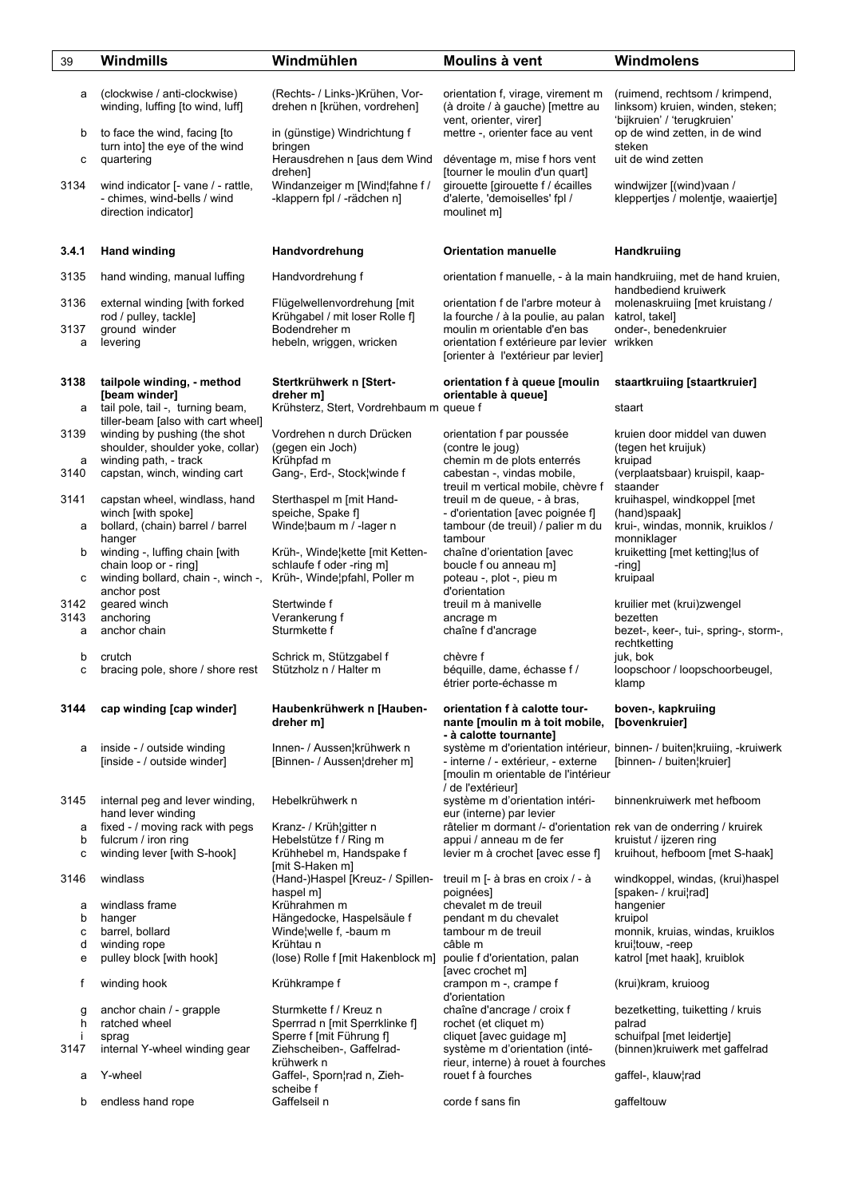| 39 | Windmills | Windmühlen | Moulins à vent | Windmolens |
|---|---|---|---|---|
| a | (clockwise / anti-clockwise) winding, luffing [to wind, luff] | (Rechts- / Links-)Krühen, Vordrehen n [krühen, vordrehen] | orientation f, virage, virement m (à droite / à gauche) [mettre au vent, orienter, virer] | (ruimend, rechtsom / krimpend, linksom) kruien, winden, steken; 'bijkruien' / 'terugkruien' |
| b | to face the wind, facing [to turn into] the eye of the wind | in (günstige) Windrichtung f bringen | mettre -, orienter face au vent | op de wind zetten, in de wind steken |
| c | quartering | Herausdrehen n [aus dem Wind drehen] | déventage m, mise f hors vent [tourner le moulin d'un quart] | uit de wind zetten |
| 3134 | wind indicator [- vane / - rattle, - chimes, wind-bells / wind direction indicator] | Windanzeiger m [Wind¦fahne f / -klappern fpl / -rädchen n] | girouette [girouette f / écailles d'alerte, 'demoiselles' fpl / moulinet m] | windwijzer [(wind)vaan / kleppertjes / molentje, waaiertje] |
| **3.4.1** | **Hand winding** | **Handvordrehung** | **Orientation manuelle** | **Handkruiing** |
| 3135 | hand winding, manual luffing | Handvordrehung f | orientation f manuelle, - à la main | handkruiing, met de hand kruien, handbediend kruiwerk |
| 3136 | external winding [with forked rod / pulley, tackle] | Flügelwellenvordrehung [mit Krühgabel / mit loser Rolle f] | orientation f de l'arbre moteur à la fourche / à la poulie, au palan | molenaskruiing [met kruistang / katrol, takel] |
| 3137 | ground winder | Bodendreher m | moulin m orientable d'en bas | onder-, benedenkruier |
| a | levering | hebeln, wriggen, wricken | orientation f extérieure par levier [orienter à l'extérieur par levier] | wrikken |
| **3138** | **tailpole winding, - method [beam winder]** | **Stertkrühwerk n [Stertdreher m]** | **orientation f à queue [moulin orientable à queue]** | **staartkruiing [staartkruier]** |
| a | tail pole, tail -, turning beam, tiller-beam [also with cart wheel] | Krühsterz, Stert, Vordrehbaum m | queue f | staart |
| 3139 | winding by pushing (the shot shoulder, shoulder yoke, collar) | Vordrehen n durch Drücken (gegen ein Joch) | orientation f par poussée (contre le joug) | kruien door middel van duwen (tegen het kruijuk) |
| a | winding path, - track | Krühpfad m | chemin m de plots enterrés | kruipad |
| 3140 | capstan, winch, winding cart | Gang-, Erd-, Stock¦winde f | cabestan -, vindas mobile, treuil m vertical mobile, chèvre f | (verplaatsbaar) kruispil, kaapstaander |
| 3141 | capstan wheel, windlass, hand winch [with spoke] | Sterthaspel m [mit Handspeiche, Spake f] | treuil m de queue, - à bras, - d'orientation [avec poignée f] | kruihaspel, windkoppel [met (hand)spaak] |
| a | bollard, (chain) barrel / barrel hanger | Winde¦baum m / -lager n | tambour (de treuil) / palier m du tambour | krui-, windas, monnik, kruiklos / monniklager |
| b | winding -, luffing chain [with chain loop or - ring] | Krüh-, Winde¦kette [mit Kettenschlaufe f oder -ring m] | chaîne d'orientation [avec boucle f ou anneau m] | kruiketting [met ketting¦lus of -ring] |
| c | winding bollard, chain -, winch -, anchor post | Krüh-, Winde¦pfahl, Poller m | poteau -, plot -, pieu m d'orientation | kruipaal |
| 3142 | geared winch | Stertwinde f | treuil m à manivelle | kruilier met (krui)zwengel |
| 3143 | anchoring | Verankerung f | ancrage m | bezetten |
| a | anchor chain | Sturmkette f | chaîne f d'ancrage | bezet-, keer-, tui-, spring-, storm-, rechtketting |
| b | crutch | Schrick m, Stützgabel f | chèvre f | juk, bok |
| c | bracing pole, shore / shore rest | Stützholz n / Halter m | béquille, dame, échasse f / étrier porte-échasse m | loopschoor / loopschoorbeugel, klamp |
| **3144** | **cap winding [cap winder]** | **Haubenkrühwerk n [Haubendreher m]** | **orientation f à calotte tournante [moulin m à toit mobile, - à calotte tournante]** | **boven-, kapkruiing [bovenkruier]** |
| a | inside - / outside winding [inside - / outside winder] | Innen- / Aussen¦krühwerk n [Binnen- / Aussen¦dreher m] | système m d'orientation intérieur, - interne / - extérieur, - externe [moulin m orientable de l'intérieur / de l'extérieur] | binnen- / buiten¦kruiing, -kruiwerk [binnen- / buiten¦kruier] |
| 3145 | internal peg and lever winding, hand lever winding | Hebelkrühwerk n | système m d'orientation intérieur (interne) par levier | binnenkruiwerk met hefboom |
| a | fixed - / moving rack with pegs | Kranz- / Krüh¦gitter n | râtelier m dormant /- d'orientation | rek van de onderring / kruirek |
| b | fulcrum / iron ring | Hebelstütze f / Ring m | appui / anneau m de fer | kruistut / ijzeren ring |
| c | winding lever [with S-hook] | Krühhebel m, Handspake f [mit S-Haken m] | levier m à crochet [avec esse f] | kruihout, hefboom [met S-haak] |
| 3146 | windlass | (Hand-)Haspel [Kreuz- / Spillenhaspel m] | treuil m [- à bras en croix / - à poignées] | windkoppel, windas, (krui)haspel [spaken- / krui¦rad] |
| a | windlass frame | Krührahmen m | chevalet m de treuil | hangenier |
| b | hanger | Hängedocke, Haspelsäule f | pendant m du chevalet | kruipol |
| c | barrel, bollard | Winde¦welle f, -baum m | tambour m de treuil | monnik, kruias, windas, kruiklos |
| d | winding rope | Krühtau n | câble m | krui¦touw, -reep |
| e | pulley block [with hook] | (lose) Rolle f [mit Hakenblock m] | poulie f d'orientation, palan [avec crochet m] | katrol [met haak], kruiblok |
| f | winding hook | Krühkrampe f | crampon m -, crampe f d'orientation | (krui)kram, kruioog |
| g | anchor chain / - grapple | Sturmkette f / Kreuz n | chaîne d'ancrage / croix f | bezetketting, tuiketting / kruis |
| h | ratched wheel | Sperrrad n [mit Sperrklinke f] | rochet (et cliquet m) | palrad |
| i | sprag | Sperre f [mit Führung f] | cliquet [avec guidage m] | schuifpal [met leidertje] |
| 3147 | internal Y-wheel winding gear | Ziehscheiben-, Gaffelradkrühwerk n | système m d'orientation (intérieur, interne) à rouet à fourches | (binnen)kruiwerk met gaffelrad |
| a | Y-wheel | Gaffel-, Sporn¦rad n, Ziehscheibe f | rouet f à fourches | gaffel-, klauw¦rad |
| b | endless hand rope | Gaffelseil n | corde f sans fin | gaffeltouw |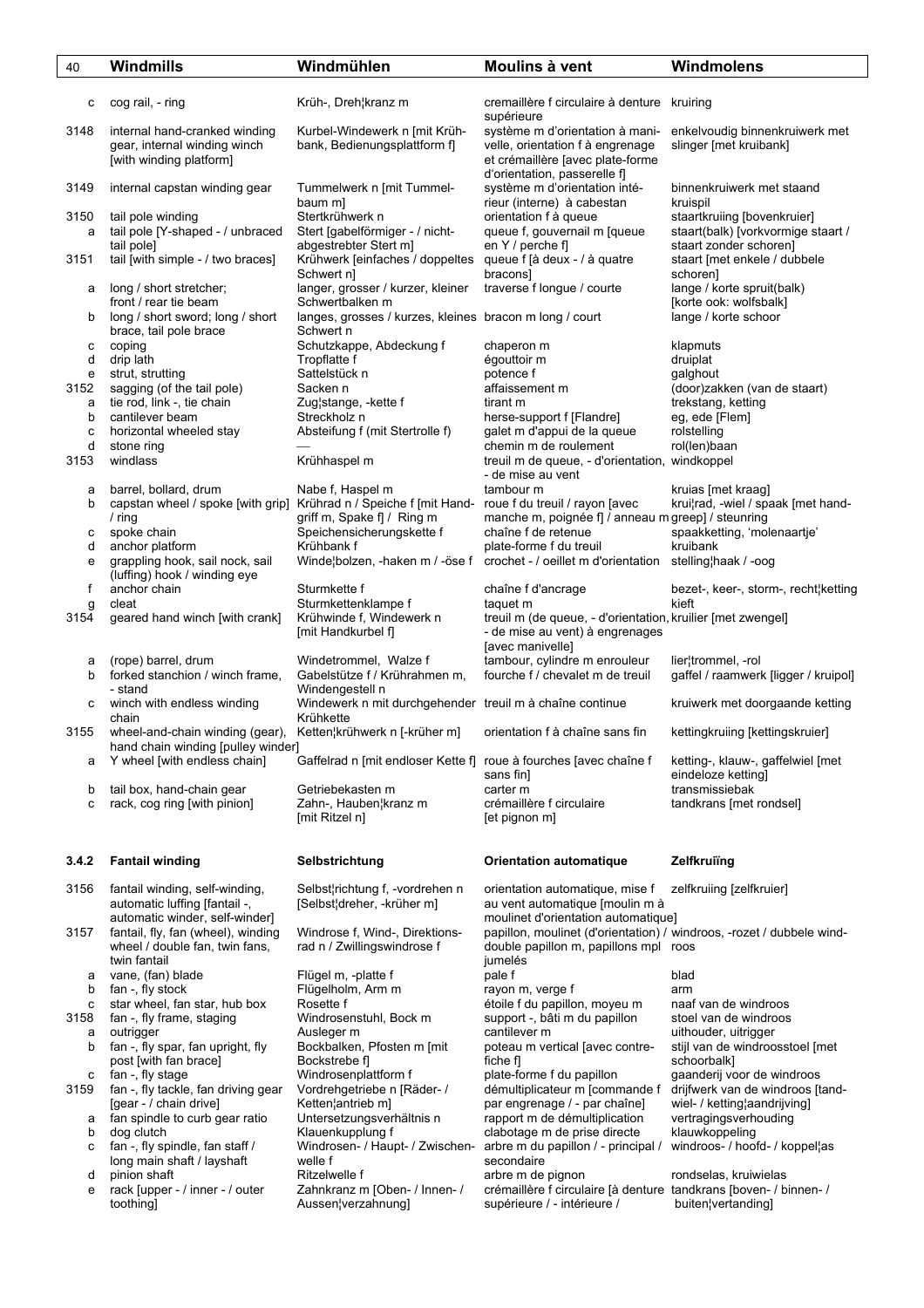| | Windmills | Windmühlen | Moulins à vent | Windmolens |
|---|---|---|---|---|
| c | cog rail, - ring | Krüh-, Dreh¦kranz m | cremaillère f circulaire à denture supérieure | kruiring |
| 3148 | internal hand-cranked winding gear, internal winding winch [with winding platform] | Kurbel-Windewerk n [mit Krühbank, Bedienungsplattform f] | système m d'orientation à manivelle, orientation f à engrenage et crémaillère [avec plate-forme d'orientation, passerelle f] | enkelvoudig binnenkruiwerk met slinger [met kruibank] |
| 3149 | internal capstan winding gear | Tummelwerk n [mit Tummelbaum m] | système m d'orientation intérieur (interne) à cabestan | binnenkruiwerk met staand kruispil |
| 3150 | tail pole winding | Stertkrühwerk n | orientation f à queue | staartkruiing [bovenkruier] |
| a | tail pole [Y-shaped - / unbraced tail pole] | Stert [gabelförmiger - / nicht-abgestrebter Stert m] | queue f, gouvernail m [queue en Y / perche f] | staart(balk) [vorkvormige staart / staart zonder schoren] |
| 3151 | tail [with simple - / two braces] | Krühwerk [einfaches / doppeltes Schwert n] | queue f [à deux - / à quatre bracons] | staart [met enkele / dubbele schoren] |
| a | long / short stretcher; front / rear tie beam | langer, grosser / kurzer, kleiner Schwertbalken m | traverse f longue / courte | lange / korte spruit(balk) [korte ook: wolfsbalk] |
| b | long / short sword; long / short brace, tail pole brace | langes, grosses / kurzes, kleines Schwert n | bracon m long / court | lange / korte schoor |
| c | coping | Schutzkappe, Abdeckung f | chaperon m | klapmuts |
| d | drip lath | Tropflatte f | égouttoir m | druiplat |
| e | strut, strutting | Sattelstück n | potence f | galghout |
| 3152 | sagging (of the tail pole) | Sacken n | affaissement m | (door)zakken (van de staart) |
| a | tie rod, link -, tie chain | Zug¦stange, -kette f | tirant m | trekstang, ketting |
| b | cantilever beam | Streckholz n | herse-support f [Flandre] | eg, ede [Flem] |
| c | horizontal wheeled stay | Absteifung f (mit Stertrolle f) | galet m d'appui de la queue | rolstelling |
| d | stone ring | — | chemin m de roulement | rol(len)baan |
| 3153 | windlass | Krühhaspel m | treuil m de queue, - d'orientation, - de mise au vent | windkoppel |
| a | barrel, bollard, drum | Nabe f, Haspel m | tambour m | kruias [met kraag] |
| b | capstan wheel / spoke [with grip] / ring | Krührad n / Speiche f [mit Handgriff m, Spake f] / Ring m | roue f du treuil / rayon [avec manche m, poignée f] / anneau m | krui¦rad, -wiel / spaak [met handgreep] / steunring |
| c | spoke chain | Speichensicherungskette f | chaîne f de retenue | spaakketting, 'molenaartje' |
| d | anchor platform | Krühbank f | plate-forme f du treuil | kruibank |
| e | grappling hook, sail nock, sail (luffing) hook / winding eye | Winde¦bolzen, -haken m / -öse f | crochet - / oeillet m d'orientation | stelling¦haak / -oog |
| f | anchor chain | Sturmkette f | chaîne f d'ancrage | bezet-, keer-, storm-, recht¦ketting |
| g | cleat | Sturmkettenklampe f | taquet m | kieft |
| 3154 | geared hand winch [with crank] | Krühwinde f, Windewerk n [mit Handkurbel f] | treuil m (de queue, - d'orientation, - de mise au vent) à engrenages [avec manivelle] | kruilier [met zwengel] |
| a | (rope) barrel, drum | Windetrommel, Walze f | tambour, cylindre m enrouleur | lier¦trommel, -rol |
| b | forked stanchion / winch frame, - stand | Gabelstütze f / Krührahmen m, Windengestell n | fourche f / chevalet m de treuil | gaffel / raamwerk [ligger / kruipol] |
| c | winch with endless winding chain | Windewerk n mit durchgehender Krühkette | treuil m à chaîne continue | kruiwerk met doorgaande ketting |
| 3155 | wheel-and-chain winding (gear), hand chain winding [pulley winder] | Ketten¦krühwerk n [-krüher m] | orientation f à chaîne sans fin | kettingkruiing [kettingskruier] |
| a | Y wheel [with endless chain] | Gaffelrad n [mit endloser Kette f] | roue à fourches [avec chaîne f sans fin] | ketting-, klauw-, gaffelwiel [met eindeloze ketting] |
| b | tail box, hand-chain gear | Getriebekasten m | carter m | transmissiebak |
| c | rack, cog ring [with pinion] | Zahn-, Hauben¦kranz m [mit Ritzel n] | crémaillère f circulaire [et pignon m] | tandkrans [met rondsel] |
| **3.4.2** | **Fantail winding** | **Selbstrichtung** | **Orientation automatique** | **Zelfkruiïng** |
| 3156 | fantail winding, self-winding, automatic luffing [fantail -, automatic winder, self-winder] | Selbst¦richtung f, -vordrehen n [Selbst¦dreher, -krüher m] | orientation automatique, mise f au vent automatique [moulin m à moulinet d'orientation automatique] | zelfkruiing [zelfkruier] |
| 3157 | fantail, fly, fan (wheel), winding wheel / double fan, twin fans, twin fantail | Windrose f, Wind-, Direktionsrad n / Zwillingswindrose f | papillon, moulinet (d'orientation) / double papillon m, papillons mpl jumelés | windroos, -rozet / dubbele windroos |
| a | vane, (fan) blade | Flügel m, -platte f | pale f | blad |
| b | fan -, fly stock | Flügelholm, Arm m | rayon m, verge f | arm |
| c | star wheel, fan star, hub box | Rosette f | étoile f du papillon, moyeu m | naaf van de windroos |
| 3158 | fan -, fly frame, staging | Windrosenstuhl, Bock m | support -, bâti m du papillon | stoel van de windroos |
| a | outrigger | Ausleger m | cantilever m | uithouder, uitrigger |
| b | fan -, fly spar, fan upright, fly post [with fan brace] | Bockbalken, Pfosten m [mit Bockstrebe f] | poteau m vertical [avec contre-fiche f] | stijl van de windroosstoel [met schoorbalk] |
| c | fan -, fly stage | Windrosenplattform f | plate-forme f du papillon | gaanderij voor de windroos |
| 3159 | fan -, fly tackle, fan driving gear [gear - / chain drive] | Vordrehgetriebe n [Räder- / Ketten¦antrieb m] | démultiplicateur m [commande f par engrenage / - par chaîne] | drijfwerk van de windroos [tandwiel- / ketting¦aandrijving] |
| a | fan spindle to curb gear ratio | Untersetzungsverhältnis n | rapport m de démultiplication | vertragingsverhouding |
| b | dog clutch | Klauenkupplung f | clabotage m de prise directe | klauwkoppeling |
| c | fan -, fly spindle, fan staff / long main shaft / layshaft | Windrosen- / Haupt- / Zwischenwelle f | arbre m du papillon / - principal / secondaire | windroos- / hoofd- / koppel¦as |
| d | pinion shaft | Ritzelwelle f | arbre m de pignon | rondselas, kruiwielas |
| e | rack [upper - / inner - / outer toothing] | Zahnkranz m [Oben- / Innen- / Aussen¦verzahnung] | crémaillère f circulaire [à denture supérieure / - intérieure / | tandkrans [boven- / binnen- / buiten¦vertanding] |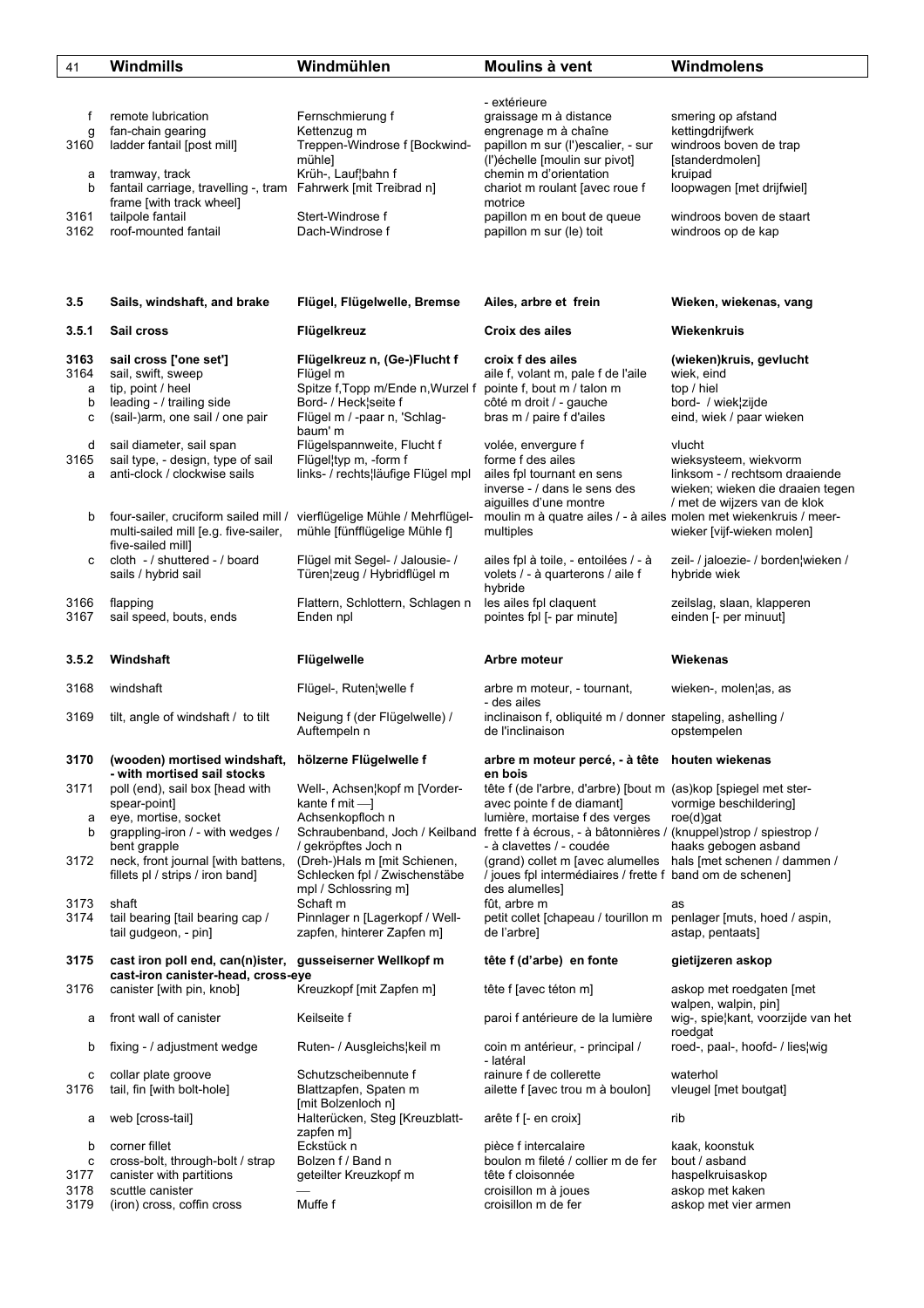| 41 | Windmills | Windmühlen | Moulins à vent | Windmolens |
|---|---|---|---|---|
| | | | - extérieure | |
| f | remote lubrication | Fernschmierung f | graissage m à distance | smering op afstand |
| g | fan-chain gearing | Kettenzug m | engrenage m à chaîne | kettingdrijfwerk |
| 3160 | ladder fantail [post mill] | Treppen-Windrose f [Bockwind-mühle] | papillon m sur (l')escalier, - sur (l')échelle [moulin sur pivot] | windroos boven de trap [standerdmolen] |
| a | tramway, track | Krüh-, Lauf¦bahn f | chemin m d'orientation | kruipad |
| b | fantail carriage, travelling -, tram frame [with track wheel] | Fahrwerk [mit Treibrad n] | chariot m roulant [avec roue f motrice | loopwagen [met drijfwiel] |
| 3161 | tailpole fantail | Stert-Windrose f | papillon m en bout de queue | windroos boven de staart |
| 3162 | roof-mounted fantail | Dach-Windrose f | papillon m sur (le) toit | windroos op de kap |
| | | | | |
| **3.5** | **Sails, windshaft, and brake** | **Flügel, Flügelwelle, Bremse** | **Ailes, arbre et frein** | **Wieken, wiekenas, vang** |
| **3.5.1** | **Sail cross** | **Flügelkreuz** | **Croix des ailes** | **Wiekenkruis** |
| **3163** | **sail cross ['one set']** | **Flügelkreuz n, (Ge-)Flucht f** | **croix f des ailes** | **(wieken)kruis, gevlucht** |
| 3164 | sail, swift, sweep | Flügel m | aile f, volant m, pale f de l'aile | wiek, eind |
| a | tip, point / heel | Spitze f,Topp m/Ende n,Wurzel f | pointe f, bout m / talon m | top / hiel |
| b | leading - / trailing side | Bord- / Heck¦seite f | côté m droit / - gauche | bord- / wiek¦zijde |
| c | (sail-)arm, one sail / one pair | Flügel m / -paar n, 'Schlag-baum' m | bras m / paire f d'ailes | eind, wiek / paar wieken |
| d | sail diameter, sail span | Flügelspannweite, Flucht f | volée, envergure f | vlucht |
| 3165 | sail type, - design, type of sail | Flügel¦typ m, -form f | forme f des ailes | wieksysteem, wiekvorm |
| a | anti-clock / clockwise sails | links- / rechts¦läufige Flügel mpl | ailes fpl tournant en sens inverse - / dans le sens des aiguilles d'une montre | linksom - / rechtsom draaiende wieken; wieken die draaien tegen / met de wijzers van de klok |
| b | four-sailer, cruciform sailed mill / multi-sailed mill [e.g. five-sailer, five-sailed mill] | vierflügelige Mühle / Mehrflügel-mühle [fünfflügelige Mühle f] | moulin m à quatre ailes / - à ailes multiples | molen met wiekenkruis / meer-wieker [vijf-wieken molen] |
| c | cloth - / shuttered - / board sails / hybrid sail | Flügel mit Segel- / Jalousie- / Türen¦zeug / Hybridflügel m | ailes fpl à toile, - entoilées / - à volets / - à quarterons / aile f hybride | zeil- / jaloezie- / borden¦wieken / hybride wiek |
| 3166 | flapping | Flattern, Schlottern, Schlagen n | les ailes fpl claquent | zeilslag, slaan, klapperen |
| 3167 | sail speed, bouts, ends | Enden npl | pointes fpl [- par minute] | einden [- per minuut] |
| | | | | |
| **3.5.2** | **Windshaft** | **Flügelwelle** | **Arbre moteur** | **Wiekenas** |
| 3168 | windshaft | Flügel-, Ruten¦welle f | arbre m moteur, - tournant, - des ailes | wieken-, molen¦as, as |
| 3169 | tilt, angle of windshaft / to tilt | Neigung f (der Flügelwelle) / Auftempeln n | inclinaison f, obliquité m / donner de l'inclinaison | stapeling, ashelling / opstempelen |
| **3170** | **(wooden) mortised windshaft, - with mortised sail stocks** | **hölzerne Flügelwelle f** | **arbre m moteur percé, - à tête en bois** | **houten wiekenas** |
| 3171 | poll (end), sail box [head with spear-point] | Well-, Achsen¦kopf m [Vorder-kante f mit —] | tête f (de l'arbre, d'arbre) [bout m avec pointe f de diamant] | (as)kop [spiegel met ster-vormige beschildering] |
| a | eye, mortise, socket | Achsenkopfloch n | lumière, mortaise f des verges | roe(d)gat |
| b | grappling-iron / - with wedges / bent grapple | Schraubenband, Joch / Keilband / gekröpftes Joch n | frette f à écrous, - à bâtonnières / - à clavettes / - coudée | (knuppel)strop / spiestrop / haaks gebogen asband |
| 3172 | neck, front journal [with battens, fillets pl / strips / iron band] | (Dreh-)Hals m [mit Schienen, Schlecken fpl / Zwischenstäbe mpl / Schlossring m] | (grand) collet m [avec alumelles / joues fpl intermédiaires / frette f des alumelles] | hals [met schenen / dammen / band om de schenen] |
| 3173 | shaft | Schaft m | fût, arbre m | as |
| 3174 | tail bearing [tail bearing cap / tail gudgeon, - pin] | Pinnlager n [Lagerkopf / Well-zapfen, hinterer Zapfen m] | petit collet [chapeau / tourillon m de l'arbre] | penlager [muts, hoed / aspin, astap, pentaats] |
| **3175** | **cast iron poll end, can(n)ister, cast-iron canister-head, cross-eye** | **gusseiserner Wellkopf m** | **tête f (d'arbe) en fonte** | **gietijzeren askop** |
| 3176 | canister [with pin, knob] | Kreuzkopf [mit Zapfen m] | tête f [avec téton m] | askop met roedgaten [met walpen, walpin, pin] |
| a | front wall of canister | Keilseite f | paroi f antérieure de la lumière | wig-, spie¦kant, voorzijde van het roedgat |
| b | fixing - / adjustment wedge | Ruten- / Ausgleichs¦keil m | coin m antérieur, - principal / - latéral | roed-, paal-, hoofd- / lies¦wig |
| c | collar plate groove | Schutzscheibennute f | rainure f de collerette | waterhol |
| 3176 | tail, fin [with bolt-hole] | Blattzapfen, Spaten m [mit Bolzenloch n] | ailette f [avec trou m à boulon] | vleugel [met boutgat] |
| a | web [cross-tail] | Halterücken, Steg [Kreuzblatt-zapfen m] | arête f [- en croix] | rib |
| b | corner fillet | Eckstück n | pièce f intercalaire | kaak, koonstuk |
| c | cross-bolt, through-bolt / strap | Bolzen f / Band n | boulon m fileté / collier m de fer | bout / asband |
| 3177 | canister with partitions | geteilter Kreuzkopf m | tête f cloisonnée | haspelkruisaskop |
| 3178 | scuttle canister | — | croisillon m à joues | askop met kaken |
| 3179 | (iron) cross, coffin cross | Muffe f | croisillon m de fer | askop met vier armen |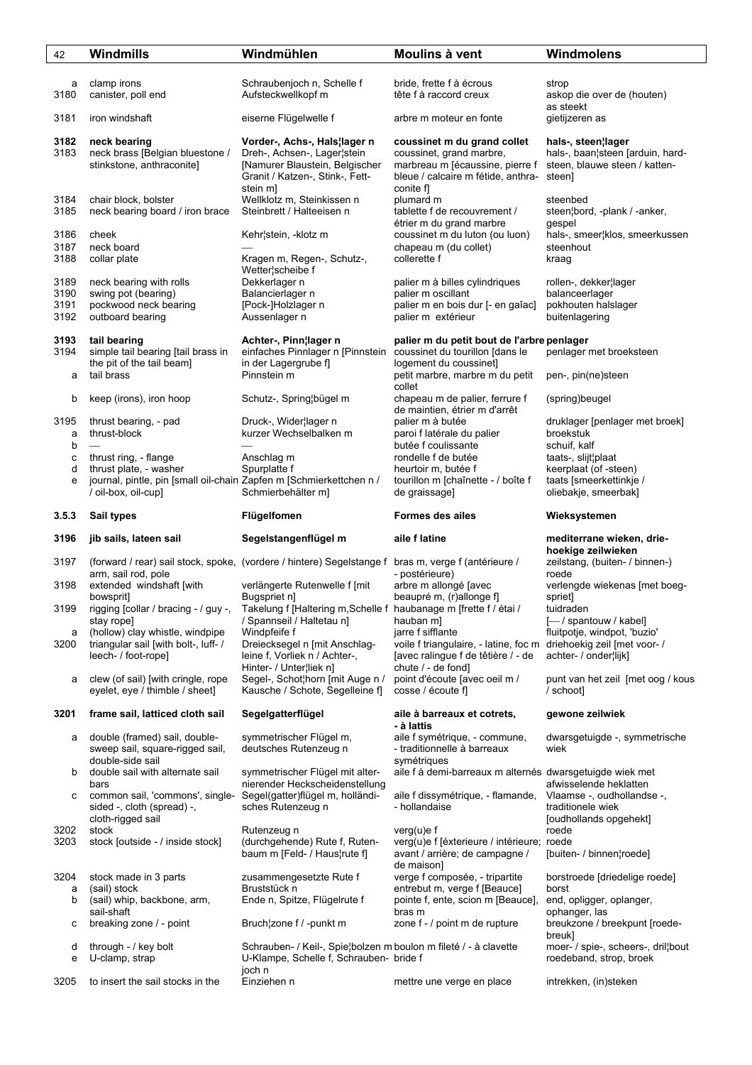| 42 | Windmills | Windmühlen | Moulins à vent | Windmolens |
|---|---|---|---|---|
| a | clamp irons | Schraubenjoch n, Schelle f | bride, frette f à écrous | strop |
| 3180 | canister, poll end | Aufsteckwellkopf m | tête f à raccord creux | askop die over de (houten) as steekt |
| 3181 | iron windshaft | eiserne Flügelwelle f | arbre m moteur en fonte | gietijzeren as |
| **3182** | **neck bearing** | **Vorder-, Achs-, Hals¦lager n** | **coussinet m du grand collet** | **hals-, steen¦lager** |
| 3183 | neck brass [Belgian bluestone / stinkstone, anthraconite] | Dreh-, Achsen-, Lager¦stein [Namurer Blaustein, Belgischer Granit / Katzen-, Stink-, Fett-stein m] | coussinet, grand marbre, marbreau m [écaussine, pierre f bleue / calcaire m fétide, anthra-conite f] | hals-, baan¦steen [arduin, hard-steen, blauwe steen / katten-steen] |
| 3184 | chair block, bolster | Wellklotz m, Steinkissen n | plumard m | steenbed |
| 3185 | neck bearing board / iron brace | Steinbrett / Halteeisen n | tablette f de recouvrement / étrier m du grand marbre | steen¦bord, -plank / -anker, gespel |
| 3186 | cheek | Kehr¦stein, -klotz m | coussinet m du luton (ou luon) | hals-, smeer¦klos, smeerkussen |
| 3187 | neck board | — | chapeau m (du collet) | steenhout |
| 3188 | collar plate | Kragen m, Regen-, Schutz-, Wetter¦scheibe f | collerette f | kraag |
| 3189 | neck bearing with rolls | Dekkerlager n | palier m à billes cylindriques | rollen-, dekker¦lager |
| 3190 | swing pot (bearing) | Balancierlager n | palier m oscillant | balanceerlager |
| 3191 | pockwood neck bearing | [Pock-]Holzlager n | palier m en bois dur [- en gaïac] | pokhouten halslager |
| 3192 | outboard bearing | Aussenlager n | palier m extérieur | buitenlagering |
| **3193** | **tail bearing** | **Achter-, Pinn¦lager n** | **palier m du petit bout de l'arbre** | **penlager** |
| 3194 | simple tail bearing [tail brass in the pit of the tail beam] | einfaches Pinnlager n [Pinnstein in der Lagergrube f] | coussinet du tourillon [dans le logement du coussinet] | penlager met broeksteen |
| a | tail brass | Pinnstein m | petit marbre, marbre m du petit collet | pen-, pin(ne)steen |
| b | keep (irons), iron hoop | Schutz-, Spring¦bügel m | chapeau m de palier, ferrure f de maintien, étrier m d'arrêt | (spring)beugel |
| 3195 | thrust bearing, - pad | Druck-, Wider¦lager n | palier m à butée | druklager [penlager met broek] |
| a | thrust-block | kurzer Wechselbalken m | paroi f latérale du palier | broekstuk |
| b | — | — | butée f coulissante | schuif, kalf |
| c | thrust ring, - flange | Anschlag m | rondelle f de butée | taats-, slijt¦plaat |
| d | thrust plate, - washer | Spurplatte f | heurtoir m, butée f | keerplaat (of -steen) |
| e | journal, pintle, pin [small oil-chain / oil-box, oil-cup] | Zapfen m [Schmierkettchen n / Schmierbehälter m] | tourillon m [chaînette - / boîte f de graissage] | taats [smeerkettinkje / oliebakje, smeerbak] |
| **3.5.3** | **Sail types** | **Flügelfomen** | **Formes des ailes** | **Wieksystemen** |
| **3196** | **jib sails, lateen sail** | **Segelstangenflügel m** | **aile f latine** | **mediterrane wieken, drie-hoekige zeilwieken** |
| 3197 | (forward / rear) sail stock, spoke, arm, sail rod, pole | (vordere / hintere) Segelstange f | bras m, verge f (antérieure / - postérieure) | zeilstang, (buiten- / binnen-) roede |
| 3198 | extended windshaft [with bowsprit] | verlängerte Rutenwelle f [mit Bugspriet n] | arbre m allongé [avec beaupré m, (r)allonge f] | verlengde wiekenas [met boeg-spriet] |
| 3199 | rigging [collar / bracing - / guy -, stay rope] | Takelung f [Haltering m,Schelle f / Spannseil / Haltetau n] | haubanage m [frette f / étai / hauban m] | tuidraden [— / spantouw / kabel] |
| a | (hollow) clay whistle, windpipe | Windpfeife f | jarre f sifflante | fluitpotje, windpot, 'buzio' |
| 3200 | triangular sail [with bolt-, luff- / leech- / foot-rope] | Dreiecksegel n [mit Anschlag-leine f, Vorliek n / Achter-, Hinter- / Unter¦liek n] | voile f triangulaire, - latine, foc m [avec ralingue f de têtière / - de chute / - de fond] | driehoekig zeil [met voor- / achter- / onder¦lijk] |
| a | clew (of sail) [with cringle, rope eyelet, eye / thimble / sheet] | Segel-, Schot¦horn [mit Auge n / Kausche / Schote, Segelleine f] | point d'écoute [avec oeil m / cosse / écoute f] | punt van het zeil [met oog / kous / schoot] |
| **3201** | **frame sail, latticed cloth sail** | **Segelgatterflügel** | **aile à barreaux et cotrets, - à lattis** | **gewone zeilwiek** |
| a | double (framed) sail, double-sweep sail, square-rigged sail, double-side sail | symmetrischer Flügel m, deutsches Rutenzeug n | aile f symétrique, - commune, - traditionnelle à barreaux symétriques | dwarsgetuigde -, symmetrische wiek |
| b | double sail with alternate sail bars | symmetrischer Flügel mit alter-nierender Heckscheidenstellung | aile f à demi-barreaux m alternés | dwarsgetuigde wiek met afwisselende heklatten |
| c | common sail, 'commons', single-sided -, cloth (spread) -, cloth-rigged sail | Segel(gatter)flügel m, holländi-sches Rutenzeug n | aile f dissymétrique, - flamande, - hollandaise | Vlaamse -, oudhollandse -, traditionele wiek [oudhollands opgehekt] |
| 3202 | stock | Rutenzeug n | verg(u)e f | roede |
| 3203 | stock [outside - / inside stock] | (durchgehende) Rute f, Ruten-baum m [Feld- / Haus¦rute f] | verg(u)e f [éxterieure / intérieure; avant / arrière; de campagne / de maison] | roede [buiten- / binnen¦roede] |
| 3204 | stock made in 3 parts | zusammengesetzte Rute f | verge f composée, - tripartite | borstroede [driedelige roede] |
| a | (sail) stock | Bruststück n | entrebut m, verge f [Beauce] | borst |
| b | (sail) whip, backbone, arm, sail-shaft | Ende n, Spitze, Flügelrute f | pointe f, ente, scion m [Beauce], bras m | end, opligger, oplanger, ophanger, las |
| c | breaking zone / - point | Bruch¦zone f / -punkt m | zone f - / point m de rupture | breukzone / breekpunt [roede-breuk] |
| d | through - / key bolt | Schrauben- / Keil-, Spie¦bolzen m | boulon m fileté / - à clavette | moer- / spie-, scheers-, dril¦bout |
| e | U-clamp, strap | U-Klampe, Schelle f, Schrauben-joch n | bride f | roedeband, strop, broek |
| 3205 | to insert the sail stocks in the | Einziehen n | mettre une verge en place | intrekken, (in)steken |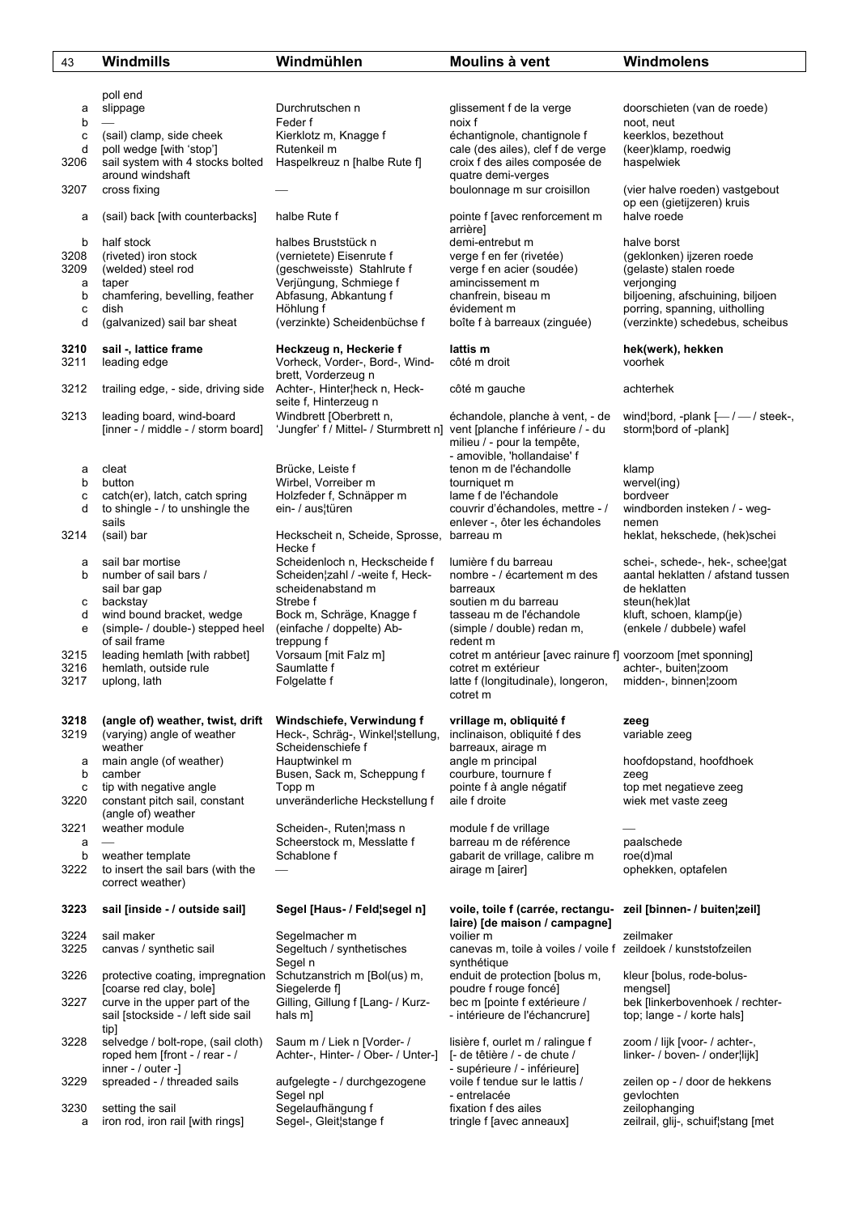| 43 | Windmills | Windmühlen | Moulins à vent | Windmolens |
|---|---|---|---|---|
| | poll end | | | |
| a | slippage | Durchrutschen n | glissement f de la verge | doorschieten (van de roede) |
| b | — | Feder f | noix f | noot, neut |
| c | (sail) clamp, side cheek | Kierklotz m, Knagge f | échantignole, chantignole f | keerklos, bezethout |
| d | poll wedge [with 'stop'] | Rutenkeil m | cale (des ailes), clef f de verge | (keer)klamp, roedwig |
| 3206 | sail system with 4 stocks bolted around windshaft | Haspelkreuz n [halbe Rute f] | croix f des ailes composée de quatre demi-verges | haspelwiek |
| 3207 | cross fixing | — | boulonnage m sur croisillon | (vier halve roeden) vastgebout op een (gietijzeren) kruis |
| a | (sail) back [with counterbacks] | halbe Rute f | pointe f [avec renforcement m arrière] | halve roede |
| b | half stock | halbes Bruststück n | demi-entrebut m | halve borst |
| 3208 | (riveted) iron stock | (vernietete) Eisenrute f | verge f en fer (rivetée) | (geklonken) ijzeren roede |
| 3209 | (welded) steel rod | (geschweisste) Stahlrute f | verge f en acier (soudée) | (gelaste) stalen roede |
| a | taper | Verjüngung, Schmiege f | amincissement m | verjonging |
| b | chamfering, bevelling, feather | Abfasung, Abkantung f | chanfrein, biseau m | biljoening, afschuining, biljoen |
| c | dish | Höhlung f | évidement m | porring, spanning, uitholling |
| d | (galvanized) sail bar sheat | (verzinkte) Scheidenbüchse f | boîte f à barreaux (zinguée) | (verzinkte) schedebus, scheibus |
| **3210** | **sail -, lattice frame** | **Heckzeug n, Heckerie f** | **lattis m** | **hek(werk), hekken** |
| 3211 | leading edge | Vorheck, Vorder-, Bord-, Windbrett, Vorderzeug n | côté m droit | voorhek |
| 3212 | trailing edge, - side, driving side | Achter-, Hinter¦heck n, Heckseite f, Hinterzeug n | côté m gauche | achterhek |
| 3213 | leading board, wind-board [inner - / middle - / storm board] | Windbrett [Oberbrett n, 'Jungfer' f / Mittel- / Sturmbrett n] | échandole, planche à vent, - de vent [planche f inférieure / - du milieu / - pour la tempête, - amovible, 'hollandaise' f | wind¦bord, -plank [— / — / steek-, storm¦bord of -plank] |
| a | cleat | Brücke, Leiste f | tenon m de l'échandolle | klamp |
| b | button | Wirbel, Vorreiber m | tourniquet m | wervel(ing) |
| c | catch(er), latch, catch spring | Holzfeder f, Schnäpper m | lame f de l'échandole | bordveer |
| d | to shingle - / to unshingle the sails | ein- / aus¦türen | couvrir d'échandoles, mettre - / enlever -, ôter les échandoles | windborden insteken / - wegnemen |
| 3214 | (sail) bar | Heckscheit n, Scheide, Sprosse, Hecke f | barreau m | heklat, hekschede, (hek)schei |
| a | sail bar mortise | Scheidenloch n, Heckscheide f | lumière f du barreau | schei-, schede-, hek-, schee¦gat |
| b | number of sail bars / sail bar gap | Scheiden¦zahl / -weite f, Heckscheidenabstand m | nombre - / écartement m des barreaux | aantal heklatten / afstand tussen de heklatten |
| c | backstay | Strebe f | soutien m du barreau | steun(hek)lat |
| d | wind bound bracket, wedge | Bock m, Schräge, Knagge f | tasseau m de l'échandole | kluft, schoen, klamp(je) |
| e | (simple- / double-) stepped heel of sail frame | (einfache / doppelte) Abtreppung f | (simple / double) redan m, redent m | (enkele / dubbele) wafel |
| 3215 | leading hemlath [with rabbet] | Vorsaum [mit Falz m] | cotret m antérieur [avec rainure f] | voorzoom [met sponning] |
| 3216 | hemlath, outside rule | Saumlatte f | cotret m extérieur | achter-, buiten¦zoom |
| 3217 | uplong, lath | Folgelatte f | latte f (longitudinale), longeron, cotret m | midden-, binnen¦zoom |
| **3218** | **(angle of) weather, twist, drift** | **Windschiefe, Verwindung f** | **vrillage m, obliquité f** | **zeeg** |
| 3219 | (varying) angle of weather | Heck-, Schräg-, Winkel¦stellung, Scheidenschiefe f | inclinaison, obliquité f des barreaux, airage m | variable zeeg |
| a | main angle (of weather) | Hauptwinkel m | angle m principal | hoofdopstand, hoofdhoek |
| b | camber | Busen, Sack m, Scheppung f | courbure, tournure f | zeeg |
| c | tip with negative angle | Topp m | pointe f à angle négatif | top met negatieve zeeg |
| 3220 | constant pitch sail, constant (angle of) weather | unveränderliche Heckstellung f | aile f droite | wiek met vaste zeeg |
| 3221 | weather module | Scheiden-, Ruten¦mass n | module f de vrillage | — |
| a | — | Scheerstock m, Messlatte f | barreau m de référence | paalschede |
| b | weather template | Schablone f | gabarit de vrillage, calibre m | roe(d)mal |
| 3222 | to insert the sail bars (with the correct weather) | — | airage m [airer] | ophekken, optafelen |
| **3223** | **sail [inside - / outside sail]** | **Segel [Haus- / Feld¦segel n]** | **voile, toile f (carrée, rectangulaire) [de maison / campagne]** | **zeil [binnen- / buiten¦zeil]** |
| 3224 | sail maker | Segelmacher m | voilier m | zeilmaker |
| 3225 | canvas / synthetic sail | Segeltuch / synthetisches Segel n | canevas m, toile à voiles / voile f synthétique | zeildoek / kunststofzeilen |
| 3226 | protective coating, impregnation [coarse red clay, bole] | Schutzanstrich m [Bol(us) m, Siegelerde f] | enduit de protection [bolus m, poudre f rouge foncé] | kleur [bolus, rode-bolusmengsel] |
| 3227 | curve in the upper part of the sail [stockside - / left side sail tip] | Gilling, Gillung f [Lang- / Kurzhals m] | bec m [pointe f extérieure / - intérieure de l'échancrure] | bek [linkerbovenhoek / rechtertop; lange - / korte hals] |
| 3228 | selvedge / bolt-rope, (sail cloth) roped hem [front - / rear - / inner - / outer -] | Saum m / Liek n [Vorder- / Achter-, Hinter- / Ober- / Unter-] | lisière f, ourlet m / ralingue f [- de têtière / - de chute / - supérieure / - inférieure] | zoom / lijk [voor- / achter-, linker- / boven- / onder¦lijk] |
| 3229 | spreaded - / threaded sails | aufgelegte - / durchgezogene Segel npl | voile f tendue sur le lattis / - entrelacée | zeilen op - / door de hekkens gevlochten |
| 3230 | setting the sail | Segelaufhängung f | fixation f des ailes | zeilophanging |
| a | iron rod, iron rail [with rings] | Segel-, Gleit¦stange f | tringle f [avec anneaux] | zeilrail, glij-, schuif¦stang [met |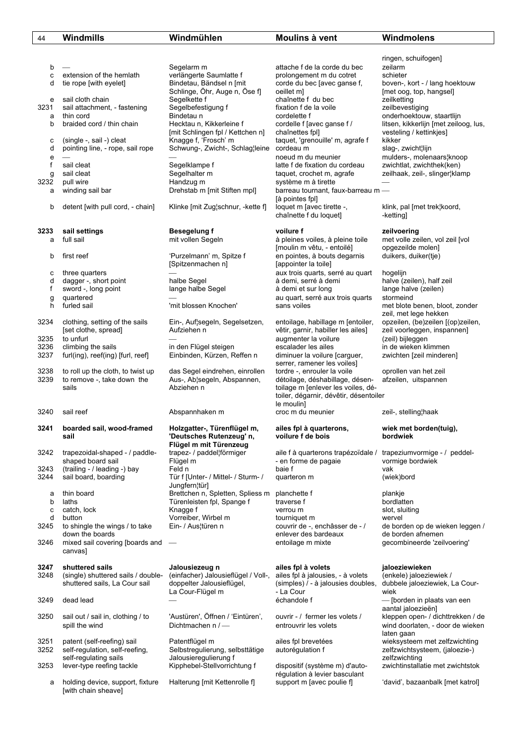| | Windmills | Windmühlen | Moulins à vent | Windmolens |
|---|---|---|---|---|
| | | | | ringen, schuifogen] |
| b | — | Segelarm m | attache f de la corde du bec | zeilarm |
| c | extension of the hemlath | verlängerte Saumlatte f | prolongement m du cotret | schieter |
| d | tie rope [with eyelet] | Bindetau, Bändsel n [mit Schlinge, Öhr, Auge n, Öse f] | corde du bec [avec ganse f, oeillet m] | boven-, kort - / lang hoektouw [met oog, top, hangsel] |
| e | sail cloth chain | Segelkette f | chaînette f du bec | zeilketting |
| 3231 | sail attachment, - fastening | Segelbefestigung f | fixation f de la voile | zeilbevestiging |
| a | thin cord | Bindetau n | cordelette f | onderhoektouw, staartlijn |
| b | braided cord / thin chain | Hecktau n, Kikkerleine f [mit Schlingen fpl / Kettchen n] | cordelle f [avec ganse f / chaînettes fpl] | litsen, kikkerlijn [met zeiloog, lus, vesteling / kettinkjes] |
| c | (single -, sail -) cleat | Knagge f, 'Frosch' m | taquet, 'grenouille' m, agrafe f | kikker |
| d | pointing line, - rope, sail rope | Schwung-, Zwicht-, Schlag¦leine | cordeau m | slag-, zwicht¦lijn |
| e | — | — | noeud m du meunier | mulders-, molenaars¦knoop |
| f | sail cleat | Segelklampe f | latte f de fixation du cordeau | zwichtlat, zwichthek(ken) |
| g | sail cleat | Segelhalter m | taquet, crochet m, agrafe | zeilhaak, zeil-, slinger¦klamp |
| 3232 | pull wire | Handzug m | système m à tirette | — |
| a | winding sail bar | Drehstab m [mit Stiften mpl] | barreau tournant, faux-barreau m [à pointes fpl] | — |
| b | detent [with pull cord, - chain] | Klinke [mit Zug¦schnur, -kette f] | loquet m [avec tirette -, chaînette f du loquet] | klink, pal [met trek¦koord, -ketting] |
| **3233** | **sail settings** | **Besegelung f** | **voilure f** | **zeilvoering** |
| a | full sail | mit vollen Segeln | à pleines voiles, à pleine toile [moulin m vêtu, - entoilé] | met volle zeilen, vol zeil [vol opgezeilde molen] |
| b | first reef | 'Purzelmann' m, Spitze f [Spitzenmachen n] | en pointes, à bouts degarnis [appointer la toile] | duikers, duiker(tje) |
| c | three quarters | — | aux trois quarts, serré au quart | hogelijn |
| d | dagger -, short point | halbe Segel | à demi, serré à demi | halve (zeilen), half zeil |
| f | sword -, long point | lange halbe Segel | à demi et sur long | lange halve (zeilen) |
| g | quartered | — | au quart, serré aux trois quarts | stormeind |
| h | furled sail | 'mit blossen Knochen' | sans voiles | met blote benen, bloot, zonder zeil, met lege hekken |
| 3234 | clothing, setting of the sails [set clothe, spread] | Ein-, Auf¦segeln, Segelsetzen, Aufziehen n | entoilage, habillage m [entoiler, vêtir, garnir, habiller les ailes] | opzeilen, (be)zeilen [(op)zeilen, zeil voorleggen, inspannen] |
| 3235 | to unfurl | — | augmenter la voilure | (zeil) bijleggen |
| 3236 | climbing the sails | in den Flügel steigen | escalader les ailes | in de wieken klimmen |
| 3237 | furl(ing), reef(ing) [furl, reef] | Einbinden, Kürzen, Reffen n | diminuer la voilure [carguer, serrer, ramener les voiles] | zwichten [zeil minderen] |
| 3238 | to roll up the cloth, to twist up | das Segel eindrehen, einrollen | tordre -, enrouler la voile | oprollen van het zeil |
| 3239 | to remove -, take down the sails | Aus-, Ab¦segeln, Abspannen, Abziehen n | détoilage, déshabillage, désentoilage m [enlever les voiles, détoiler, dégarnir, dévêtir, désentoiler le moulin] | afzeilen, uitspannen |
| 3240 | sail reef | Abspannhaken m | croc m du meunier | zeil-, stelling¦haak |
| **3241** | **boarded sail, wood-framed sail** | **Holzgatter-, Türenflügel m, 'Deutsches Rutenzeug' n, Flügel m mit Türenzeug** | **ailes fpl à quarterons, voilure f de bois** | **wiek met borden(tuig), bordwiek** |
| 3242 | trapezoidal-shaped - / paddle-shaped board sail | trapez- / paddel¦förmiger Flügel m | aile f à quarterons trapézoïdale / - en forme de pagaie | trapeziumvormige - / peddelvormige bordwiek |
| 3243 | (trailing - / leading -) bay | Feld n | baie f | vak |
| 3244 | sail board, boarding | Tür f [Unter- / Mittel- / Sturm- / Jungfern¦tür] | quarteron m | (wiek)bord |
| a | thin board | Brettchen n, Spletten, Spliess m | planchette f | plankje |
| b | laths | Türenleisten fpl, Spange f | traverse f | bordlatten |
| c | catch, lock | Knagge f | verrou m | slot, sluiting |
| d | button | Vorreiber, Wirbel m | tourniquet m | wervel |
| 3245 | to shingle the wings / to take down the boards | Ein- / Aus¦türen n | couvrir de -, enchâsser de - / enlever des bardeaux | de borden op de wieken leggen / de borden afnemen |
| 3246 | mixed sail covering [boards and canvas] | — | entoilage m mixte | gecombineerde 'zeilvoering' |
| **3247** | **shuttered sails** | **Jalousiezeug n** | **ailes fpl à volets** | **jaloeziewieken** |
| 3248 | (single) shuttered sails / double-shuttered sails, La Cour sail | (einfacher) Jalousieflügel / Voll-, doppelter Jalousieflügel, La Cour-Flügel m | ailes fpl à jalousies, - à volets (simples) / - à jalousies doubles, - La Cour | (enkele) jaloeziewiek / dubbele jaloeziewiek, La Cour-wiek |
| 3249 | dead lead | — | échandole f | — [borden in plaats van een aantal jaloezieën] |
| 3250 | sail out / sail in, clothing / to spill the wind | 'Austüren', Öffnen / 'Eintüren', Dichtmachen n / — | ouvrir - / fermer les volets / entrouvrir les volets | kleppen open- / dichttrekken / de wind doorlaten, - door de wieken laten gaan |
| 3251 | patent (self-reefing) sail | Patentflügel m | ailes fpl brevetées | wieksysteem met zelfzwichting |
| 3252 | self-regulation, self-reefing, self-regulating sails | Selbstregulierung, selbsttätige Jalousieregulierung f | autorégulation f | zelfzwichtsysteem, (jaloezie-) zelfzwichting |
| 3253 | lever-type reefing tackle | Kipphebel-Stellvorrichtung f | dispositif (système m) d'autorégulation à levier basculant | zwichtinstallatie met zwichtstok |
| a | holding device, support, fixture [with chain sheave] | Halterung [mit Kettenrolle f] | support m [avec poulie f] | 'david', bazaanbalk [met katrol] |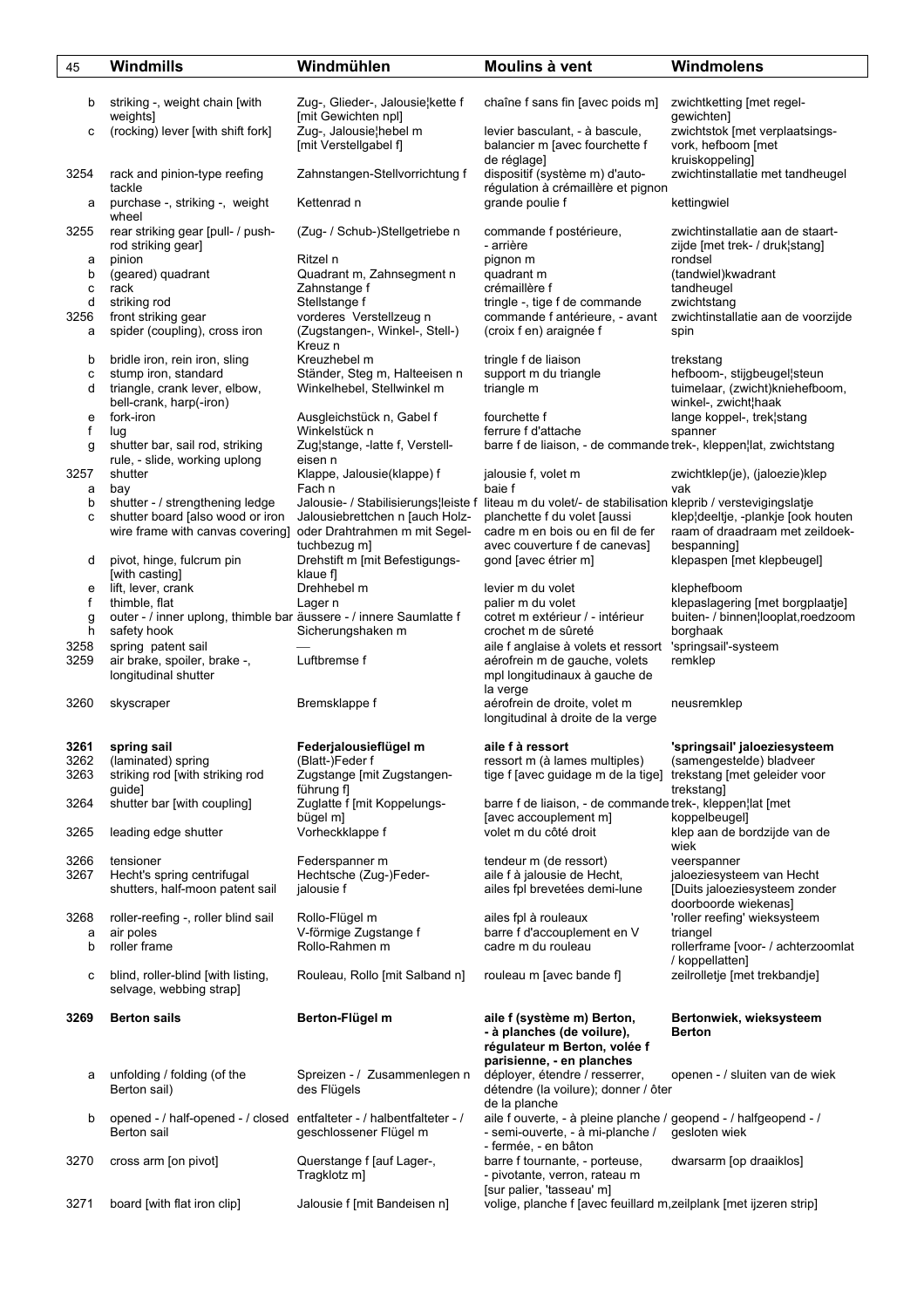| | Windmills | Windmühlen | Moulins à vent | Windmolens |
|---|---|---|---|---|
| b | striking -, weight chain [with weights] | Zug-, Glieder-, Jalousie¦kette f [mit Gewichten npl] | chaîne f sans fin [avec poids m] | zwichtketting [met regel-gewichten] |
| c | (rocking) lever [with shift fork] | Zug-, Jalousie¦hebel m [mit Verstellgabel f] | levier basculant, - à bascule, balancier m [avec fourchette f de réglage] | zwichtstok [met verplaatsings-vork, hefboom [met kruiskoppeling] |
| 3254 | rack and pinion-type reefing tackle | Zahnstangen-Stellvorrichtung f | dispositif (système m) d'auto-régulation à crémaillère et pignon | zwichtinstallatie met tandheugel |
| a | purchase -, striking -, weight wheel | Kettenrad n | grande poulie f | kettingwiel |
| 3255 | rear striking gear [pull- / push-rod striking gear] | (Zug- / Schub-)Stellgetriebe n | commande f postérieure, - arrière | zwichtinstallatie aan de staart-zijde [met trek- / druk¦stang] |
| a | pinion | Ritzel n | pignon m | rondsel |
| b | (geared) quadrant | Quadrant m, Zahnsegment n | quadrant m | (tandwiel)kwadrant |
| c | rack | Zahnstange f | crémaillère f | tandheugel |
| d | striking rod | Stellstange f | tringle -, tige f de commande | zwichtstang |
| 3256 | front striking gear | vorderes Verstellzeug n | commande f antérieure, - avant | zwichtinstallatie aan de voorzijde |
| a | spider (coupling), cross iron | (Zugstangen-, Winkel-, Stell-) Kreuz n | (croix f en) araignée f | spin |
| b | bridle iron, rein iron, sling | Kreuzhebel m | tringle f de liaison | trekstang |
| c | stump iron, standard | Ständer, Steg m, Halteeisen n | support m du triangle | hefboom-, stijgbeugel¦steun |
| d | triangle, crank lever, elbow, bell-crank, harp(-iron) | Winkelhebel, Stellwinkel m | triangle m | tuimelaar, (zwicht)kniehefboom, winkel-, zwicht¦haak |
| e | fork-iron | Ausgleichstück n, Gabel f | fourchette f | lange koppel-, trek¦stang |
| f | lug | Winkelstück n | ferrure f d'attache | spanner |
| g | shutter bar, sail rod, striking rule, - slide, working uplong | Zug¦stange, -latte f, Verstell-eisen n | barre f de liaison, - de commande | trek-, kleppen¦lat, zwichtstang |
| 3257 | shutter | Klappe, Jalousie(klappe) f | jalousie f, volet m | zwichtklep(je), (jaloezie)klep |
| a | bay | Fach n | baie f | vak |
| b | shutter - / strengthening ledge | Jalousie- / Stabilisierungs¦leiste f | liteau m du volet/- de stabilisation | kleprib / verstevigingslatje |
| c | shutter board [also wood or iron wire frame with canvas covering] | Jalousiebrettchen n [auch Holz- oder Drahtrahmen m mit Segel-tuchbezug m] | planchette f du volet [aussi cadre m en bois ou en fil de fer avec couverture f de canevas] | klep¦deeltje, -plankje [ook houten raam of draadraam met zeildoek-bespanning] |
| d | pivot, hinge, fulcrum pin [with casting] | Drehstift m [mit Befestigungs-klaue f] | gond [avec étrier m] | klepaspen [met klepbeugel] |
| e | lift, lever, crank | Drehhebel m | levier m du volet | klephefboom |
| f | thimble, flat | Lager n | palier m du volet | klepaslagering [met borgplaatje] |
| g | outer - / inner uplong, thimble bar | äussere - / innere Saumlatte f | cotret m extérieur / - intérieur | buiten- / binnen¦looplat,roedzoom |
| h | safety hook | Sicherungshaken m | crochet m de sûreté | borghaak |
| 3258 | spring patent sail | — | aile f anglaise à volets et ressort | 'springsail'-systeem |
| 3259 | air brake, spoiler, brake -, longitudinal shutter | Luftbremse f | aérofrein m de gauche, volets mpl longitudinaux à gauche de la verge | remklep |
| 3260 | skyscraper | Bremsklappe f | aérofrein de droite, volet m longitudinal à droite de la verge | neusremklep |
| **3261** | **spring sail** | **Federjalousieflügel m** | **aile f à ressort** | **'springsail' jaloeziesysteem** |
| 3262 | (laminated) spring | (Blatt-)Feder f | ressort m (à lames multiples) | (samengestelde) bladveer |
| 3263 | striking rod [with striking rod guide] | Zugstange [mit Zugstangen-führung f] | tige f [avec guidage m de la tige] | trekstang [met geleider voor trekstang] |
| 3264 | shutter bar [with coupling] | Zuglatte f [mit Koppelungs-bügel m] | barre f de liaison, - de commande [avec accouplement m] | trek-, kleppen¦lat [met koppelbeugel] |
| 3265 | leading edge shutter | Vorheckklappe f | volet m du côté droit | klep aan de bordzijde van de wiek |
| 3266 | tensioner | Federspanner m | tendeur m (de ressort) | veerspanner |
| 3267 | Hecht's spring centrifugal shutters, half-moon patent sail | Hechtsche (Zug-)Feder-jalousie f | aile f à jalousie de Hecht, ailes fpl brevetées demi-lune | jaloeziesysteem van Hecht [Duits jaloeziesysteem zonder doorboorde wiekenas] |
| 3268 | roller-reefing -, roller blind sail | Rollo-Flügel m | ailes fpl à rouleaux | 'roller reefing' wieksysteem |
| a | air poles | V-förmige Zugstange f | barre f d'accouplement en V | triangel |
| b | roller frame | Rollo-Rahmen m | cadre m du rouleau | rollerframe [voor- / achterzoomlat / koppellatten] |
| c | blind, roller-blind [with listing, selvage, webbing strap] | Rouleau, Rollo [mit Salband n] | rouleau m [avec bande f] | zeilrolletje [met trekbandje] |
| **3269** | **Berton sails** | **Berton-Flügel m** | **aile f (système m) Berton, - à planches (de voilure), régulateur m Berton, volée f parisienne, - en planches** | **Bertonwiek, wieksysteem Berton** |
| a | unfolding / folding (of the Berton sail) | Spreizen - / Zusammenlegen n des Flügels | déployer, étendre / resserrer, détendre (la voilure); donner / ôter de la planche | openen - / sluiten van de wiek |
| b | opened - / half-opened - / closed Berton sail | entfalteter - / halbentfalteter - / geschlossener Flügel m | aile f ouverte, - à pleine planche / - semi-ouverte, - à mi-planche / - fermée, - en bâton | geopend - / halfgeopend - / gesloten wiek |
| 3270 | cross arm [on pivot] | Querstange f [auf Lager-, Tragklotz m] | barre f tournante, - porteuse, - pivotante, verron, rateau m [sur palier, 'tasseau' m] | dwarsarm [op draaiklos] |
| 3271 | board [with flat iron clip] | Jalousie f [mit Bandeisen n] | volige, planche f [avec feuillard m, | zeilplank [met ijzeren strip] |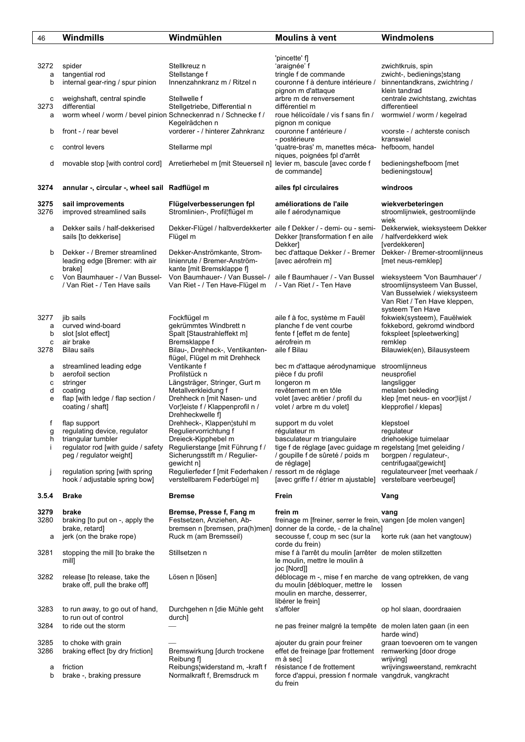| | Windmills | Windmühlen | Moulins à vent | Windmolens |
|---|---|---|---|---|
| | | | 'pincette' f] | |
| 3272 | spider | Stellkreuz n | 'araignée' f | zwichtkruis, spin |
| a | tangential rod | Stellstange f | tringle f de commande | zwicht-, bedienings¦stang |
| b | internal gear-ring / spur pinion | Innenzahnkranz m / Ritzel n | couronne f à denture intérieure / pignon m d'attaque | binnentandkrans, zwichtring / klein tandrad |
| c | weighshaft, central spindle | Stellwelle f | arbre m de renversement | centrale zwichtstang, zwichtas |
| 3273 | differential | Stellgetriebe, Differential n | différentiel m | differentieel |
| a | worm wheel / worm / bevel pinion | Schneckenrad n / Schnecke f / Kegelrädchen n | roue hélicoïdale / vis f sans fin / pignon m conique | wormwiel / worm / kegelrad |
| b | front - / rear bevel | vorderer - / hinterer Zahnkranz | couronne f antérieure / - postérieure | voorste - / achterste conisch kranswiel |
| c | control levers | Stellarme mpl | 'quatre-bras' m, manettes mécaniques, poignées fpl d'arrêt | hefboom, handel |
| d | movable stop [with control cord] | Arretierhebel m [mit Steuerseil n] | levier m, bascule [avec corde f de commande] | bedieningshefboom [met bedieningstouw] |
| **3274** | **annular -, circular -, wheel sail** | **Radflügel m** | **ailes fpl circulaires** | **windroos** |
| **3275** | **sail improvements** | **Flügelverbesserungen fpl** | **améliorations de l'aile** | **wiekverbeteringen** |
| 3276 | improved streamlined sails | Stromlinien-, Profil¦flügel m | aile f aérodynamique | stroomlijnwiek, gestroomlijnde wiek |
| a | Dekker sails / half-dekkerised sails [to dekkerise] | Dekker-Flügel / halbverdekkerter Flügel m | aile f Dekker / - demi- ou - semi-Dekker [transformation f en aile Dekker] | Dekkerwiek, wieksysteem Dekker / halfverdekkerd wiek [verdekkeren] |
| b | Dekker - / Bremer streamlined leading edge [Bremer: with air brake] | Dekker-Anströmkante, Stromlinienrute / Bremer-Anströmkante [mit Bremsklappe f] | bec d'attaque Dekker / - Bremer [avec aérofrein m] | Dekker- / Bremer-stroomlijnneus [met neus-remklep] |
| c | Von Baumhauer - / Van Bussel- / Van Riet - / Ten Have sails | Von Baumhauer- / Van Bussel- / Van Riet - / Ten Have-Flügel m | aile f Baumhauer / - Van Bussel / - Van Riet / - Ten Have | wieksysteem 'Von Baumhauer' / stroomlijnsysteem Van Bussel, Van Busselwiek / wieksysteem Van Riet / Ten Have kleppen, systeem Ten Have |
| 3277 | jib sails | Fockflügel m | aile f à foc, système m Fauël | fokwiek(systeem), Fauëlwiek |
| a | curved wind-board | gekrümmtes Windbrett n | planche f de vent courbe | fokkebord, gekromd windbord |
| b | slot [slot effect] | Spalt [Staustrahleffekt m] | fente f [effet m de fente] | fokspleet [spleetwerking] |
| c | air brake | Bremsklappe f | aérofrein m | remklep |
| 3278 | Bilau sails | Bilau-, Drehheck-, Ventikantenflügel, Flügel m mit Drehheck | aile f Bilau | Bilauwiek(en), Bilausysteem |
| a | streamlined leading edge | Ventikante f | bec m d'attaque aérodynamique | stroomlijnneus |
| b | aerofoil section | Profilstück n | pièce f du profil | neusprofiel |
| c | stringer | Längsträger, Stringer, Gurt m | longeron m | langsligger |
| d | coating | Metallverkleidung f | revêtement m en tôle | metalen bekleding |
| e | flap [with ledge / flap section / coating / shaft] | Drehheck n [mit Nasen- und Vor¦leiste f / Klappenprofil n / Drehheckwelle f] | volet [avec arêtier / profil du volet / arbre m du volet] | klep [met neus- en voor¦lijst / klepprofiel / klepas] |
| f | flap support | Drehheck-, Klappen¦stuhl m | support m du volet | klepstoel |
| g | regulating device, regulator | Regulierrvorrichtung f | régulateur m | regulateur |
| h | triangular tumbler | Dreieck-Kipphebel m | basculateur m triangulaire | driehoekige tuimelaar |
| i | regulator rod [with guide / safety peg / regulator weight] | Regulierstange [mit Führung f / Sicherungsstift m / Reguliergewicht n] | tige f de réglage [avec guidage m / goupille f de sûreté / poids m de réglage] | regelstang [met geleiding / borgpen / regulateur-, centrifugaal¦gewicht] |
| j | regulation spring [with spring hook / adjustable spring bow] | Regulierfeder f [mit Federhaken / verstellbarem Federbügel m] | ressort m de réglage [avec griffe f / étrier m ajustable] | regulateurveer [met veerhaak / verstelbare veerbeugel] |
| **3.5.4** | **Brake** | **Bremse** | **Frein** | **Vang** |
| **3279** | **brake** | **Bremse, Presse f, Fang m** | **frein m** | **vang** |
| 3280 | braking [to put on -, apply the brake, retard] | Festsetzen, Anziehen, Abbremsen n [bremsen, pra(h)men] | freinage m [freiner, serrer le frein, donner de la corde, - de la chaîne] | vangen [de molen vangen] |
| a | jerk (on the brake rope) | Ruck m (am Bremsseil) | secousse f, coup m sec (sur la corde du frein) | korte ruk (aan het vangtouw) |
| 3281 | stopping the mill [to brake the mill] | Stillsetzen n | mise f à l'arrêt du moulin [arrêter le moulin, mettre le moulin à joc [Nord]] | de molen stillzetten |
| 3282 | release [to release, take the brake off, pull the brake off] | Lösen n [lösen] | déblocage m -, mise f en marche du moulin [débloquer, mettre le moulin en marche, desserrer, libérer le frein] | de vang optrekken, de vang lossen |
| 3283 | to run away, to go out of hand, to run out of control | Durchgehen n [die Mühle geht durch] | s'affoler | op hol slaan, doordraaien |
| 3284 | to ride out the storm | — | ne pas freiner malgré la tempête | de molen laten gaan (in een harde wind) |
| 3285 | to choke with grain | — | ajouter du grain pour freiner | graan toevoeren om te vangen |
| 3286 | braking effect [by dry friction] | Bremswirkung [durch trockene Reibung f] | effet de freinage [par frottement m à sec] | remwerking [door droge wrijving] |
| a | friction | Reibungs¦widerstand m, -kraft f | résistance f de frottement | wrijvingsweerstand, remkracht |
| b | brake -, braking pressure | Normalkraft f, Bremsdruck m | force d'appui, pression f normale du frein | vangdruk, vangkracht |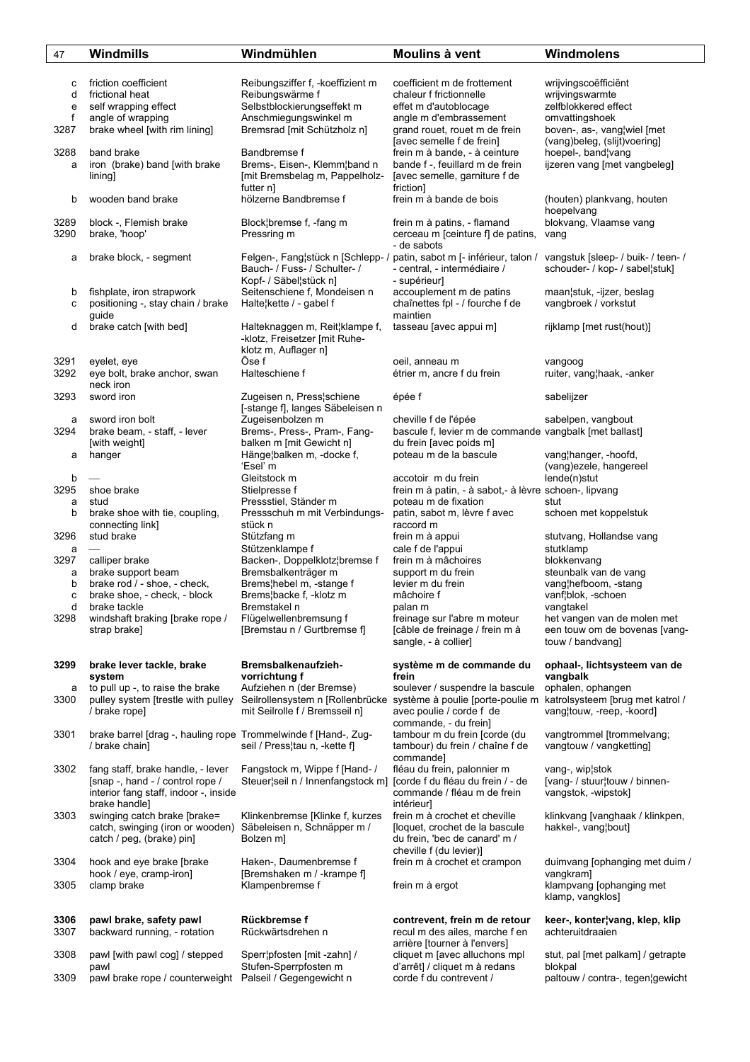| 47 | Windmills | Windmühlen | Moulins à vent | Windmolens |
|---|---|---|---|---|
| c | friction coefficient | Reibungsziffer f, -koeffizient m | coefficient m de frottement | wrijvingscoëfficiënt |
| d | frictional heat | Reibungswärme f | chaleur f frictionnelle | wrijvingswarmte |
| e | self wrapping effect | Selbstblockierungseffekt m | effet m d'autoblocage | zelfblokkered effect |
| f | angle of wrapping | Anschmiegungswinkel m | angle m d'embrassement | omvattingshoek |
| 3287 | brake wheel [with rim lining] | Bremsrad [mit Schützholz n] | grand rouet, rouet m de frein [avec semelle f de frein] | boven-, as-, vang¦wiel [met (vang)beleg, (slijt)voering] |
| 3288 | band brake | Bandbremse f | frein m à bande, - à ceinture | hoepel-, band¦vang |
| a | iron (brake) band [with brake lining] | Brems-, Eisen-, Klemm¦band n [mit Bremsbelag m, Pappelholz-futter n] | bande f -, feuillard m de frein [avec semelle, garniture f de friction] | ijzeren vang [met vangbeleg] |
| b | wooden band brake | hölzerne Bandbremse f | frein m à bande de bois | (houten) plankvang, houten hoepelvang |
| 3289 | block -, Flemish brake | Block¦bremse f, -fang m | frein m à patins, - flamand | blokvang, Vlaamse vang |
| 3290 | brake, 'hoop' | Pressring m | cerceau m [ceinture f] de patins, - de sabots | vang |
| a | brake block, - segment | Felgen-, Fang¦stück n [Schlepp- / Bauch- / Fuss- / Schulter- / Kopf- / Säbel¦stück n] | patin, sabot m [- inférieur, talon / - central, - intermédiaire / - supérieur] | vangstuk [sleep- / buik- / teen- / schouder- / kop- / sabel¦stuk] |
| b | fishplate, iron strapwork | Seitenschiene f, Mondeisen n | accouplement m de patins | maan¦stuk, -ijzer, beslag |
| c | positioning -, stay chain / brake guide | Halte¦kette / - gabel f | chaînettes fpl - / fourche f de maintien | vangbroek / vorkstut |
| d | brake catch [with bed] | Halteknaggen m, Reit¦klampe f, -klotz, Freisetzer [mit Ruhe-klotz m, Auflager n] | tasseau [avec appui m] | rijklamp [met rust(hout)] |
| 3291 | eyelet, eye | Öse f | oeil, anneau m | vangoog |
| 3292 | eye bolt, brake anchor, swan neck iron | Halteschiene f | étrier m, ancre f du frein | ruiter, vang¦haak, -anker |
| 3293 | sword iron | Zugeisen n, Press¦schiene [-stange f], langes Säbeleisen n | épée f | sabelijzer |
| a | sword iron bolt | Zugeisenbolzen m | cheville f de l'épée | sabelpen, vangbout |
| 3294 | brake beam, - staff, - lever [with weight] | Brems-, Press-, Pram-, Fang-balken m [mit Gewicht n] | bascule f, levier m de commande du frein [avec poids m] | vangbalk [met ballast] |
| a | hanger | Hänge¦balken m, -docke f, 'Esel' m | poteau m de la bascule | vang¦hanger, -hoofd, (vang)ezele, hangereel |
| b | — | Gleitstock m | accotoir m du frein | lende(n)stut |
| 3295 | shoe brake | Stielpresse f | frein m à patin, - à sabot,- à lèvre | schoen-, lipvang |
| a | stud | Pressstiel, Ständer m | poteau m de fixation | stut |
| b | brake shoe with tie, coupling, connecting link] | Pressschuh m mit Verbindungs-stück n | patin, sabot m, lèvre f avec raccord m | schoen met koppelstuk |
| 3296 | stud brake | Stützfang m | frein m à appui | stutvang, Hollandse vang |
| a | — | Stützenklampe f | cale f de l'appui | stutklamp |
| 3297 | calliper brake | Backen-, Doppelklotz¦bremse f | frein m à mâchoires | blokkenvang |
| a | brake support beam | Bremsbalkenträger m | support m du frein | steunbalk van de vang |
| b | brake rod / - shoe, - check, | Brems¦hebel m, -stange f | levier m du frein | vang¦hefboom, -stang |
| c | brake shoe, - check, - block | Brems¦backe f, -klotz m | mâchoire f | vanf¦blok, -schoen |
| d | brake tackle | Bremstakel n | palan m | vangtakel |
| 3298 | windshaft braking [brake rope / strap brake] | Flügelwellenbremsung f [Bremstau n / Gurtbremse f] | freinage sur l'abre m moteur [câble de freinage / frein m à sangle, - à collier] | het vangen van de molen met een touw om de bovenas [vang-touw / bandvang] |
| **3299** | **brake lever tackle, brake system** | **Bremsbalkenaufzieh-vorrichtung f** | **système m de commande du frein** | **ophaal-, lichtsysteem van de vangbalk** |
| a | to pull up -, to raise the brake | Aufziehen n (der Bremse) | soulever / suspendre la bascule | ophalen, ophangen |
| 3300 | pulley system [trestle with pulley / brake rope] | Seilrollensystem n [Rollenbrücke mit Seilrolle f / Bremsseil n] | système à poulie [porte-poulie m avec poulie f / corde f de commande, - du frein] | katrolsysteem [brug met katrol / vang¦touw, -reep, -koord] |
| 3301 | brake barrel [drag -, hauling rope / brake chain] | Trommelwinde f [Hand-, Zug-seil / Press¦tau n, -kette f] | tambour m du frein [corde (du tambour) du frein / chaîne f de commande] | vangtrommel [trommelvang; vangtouw / vangketting] |
| 3302 | fang staff, brake handle, - lever [snap -, hand - / control rope / interior fang staff, indoor -, inside brake handle] | Fangstock m, Wippe f [Hand- / Steuer¦seil n / Innenfangstock m] | fléau du frein, palonnier m [corde f du fléau du frein / - de commande / fléau m de frein intérieur] | vang-, wip¦stok [vang- / stuur¦touw / binnen-vangstok, -wipstok] |
| 3303 | swinging catch brake [brake= catch, swinging (iron or wooden) catch / peg, (brake) pin] | Klinkenbremse [Klinke f, kurzes Säbeleisen n, Schnäpper m / Bolzen m] | frein m à crochet et cheville [loquet, crochet de la bascule du frein, 'bec de canard' m / cheville f (du levier)] | klinkvang [vanghaak / klinkpen, hakkel-, vang¦bout] |
| 3304 | hook and eye brake [brake hook / eye, cramp-iron] | Haken-, Daumenbremse f [Bremshaken m / -krampe f] | frein m à crochet et crampon | duimvang [ophanging met duim / vangkram] |
| 3305 | clamp brake | Klampenbremse f | frein m à ergot | klampvang [ophanging met klamp, vangklos] |
| **3306** | **pawl brake, safety pawl** | **Rückbremse f** | **contrevent, frein m de retour** | **keer-, konter¦vang, klep, klip** |
| 3307 | backward running, - rotation | Rückwärtsdrehen n | recul m des ailes, marche f en arrière [tourner à l'envers] | achteruitdraaien |
| 3308 | pawl [with pawl cog] / stepped pawl | Sperr¦pfosten [mit -zahn] / Stufen-Sperrpfosten m | cliquet m [avec alluchons mpl d'arrêt] / cliquet m à redans | stut, pal [met palkam] / getrapte blokpal |
| 3309 | pawl brake rope / counterweight | Palseil / Gegengewicht n | corde f du contrevent / | paltouw / contra-, tegen¦gewicht |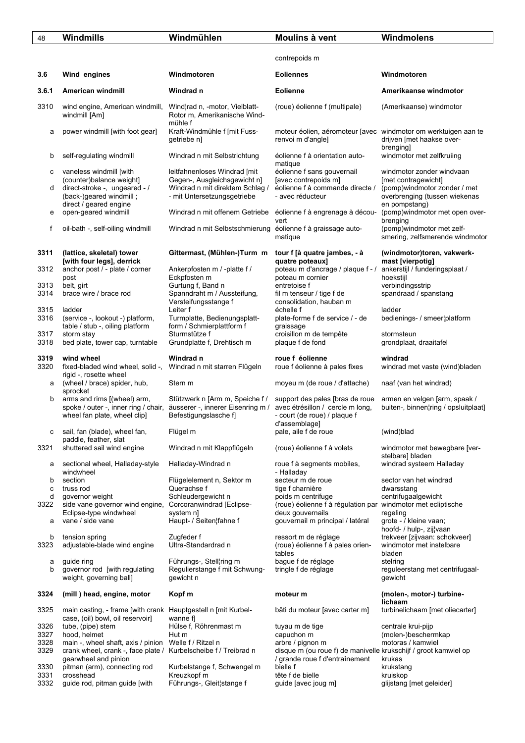| | | | | |
|---|---|---|---|---|
| | | | contrepoids m | |
| **3.6** | **Wind engines** | **Windmotoren** | **Eoliennes** | **Windmotoren** |
| **3.6.1** | **American windmill** | **Windrad n** | **Eolienne** | **Amerikaanse windmotor** |
| 3310 | wind engine, American windmill, windmill [Am] | Wind¦rad n, -motor, Vielblatt-Rotor m, Amerikanische Wind-mühle f | (roue) éolienne f (multipale) | (Amerikaanse) windmotor |
| a | power windmill [with foot gear] | Kraft-Windmühle f [mit Fuss-getriebe n] | moteur éolien, aéromoteur [avec renvoi m d'angle] | windmotor om werktuigen aan te drijven [met haakse over-brenging] |
| b | self-regulating windmill | Windrad n mit Selbstrichtung | éolienne f à orientation auto-matique | windmotor met zelfkruiing |
| c | vaneless windmill [with (counter)balance weight] | leitfahnenloses Windrad [mit Gegen-, Ausgleichsgewicht n] | éolienne f sans gouvernail [avec contrepoids m] | windmotor zonder windvaan [met contragewicht] |
| d | direct-stroke -, ungeared - / (back-)geared windmill ; direct / geared engine | Windrad n mit direktem Schlag / - mit Untersetzungsgetriebe | éolienne f à commande directe / - avec réducteur | (pomp)windmotor zonder / met overbrenging (tussen wiekenas en pompstang) |
| e | open-geared windmill | Windrad n mit offenem Getriebe | éolienne f à engrenage à décou-vert | (pomp)windmotor met open over-brenging |
| f | oil-bath -, self-oiling windmill | Windrad n mit Selbstschmierung | éolienne f à graissage auto-matique | (pomp)windmotor met zelf-smering, zelfsmerende windmotor |
| **3311** | **(lattice, skeletal) tower [with four legs], derrick** | **Gittermast, (Mühlen-)Turm m** | **tour f [à quatre jambes, - à quatre poteaux]** | **(windmotor)toren, vakwerk-mast [vierpotig]** |
| 3312 | anchor post / - plate / corner post | Ankerpfosten m / -platte f / Eckpfosten m | poteau m d'ancrage / plaque f - / poteau m cornier | ankerstijl / funderingsplaat / hoekstijl |
| 3313 | belt, girt | Gurtung f, Band n | entretoise f | verbindingsstrip |
| 3314 | brace wire / brace rod | Spanndraht m / Aussteifung, Versteifungsstange f | fil m tenseur / tige f de consolidation, hauban m | spandraad / spanstang |
| 3315 | ladder | Leiter f | échelle f | ladder |
| 3316 | (service -, lookout -) platform, table / stub -, oiling platform | Turmplatte, Bedienungsplatt-form / Schmierplattform f | plate-forme f de service / - de graissage | bedienings- / smeer¦platform |
| 3317 | storm stay | Sturmstütze f | croisillon m de tempête | stormsteun |
| 3318 | bed plate, tower cap, turntable | Grundplatte f, Drehtisch m | plaque f de fond | grondplaat, draaitafel |
| **3319** | **wind wheel** | **Windrad n** | **roue f éolienne** | **windrad** |
| 3320 | fixed-bladed wind wheel, solid -, rigid -, rosette wheel | Windrad n mit starren Flügeln | roue f éolienne à pales fixes | windrad met vaste (wind)bladen |
| a | (wheel / brace) spider, hub, sprocket | Stern m | moyeu m (de roue / d'attache) | naaf (van het windrad) |
| b | arms and rims [(wheel) arm, spoke / outer -, inner ring / chair, wheel fan plate, wheel clip] | Stützwerk n [Arm m, Speiche f / äusserer -, innerer Eisenring m / Befestigungslasche f] | support des pales [bras de roue avec étrésillon / cercle m long, - court (de roue) / plaque f d'assemblage] | armen en velgen [arm, spaak / buiten-, binnen¦ring / opsluitplaat] |
| c | sail, fan (blade), wheel fan, paddle, feather, slat | Flügel m | pale, aile f de roue | (wind)blad |
| 3321 | shuttered sail wind engine | Windrad n mit Klappflügeln | (roue) éolienne f à volets | windmotor met bewegbare [ver-stelbare] bladen |
| a | sectional wheel, Halladay-style windwheel | Halladay-Windrad n | roue f à segments mobiles, - Halladay | windrad systeem Halladay |
| b | section | Flügelelement n, Sektor m | secteur m de roue | sector van het windrad |
| c | truss rod | Querachse f | tige f charnière | dwarsstang |
| d | governor weight | Schleudergewicht n | poids m centrifuge | centrifugaalgewicht |
| 3322 | side vane governor wind engine, Eclipse-type windwheel | Corcoranwindrad [Eclipse-system n] | (roue) éolienne f à régulation par deux gouvernails | windmotor met ecliptische regeling |
| a | vane / side vane | Haupt- / Seiten¦fahne f | gouvernail m principal / latéral | grote - / kleine vaan; hoofd- / hulp-, zij¦vaan |
| b | tension spring | Zugfeder f | ressort m de réglage | trekveer [zijvaan: schokveer] |
| 3323 | adjustable-blade wind engine | Ultra-Standardrad n | (roue) éolienne f à pales orien-tables | windmotor met instelbare bladen |
| a | guide ring | Führungs-, Stell¦ring m | bague f de réglage | stelring |
| b | governor rod [with regulating weight, governing ball] | Regulierstange f mit Schwung-gewicht n | tringle f de réglage | reguleerstang met centrifugaal-gewicht |
| **3324** | **(mill ) head, engine, motor** | **Kopf m** | **moteur m** | **(molen-, motor-) turbine-lichaam** |
| 3325 | main casting, - frame [with crank case, (oil) bowl, oil reservoir] | Hauptgestell n [mit Kurbel-wanne f] | bâti du moteur [avec carter m] | turbinelichaam [met oliecarter] |
| 3326 | tube, (pipe) stem | Hülse f, Röhrenmast m | tuyau m de tige | centrale krui-pijp |
| 3327 | hood, helmet | Hut m | capuchon m | (molen-)beschermkap |
| 3328 | main -, wheel shaft, axis / pinion | Welle f / Ritzel n | arbre / pignon m | motoras / kamwiel |
| 3329 | crank wheel, crank -, face plate / gearwheel and pinion | Kurbelscheibe f / Treibrad n | disque m (ou roue f) de manivelle / grande roue f d'entraînement | krukschijf / groot kamwiel op krukas |
| 3330 | pitman (arm), connecting rod | Kurbelstange f, Schwengel m | bielle f | krukstang |
| 3331 | crosshead | Kreuzkopf m | tête f de bielle | kruiskop |
| 3332 | guide rod, pitman guide [with | Führungs-, Gleit¦stange f | guide [avec joug m] | glijstang [met geleider] |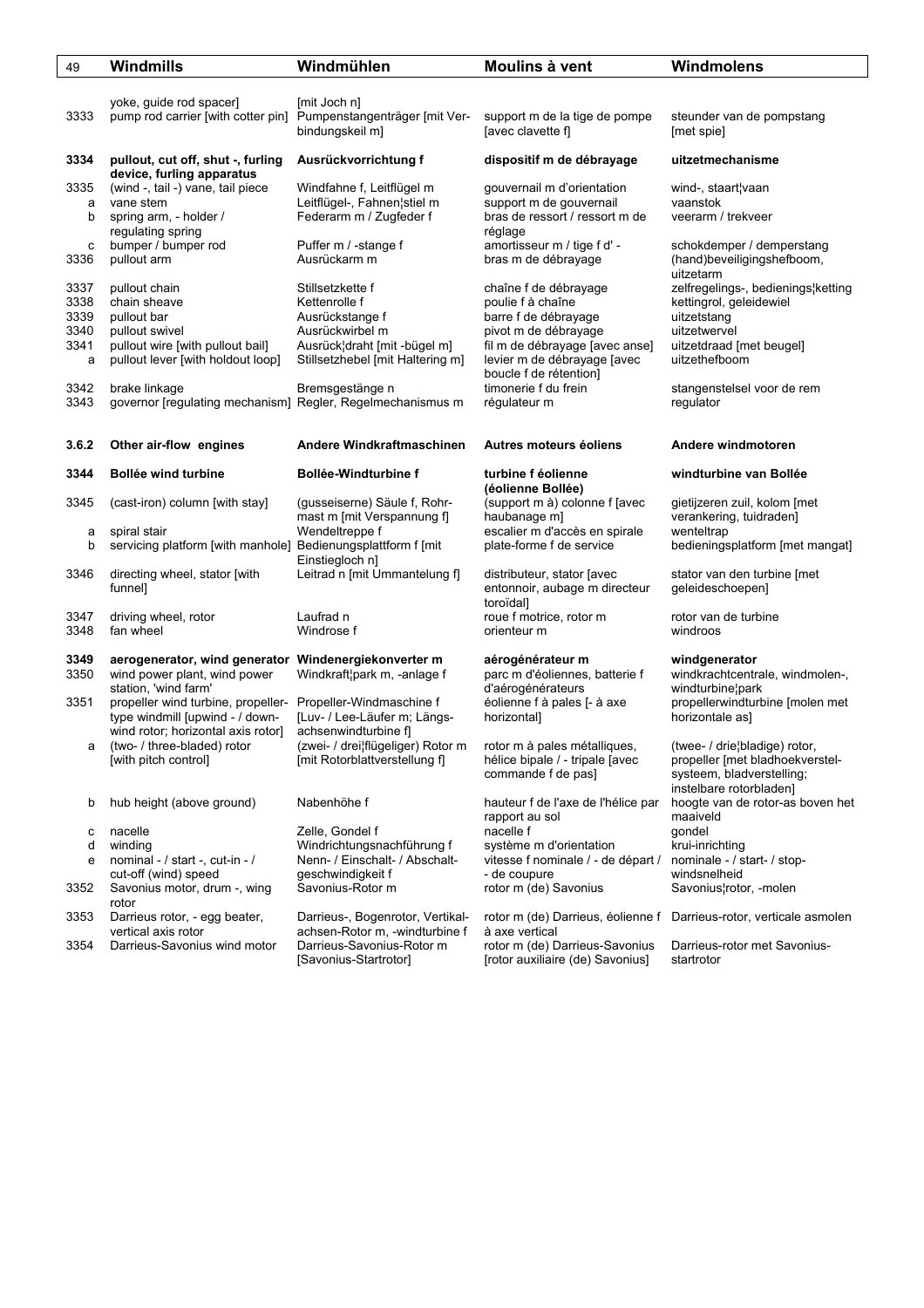| 49 | Windmills | Windmühlen | Moulins à vent | Windmolens |
|---|---|---|---|---|
| | yoke, guide rod spacer] | [mit Joch n] | | |
| 3333 | pump rod carrier [with cotter pin] | Pumpenstangenträger [mit Verbindungskeil m] | support m de la tige de pompe [avec clavette f] | steunder van de pompstang [met spie] |
| **3334** | **pullout, cut off, shut -, furling device, furling apparatus** | **Ausrückvorrichtung f** | **dispositif m de débrayage** | **uitzetmechanisme** |
| 3335 | (wind -, tail -) vane, tail piece | Windfahne f, Leitflügel m | gouvernail m d'orientation | wind-, staart¦vaan |
| a | vane stem | Leitflügel-, Fahnen¦stiel m | support m de gouvernail | vaanstok |
| b | spring arm, - holder / regulating spring | Federarm m / Zugfeder f | bras de ressort / ressort m de réglage | veerarm / trekveer |
| c | bumper / bumper rod | Puffer m / -stange f | amortisseur m / tige f d' - | schokdemper / demperstang |
| 3336 | pullout arm | Ausrückarm m | bras m de débrayage | (hand)beveiligingshefboom, uitzetarm |
| 3337 | pullout chain | Stillsetzkette f | chaîne f de débrayage | zelfregelings-, bedienings¦ketting |
| 3338 | chain sheave | Kettenrolle f | poulie f à chaîne | kettingrol, geleidewiel |
| 3339 | pullout bar | Ausrückstange f | barre f de débrayage | uitzetstang |
| 3340 | pullout swivel | Ausrückwirbel m | pivot m de débrayage | uitzetwervel |
| 3341 | pullout wire [with pullout bail] | Ausrück¦draht [mit -bügel m] | fil m de débrayage [avec anse] | uitzetdraad [met beugel] |
| a | pullout lever [with holdout loop] | Stillsetzhebel [mit Haltering m] | levier m de débrayage [avec boucle f de rétention] | uitzethefboom |
| 3342 | brake linkage | Bremsgestänge n | timonerie f du frein | stangenstelsel voor de rem |
| 3343 | governor [regulating mechanism] | Regler, Regelmechanismus m | régulateur m | regulator |
| **3.6.2** | **Other air-flow engines** | **Andere Windkraftmaschinen** | **Autres moteurs éoliens** | **Andere windmotoren** |
| **3344** | **Bollée wind turbine** | **Bollée-Windturbine f** | **turbine f éolienne (éolienne Bollée)** | **windturbine van Bollée** |
| 3345 | (cast-iron) column [with stay] | (gusseiserne) Säule f, Rohrmast m [mit Verspannung f] | (support m à) colonne f [avec haubanage m] | gietijzeren zuil, kolom [met verankering, tuidraden] |
| a | spiral stair | Wendeltreppe f | escalier m d'accès en spirale | wenteltrap |
| b | servicing platform [with manhole] | Bedienungsplattform f [mit Einstiegloch n] | plate-forme f de service | bedieningsplatform [met mangat] |
| 3346 | directing wheel, stator [with funnel] | Leitrad n [mit Ummantelung f] | distributeur, stator [avec entonnoir, aubage m directeur toroïdal] | stator van den turbine [met geleideschoepen] |
| 3347 | driving wheel, rotor | Laufrad n | roue f motrice, rotor m | rotor van de turbine |
| 3348 | fan wheel | Windrose f | orienteur m | windroos |
| **3349** | **aerogenerator, wind generator** | **Windenergiekonverter m** | **aérogénérateur m** | **windgenerator** |
| 3350 | wind power plant, wind power station, 'wind farm' | Windkraft¦park m, -anlage f | parc m d'éoliennes, batterie f d'aérogénérateurs | windkrachtcentrale, windmolen-, windturbine¦park |
| 3351 | propeller wind turbine, propeller-type windmill [upwind - / down-wind rotor; horizontal axis rotor] | Propeller-Windmaschine f [Luv- / Lee-Läufer m; Längsachsenwindturbine f] | éolienne f à pales [- à axe horizontal] | propellerwindturbine [molen met horizontale as] |
| a | (two- / three-bladed) rotor [with pitch control] | (zwei- / drei¦flügeliger) Rotor m [mit Rotorblattverstellung f] | rotor m à pales métalliques, hélice bipale / - tripale [avec commande f de pas] | (twee- / drie¦bladige) rotor, propeller [met bladhoekverstelsysteem, bladverstelling; instelbare rotorbladen] |
| b | hub height (above ground) | Nabenhöhe f | hauteur f de l'axe de l'hélice par rapport au sol | hoogte van de rotor-as boven het maaiveld |
| c | nacelle | Zelle, Gondel f | nacelle f | gondel |
| d | winding | Windrichtungsnachführung f | système m d'orientation | krui-inrichting |
| e | nominal - / start -, cut-in - / cut-off (wind) speed | Nenn- / Einschalt- / Abschaltgeschwindigkeit f | vitesse f nominale / - de départ / - de coupure | nominale - / start- / stop-windsnelheid |
| 3352 | Savonius motor, drum -, wing rotor | Savonius-Rotor m | rotor m (de) Savonius | Savonius¦rotor, -molen |
| 3353 | Darrieus rotor, - egg beater, vertical axis rotor | Darrieus-, Bogenrotor, Vertikalachsen-Rotor m, -windturbine f | rotor m (de) Darrieus, éolienne f à axe vertical | Darrieus-rotor, verticale asmolen |
| 3354 | Darrieus-Savonius wind motor | Darrieus-Savonius-Rotor m [Savonius-Startrotor] | rotor m (de) Darrieus-Savonius [rotor auxiliaire (de) Savonius] | Darrieus-rotor met Savonius-startrotor |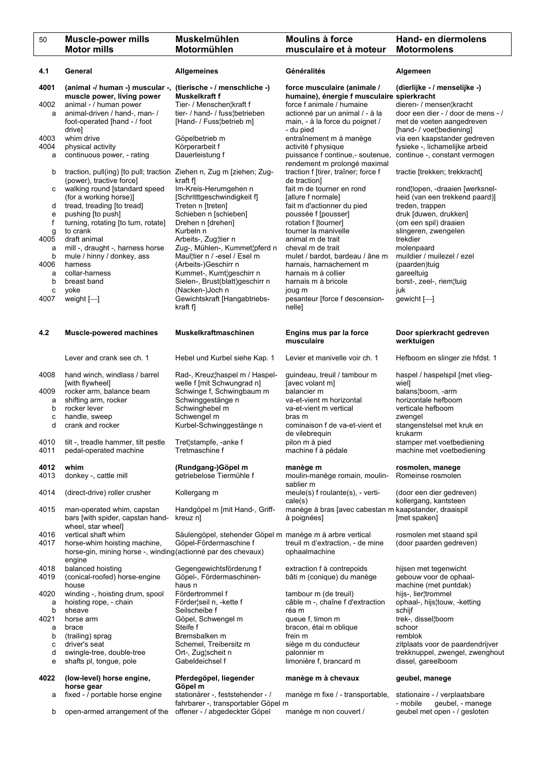| 50 | Muscle-power mills Motor mills | Muskelmühlen Motormühlen | Moulins à force musculaire et à moteur | Hand- en diermolens Motormolens |
|---|---|---|---|---|
| **4.1** | **General** | **Allgemeines** | **Généralités** | **Algemeen** |
| **4001** | **(animal -/ human -) muscular -, muscle power, living power** | **(tierische - / menschliche -) Muskelkraft f** | **force musculaire (animale / humaine), énergie f musculaire** | **(dierlijke - / menselijke -) spierkracht** |
| 4002 | animal - / human power | Tier- / Menschen¦kraft f | force f animale / humaine | dieren- / mensen¦kracht |
| a | animal-driven / hand-, man- / foot-operated [hand - / foot drive] | tier- / hand- / fuss¦betrieben [Hand- / Fuss¦betrieb m] | actionné par un animal / - à la main, - à la force du poignet / - du pied | door een dier - / door de mens - / met de voeten aangedreven [hand- / voet¦bediening] |
| 4003 | whim drive | Göpelbetrieb m | entraînement m à manège | via een kaapstander gedreven |
| 4004 | physical activity | Körperarbeit f | activité f physique | fysieke -, lichamelijke arbeid |
| a | continuous power, - rating | Dauerleistung f | puissance f continue,- soutenue, rendement m prolongé maximal | continue -, constant vermogen |
| b | traction, pull(ing) [to pull; traction (power), tractive force] | Ziehen n, Zug m [ziehen; Zug-kraft f] | traction f [tirer, traîner; force f de traction] | tractie [trekken; trekkracht] |
| c | walking round [standard speed (for a working horse)] | Im-Kreis-Herumgehen n [Schritttgeschwindigkeit f] | fait m de tourner en rond [allure f normale] | rond¦lopen, -draaien [werksnel-heid (van een trekkend paard)] |
| d | tread, treading [to tread] | Treten n [treten] | fait m d'actionner du pied | treden, trappen |
| e | pushing [to push] | Schieben n [schieben] | poussée f [pousser] | druk [duwen, drukken] |
| f | turning, rotating [to turn, rotate] | Drehen n [drehen] | rotation f [tourner] | (om een spil) draaien |
| g | to crank | Kurbeln n | tourner la manivelle | slingeren, zwengelen |
| 4005 | draft animal | Arbeits-, Zug¦tier n | animal m de trait | trekdier |
| a | mill -, draught -, harness horse | Zug-, Mühlen-, Kummet¦pferd n | cheval m de trait | molenpaard |
| b | mule / hinny / donkey, ass | Maul¦tier n / -esel / Esel m | mulet / bardot, bardeau / âne m | muildier / muilezel / ezel |
| 4006 | harness | (Arbeits-)Geschirr n | harnais, harnachement m | (paarden)tuig |
| a | collar-harness | Kummet-, Kumt¦geschirr n | harnais m à collier | gareeltuig |
| b | breast band | Sielen-, Brust(blatt)geschirr n | harnais m à bricole | borst-, zeel-, riem¦tuig |
| c | yoke | (Nacken-)Joch n | joug m | juk |
| 4007 | weight [—] | Gewichtskraft [Hangabtriebs-kraft f] | pesanteur [force f descension-nelle] | gewicht [—] |
| **4.2** | **Muscle-powered machines** | **Muskelkraftmaschinen** | **Engins mus par la force musculaire** | **Door spierkracht gedreven werktuigen** |
| | Lever and crank see ch. 1 | Hebel und Kurbel siehe Kap. 1 | Levier et manivelle voir ch. 1 | Hefboom en slinger zie hfdst. 1 |
| 4008 | hand winch, windlass / barrel [with flywheel] | Rad-, Kreuz¦haspel m / Haspel-welle f [mit Schwungrad n] | guindeau, treuil / tambour m [avec volant m] | haspel / haspelspil [met vlieg-wiel] |
| 4009 | rocker arm, balance beam | Schwinge f, Schwingbaum m | balancier m | balans¦boom, -arm |
| a | shifting arm, rocker | Schwinggestänge n | va-et-vient m horizontal | horizontale hefboom |
| b | rocker lever | Schwinghebel m | va-et-vient m vertical | verticale hefboom |
| c | handle, sweep | Schwengel m | bras m | zwengel |
| d | crank and rocker | Kurbel-Schwinggestänge n | cominaison f de va-et-vient et de vilebrequin | stangenstelsel met kruk en krukarm |
| 4010 | tilt -, treadle hammer, tilt pestle | Tret¦stampfe, -anke f | pilon m à pied | stamper met voetbediening |
| 4011 | pedal-operated machine | Tretmaschine f | machine f à pédale | machine met voetbediening |
| **4012** | **whim** | **(Rundgang-)Göpel m** | **manège m** | **rosmolen, manege** |
| 4013 | donkey -, cattle mill | getriebelose Tiermühle f | moulin-manège romain, moulin-sablier m | Romeinse rosmolen |
| 4014 | (direct-drive) roller crusher | Kollergang m | meule(s) f roulante(s), - verti-cale(s) | (door een dier gedreven) kollergang, kantsteen |
| 4015 | man-operated whim, capstan bars [with spider, capstan hand-wheel, star wheel] | Handgöpel m [mit Hand-, Griff-kreuz n] | manège à bras [avec cabestan m à poignées] | kaapstander, draaispil [met spaken] |
| 4016 | vertical shaft whim | Säulengöpel, stehender Göpel m | manège m à arbre vertical | rosmolen met staand spil |
| 4017 | horse-whim hoisting machine, horse-gin, mining horse -, winding engine | Göpel-Fördermaschine f | treuil m d'extraction, - de mine (actionné par des chevaux) | ophaalmachine (door paarden gedreven) |
| 4018 | balanced hoisting | Gegengewichtsförderung f | extraction f à contrepoids | hijsen met tegenwicht |
| 4019 | (conical-roofed) horse-engine house | Göpel-, Fördermaschinen-haus n | bâti m (conique) du manège | gebouw voor de ophaal-machine (met puntdak) |
| 4020 | winding -, hoisting drum, spool | Fördertrommel f | tambour m (de treuil) | hijs-, lier¦trommel |
| a | hoisting rope, - chain | Förder¦seil n, -kette f | câble m -, chaîne f d'extraction | ophaal-, hijs¦touw, -ketting |
| b | sheave | Seilscheibe f | réa m | schijf |
| 4021 | horse arm | Göpel, Schwengel m | queue f, timon m | trek-, dissel¦boom |
| a | brace | Steife f | bracon, étai m oblique | schoor |
| b | (trailing) sprag | Bremsbalken m | frein m | remblok |
| c | driver's seat | Schemel, Treibersitz m | siège m du conducteur | zitplaats voor de paardendrijver |
| d | swingle-tree, double-tree | Ort-, Zug¦scheit n | palonnier m | trekknuppel, zwengel, zwenghout |
| e | shafts pl, tongue, pole | Gabeldeichsel f | limonière f, brancard m | dissel, gareelboom |
| **4022** | **(low-level) horse engine, horse gear** | **Pferdegöpel, liegender Göpel m** | **manège m à chevaux** | **geubel, manege** |
| a | fixed - / portable horse engine | stationärer -, feststehender - / fahrbarer -, transportabler Göpel m | manège m fixe / - transportable, | stationaire - / verplaatsbare - mobile geubel, - manege |
| b | open-armed arrangement of the | offener - / abgedeckter Göpel | manège m non couvert / | geubel met open - / gesloten |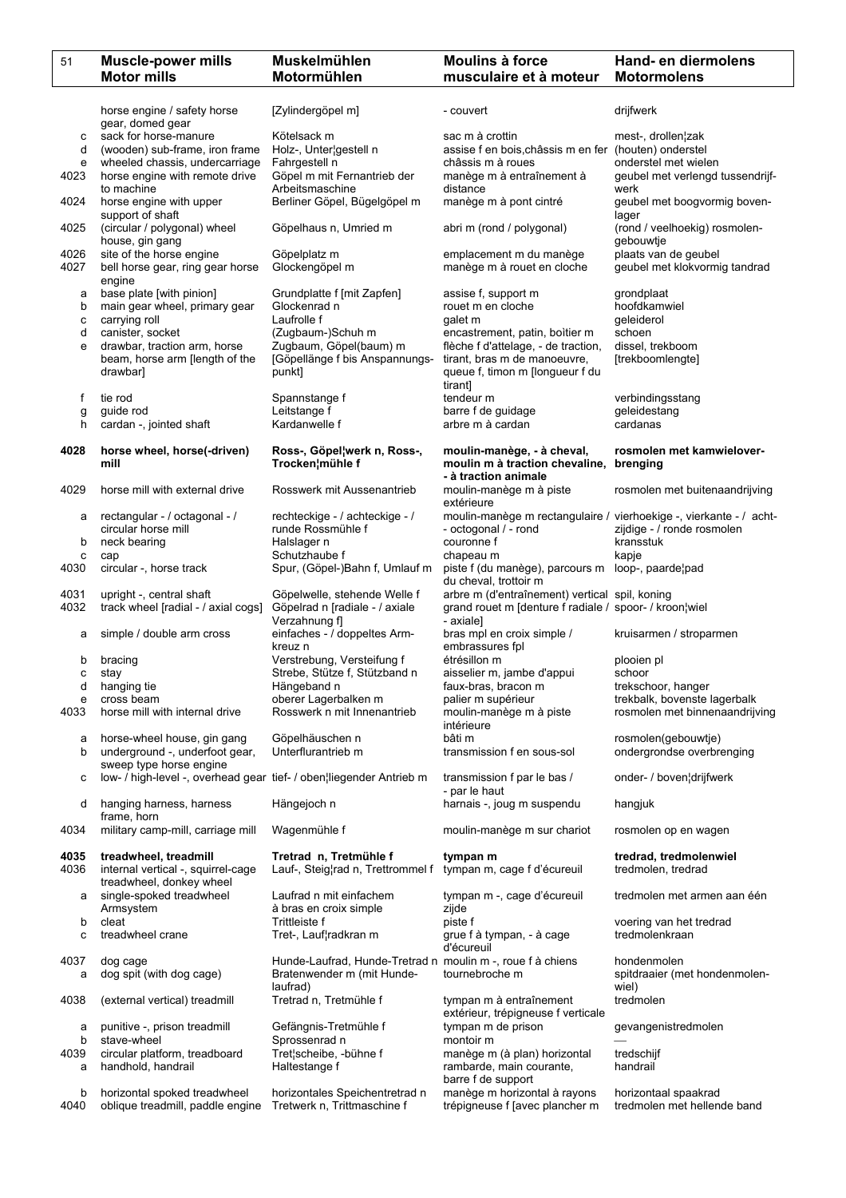| 51 | Muscle-power mills<br>Motor mills | Muskelmühlen<br>Motormühlen | Moulins à force musculaire et à moteur | Hand- en diermolens<br>Motormolens |
|---|---|---|---|---|
| | horse engine / safety horse gear, domed gear | [Zylindergöpel m] | - couvert | drijfwerk |
| c | sack for horse-manure | Kötelsack m | sac m à crottin | mest-, drollen¦zak |
| d | (wooden) sub-frame, iron frame | Holz-, Unter¦gestell n | assise f en bois,châssis m en fer | (houten) onderstel |
| e | wheeled chassis, undercarriage | Fahrgestell n | châssis m à roues | onderstel met wielen |
| 4023 | horse engine with remote drive to machine | Göpel m mit Fernantrieb der Arbeitsmaschine | manège m à entraînement à distance | geubel met verlengd tussendrijf-werk |
| 4024 | horse engine with upper support of shaft | Berliner Göpel, Bügelgöpel m | manège m à pont cintré | geubel met boogvormig boven-lager |
| 4025 | (circular / polygonal) wheel house, gin gang | Göpelhaus n, Umried m | abri m (rond / polygonal) | (rond / veelhoekig) rosmolen-gebouwtje |
| 4026 | site of the horse engine | Göpelplatz m | emplacement m du manège | plaats van de geubel |
| 4027 | bell horse gear, ring gear horse engine | Glockengöpel m | manège m à rouet en cloche | geubel met klokvormig tandrad |
| a | base plate [with pinion] | Grundplatte f [mit Zapfen] | assise f, support m | grondplaat |
| b | main gear wheel, primary gear | Glockenrad n | rouet m en cloche | hoofdkamwiel |
| c | carrying roll | Laufrolle f | galet m | geleiderol |
| d | canister, socket | (Zugbaum-)Schuh m | encastrement, patin, boîtier m | schoen |
| e | drawbar, traction arm, horse beam, horse arm [length of the drawbar] | Zugbaum, Göpel(baum) m [Göpellänge f bis Anspannungs-punkt] | flèche f d'attelage, - de traction, tirant, bras m de manoeuvre, queue f, timon m [longueur f du tirant] | dissel, trekboom [trekboomlengte] |
| f | tie rod | Spannstange f | tendeur m | verbindingsstang |
| g | guide rod | Leitstange f | barre f de guidage | geleidestang |
| h | cardan -, jointed shaft | Kardanwelle f | arbre m à cardan | cardanas |
| **4028** | **horse wheel, horse(-driven) mill** | **Ross-, Göpel¦werk n, Ross-, Trocken¦mühle f** | **moulin-manège, - à cheval, moulin m à traction chevaline, - à traction animale** | **rosmolen met kamwielover-brenging** |
| 4029 | horse mill with external drive | Rosswerk mit Aussenantrieb | moulin-manège m à piste extérieure | rosmolen met buitenaandrijving |
| a | rectangular - / octagonal - / circular horse mill | rechteckige - / achteckige - / runde Rossmühle f | moulin-manège m rectangulaire / - octogonal / - rond | vierhoekige -, vierkante - / acht-zijdige - / ronde rosmolen |
| b | neck bearing | Halslager n | couronne f | kransstuk |
| c | cap | Schutzhaube f | chapeau m | kapje |
| 4030 | circular -, horse track | Spur, (Göpel-)Bahn f, Umlauf m | piste f (du manège), parcours m du cheval, trottoir m | loop-, paarde¦pad |
| 4031 | upright -, central shaft | Göpelwelle, stehende Welle f | arbre m (d'entraînement) vertical | spil, koning |
| 4032 | track wheel [radial - / axial cogs] | Göpelrad n [radiale - / axiale Verzahnung f] | grand rouet m [denture f radiale / - axiale] | spoor- / kroon¦wiel |
| a | simple / double arm cross | einfaches - / doppeltes Arm-kreuz n | bras mpl en croix simple / embrassures fpl | kruisarmen / stroparmen |
| b | bracing | Verstrebung, Versteifung f | étrésillon m | plooien pl |
| c | stay | Strebe, Stütze f, Stützband n | aisselier m, jambe d'appui | schoor |
| d | hanging tie | Hängeband n | faux-bras, bracon m | trekschoor, hanger |
| e | cross beam | oberer Lagerbalken m | palier m supérieur | trekbalk, bovenste lagerbalk |
| 4033 | horse mill with internal drive | Rosswerk n mit Innenantrieb | moulin-manège m à piste intérieure | rosmolen met binnenaandrijving |
| a | horse-wheel house, gin gang | Göpelhäuschen n | bâti m | rosmolen(gebouwtje) |
| b | underground -, underfoot gear, sweep type horse engine | Unterflurantrieb m | transmission f en sous-sol | ondergrondse overbrenging |
| c | low- / high-level -, overhead gear | tief- / oben¦liegender Antrieb m | transmission f par le bas / - par le haut | onder- / boven¦drijfwerk |
| d | hanging harness, harness frame, horn | Hängejoch n | harnais -, joug m suspendu | hangjuk |
| 4034 | military camp-mill, carriage mill | Wagenmühle f | moulin-manège m sur chariot | rosmolen op en wagen |
| **4035** | **treadwheel, treadmill** | **Tretrad n, Tretmühle f** | **tympan m** | **tredrad, tredmolenwiel** |
| 4036 | internal vertical -, squirrel-cage treadwheel, donkey wheel | Lauf-, Steig¦rad n, Trettrommel f | tympan m, cage f d'écureuil | tredmolen, tredrad |
| a | single-spoked treadwheel | Laufrad n mit einfachem Armsystem | tympan m -, cage d'écureuil à bras en croix simple | tredmolen met armen aan één zijde |
| b | cleat | Trittleiste f | piste f | voering van het tredrad |
| c | treadwheel crane | Tret-, Lauf¦radkran m | grue f à tympan, - à cage d'écureuil | tredmolenkraan |
| 4037 | dog cage | Hunde-Laufrad, Hunde-Tretrad n | moulin m -, roue f à chiens | hondenmolen |
| a | dog spit (with dog cage) | Bratenwender m (mit Hunde-laufrad) | tournebroche m | spitdraaier (met hondenmolen-wiel) |
| 4038 | (external vertical) treadmill | Tretrad n, Tretmühle f | tympan m à entraînement extérieur, trépigneuse f verticale | tredmolen |
| a | punitive -, prison treadmill | Gefängnis-Tretmühle f | tympan m de prison | gevangenistredmolen |
| b | stave-wheel | Sprossenrad n | montoir m | — |
| 4039 | circular platform, treadboard | Tret¦scheibe, -bühne f | manège m (à plan) horizontal | tredschijf |
| a | handhold, handrail | Haltestange f | rambarde, main courante, barre f de support | handrail |
| b | horizontal spoked treadwheel | horizontales Speichentretrad n | manège m horizontal à rayons | horizontaal spaakrad |
| 4040 | oblique treadmill, paddle engine | Tretwerk n, Trittmaschine f | trépigneuse f [avec plancher m | tredmolen met hellende band |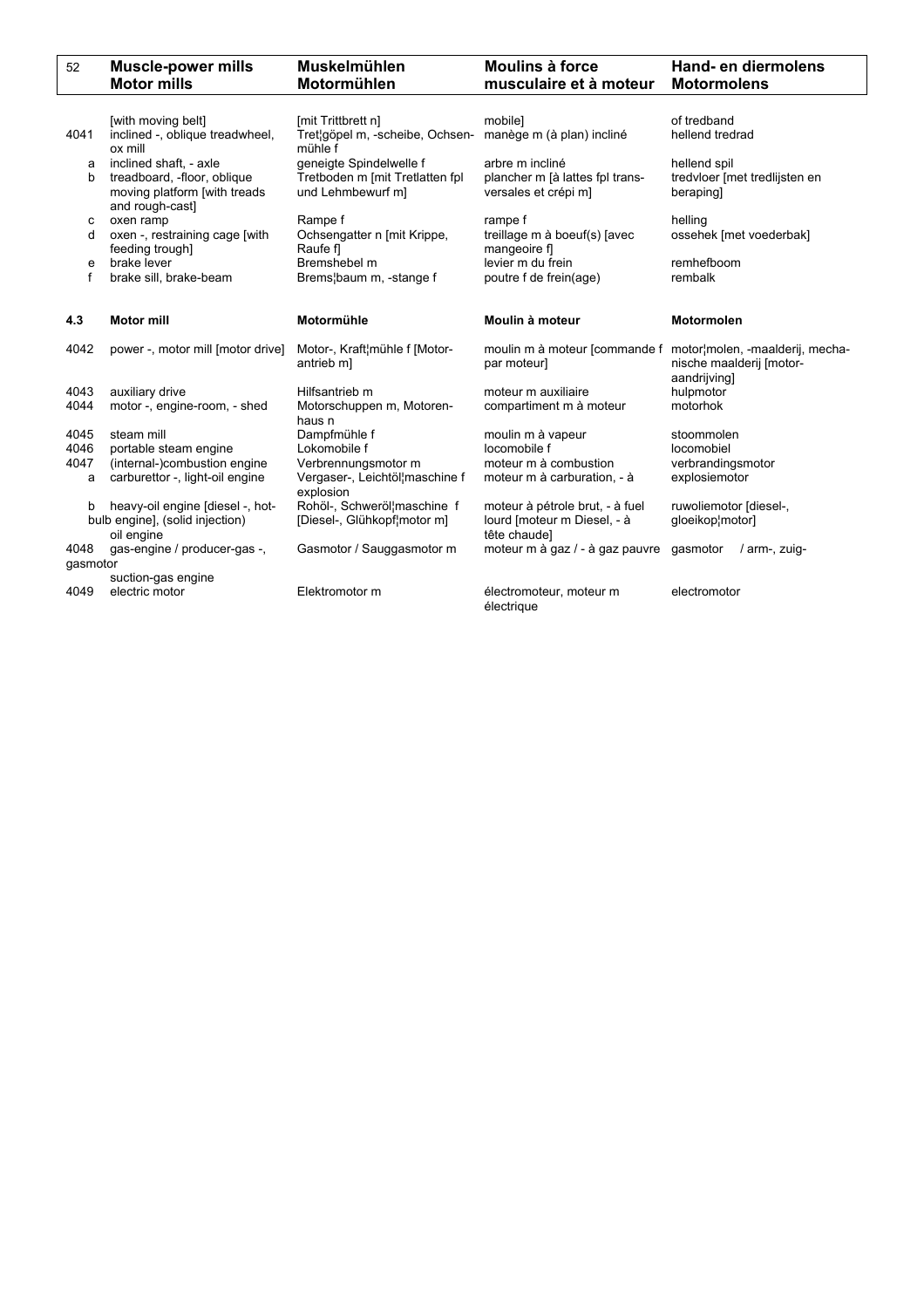| | Muscle-power mills Motor mills | Muskelmühlen Motormühlen | Moulins à force musculaire et à moteur | Hand- en diermolens Motormolens |
|---|---|---|---|---|
| | [with moving belt] | [mit Trittbrett n] | mobile] | of tredband |
| 4041 | inclined -, oblique treadwheel, ox mill | Tret¦göpel m, -scheibe, Ochsenmühle f | manège m (à plan) incliné | hellend tredrad |
| a | inclined shaft, - axle | geneigte Spindelwelle f | arbre m incliné | hellend spil |
| b | treadboard, -floor, oblique moving platform [with treads and rough-cast] | Tretboden m [mit Tretlatten fpl und Lehmbewurf m] | plancher m [à lattes fpl transversales et crépi m] | tredvloer [met tredlijsten en beraping] |
| c | oxen ramp | Rampe f | rampe f | helling |
| d | oxen -, restraining cage [with feeding trough] | Ochsengatter n [mit Krippe, Raufe f] | treillage m à boeuf(s) [avec mangeoire f] | ossehek [met voederbak] |
| e | brake lever | Bremshebel m | levier m du frein | remhefboom |
| f | brake sill, brake-beam | Brems¦baum m, -stange f | poutre f de frein(age) | rembalk |
| | | | | |
| **4.3** | **Motor mill** | **Motormühle** | **Moulin à moteur** | **Motormolen** |
| | | | | |
| 4042 | power -, motor mill [motor drive] | Motor-, Kraft¦mühle f [Motorantrieb m] | moulin m à moteur [commande f par moteur] | motor¦molen, -maalderij, mechanische maalderij [motoraandrijving] |
| 4043 | auxiliary drive | Hilfsantrieb m | moteur m auxiliaire | hulpmotor |
| 4044 | motor -, engine-room, - shed | Motorschuppen m, Motorenhaus n | compartiment m à moteur | motorhok |
| 4045 | steam mill | Dampfmühle f | moulin m à vapeur | stoommolen |
| 4046 | portable steam engine | Lokomobile f | locomobile f | locomobiel |
| 4047 | (internal-)combustion engine | Verbrennungsmotor m | moteur m à combustion | verbrandingsmotor |
| a | carburettor -, light-oil engine | Vergaser-, Leichtöl¦maschine f | moteur m à carburation, - à explosion | explosiemotor |
| b | heavy-oil engine [diesel -, hot-bulb engine], (solid injection) oil engine | Rohöl-, Schweröl¦maschine f [Diesel-, Glühkopf¦motor m] | moteur à pétrole brut, - à fuel lourd [moteur m Diesel, - à tête chaude] | ruwoliemotor [diesel-, gloeikop¦motor] |
| 4048 | gas-engine / producer-gas -, suction-gas engine | Gasmotor / Sauggasmotor m | moteur m à gaz / - à gaz pauvre | gasmotor / arm-, zuig- gasmotor |
| 4049 | electric motor | Elektromotor m | électromoteur, moteur m électrique | electromotor |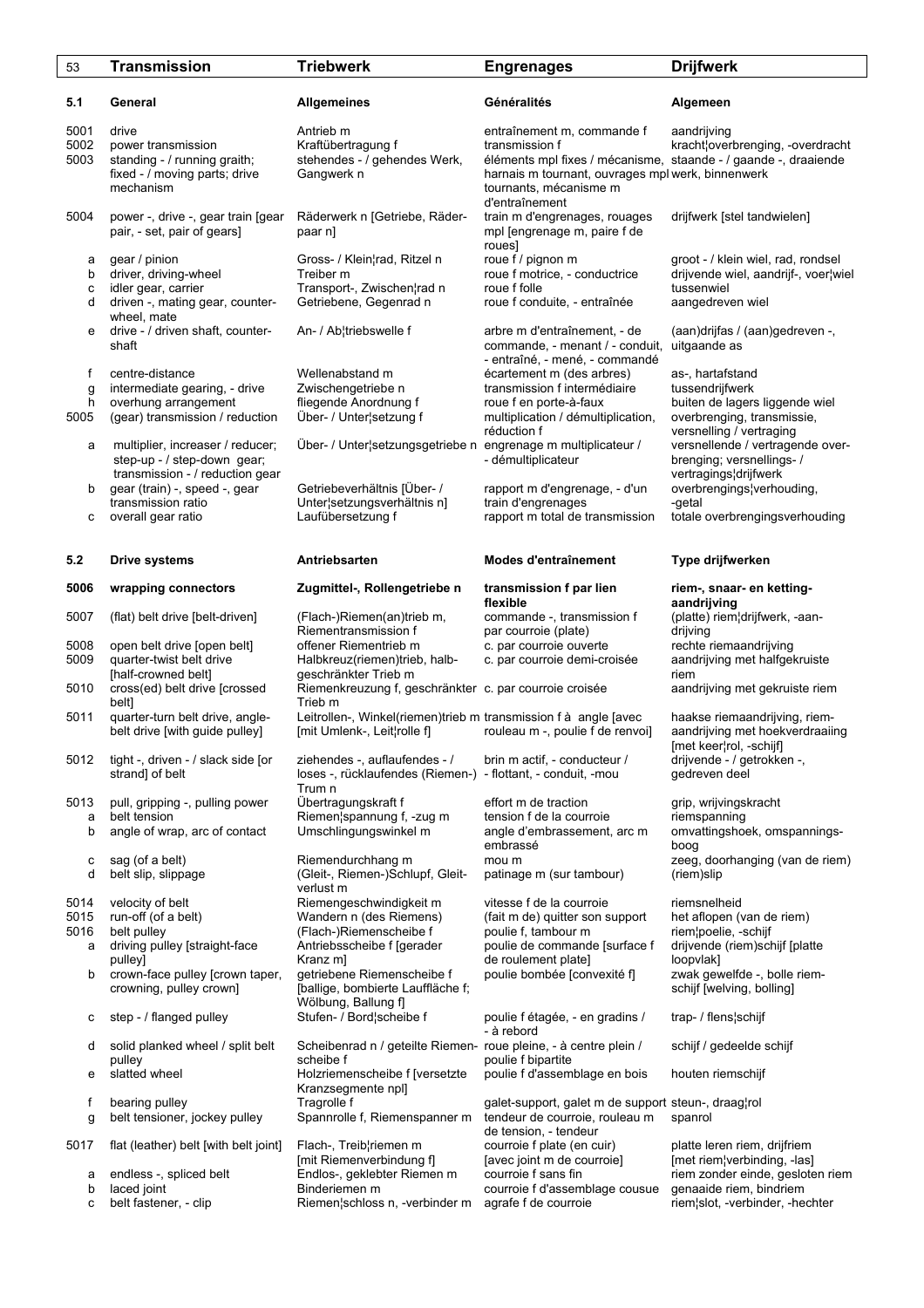| 53 | Transmission | Triebwerk | Engrenages | Drijfwerk |
|---|---|---|---|---|
| **5.1** | **General** | **Allgemeines** | **Généralités** | **Algemeen** |
| 5001 | drive | Antrieb m | entraînement m, commande f | aandrijving |
| 5002 | power transmission | Kraftübertragung f | transmission f | kracht¦overbrenging, -overdracht |
| 5003 | standing - / running graith; fixed - / moving parts; drive mechanism | stehendes - / gehendes Werk, Gangwerk n | éléments mpl fixes / mécanisme, harnais m tournant, ouvrages mpl tournants, mécanisme m d'entraînement | staande - / gaande -, draaiende werk, binnenwerk |
| 5004 | power -, drive -, gear train [gear pair, - set, pair of gears] | Räderwerk n [Getriebe, Räderpaar n] | train m d'engrenages, rouages mpl [engrenage m, paire f de roues] | drijfwerk [stel tandwielen] |
| a | gear / pinion | Gross- / Klein¦rad, Ritzel n | roue f / pignon m | groot - / klein wiel, rad, rondsel |
| b | driver, driving-wheel | Treiber m | roue f motrice, - conductrice | drijvende wiel, aandrijf-, voer¦wiel |
| c | idler gear, carrier | Transport-, Zwischen¦rad n | roue f folle | tussenwiel |
| d | driven -, mating gear, counter-wheel, mate | Getriebene, Gegenrad n | roue f conduite, - entraînée | aangedreven wiel |
| e | drive - / driven shaft, counter-shaft | An- / Ab¦triebswelle f | arbre m d'entraînement, - de commande, - menant / - conduit, - entraîné, - mené, - commandé | (aan)drijfas / (aan)gedreven -, uitgaande as |
| f | centre-distance | Wellenabstand m | écartement m (des arbres) | as-, hartafstand |
| g | intermediate gearing, - drive | Zwischengetriebe n | transmission f intermédiaire | tussendrijfwerk |
| h | overhung arrangement | fliegende Anordnung f | roue f en porte-à-faux | buiten de lagers liggende wiel |
| 5005 | (gear) transmission / reduction | Über- / Unter¦setzung f | multiplication / démultiplication, réduction f | overbrenging, transmissie, versnelling / vertraging |
| a | multiplier, increaser / reducer; step-up - / step-down gear; transmission - / reduction gear | Über- / Unter¦setzungsgetriebe n | engrenage m multiplicateur / - démultiplicateur | versnellende / vertragende overbrenging; versnellings- / vertragings¦drijfwerk |
| b | gear (train) -, speed -, gear transmission ratio | Getriebeverhältnis [Über- / Unter¦setzungsverhältnis n] | rapport m d'engrenage, - d'un train d'engrenages | overbrengings¦verhouding, -getal |
| c | overall gear ratio | Laufübersetzung f | rapport m total de transmission | totale overbrengingsverhouding |
| **5.2** | **Drive systems** | **Antriebsarten** | **Modes d'entraînement** | **Type drijfwerken** |
| **5006** | **wrapping connectors** | **Zugmittel-, Rollengetriebe n** | **transmission f par lien flexible** | **riem-, snaar- en ketting-aandrijving** |
| 5007 | (flat) belt drive [belt-driven] | (Flach-)Riemen(an)trieb m, Riementransmission f | commande -, transmission f par courroie (plate) | (platte) riem¦drijfwerk, -aandrijving |
| 5008 | open belt drive [open belt] | offener Riementrieb m | c. par courroie ouverte | rechte riemaandrijving |
| 5009 | quarter-twist belt drive [half-crowned belt] | Halbkreuz(riemen)trieb, halbgeschränkter Trieb m | c. par courroie demi-croisée | aandrijving met halfgekruiste riem |
| 5010 | cross(ed) belt drive [crossed belt] | Riemenkreuzung f, geschränkter Trieb m | c. par courroie croisée | aandrijving met gekruiste riem |
| 5011 | quarter-turn belt drive, angle-belt drive [with guide pulley] | Leitrollen-, Winkel(riemen)trieb m [mit Umlenk-, Leit¦rolle f] | transmission f à angle [avec rouleau m -, poulie f de renvoi] | haakse riemaandrijving, riemaandrijving met hoekverdraaiing [met keer¦rol, -schijf] |
| 5012 | tight -, driven - / slack side [or strand] of belt | ziehendes -, auflaufendes - / loses -, rücklaufendes (Riemen-) Trum n | brin m actif, - conducteur / - flottant, - conduit, -mou | drijvende - / getrokken -, gedreven deel |
| 5013 | pull, gripping -, pulling power | Übertragungskraft f | effort m de traction | grip, wrijvingskracht |
| a | belt tension | Riemen¦spannung f, -zug m | tension f de la courroie | riemspanning |
| b | angle of wrap, arc of contact | Umschlingungswinkel m | angle d'embrassement, arc m embrassé | omvattingshoek, omspanningsboog |
| c | sag (of a belt) | Riemendurchhang m | mou m | zeeg, doorhanging (van de riem) |
| d | belt slip, slippage | (Gleit-, Riemen-)Schlupf, Gleitverlust m | patinage m (sur tambour) | (riem)slip |
| 5014 | velocity of belt | Riemengeschwindigkeit m | vitesse f de la courroie | riemsnelheid |
| 5015 | run-off (of a belt) | Wandern n (des Riemens) | (fait m de) quitter son support | het aflopen (van de riem) |
| 5016 | belt pulley | (Flach-)Riemenscheibe f | poulie f, tambour m | riem¦poelie, -schijf |
| a | driving pulley [straight-face pulley] | Antriebsscheibe f [gerader Kranz m] | poulie de commande [surface f de roulement plate] | drijvende (riem)schijf [platte loopvlak] |
| b | crown-face pulley [crown taper, crowning, pulley crown] | getriebene Riemenscheibe f [ballige, bombierte Lauffläche f; Wölbung, Ballung f] | poulie bombée [convexité f] | zwak gewelfde -, bolle riemschijf [welving, bolling] |
| c | step - / flanged pulley | Stufen- / Bord¦scheibe f | poulie f étagée, - en gradins / - à rebord | trap- / flens¦schijf |
| d | solid planked wheel / split belt pulley | Scheibenrad n / geteilte Riemenscheibe f | roue pleine, - à centre plein / poulie f bipartite | schijf / gedeelde schijf |
| e | slatted wheel | Holzriemenscheibe f [versetzte Kranzsegmente npl] | poulie f d'assemblage en bois | houten riemschijf |
| f | bearing pulley | Tragrolle f | galet-support, galet m de support | steun-, draag¦rol |
| g | belt tensioner, jockey pulley | Spannrolle f, Riemenspanner m | tendeur de courroie, rouleau m de tension, - tendeur | spanrol |
| 5017 | flat (leather) belt [with belt joint] | Flach-, Treib¦riemen m [mit Riemenverbindung f] | courroie f plate (en cuir) [avec joint m de courroie] | platte leren riem, drijfriem [met riem¦verbinding, -las] |
| a | endless -, spliced belt | Endlos-, geklebter Riemen m | courroie f sans fin | riem zonder einde, gesloten riem |
| b | laced joint | Binderiemen m | courroie f d'assemblage cousue | genaaide riem, bindriem |
| c | belt fastener, - clip | Riemen¦schloss n, -verbinder m | agrafe f de courroie | riem¦slot, -verbinder, -hechter |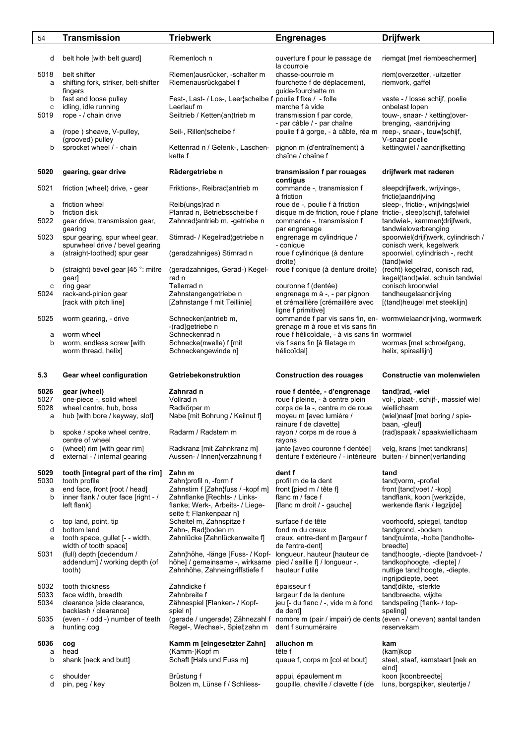| | Transmission | Triebwerk | Engrenages | Drijfwerk |
|---|---|---|---|---|
| d | belt hole [with belt guard] | Riemenloch n | ouverture f pour le passage de la courroie | riemgat [met riembeschermer] |
| 5018 | belt shifter | Riemen¦ausrücker, -schalter m | chasse-courroie m | riem¦overzetter, -uitzetter |
| a | shifting fork, striker, belt-shifter fingers | Riemenausrückgabel f | fourchette f de déplacement, guide-fourchette m | riemvork, gaffel |
| b | fast and loose pulley | Fest-, Last- / Los-, Leer¦scheibe f | poulie f fixe / - folle | vaste - / losse schijf, poelie |
| c | idling, idle running | Leerlauf m | marche f à vide | onbelast lopen |
| 5019 | rope - / chain drive | Seiltrieb / Ketten(an)trieb m | transmission f par corde, - par câble / - par chaîne | touw-, snaar- / ketting¦over-brenging, -aandrijving |
| a | (rope ) sheave, V-pulley, (grooved) pulley | Seil-, Rillen¦scheibe f | poulie f à gorge, - à câble, réa m | reep-, snaar-, touw¦schijf, V-snaar poelie |
| b | sprocket wheel / - chain | Kettenrad n / Gelenk-, Laschen-kette f | pignon m (d'entraînement) à chaîne / chaîne f | kettingwiel / aandrijfketting |
| **5020** | **gearing, gear drive** | **Rädergetriebe n** | **transmission f par rouages contigus** | **drijfwerk met raderen** |
| 5021 | friction (wheel) drive, - gear | Friktions-, Reibrad¦antrieb m | commande -, transmission f à friction | sleepdrijfwerk, wrijvings-, frictie¦aandrijving |
| a | friction wheel | Reib(ungs)rad n | roue de -, poulie f à friction | sleep-, frictie-, wrijvings¦wiel |
| b | friction disk | Planrad n, Betriebsscheibe f | disque m de friction, roue f plane | frictie-, sleep¦schijf, tafelwiel |
| 5022 | gear drive, transmission gear, gearing | Zahnrad¦antrieb m, -getriebe n | commande -, transmission f par engrenage | tandwiel-, kammen¦drijfwerk, tandwieloverbrenging |
| 5023 | spur gearing, spur wheel gear, spurwheel drive / bevel gearing | Stirnrad- / Kegelrad¦getriebe n | engrenage m cylindrique / - conique | spoorwiel(drijf)werk, cylindrisch / conisch werk, kegelwerk |
| a | (straight-toothed) spur gear | (geradzahniges) Stirnrad n | roue f cylindrique (à denture droite) | spoorwiel, cylindrisch -, recht (tand)wiel |
| b | (straight) bevel gear [45 °: mitre gear] | (geradzahniges, Gerad-) Kegel-rad n | roue f conique (à denture droite) | (recht) kegelrad, conisch rad, kegel(tand)wiel, schuin tandwiel |
| c | ring gear | Tellerrad n | couronne f (dentée) | conisch kroonwiel |
| 5024 | rack-and-pinion gear [rack with pitch line] | Zahnstangengetriebe n [Zahnstange f mit Teillinie] | engrenage m à -, - par pignon et crémaillère [crémaillère avec ligne f primitive] | tandheugelaandrijving [(tand)heugel met steeklijn] |
| 5025 | worm gearing, - drive | Schnecken¦antrieb m, -(rad)getriebe n | commande f par vis sans fin, en-grenage m à roue et vis sans fin | wormwielaandrijving, wormwerk |
| a | worm wheel | Schneckenrad n | roue f hélicoïdale, - à vis sans fin | wormwiel |
| b | worm, endless screw [with worm thread, helix] | Schnecke(nwelle) f [mit Schneckengewinde n] | vis f sans fin [à filetage m hélicoïdal] | wormas [met schroefgang, helix, spiraallijn] |
| **5.3** | **Gear wheel configuration** | **Getriebekonstruktion** | **Construction des rouages** | **Constructie van molenwielen** |
| **5026** | **gear (wheel)** | **Zahnrad n** | **roue f dentée, - d'engrenage** | **tand¦rad, -wiel** |
| 5027 | one-piece -, solid wheel | Vollrad n | roue f pleine, - à centre plein | vol-, plaat-, schijf-, massief wiel |
| 5028 | wheel centre, hub, boss | Radkörper m | corps de la -, centre m de roue | wiellichaam |
| a | hub [with bore / keyway, slot] | Nabe [mit Bohrung / Keilnut f] | moyeu m [avec lumière / rainure f de clavette] | (wiel)naaf [met boring / spie-baan, -gleuf] |
| b | spoke / spoke wheel centre, centre of wheel | Radarm / Radstern m | rayon / corps m de roue à rayons | (rad)spaak / spaakwiellichaam |
| c | (wheel) rim [with gear rim] | Radkranz [mit Zahnkranz m] | jante [avec couronne f dentée] | velg, krans [met tandkrans] |
| d | external - / internal gearing | Aussen- / Innen¦verzahnung f | denture f extérieure / - intérieure | buiten- / binnen¦vertanding |
| **5029** | **tooth [integral part of the rim]** | **Zahn m** | **dent f** | **tand** |
| 5030 | tooth profile | Zahn¦profil n, -form f | profil m de la dent | tand¦vorm, -profiel |
| a | end face, front [root / head] | Zahnstirn f [Zahn¦fuss / -kopf m] | front [pied m / tête f] | front [tand¦voet / -kop] |
| b | inner flank / outer face [right - / left flank] | Zahnflanke [Rechts- / Links-flanke; Werk-, Arbeits- / Liege-seite f; Flankenpaar n] | flanc m / face f [flanc m droit / - gauche] | tandflank, koon [werkzijde, werkende flank / legzijde] |
| c | top land, point, tip | Scheitel m, Zahnspitze f | surface f de tête | voorhoofd, spiegel, tandtop |
| d | bottom land | Zahn-, Rad¦boden m | fond m du creux | tandgrond, -bodem |
| e | tooth space, gullet [- - width, width of tooth space] | Zahnlücke [Zahnlückenweite f] | creux, entre-dent m [largeur f de l'entre-dent] | tand¦ruimte, -holte [tandholte-breedte] |
| 5031 | (full) depth [dedendum / addendum] / working depth (of tooth) | Zahn¦höhe, -länge [Fuss- / Kopf-höhe] / gemeinsame -, wirksame Zahnhöhe, Zahneingriffstiefe f | longueur, hauteur [hauteur de pied / saillie f] / longueur -, hauteur utile | tand¦hoogte, -diepte [tandvoet- / tandkophoogte, -diepte] / nuttige tand¦hoogte, -diepte, ingrijpdiepte, beet |
| 5032 | tooth thickness | Zahndicke f | épaisseur f | tand¦dikte, -sterkte |
| 5033 | face width, breadth | Zahnbreite f | largeur f de la denture | tandbreedte, wijdte |
| 5034 | clearance [side clearance, backlash / clearance] | Zähnespiel [Flanken- / Kopf-spiel n] | jeu [- du flanc / -, vide m à fond de dent] | tandspeling [flank- / top-speling] |
| 5035 | (even - / odd -) number of teeth | (gerade / ungerade) Zähnezahl f | nombre m (pair / impair) de dents | (even - / oneven) aantal tanden |
| a | hunting cog | Regel-, Wechsel-, Spiel¦zahn m | dent f surnuméraire | reservekam |
| **5036** | **cog** | **Kamm m [eingesetzter Zahn]** | **alluchon m** | **kam** |
| a | head | (Kamm-)Kopf m | tête f | (kam)kop |
| b | shank [neck and butt] | Schaft [Hals und Fuss m] | queue f, corps m [col et bout] | steel, staaf, kamstaart [nek en eind] |
| c | shoulder | Brüstung f | appui, épaulement m | koon [koonbreedte] |
| d | pin, peg / key | Bolzen m, Lünse f / Schliess- | goupille, cheville / clavette f (de | luns, borgspijker, sleutertje / |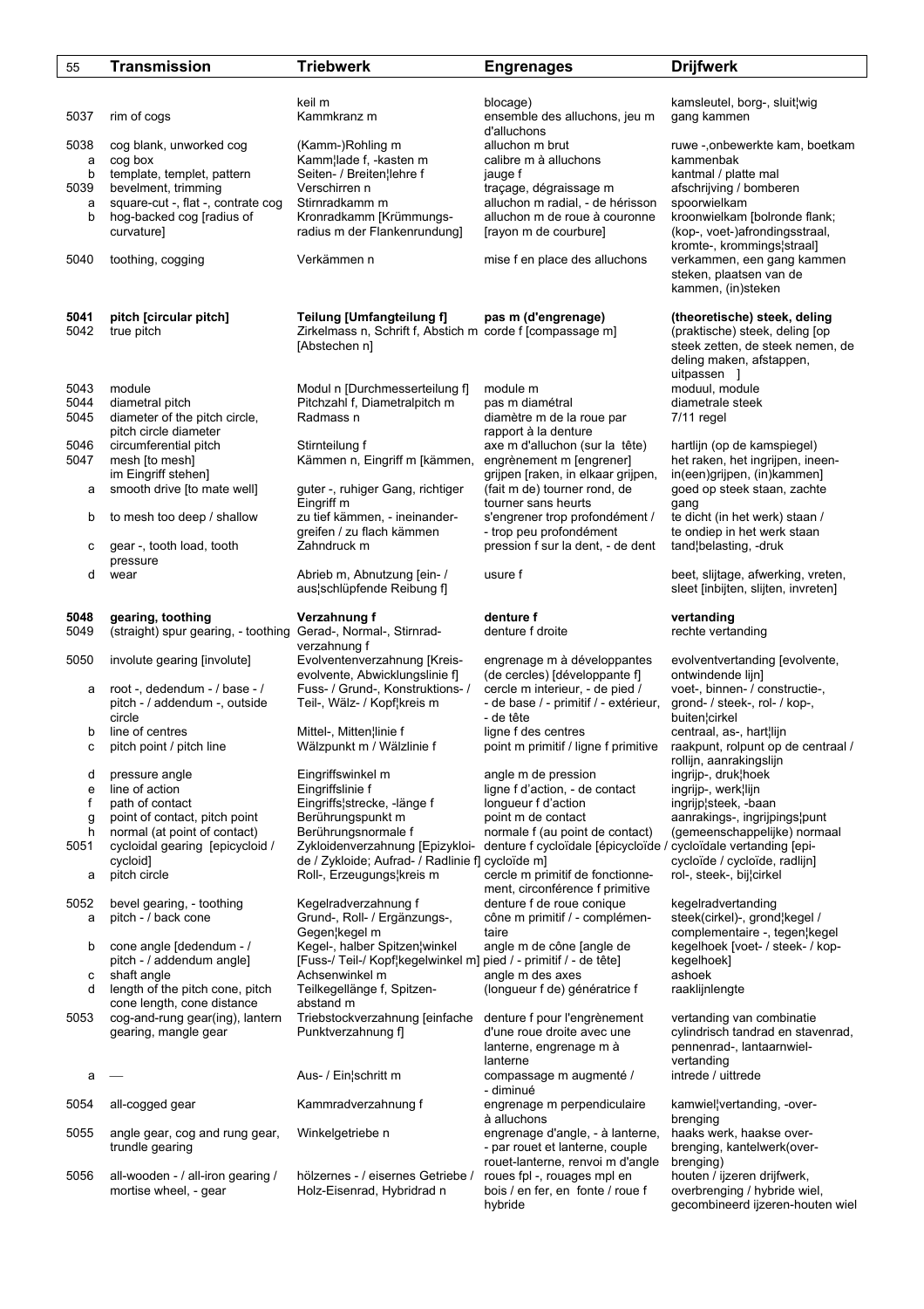| | Transmission | Triebwerk | Engrenages | Drijfwerk |
|---|---|---|---|---|
| | | keil m | blocage) | kamsleutel, borg-, sluit¦wig |
| 5037 | rim of cogs | Kammkranz m | ensemble des alluchons, jeu m d'alluchons | gang kammen |
| 5038 | cog blank, unworked cog | (Kamm-)Rohling m | alluchon m brut | ruwe -,onbewerkte kam, boetkam |
| a | cog box | Kamm¦lade f, -kasten m | calibre m à alluchons | kammenbak |
| b | template, templet, pattern | Seiten- / Breiten¦lehre f | jauge f | kantmal / platte mal |
| 5039 | bevelment, trimming | Verschirren n | traçage, dégraissage m | afschrijving / bomberen |
| a | square-cut -, flat -, contrate cog | Stirnradkamm m | alluchon m radial, - de hérisson | spoorwielkam |
| b | hog-backed cog [radius of curvature] | Kronradkamm [Krümmungs­radius m der Flankenrundung] | alluchon m de roue à couronne [rayon m de courbure] | kroonwielkam [bolronde flank; (kop-, voet-)afrondingsstraal, kromte-, krommings¦straal] |
| 5040 | toothing, cogging | Verkämmen n | mise f en place des alluchons | verkammen, een gang kammen steken, plaatsen van de kammen, (in)steken |
| **5041** | **pitch [circular pitch]** | **Teilung [Umfangteilung f]** | **pas m (d'engrenage)** | **(theoretische) steek, deling** |
| 5042 | true pitch | Zirkelmass n, Schrift f, Abstich m [Abstechen n] | corde f [compassage m] | (praktische) steek, deling [op steek zetten, de steek nemen, de deling maken, afstappen, uitpassen ] |
| 5043 | module | Modul n [Durchmesserteilung f] | module m | moduul, module |
| 5044 | diametral pitch | Pitchzahl f, Diametralpitch m | pas m diamétral | diametrale steek |
| 5045 | diameter of the pitch circle, pitch circle diameter | Radmass n | diamètre m de la roue par rapport à la denture | 7/11 regel |
| 5046 | circumferential pitch | Stirnteilung f | axe m d'alluchon (sur la tête) | hartlijn (op de kamspiegel) |
| 5047 | mesh [to mesh] im Eingriff stehen] | Kämmen n, Eingriff m [kämmen, | engrènement m [engrener] grijpen [raken, in elkaar grijpen, | het raken, het ingrijpen, ineen-in(een)grijpen, (in)kammen] |
| a | smooth drive [to mate well] | guter -, ruhiger Gang, richtiger Eingriff m | (fait m de) tourner rond, de tourner sans heurts | goed op steek staan, zachte gang |
| b | to mesh too deep / shallow | zu tief kämmen, - ineinander­greifen / zu flach kämmen | s'engrener trop profondément / - trop peu profondément | te dicht (in het werk) staan / te ondiep in het werk staan |
| c | gear -, tooth load, tooth pressure | Zahndruck m | pression f sur la dent, - de dent | tand¦belasting, -druk |
| d | wear | Abrieb m, Abnutzung [ein- / aus¦schlüpfende Reibung f] | usure f | beet, slijtage, afwerking, vreten, sleet [inbijten, slijten, invreten] |
| **5048** | **gearing, toothing** | **Verzahnung f** | **denture f** | **vertanding** |
| 5049 | (straight) spur gearing, - toothing | Gerad-, Normal-, Stirnrad­verzahnung f | denture f droite | rechte vertanding |
| 5050 | involute gearing [involute] | Evolventenverzahnung [Kreis­evolvente, Abwicklungslinie f] | engrenage m à développantes (de cercles) [développante f] | evolventvertanding [evolvente, ontwindende lijn] |
| a | root -, dedendum - / base - / pitch - / addendum -, outside circle | Fuss- / Grund-, Konstruktions- / Teil-, Wälz- / Kopf¦kreis m | cercle m interieur, - de pied / - de base / - primitif / - extérieur, - de tête | voet-, binnen- / constructie-, grond- / steek-, rol- / kop-, buiten¦cirkel |
| b | line of centres | Mittel-, Mitten¦linie f | ligne f des centres | centraal, as-, hart¦lijn |
| c | pitch point / pitch line | Wälzpunkt m / Wälzlinie f | point m primitif / ligne f primitive | raakpunt, rolpunt op de centraal / rollijn, aanrakingslijn |
| d | pressure angle | Eingriffswinkel m | angle m de pression | ingrijp-, druk¦hoek |
| e | line of action | Eingriffslinie f | ligne f d'action, - de contact | ingrijp-, werk¦lijn |
| f | path of contact | Eingriffs¦strecke, -länge f | longueur f d'action | ingrijp¦steek, -baan |
| g | point of contact, pitch point | Berührungspunkt m | point m de contact | aanrakings-, ingrijpings¦punt |
| h | normal (at point of contact) | Berührungsnormale f | normale f (au point de contact) | (gemeenschappelijke) normaal |
| 5051 | cycloidal gearing [epicycloid / cycloid] | Zykloidenverzahnung [Epizykloi­de / Zykloide; Aufrad- / Radlinie f] | denture f cycloïdale [épicycloïde / cycloïde m] | cycloïdale vertanding [epi­cycloïde / cycloïde, radlijn] |
| a | pitch circle | Roll-, Erzeugungs¦kreis m | cercle m primitif de fonctionne­ment, circonférence f primitive | rol-, steek-, bij¦cirkel |
| 5052 | bevel gearing, - toothing | Kegelradverzahnung f | denture f de roue conique | kegelradvertanding |
| a | pitch - / back cone | Grund-, Roll- / Ergänzungs-, Gegen¦kegel m | cône m primitif / - complémen­taire | steek(cirkel)-, grond¦kegel / complementaire -, tegen¦kegel |
| b | cone angle [dedendum - / pitch - / addendum angle] | Kegel-, halber Spitzen¦winkel [Fuss-/ Teil-/ Kopf¦kegelwinkel m] | angle m de cône [angle de pied / - primitif / - de tête] | kegelhoek [voet- / steek- / kop­kegelhoek] |
| c | shaft angle | Achsenwinkel m | angle m des axes | ashoek |
| d | length of the pitch cone, pitch cone length, cone distance | Teilkegellänge f, Spitzen­abstand m | (longueur f de) génératrice f | raaklijnlengte |
| 5053 | cog-and-rung gear(ing), lantern gearing, mangle gear | Triebstockverzahnung [einfache Punktverzahnung f] | denture f pour l'engrènement d'une roue droite avec une lanterne, engrenage m à lanterne | vertanding van combinatie cylindrisch tandrad en stavenrad, pennenrad-, lantaarnwiel­vertanding |
| a | — | Aus- / Ein¦schritt m | compassage m augmenté / - diminué | intrede / uittrede |
| 5054 | all-cogged gear | Kammradverzahnung f | engrenage m perpendiculaire à alluchons | kamwiel¦vertanding, -over­brenging |
| 5055 | angle gear, cog and rung gear, trundle gearing | Winkelgetriebe n | engrenage d'angle, - à lanterne, - par rouet et lanterne, couple rouet-lanterne, renvoi m d'angle | haaks werk, haakse over­brenging, kantelwerk(over­brenging) |
| 5056 | all-wooden - / all-iron gearing / mortise wheel, - gear | hölzernes - / eisernes Getriebe / Holz-Eisenrad, Hybridrad n | roues fpl -, rouages mpl en bois / en fer, en fonte / roue f hybride | houten / ijzeren drijfwerk, overbrenging / hybride wiel, gecombineerd ijzeren-houten wiel |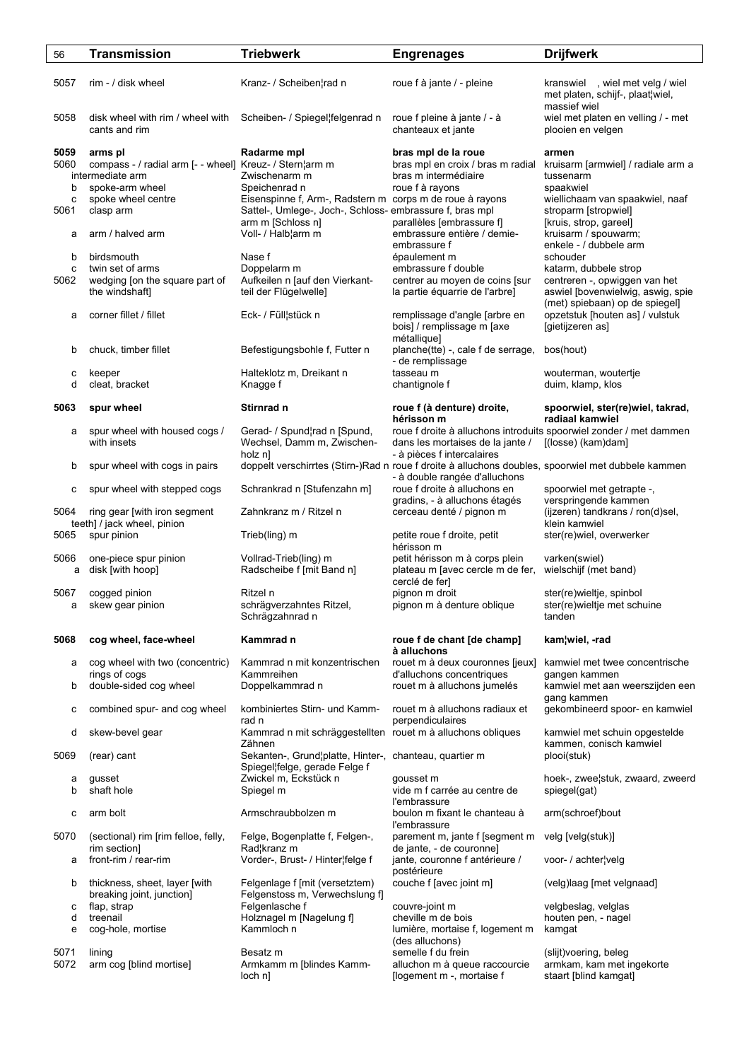| | Transmission | Triebwerk | Engrenages | Drijfwerk |
|---|---|---|---|---|
| 5057 | rim - / disk wheel | Kranz- / Scheiben¦rad n | roue f à jante / - pleine | kranswiel , wiel met velg / wiel met platen, schijf-, plaat¦wiel, massief wiel |
| 5058 | disk wheel with rim / wheel with cants and rim | Scheiben- / Spiegel¦felgenrad n | roue f pleine à jante / - à chanteaux et jante | wiel met platen en velling / - met plooien en velgen |
| **5059** | **arms pl** | **Radarme mpl** | **bras mpl de la roue** | **armen** |
| 5060 | compass - / radial arm [- - wheel] | Kreuz- / Stern¦arm m | bras mpl en croix / bras m radial | kruisarm [armwiel] / radiale arm a |
| | intermediate arm | Zwischenarm m | bras m intermédiaire | tussenarm |
| b | spoke-arm wheel | Speichenrad n | roue f à rayons | spaakwiel |
| c | spoke wheel centre | Eisenspinne f, Arm-, Radstern m | corps m de roue à rayons | wiellichaam van spaakwiel, naaf |
| 5061 | clasp arm | Sattel-, Umlege-, Joch-, Schloss-arm m [Schloss n] | embrassure f, bras mpl parallèles [embrassure f] | stroparm [stropwiel] [kruis, strop, gareel] |
| a | arm / halved arm | Voll- / Halb¦arm m | embrassure entière / demie-embrassure f | kruisarm / spouwarm; enkele - / dubbele arm |
| b | birdsmouth | Nase f | épaulement m | schouder |
| c | twin set of arms | Doppelarm m | embrassure f double | katarm, dubbele strop |
| 5062 | wedging [on the square part of the windshaft] | Aufkeilen n [auf den Vierkant-teil der Flügelwelle] | centrer au moyen de coins [sur la partie équarrie de l'arbre] | centreren -, opwiggen van het aswiel [bovenwielwig, aswig, spie (met) spiebaan] op de spiegel] |
| a | corner fillet / fillet | Eck- / Füll¦stück n | remplissage d'angle [arbre en bois] / remplissage m [axe métallique] | opzetstuk [houten as] / vulstuk [gietijzeren as] |
| b | chuck, timber fillet | Befestigungsbohle f, Futter n | planche(tte) -, cale f de serrage, - de remplissage | bos(hout) |
| c | keeper | Halteklotz m, Dreikant n | tasseau m | wouterman, woutertje |
| d | cleat, bracket | Knagge f | chantignole f | duim, klamp, klos |
| **5063** | **spur wheel** | **Stirnrad n** | **roue f (à denture) droite, hérisson m** | **spoorwiel, ster(re)wiel, takrad, radiaal kamwiel** |
| a | spur wheel with housed cogs / with insets | Gerad- / Spund¦rad n [Spund, Wechsel, Damm m, Zwischen-holz n] | roue f droite à alluchons introduits dans les mortaises de la jante / - à pièces f intercalaires | spoorwiel zonder / met dammen [(losse) (kam)dam] |
| b | spur wheel with cogs in pairs | doppelt verschirrtes (Stirn-)Rad n | roue f droite à alluchons doubles, - à double rangée d'alluchons | spoorwiel met dubbele kammen |
| c | spur wheel with stepped cogs | Schrankrad n [Stufenzahn m] | roue f droite à alluchons en gradins, - à alluchons étagés | spoorwiel met getrapte -, verspringende kammen |
| 5064 | ring gear [with iron segment teeth] / jack wheel, pinion | Zahnkranz m / Ritzel n | cerceau denté / pignon m | (ijzeren) tandkrans / ron(d)sel, klein kamwiel |
| 5065 | spur pinion | Trieb(ling) m | petite roue f droite, petit hérisson m | ster(re)wiel, overwerker |
| 5066 | one-piece spur pinion | Vollrad-Trieb(ling) m | petit hérisson m à corps plein | varken(swiel) |
| a | disk [with hoop] | Radscheibe f [mit Band n] | plateau m [avec cercle m de fer, cerclé de fer] | wielschijf (met band) |
| 5067 | cogged pinion | Ritzel n | pignon m droit | ster(re)wieltje, spinbol |
| a | skew gear pinion | schrägverzahntes Ritzel, Schrägzahnrad n | pignon m à denture oblique | ster(re)wieltje met schuine tanden |
| **5068** | **cog wheel, face-wheel** | **Kammrad n** | **roue f de chant [de champ] à alluchons** | **kam¦wiel, -rad** |
| a | cog wheel with two (concentric) rings of cogs | Kammrad n mit konzentrischen Kammreihen | rouet m à deux couronnes [jeux] d'alluchons concentriques | kamwiel met twee concentrische gangen kammen |
| b | double-sided cog wheel | Doppelkammrad n | rouet m à alluchons jumelés | kamwiel met aan weerszijden een gang kammen |
| c | combined spur- and cog wheel | kombiniertes Stirn- und Kamm-rad n | rouet m à alluchons radiaux et perpendiculaires | gekombineerd spoor- en kamwiel |
| d | skew-bevel gear | Kammrad n mit schräggestellten Zähnen | rouet m à alluchons obliques | kamwiel met schuin opgestelde kammen, conisch kamwiel |
| 5069 | (rear) cant | Sekanten-, Grund¦platte, Hinter-, Spiegel¦felge, gerade Felge f | chanteau, quartier m | plooi(stuk) |
| a | gusset | Zwickel m, Eckstück n | gousset m | hoek-, zwee¦stuk, zwaard, zweerd |
| b | shaft hole | Spiegel m | vide m f carrée au centre de l'embrassure | spiegel(gat) |
| c | arm bolt | Armschraubbolzen m | boulon m fixant le chanteau à l'embrassure | arm(schroef)bout |
| 5070 | (sectional) rim [rim felloe, felly, rim section] | Felge, Bogenplatte f, Felgen-, Rad¦kranz m | parement m, jante f [segment m de jante, - de couronne] | velg [velg(stuk)] |
| a | front-rim / rear-rim | Vorder-, Brust- / Hinter¦felge f | jante, couronne f antérieure / postérieure | voor- / achter¦velg |
| b | thickness, sheet, layer [with breaking joint, junction] | Felgenlage f [mit (versetztem) Felgenstoss m, Verwechslung f] | couche f [avec joint m] | (velg)laag [met velgnaad] |
| c | flap, strap | Felgenlasche f | couvre-joint m | velgbeslag, velglas |
| d | treenail | Holznagel m [Nagelung f] | cheville m de bois | houten pen, - nagel |
| e | cog-hole, mortise | Kammloch n | lumière, mortaise f, logement m (des alluchons) | kamgat |
| 5071 | lining | Besatz m | semelle f du frein | (slijt)voering, beleg |
| 5072 | arm cog [blind mortise] | Armkamm m [blindes Kamm-loch n] | alluchon m à queue raccourcie [logement m -, mortaise f | armkam, kam met ingekorte staart [blind kamgat] |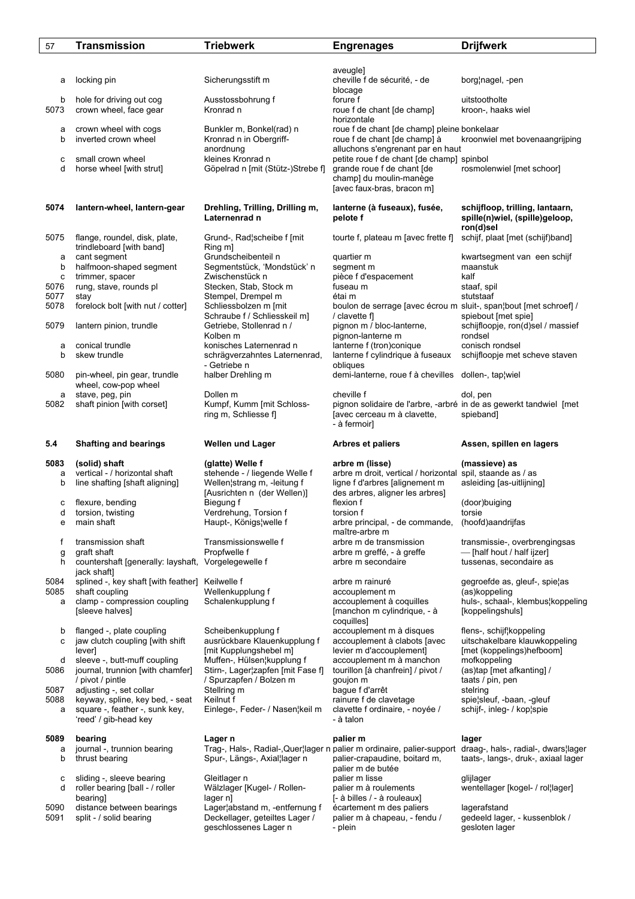| 57 | Transmission | Triebwerk | Engrenages | Drijfwerk |
|---|---|---|---|---|
| | | | aveugle] | |
| a | locking pin | Sicherungsstift m | cheville f de sécurité, - de blocage | borg¦nagel, -pen |
| b | hole for driving out cog | Ausstossbohrung f | forure f | uitstootholte |
| 5073 | crown wheel, face gear | Kronrad n | roue f de chant [de champ] horizontale | kroon-, haaks wiel |
| a | crown wheel with cogs | Bunkler m, Bonkel(rad) n | roue f de chant [de champ] pleine | bonkelaar |
| b | inverted crown wheel | Kronrad n in Obergriff-anordnung | roue f de chant [de champ] à alluchons s'engrenant par en haut | kroonwiel met bovenaangrijping |
| c | small crown wheel | kleines Kronrad n | petite roue f de chant [de champ] | spinbol |
| d | horse wheel [with strut] | Göpelrad n [mit (Stütz-)Strebe f] | grande roue f de chant [de champ] du moulin-manège [avec faux-bras, bracon m] | rosmolenwiel [met schoor] |
| **5074** | **lantern-wheel, lantern-gear** | **Drehling, Trilling, Drilling m, Laternenrad n** | **lanterne (à fuseaux), fusée, pelote f** | **schijfloop, trilling, lantaarn, spille(n)wiel, (spille)geloop, ron(d)sel** |
| 5075 | flange, roundel, disk, plate, trindleboard [with band] | Grund-, Rad¦scheibe f [mit Ring m] | tourte f, plateau m [avec frette f] | schijf, plaat [met (schijf)band] |
| a | cant segment | Grundscheibenteil n | quartier m | kwartsegment van een schijf |
| b | halfmoon-shaped segment | Segmentstück, 'Mondstück' n | segment m | maanstuk |
| c | trimmer, spacer | Zwischenstück n | pièce f d'espacement | kalf |
| 5076 | rung, stave, rounds pl | Stecken, Stab, Stock m | fuseau m | staaf, spil |
| 5077 | stay | Stempel, Drempel m | étai m | stutstaaf |
| 5078 | forelock bolt [with nut / cotter] | Schliessbolzen m [mit Schraube f / Schliesskeil m] | boulon de serrage [avec écrou m / clavette f] | sluit-, span¦bout [met schroef] / spiebout [met spie] |
| 5079 | lantern pinion, trundle | Getriebe, Stollenrad n / Kolben m | pignon m / bloc-lanterne, pignon-lanterne m | schijfloopje, ron(d)sel / massief rondsel |
| a | conical trundle | konisches Laternenrad n | lanterne f (tron)conique | conisch rondsel |
| b | skew trundle | schrägverzahntes Laternenrad, - Getriebe n | lanterne f cylindrique à fuseaux obliques | schijfloopje met scheve staven |
| 5080 | pin-wheel, pin gear, trundle wheel, cow-pop wheel | halber Drehling m | demi-lanterne, roue f à chevilles | dollen-, tap¦wiel |
| a | stave, peg, pin | Dollen m | cheville f | dol, pen |
| 5082 | shaft pinion [with corset] | Kumpf, Kumm [mit Schloss-ring m, Schliesse f] | pignon solidaire de l'arbre, -arbré [avec cerceau m à clavette, - à fermoir] | in de as gewerkt tandwiel [met spieband] |
| **5.4** | **Shafting and bearings** | **Wellen und Lager** | **Arbres et paliers** | **Assen, spillen en lagers** |
| **5083** | **(solid) shaft** | **(glatte) Welle f** | **arbre m (lisse)** | **(massieve) as** |
| a | vertical - / horizontal shaft | stehende - / liegende Welle f | arbre m droit, vertical / horizontal | spil, staande as / as |
| b | line shafting [shaft aligning] | Wellen¦strang m, -leitung f [Ausrichten n (der Wellen)] | ligne f d'arbres [alignement m des arbres, aligner les arbres] | asleiding [as-uitlijning] |
| c | flexure, bending | Biegung f | flexion f | (door)buiging |
| d | torsion, twisting | Verdrehung, Torsion f | torsion f | torsie |
| e | main shaft | Haupt-, Königs¦welle f | arbre principal, - de commande, maître-arbre m | (hoofd)aandrijfas |
| f | transmission shaft | Transmissionswelle f | arbre m de transmission | transmissie-, overbrengingsas |
| g | graft shaft | Propfwelle f | arbre m greffé, - à greffe | — [half hout / half ijzer] |
| h | countershaft [generally: layshaft, jack shaft] | Vorgelegewelle f | arbre m secondaire | tussenas, secondaire as |
| 5084 | splined -, key shaft [with feather] | Keilwelle f | arbre m rainuré | gegroefde as, gleuf-, spie¦as |
| 5085 | shaft coupling | Wellenkupplung f | accouplement m | (as)koppeling |
| a | clamp - compression coupling [sleeve halves] | Schalenkupplung f | accouplement à coquilles [manchon m cylindrique, - à coquilles] | huls-, schaal-, klembus¦koppeling [koppelingshuls] |
| b | flanged -, plate coupling | Scheibenkupplung f | accouplement m à disques | flens-, schijf¦koppeling |
| c | jaw clutch coupling [with shift lever] | ausrückbare Klauenkupplung f [mit Kupplungshebel m] | accouplement à clabots [avec levier m d'accouplement] | uitschakelbare klauwkoppeling [met (koppelings)hefboom] |
| d | sleeve -, butt-muff coupling | Muffen-, Hülsen¦kupplung f | accouplement m à manchon | mofkoppeling |
| 5086 | journal, trunnion [with chamfer] / pivot / pintle | Stirn-, Lager¦zapfen [mit Fase f] / Spurzapfen / Bolzen m | tourillon [à chanfrein] / pivot / goujon m | (as)tap [met afkanting] / taats / pin, pen |
| 5087 | adjusting -, set collar | Stellring m | bague f d'arrêt | stelring |
| 5088 | keyway, spline, key bed, - seat | Keilnut f | rainure f de clavetage | spie¦sleuf, -baan, -gleuf |
| a | square -, feather -, sunk key, 'reed' / gib-head key | Einlege-, Feder- / Nasen¦keil m | clavette f ordinaire, - noyée / - à talon | schijf-, inleg- / kop¦spie |
| **5089** | **bearing** | **Lager n** | **palier m** | **lager** |
| a | journal -, trunnion bearing | Trag-, Hals-, Radial-,Quer¦lager n | palier m ordinaire, palier-support | draag-, hals-, radial-, dwars¦lager |
| b | thrust bearing | Spur-, Längs-, Axial¦lager n | palier-crapaudine, boitard m, palier m de butée | taats-, langs-, druk-, axiaal lager |
| c | sliding -, sleeve bearing | Gleitlager n | palier m lisse | glijlager |
| d | roller bearing [ball - / roller bearing] | Wälzlager [Kugel- / Rollen-lager n] | palier m à roulements [- à billes / - à rouleaux] | wentellager [kogel- / rol¦lager] |
| 5090 | distance between bearings | Lager¦abstand m, -entfernung f | écartement m des paliers | lagerafstand |
| 5091 | split - / solid bearing | Deckellager, geteiltes Lager / geschlossenes Lager n | palier m à chapeau, - fendu / - plein | gedeeld lager, - kussenblok / gesloten lager |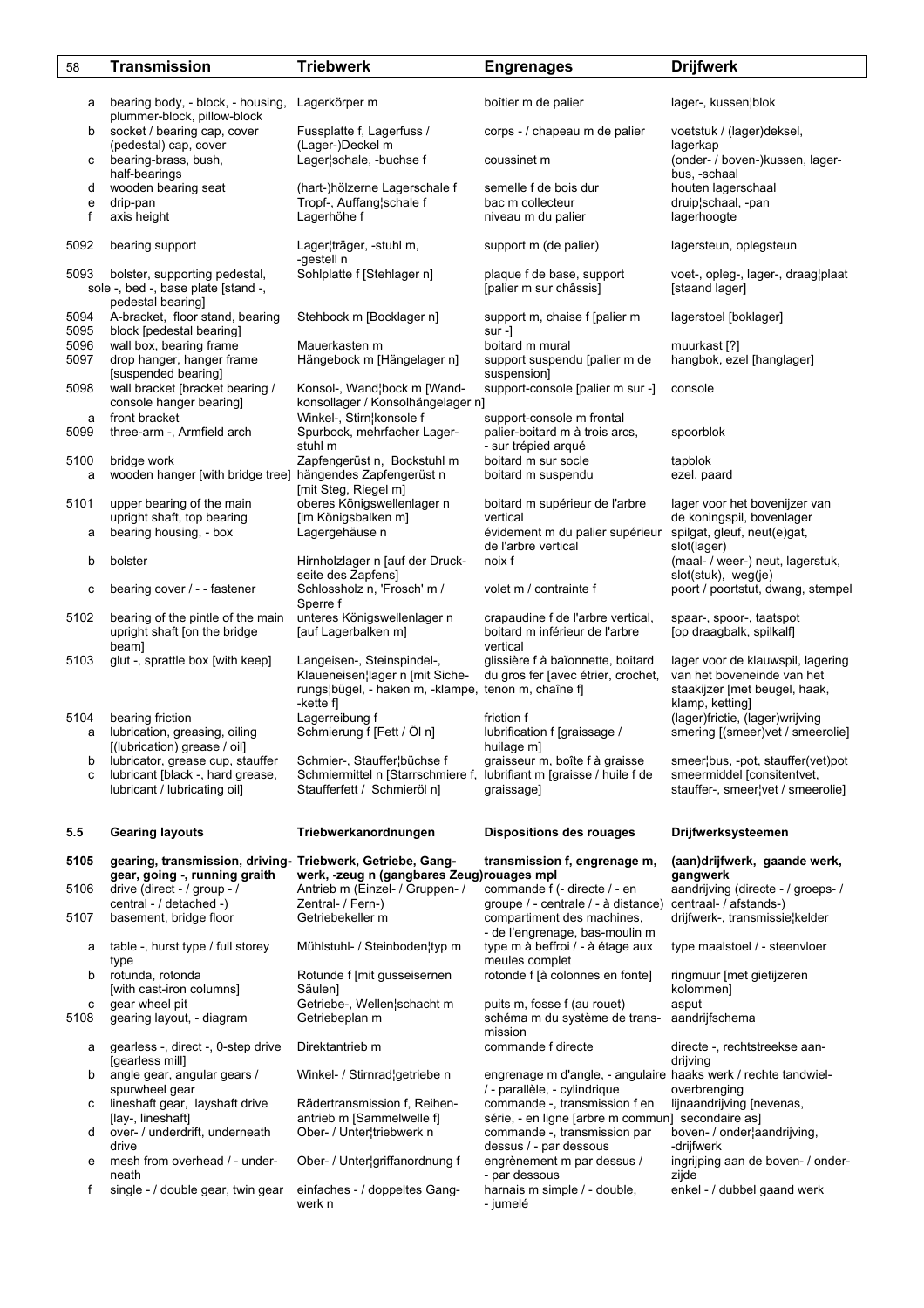| | Transmission | Triebwerk | Engrenages | Drijfwerk |
|---|---|---|---|---|
| a | bearing body, - block, - housing, plummer-block, pillow-block | Lagerkörper m | boîtier m de palier | lager-, kussen¦blok |
| b | socket / bearing cap, cover (pedestal) cap, cover | Fussplatte f, Lagerfuss / (Lager-)Deckel m | corps - / chapeau m de palier | voetstuk / (lager)deksel, lagerkap |
| c | bearing-brass, bush, half-bearings | Lager¦schale, -buchse f | coussinet m | (onder- / boven-)kussen, lager-bus, -schaal |
| d | wooden bearing seat | (hart-)hölzerne Lagerschale f | semelle f de bois dur | houten lagerschaal |
| e | drip-pan | Tropf-, Auffang¦schale f | bac m collecteur | druip¦schaal, -pan |
| f | axis height | Lagerhöhe f | niveau m du palier | lagerhoogte |
| 5092 | bearing support | Lager¦träger, -stuhl m, -gestell n | support m (de palier) | lagersteun, oplegsteun |
| 5093 | bolster, supporting pedestal, sole -, bed -, base plate [stand -, pedestal bearing] | Sohlplatte f [Stehlager n] | plaque f de base, support [palier m sur châssis] | voet-, opleg-, lager-, draag¦plaat [staand lager] |
| 5094 5095 | A-bracket, floor stand, bearing block [pedestal bearing] | Stehbock m [Bocklager n] | support m, chaise f [palier m sur -] | lagerstoel [boklager] |
| 5096 | wall box, bearing frame | Mauerkasten m | boitard m mural | muurkast [?] |
| 5097 | drop hanger, hanger frame [suspended bearing] | Hängebock m [Hängelager n] | support suspendu [palier m de suspension] | hangbok, ezel [hanglager] |
| 5098 | wall bracket [bracket bearing / console hanger bearing] | Konsol-, Wand¦bock m [Wand-konsollager / Konsolhängelager n] | support-console [palier m sur -] | console |
| a | front bracket | Winkel-, Stirn¦konsole f | support-console m frontal | — |
| 5099 | three-arm -, Armfield arch | Spurbock, mehrfacher Lager-stuhl m | palier-boitard m à trois arcs, - sur trépied arqué | spoorblok |
| 5100 | bridge work | Zapfengerüst n, Bockstuhl m | boitard m sur socle | tapblok |
| a | wooden hanger [with bridge tree] | hängendes Zapfengerüst n [mit Steg, Riegel m] | boitard m suspendu | ezel, paard |
| 5101 | upper bearing of the main upright shaft, top bearing | oberes Königswellenlager n [im Königsbalken m] | boitard m supérieur de l'arbre vertical | lager voor het bovenijzer van de koningspil, bovenlager |
| a | bearing housing, - box | Lagergehäuse n | évidement m du palier supérieur de l'arbre vertical | spilgat, gleuf, neut(e)gat, slot(lager) |
| b | bolster | Hirnholzlager n [auf der Druck-seite des Zapfens] | noix f | (maal- / weer-) neut, lagerstuk, slot(stuk), weg(je) |
| c | bearing cover / - - fastener | Schlossholz n, 'Frosch' m / Sperre f | volet m / contrainte f | poort / poortstut, dwang, stempel |
| 5102 | bearing of the pintle of the main upright shaft [on the bridge beam] | unteres Königswellenlager n [auf Lagerbalken m] | crapaudine f de l'arbre vertical, boitard m inférieur de l'arbre vertical | spaar-, spoor-, taatspot [op draagbalk, spilkalf] |
| 5103 | glut -, sprattle box [with keep] | Langeisen-, Steinspindel-, Klaueneisen¦lager n [mit Siche-rungs¦bügel, - haken m, -klampe, -kette f] | glissière f à baïonnette, boitard du gros fer [avec étrier, crochet, tenon m, chaîne f] | lager voor de klauwspil, lagering van het boveneinde van het staakijzer [met beugel, haak, klamp, ketting] |
| 5104 | bearing friction | Lagerreibung f | friction f | (lager)frictie, (lager)wrijving |
| a | lubrication, greasing, oiling [(lubrication) grease / oil] | Schmierung f [Fett / Öl n] | lubrification f [graissage / huilage m] | smering [(smeer)vet / smeerolie] |
| b | lubricator, grease cup, stauffer | Schmier-, Stauffer¦büchse f | graisseur m, boîte f à graisse | smeer¦bus, -pot, stauffer(vet)pot |
| c | lubricant [black -, hard grease, lubricant / lubricating oil] | Schmiermittel n [Starrschmiere f, Staufferfett / Schmieröl n] | lubrifiant m [graisse / huile f de graissage] | smeermiddel [consitentvet, stauffer-, smeer¦vet / smeerolie] |
| **5.5** | **Gearing layouts** | **Triebwerkanordnungen** | **Dispositions des rouages** | **Drijfwerksysteemen** |
| **5105** | **gearing, transmission, driving-gear, going -, running graith** | **Triebwerk, Getriebe, Gang-werk, -zeug n (gangbares Zeug)** | **transmission f, engrenage m, rouages mpl** | **(aan)drijfwerk, gaande werk, gangwerk** |
| 5106 | drive (direct - / group - / central - / detached -) | Antrieb m (Einzel- / Gruppen- / Zentral- / Fern-) | commande f (- directe / - en groupe / - centrale / - à distance) | aandrijving (directe - / groeps- / centraal- / afstands-) |
| 5107 | basement, bridge floor | Getriebekeller m | compartiment des machines, - de l'engrenage, bas-moulin m | drijfwerk-, transmissie¦kelder |
| a | table -, hurst type / full storey type | Mühlstuhl- / Steinboden¦typ m | type m à beffroi / - à étage aux meules complet | type maalstoel / - steenvloer |
| b | rotunda, rotonda [with cast-iron columns] | Rotunde f [mit gusseisernen Säulen] | rotonde f [à colonnes en fonte] | ringmuur [met gietijzeren kolommen] |
| c | gear wheel pit | Getriebe-, Wellen¦schacht m | puits m, fosse f (au rouet) | asput |
| 5108 | gearing layout, - diagram | Getriebeplan m | schéma m du système de trans-mission | aandrijfschema |
| a | gearless -, direct -, 0-step drive [gearless mill] | Direktantrieb m | commande f directe | directe -, rechtstreekse aan-drijving |
| b | angle gear, angular gears / spurwheel gear | Winkel- / Stirnrad¦getriebe n | engrenage m d'angle, - angulaire / - parallèle, - cylindrique | haaks werk / rechte tandwiel-overbrenging |
| c | lineshaft gear, layshaft drive [lay-, lineshaft] | Rädertransmission f, Reihen-antrieb m [Sammelwelle f] | commande -, transmission f en série, - en ligne [arbre m commun] | lijnaandrijving [nevenas, secondaire as] |
| d | over- / underdrift, underneath drive | Ober- / Unter¦triebwerk n | commande -, transmission par dessus / - par dessous | boven- / onder¦aandrijving, -drijfwerk |
| e | mesh from overhead / - under-neath | Ober- / Unter¦griffanordnung f | engrènement m par dessus / - par dessous | ingrijping aan de boven- / onder-zijde |
| f | single - / double gear, twin gear | einfaches - / doppeltes Gang-werk n | harnais m simple / - double, - jumelé | enkel - / dubbel gaand werk |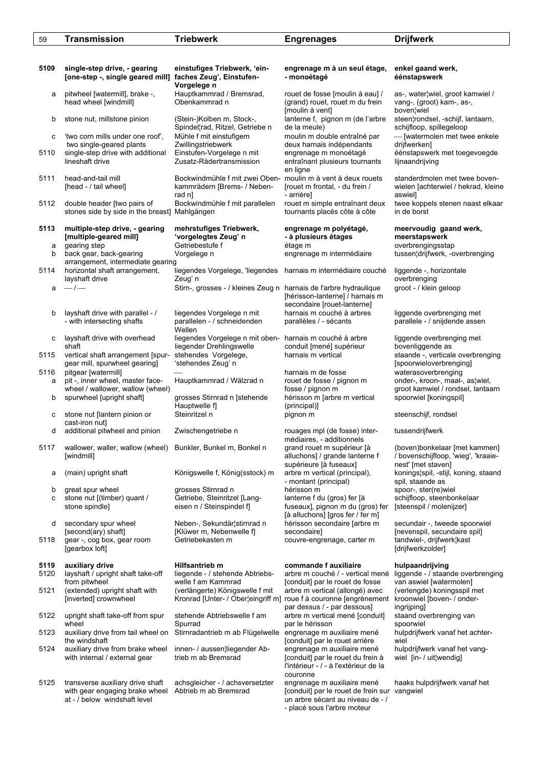| | Transmission | Triebwerk | Engrenages | Drijfwerk |
|---|---|---|---|---|
| **5109** | **single-step drive, - gearing [one-step -, single geared mill]** | **einstufiges Triebwerk, 'ein-faches Zeug', Einstufen-Vorgelege n** | **engrenage m à un seul étage, - monoétagé** | **enkel gaand werk, éénstapswerk** |
| a | pitwheel [watermill], brake -, head wheel [windmill] | Hauptkammrad / Bremsrad, Obenkammrad n | rouet de fosse [moulin à eau] / (grand) rouet, rouet m du frein [moulin à vent] | as-, water¦wiel, groot kamwiel / vang-, (groot) kam-, as-, boven¦wiel |
| b | stone nut, millstone pinion | (Stein-)Kolben m, Stock-, Spindel¦rad, Ritzel, Getriebe n | lanterne f, pignon m (de l'arbre de la meule) | steen¦rondsel, -schijf, lantaarn, schijfloop, spillegeloop |
| c | 'two corn mills under one roof', two single-geared plants | Mühle f mit einstufigem Zwillingstriebwerk | moulin m double entraîné par deux harnais indépendants | — [watermolen met twee enkele drijfwerken] |
| 5110 | single-step drive with additional lineshaft drive | Einstufen-Vorgelege n mit Zusatz-Rädertransmission | engrenage m monoétagé entraînant plusieurs tournants en ligne | éénstapswerk met toegevoegde lijnaandrijving |
| 5111 | head-and-tail mill [head - / tail wheel] | Bockwindmühle f mit zwei Oben-kammrädern [Brems- / Neben-rad n] | moulin m à vent à deux rouets [rouet m frontal, - du frein / - arrière] | standerdmolen met twee boven-wielen [achterwiel / hekrad, kleine aswiel] |
| 5112 | double header [two pairs of stones side by side in the breast] | Bockwindmühle f mit parallelen Mahlgängen | rouet m simple entraînant deux tournants placés côte à côte | twee koppels stenen naast elkaar in de borst |
| **5113** | **multiple-step drive, - gearing [multiple-geared mill]** | **mehrstufiges Triebwerk, 'vorgelegtes Zeug' n** | **engrenage m polyétagé, - à plusieurs étages** | **meervoudig gaand werk, meerstapswerk** |
| a | gearing step | Getriebestufe f | étage m | overbrengingsstap |
| b | back gear, back-gearing arrangement, intermediate gearing | Vorgelege n | engrenage m intermédiaire | tussen¦drijfwerk, -overbrenging |
| 5114 | horizontal shaft arrangement, layshaft drive | liegendes Vorgelege, 'liegendes Zeug' n | harnais m intermédiaire couché | liggende -, horizontale overbrenging |
| a | — / — | Stirn-, grosses - / kleines Zeug n | harnais de l'arbre hydraulique [hérisson-lanterne] / harnais m secondaire [rouet-lanterne] | groot - / klein geloop |
| b | layshaft drive with parallel - / - with intersecting shafts | liegendes Vorgelege n mit parallelen - / schneidenden Wellen | harnais m couché à arbres parallèles / - sécants | liggende overbrenging met parallele - / snijdende assen |
| c | layshaft drive with overhead shaft | liegendes Vorgelege n mit oben-liegender Drehlingswelle | harnais m couché à arbre conduit [mené] supérieur | liggende overbrenging met bovenliggende as |
| 5115 | vertical shaft arrangement [spur-gear mill, spurwheel gearing] | stehendes Vorgelege, 'stehendes Zeug' n | harnais m vertical | staande -, verticale overbrenging [spoorwieloverbrenging] |
| 5116 | pitgear [watermill] | — | harnais m de fosse | waterasoverbrenging |
| a | pit -, inner wheel, master face-wheel / wallower, wallow (wheel) | Hauptkammrad / Wälzrad n | rouet de fosse / pignon m fosse / pignon m | onder-, kroon-, maal-, as¦wiel, groot kamwiel / rondsel, lantaarn |
| b | spurwheel [upright shaft] | grosses Stirnrad n [stehende Hauptwelle f] | hérisson m [arbre m vertical (principal)] | spoorwiel [koningspil] |
| c | stone nut [lantern pinion or cast-iron nut] | Steinritzel n | pignon m | steenschijf, rondsel |
| d | additional pitwheel and pinion | Zwischengetriebe n | rouages mpl (de fosse) inter-médiaires, - additionnels | tussendrijfwerk |
| 5117 | wallower, waller, wallow (wheel) [windmill] | Bunkler, Bunkel m, Bonkel n | grand rouet m supérieur [à alluchons] / grande lanterne f supérieure [à fuseaux] | (boven)bonkelaar [met kammen] / bovenschijfloop, 'wieg', 'kraaie-nest' [met staven] |
| a | (main) upright shaft | Königswelle f, König(sstock) m | arbre m vertical (principal), - montant (principal) | konings¦spil, -stijl, koning, staand spil, staande as |
| b | great spur wheel | grosses Stirnrad n | hérisson m | spoor-, ster(re)wiel |
| c | stone nut [(timber) quant / stone spindle] | Getriebe, Steinritzel [Lang-eisen n / Steinspindel f] | lanterne f du (gros) fer [à fuseaux], pignon m du (gros) fer [à alluchons] [gros fer / fer m] | schijfloop, steenbonkelaar [steenspil / molenijzer] |
| d | secondary spur wheel [second(ary) shaft] | Neben-, Sekundär¦stirnrad n [Klüwer m, Nebenwelle f] | hérisson secondaire [arbre m secondaire] | secundair -, tweede spoorwiel [nevenspil, secundaire spil] |
| 5118 | gear -, cog box, gear room [gearbox loft] | Getriebekasten m | couvre-engrenage, carter m | tandwiel-, drijfwerk¦kast [drijfwerkzolder] |
| **5119** | **auxiliary drive** | **Hilfsantrieb m** | **commande f auxiliaire** | **hulpaandrijving** |
| 5120 | layshaft / upright shaft take-off from pitwheel | liegende - / stehende Abtriebs-welle f am Kammrad | arbre m couché / - vertical mené [conduit] par le rouet de fosse | liggende - / staande overbrenging van aswiel [watermolen] |
| 5121 | (extended) upright shaft with [inverted] crownwheel | (verlängerte) Königswelle f mit Kronrad [Unter- / Ober¦eingriff m] | arbre m vertical (allongé) avec roue f à couronne [engrènement par dessus / - par dessous] | (verlengde) koningsspil met kroonwiel [boven- / onder-ingrijping] |
| 5122 | upright shaft take-off from spur wheel | stehende Abtriebswelle f am Spurrad | arbre m vertical mené [conduit] par le hérisson | staand overbrenging van spoorwiel |
| 5123 | auxiliary drive from tail wheel on the windshaft | Stirnradantrieb m ab Flügelwelle | engrenage m auxiliaire mené [conduit] par le rouet arrière | hulpdrijfwerk vanaf het achter-wiel |
| 5124 | auxiliary drive from brake wheel with internal / external gear | innen- / aussen¦liegender Ab-trieb m ab Bremsrad | engrenage m auxiliaire mené [conduit] par le rouet du frein à l'intérieur - / - à l'extérieur de la couronne | hulpdrijfwerk vanaf het vang-wiel [in- / uit¦wendig] |
| 5125 | transverse auxiliary drive shaft with gear engaging brake wheel at - / below windshaft level | achsgleicher - / achsversetzter Abtrieb m ab Bremsrad | engrenage m auxiliaire mené [conduit] par le rouet de frein sur un arbre sécant au niveau de - / - placé sous l'arbre moteur | haaks hulpdrijfwerk vanaf het vangwiel |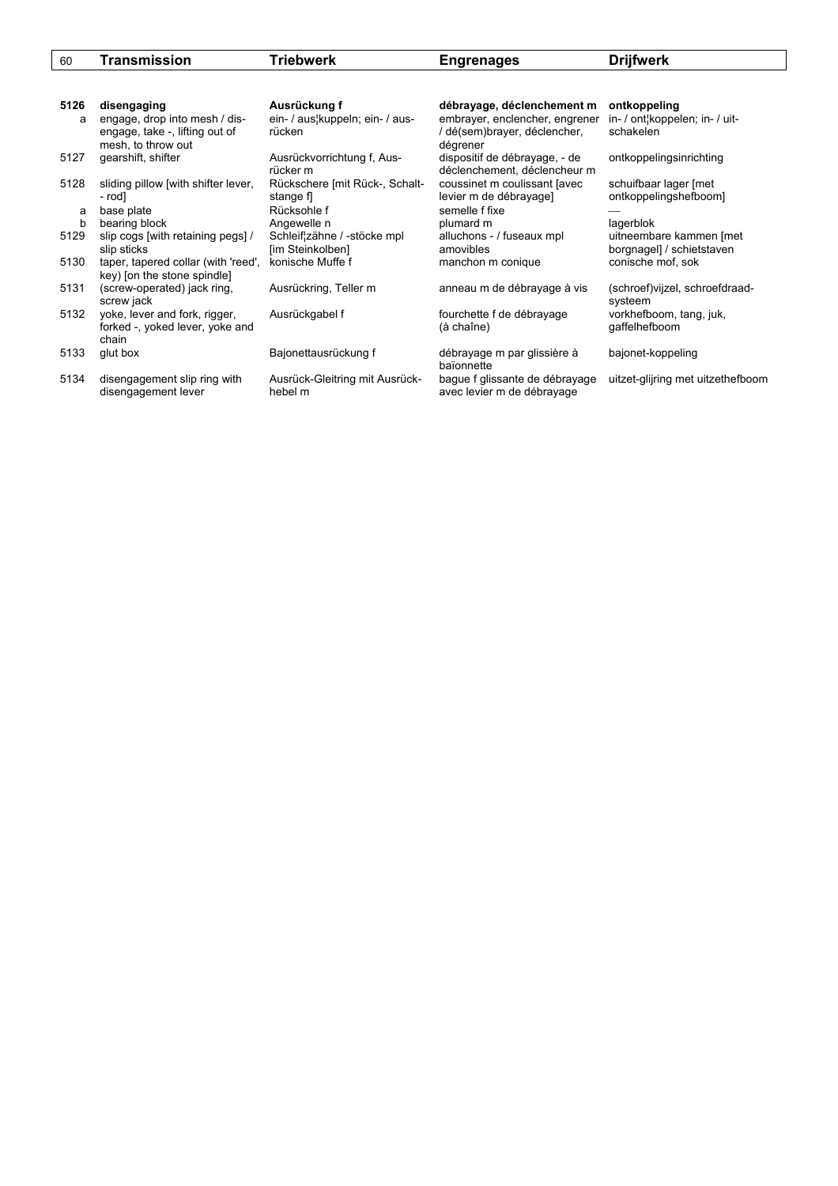| | Transmission | Triebwerk | Engrenages | Drijfwerk |
|---|---|---|---|---|
| **5126** | **disengaging** | **Ausrückung f** | **débrayage, déclenchement m** | **ontkoppeling** |
| a | engage, drop into mesh / dis-engage, take -, lifting out of mesh, to throw out | ein- / aus¦kuppeln; ein- / aus-rücken | embrayer, enclencher, engrener / dé(sem)brayer, déclencher, dégrener | in- / ont¦koppelen; in- / uit-schakelen |
| 5127 | gearshift, shifter | Ausrückvorrichtung f, Aus-rücker m | dispositif de débrayage, - de déclenchement, déclencheur m | ontkoppelingsinrichting |
| 5128 | sliding pillow [with shifter lever, - rod] | Rückschere [mit Rück-, Schalt-stange f] | coussinet m coulissant [avec levier m de débrayage] | schuifbaar lager [met ontkoppelingshefboom] |
| a | base plate | Rücksohle f | semelle f fixe | — |
| b | bearing block | Angewelle n | plumard m | lagerblok |
| 5129 | slip cogs [with retaining pegs] / slip sticks | Schleif¦zähne / -stöcke mpl [im Steinkolben] | alluchons - / fuseaux mpl amovibles | uitneembare kammen [met borgnagel] / schietstaven |
| 5130 | taper, tapered collar (with 'reed', key) [on the stone spindle] | konische Muffe f | manchon m conique | conische mof, sok |
| 5131 | (screw-operated) jack ring, screw jack | Ausrückring, Teller m | anneau m de débrayage à vis | (schroef)vijzel, schroefdraad-systeem |
| 5132 | yoke, lever and fork, rigger, forked -, yoked lever, yoke and chain | Ausrückgabel f | fourchette f de débrayage (à chaîne) | vorkhefboom, tang, juk, gaffelhefboom |
| 5133 | glut box | Bajonettausrückung f | débrayage m par glissière à baïonnette | bajonet-koppeling |
| 5134 | disengagement slip ring with disengagement lever | Ausrück-Gleitring mit Ausrück-hebel m | bague f glissante de débrayage avec levier m de débrayage | uitzet-glijring met uitzethefboom |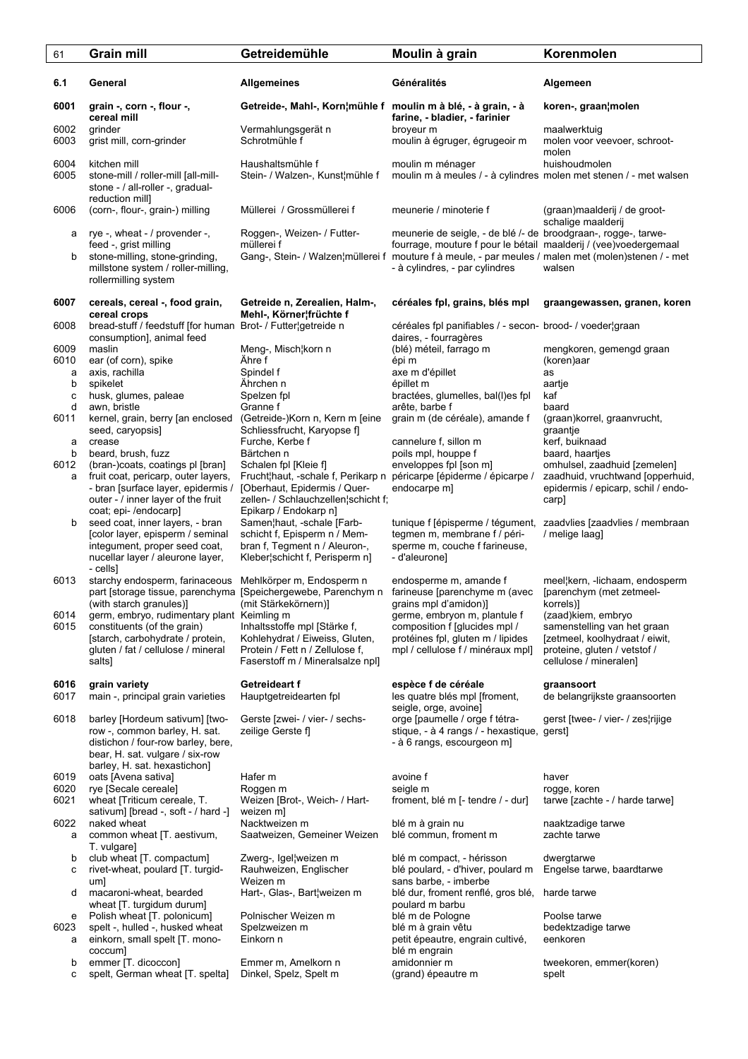| 61 | Grain mill | Getreidemühle | Moulin à grain | Korenmolen |
|---|---|---|---|---|
| **6.1** | **General** | **Allgemeines** | **Généralités** | **Algemeen** |
| **6001** | **grain -, corn -, flour -, cereal mill** | **Getreide-, Mahl-, Korn¦mühle f** | **moulin m à blé, - à grain, - à farine, - bladier, - farinier** | **koren-, graan¦molen** |
| 6002 | grinder | Vermahlungsgerät n | broyeur m | maalwerktuig |
| 6003 | grist mill, corn-grinder | Schrotmühle f | moulin à égruger, égrugeoir m | molen voor veevoer, schroot-molen |
| 6004 | kitchen mill | Haushaltsmühle f | moulin m ménager | huishoudmolen |
| 6005 | stone-mill / roller-mill [all-mill-stone - / all-roller -, gradual-reduction mill] | Stein- / Walzen-, Kunst¦mühle f | moulin m à meules / - à cylindres | molen met stenen / - met walsen |
| 6006 | (corn-, flour-, grain-) milling | Müllerei / Grossmüllerei f | meunerie / minoterie f | (graan)maalderij / de groot-schalige maalderij |
| a | rye -, wheat - / provender -, feed -, grist milling | Roggen-, Weizen- / Futter-müllerei f | meunerie de seigle, - de blé /- de fourrage, mouture f pour le bétail | broodgraan-, rogge-, tarwe-maalderij / (vee)voedergemaal |
| b | stone-milling, stone-grinding, millstone system / roller-milling, rollermilling system | Gang-, Stein- / Walzen¦müllerei f | mouture f à meule, - par meules / - à cylindres, - par cylindres | malen met (molen)stenen / - met walsen |
| **6007** | **cereals, cereal -, food grain, cereal crops** | **Getreide n, Zerealien, Halm-, Mehl-, Körner¦früchte f** | **céréales fpl, grains, blés mpl** | **graangewassen, granen, koren** |
| 6008 | bread-stuff / feedstuff [for human consumption], animal feed | Brot- / Futter¦getreide n | céréales fpl panifiables / - secon-daires, - fourragères | brood- / voeder¦graan |
| 6009 | maslin | Meng-, Misch¦korn n | (blé) méteil, farrago m | mengkoren, gemengd graan |
| 6010 | ear (of corn), spike | Ähre f | épi m | (koren)aar |
| a | axis, rachilla | Spindel f | axe m d'épillet | as |
| b | spikelet | Ährchen n | épillet m | aartje |
| c | husk, glumes, paleae | Spelzen fpl | bractées, glumelles, bal(l)es fpl | kaf |
| d | awn, bristle | Granne f | arête, barbe f | baard |
| 6011 | kernel, grain, berry [an enclosed seed, caryopsis] | (Getreide-)Korn n, Kern m [eine Schliessfrucht, Karyopse f] | grain m (de céréale), amande f | (graan)korrel, graanvrucht, graantje |
| a | crease | Furche, Kerbe f | cannelure f, sillon m | kerf, buiknaad |
| b | beard, brush, fuzz | Bärtchen n | poils mpl, houppe f | baard, haartjes |
| 6012 | (bran-)coats, coatings pl [bran] | Schalen fpl [Kleie f] | enveloppes fpl [son m] | omhulsel, zaadhuid [zemelen] |
| a | fruit coat, pericarp, outer layers, - bran [surface layer, epidermis / outer - / inner layer of the fruit coat; epi- /endocarp] | Frucht¦haut, -schale f, Perikarp n [Oberhaut, Epidermis / Quer-zellen- / Schlauchzellen¦schicht f; Epikarp / Endokarp n] | péricarpe [épiderme / épicarpe / endocarpe m] | zaadhuid, vruchtwand [opperhuid, epidermis / epicarp, schil / endo-carp] |
| b | seed coat, inner layers, - bran [color layer, episperm / seminal integument, proper seed coat, nucellar layer / aleurone layer, - cells] | Samen¦haut, -schale [Farb-schicht f, Episperm n / Mem-bran f, Tegment n / Aleuron-, Kleber¦schicht f, Perisperm n] | tunique f [épisperme / tégument, tegmen m, membrane f / péri-sperme m, couche f farineuse, - d'aleurone] | zaadvlies [zaadvlies / membraan / melige laag] |
| 6013 | starchy endosperm, farinaceous part [storage tissue, parenchyma (with starch granules)] | Mehlkörper m, Endosperm n [Speichergewebe, Parenchym n (mit Stärkekörnern)] | endosperme m, amande f farineuse [parenchyme m (avec grains mpl d'amidon)] | meel¦kern, -lichaam, endosperm [parenchym (met zetmeel-korrels)] |
| 6014 | germ, embryo, rudimentary plant | Keimling m | germe, embryon m, plantule f | (zaad)kiem, embryo |
| 6015 | constituents (of the grain) [starch, carbohydrate / protein, gluten / fat / cellulose / mineral salts] | Inhaltsstoffe mpl [Stärke f, Kohlehydrat / Eiweiss, Gluten, Protein / Fett n / Zellulose f, Faserstoff m / Mineralsalze npl] | composition f [glucides mpl / protéines fpl, gluten m / lipides mpl / cellulose f / minéraux mpl] | samenstelling van het graan [zetmeel, koolhydraat / eiwit, proteine, gluten / vetstof / cellulose / mineralen] |
| **6016** | **grain variety** | **Getreideart f** | **espèce f de céréale** | **graansoort** |
| 6017 | main -, principal grain varieties | Hauptgetreidearten fpl | les quatre blés mpl [froment, seigle, orge, avoine] | de belangrijkste graansoorten |
| 6018 | barley [Hordeum sativum] [two-row -, common barley, H. sat. distichon / four-row barley, bere, bear, H. sat. vulgare / six-row barley, H. sat. hexastichon] | Gerste [zwei- / vier- / sechs-zeilige Gerste f] | orge [paumelle / orge f tétra-stique, - à 4 rangs / - hexastique, - à 6 rangs, escourgeon m] | gerst [twee- / vier- / zes¦rijige gerst] |
| 6019 | oats [Avena sativa] | Hafer m | avoine f | haver |
| 6020 | rye [Secale cereale] | Roggen m | seigle m | rogge, koren |
| 6021 | wheat [Triticum cereale, T. sativum] [bread -, soft - / hard -] | Weizen [Brot-, Weich- / Hart-weizen m] | froment, blé m [- tendre / - dur] | tarwe [zachte - / harde tarwe] |
| 6022 | naked wheat | Nacktweizen m | blé m à grain nu | naaktzadige tarwe |
| a | common wheat [T. aestivum, T. vulgare] | Saatweizen, Gemeiner Weizen | blé commun, froment m | zachte tarwe |
| b | club wheat [T. compactum] | Zwerg-, Igel¦weizen m | blé m compact, - hérisson | dwergtarwe |
| c | rivet-wheat, poulard [T. turgid-um] | Rauhweizen, Englischer Weizen m | blé poulard, - d'hiver, poulard m sans barbe, - imberbe | Engelse tarwe, baardtarwe |
| d | macaroni-wheat, bearded wheat [T. turgidum durum] | Hart-, Glas-, Bart¦weizen m | blé dur, froment renflé, gros blé, poulard m barbu | harde tarwe |
| e | Polish wheat [T. polonicum] | Polnischer Weizen m | blé m de Pologne | Poolse tarwe |
| 6023 | spelt -, hulled -, husked wheat | Spelzweizen m | blé m à grain vêtu | bedektzadige tarwe |
| a | einkorn, small spelt [T. mono-coccum] | Einkorn n | petit épeautre, engrain cultivé, blé m engrain | eenkoren |
| b | emmer [T. dicoccon] | Emmer m, Amelkorn n | amidonnier m | tweekoren, emmer(koren) |
| c | spelt, German wheat [T. spelta] | Dinkel, Spelz, Spelt m | (grand) épeautre m | spelt |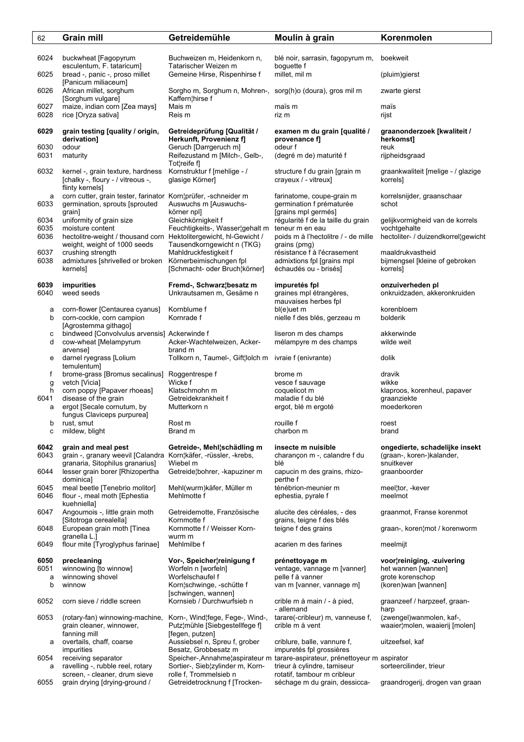| | Grain mill | Getreidemühle | Moulin à grain | Korenmolen |
|---|---|---|---|---|
| 6024 | buckwheat [Fagopyrum esculentum, F. tataricum] | Buchweizen m, Heidenkorn n, Tatarischer Weizen m | blé noir, sarrasin, fagopyrum m, boguette f | boekweit |
| 6025 | bread -, panic -, proso millet [Panicum miliaceum] | Gemeine Hirse, Rispenhirse f | millet, mil m | (pluim)gierst |
| 6026 | African millet, sorghum [Sorghum vulgare] | Sorgho m, Sorghum n, Mohren-, Kaffern¦hirse f | sorg(h)o (doura), gros mil m | zwarte gierst |
| 6027 | maize, indian corn [Zea mays] | Mais m | maïs m | maïs |
| 6028 | rice [Oryza sativa] | Reis m | riz m | rijst |
| | | | | |
| **6029** | **grain testing [quality / origin, derivation]** | **Getreideprüfung [Qualität / Herkunft, Provenienz f]** | **examen m du grain [qualité / provenance f]** | **graanonderzoek [kwaliteit / herkomst]** |
| 6030 | odour | Geruch [Darrgeruch m] | odeur f | reuk |
| 6031 | maturity | Reifezustand m [Milch-, Gelb-, Tot¦reife f] | (degré m de) maturité f | rijpheidsgraad |
| 6032 | kernel -, grain texture, hardness [chalky -, floury - / vitreous -, flinty kernels] | Kornstruktur f [mehlige - / glasige Körner] | structure f du grain [grain m crayeux / - vitreux] | graankwaliteit [melige - / glazige korrels] |
| a | corn cutter, grain tester, farinator | Korn¦prüfer, -schneider m | farinatome, coupe-grain m | korrelsnijder, graanschaar |
| 6033 | germination, sprouts [sprouted grain] | Auswuchs m [Auswuchs-körner npl] | germination f prématurée [grains mpl germés] | schot |
| 6034 | uniformity of grain size | Gleichkörnigkeit f | régularité f de la taille du grain | gelijkvormigheid van de korrels |
| 6035 | moisture content | Feuchtigkeits-, Wasser¦gehalt m | teneur m en eau | vochtgehalte |
| 6036 | hectolitre-weight / thousand corn weight, weight of 1000 seeds | Hektolitergewicht, hl-Gewicht / Tausendkorngewicht n (TKG) | poids m à l'hectolitre / - de mille grains (pmg) | hectoliter- / duizendkorrel¦gewicht |
| 6037 | crushing strength | Mahldruckfestigkeit f | résistance f à l'écrasement | maaldrukvastheid |
| 6038 | admixtures [shrivelled or broken kernels] | Körnerbeimischungen fpl [Schmacht- oder Bruch¦körner] | admixtions fpl [grains mpl échaudés ou - brisés] | bijmengsel [kleine of gebroken korrels] |
| | | | | |
| **6039** | **impurities** | **Fremd-, Schwarz¦besatz m** | **impuretés fpl** | **onzuiverheden pl** |
| 6040 | weed seeds | Unkrautsamen m, Gesäme n | graines mpl étrangères, mauvaises herbes fpl | onkruidzaden, akkeronkruiden |
| a | corn-flower [Centaurea cyanus] | Kornblume f | bl(e)uet m | korenbloem |
| b | corn-cockle, corn campion [Agrostemma githago] | Kornrade f | nielle f des blés, gerzeau m | bolderik |
| c | bindweed [Convolvulus arvensis] | Ackerwinde f | liseron m des champs | akkerwinde |
| d | cow-wheat [Melampyrum arvense] | Acker-Wachtelweizen, Acker-brand m | mélampyre m des champs | wilde weit |
| e | darnel ryegrass [Lolium temulentum] | Tollkorn n, Taumel-, Gift¦lolch m | ivraie f (enivrante) | dolik |
| f | brome-grass [Bromus secalinus] | Roggentrespe f | brome m | dravik |
| g | vetch [Vicia] | Wicke f | vesce f sauvage | wikke |
| h | corn poppy [Papaver rhoeas] | Klatschmohn m | coquelicot m | klaproos, korenheul, papaver |
| 6041 | disease of the grain | Getreidekrankheit f | maladie f du blé | graanziekte |
| a | ergot [Secale cornutum, by fungus Claviceps purpurea] | Mutterkorn n | ergot, blé m ergoté | moederkoren |
| b | rust, smut | Rost m | rouille f | roest |
| c | mildew, blight | Brand m | charbon m | brand |
| | | | | |
| **6042** | **grain and meal pest** | **Getreide-, Mehl¦schädling m** | **insecte m nuisible** | **ongedierte, schadelijke insekt** |
| 6043 | grain -, granary weevil [Calandra granaria, Sitophilus granarius] | Korn¦käfer, -rüssler, -krebs, Wiebel m | charançon m -, calandre f du blé | (graan-, koren-)kalander, snuitkever |
| 6044 | lesser grain borer [Rhizopertha dominica] | Getreide¦bohrer, -kapuziner m | capucin m des grains, rhizo-perthe f | graanboorder |
| 6045 | meal beetle [Tenebrio molitor] | Mehl(wurm)käfer, Müller m | ténébrion-meunier m | meel¦tor, -kever |
| 6046 | flour -, meal moth [Ephestia kuehniella] | Mehlmotte f | ephestia, pyrale f | meelmot |
| 6047 | Angoumois -, little grain moth [Sitotroga cerealella] | Getreidemotte, Französische Kornmotte f | alucite des céréales, - des grains, teigne f des blés | graanmot, Franse korenmot |
| 6048 | European grain moth [Tinea granella L.] | Kornmotte f / Weisser Korn-wurm m | teigne f des grains | graan-, koren¦mot / korenworm |
| 6049 | flour mite [Tyroglyphus farinae] | Mehlmilbe f | acarien m des farines | meelmijt |
| | | | | |
| **6050** | **precleaning** | **Vor-, Speicher¦reinigung f** | **prénettoyage m** | **voor¦reiniging, -zuivering** |
| 6051 | winnowing [to winnow] | Worfeln n [worfeln] | ventage, vannage m [vanner] | het wannen [wannen] |
| a | winnowing shovel | Worfelschaufel f | pelle f à vanner | grote korenschop |
| b | winnow | Korn¦schwinge, -schütte f [schwingen, wannen] | van m [vanner, vannage m] | (koren)wan [wannen] |
| 6052 | corn sieve / riddle screen | Kornsieb / Durchwurfsieb n | crible m à main / - à pied, - allemand | graanzeef / harpzeef, graan-harp |
| 6053 | (rotary-fan) winnowing-machine, grain cleaner, winnower, fanning mill | Korn-, Wind¦fege, Fege-, Wind-, Putz¦mühle [Siebgestellfege f] [fegen, putzen] | tarare(-cribleur) m, vanneuse f, crible m à vent | (zwengel)wanmolen, kaf-, waaier¦molen, waaierij [molen] |
| a | overtails, chaff, coarse impurities | Aussiebsel n, Spreu f, grober Besatz, Grobbesatz m | criblure, balle, vannure f, impuretés fpl grossières | uitzeefsel, kaf |
| 6054 | receiving separator | Speicher-,Annahme¦aspirateur m | tarare-aspirateur, prénettoyeur m | aspirator |
| a | ravelling -, rubble reel, rotary screen, - cleaner, drum sieve | Sortier-, Sieb¦zylinder m, Korn-rolle f, Trommelsieb n | trieur à cylindre, tamiseur rotatif, tambour m cribleur | sorteercilinder, trieur |
| 6055 | grain drying [drying-ground / | Getreidetrocknung f [Trocken- | séchage m du grain, dessicca- | graandrogerij, drogen van graan |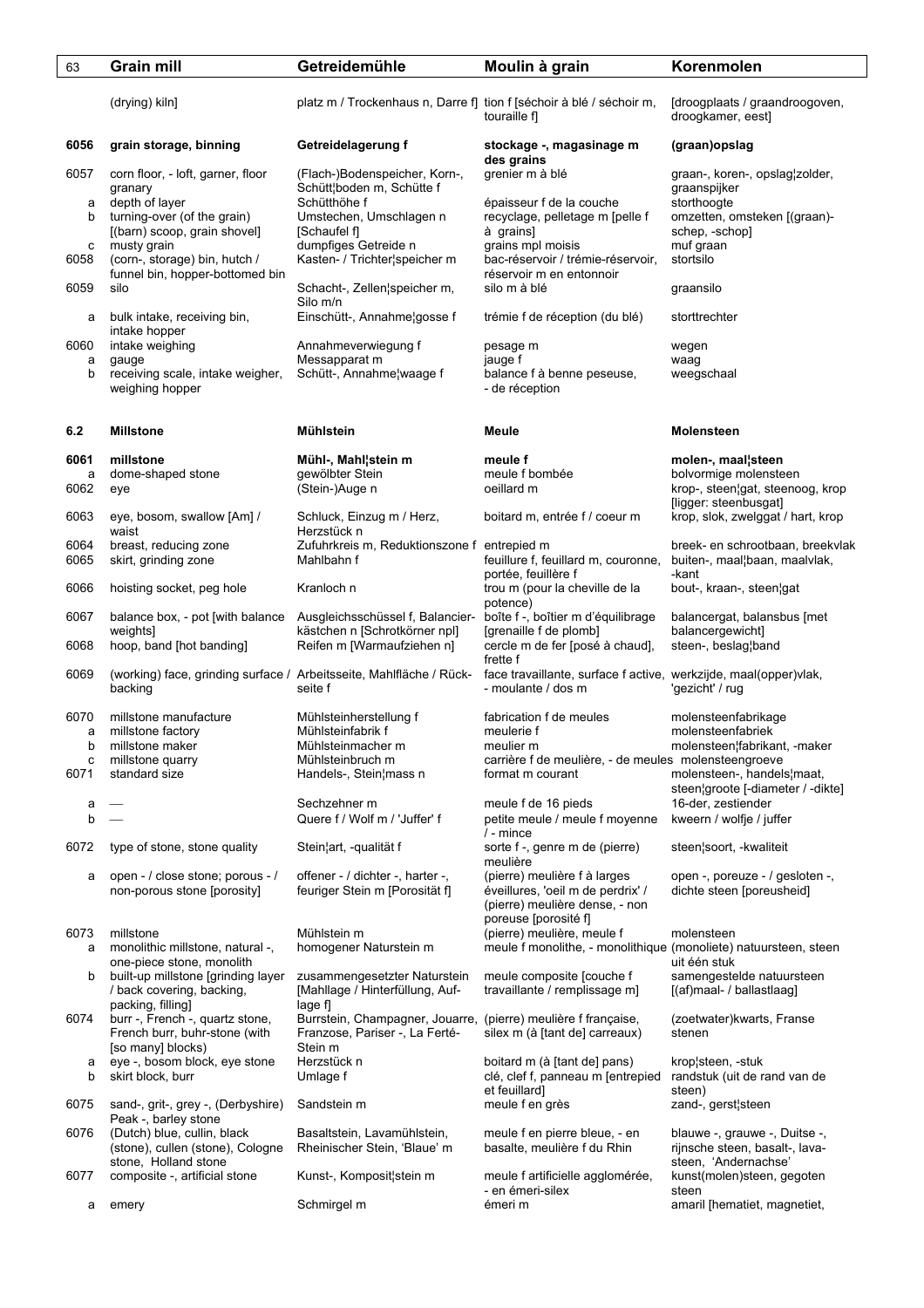| 63 | Grain mill | Getreidemühle | Moulin à grain | Korenmolen |
|---|---|---|---|---|
| | (drying) kiln] | platz m / Trockenhaus n, Darre f] | tion f [séchoir à blé / séchoir m, touraille f] | [droogplaats / graandroogoven, droogkamer, eest] |
| **6056** | **grain storage, binning** | **Getreidelagerung f** | **stockage -, magasinage m des grains** | **(graan)opslag** |
| 6057 | corn floor, - loft, garner, floor granary | (Flach-)Bodenspeicher, Korn-, Schütt¦boden m, Schütte f | grenier m à blé | graan-, koren-, opslag¦zolder, graanspijker |
| a | depth of layer | Schütthöhe f | épaisseur f de la couche | storthoogte |
| b | turning-over (of the grain) [(barn) scoop, grain shovel] | Umstechen, Umschlagen n [Schaufel f] | recyclage, pelletage m [pelle f à grains] | omzetten, omsteken [(graan)-schep, -schop] |
| c | musty grain | dumpfiges Getreide n | grains mpl moisis | muf graan |
| 6058 | (corn-, storage) bin, hutch / funnel bin, hopper-bottomed bin | Kasten- / Trichter¦speicher m | bac-réservoir / trémie-réservoir, réservoir m en entonnoir | stortsilo |
| 6059 | silo | Schacht-, Zellen¦speicher m, Silo m/n | silo m à blé | graansilo |
| a | bulk intake, receiving bin, intake hopper | Einschütt-, Annahme¦gosse f | trémie f de réception (du blé) | storttrechter |
| 6060 | intake weighing | Annahmeverwiegung f | pesage m | wegen |
| a | gauge | Messapparat m | jauge f | waag |
| b | receiving scale, intake weigher, weighing hopper | Schütt-, Annahme¦waage f | balance f à benne peseuse, - de réception | weegschaal |
| **6.2** | **Millstone** | **Mühlstein** | **Meule** | **Molensteen** |
| **6061** | **millstone** | **Mühl-, Mahl¦stein m** | **meule f** | **molen-, maal¦steen** |
| a | dome-shaped stone | gewölbter Stein | meule f bombée | bolvormige molensteen |
| 6062 | eye | (Stein-)Auge n | oeillard m | krop-, steen¦gat, steenoog, krop [ligger: steenbusgat] |
| 6063 | eye, bosom, swallow [Am] / waist | Schluck, Einzug m / Herz, Herzstück n | boitard m, entrée f / coeur m | krop, slok, zwelggat / hart, krop |
| 6064 | breast, reducing zone | Zufuhrkreis m, Reduktionszone f | entrepied m | breek- en schrootbaan, breekvlak |
| 6065 | skirt, grinding zone | Mahlbahn f | feuillure f, feuillard m, couronne, portée, feuillère f | buiten-, maal¦baan, maalvlak, -kant |
| 6066 | hoisting socket, peg hole | Kranloch n | trou m (pour la cheville de la potence) | bout-, kraan-, steen¦gat |
| 6067 | balance box, - pot [with balance weights] | Ausgleichsschüssel f, Balancier-kästchen n [Schrotkörner npl] | boîte f -, boîtier m d'équilibrage [grenaille f de plomb] | balancergat, balansbus [met balancergewicht] |
| 6068 | hoop, band [hot banding] | Reifen m [Warmaufziehen n] | cercle m de fer [posé à chaud], frette f | steen-, beslag¦band |
| 6069 | (working) face, grinding surface / backing | Arbeitsseite, Mahlfläche / Rück-seite f | face travaillante, surface f active, - moulante / dos m | werkzijde, maal(opper)vlak, 'gezicht' / rug |
| 6070 | millstone manufacture | Mühlsteinherstellung f | fabrication f de meules | molensteenfabrikage |
| a | millstone factory | Mühlsteinfabrik f | meulerie f | molensteenfabriek |
| b | millstone maker | Mühlsteinmacher m | meulier m | molensteen¦fabrikant, -maker |
| c | millstone quarry | Mühlsteinbruch m | carrière f de meulière, - de meules | molensteengroeve |
| 6071 | standard size | Handels-, Stein¦mass n | format m courant | molensteen-, handels¦maat, steen¦groote [-diameter / -dikte] |
| a | — | Sechzehner m | meule f de 16 pieds | 16-der, zestiender |
| b | — | Quere f / Wolf m / 'Juffer' f | petite meule / meule f moyenne / - mince | kweern / wolfje / juffer |
| 6072 | type of stone, stone quality | Stein¦art, -qualität f | sorte f -, genre m de (pierre) meulière | steen¦soort, -kwaliteit |
| a | open - / close stone; porous - / non-porous stone [porosity] | offener - / dichter -, harter -, feuriger Stein m [Porosität f] | (pierre) meulière f à larges éveillures, 'oeil m de perdrix' / (pierre) meulière dense, - non poreuse [porosité f] | open -, poreuze - / gesloten -, dichte steen [poreusheid] |
| 6073 | millstone | Mühlstein m | (pierre) meulière, meule f | molensteen |
| a | monolithic millstone, natural -, one-piece stone, monolith | homogener Naturstein m | meule f monolithe, - monolithique | (monoliete) natuursteen, steen uit één stuk |
| b | built-up millstone [grinding layer / back covering, backing, packing, filling] | zusammengesetzter Naturstein [Mahllage / Hinterfüllung, Auf-lage f] | meule composite [couche f travaillante / remplissage m] | samengestelde natuursteen [(af)maal- / ballastlaag] |
| 6074 | burr -, French -, quartz stone, French burr, buhr-stone (with [so many] blocks) | Burrstein, Champagner, Jouarre, Franzose, Pariser -, La Ferté-Stein m | (pierre) meulière française, silex m (à [tant de] carreaux) | (zoetwater)kwarts, Franse stenen |
| a | eye -, bosom block, eye stone | Herzstück n | boitard m (à [tant de] pans) | krop¦steen, -stuk |
| b | skirt block, burr | Umlage f | clé, clef f, panneau m [entrepied et feuillard] | randstuk (uit de rand van de steen) |
| 6075 | sand-, grit-, grey -, (Derbyshire) Peak -, barley stone | Sandstein m | meule f en grès | zand-, gerst¦steen |
| 6076 | (Dutch) blue, cullin, black (stone), cullen (stone), Cologne stone, Holland stone | Basaltstein, Lavamühlstein, Rheinischer Stein, 'Blaue' m | meule f en pierre bleue, - en basalte, meulière f du Rhin | blauwe -, grauwe -, Duitse -, rijnsche steen, basalt-, lava-steen, 'Andernachse' |
| 6077 | composite -, artificial stone | Kunst-, Komposit¦stein m | meule f artificielle agglomérée, - en émeri-silex | kunst(molen)steen, gegoten steen |
| a | emery | Schmirgel m | émeri m | amaril [hematiet, magnetiet, |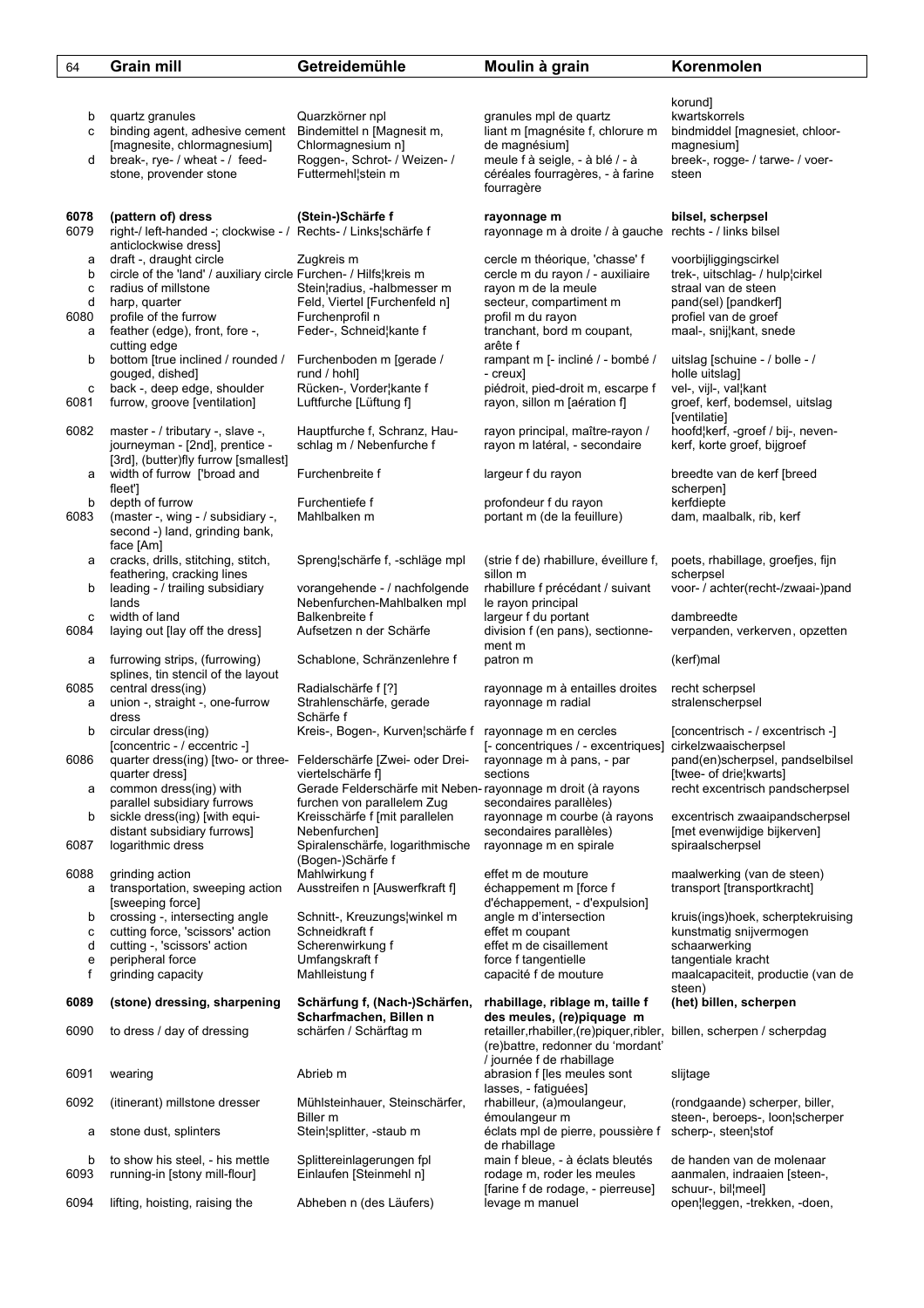| | Grain mill | Getreidemühle | Moulin à grain | Korenmolen |
|---|---|---|---|---|
| | | | | korund] |
| b | quartz granules | Quarzkörner npl | granules mpl de quartz | kwartskorrels |
| c | binding agent, adhesive cement [magnesite, chlormagnesium] | Bindemittel n [Magnesit m, Chlormagnesium n] | liant m [magnésite f, chlorure m de magnésium] | bindmiddel [magnesiet, chloormagnesium] |
| d | break-, rye- / wheat - / feed-stone, provender stone | Roggen-, Schrot- / Weizen- / Futtermehl¦stein m | meule f à seigle, - à blé / - à céréales fourragères, - à farine fourragère | breek-, rogge- / tarwe- / voersteen |
| **6078** | **(pattern of) dress** | **(Stein-)Schärfe f** | **rayonnage m** | **bilsel, scherpsel** |
| 6079 | right-/ left-handed -; clockwise - / anticlockwise dress] | Rechts- / Links¦schärfe f | rayonnage m à droite / à gauche | rechts - / links bilsel |
| a | draft -, draught circle | Zugkreis m | cercle m théorique, 'chasse' f | voorbijliggingscirkel |
| b | circle of the 'land' / auxiliary circle | Furchen- / Hilfs¦kreis m | cercle m du rayon / - auxiliaire | trek-, uitschlag- / hulp¦cirkel |
| c | radius of millstone | Stein¦radius, -halbmesser m | rayon m de la meule | straal van de steen |
| d | harp, quarter | Feld, Viertel [Furchenfeld n] | secteur, compartiment m | pand(sel) [pandkerf] |
| 6080 | profile of the furrow | Furchenprofil n | profil m du rayon | profiel van de groef |
| a | feather (edge), front, fore -, cutting edge | Feder-, Schneid¦kante f | tranchant, bord m coupant, arête f | maal-, snij¦kant, snede |
| b | bottom [true inclined / rounded / gouged, dished] | Furchenboden m [gerade / rund / hohl] | rampant m [- incliné / - bombé / - creux] | uitslag [schuine - / bolle - / holle uitslag] |
| c | back -, deep edge, shoulder | Rücken-, Vorder¦kante f | piédroit, pied-droit m, escarpe f | vel-, vijl-, val¦kant |
| 6081 | furrow, groove [ventilation] | Luftfurche [Lüftung f] | rayon, sillon m [aération f] | groef, kerf, bodemsel, uitslag [ventilatie] |
| 6082 | master - / tributary -, slave -, journeyman - [2nd], prentice - [3rd], (butter)fly furrow [smallest] | Hauptfurche f, Schranz, Hauschlag m / Nebenfurche f | rayon principal, maître-rayon / rayon m latéral, - secondaire | hoofd¦kerf, -groef / bij-, nevenkerf, korte groef, bijgroef |
| a | width of furrow ['broad and fleet'] | Furchenbreite f | largeur f du rayon | breedte van de kerf [breed scherpen] |
| b | depth of furrow | Furchentiefe f | profondeur f du rayon | kerfdiepte |
| 6083 | (master -, wing - / subsidiary -, second -) land, grinding bank, face [Am] | Mahlbalken m | portant m (de la feuillure) | dam, maalbalk, rib, kerf |
| a | cracks, drills, stitching, stitch, feathering, cracking lines | Spreng¦schärfe f, -schläge mpl | (strie f de) rhabillure, éveillure f, sillon m | poets, rhabillage, groefjes, fijn scherpsel |
| b | leading - / trailing subsidiary lands | vorangehende - / nachfolgende Nebenfurchen-Mahlbalken mpl | rhabillure f précédant / suivant le rayon principal | voor- / achter(recht-/zwaai-)pand |
| c | width of land | Balkenbreite f | largeur f du portant | dambreedte |
| 6084 | laying out [lay off the dress] | Aufsetzen n der Schärfe | division f (en pans), sectionnement m | verpanden, verkerven, opzetten |
| a | furrowing strips, (furrowing) splines, tin stencil of the layout | Schablone, Schränzenlehre f | patron m | (kerf)mal |
| 6085 | central dress(ing) | Radialschärfe f [?] | rayonnage m à entailles droites | recht scherpsel |
| a | union -, straight -, one-furrow dress | Strahlenschärfe, gerade Schärfe f | rayonnage m radial | stralenscherpsel |
| b | circular dress(ing) [concentric - / eccentric -] | Kreis-, Bogen-, Kurven¦schärfe f | rayonnage m en cercles [- concentriques / - excentriques] | [concentrisch - / excentrisch -] cirkelzwaaischerpsel |
| 6086 | quarter dress(ing) [two- or three-quarter dress] | Felderschärfe [Zwei- oder Dreiviertelschärfe f] | rayonnage m à pans, - par sections | pand(en)scherpsel, pandselbilsel [twee- of drie¦kwarts] |
| a | common dress(ing) with parallel subsidiary furrows | Gerade Felderschärfe mit Nebenfurchen von parallelem Zug | rayonnage m droit (à rayons secondaires parallèles) | recht excentrisch pandscherpsel |
| b | sickle dress(ing) [with equidistant subsidiary furrows] | Kreisschärfe f [mit parallelen Nebenfurchen] | rayonnage m courbe (à rayons secondaires parallèles) | excentrisch zwaaipandscherpsel [met evenwijdige bijkerven] |
| 6087 | logarithmic dress | Spiralenschärfe, logarithmische (Bogen-)Schärfe f | rayonnage m en spirale | spiraalscherpsel |
| 6088 | grinding action | Mahlwirkung f | effet m de mouture | maalwerking (van de steen) |
| a | transportation, sweeping action [sweeping force] | Ausstreifen n [Auswerfkraft f] | échappement m [force f d'échappement, - d'expulsion] | transport [transportkracht] |
| b | crossing -, intersecting angle | Schnitt-, Kreuzungs¦winkel m | angle m d'intersection | kruis(ings)hoek, scherptekruising |
| c | cutting force, 'scissors' action | Schneidkraft f | effet m coupant | kunstmatig snijvermogen |
| d | cutting -, 'scissors' action | Scherenwirkung f | effet m de cisaillement | schaarwerking |
| e | peripheral force | Umfangskraft f | force f tangentielle | tangentiale kracht |
| f | grinding capacity | Mahlleistung f | capacité f de mouture | maalcapaciteit, productie (van de steen) |
| **6089** | **(stone) dressing, sharpening** | **Schärfung f, (Nach-)Schärfen, Scharfmachen, Billen n** | **rhabillage, riblage m, taille f des meules, (re)piquage m** | **(het) billen, scherpen** |
| 6090 | to dress / day of dressing | schärfen / Schärftag m | retailler,rhabiller,(re)piquer,ribler, (re)battre, redonner du 'mordant' / journée f de rhabillage | billen, scherpen / scherpdag |
| 6091 | wearing | Abrieb m | abrasion f [les meules sont lasses, - fatiguées] | slijtage |
| 6092 | (itinerant) millstone dresser | Mühlsteinhauer, Steinschärfer, Biller m | rhabilleur, (a)moulangeur, émoulangeur m | (rondgaande) scherper, biller, steen-, beroeps-, loon¦scherper |
| a | stone dust, splinters | Stein¦splitter, -staub m | éclats mpl de pierre, poussière f de rhabillage | scherp-, steen¦stof |
| b | to show his steel, - his mettle | Splittereinlagerungen fpl | main f bleue, - à éclats bleutés | de handen van de molenaar |
| 6093 | running-in [stony mill-flour] | Einlaufen [Steinmehl n] | rodage m, roder les meules [farine f de rodage, - pierreuse] | aanmalen, indraaien [steen-, schuur-, bil¦meel] |
| 6094 | lifting, hoisting, raising the | Abheben n (des Läufers) | levage m manuel | open¦leggen, -trekken, -doen, |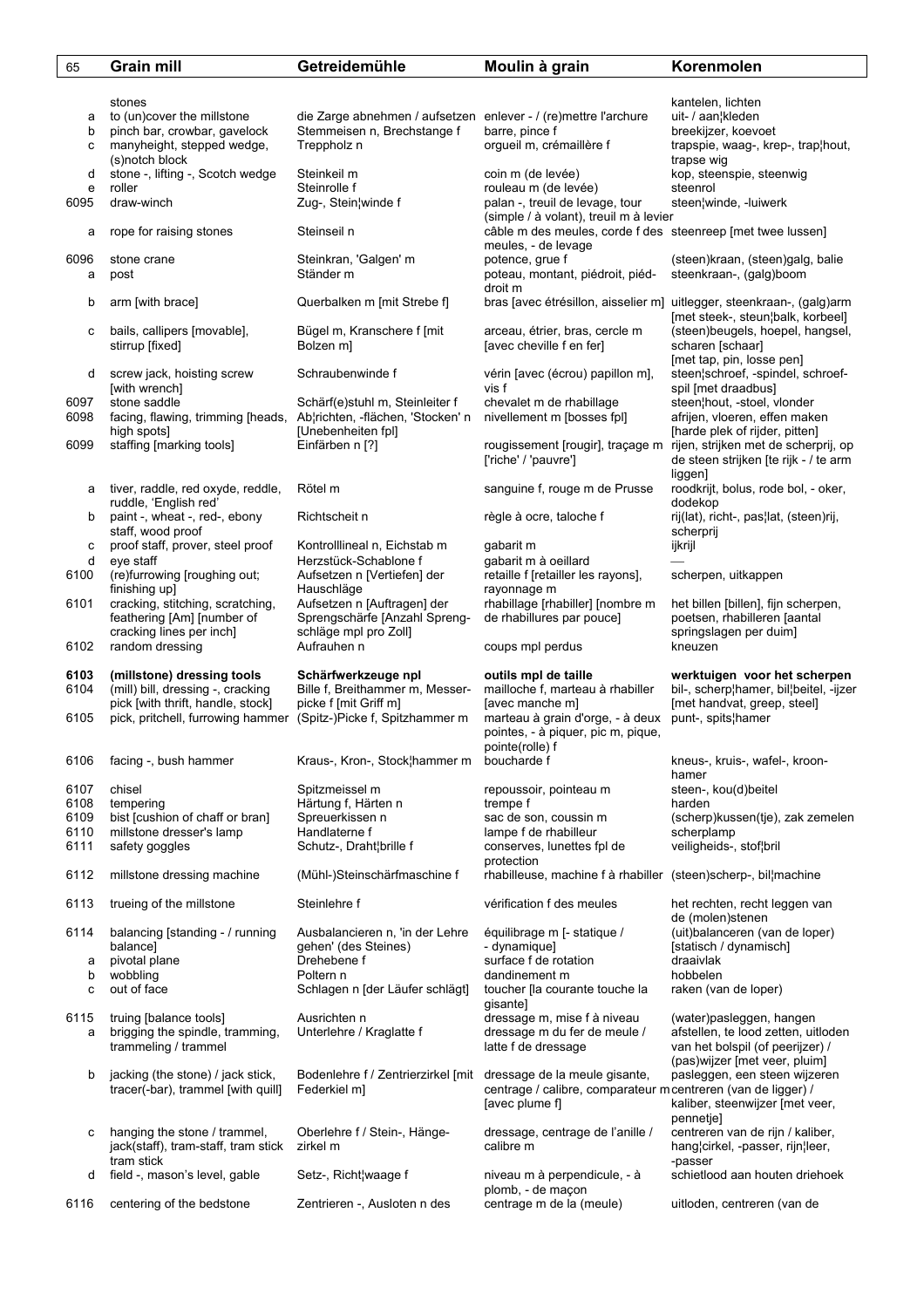| 65 | Grain mill | Getreidemühle | Moulin à grain | Korenmolen |
|---|---|---|---|---|
| | stones | | | kantelen, lichten |
| a | to (un)cover the millstone | die Zarge abnehmen / aufsetzen | enlever - / (re)mettre l'archure | uit- / aan¦kleden |
| b | pinch bar, crowbar, gavelock | Stemmeisen n, Brechstange f | barre, pince f | breekijzer, koevoet |
| c | manyheight, stepped wedge, (s)notch block | Treppholz n | orgueil m, crémaillère f | trapspie, waag-, krep-, trap¦hout, trapse wig |
| d | stone -, lifting -, Scotch wedge | Steinkeil m | coin m (de levée) | kop, steenspie, steenwig |
| e | roller | Steinrolle f | rouleau m (de levée) | steenrol |
| 6095 | draw-winch | Zug-, Stein¦winde f | palan -, treuil de levage, tour (simple / à volant), treuil m à levier | steen¦winde, -luiwerk |
| a | rope for raising stones | Steinseil n | câble m des meules, corde f des meules, - de levage | steenreep [met twee lussen] |
| 6096 | stone crane | Steinkran, 'Galgen' m | potence, grue f | (steen)kraan, (steen)galg, balie |
| a | post | Ständer m | poteau, montant, piédroit, piéd-droit m | steenkraan-, (galg)boom |
| b | arm [with brace] | Querbalken m [mit Strebe f] | bras [avec étrésillon, aisselier m] | uitlegger, steenkraan-, (galg)arm [met steek-, steun¦balk, korbeel] |
| c | bails, callipers [movable], stirrup [fixed] | Bügel m, Kranschere f [mit Bolzen m] | arceau, étrier, bras, cercle m [avec cheville f en fer] | (steen)beugels, hoepel, hangsel, scharen [schaar] [met tap, pin, losse pen] |
| d | screw jack, hoisting screw [with wrench] | Schraubenwinde f | vérin [avec (écrou) papillon m], vis f | steen¦schroef, -spindel, schroef-spil [met draadbus] |
| 6097 | stone saddle | Schärf(e)stuhl m, Steinleiter f | chevalet m de rhabillage | steen¦hout, -stoel, vlonder |
| 6098 | facing, flawing, trimming [heads, high spots] | Ab¦richten, -flächen, 'Stocken' n [Unebenheiten fpl] | nivellement m [bosses fpl] | afrijen, vloeren, effen maken [harde plek of rijder, pitten] |
| 6099 | staffing [marking tools] | Einfärben n [?] | rougissement [rougir], traçage m ['riche' / 'pauvre'] | rijen, strijken met de scherprij, op de steen strijken [te rijk - / te arm liggen] |
| a | tiver, raddle, red oxyde, reddle, ruddle, 'English red' | Rötel m | sanguine f, rouge m de Prusse | roodkrijt, bolus, rode bol, - oker, dodekop |
| b | paint -, wheat -, red-, ebony staff, wood proof | Richtscheit n | règle à ocre, taloche f | rij(lat), richt-, pas¦lat, (steen)rij, scherprij |
| c | proof staff, prover, steel proof | Kontrolllineal n, Eichstab m | gabarit m | ijkrijl |
| d | eye staff | Herzstück-Schablone f | gabarit m à oeillard | — |
| 6100 | (re)furrowing [roughing out; finishing up] | Aufsetzen n [Vertiefen] der Hauschläge | retaille f [retailler les rayons], rayonnage m | scherpen, uitkappen |
| 6101 | cracking, stitching, scratching, feathering [Am] [number of cracking lines per inch] | Aufsetzen n [Auftragen] der Sprengschärfe [Anzahl Spreng-schläge mpl pro Zoll] | rhabillage [rhabiller] [nombre m de rhabillures par pouce] | het billen [billen], fijn scherpen, poetsen, rhabilleren [aantal springslagen per duim] |
| 6102 | random dressing | Aufrauhen n | coups mpl perdus | kneuzen |
| **6103** | **(millstone) dressing tools** | **Schärfwerkzeuge npl** | **outils mpl de taille** | **werktuigen voor het scherpen** |
| 6104 | (mill) bill, dressing -, cracking pick [with thrift, handle, stock] | Bille f, Breithammer m, Messer-picke f [mit Griff m] | mailloche f, marteau à rhabiller [avec manche m] | bil-, scherp¦hamer, bil¦beitel, -ijzer [met handvat, greep, steel] |
| 6105 | pick, pritchell, furrowing hammer | (Spitz-)Picke f, Spitzhammer m | marteau à grain d'orge, - à deux pointes, - à piquer, pic m, pique, pointe(rolle) f | punt-, spits¦hamer |
| 6106 | facing -, bush hammer | Kraus-, Kron-, Stock¦hammer m | boucharde f | kneus-, kruis-, wafel-, kroon-hamer |
| 6107 | chisel | Spitzmeissel m | repoussoir, pointeau m | steen-, kou(d)beitel |
| 6108 | tempering | Härtung f, Härten n | trempe f | harden |
| 6109 | bist [cushion of chaff or bran] | Spreuerkissen n | sac de son, coussin m | (scherp)kussen(tje), zak zemelen |
| 6110 | millstone dresser's lamp | Handlaterne f | lampe f de rhabilleur | scherplamp |
| 6111 | safety goggles | Schutz-, Draht¦brille f | conserves, lunettes fpl de protection | veiligheids-, stof¦bril |
| 6112 | millstone dressing machine | (Mühl-)Steinschärfmaschine f | rhabilleuse, machine f à rhabiller | (steen)scherp-, bil¦machine |
| 6113 | trueing of the millstone | Steinlehre f | vérification f des meules | het rechten, recht leggen van de (molen)stenen |
| 6114 | balancing [standing - / running balance] | Ausbalancieren n, 'in der Lehre gehen' (des Steines) | équilibrage m [- statique / - dynamique] | (uit)balanceren (van de loper) [statisch / dynamisch] |
| a | pivotal plane | Drehebene f | surface f de rotation | draaivlak |
| b | wobbling | Poltern n | dandinement m | hobbelen |
| c | out of face | Schlagen n [der Läufer schlägt] | toucher [la courante touche la gisante] | raken (van de loper) |
| 6115 | truing [balance tools] | Ausrichten n | dressage m, mise f à niveau | (water)pasleggen, hangen |
| a | brigging the spindle, tramming, trammeling / trammel | Unterlehre / Kraglatte f | dressage m du fer de meule / latte f de dressage | afstellen, te lood zetten, uitloden van het bolspil (of peerijzer) / (pas)wijzer [met veer, pluim] |
| b | jacking (the stone) / jack stick, tracer(-bar), trammel [with quill] | Bodenlehre f / Zentrierzirkel [mit Federkiel m] | dressage de la meule gisante, centrage / calibre, comparateur m [avec plume f] | pasleggen, een steen wijzeren centreren (van de ligger) / kaliber, steenwijzer [met veer, pennetje] |
| c | hanging the stone / trammel, jack(staff), tram-staff, tram stick tram stick | Oberlehre f / Stein-, Hänge-zirkel m | dressage, centrage de l'anille / calibre m | centreren van de rijn / kaliber, hang¦cirkel, -passer, rijn¦leer, -passer |
| d | field -, mason's level, gable | Setz-, Richt¦waage f | niveau m à perpendicule, - à plomb, - de maçon | schietlood aan houten driehoek |
| 6116 | centering of the bedstone | Zentrieren -, Ausloten n des | centrage m de la (meule) | uitloden, centreren (van de |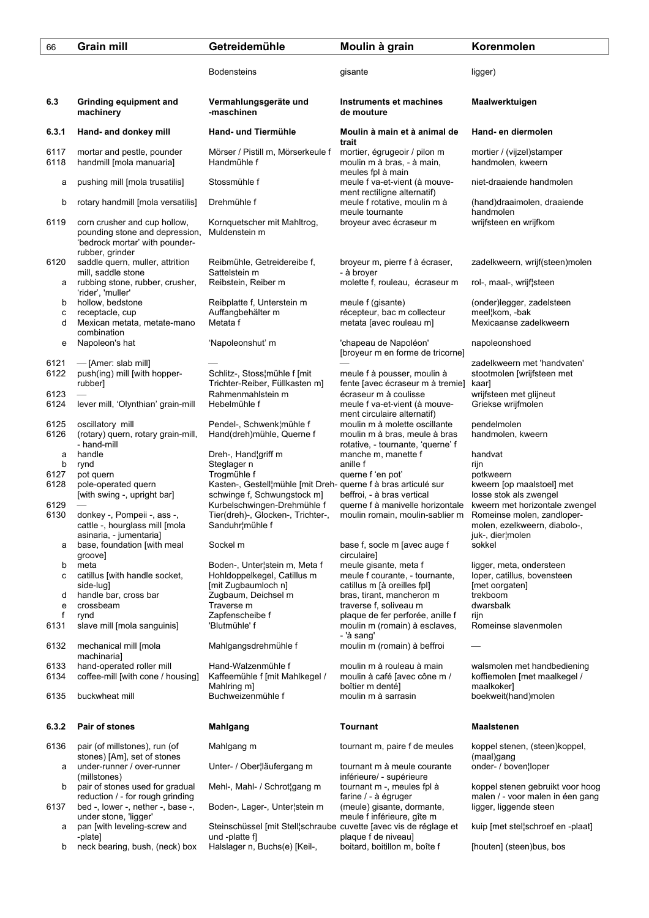| | | | | |
|---|---|---|---|---|
| | | Bodensteins | gisante | ligger) |
| **6.3** | **Grinding equipment and machinery** | **Vermahlungsgeräte und -maschinen** | **Instruments et machines de mouture** | **Maalwerktuigen** |
| **6.3.1** | **Hand- and donkey mill** | **Hand- und Tiermühle** | **Moulin à main et à animal de trait** | **Hand- en diermolen** |
| 6117 | mortar and pestle, pounder | Mörser / Pistill m, Mörserkeule f | mortier, égrugeoir / pilon m | mortier / (vijzel)stamper |
| 6118 | handmill [mola manuaria] | Handmühle f | moulin m à bras, - à main, meules fpl à main | handmolen, kweern |
| a | pushing mill [mola trusatilis] | Stossmühle f | meule f va-et-vient (à mouvement rectiligne alternatif) | niet-draaiende handmolen |
| b | rotary handmill [mola versatilis] | Drehmühle f | meule f rotative, moulin m à meule tournante | (hand)draaimolen, draaiende handmolen |
| 6119 | corn crusher and cup hollow, pounding stone and depression, 'bedrock mortar' with pounder-rubber, grinder | Kornquetscher mit Mahltrog, Muldenstein m | broyeur avec écraseur m | wrijfsteen en wrijfkom |
| 6120 | saddle quern, muller, attrition mill, saddle stone | Reibmühle, Getreidereibe f, Sattelstein m | broyeur m, pierre f à écraser, - à broyer | zadelkweern, wrijf(steen)molen |
| a | rubbing stone, rubber, crusher, 'rider', 'muller' | Reibstein, Reiber m | molette f, rouleau, écraseur m | rol-, maal-, wrijf¦steen |
| b | hollow, bedstone | Reibplatte f, Unterstein m | meule f (gisante) | (onder)legger, zadelsteen |
| c | receptacle, cup | Auffangbehälter m | récepteur, bac m collecteur | meel¦kom, -bak |
| d | Mexican metata, metate-mano combination | Metata f | metata [avec rouleau m] | Mexicaanse zadelkweern |
| e | Napoleon's hat | 'Napoleonshut' m | 'chapeau de Napoléon' [broyeur m en forme de tricorne] | napoleonshoed |
| 6121 | — [Amer: slab mill] | — | — | zadelkweern met 'handvaten' |
| 6122 | push(ing) mill [with hopper-rubber] | Schlitz-, Stoss¦mühle f [mit Trichter-Reiber, Füllkasten m] | meule f à pousser, moulin à fente [avec écraseur m à tremie] | stootmolen [wrijfsteen met kaar] |
| 6123 | — | Rahmenmahlstein m | écraseur m à coulisse | wrijfsteen met glijneut |
| 6124 | lever mill, 'Olynthian' grain-mill | Hebelmühle f | meule f va-et-vient (à mouvement circulaire alternatif) | Griekse wrijfmolen |
| 6125 | oscillatory mill | Pendel-, Schwenk¦mühle f | moulin m à molette oscillante | pendelmolen |
| 6126 | (rotary) quern, rotary grain-mill, - hand-mill | Hand(dreh)mühle, Querne f | moulin m à bras, meule à bras rotative, - tournante, 'querne' f | handmolen, kweern |
| a | handle | Dreh-, Hand¦griff m | manche m, manette f | handvat |
| b | rynd | Steglager n | anille f | rijn |
| 6127 | pot quern | Trogmühle f | querne f 'en pot' | potkweern |
| 6128 | pole-operated quern [with swing -, upright bar] | Kasten-, Gestell¦mühle [mit Dreh-schwinge f, Schwungstock m] | querne f à bras articulé sur beffroi, - à bras vertical | kweern [op maalstoel] met losse stok als zwengel |
| 6129 | — | Kurbelschwingen-Drehmühle f | querne f à manivelle horizontale | kweern met horizontale zwengel |
| 6130 | donkey -, Pompeii -, ass -, cattle -, hourglass mill [mola asinaria, - jumentaria] | Tier(dreh)-, Glocken-, Trichter-, Sanduhr¦mühle f | moulin romain, moulin-sablier m | Romeinse molen, zandloper-molen, ezelkweern, diabolo-, juk-, dier¦molen |
| a | base, foundation [with meal groove] | Sockel m | base f, socle m [avec auge f circulaire] | sokkel |
| b | meta | Boden-, Unter¦stein m, Meta f | meule gisante, meta f | ligger, meta, ondersteen |
| c | catillus [with handle socket, side-lug] | Hohldoppelkegel, Catillus m [mit Zugbaumloch n] | meule f courante, - tournante, catillus m [à oreilles fpl] | loper, catillus, bovensteen [met oorgaten] |
| d | handle bar, cross bar | Zugbaum, Deichsel m | bras, tirant, mancheron m | trekboom |
| e | crossbeam | Traverse m | traverse f, soliveau m | dwarsbalk |
| f | rynd | Zapfenscheibe f | plaque de fer perforée, anille f | rijn |
| 6131 | slave mill [mola sanguinis] | 'Blutmühle' f | moulin m (romain) à esclaves, - 'à sang' | Romeinse slavenmolen |
| 6132 | mechanical mill [mola machinaria] | Mahlgangsdrehmühle f | moulin m (romain) à beffroi | — |
| 6133 | hand-operated roller mill | Hand-Walzenmühle f | moulin m à rouleau à main | walsmolen met handbediening |
| 6134 | coffee-mill [with cone / housing] | Kaffeemühle f [mit Mahlkegel / Mahlring m] | moulin à café [avec cône m / boîtier m denté] | koffiemolen [met maalkegel / maalkoker] |
| 6135 | buckwheat mill | Buchweizenmühle f | moulin m à sarrasin | boekweit(hand)molen |
| **6.3.2** | **Pair of stones** | **Mahlgang** | **Tournant** | **Maalstenen** |
| 6136 | pair (of millstones), run (of stones) [Am], set of stones | Mahlgang m | tournant m, paire f de meules | koppel stenen, (steen)koppel, (maal)gang |
| a | under-runner / over-runner (millstones) | Unter- / Ober¦läufergang m | tournant m à meule courante inférieure/ - supérieure | onder- / boven¦loper |
| b | pair of stones used for gradual reduction / - for rough grinding | Mehl-, Mahl- / Schrot¦gang m | tournant m -, meules fpl à farine / - à égruger | koppel stenen gebruikt voor hoog malen / - voor malen in één gang |
| 6137 | bed -, lower -, nether -, base -, under stone, 'ligger' | Boden-, Lager-, Unter¦stein m | (meule) gisante, dormante, meule f inférieure, gîte m | ligger, liggende steen |
| a | pan [with leveling-screw and -plate] | Steinschüssel [mit Stell¦schraube und -platte f] | cuvette [avec vis de réglage et plaque f de niveau] | kuip [met stel¦schroef en -plaat] |
| b | neck bearing, bush, (neck) box | Halslager n, Buchs(e) [Keil-, | boitard, boitillon m, boîte f | [houten] (steen)bus, bos |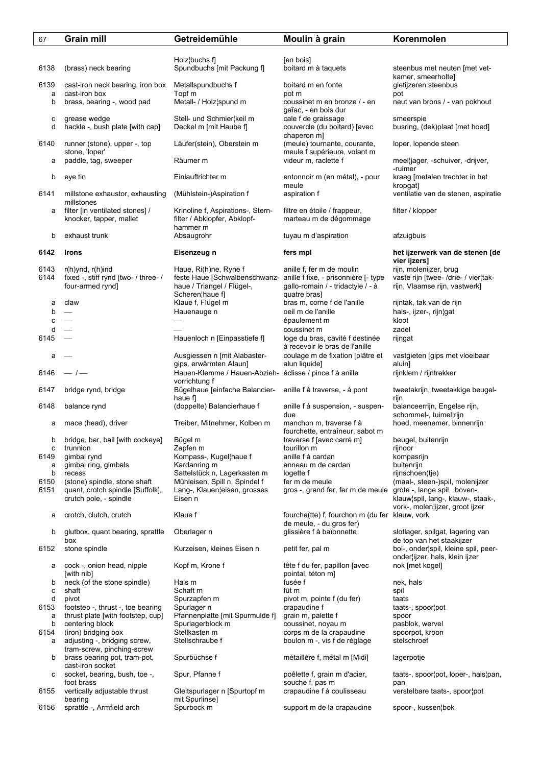| 67 | | Grain mill | Getreidemühle | Moulin à grain | Korenmolen |
|---|---|---|---|---|---|
| | | | Holz¦buchs f] | [en bois] | |
| 6138 | | (brass) neck bearing | Spundbuchs [mit Packung f] | boitard m à taquets | steenbus met neuten [met vet-kamer, smeerholte] |
| 6139 | | cast-iron neck bearing, iron box | Metallspundbuchs f | boitard m en fonte | gietijzeren steenbus |
| | a | cast-iron box | Topf m | pot m | pot |
| | b | brass, bearing -, wood pad | Metall- / Holz¦spund m | coussinet m en bronze / - en gaïac, - en bois dur | neut van brons / - van pokhout |
| | c | grease wedge | Stell- und Schmier¦keil m | cale f de graissage | smeerspie |
| | d | hackle -, bush plate [with cap] | Deckel m [mit Haube f] | couvercle (du boitard) [avec chaperon m] | busring, (dek)plaat [met hoed] |
| 6140 | | runner (stone), upper -, top stone, 'loper' | Läufer(stein), Oberstein m | (meule) tournante, courante, meule f supérieure, volant m | loper, lopende steen |
| | a | paddle, tag, sweeper | Räumer m | videur m, raclette f | meel¦jager, -schuiver, -drijver, -ruimer |
| | b | eye tin | Einlauftrichter m | entonnoir m (en métal), - pour meule | kraag [metalen trechter in het kropgat] |
| 6141 | | millstone exhaustor, exhausting millstones | (Mühlstein-)Aspiration f | aspiration f | ventilatie van de stenen, aspiratie |
| | a | filter [in ventilated stones] / knocker, tapper, mallet | Krinoline f, Aspirations-, Stern-filter / Abklopfer, Abklopf-hammer m | filtre en étoile / frappeur, marteau m de dégommage | filter / klopper |
| | b | exhaust trunk | Absaugrohr | tuyau m d'aspiration | afzuigbuis |
| **6142** | | **Irons** | **Eisenzeug n** | **fers mpl** | **het ijzerwerk van de stenen [de vier ijzers]** |
| 6143 | | r(h)ynd, r(h)ind | Haue, Ri(h)ne, Ryne f | anille f, fer m de moulin | rijn, molenijzer, brug |
| 6144 | | fixed -, stiff rynd [two- / three- / four-armed rynd] | feste Haue [Schwalbenschwanz-haue / Triangel / Flügel-, Scheren¦haue f] | anille f fixe, - prisonnière [- type gallo-romain / - tridactyle / - à quatre bras] | vaste rijn [twee- /drie- / vier¦tak-rijn, Vlaamse rijn, vastwerk] |
| | a | claw | Klaue f, Flügel m | bras m, corne f de l'anille | rijntak, tak van de rijn |
| | b | — | Hauenauge n | oeil m de l'anille | hals-, ijzer-, rijn¦gat |
| | c | — | — | épaulement m | kloot |
| | d | — | — | coussinet m | zadel |
| 6145 | | — | Hauenloch n [Einpasstiefe f] | loge du bras, cavité f destinée à recevoir le bras de l'anille | rijngat |
| | a | — | Ausgiessen n [mit Alabaster-gips, erwärmten Alaun] | coulage m de fixation [plâtre et alun liquide] | vastgieten [gips met vloeibaar aluin] |
| 6146 | | — / — | Hauen-Klemme / Hauen-Abzieh-vorrichtung f | éclisse / pince f à anille | rijnklem / rijntrekker |
| 6147 | | bridge rynd, bridge | Bügelhaue [einfache Balancier-haue f] | anille f à traverse, - à pont | tweetakrijn, tweetakkige beugel-rijn |
| 6148 | | balance rynd | (doppelte) Balancierhaue f | anille f à suspension, - suspen-due | balanceerrijn, Engelse rijn, schommel-, tuimel¦rijn |
| | a | mace (head), driver | Treiber, Mitnehmer, Kolben m | manchon m, traverse f à fourchette, entraîneur, sabot m | hoed, meenemer, binnenrijn |
| | b | bridge, bar, bail [with cockeye] | Bügel m | traverse f [avec carré m] | beugel, buitenrijn |
| | c | trunnion | Zapfen m | tourillon m | rijnoor |
| 6149 | | gimbal rynd | Kompass-, Kugel¦haue f | anille f à cardan | kompasrijn |
| | a | gimbal ring, gimbals | Kardanring m | anneau m de cardan | buitenrijn |
| | b | recess | Sattelstück n, Lagerkasten m | logette f | rijnschoen(tje) |
| 6150 | | (stone) spindle, stone shaft | Mühleisen, Spill n, Spindel f | fer m de meule | (maal-, steen-)spil, molenijzer |
| 6151 | | quant, crotch spindle [Suffolk], crutch pole, - spindle | Lang-, Klauen¦eisen, grosses Eisen n | gros -, grand fer, fer m de meule | grote -, lange spil, boven-, klauw¦spil, lang-, klauw-, staak-, vork-, molen¦ijzer, groot ijzer |
| | a | crotch, clutch, crutch | Klaue f | fourche(tte) f, fourchon m (du fer de meule, - du gros fer) | klauw, vork |
| | b | glutbox, quant bearing, sprattle box | Oberlager n | glissière f à baïonnette | slotlager, spilgat, lagering van de top van het staakijzer |
| 6152 | | stone spindle | Kurzeisen, kleines Eisen n | petit fer, pal m | bol-, onder¦spil, kleine spil, peer-onder¦ijzer, hals, klein ijzer |
| | a | cock -, onion head, nipple [with nib] | Kopf m, Krone f | tête f du fer, papillon [avec pointal, téton m] | nok [met kogel] |
| | b | neck (of the stone spindle) | Hals m | fusée f | nek, hals |
| | c | shaft | Schaft m | fût m | spil |
| | d | pivot | Spurzapfen m | pivot m, pointe f (du fer) | taats |
| 6153 | | footstep -, thrust -, toe bearing | Spurlager n | crapaudine f | taats-, spoor¦pot |
| | a | thrust plate [with footstep, cup] | Pfannenplatte [mit Spurmulde f] | grain m, palette f | spoor |
| | b | centering block | Spurlagerblock m | coussinet, noyau m | pasblok, wervel |
| 6154 | | (iron) bridging box | Stellkasten m | corps m de la crapaudine | spoorpot, kroon |
| | a | adjusting -, bridging screw, tram-screw, pinching-screw | Stellschraube f | boulon m -, vis f de réglage | stelschroef |
| | b | brass bearing pot, tram-pot, cast-iron socket | Spurbüchse f | métaillère f, métal m [Midi] | lagerpotje |
| | c | socket, bearing, bush, toe -, foot brass | Spur, Pfanne f | poêlette f, grain m d'acier, souche f, pas m | taats-, spoor¦pot, loper-, hals¦pan, pan |
| 6155 | | vertically adjustable thrust bearing | Gleitspurlager n [Spurtopf m mit Spurlinse] | crapaudine f à coulisseau | verstelbare taats-, spoor¦pot |
| 6156 | | sprattle -, Armfield arch | Spurbock m | support m de la crapaudine | spoor-, kussen¦bok |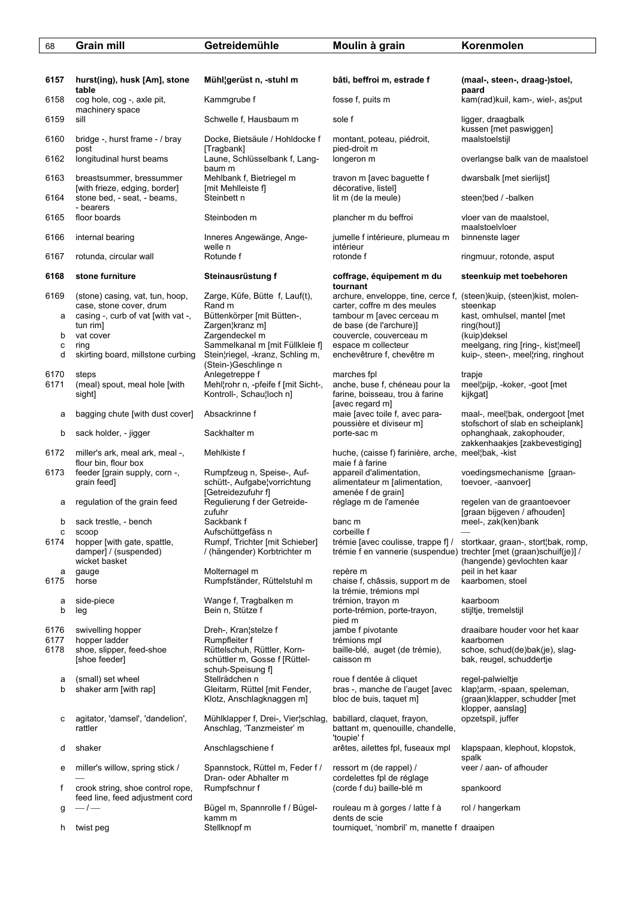| 68 | Grain mill | Getreidemühle | Moulin à grain | Korenmolen |
|---|---|---|---|---|
| **6157** | **hurst(ing), husk [Am], stone table** | **Mühl¦gerüst n, -stuhl m** | **bâti, beffroi m, estrade f** | **(maal-, steen-, draag-)stoel, paard** |
| 6158 | cog hole, cog -, axle pit, machinery space | Kammgrube f | fosse f, puits m | kam(rad)kuil, kam-, wiel-, as¦put |
| 6159 | sill | Schwelle f, Hausbaum m | sole f | ligger, draagbalk kussen [met paswiggen] |
| 6160 | bridge -, hurst frame - / bray post | Docke, Bietsäule / Hohldocke f [Tragbank] | montant, poteau, piédroit, pied-droit m | maalstoelstijl |
| 6162 | longitudinal hurst beams | Laune, Schlüsselbank f, Langbaum m | longeron m | overlangse balk van de maalstoel |
| 6163 | breastsummer, bressummer [with frieze, edging, border] | Mehlbank f, Bietriegel m [mit Mehlleiste f] | travon m [avec baguette f décorative, listel] | dwarsbalk [met sierlijst] |
| 6164 | stone bed, - seat, - beams, - bearers | Steinbett n | lit m (de la meule) | steen¦bed / -balken |
| 6165 | floor boards | Steinboden m | plancher m du beffroi | vloer van de maalstoel, maalstoelvloer |
| 6166 | internal bearing | Inneres Angewänge, Angewelle n | jumelle f intérieure, plumeau m intérieur | binnenste lager |
| 6167 | rotunda, circular wall | Rotunde f | rotonde f | ringmuur, rotonde, asput |
| **6168** | **stone furniture** | **Steinausrüstung f** | **coffrage, équipement m du tournant** | **steenkuip met toebehoren** |
| 6169 | (stone) casing, vat, tun, hoop, case, stone cover, drum | Zarge, Küfe, Bütte f, Lauf(t), Rand m | archure, enveloppe, tine, cerce f, carter, coffre m des meules | (steen)kuip, (steen)kist, molensteenkap |
| a | casing -, curb of vat [with vat -, tun rim] | Büttenkörper [mit Bütten-, Zargen¦kranz m] | tambour m [avec cerceau m de base (de l'archure)] | kast, omhulsel, mantel [met ring(hout)] |
| b | vat cover | Zargendeckel m | couvercle, couverceau m | (kuip)deksel |
| c | ring | Sammelkanal m [mit Füllkleie f] | espace m collecteur | meelgang, ring [ring-, kist¦meel] |
| d | skirting board, millstone curbing | Stein¦riegel, -kranz, Schling m, (Stein-)Geschlinge n | enchevêtrure f, chevêtre m | kuip-, steen-, meel¦ring, ringhout |
| 6170 | steps | Anlegetreppe f | marches fpl | trapje |
| 6171 | (meal) spout, meal hole [with sight] | Mehl¦rohr n, -pfeife f [mit Sicht-, Kontroll-, Schau¦loch n] | anche, buse f, chéneau pour la farine, boisseau, trou à farine [avec regard m] | meel¦pijp, -koker, -goot [met kijkgat] |
| a | bagging chute [with dust cover] | Absackrinne f | maie [avec toile f, avec parapoussière et diviseur m] | maal-, meel¦bak, ondergoot [met stofschort of slab en scheiplank] |
| b | sack holder, - jigger | Sackhalter m | porte-sac m | ophanghaak, zakophouder, zakkenhaakjes [zakbevestiging] |
| 6172 | miller's ark, meal ark, meal -, flour bin, flour box | Mehlkiste f | huche, (caisse f) farinière, arche, maie f à farine | meel¦bak, -kist |
| 6173 | feeder [grain supply, corn -, grain feed] | Rumpfzeug n, Speise-, Aufschütt-, Aufgabe¦vorrichtung [Getreidezufuhr f] | appareil d'alimentation, alimentateur m [alimentation, amenée f de grain] | voedingsmechanisme [graantoevoer, -aanvoer] |
| a | regulation of the grain feed | Regulierung f der Getreidezufuhr | réglage m de l'amenée | regelen van de graantoevoer [graan bijgeven / afhouden] |
| b | sack trestle, - bench | Sackbank f | banc m | meel-, zak(ken)bank |
| c | scoop | Aufschüttgefäss n | corbeille f | — |
| 6174 | hopper [with gate, spattle, damper] / (suspended) wicket basket | Rumpf, Trichter [mit Schieber] / (hängender) Korbtrichter m | trémie [avec coulisse, trappe f] / trémie f en vannerie (suspendue) | stortkaar, graan-, stort¦bak, romp, trechter [met (graan)schuif(je)] / (hangende) gevlochten kaar |
| a | gauge | Molternagel m | repère m | peil in het kaar |
| 6175 | horse | Rumpfständer, Rüttelstuhl m | chaise f, châssis, support m de la trémie, trémions mpl | kaarbomen, stoel |
| a | side-piece | Wange f, Tragbalken m | trémion, trayon m | kaarboom |
| b | leg | Bein n, Stütze f | porte-trémion, porte-trayon, pied m | stijltje, tremelstijl |
| 6176 | swivelling hopper | Dreh-, Kran¦stelze f | jambe f pivotante | draaibare houder voor het kaar |
| 6177 | hopper ladder | Rumpfleiter f | trémions mpl | kaarbomen |
| 6178 | shoe, slipper, feed-shoe [shoe feeder] | Rüttelschuh, Rüttler, Kornschüttler m, Gosse f [Rüttelschuh-Speisung f] | baille-blé, auget (de trémie), caisson m | schoe, schud(de)bak(je), slagbak, reugel, schuddertje |
| a | (small) set wheel | Stellrädchen n | roue f dentée à cliquet | regel-palwieltje |
| b | shaker arm [with rap] | Gleitarm, Rüttel [mit Fender, Klotz, Anschlagknaggen m] | bras -, manche de l'auget [avec bloc de buis, taquet m] | klap¦arm, -spaan, speleman, (graan)klapper, schudder [met klopper, aanslag] |
| c | agitator, 'damsel', 'dandelion', rattler | Mühlklapper f, Drei-, Vier¦schlag, Anschlag, 'Tanzmeister' m | babillard, claquet, frayon, battant m, quenouille, chandelle, 'toupie' f | opzetspil, juffer |
| d | shaker | Anschlagschiene f | arêtes, ailettes fpl, fuseaux mpl | klapspaan, klephout, klopstok, spalk |
| e | miller's willow, spring stick / — | Spannstock, Rüttel m, Feder f / Dran- oder Abhalter m | ressort m (de rappel) / cordelettes fpl de réglage | veer / aan- of afhouder |
| f | crook string, shoe control rope, feed line, feed adjustment cord | Rumpfschnur f | (corde f du) baille-blé m | spankoord |
| g | — / — | Bügel m, Spannrolle f / Bügelkamm m | rouleau m à gorges / latte f à dents de scie | rol / hangerkam |
| h | twist peg | Stellknopf m | tourniquet, 'nombril' m, manette f | draaipen |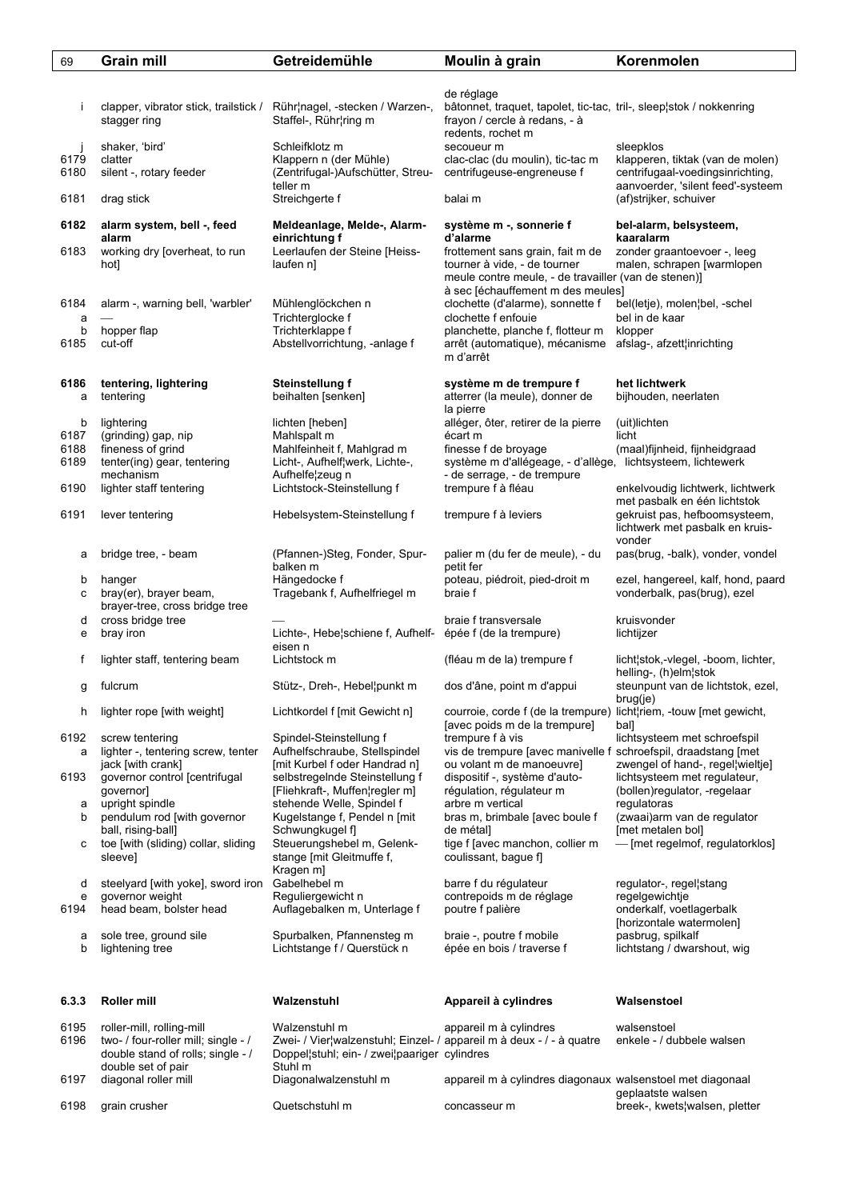| 69 | Grain mill | Getreidemühle | Moulin à grain | Korenmolen |
|---|---|---|---|---|
| | | | de réglage | |
| i | clapper, vibrator stick, trailstick / stagger ring | Rühr¦nagel, -stecken / Warzen-, Staffel-, Rühr¦ring m | bâtonnet, traquet, tapolet, tic-tac, frayon / cercle à redans, - à redents, rochet m | tril-, sleep¦stok / nokkenring |
| j | shaker, 'bird' | Schleifklotz m | secoueur m | sleepklos |
| 6179 | clatter | Klappern n (der Mühle) | clac-clac (du moulin), tic-tac m | klapperen, tiktak (van de molen) |
| 6180 | silent -, rotary feeder | (Zentrifugal-)Aufschütter, Streuteller m | centrifugeuse-engreneuse f | centrifugaal-voedingsinrichting, aanvoerder, 'silent feed'-systeem |
| 6181 | drag stick | Streichgerte f | balai m | (af)strijker, schuiver |
| **6182** | **alarm system, bell -, feed alarm** | **Meldeanlage, Melde-, Alarmeinrichtung f** | **système m -, sonnerie f d'alarme** | **bel-alarm, belsysteem, kaaralarm** |
| 6183 | working dry [overheat, to run hot] | Leerlaufen der Steine [Heisslaufen n] | frottement sans grain, fait m de tourner à vide, - de tourner meule contre meule, - de travailler à sec [échauffement m des meules] | zonder graantoevoer -, leeg malen, schrapen [warmlopen (van de stenen)] |
| 6184 | alarm -, warning bell, 'warbler' | Mühlenglöckchen n | clochette (d'alarme), sonnette f | bel(letje), molen¦bel, -schel |
| a | — | Trichterglocke f | clochette f enfouie | bel in de kaar |
| b | hopper flap | Trichterklappe f | planchette, planche f, flotteur m | klopper |
| 6185 | cut-off | Abstellvorrichtung, -anlage f | arrêt (automatique), mécanisme m d'arrêt | afslag-, afzett¦inrichting |
| **6186** | **tentering, lightering** | **Steinstellung f** | **système m de trempure f** | **het lichtwerk** |
| a | tentering | beihalten [senken] | atterrer (la meule), donner de la pierre | bijhouden, neerlaten |
| b | lightering | lichten [heben] | alléger, ôter, retirer de la pierre | (uit)lichten |
| 6187 | (grinding) gap, nip | Mahlspalt m | écart m | licht |
| 6188 | fineness of grind | Mahlfeinheit f, Mahlgrad m | finesse f de broyage | (maal)fijnheid, fijnheidgraad |
| 6189 | tenter(ing) gear, tentering mechanism | Licht-, Aufhelf¦werk, Lichte-, Aufhelfe¦zeug n | système m d'allégeage, - d'allège, - de serrage, - de trempure | lichtsysteem, lichtewerk |
| 6190 | lighter staff tentering | Lichtstock-Steinstellung f | trempure f à fléau | enkelvoudig lichtwerk, lichtwerk met pasbalk en één lichtstok |
| 6191 | lever tentering | Hebelsystem-Steinstellung f | trempure f à leviers | gekruist pas, hefboomsysteem, lichtwerk met pasbalk en kruisvonder |
| a | bridge tree, - beam | (Pfannen-)Steg, Fonder, Spurbalken m | palier m (du fer de meule), - du petit fer | pas(brug, -balk), vonder, vondel |
| b | hanger | Hängedocke f | poteau, piédroit, pied-droit m | ezel, hangereel, kalf, hond, paard |
| c | bray(er), brayer beam, brayer-tree, cross bridge tree | Tragebank f, Aufhelfriegel m | braie f | vonderbalk, pas(brug), ezel |
| d | cross bridge tree | — | braie f transversale | kruisvonder |
| e | bray iron | Lichte-, Hebe¦schiene f, Aufhelfeisen n | épée f (de la trempure) | lichtijzer |
| f | lighter staff, tentering beam | Lichtstock m | (fléau m de la) trempure f | licht¦stok,-vlegel, -boom, lichter, helling-, (h)elm¦stok |
| g | fulcrum | Stütz-, Dreh-, Hebel¦punkt m | dos d'âne, point m d'appui | steunpunt van de lichtstok, ezel, brug(je) |
| h | lighter rope [with weight] | Lichtkordel f [mit Gewicht n] | courroie, corde f (de la trempure) [avec poids m de la trempure] | licht¦riem, -touw [met gewicht, bal] |
| 6192 | screw tentering | Spindel-Steinstellung f | trempure f à vis | lichtsysteem met schroefspil |
| a | lighter -, tentering screw, tenter jack [with crank] | Aufhelfschraube, Stellspindel [mit Kurbel f oder Handrad n] | vis de trempure [avec manivelle f ou volant m de manoeuvre] | schroefspil, draadstang [met zwengel of hand-, regel¦wieltje] |
| 6193 | governor control [centrifugal governor] | selbstregelnde Steinstellung f [Fliehkraft-, Muffen¦regler m] | dispositif -, système d'autorégulation, régulateur m | lichtsysteem met regulateur, (bollen)regulator, -regelaar |
| a | upright spindle | stehende Welle, Spindel f | arbre m vertical | regulatoras |
| b | pendulum rod [with governor ball, rising-ball] | Kugelstange f, Pendel n [mit Schwungkugel f] | bras m, brimbale [avec boule f de métal] | (zwaai)arm van de regulator [met metalen bol] |
| c | toe [with (sliding) collar, sliding sleeve] | Steuerungshebel m, Gelenkstange [mit Gleitmuffe f, Kragen m] | tige f [avec manchon, collier m coulissant, bague f] | — [met regelmof, regulatorklos] |
| d | steelyard [with yoke], sword iron | Gabelhebel m | barre f du régulateur | regulator-, regel¦stang |
| e | governor weight | Reguliergewicht n | contrepoids m de réglage | regelgewichtje |
| 6194 | head beam, bolster head | Auflagebalken m, Unterlage f | poutre f palière | onderkalf, voetlagerbalk [horizontale watermolen] |
| a | sole tree, ground sile | Spurbalken, Pfannensteg m | braie -, poutre f mobile | pasbrug, spilkalf |
| b | lightening tree | Lichtstange f / Querstück n | épée en bois / traverse f | lichtstang / dwarshout, wig |
| **6.3.3** | **Roller mill** | **Walzenstuhl** | **Appareil à cylindres** | **Walsenstoel** |
| 6195 | roller-mill, rolling-mill | Walzenstuhl m | appareil m à cylindres | walsenstoel |
| 6196 | two- / four-roller mill; single - / double stand of rolls; single - / double set of pair | Zwei- / Vier¦walzenstuhl; Einzel- / Doppel¦stuhl; ein- / zwei¦paariger Stuhl m | appareil m à deux - / - à quatre cylindres | enkele - / dubbele walsen |
| 6197 | diagonal roller mill | Diagonalwalzenstuhl m | appareil m à cylindres diagonaux | walsenstoel met diagonaal geplaatste walsen |
| 6198 | grain crusher | Quetschstuhl m | concasseur m | breek-, kwets¦walsen, pletter |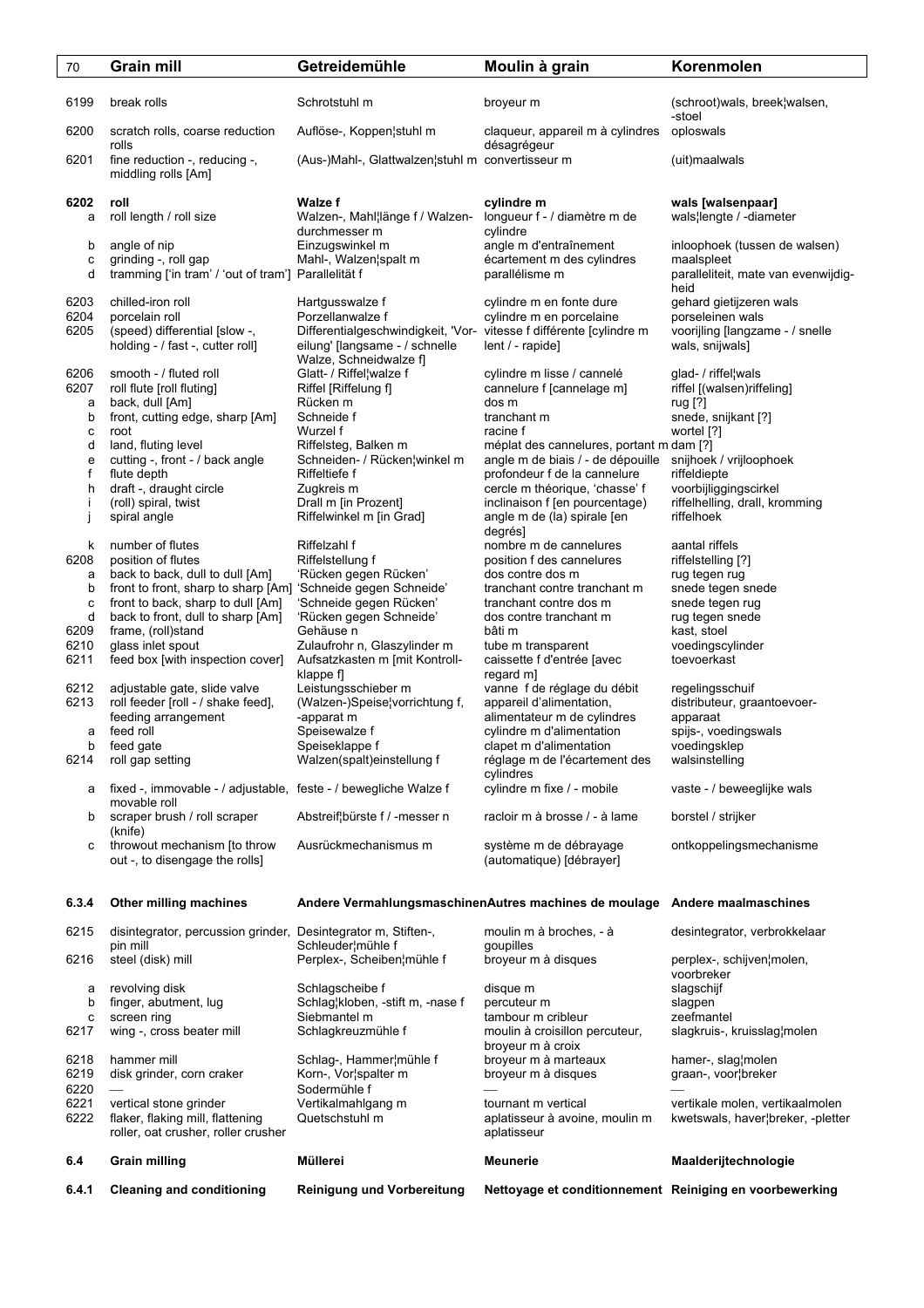| | Grain mill | Getreidemühle | Moulin à grain | Korenmolen |
|---|---|---|---|---|
| 6199 | break rolls | Schrotstuhl m | broyeur m | (schroot)wals, breek¦walsen, -stoel |
| 6200 | scratch rolls, coarse reduction rolls | Auflöse-, Koppen¦stuhl m | claqueur, appareil m à cylindres désagrégeur | oploswals |
| 6201 | fine reduction -, reducing -, middling rolls [Am] | (Aus-)Mahl-, Glattwalzen¦stuhl m | convertisseur m | (uit)maalwals |
| **6202** | **roll** | **Walze f** | **cylindre m** | **wals [walsenpaar]** |
| a | roll length / roll size | Walzen-, Mahl¦länge f / Walzendurchmesser m | longueur f - / diamètre m de cylindre | wals¦lengte / -diameter |
| b | angle of nip | Einzugswinkel m | angle m d'entraînement | inloophoek (tussen de walsen) |
| c | grinding -, roll gap | Mahl-, Walzen¦spalt m | écartement m des cylindres | maalspleet |
| d | tramming ['in tram' / 'out of tram'] | Parallelität f | parallélisme m | paralleliteit, mate van evenwijdigheid |
| 6203 | chilled-iron roll | Hartgusswalze f | cylindre m en fonte dure | gehard gietijzeren wals |
| 6204 | porcelain roll | Porzellanwalze f | cylindre m en porcelaine | porseleinen wals |
| 6205 | (speed) differential [slow -, holding - / fast -, cutter roll] | Differentialgeschwindigkeit, 'Vor-eilung' [langsame - / schnelle Walze, Schneidwalze f] | vitesse f différente [cylindre m lent / - rapide] | voorijling [langzame - / snelle wals, snijwals] |
| 6206 | smooth - / fluted roll | Glatt- / Riffel¦walze f | cylindre m lisse / cannelé | glad- / riffel¦wals |
| 6207 | roll flute [roll fluting] | Riffel [Riffelung f] | cannelure f [cannelage m] | riffel [(walsen)riffeling] |
| a | back, dull [Am] | Rücken m | dos m | rug [?] |
| b | front, cutting edge, sharp [Am] | Schneide f | tranchant m | snede, snijkant [?] |
| c | root | Wurzel f | racine f | wortel [?] |
| d | land, fluting level | Riffelsteg, Balken m | méplat des cannelures, portant m | dam [?] |
| e | cutting -, front - / back angle | Schneiden- / Rücken¦winkel m | angle m de biais / - de dépouille | snijhoek / vrijloophoek |
| f | flute depth | Riffeltiefe f | profondeur f de la cannelure | riffeldiepte |
| h | draft -, draught circle | Zugkreis m | cercle m théorique, 'chasse' f | voorbijliggingscirkel |
| i | (roll) spiral, twist | Drall m [in Prozent] | inclinaison f [en pourcentage] | riffelhelling, drall, kromming |
| j | spiral angle | Riffelwinkel m [in Grad] | angle m de (la) spirale [en degrés] | riffelhoek |
| k | number of flutes | Riffelzahl f | nombre m de cannelures | aantal riffels |
| 6208 | position of flutes | Riffelstellung f | position f des cannelures | riffelstelling [?] |
| a | back to back, dull to dull [Am] | 'Rücken gegen Rücken' | dos contre dos m | rug tegen rug |
| b | front to front, sharp to sharp [Am] | 'Schneide gegen Schneide' | tranchant contre tranchant m | snede tegen snede |
| c | front to back, sharp to dull [Am] | 'Schneide gegen Rücken' | tranchant contre dos m | snede tegen rug |
| d | back to front, dull to sharp [Am] | 'Rücken gegen Schneide' | dos contre tranchant m | rug tegen snede |
| 6209 | frame, (roll)stand | Gehäuse n | bâti m | kast, stoel |
| 6210 | glass inlet spout | Zulaufrohr n, Glaszylinder m | tube m transparent | voedingscylinder |
| 6211 | feed box [with inspection cover] | Aufsatzkasten m [mit Kontroll-klappe f] | caissette f d'entrée [avec regard m] | toevoerkast |
| 6212 | adjustable gate, slide valve | Leistungsschieber m | vanne f de réglage du débit | regelingsschuif |
| 6213 | roll feeder [roll - / shake feed], feeding arrangement | (Walzen-)Speise¦vorrichtung f, -apparat m | appareil d'alimentation, alimentateur m de cylindres | distributeur, graantoevoer-apparaat |
| a | feed roll | Speisewalze f | cylindre m d'alimentation | spijs-, voedingswals |
| b | feed gate | Speiseklappe f | clapet m d'alimentation | voedingsklep |
| 6214 | roll gap setting | Walzen(spalt)einstellung f | réglage m de l'écartement des cylindres | walsinstelling |
| a | fixed -, immovable - / adjustable, movable roll | feste - / bewegliche Walze f | cylindre m fixe / - mobile | vaste - / beweeglijke wals |
| b | scraper brush / roll scraper (knife) | Abstreif¦bürste f / -messer n | racloir m à brosse / - à lame | borstel / strijker |
| c | throwout mechanism [to throw out -, to disengage the rolls] | Ausrückmechanismus m | système m de débrayage (automatique) [débrayer] | ontkoppelingsmechanisme |
| **6.3.4** | **Other milling machines** | **Andere Vermahlungsmaschinen** | **Autres machines de moulage** | **Andere maalmaschines** |
| 6215 | disintegrator, percussion grinder, pin mill | Desintegrator m, Stiften-, Schleuder¦mühle f | moulin m à broches, - à goupilles | desintegrator, verbrokkelaar |
| 6216 | steel (disk) mill | Perplex-, Scheiben¦mühle f | broyeur m à disques | perplex-, schijven¦molen, voorbreker |
| a | revolving disk | Schlagscheibe f | disque m | slagschijf |
| b | finger, abutment, lug | Schlag¦kloben, -stift m, -nase f | percuteur m | slagpen |
| c | screen ring | Siebmantel m | tambour m cribleur | zeefmantel |
| 6217 | wing -, cross beater mill | Schlagkreuzmühle f | moulin à croisillon percuteur, broyeur m à croix | slagkruis-, kruisslag¦molen |
| 6218 | hammer mill | Schlag-, Hammer¦mühle f | broyeur m à marteaux | hamer-, slag¦molen |
| 6219 | disk grinder, corn craker | Korn-, Vor¦spalter m | broyeur m à disques | graan-, voor¦breker |
| 6220 | — | Sodermühle f | — | — |
| 6221 | vertical stone grinder | Vertikalmahlgang m | tournant m vertical | vertikale molen, vertikaalmolen |
| 6222 | flaker, flaking mill, flattening roller, oat crusher, roller crusher | Quetschstuhl m | aplatisseur à avoine, moulin m aplatisseur | kwetswals, haver¦breker, -pletter |
| **6.4** | **Grain milling** | **Müllerei** | **Meunerie** | **Maalderijtechnologie** |
| **6.4.1** | **Cleaning and conditioning** | **Reinigung und Vorbereitung** | **Nettoyage et conditionnement** | **Reiniging en voorbewerking** |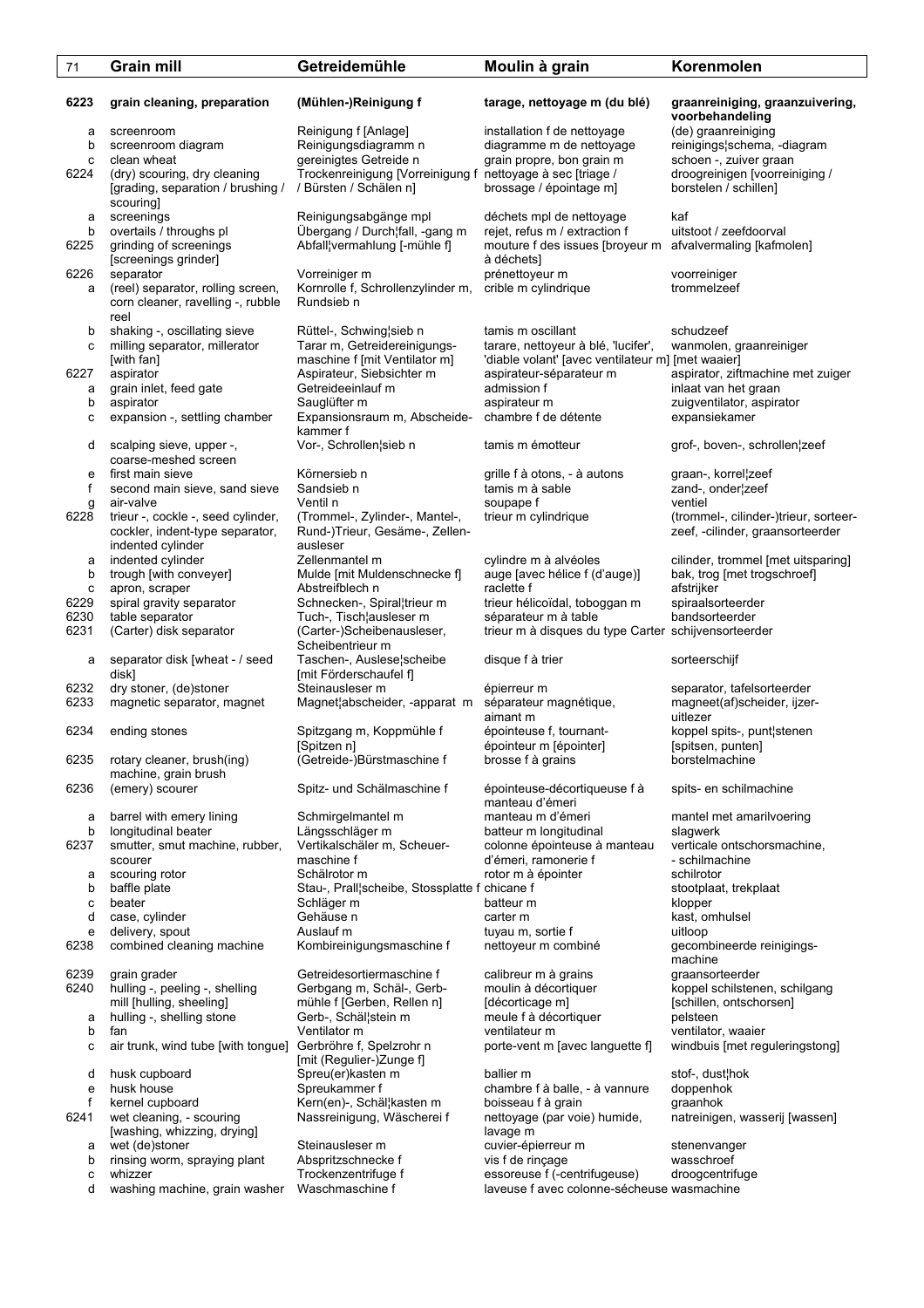| 71 | Grain mill | Getreidemühle | Moulin à grain | Korenmolen |
|---|---|---|---|---|
| 6223 | **grain cleaning, preparation** | **(Mühlen-)Reinigung f** | **tarage, nettoyage m (du blé)** | **graanreiniging, graanzuivering, voorbehandeling** |
| a | screenroom | Reinigung f [Anlage] | installation f de nettoyage | (de) graanreiniging |
| b | screenroom diagram | Reinigungsdiagramm n | diagramme m de nettoyage | reinigings¦schema, -diagram |
| c | clean wheat | gereinigtes Getreide n | grain propre, bon grain m | schoon -, zuiver graan |
| 6224 | (dry) scouring, dry cleaning [grading, separation / brushing / scouring] | Trockenreinigung [Vorreinigung f / Bürsten / Schälen n] | nettoyage à sec [triage / brossage / épointage m] | droogreinigen [voorreiniging / borstelen / schillen] |
| a | screenings | Reinigungsabgänge mpl | déchets mpl de nettoyage | kaf |
| b | overtails / throughs pl | Übergang / Durch¦fall, -gang m | rejet, refus m / extraction f | uitstoot / zeefdoorval |
| 6225 | grinding of screenings [screenings grinder] | Abfall¦vermahlung [-mühle f] | mouture f des issues [broyeur m à déchets] | afvalvermaling [kafmolen] |
| 6226 | separator | Vorreiniger m | prénettoyeur m | voorreiniger |
| a | (reel) separator, rolling screen, corn cleaner, ravelling -, rubble reel | Kornrolle f, Schrollenzylinder m, Rundsieb n | crible m cylindrique | trommelzeef |
| b | shaking -, oscillating sieve | Rüttel-, Schwing¦sieb n | tamis m oscillant | schudzeef |
| c | milling separator, millerator [with fan] | Tarar m, Getreidereinigungs-maschine f [mit Ventilator m] | tarare, nettoyeur à blé, 'lucifer', 'diable volant' [avec ventilateur m] | wanmolen, graanreiniger [met waaier] |
| 6227 | aspirator | Aspirateur, Siebsichter m | aspirateur-séparateur m | aspirator, ziftmachine met zuiger |
| a | grain inlet, feed gate | Getreideeinlauf m | admission f | inlaat van het graan |
| b | aspirator | Sauglüfter m | aspirateur m | zuigventilator, aspirator |
| c | expansion -, settling chamber | Expansionsraum m, Abscheide-kammer f | chambre f de détente | expansiekamer |
| d | scalping sieve, upper -, coarse-meshed screen | Vor-, Schrollen¦sieb n | tamis m émotteur | grof-, boven-, schrollen¦zeef |
| e | first main sieve | Körnersieb n | grille f à otons, - à autons | graan-, korrel¦zeef |
| f | second main sieve, sand sieve | Sandsieb n | tamis m à sable | zand-, onder¦zeef |
| g | air-valve | Ventil n | soupape f | ventiel |
| 6228 | trieur -, cockle -, seed cylinder, cockler, indent-type separator, indented cylinder | (Trommel-, Zylinder-, Mantel-, Rund-)Trieur, Gesäme-, Zellen-ausleser | trieur m cylindrique | (trommel-, cilinder-)trieur, sorteer-zeef, -cilinder, graansorteerder |
| a | indented cylinder | Zellenmantel m | cylindre m à alvéoles | cilinder, trommel [met uitsparing] |
| b | trough [with conveyer] | Mulde [mit Muldenschnecke f] | auge [avec hélice f (d'auge)] | bak, trog [met trogschroef] |
| c | apron, scraper | Abstreifblech n | raclette f | afstrijker |
| 6229 | spiral gravity separator | Schnecken-, Spiral¦trieur m | trieur hélicoïdal, toboggan m | spiraalsorteerder |
| 6230 | table separator | Tuch-, Tisch¦ausleser m | séparateur m à table | bandsorteerder |
| 6231 | (Carter) disk separator | (Carter-)Scheibenausleser, Scheibentrieur m | trieur m à disques du type Carter | schijvensorteerder |
| a | separator disk [wheat - / seed disk] | Taschen-, Auslese¦scheibe [mit Förderschaufel f] | disque f à trier | sorteerschijf |
| 6232 | dry stoner, (de)stoner | Steinausleser m | épierreur m | separator, tafelsorteerder |
| 6233 | magnetic separator, magnet | Magnet¦abscheider, -apparat m | séparateur magnétique, aimant m | magneet(af)scheider, ijzer-uitlezer |
| 6234 | ending stones | Spitzgang m, Koppmühle f [Spitzen n] | épointeuse f, tournant-épointeur m [épointer] | koppel spits-, punt¦stenen [spitsen, punten] |
| 6235 | rotary cleaner, brush(ing) machine, grain brush | (Getreide-)Bürstmaschine f | brosse f à grains | borstelmachine |
| 6236 | (emery) scourer | Spitz- und Schälmaschine f | épointeuse-décortiqueuse f à manteau d'émeri | spits- en schilmachine |
| a | barrel with emery lining | Schmirgelmantel m | manteau m d'émeri | mantel met amarilvoering |
| b | longitudinal beater | Längsschläger m | batteur m longitudinal | slagwerk |
| 6237 | smutter, smut machine, rubber, scourer | Vertikalschäler m, Scheuer-maschine f | colonne épointeuse à manteau d'émeri, ramonerie f | verticale ontschorsmachine, - schilmachine |
| a | scouring rotor | Schälrotor m | rotor m à épointer | schilrotor |
| b | baffle plate | Stau-, Prall¦scheibe, Stossplatte f | chicane f | stootplaat, trekplaat |
| c | beater | Schläger m | batteur m | klopper |
| d | case, cylinder | Gehäuse n | carter m | kast, omhulsel |
| e | delivery, spout | Auslauf m | tuyau m, sortie f | uitloop |
| 6238 | combined cleaning machine | Kombireinigungsmaschine f | nettoyeur m combiné | gecombineerde reinigings-machine |
| 6239 | grain grader | Getreidesortiermaschine f | calibreur m à grains | graansorteerder |
| 6240 | hulling -, peeling -, shelling mill [hulling, sheeling] | Gerbgang m, Schäl-, Gerb-mühle f [Gerben, Rellen n] | moulin à décortiquer [décorticage m] | koppel schilstenen, schilgang [schillen, ontschorsen] |
| a | hulling -, shelling stone | Gerb-, Schäl¦stein m | meule f à décortiquer | pelsteen |
| b | fan | Ventilator m | ventilateur m | ventilator, waaier |
| c | air trunk, wind tube [with tongue] | Gerbröhre f, Spelzrohr n [mit (Regulier-)Zunge f] | porte-vent m [avec languette f] | windbuis [met reguleringstong] |
| d | husk cupboard | Spreu(er)kasten m | ballier m | stof-, dust¦hok |
| e | husk house | Spreukammer f | chambre f à balle, - à vannure | doppenhok |
| f | kernel cupboard | Kern(en)-, Schäl¦kasten m | boisseau f à grain | graanhok |
| 6241 | wet cleaning, - scouring [washing, whizzing, drying] | Nassreinigung, Wäscherei f | nettoyage (par voie) humide, lavage m | natreinigen, wasserij [wassen] |
| a | wet (de)stoner | Steinausleser m | cuvier-épierreur m | stenenvanger |
| b | rinsing worm, spraying plant | Abspritzschnecke f | vis f de rinçage | wasschroef |
| c | whizzer | Trockenzentrifuge f | essoreuse f (-centrifugeuse) | droogcentrifuge |
| d | washing machine, grain washer | Waschmaschine f | laveuse f avec colonne-sécheuse | wasmachine |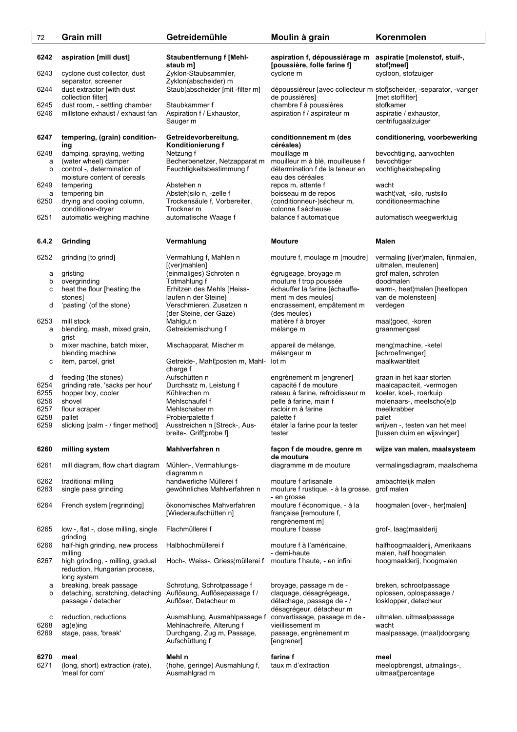| | Grain mill | Getreidemühle | Moulin à grain | Korenmolen |
|---|---|---|---|---|
| **6242** | **aspiration [mill dust]** | **Staubentfernung f [Mehl­staub m]** | **aspiration f, dépoussiérage m [poussière, folle farine f]** | **aspiratie [molenstof, stuif-, stof¦meel]** |
| 6243 | cyclone dust collector, dust separator, screener | Zyklon-Staubsammler, Zyklon(abscheider) m | cyclone m | cycloon, stofzuiger |
| 6244 | dust extractor [with dust collection filter] | Staub¦abscheider [mit -filter m] | dépoussiéreur [avec collecteur de poussières] | stof¦scheider, -separator, -vanger [met stoffilter] |
| 6245 | dust room, - settling chamber | Staubkammer f | chambre f à poussières | stofkamer |
| 6246 | millstone exhaust / exhaust fan | Aspiration f / Exhaustor, Sauger m | aspiration f / aspirateur m | aspiratie / exhaustor, centrifugaalzuiger |
| **6247** | **tempering, (grain) condition­ing** | **Getreidevorbereitung, Konditionierung f** | **conditionnement m (des céréales)** | **conditionering, voorbewerking** |
| 6248 | damping, spraying, wetting | Netzung f | mouillage m | bevochtiging, aanvochten |
| a | (water wheel) damper | Becherbenetzer, Netzapparat m | mouilleur m à blé, mouilleuse f | bevochtiger |
| b | control -, determination of moisture content of cereals | Feuchtigkeitsbestimmung f | détermination f de la teneur en eau des céréales | vochtigheidsbepaling |
| 6249 | tempering | Abstehen n | repos m, attente f | wacht |
| a | tempering bin | Absteh¦silo n, -zelle f | boisseau m de repos | wacht¦vat, -silo, rustsilo |
| 6250 | drying and cooling column, conditioner-dryer | Trockensäule f, Vorbereiter, Trockner m | (conditionneur-)sécheur m, colonne f sécheuse | conditioneermachine |
| 6251 | automatic weighing machine | automatische Waage f | balance f automatique | automatisch weegwerktuig |
| **6.4.2** | **Grinding** | **Vermahlung** | **Mouture** | **Malen** |
| 6252 | grinding [to grind] | Vermahlung f, Mahlen n [(ver)mahlen] | mouture f, moulage m [moudre] | vermaling [(ver)malen, fijnmalen, uitmalen, meulenen] |
| a | gristing | (einmaliges) Schroten n | égrugeage, broyage m | grof malen, schroten |
| b | overgrinding | Totmahlung f | mouture f trop poussée | doodmalen |
| c | heat the flour [heating the stones] | Erhitzen des Mehls [Heiss­laufen n der Steine] | échauffer la farine [échauffe­ment m des meules] | warm-, heet¦malen [heetlopen van de molensteen] |
| d | 'pasting' (of the stone) | Verschmieren, Zusetzen n (der Steine, der Gaze) | encrassement, empâtement m (des meules) | verdegen |
| 6253 | mill stock | Mahlgut n | matière f à broyer | maal¦goed, -koren |
| a | blending, mash, mixed grain, grist | Getreidemischung f | mélange m | graanmengsel |
| b | mixer machine, batch mixer, blending machine | Mischapparat, Mischer m | appareil de mélange, mélangeur m | meng¦machine, -ketel [schroefmenger] |
| c | item, parcel, grist | Getreide-, Mahl¦posten m, Mahl­charge f | lot m | maalkwantiteit |
| d | feeding (the stones) | Aufschütten n | engrènement m [engrener] | graan in het kaar storten |
| 6254 | grinding rate, 'sacks per hour' | Durchsatz m, Leistung f | capacité f de mouture | maalcapaciteit, -vermogen |
| 6255 | hopper boy, cooler | Kühlrechen m | rateau à farine, refroidisseur m | koeler, koel-, roerkuip |
| 6256 | shovel | Mehlschaufel f | pelle à farine, main f | molenaars-, meelscho(e)p |
| 6257 | flour scraper | Mehlschaber m | racloir m à farine | meelkrabber |
| 6258 | pallet | Probierpalette f | palette f | palet |
| 6259 | slicking [palm - / finger method] | Ausstreichen n [Streck-, Aus­breite-, Griff¦probe f] | étaler la farine pour la tester tester | wrijven -, testen van het meel [tussen duim en wijsvinger] |
| **6260** | **milling system** | **Mahlverfahren n** | **façon f de moudre, genre m de mouture** | **wijze van malen, maalsysteem** |
| 6261 | mill diagram, flow chart diagram | Mühlen-, Vermahlungs­diagramm n | diagramme m de mouture | vermalingsdiagram, maalschema |
| 6262 | traditional milling | handwerkliche Müllerei f | mouture f artisanale | ambachtelijk malen |
| 6263 | single pass grinding | gewöhnliches Mahlverfahren n | mouture f rustique, - à la grosse, - en grosse | grof malen |
| 6264 | French system [regrinding] | ökonomisches Mahverfahren [Wiederaufschütten n] | mouture f économique, - à la française [remouture f, rengrènement m] | hoogmalen [over-, her¦malen] |
| 6265 | low -, flat -, close milling, single grinding | Flachmüllerei f | mouture f basse | grof-, laag¦maalderij |
| 6266 | half-high grinding, new process milling | Halbhochmüllerei f | mouture f à l'américaine, - demi-haute | halfhoogmaalderij, Amerikaans malen, half hoogmalen |
| 6267 | high grinding, - milling, gradual reduction, Hungarian process, long system | Hoch-, Weiss-, Griess¦müllerei f | mouture f haute, - en infini | hoogmaalderij, hoogmalen |
| a | breaking, break passage | Schrotung, Schrotpassage f | broyage, passage m de - | breken, schrootpassage |
| b | detaching, scratching, detaching passage / detacher | Auflösung, Auflösepassage f / Auflöser, Detacheur m | claquage, désagrégeage, détachage, passage m de - / désagrégeur, détacheur m | oplossen, oplospassage / losklopper, detacheur |
| c | reduction, reductions | Ausmahlung, Ausmahlpassage f | convertissage, passage m de - | uitmalen, uitmaalpassage |
| 6268 | ag(e)ing | Mehlnachreife, Alterung f | vieillissement m | wacht |
| 6269 | stage, pass, 'break' | Durchgang, Zug m, Passage, Aufschüttung f | passage, engrènement m [engrener] | maalpassage, (maal)doorgang |
| **6270** | **meal** | **Mehl n** | **farine f** | **meel** |
| 6271 | (long, short) extraction (rate), 'meal for corn' | (hohe, geringe) Ausmahlung f, Ausmahlgrad m | taux m d'extraction | meelopbrengst, uitmalings-, uitmaal¦percentage |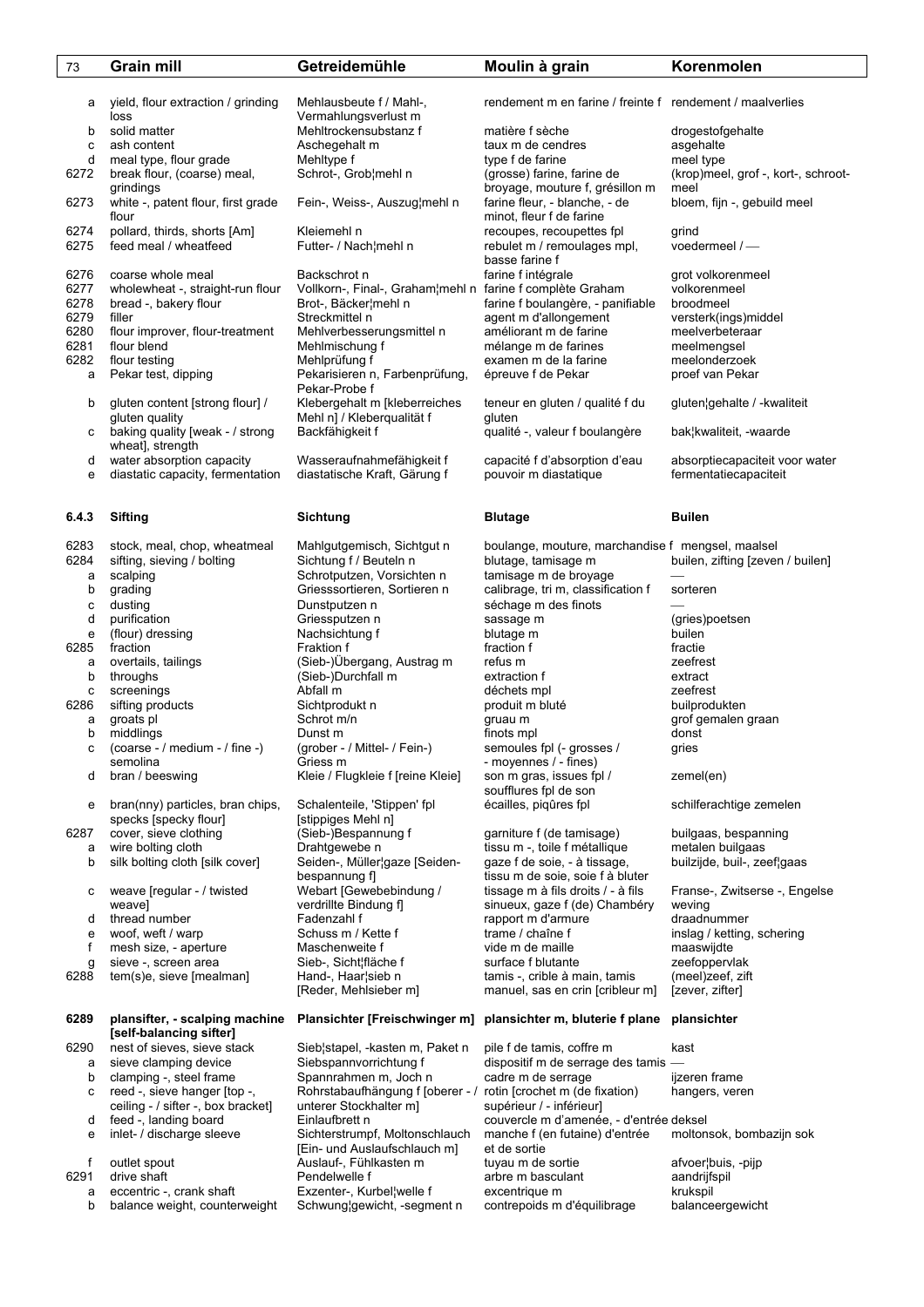| 73 | Grain mill | Getreidemühle | Moulin à grain | Korenmolen |
|---|---|---|---|---|
| a | yield, flour extraction / grinding loss | Mehlausbeute f / Mahl-, Vermahlungsverlust m | rendement m en farine / freinte f | rendement / maalverlies |
| b | solid matter | Mehltrockensubstanz f | matière f sèche | drogestofgehalte |
| c | ash content | Aschegehalt m | taux m de cendres | asgehalte |
| d | meal type, flour grade | Mehltype f | type f de farine | meel type |
| 6272 | break flour, (coarse) meal, grindings | Schrot-, Grob¦mehl n | (grosse) farine, farine de broyage, mouture f, grésillon m | (krop)meel, grof -, kort-, schroot-meel |
| 6273 | white -, patent flour, first grade flour | Fein-, Weiss-, Auszug¦mehl n | farine fleur, - blanche, - de minot, fleur f de farine | bloem, fijn -, gebuild meel |
| 6274 | pollard, thirds, shorts [Am] | Kleiemehl n | recoupes, recoupettes fpl | grind |
| 6275 | feed meal / wheatfeed | Futter- / Nach¦mehl n | rebulet m / remoulages mpl, basse farine f | voedermeel / — |
| 6276 | coarse whole meal | Backschrot n | farine f intégrale | grot volkorenmeel |
| 6277 | wholewheat -, straight-run flour | Vollkorn-, Final-, Graham¦mehl n | farine f complète Graham | volkorenmeel |
| 6278 | bread -, bakery flour | Brot-, Bäcker¦mehl n | farine f boulangère, - panifiable | broodmeel |
| 6279 | filler | Streckmittel n | agent m d'allongement | versterk(ings)middel |
| 6280 | flour improver, flour-treatment | Mehlverbesserungsmittel n | améliorant m de farine | meelverbeteraar |
| 6281 | flour blend | Mehlmischung f | mélange m de farines | meelmengsel |
| 6282 | flour testing | Mehlprüfung f | examen m de la farine | meelonderzoek |
| a | Pekar test, dipping | Pekarisieren n, Farbenprüfung, Pekar-Probe f | épreuve f de Pekar | proef van Pekar |
| b | gluten content [strong flour] / gluten quality | Klebergehalt m [kleberreiches Mehl n] / Kleberqualität f | teneur en gluten / qualité f du gluten | gluten¦gehalte / -kwaliteit |
| c | baking quality [weak - / strong wheat], strength | Backfähigkeit f | qualité -, valeur f boulangère | bak¦kwaliteit, -waarde |
| d | water absorption capacity | Wasseraufnahmefähigkeit f | capacité f d'absorption d'eau | absorptiecapaciteit voor water |
| e | diastatic capacity, fermentation | diastatische Kraft, Gärung f | pouvoir m diastatique | fermentatiecapaciteit |
| **6.4.3** | **Sifting** | **Sichtung** | **Blutage** | **Builen** |
| 6283 | stock, meal, chop, wheatmeal | Mahlgutgemisch, Sichtgut n | boulange, mouture, marchandise f | mengsel, maalsel |
| 6284 | sifting, sieving / bolting | Sichtung f / Beuteln n | blutage, tamisage m | builen, zifting [zeven / builen] |
| a | scalping | Schrotputzen, Vorsichten n | tamisage m de broyage | — |
| b | grading | Griessortieren, Sortieren n | calibrage, tri m, classification f | sorteren |
| c | dusting | Dunstputzen n | séchage m des finots | — |
| d | purification | Griessputzen n | sassage m | (gries)poetsen |
| e | (flour) dressing | Nachsichtung f | blutage m | builen |
| 6285 | fraction | Fraktion f | fraction f | fractie |
| a | overtails, tailings | (Sieb-)Übergang, Austrag m | refus m | zeefrest |
| b | throughs | (Sieb-)Durchfall m | extraction f | extract |
| c | screenings | Abfall m | déchets mpl | zeefrest |
| 6286 | sifting products | Sichtprodukt n | produit m bluté | builprodukten |
| a | groats pl | Schrot m/n | gruau m | grof gemalen graan |
| b | middlings | Dunst m | finots mpl | donst |
| c | (coarse - / medium - / fine -) semolina | (grober - / Mittel- / Fein-) Griess m | semoules fpl (- grosses / - moyennes / - fines) | gries |
| d | bran / beeswing | Kleie / Flugkleie f [reine Kleie] | son m gras, issues fpl / soufflures fpl de son | zemel(en) |
| e | bran(nny) particles, bran chips, specks [specky flour] | Schalenteile, 'Stippen' fpl [stippiges Mehl n] | écailles, piqûres fpl | schilferachtige zemelen |
| 6287 | cover, sieve clothing | (Sieb-)Bespannung f | garniture f (de tamisage) | builgaas, bespanning |
| a | wire bolting cloth | Drahtgewebe n | tissu m -, toile f métallique | metalen builgaas |
| b | silk bolting cloth [silk cover] | Seiden-, Müller¦gaze [Seiden-bespannung f] | gaze f de soie, - à tissage, tissu m de soie, soie f à bluter | builzijde, buil-, zeef¦gaas |
| c | weave [regular - / twisted weave] | Webart [Gewebebindung / verdrillte Bindung f] | tissage m à fils droits / - à fils sinueux, gaze f (de) Chambéry | Franse-, Zwitserse -, Engelse weving |
| d | thread number | Fadenzahl f | rapport m d'armure | draadnummer |
| e | woof, weft / warp | Schuss m / Kette f | trame / chaîne f | inslag / ketting, schering |
| f | mesh size, - aperture | Maschenweite f | vide m de maille | maaswijdte |
| g | sieve -, screen area | Sieb-, Sicht¦fläche f | surface f blutante | zeefoppervlak |
| 6288 | tem(s)e, sieve [mealman] | Hand-, Haar¦sieb n [Reder, Mehlsieber m] | tamis -, crible à main, tamis manuel, sas en crin [cribleur m] | (meel)zeef, zift [zever, zifter] |
| **6289** | **plansifter, - scalping machine [self-balancing sifter]** | **Plansichter [Freischwinger m]** | **plansichter m, bluterie f plane** | **plansichter** |
| 6290 | nest of sieves, sieve stack | Sieb¦stapel, -kasten m, Paket n | pile f de tamis, coffre m | kast |
| a | sieve clamping device | Siebspannvorrichtung f | dispositif m de serrage des tamis | — |
| b | clamping -, steel frame | Spannrahmen m, Joch n | cadre m de serrage | ijzeren frame |
| c | reed -, sieve hanger [top -, ceiling - / sifter -, box bracket] | Rohrstabaufhängung f [oberer - / unterer Stockhalter m] | rotin [crochet m (de fixation) supérieur / - inférieur] | hangers, veren |
| d | feed -, landing board | Einlaufbrett n | couvercle m d'amenée, - d'entrée | deksel |
| e | inlet- / discharge sleeve | Sichterstrumpf, Moltonschlauch [Ein- und Auslaufschlauch m] | manche f (en futaine) d'entrée et de sortie | moltonsok, bombazijn sok |
| f | outlet spout | Auslauf-, Fühlkasten m | tuyau m de sortie | afvoer¦buis, -pijp |
| 6291 | drive shaft | Pendelwelle f | arbre m basculant | aandrijfspil |
| a | eccentric -, crank shaft | Exzenter-, Kurbel¦welle f | excentrique m | krukspil |
| b | balance weight, counterweight | Schwung¦gewicht, -segment n | contrepoids m d'équilibrage | balanceergewicht |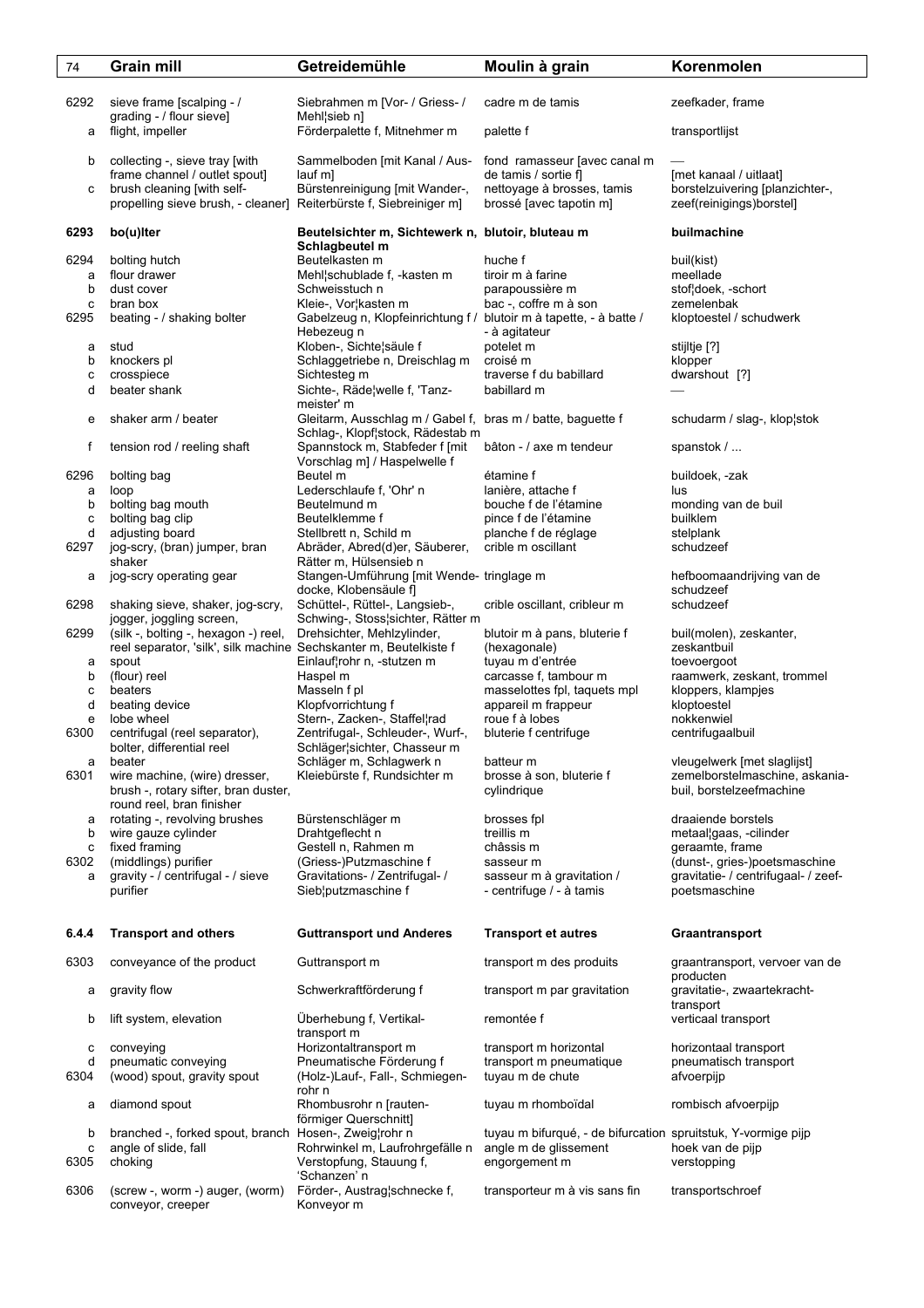| | Grain mill | Getreidemühle | Moulin à grain | Korenmolen |
|---|---|---|---|---|
| 6292 | sieve frame [scalping - / grading - / flour sieve] | Siebrahmen m [Vor- / Griess- / Mehl¦sieb n] | cadre m de tamis | zeefkader, frame |
| a | flight, impeller | Förderpalette f, Mitnehmer m | palette f | transportlijst |
| b | collecting -, sieve tray [with frame channel / outlet spout] | Sammelboden [mit Kanal / Auslauf m] | fond ramasseur [avec canal m de tamis / sortie f] | — [met kanaal / uitlaat] |
| c | brush cleaning [with self-propelling sieve brush, - cleaner] | Bürstenreinigung [mit Wander-, Reiterbürste f, Siebreiniger m] | nettoyage à brosses, tamis brossé [avec tapotin m] | borstelzuivering [planzichter-, zeef(reinigings)borstel] |
| **6293** | **bo(u)lter** | **Beutelsichter m, Sichtewerk n, Schlagbeutel m** | **blutoir, bluteau m** | **builmachine** |
| 6294 | bolting hutch | Beutelkasten m | huche f | buil(kist) |
| a | flour drawer | Mehl¦schublade f, -kasten m | tiroir m à farine | meellade |
| b | dust cover | Schweisstuch n | parapoussière m | stof¦doek, -schort |
| c | bran box | Kleie-, Vor¦kasten m | bac -, coffre m à son | zemelenbak |
| 6295 | beating - / shaking bolter | Gabelzeug n, Klopfeinrichtung f / Hebezeug n | blutoir m à tapette, - à batte / - à agitateur | kloptoestel / schudwerk |
| a | stud | Kloben-, Sichte¦säule f | potelet m | stijltje [?] |
| b | knockers pl | Schlaggetriebe n, Dreischlag m | croisé m | klopper |
| c | crosspiece | Sichtesteg m | traverse f du babillard | dwarshout [?] |
| d | beater shank | Sichte-, Räde¦welle f, 'Tanzmeister' m | babillard m | — |
| e | shaker arm / beater | Gleitarm, Ausschlag m / Gabel f, Schlag-, Klopf¦stock, Rädestab m | bras m / batte, baguette f | schudarm / slag-, klop¦stok |
| f | tension rod / reeling shaft | Spannstock m, Stabfeder f [mit Vorschlag m] / Haspelwelle f | bâton - / axe m tendeur | spanstok / ... |
| 6296 | bolting bag | Beutel m | étamine f | buildoek, -zak |
| a | loop | Lederschlaufe f, 'Ohr' n | lanière, attache f | lus |
| b | bolting bag mouth | Beutelmund m | bouche f de l'étamine | monding van de buil |
| c | bolting bag clip | Beutelklemme f | pince f de l'étamine | builklem |
| d | adjusting board | Stellbrett n, Schild m | planche f de réglage | stelplank |
| 6297 | jog-scry, (bran) jumper, bran shaker | Abräder, Abred(d)er, Säuberer, Rätter m, Hülsensieb n | crible m oscillant | schudzeef |
| a | jog-scry operating gear | Stangen-Umführung [mit Wende-docke, Klobensäule f] | tringlage m | hefboomaandrijving van de schudzeef |
| 6298 | shaking sieve, shaker, jog-scry, jogger, joggling screen, | Schüttel-, Rüttel-, Langsieb-, Schwing-, Stoss¦sichter, Rätter m | crible oscillant, cribleur m | schudzeef |
| 6299 | (silk -, bolting -, hexagon -) reel, reel separator, 'silk', silk machine | Drehsichter, Mehlzylinder, Sechskanter m, Beutelkiste f | blutoir m à pans, bluterie f (hexagonale) | buil(molen), zeskanter, zeskantbuil |
| a | spout | Einlauf¦rohr n, -stutzen m | tuyau m d'entrée | toevoergoot |
| b | (flour) reel | Haspel m | carcasse f, tambour m | raamwerk, zeskant, trommel |
| c | beaters | Masseln f pl | masselottes fpl, taquets mpl | kloppers, klampjes |
| d | beating device | Klopfvorrichtung f | appareil m frappeur | kloptoestel |
| e | lobe wheel | Stern-, Zacken-, Staffel¦rad | roue f à lobes | nokkenwiel |
| 6300 | centrifugal (reel separator), bolter, differential reel | Zentrifugal-, Schleuder-, Wurf-, Schläger¦sichter, Chasseur m | bluterie f centrifuge | centrifugaalbuil |
| a | beater | Schläger m, Schlagwerk n | batteur m | vleugelwerk [met slaglijst] |
| 6301 | wire machine, (wire) dresser, brush -, rotary sifter, bran duster, round reel, bran finisher | Kleiebürste f, Rundsichter m | brosse à son, bluterie f cylindrique | zemelborstelmaschine, askania-buil, borstelzeefmachine |
| a | rotating -, revolving brushes | Bürstenschläger m | brosses fpl | draaiende borstels |
| b | wire gauze cylinder | Drahtgeflecht n | treillis m | metaal¦gaas, -cilinder |
| c | fixed framing | Gestell n, Rahmen m | châssis m | geraamte, frame |
| 6302 | (middlings) purifier | (Griess-)Putzmaschine f | sasseur m | (dunst-, gries-)poetsmaschine |
| a | gravity - / centrifugal - / sieve purifier | Gravitations- / Zentrifugal- / Sieb¦putzmaschine f | sasseur m à gravitation / - centrifuge / - à tamis | gravitatie- / centrifugaal- / zeef-poetsmaschine |

## 6.4.4 Transport and others — Guttransport und Anderes — Transport et autres — Graantransport

| | | | | |
|---|---|---|---|---|
| 6303 | conveyance of the product | Guttransport m | transport m des produits | graantransport, vervoer van de producten |
| a | gravity flow | Schwerkraftförderung f | transport m par gravitation | gravitatie-, zwaartekracht-transport |
| b | lift system, elevation | Überhebung f, Vertikal-transport m | remontée f | verticaal transport |
| c | conveying | Horizontaltransport m | transport m horizontal | horizontaal transport |
| d | pneumatic conveying | Pneumatische Förderung f | transport m pneumatique | pneumatisch transport |
| 6304 | (wood) spout, gravity spout | (Holz-)Lauf-, Fall-, Schmiegen-rohr n | tuyau m de chute | afvoerpijp |
| a | diamond spout | Rhombusrohr n [rautenförmiger Querschnitt] | tuyau m rhomboïdal | rombisch afvoerpijp |
| b | branched -, forked spout, branch | Hosen-, Zweig¦rohr n | tuyau m bifurqué, - de bifurcation | spruitstuk, Y-vormige pijp |
| c | angle of slide, fall | Rohrwinkel m, Laufrohrgefälle n | angle m de glissement | hoek van de pijp |
| 6305 | choking | Verstopfung, Stauung f, 'Schanzen' n | engorgement m | verstopping |
| 6306 | (screw -, worm -) auger, (worm) conveyor, creeper | Förder-, Austrag¦schnecke f, Konveyor m | transporteur m à vis sans fin | transportschroef |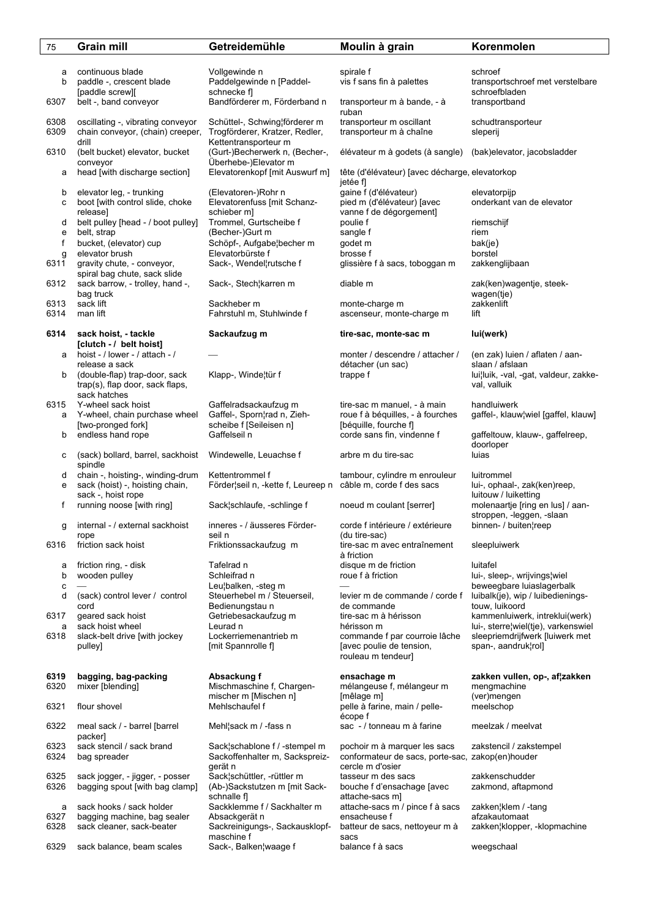| 75 | Grain mill | Getreidemühle | Moulin à grain | Korenmolen |
|---|---|---|---|---|
| a | continuous blade | Vollgewinde n | spirale f | schroef |
| b | paddle -, crescent blade [paddle screw][ | Paddelgewinde n [Paddel-schnecke f] | vis f sans fin à palettes | transportschroef met verstelbare schroefbladen |
| 6307 | belt -, band conveyor | Bandförderer m, Förderband n | transporteur m à bande, - à ruban | transportband |
| 6308 | oscillating -, vibrating conveyor | Schüttel-, Schwing¦förderer m | transporteur m oscillant | schudtransporteur |
| 6309 | chain conveyor, (chain) creeper, drill | Trogförderer, Kratzer, Redler, Kettentransporteur m | transporteur m à chaîne | sleperij |
| 6310 | (belt bucket) elevator, bucket conveyor | (Gurt-)Becherwerk n, (Becher-, Überhebe-)Elevator m | élévateur m à godets (à sangle) | (bak)elevator, jacobsladder |
| a | head [with discharge section] | Elevatorenkopf [mit Auswurf m] | tête (d'élévateur) [avec décharge, jetée f] | elevatorkop |
| b | elevator leg, - trunking | (Elevatoren-)Rohr n | gaine f (d'élévateur) | elevatorpijp |
| c | boot [with control slide, choke release] | Elevatorenfuss [mit Schanz-schieber m] | pied m (d'élévateur) [avec vanne f de dégorgement] | onderkant van de elevator |
| d | belt pulley [head - / boot pulley] | Trommel, Gurtscheibe f | poulie f | riemschijf |
| e | belt, strap | (Becher-)Gurt m | sangle f | riem |
| f | bucket, (elevator) cup | Schöpf-, Aufgabe¦becher m | godet m | bak(je) |
| g | elevator brush | Elevatorbürste f | brosse f | borstel |
| 6311 | gravity chute, - conveyor, spiral bag chute, sack slide | Sack-, Wendel¦rutsche f | glissière f à sacs, toboggan m | zakkenglijbaan |
| 6312 | sack barrow, - trolley, hand -, bag truck | Sack-, Stech¦karren m | diable m | zak(ken)wagentje, steek-wagen(tje) |
| 6313 | sack lift | Sackheber m | monte-charge m | zakkenlift |
| 6314 | man lift | Fahrstuhl m, Stuhlwinde f | ascenseur, monte-charge m | lift |
| **6314** | **sack hoist, - tackle [clutch - / belt hoist]** | **Sackaufzug m** | **tire-sac, monte-sac m** | **lui(werk)** |
| a | hoist - / lower - / attach - / release a sack | — | monter / descendre / attacher / détacher (un sac) | (en zak) luien / aflaten / aan-slaan / afslaan |
| b | (double-flap) trap-door, sack trap(s), flap door, sack flaps, sack hatches | Klapp-, Winde¦tür f | trappe f | lui¦luik, -val, -gat, valdeur, zakke-val, valluik |
| 6315 | Y-wheel sack hoist | Gaffelradsackaufzug m | tire-sac m manuel, - à main | handluiwerk |
| a | Y-wheel, chain purchase wheel [two-pronged fork] | Gaffel-, Sporn¦rad n, Zieh-scheibe f [Seileisen n] | roue f à béquilles, - à fourches [béquille, fourche f] | gaffel-, klauw¦wiel [gaffel, klauw] |
| b | endless hand rope | Gaffelseil n | corde sans fin, vindenne f | gaffeltouw, klauw-, gaffelreep, doorloper |
| c | (sack) bollard, barrel, sackhoist spindle | Windewelle, Leuachse f | arbre m du tire-sac | luias |
| d | chain -, hoisting-, winding-drum | Kettentrommel f | tambour, cylindre m enrouleur | luitrommel |
| e | sack (hoist) -, hoisting chain, sack -, hoist rope | Förder¦seil n, -kette f, Leureep n | câble m, corde f des sacs | lui-, ophaal-, zak(ken)reep, luitouw / luiketting |
| f | running noose [with ring] | Sack¦schlaufe, -schlinge f | noeud m coulant [serrer] | molenaartje [ring en lus] / aan-stroppen, -leggen, -slaan |
| g | internal - / external sackhoist rope | inneres - / äusseres Förder-seil n | corde f intérieure / extérieure (du tire-sac) | binnen- / buiten¦reep |
| 6316 | friction sack hoist | Friktionssackaufzug m | tire-sac m avec entraînement à friction | sleepluiwerk |
| a | friction ring, - disk | Tafelrad n | disque m de friction | luitafel |
| b | wooden pulley | Schleifrad n | roue f à friction | lui-, sleep-, wrijvings¦wiel |
| c | — | Leu¦balken, -steg m | — | beweegbare luiaslagerbalk |
| d | (sack) control lever / control cord | Steuerhebel m / Steuerseil, Bedienungstau n | levier m de commande / corde f de commande | luibalk(je), wip / luibedienings-touw, luikoord |
| 6317 | geared sack hoist | Getriebesackaufzug m | tire-sac m à hérisson | kammenluiwerk, intreklui(werk) |
| a | sack hoist wheel | Leurad n | hérisson m | lui-, sterre¦wiel(tje), varkenswiel |
| 6318 | slack-belt drive [with jockey pulley] | Lockerriemenantrieb m [mit Spannrolle f] | commande f par courroie lâche [avec poulie de tension, rouleau m tendeur] | sleepriemdrijfwerk [luiwerk met span-, aandruk¦rol] |
| **6319** | **bagging, bag-packing** | **Absackung f** | **ensachage m** | **zakken vullen, op-, af¦zakken** |
| 6320 | mixer [blending] | Mischmaschine f, Chargen-mischer m [Mischen n] | mélangeuse f, mélangeur m [mêlage m] | mengmachine (ver)mengen |
| 6321 | flour shovel | Mehlschaufel f | pelle à farine, main / pelle-écope f | meelschop |
| 6322 | meal sack / - barrel [barrel packer] | Mehl¦sack m / -fass n | sac - / tonneau m à farine | meelzak / meelvat |
| 6323 | sack stencil / sack brand | Sack¦schablone f / -stempel m | pochoir m à marquer les sacs | zakstencil / zakstempel |
| 6324 | bag spreader | Sackoffenhalter m, Sackspreiz-gerät n | conformateur de sacs, porte-sac, cercle m d'osier | zakop(en)houder |
| 6325 | sack jogger, - jigger, - posser | Sack¦schüttler, -rüttler m | tasseur m des sacs | zakkenschudder |
| 6326 | bagging spout [with bag clamp] | (Ab-)Sackstutzen m [mit Sack-schnalle f] | bouche f d'ensachage [avec attache-sacs m] | zakmond, aftapmond |
| a | sack hooks / sack holder | Sackklemme f / Sackhalter m | attache-sacs m / pince f à sacs | zakken¦klem / -tang |
| 6327 | bagging machine, bag sealer | Absackgerät n | ensacheuse f | afzakautomaat |
| 6328 | sack cleaner, sack-beater | Sackreinigungs-, Sackausklopf-maschine f | batteur de sacs, nettoyeur m à sacs | zakken¦klopper, -klopmachine |
| 6329 | sack balance, beam scales | Sack-, Balken¦waage f | balance f à sacs | weegschaal |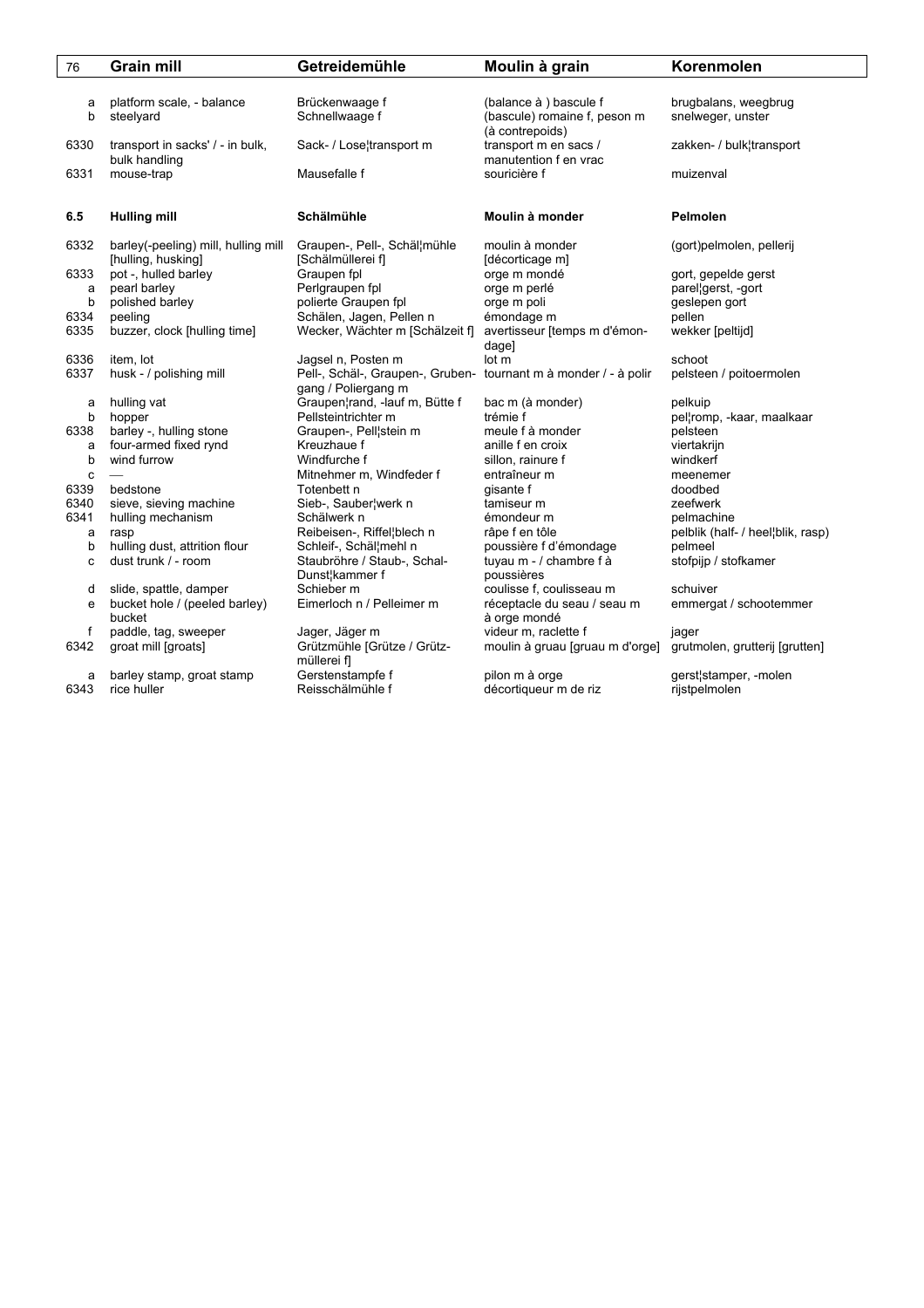| | Grain mill | Getreidemühle | Moulin à grain | Korenmolen |
|---|---|---|---|---|
| a | platform scale, - balance | Brückenwaage f | (balance à ) bascule f | brugbalans, weegbrug |
| b | steelyard | Schnellwaage f | (bascule) romaine f, peson m (à contrepoids) | snelweger, unster |
| 6330 | transport in sacks' / - in bulk, bulk handling | Sack- / Lose¦transport m | transport m en sacs / manutention f en vrac | zakken- / bulk¦transport |
| 6331 | mouse-trap | Mausefalle f | souricière f | muizenval |
| | | | | |
| **6.5** | **Hulling mill** | **Schälmühle** | **Moulin à monder** | **Pelmolen** |
| | | | | |
| 6332 | barley(-peeling) mill, hulling mill [hulling, husking] | Graupen-, Pell-, Schäl¦mühle [Schälmüllerei f] | moulin à monder [décorticage m] | (gort)pelmolen, pellerij |
| 6333 | pot -, hulled barley | Graupen fpl | orge m mondé | gort, gepelde gerst |
| a | pearl barley | Perlgraupen fpl | orge m perlé | parel¦gerst, -gort |
| b | polished barley | polierte Graupen fpl | orge m poli | geslepen gort |
| 6334 | peeling | Schälen, Jagen, Pellen n | émondage m | pellen |
| 6335 | buzzer, clock [hulling time] | Wecker, Wächter m [Schälzeit f] | avertisseur [temps m d'émondage] | wekker [peltijd] |
| 6336 | item, lot | Jagsel n, Posten m | lot m | schoot |
| 6337 | husk - / polishing mill | Pell-, Schäl-, Graupen-, Gruben-gang / Poliergang m | tournant m à monder / - à polir | pelsteen / poitoermolen |
| a | hulling vat | Graupen¦rand, -lauf m, Bütte f | bac m (à monder) | pelkuip |
| b | hopper | Pellsteintrichter m | trémie f | pel¦romp, -kaar, maalkaar |
| 6338 | barley -, hulling stone | Graupen-, Pell¦stein m | meule f à monder | pelsteen |
| a | four-armed fixed rynd | Kreuzhaue f | anille f en croix | viertakrijn |
| b | wind furrow | Windfurche f | sillon, rainure f | windkerf |
| c | — | Mitnehmer m, Windfeder f | entraîneur m | meenemer |
| 6339 | bedstone | Totenbett n | gisante f | doodbed |
| 6340 | sieve, sieving machine | Sieb-, Sauber¦werk n | tamiseur m | zeefwerk |
| 6341 | hulling mechanism | Schälwerk n | émondeur m | pelmachine |
| a | rasp | Reibeisen-, Riffel¦blech n | râpe f en tôle | pelblik (half- / heel¦blik, rasp) |
| b | hulling dust, attrition flour | Schleif-, Schäl¦mehl n | poussière f d'émondage | pelmeel |
| c | dust trunk / - room | Staubröhre / Staub-, Schal-Dunst¦kammer f | tuyau m - / chambre f à poussières | stofpijp / stofkamer |
| d | slide, spattle, damper | Schieber m | coulisse f, coulisseau m | schuiver |
| e | bucket hole / (peeled barley) bucket | Eimerloch n / Pelleimer m | réceptacle du seau / seau m à orge mondé | emmergat / schootemmer |
| f | paddle, tag, sweeper | Jager, Jäger m | videur m, raclette f | jager |
| 6342 | groat mill [groats] | Grützmühle [Grütze / Grützmüllerei f] | moulin à gruau [gruau m d'orge] | grutmolen, grutterij [grutten] |
| a | barley stamp, groat stamp | Gerstenstampfe f | pilon m à orge | gerst¦stamper, -molen |
| 6343 | rice huller | Reisschälmühle f | décortiqueur m de riz | rijstpelmolen |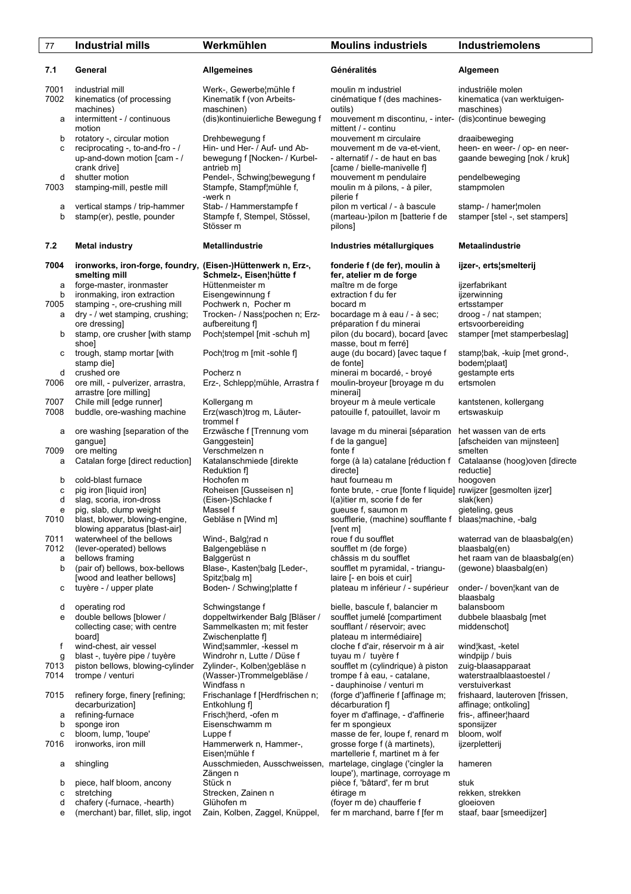| 77 | Industrial mills | Werkmühlen | Moulins industriels | Industriemolens |
|---|---|---|---|---|
| **7.1** | **General** | **Allgemeines** | **Généralités** | **Algemeen** |
| 7001 | industrial mill | Werk-, Gewerbe¦mühle f | moulin m industriel | industriële molen |
| 7002 | kinematics (of processing machines) | Kinematik f (von Arbeits-maschinen) | cinématique f (des machines-outils) | kinematica (van werktuigen-maschines) |
| a | intermittent - / continuous motion | (dis)kontinuierliche Bewegung f | mouvement m discontinu, - inter-mittent / - continu | (dis)continue beweging |
| b | rotatory -, circular motion | Drehbewegung f | mouvement m circulaire | draaibeweging |
| c | reciprocating -, to-and-fro - / up-and-down motion [cam - / crank drive] | Hin- und Her- / Auf- und Ab-bewegung f [Nocken- / Kurbel-antrieb m] | mouvement m de va-et-vient, - alternatif / - de haut en bas [came / bielle-manivelle f] | heen- en weer- / op- en neer-gaande beweging [nok / kruk] |
| d | shutter motion | Pendel-, Schwing¦bewegung f | mouvement m pendulaire | pendelbeweging |
| 7003 | stamping-mill, pestle mill | Stampfe, Stampf¦mühle f, -werk n | moulin m à pilons, - à piler, pilerie f | stampmolen |
| a | vertical stamps / trip-hammer | Stab- / Hammerstampfe f | pilon m vertical / - à bascule | stamp- / hamer¦molen |
| b | stamp(er), pestle, pounder | Stampfe f, Stempel, Stössel, Stösser m | (marteau-)pilon m [batterie f de pilons] | stamper [stel -, set stampers] |
| **7.2** | **Metal industry** | **Metallindustrie** | **Industries métallurgiques** | **Metaalindustrie** |
| **7004** | **ironworks, iron-forge, foundry, smelting mill** | **(Eisen-)Hüttenwerk n, Erz-, Schmelz-, Eisen¦hütte f** | **fonderie f (de fer), moulin à fer, atelier m de forge** | **ijzer-, erts¦smelterij** |
| a | forge-master, ironmaster | Hüttenmeister m | maître m de forge | ijzerfabrikant |
| b | ironmaking, iron extraction | Eisengewinnung f | extraction f du fer | ijzerwinning |
| 7005 | stamping -, ore-crushing mill | Pochwerk n, Pocher m | bocard m | ertsstamper |
| a | dry - / wet stamping, crushing; ore dressing] | Trocken- / Nass¦pochen n; Erz-aufbereitung f] | bocardage m à eau / - à sec; préparation f du minerai | droog - / nat stampen; ertsvoorbereiding |
| b | stamp, ore crusher [with stamp shoe] | Poch¦stempel [mit -schuh m] | pilon (du bocard), bocard [avec masse, bout m ferré] | stamper [met stamperbeslag] |
| c | trough, stamp mortar [with stamp die] | Poch¦trog m [mit -sohle f] | auge (du bocard) [avec taque f de fonte] | stamp¦bak, -kuip [met grond-, bodem¦plaat] |
| d | crushed ore | Pocherz n | minerai m bocardé, - broyé | gestampte erts |
| 7006 | ore mill, - pulverizer, arrastra, arrastre [ore milling] | Erz-, Schlepp¦mühle, Arrastra f | moulin-broyeur [broyage m du minerai] | ertsmolen |
| 7007 | Chile mill [edge runner] | Kollergang m | broyeur m à meule verticale | kantstenen, kollergang |
| 7008 | buddle, ore-washing machine | Erz(wasch)trog m, Läuter-trommel f | patouille f, patouillet, lavoir m | ertswaskuip |
| a | ore washing [separation of the gangue] | Erzwäsche f [Trennung vom Ganggestein] | lavage m du minerai [séparation f de la gangue] | het wassen van de erts [afscheiden van mijnsteen] |
| 7009 | ore melting | Verschmelzen n | fonte f | smelten |
| a | Catalan forge [direct reduction] | Katalanschmiede [direkte Reduktion f] | forge (à la) catalane [réduction f directe] | Catalaanse (hoog)oven [directe reductie] |
| b | cold-blast furnace | Hochofen m | haut fourneau m | hoogoven |
| c | pig iron [liquid iron] | Roheisen [Gusseisen n] | fonte brute, - crue [fonte f liquide] | ruwijzer [gesmolten ijzer] |
| d | slag, scoria, iron-dross | (Eisen-)Schlacke f | l(a)itier m, scorie f de fer | slak(ken) |
| e | pig, slab, clump weight | Massel f | gueuse f, saumon m | gieteling, geus |
| 7010 | blast, blower, blowing-engine, blowing apparatus [blast-air] | Gebläse n [Wind m] | soufflerie, (machine) soufflante f [vent m] | blaas¦machine, -balg |
| 7011 | waterwheel of the bellows | Wind-, Balg¦rad n | roue f du soufflet | waterrad van de blaasbalg(en) |
| 7012 | (lever-operated) bellows | Balgengebläse n | soufflet m (de forge) | blaasbalg(en) |
| a | bellows framing | Balggerüst n | châssis m du soufflet | het raam van de blaasbalg(en) |
| b | (pair of) bellows, box-bellows [wood and leather bellows] | Blase-, Kasten¦balg [Leder-, Spitz¦balg m] | soufflet m pyramidal, - triangu-laire [- en bois et cuir] | (gewone) blaasbalg(en) |
| c | tuyère - / upper plate | Boden- / Schwing¦platte f | plateau m inférieur / - supérieur | onder- / boven¦kant van de blaasbalg |
| d | operating rod | Schwingstange f | bielle, bascule f, balancier m | balansboom |
| e | double bellows [blower / collecting case; with centre board] | doppeltwirkender Balg [Bläser / Sammelkasten m; mit fester Zwischenplatte f] | soufflet jumelé [compartiment soufflant / réservoir; avec plateau m intermédiaire] | dubbele blaasbalg [met middenschot] |
| f | wind-chest, air vessel | Wind¦sammler, -kessel m | cloche f d'air, réservoir m à air | wind¦kast, -ketel |
| g | blast -, tuyère pipe / tuyère | Windrohr n, Lutte / Düse f | tuyau m / tuyère f | windpijp / buis |
| 7013 | piston bellows, blowing-cylinder | Zylinder-, Kolben¦gebläse n | soufflet m (cylindrique) à piston | zuig-blaasapparaat |
| 7014 | trompe / venturi | (Wasser-)Trommelgebläse / Windfass n | trompe f à eau, - catalane, - dauphinoise / venturi m | waterstraalblaastoestel / verstuiverkast |
| 7015 | refinery forge, finery [refining; decarburization] | Frischanlage f [Herdfrischen n; Entkohlung f] | (forge d')affinerie f [affinage m; décarburation f] | frishaard, lauteroven [frissen, affinage; ontkoling] |
| a | refining-furnace | Frisch¦herd, -ofen m | foyer m d'affinage, - d'affinerie | fris-, affineer¦haard |
| b | sponge iron | Eisenschwamm m | fer m spongieux | sponsijzer |
| c | bloom, lump, 'loupe' | Luppe f | masse de fer, loupe f, renard m | bloom, wolf |
| 7016 | ironworks, iron mill | Hammerwerk n, Hammer-, Eisen¦mühle f | grosse forge f (à martinets), martellerie f, martinet m à fer | ijzerpletterij |
| a | shingling | Ausschmieden, Ausschweissen, Zängen n | martelage, cinglage ('cingler la loupe'), martinage, corroyage m | hameren |
| b | piece, half bloom, ancony | Stück n | pièce f, 'bâtard', fer m brut | stuk |
| c | stretching | Strecken, Zainen n | étirage m | rekken, strekken |
| d | chafery (-furnace, -hearth) | Glühofen m | (foyer m de) chaufferie f | gloeioven |
| e | (merchant) bar, fillet, slip, ingot | Zain, Kolben, Zaggel, Knüppel, | fer m marchand, barre f [fer m | staaf, baar [smeedijzer] |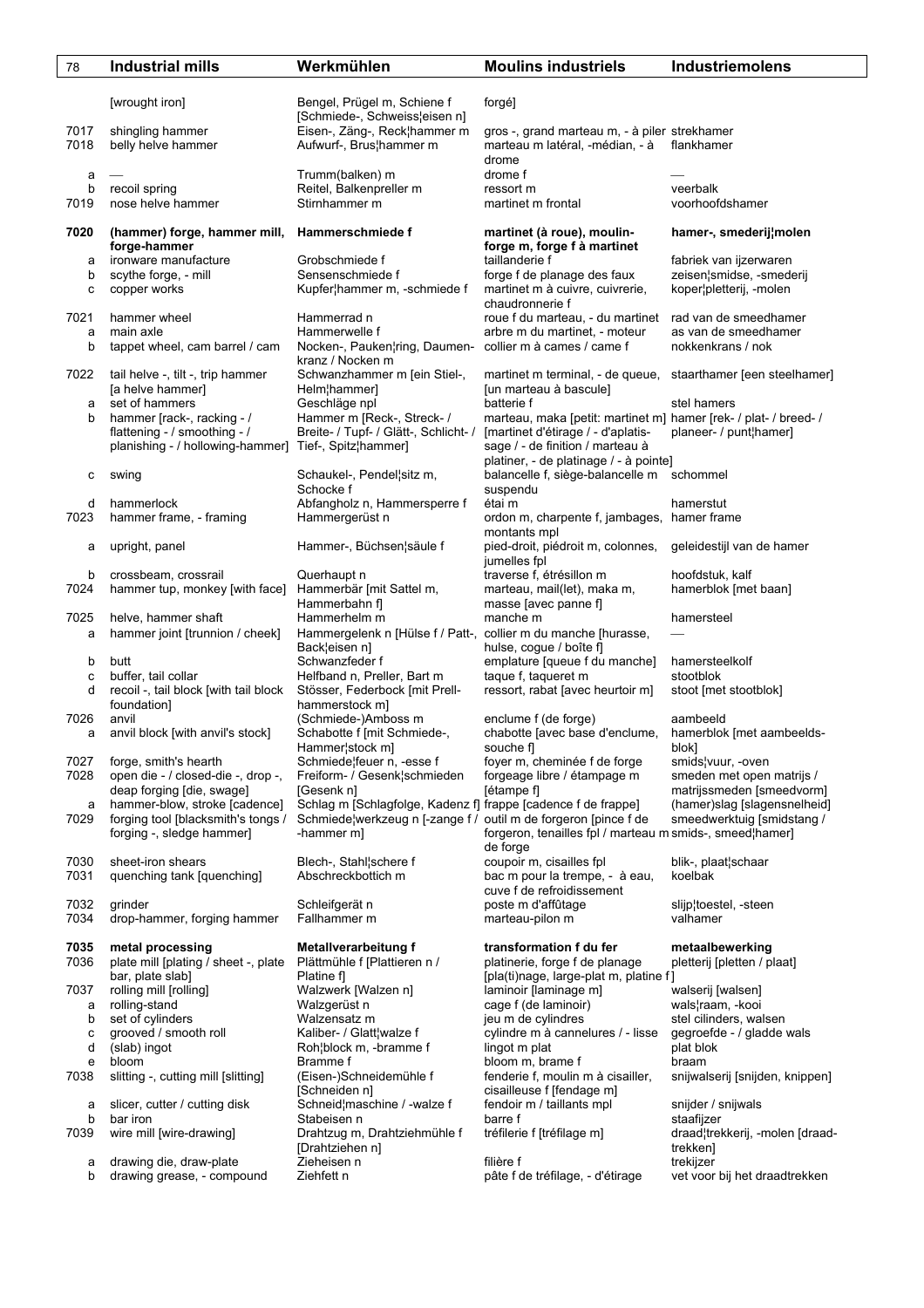| | Industrial mills | Werkmühlen | Moulins industriels | Industriemolens |
|---|---|---|---|---|
| | [wrought iron] | Bengel, Prügel m, Schiene f [Schmiede-, Schweiss¦eisen n] | forgé] | |
| 7017 | shingling hammer | Eisen-, Zäng-, Reck¦hammer m | gros -, grand marteau m, - à piler | strekhamer |
| 7018 | belly helve hammer | Aufwurf-, Brus¦hammer m | marteau m latéral, -médian, - à drome | flankhamer |
| a | — | Trumm(balken) m | drome f | — |
| b | recoil spring | Reitel, Balkenpreller m | ressort m | veerbalk |
| 7019 | nose helve hammer | Stirnhammer m | martinet m frontal | voorhoofdshamer |
| **7020** | **(hammer) forge, hammer mill, forge-hammer** | **Hammerschmiede f** | **martinet (à roue), moulin-forge m, forge f à martinet** | **hamer-, smederij¦molen** |
| a | ironware manufacture | Grobschmiede f | taillanderie f | fabriek van ijzerwaren |
| b | scythe forge, - mill | Sensenschmiede f | forge f de planage des faux | zeisen¦smidse, -smederij |
| c | copper works | Kupfer¦hammer m, -schmiede f | martinet m à cuivre, cuivrerie, chaudronnerie f | koper¦pletterij, -molen |
| 7021 | hammer wheel | Hammerrad n | roue f du marteau, - du martinet | rad van de smeedhamer |
| a | main axle | Hammerwelle f | arbre m du martinet, - moteur | as van de smeedhamer |
| b | tappet wheel, cam barrel / cam | Nocken-, Pauken¦ring, Daumen-kranz / Nocken m | collier m à cames / came f | nokkenkrans / nok |
| 7022 | tail helve -, tilt -, trip hammer [a helve hammer] | Schwanzhammer m [ein Stiel-, Helm¦hammer] | martinet m terminal, - de queue, [un marteau à bascule] | staarthamer [een steelhamer] |
| a | set of hammers | Geschläge npl | batterie f | stel hamers |
| b | hammer [rack-, racking - / flattening - / smoothing - / planishing - / hollowing-hammer] | Hammer m [Reck-, Streck- / Breite- / Tupf- / Glätt-, Schlicht- / Tief-, Spitz¦hammer] | marteau, maka [petit: martinet m] [martinet d'étirage / - d'aplatis-sage / - de finition / marteau à platiner, - de platinage / - à pointe] | hamer [rek- / plat- / breed- / planeer- / punt¦hamer] |
| c | swing | Schaukel-, Pendel¦sitz m, Schocke f | balancelle f, siège-balancelle m suspendu | schommel |
| d | hammerlock | Abfangholz n, Hammersperre f | étai m | hamerstut |
| 7023 | hammer frame, - framing | Hammergerüst n | ordon m, charpente f, jambages, montants mpl | hamer frame |
| a | upright, panel | Hammer-, Büchsen¦säule f | pied-droit, piédroit m, colonnes, jumelles fpl | geleidestijl van de hamer |
| b | crossbeam, crossrail | Querhaupt n | traverse f, étrésillon m | hoofdstuk, kalf |
| 7024 | hammer tup, monkey [with face] | Hammerbär [mit Sattel m, Hammerbahn f] | marteau, mail(let), maka m, masse [avec panne f] | hamerblok [met baan] |
| 7025 | helve, hammer shaft | Hammerhelm m | manche m | hamersteel |
| a | hammer joint [trunnion / cheek] | Hammergelenk n [Hülse f / Patt-, Back¦eisen n] | collier m du manche [hurasse, hulse, cogue / boîte f] | — |
| b | butt | Schwanzfeder f | emplature [queue f du manche] | hamersteelkolf |
| c | buffer, tail collar | Helfband n, Preller, Bart m | taque f, taqueret m | stootblok |
| d | recoil -, tail block [with tail block foundation] | Stösser, Federbock [mit Prell-hammerstock m] | ressort, rabat [avec heurtoir m] | stoot [met stootblok] |
| 7026 | anvil | (Schmiede-)Amboss m | enclume f (de forge) | aambeeld |
| a | anvil block [with anvil's stock] | Schabotte f [mit Schmiede-, Hammer¦stock m] | chabotte [avec base d'enclume, souche f] | hamerblok [met aambeelds-blok] |
| 7027 | forge, smith's hearth | Schmiede¦feuer n, -esse f | foyer m, cheminée f de forge | smids¦vuur, -oven |
| 7028 | open die - / closed-die -, drop -, deap forging [die, swage] | Freiform- / Gesenk¦schmieden [Gesenk n] | forgeage libre / étampage m [étampe f] | smeden met open matrijs / matrijssmeden [smeedvorm] |
| a | hammer-blow, stroke [cadence] | Schlag m [Schlagfolge, Kadenz f] | frappe [cadence f de frappe] | (hamer)slag [slagensnelheid] |
| 7029 | forging tool [blacksmith's tongs / forging -, sledge hammer] | Schmiede¦werkzeug n [-zange f / -hammer m] | outil m de forgeron [pince f de forgeron, tenailles fpl / marteau m de forge | smeedwerktuig [smidstang / smids-, smeed¦hamer] |
| 7030 | sheet-iron shears | Blech-, Stahl¦schere f | coupoir m, cisailles fpl | blik-, plaat¦schaar |
| 7031 | quenching tank [quenching] | Abschreckbottich m | bac m pour la trempe, - à eau, cuve f de refroidissement | koelbak |
| 7032 | grinder | Schleifgerät n | poste m d'affûtage | slijp¦toestel, -steen |
| 7034 | drop-hammer, forging hammer | Fallhammer m | marteau-pilon m | valhamer |
| **7035** | **metal processing** | **Metallverarbeitung f** | **transformation f du fer** | **metaalbewerking** |
| 7036 | plate mill [plating / sheet -, plate bar, plate slab] | Plättmühle f [Plattieren n / Platine f] | platinerie, forge f de planage [pla(ti)nage, large-plat m, platine f] | pletterij [pletten / plaat] |
| 7037 | rolling mill [rolling] | Walzwerk [Walzen n] | laminoir [laminage m] | walserij [walsen] |
| a | rolling-stand | Walzgerüst n | cage f (de laminoir) | wals¦raam, -kooi |
| b | set of cylinders | Walzensatz m | jeu m de cylindres | stel cilinders, walsen |
| c | grooved / smooth roll | Kaliber- / Glatt¦walze f | cylindre m à cannelures / - lisse | gegroefde - / gladde wals |
| d | (slab) ingot | Roh¦block m, -bramme f | lingot m plat | plat blok |
| e | bloom | Bramme f | bloom m, brame f | braam |
| 7038 | slitting -, cutting mill [slitting] | (Eisen-)Schneidemühle f [Schneiden n] | fenderie f, moulin m à cisailler, cisailleuse f [fendage m] | snijwalserij [snijden, knippen] |
| a | slicer, cutter / cutting disk | Schneid¦maschine / -walze f | fendoir m / taillants mpl | snijder / snijwals |
| b | bar iron | Stabeisen n | barre f | staafijzer |
| 7039 | wire mill [wire-drawing] | Drahtzug m, Drahtziehmühle f [Drahtziehen n] | tréfilerie f [tréfilage m] | draad¦trekkerij, -molen [draad-trekken] |
| a | drawing die, draw-plate | Zieheisen n | filière f | trekijzer |
| b | drawing grease, - compound | Ziehfett n | pâte f de tréfilage, - d'étirage | vet voor bij het draadtrekken |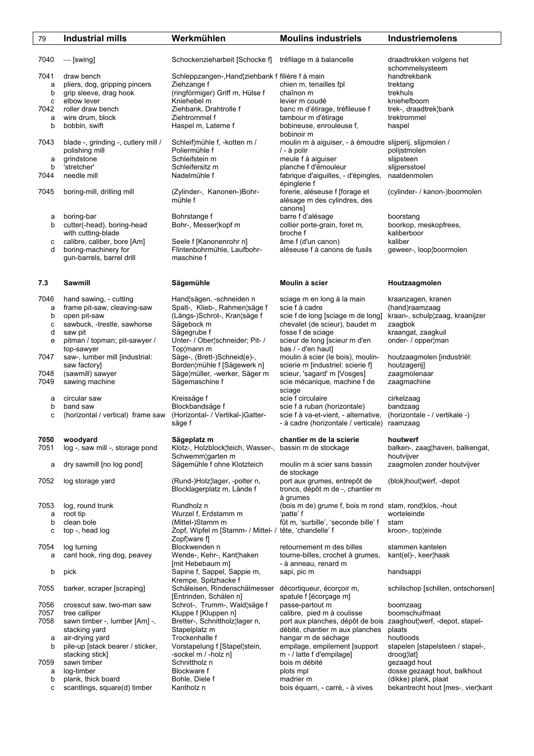| 79 | Industrial mills | Werkmühlen | Moulins industriels | Industriemolens |
|---|---|---|---|---|
| 7040 | — [swing] | Schockenzieharbeit [Schocke f] | tréfilage m à balancelle | draadtrekken volgens het schommelsysteem |
| 7041 | draw bench | Schleppzangen-,Hand¦ziehbank f | filière f à main | handtrekbank |
| a | pliers, dog, gripping pincers | Ziehzange f | chien m, tenailles fpl | trektang |
| b | grip sleeve, drag hook | (ringförmiger) Griff m, Hülse f | chaînon m | trekhuls |
| c | elbow lever | Kniehebel m | levier m coudé | kniehefboom |
| 7042 | roller draw bench | Ziehbank, Drahtrolle f | banc m d'étirage, tréfileuse f | trek-, draadtrek¦bank |
| a | wire drum, block | Ziehtrommel f | tambour m d'étirage | trektrommel |
| b | bobbin, swift | Haspel m, Laterne f | bobineuse, enrouleuse f, bobinoir m | haspel |
| 7043 | blade -, grinding -, cutlery mill / polishing mill | Schleif¦mühle f, -kotten m / Poliermühle f | moulin m à aiguiser, - à émoudre / - à polir | slijperij, slijpmolen / polijstmolen |
| a | grindstone | Schleifstein m | meule f à aiguiser | slijpsteen |
| b | 'stretcher' | Schleifersitz m | planche f d'émouleur | slijpersstoel |
| 7044 | needle mill | Nadelmühle f | fabrique d'aiguilles, - d'épingles, épinglerie f | naaldenmolen |
| 7045 | boring-mill, drilling mill | (Zylinder-, Kanonen-)Bohrmühle f | forerie, aléseuse f [forage et alésage m des cylindres, des canons] | (cylinder- / kanon-)boormolen |
| a | boring-bar | Bohrstange f | barre f d'alésage | boorstang |
| b | cutter(-head), boring-head with cutting-blade | Bohr-, Messer¦kopf m | collier porte-grain, foret m, broche f | boorkop, meskopfrees, kaliberboor |
| c | calibre, caliber, bore [Am] | Seele f [Kanonenrohr n] | âme f (d'un canon) | kaliber |
| d | boring-machinery for gun-barrels, barrel drill | Flintenbohrmühle, Laufbohrmaschine f | aléseuse f à canons de fusils | geweer-, loop¦boormolen |
| **7.3** | **Sawmill** | **Sägemühle** | **Moulin à scier** | **Houtzaagmolen** |
| 7046 | hand sawing, - cutting | Hand¦sägen, -schneiden n | sciage m en long à la main | kraanzagen, kranen |
| a | frame pit-saw, cleaving-saw | Spalt-, Klieb-, Rahmen¦säge f | scie f à cadre | (hand)raamzaag |
| b | open pit-saw | (Längs-)Schrot-, Kran¦säge f | scie f de long [sciage m de long] | kraan-, schulp¦zaag, kraanijzer |
| c | sawbuck, -trestle, sawhorse | Sägebock m | chevalet (de scieur), baudet m | zaagbok |
| d | saw pit | Sägegrube f | fosse f de sciage | kraangat, zaagkuil |
| e | pitman / topman; pit-sawyer / top-sawyer | Unter- / Ober¦schneider; Pit- / Top¦mann m | scieur de long [scieur m d'en bas / - d'en haut] | onder- / opper¦man |
| 7047 | saw-, lumber mill [industrial: saw factory] | Säge-, (Brett-)Schneid(e)-, Borden¦mühle f [Sägewerk n] | moulin à scier (le bois), moulin-scierie m [industriel: scierie f] | houtzaagmolen [industriël: houtzagerij] |
| 7048 | (sawmill) sawyer | Säge¦müller, -werker, Säger m | scieur, 'sagard' m [Vosges] | zaagmolenaar |
| 7049 | sawing machine | Sägemaschine f | scie mécanique, machine f de sciage | zaagmachine |
| a | circular saw | Kreissäge f | scie f circulaire | cirkelzaag |
| b | band saw | Blockbandsäge f | scie f à ruban (horizontale) | bandzaag |
| c | (horizontal / vertical) frame saw | (Horizontal- / Vertikal-)Gattersäge f | scie f à va-et-vient, - alternative, - à cadre (horizontale / verticale) | (horizontale - / vertikale -) raamzaag |
| **7050** | **woodyard** | **Sägeplatz m** | **chantier m de la scierie** | **houtwerf** |
| 7051 | log -, saw mill -, storage pond | Klotz-, Holzblock¦teich, Wasser-, Schwemm¦garten m | bassin m de stockage | balken-, zaag¦haven, balkengat, houtvijver |
| a | dry sawmill [no log pond] | Sägemühle f ohne Klotzteich | moulin m à scier sans bassin de stockage | zaagmolen zonder houtvijver |
| 7052 | log storage yard | (Rund-)Holz¦lager, -polter n, Blocklagerplatz m, Lände f | port aux grumes, entrepôt de troncs, dépôt m de -, chantier m à grumes | (blok)hout¦werf, -depot |
| 7053 | log, round trunk | Rundholz n | (bois m de) grume f, bois m rond | stam, rond¦klos, -hout |
| a | root tip | Wurzel f, Erdstamm m | 'patte' f | worteleinde |
| b | clean bole | (Mittel-)Stamm m | fût m, 'surbille', 'seconde bille' f | stam |
| c | top -, head log | Zopf, Wipfel m [Stamm- / Mittel- / Zopf¦ware f] | tête, 'chandelle' f | kroon-, top¦einde |
| 7054 | log turning | Blockwenden n | retournement m des billes | stammen kantelen |
| a | cant hook, ring dog, peavey | Wende-, Kehr-, Kant¦haken [mit Hebebaum m] | tourne-billes, crochet à grumes, - à anneau, renard m | kant(el)-, keer¦haak |
| b | pick | Sapine f, Sappel, Sappie m, Krempe, Spitzhacke f | sapi, pic m | handsappi |
| 7055 | barker, scraper [scraping] | Schäleisen, Rindenschälmesser [Entrinden, Schälen n] | décortiqueur, écorçoir m, spatule f [écorçage m] | schilschop [schillen, ontschorsen] |
| 7056 | crosscut saw, two-man saw | Schrot-, Trumm-, Wald¦säge f | passe-partout m | boomzaag |
| 7057 | tree calliper | Kluppe f [Kluppen n] | calibre, pied m à coulisse | boomschuifmaat |
| 7058 | sawn timber -, lumber [Am] -, stacking yard | Bretter-, Schnittholz¦lager n, Stapelplatz m | port aux planches, dépôt de bois débité, chantier m aux planches | zaaghout¦werf, -depot, stapelplaats |
| a | air-drying yard | Trockenhalle f | hangar m de séchage | houtloods |
| b | pile-up [stack bearer / sticker, stacking stick] | Vorstapelung f [Stapel¦stein, -sockel m / -holz n] | empilage, empilement [support m - / latte f d'empilage] | stapelen [stapelsteen / stapel-, droog¦lat] |
| 7059 | sawn timber | Schnittholz n | bois m débité | gezaagd hout |
| a | log-timber | Blockware f | plots mpl | dosse gezaagt hout, balkhout |
| b | plank, thick board | Bohle, Diele f | madrier m | (dikke) plank, plaat |
| c | scantlings, square(d) timber | Kantholz n | bois équarri, - carré, - à vives | bekantrecht hout [mes-, vier¦kant |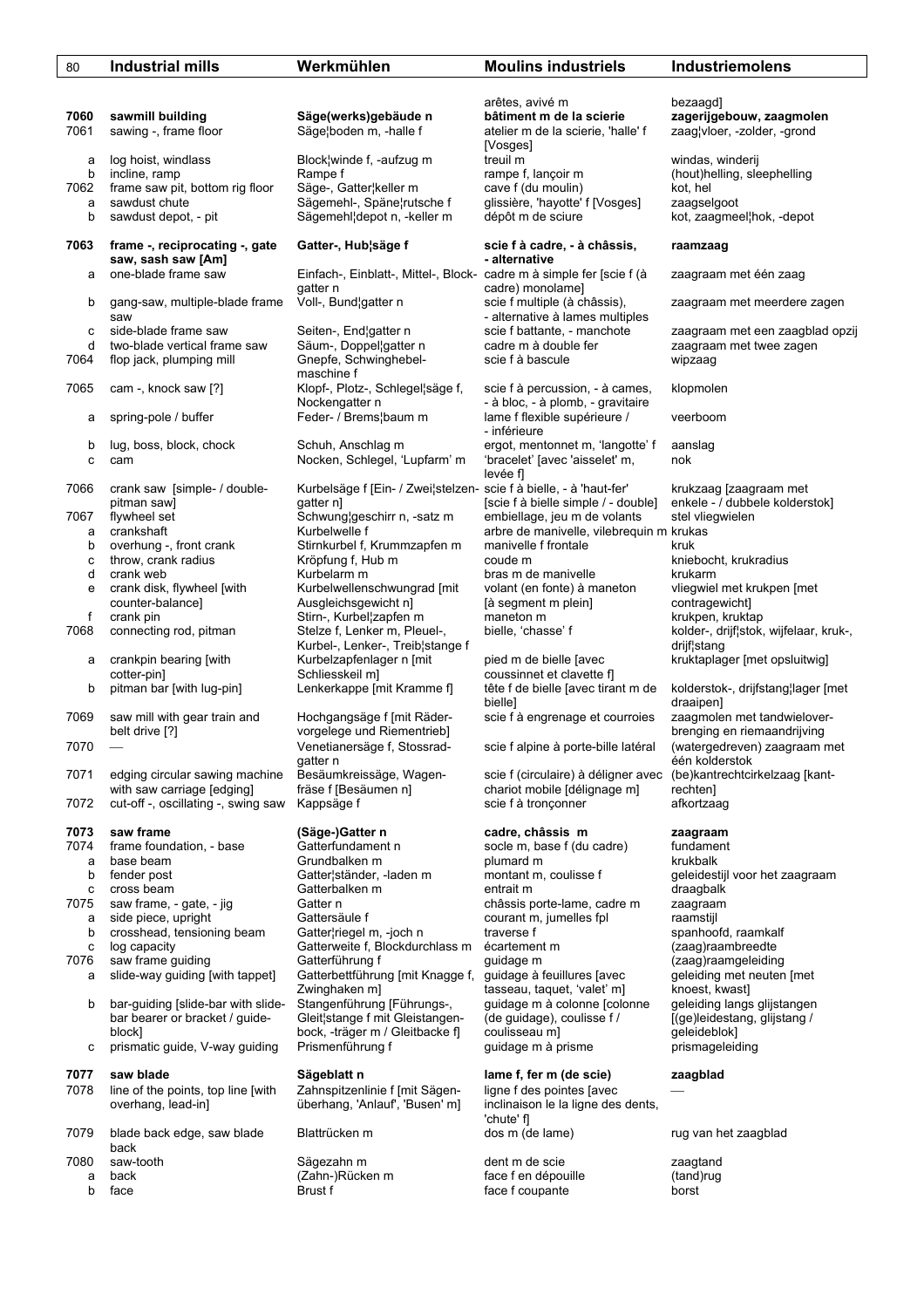| No. | Industrial mills | Werkmühlen | Moulins industriels | Industriemolens |
|---|---|---|---|---|
| | | | arêtes, avivé m | bezaagd] |
| **7060** | **sawmill building** | **Säge(werks)gebäude n** | **bâtiment m de la scierie** | **zagerijgebouw, zaagmolen** |
| 7061 | sawing -, frame floor | Säge¦boden m, -halle f | atelier m de la scierie, 'halle' f [Vosges] | zaag¦vloer, -zolder, -grond |
| a | log hoist, windlass | Block¦winde f, -aufzug m | treuil m | windas, winderij |
| b | incline, ramp | Rampe f | rampe f, lançoir m | (hout)helling, sleephelling |
| 7062 | frame saw pit, bottom rig floor | Säge-, Gatter¦keller m | cave f (du moulin) | kot, hel |
| a | sawdust chute | Sägemehl-, Späne¦rutsche f | glissière, 'hayotte' f [Vosges] | zaagselgoot |
| b | sawdust depot, - pit | Sägemehl¦depot n, -keller m | dépôt m de sciure | kot, zaagmeel¦hok, -depot |
| **7063** | **frame -, reciprocating -, gate saw, sash saw [Am]** | **Gatter-, Hub¦säge f** | **scie f à cadre, - à châssis, - alternative** | **raamzaag** |
| a | one-blade frame saw | Einfach-, Einblatt-, Mittel-, Block-gatter n | cadre m à simple fer [scie f (à cadre) monolame] | zaagraam met één zaag |
| b | gang-saw, multiple-blade frame saw | Voll-, Bund¦gatter n | scie f multiple (à châssis), - alternative à lames multiples | zaagraam met meerdere zagen |
| c | side-blade frame saw | Seiten-, End¦gatter n | scie f battante, - manchote | zaagraam met een zaagblad opzij |
| d | two-blade vertical frame saw | Säum-, Doppel¦gatter n | cadre m à double fer | zaagraam met twee zagen |
| 7064 | flop jack, plumping mill | Gnepfe, Schwinghebel-maschine f | scie f à bascule | wipzaag |
| 7065 | cam -, knock saw [?] | Klopf-, Plotz-, Schlegel¦säge f, Nockengatter n | scie f à percussion, - à cames, - à bloc, - à plomb, - gravitaire | klopmolen |
| a | spring-pole / buffer | Feder- / Brems¦baum m | lame f flexible supérieure / - inférieure | veerboom |
| b | lug, boss, block, chock | Schuh, Anschlag m | ergot, mentonnet m, 'langotte' f | aanslag |
| c | cam | Nocken, Schlegel, 'Lupfarm' m | 'bracelet' [avec 'aisselet' m, levée f] | nok |
| 7066 | crank saw [simple- / double-pitman saw] | Kurbelsäge f [Ein- / Zwei¦stelzen-gatter n] | scie f à bielle, - à 'haut-fer' [scie f à bielle simple / - double] | krukzaag [zaagraam met enkele - / dubbele kolderstok] |
| 7067 | flywheel set | Schwung¦geschirr n, -satz m | embiellage, jeu m de volants | stel vliegwielen |
| a | crankshaft | Kurbelwelle f | arbre de manivelle, vilebrequin m | krukas |
| b | overhung -, front crank | Stirnkurbel f, Krummzapfen m | manivelle f frontale | kruk |
| c | throw, crank radius | Kröpfung f, Hub m | coude m | kniebocht, krukradius |
| d | crank web | Kurbelarm m | bras m de manivelle | krukarm |
| e | crank disk, flywheel [with counter-balance] | Kurbelwellenschwungrad [mit Ausgleichsgewicht n] | volant (en fonte) à maneton [à segment m plein] | vliegwiel met krukpen [met contragewicht] |
| f | crank pin | Stirn-, Kurbel¦zapfen m | maneton m | krukpen, kruktap |
| 7068 | connecting rod, pitman | Stelze f, Lenker m, Pleuel-, Kurbel-, Lenker-, Treib¦stange f | bielle, 'chasse' f | kolder-, drijf¦stok, wijfelaar, kruk-, drijf¦stang |
| a | crankpin bearing [with cotter-pin] | Kurbelzapfenlager n [mit Schliesskeil m] | pied m de bielle [avec coussinnet et clavette f] | kruktaplager [met opsluitwig] |
| b | pitman bar [with lug-pin] | Lenkerkappe [mit Kramme f] | tête f de bielle [avec tirant m de bielle] | kolderstok-, drijfstang¦lager [met draaipen] |
| 7069 | saw mill with gear train and belt drive [?] | Hochgangsäge f [mit Räder-vorgelege und Riementrieb] | scie f à engrenage et courroies | zaagmolen met tandwielover-brenging en riemaandrijving |
| 7070 | — | Venetianersäge f, Stossrad-gatter n | scie f alpine à porte-bille latéral | (watergedreven) zaagraam met één kolderstok |
| 7071 | edging circular sawing machine with saw carriage [edging] | Besäumkreissäge, Wagen-fräse f [Besäumen n] | scie f (circulaire) à déligner avec chariot mobile [délignage m] | (be)kantrechtcirkelzaag [kant-rechten] |
| 7072 | cut-off -, oscillating -, swing saw | Kappsäge f | scie f à tronçonner | afkortzaag |
| **7073** | **saw frame** | **(Säge-)Gatter n** | **cadre, châssis m** | **zaagraam** |
| 7074 | frame foundation, - base | Gatterfundament n | socle m, base f (du cadre) | fundament |
| a | base beam | Grundbalken m | plumard m | krukbalk |
| b | fender post | Gatter¦ständer, -laden m | montant m, coulisse f | geleidestijl voor het zaagraam |
| c | cross beam | Gatterbalken m | entrait m | draagbalk |
| 7075 | saw frame, - gate, - jig | Gatter n | châssis porte-lame, cadre m | zaagraam |
| a | side piece, upright | Gattersäule f | courant m, jumelles fpl | raamstijl |
| b | crosshead, tensioning beam | Gatter¦riegel m, -joch n | traverse f | spanhoofd, raamkalf |
| c | log capacity | Gatterweite f, Blockdurchlass m | écartement m | (zaag)raambreedte |
| 7076 | saw frame guiding | Gatterführung f | guidage m | (zaag)raamgeleiding |
| a | slide-way guiding [with tappet] | Gatterbettführung [mit Knagge f, Zwinghaken m] | guidage à feuillures [avec tasseau, taquet, 'valet' m] | geleiding met neuten [met knoest, kwast] |
| b | bar-guiding [slide-bar with slide-bar bearer or bracket / guide-block] | Stangenführung [Führungs-, Gleit¦stange f mit Gleistangen-bock, -träger m / Gleitbacke f] | guidage m à colonne [colonne (de guidage), coulisse f / coulisseau m] | geleiding langs glijstangen [(ge)leidestang, glijstang / geleideblok] |
| c | prismatic guide, V-way guiding | Prismenführung f | guidage m à prisme | prismageleiding |
| **7077** | **saw blade** | **Sägeblatt n** | **lame f, fer m (de scie)** | **zaagblad** |
| 7078 | line of the points, top line [with overhang, lead-in] | Zahnspitzenlinie f [mit Sägen-überhang, 'Anlauf', 'Busen' m] | ligne f des pointes [avec inclinaison le la ligne des dents, 'chute' f] | — |
| 7079 | blade back edge, saw blade back | Blattrücken m | dos m (de lame) | rug van het zaagblad |
| 7080 | saw-tooth | Sägezahn m | dent m de scie | zaagtand |
| a | back | (Zahn-)Rücken m | face f en dépouille | (tand)rug |
| b | face | Brust f | face f coupante | borst |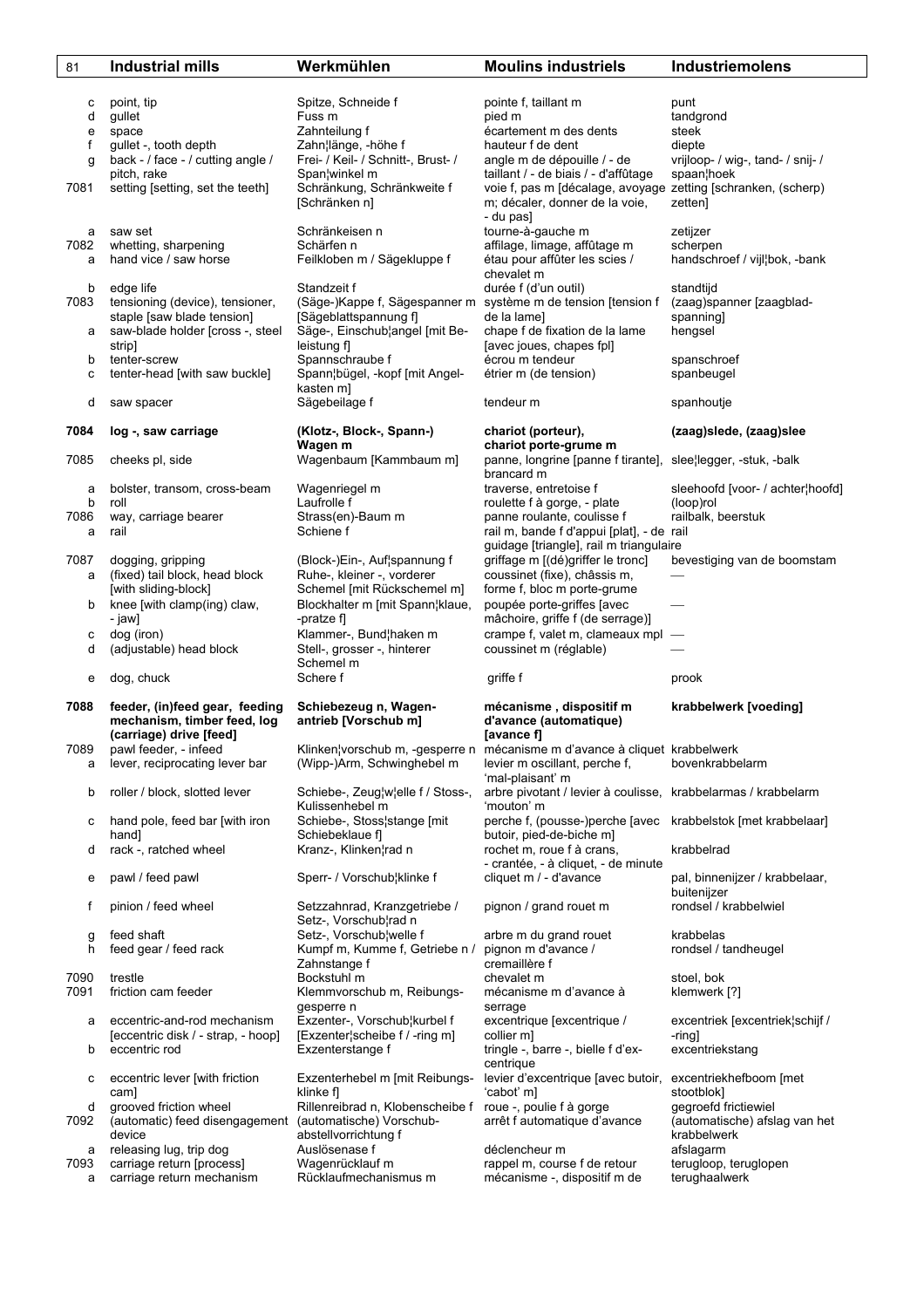| | Industrial mills | Werkmühlen | Moulins industriels | Industriemolens |
|---|---|---|---|---|
| c | point, tip | Spitze, Schneide f | pointe f, taillant m | punt |
| d | gullet | Fuss m | pied m | tandgrond |
| e | space | Zahnteilung f | écartement m des dents | steek |
| f | gullet -, tooth depth | Zahn¦länge, -höhe f | hauteur f de dent | diepte |
| g | back - / face - / cutting angle / pitch, rake | Frei- / Keil- / Schnitt-, Brust- / Span¦winkel m | angle m de dépouille / - de taillant / - de biais / - d'affûtage | vrijloop- / wig-, tand- / snij- / spaan¦hoek |
| 7081 | setting [setting, set the teeth] | Schränkung, Schränkweite f [Schränken n] | voie f, pas m [décalage, avoyage m; décaler, donner de la voie, - du pas] | zetting [schranken, (scherp) zetten] |
| a | saw set | Schränkeisen n | tourne-à-gauche m | zetijzer |
| 7082 | whetting, sharpening | Schärfen n | affilage, limage, affûtage m | scherpen |
| a | hand vice / saw horse | Feilkloben m / Sägekluppe f | étau pour affûter les scies / chevalet m | handschroef / vijl¦bok, -bank |
| b | edge life | Standzeit f | durée f (d'un outil) | standtijd |
| 7083 | tensioning (device), tensioner, staple [saw blade tension] | (Säge-)Kappe f, Sägespanner m [Sägeblattspannung f] | système m de tension [tension f de la lame] | (zaag)spanner [zaagblad-spanning] |
| a | saw-blade holder [cross -, steel strip] | Säge-, Einschub¦angel [mit Be-leistung f] | chape f de fixation de la lame [avec joues, chapes fpl] | hengsel |
| b | tenter-screw | Spannschraube f | écrou m tendeur | spanschroef |
| c | tenter-head [with saw buckle] | Spann¦bügel, -kopf [mit Angel-kasten m] | étrier m (de tension) | spanbeugel |
| d | saw spacer | Sägebeilage f | tendeur m | spanhoutje |
| **7084** | **log -, saw carriage** | **(Klotz-, Block-, Spann-) Wagen m** | **chariot (porteur), chariot porte-grume m** | **(zaag)slede, (zaag)slee** |
| 7085 | cheeks pl, side | Wagenbaum [Kammbaum m] | panne, longrine [panne f tirante], brancard m | slee¦legger, -stuk, -balk |
| a | bolster, transom, cross-beam | Wagenriegel m | traverse, entretoise f | sleehoofd [voor- / achter¦hoofd] |
| b | roll | Laufrolle f | roulette f à gorge, - plate | (loop)rol |
| 7086 | way, carriage bearer | Strass(en)-Baum m | panne roulante, coulisse f | railbalk, beerstuk |
| a | rail | Schiene f | rail m, bande f d'appui [plat], - de guidage [triangle], rail m triangulaire | rail |
| 7087 | dogging, gripping | (Block-)Ein-, Auf¦spannung f | griffage m [(dé)griffer le tronc] | bevestiging van de boomstam |
| a | (fixed) tail block, head block [with sliding-block] | Ruhe-, kleiner -, vorderer Schemel [mit Rückschemel m] | coussinet (fixe), châssis m, forme f, bloc m porte-grume | — |
| b | knee [with clamp(ing) claw, - jaw] | Blockhalter m [mit Spann¦klaue, -pratze f] | poupée porte-griffes [avec mâchoire, griffe f (de serrage)] | — |
| c | dog (iron) | Klammer-, Bund¦haken m | crampe f, valet m, clameaux mpl | — |
| d | (adjustable) head block | Stell-, grosser -, hinterer Schemel m | coussinet m (réglable) | — |
| e | dog, chuck | Schere f | griffe f | prook |
| **7088** | **feeder, (in)feed gear, feeding mechanism, timber feed, log (carriage) drive [feed]** | **Schiebezeug n, Wagen-antrieb [Vorschub m]** | **mécanisme , dispositif m d'avance (automatique) [avance f]** | **krabbelwerk [voeding]** |
| 7089 | pawl feeder, - infeed | Klinken¦vorschub m, -gesperre n | mécanisme m d'avance à cliquet | krabbelwerk |
| a | lever, reciprocating lever bar | (Wipp-)Arm, Schwinghebel m | levier m oscillant, perche f, 'mal-plaisant' m | bovenkrabbelarm |
| b | roller / block, slotted lever | Schiebe-, Zeug¦w¦elle f / Stoss-, Kulissenhebel m | arbre pivotant / levier à coulisse, 'mouton' m | krabbelarmas / krabbelarm |
| c | hand pole, feed bar [with iron hand] | Schiebe-, Stoss¦stange f [mit Schiebeklaue f] | perche f, (pousse-)perche [avec butoir, pied-de-biche m] | krabbelstok [met krabbelaar] |
| d | rack -, ratched wheel | Kranz-, Klinken¦rad n | rochet m, roue f à crans, - crantée, - à cliquet, - de minute | krabbelrad |
| e | pawl / feed pawl | Sperr- / Vorschub¦klinke f | cliquet m / - d'avance | pal, binnenijzer / krabbelaar, buitenijzer |
| f | pinion / feed wheel | Setzzahnrad, Kranzgetriebe / Setz-, Vorschub¦rad n | pignon / grand rouet m | rondsel / krabbelwiel |
| g | feed shaft | Setz-, Vorschub¦welle f | arbre m du grand rouet | krabbelas |
| h | feed gear / feed rack | Kumpf m, Kumme f, Getriebe n / Zahnstange f | pignon m d'avance / cremaillère f | rondsel / tandheugel |
| 7090 | trestle | Bockstuhl m | chevalet m | stoel, bok |
| 7091 | friction cam feeder | Klemmvorschub m, Reibungs-gesperre n | mécanisme m d'avance à serrage | klemwerk [?] |
| a | eccentric-and-rod mechanism [eccentric disk / - strap, - hoop] | Exzenter-, Vorschub¦kurbel f [Exzenter¦scheibe f / -ring m] | excentrique [excentrique / collier m] | excentriek [excentriek¦schijf / -ring] |
| b | eccentric rod | Exzenterstange f | tringle -, barre -, bielle f d'ex-centrique | excentriekstang |
| c | eccentric lever [with friction cam] | Exzenterhebel m [mit Reibungs-klinke f] | levier d'excentrique [avec butoir, 'cabot' m] | excentriekhefboom [met stootblok] |
| d | grooved friction wheel | Rillenreibrad n, Klobenscheibe f | roue -, poulie f à gorge | gegroefd frictiewiel |
| 7092 | (automatic) feed disengagement device | (automatische) Vorschub-abstellvorrichtung f | arrêt f automatique d'avance | (automatische) afslag van het krabbelwerk |
| a | releasing lug, trip dog | Auslösenase f | déclencheur m | afslagarm |
| 7093 | carriage return [process] | Wagenrücklauf m | rappel m, course f de retour | terugloop, teruglopen |
| a | carriage return mechanism | Rücklaufmechanismus m | mécanisme -, dispositif m de | terughaalwerk |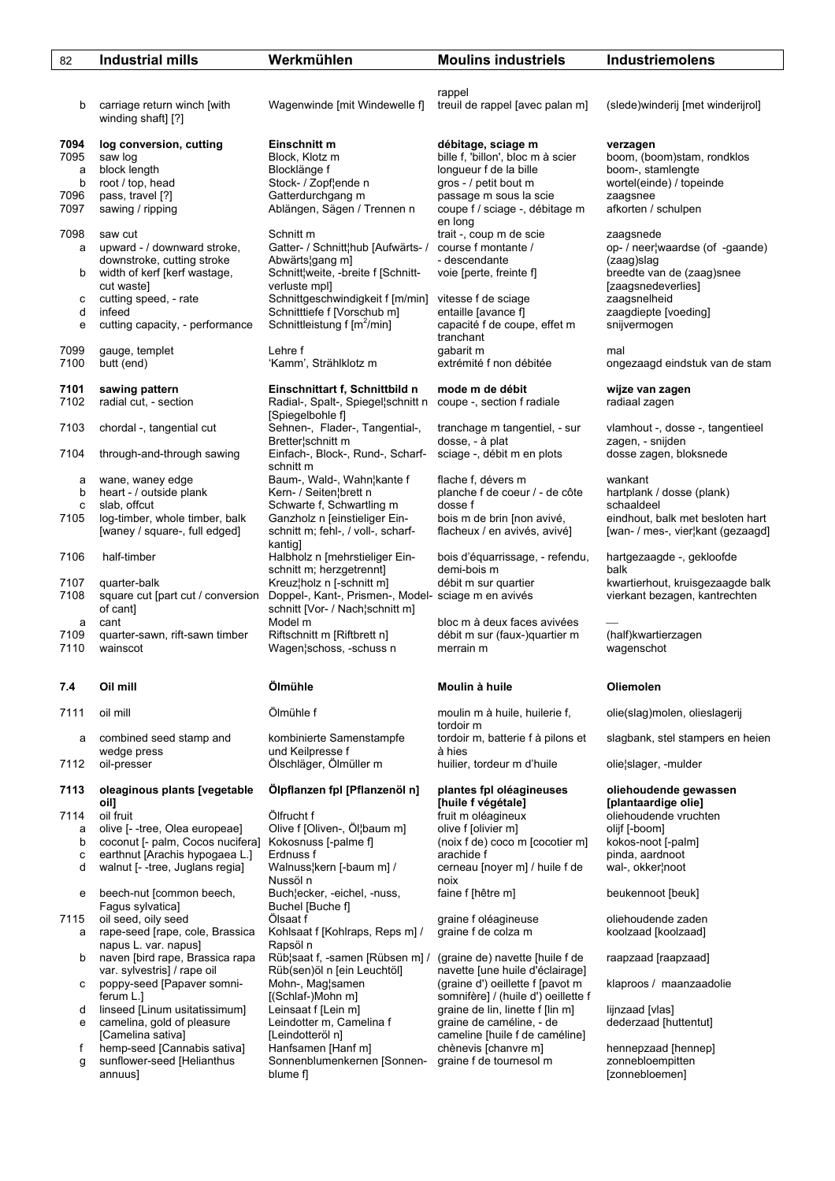| | Industrial mills | Werkmühlen | Moulins industriels | Industriemolens |
|---|---|---|---|---|
| | | | rappel | |
| b | carriage return winch [with winding shaft] [?] | Wagenwinde [mit Windewelle f] | treuil de rappel [avec palan m] | (slede)winderij [met winderijrol] |
| **7094** | **log conversion, cutting** | **Einschnitt m** | **débitage, sciage m** | **verzagen** |
| 7095 | saw log | Block, Klotz m | bille f, 'billon', bloc m à scier | boom, (boom)stam, rondklos |
| a | block length | Blocklänge f | longueur f de la bille | boom-, stamlengte |
| b | root / top, head | Stock- / Zopf¦ende n | gros - / petit bout m | wortel(einde) / topeinde |
| 7096 | pass, travel [?] | Gatterdurchgang m | passage m sous la scie | zaagsnee |
| 7097 | sawing / ripping | Ablängen, Sägen / Trennen n | coupe f / sciage -, débitage m en long | afkorten / schulpen |
| 7098 | saw cut | Schnitt m | trait -, coup m de scie | zaagsnede |
| a | upward - / downward stroke, downstroke, cutting stroke | Gatter- / Schnitt¦hub [Aufwärts- / Abwärts¦gang m] | course f montante / - descendante | op- / neer¦waardse (of -gaande) (zaag)slag |
| b | width of kerf [kerf wastage, cut waste] | Schnitt¦weite, -breite f [Schnitt-verluste mpl] | voie [perte, freinte f] | breedte van de (zaag)snee [zaagsnedeverlies] |
| c | cutting speed, - rate | Schnittgeschwindigkeit f [m/min] | vitesse f de sciage | zaagsnelheid |
| d | infeed | Schnitttiefe f [Vorschub m] | entaille [avance f] | zaagdiepte [voeding] |
| e | cutting capacity, - performance | Schnittleistung f [$m^2$/min] | capacité f de coupe, effet m tranchant | snijvermogen |
| 7099 | gauge, templet | Lehre f | gabarit m | mal |
| 7100 | butt (end) | 'Kamm', Strählklotz m | extrémité f non débitée | ongezaagd eindstuk van de stam |
| **7101** | **sawing pattern** | **Einschnittart f, Schnittbild n** | **mode m de débit** | **wijze van zagen** |
| 7102 | radial cut, - section | Radial-, Spalt-, Spiegel¦schnitt n [Spiegelbohle f] | coupe -, section f radiale | radiaal zagen |
| 7103 | chordal -, tangential cut | Sehnen-, Flader-, Tangential-, Bretter¦schnitt m | tranchage m tangentiel, - sur dosse, - à plat | vlamhout -, dosse -, tangentieel zagen, - snijden |
| 7104 | through-and-through sawing | Einfach-, Block-, Rund-, Scharf-schnitt m | sciage -, débit m en plots | dosse zagen, bloksnede |
| a | wane, waney edge | Baum-, Wald-, Wahn¦kante f | flache f, dévers m | wankant |
| b | heart - / outside plank | Kern- / Seiten¦brett n | planche f de coeur / - de côte | hartplank / dosse (plank) |
| c | slab, offcut | Schwarte f, Schwartling m | dosse f | schaaldeel |
| 7105 | log-timber, whole timber, balk [waney / square-, full edged] | Ganzholz n [einstieliger Ein-schnitt m; fehl-, / voll-, scharf-kantig] | bois m de brin [non avivé, flacheux / en avivés, avivé] | eindhout, balk met besloten hart [wan- / mes-, vier¦kant (gezaagd] |
| 7106 | half-timber | Halbholz n [mehrstieliger Ein-schnitt m; herzgetrennt] | bois d'équarrissage, - refendu, demi-bois m | hartgezaagde -, gekloofde balk |
| 7107 | quarter-balk | Kreuz¦holz n [-schnitt m] | débit m sur quartier | kwartierhout, kruisgezaagde balk |
| 7108 | square cut [part cut / conversion of cant] | Doppel-, Kant-, Prismen-, Model-schnitt [Vor- / Nach¦schnitt m] | sciage m en avivés | vierkant bezagen, kantrechten |
| a | cant | Model m | bloc m à deux faces avivées | — |
| 7109 | quarter-sawn, rift-sawn timber | Riftschnitt m [Riftbrett n] | débit m sur (faux-)quartier m | (half)kwartierzagen |
| 7110 | wainscot | Wagen¦schoss, -schuss n | merrain m | wagenschot |
| **7.4** | **Oil mill** | **Ölmühle** | **Moulin à huile** | **Oliemolen** |
| 7111 | oil mill | Ölmühle f | moulin m à huile, huilerie f, tordoir m | olie(slag)molen, olieslagerij |
| a | combined seed stamp and wedge press | kombinierte Samenstampfe und Keilpresse f | tordoir m, batterie f à pilons et à hies | slagbank, stel stampers en heien |
| 7112 | oil-presser | Ölschläger, Ölmüller m | huilier, tordeur m d'huile | olie¦slager, -mulder |
| **7113** | **oleaginous plants [vegetable oil]** | **Ölpflanzen fpl [Pflanzenöl n]** | **plantes fpl oléagineuses [huile f végétale]** | **oliehoudende gewassen [plantaardige olie]** |
| 7114 | oil fruit | Ölfrucht f | fruit m oléagineux | oliehoudende vruchten |
| a | olive [- -tree, Olea europeae] | Olive f [Oliven-, Öl¦baum m] | olive f [olivier m] | olijf [-boom] |
| b | coconut [- palm, Cocos nucifera] | Kokosnuss [-palme f] | (noix f de) coco m [cocotier m] | kokos-noot [-palm] |
| c | earthnut [Arachis hypogaea L.] | Erdnuss f | arachide f | pinda, aardnoot |
| d | walnut [- -tree, Juglans regia] | Walnuss¦kern [-baum m] / Nussöl n | cerneau [noyer m] / huile f de noix | wal-, okker¦noot |
| e | beech-nut [common beech, Fagus sylvatica] | Buch¦ecker, -eichel, -nuss, Buchel [Buche f] | faine f [hêtre m] | beukennoot [beuk] |
| 7115 | oil seed, oily seed | Ölsaat f | graine f oléagineuse | oliehoudende zaden |
| a | rape-seed [rape, cole, Brassica napus L. var. napus] | Kohlsaat f [Kohlraps, Reps m] / Rapsöl n | graine f de colza m | koolzaad [koolzaad] |
| b | naven [bird rape, Brassica rapa var. sylvestris] / rape oil | Rüb¦saat f, -samen [Rübsen m] / Rüb(sen)öl n [ein Leuchtöl] | (graine de) navette [huile f de navette [une huile d'éclairage] | raapzaad [raapzaad] |
| c | poppy-seed [Papaver somniferum L.] | Mohn-, Mag¦samen [(Schlaf-)Mohn m] | (graine d') oeillette f [pavot m somnifère] / (huile d') oeillette f | klaproos / maanzaadolie |
| d | linseed [Linum usitatissimum] | Leinsaat f [Lein m] | graine de lin, linette f [lin m] | lijnzaad [vlas] |
| e | camelina, gold of pleasure [Camelina sativa] | Leindotter m, Camelina f [Leindotteröl n] | graine de caméline, - de cameline [huile f de caméline] | dederzaad [huttentut] |
| f | hemp-seed [Cannabis sativa] | Hanfsamen [Hanf m] | chènevis [chanvre m] | hennepzaad [hennep] |
| g | sunflower-seed [Helianthus annuus] | Sonnenblumenkernen [Sonnen-blume f] | graine f de tournesol m | zonnebloempitten [zonnebloemen] |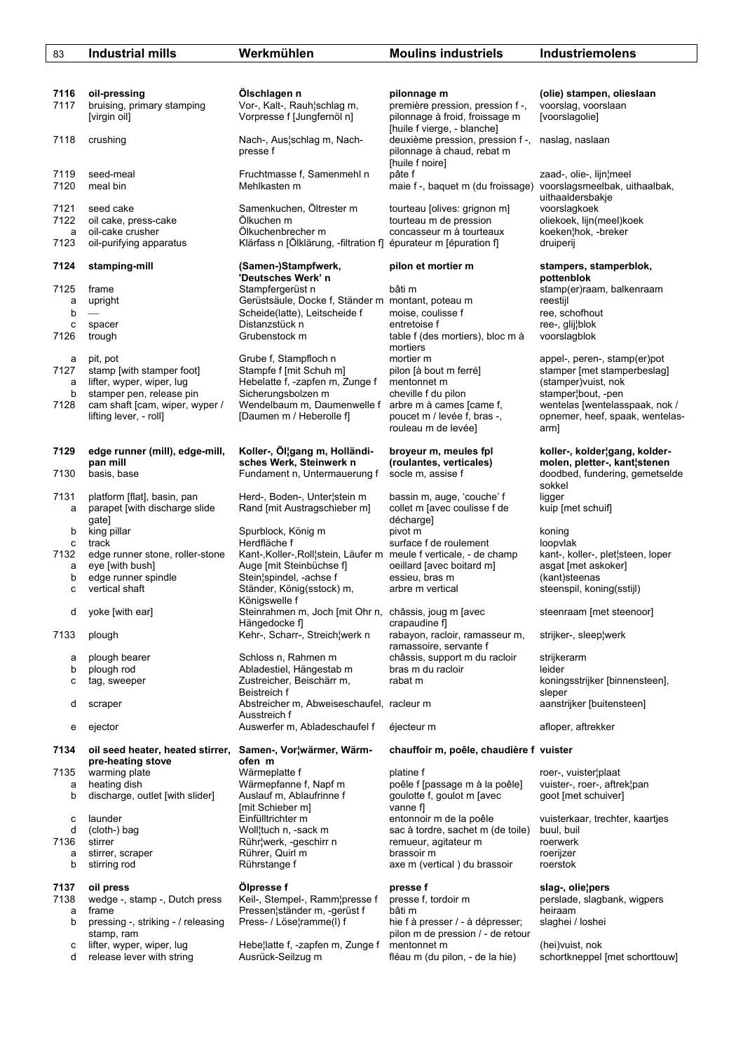| | Industrial mills | Werkmühlen | Moulins industriels | Industriemolens |
|---|---|---|---|---|
| **7116** | **oil-pressing** | **Ölschlagen n** | **pilonnage m** | **(olie) stampen, olieslaan** |
| 7117 | bruising, primary stamping [virgin oil] | Vor-, Kalt-, Rauh¦schlag m, Vorpresse f [Jungfernöl n] | première pression, pression f -, pilonnage à froid, froissage m [huile f vierge, - blanche] | voorslag, voorslaan [voorslagolie] |
| 7118 | crushing | Nach-, Aus¦schlag m, Nachpresse f | deuxième pression, pression f -, pilonnage à chaud, rebat m [huile f noire] | naslag, naslaan |
| 7119 | seed-meal | Fruchtmasse f, Samenmehl n | pâte f | zaad-, olie-, lijn¦meel |
| 7120 | meal bin | Mehlkasten m | maie f -, baquet m (du froissage) | voorslagsmeelbak, uithaalbak, uithaaldersbakje |
| 7121 | seed cake | Samenkuchen, Öltrester m | tourteau [olives: grignon m] | voorslagkoek |
| 7122 | oil cake, press-cake | Ölkuchen m | tourteau m de pression | oliekoek, lijn(meel)koek |
| a | oil-cake crusher | Ölkuchenbrecher m | concasseur m à tourteaux | koeken¦hok, -breker |
| 7123 | oil-purifying apparatus | Klärfass n [Ölklärung, -filtration f] | épurateur m [épuration f] | druiperij |
| **7124** | **stamping-mill** | **(Samen-)Stampfwerk, 'Deutsches Werk' n** | **pilon et mortier m** | **stampers, stamperblok, pottenblok** |
| 7125 | frame | Stampfergerüst n | bâti m | stamp(er)raam, balkenraam |
| a | upright | Gerüstsäule, Docke f, Ständer m | montant, poteau m | reestijl |
| b | — | Scheide(latte), Leitscheide f | moise, coulisse f | ree, schofhout |
| c | spacer | Distanzstück n | entretoise f | ree-, glij¦blok |
| 7126 | trough | Grubenstock m | table f (des mortiers), bloc m à mortiers | voorslagblok |
| a | pit, pot | Grube f, Stampfloch n | mortier m | appel-, peren-, stamp(er)pot |
| 7127 | stamp [with stamper foot] | Stampfe f [mit Schuh m] | pilon [à bout m ferré] | stamper [met stamperbeslag] |
| a | lifter, wyper, wiper, lug | Hebelatte f, -zapfen m, Zunge f | mentonnet m | (stamper)vuist, nok |
| b | stamper pen, release pin | Sicherungsbolzen m | cheville f du pilon | stamper¦bout, -pen |
| 7128 | cam shaft [cam, wiper, wyper / lifting lever, - roll] | Wendelbaum m, Daumenwelle f [Daumen m / Heberolle f] | arbre m à cames [came f, poucet m / levée f, bras -, rouleau m de levée] | wentelas [wentelasspaak, nok / opnemer, heef, spaak, wentelasarm] |
| **7129** | **edge runner (mill), edge-mill, pan mill** | **Koller-, Öl¦gang m, Holländisches Werk, Steinwerk n** | **broyeur m, meules fpl (roulantes, verticales)** | **koller-, kolder¦gang, koldermolen, pletter-, kant¦stenen** |
| 7130 | basis, base | Fundament n, Untermauerung f | socle m, assise f | doodbed, fundering, gemetselde sokkel |
| 7131 | platform [flat], basin, pan | Herd-, Boden-, Unter¦stein m | bassin m, auge, 'couche' f | ligger |
| a | parapet [with discharge slide gate] | Rand [mit Austragschieber m] | collet m [avec coulisse f de décharge] | kuip [met schuif] |
| b | king pillar | Spurblock, König m | pivot m | koning |
| c | track | Herdfläche f | surface f de roulement | loopvlak |
| 7132 | edge runner stone, roller-stone | Kant-,Koller-,Roll¦stein, Läufer m | meule f verticale, - de champ | kant-, koller-, plet¦steen, loper |
| a | eye [with bush] | Auge [mit Steinbüchse f] | oeillard [avec boitard m] | asgat [met askoker] |
| b | edge runner spindle | Stein¦spindel, -achse f | essieu, bras m | (kant)steenas |
| c | vertical shaft | Ständer, König(sstock) m, Königswelle f | arbre m vertical | steenspil, koning(sstijl) |
| d | yoke [with ear] | Steinrahmen m, Joch [mit Ohr n, Hängedocke f] | châssis, joug m [avec crapaudine f] | steenraam [met steenoor] |
| 7133 | plough | Kehr-, Scharr-, Streich¦werk n | rabayon, racloir, ramasseur m, ramassoire, servante f | strijker-, sleep¦werk |
| a | plough bearer | Schloss n, Rahmen m | châssis, support m du racloir | strijkerarm |
| b | plough rod | Abladestiel, Hängestab m | bras m du racloir | leider |
| c | tag, sweeper | Zustreicher, Beischärr m, Beistreich f | rabat m | koningsstrijker [binnensteen], sleper |
| d | scraper | Abstreicher m, Abweiseschaufel, Ausstreich f | racleur m | aanstrijker [buitensteen] |
| e | ejector | Auswerfer m, Abladeschaufel f | éjecteur m | afloper, aftrekker |
| **7134** | **oil seed heater, heated stirrer, pre-heating stove** | **Samen-, Vor¦wärmer, Wärmofen m** | **chauffoir m, poêle, chaudière f** | **vuister** |
| 7135 | warming plate | Wärmeplatte f | platine f | roer-, vuister¦plaat |
| a | heating dish | Wärmepfanne f, Napf m | poêle f [passage m à la poêle] | vuister-, roer-, aftrek¦pan |
| b | discharge, outlet [with slider] | Auslauf m, Ablaufrinne f [mit Schieber m] | goulotte f, goulot m [avec vanne f] | goot [met schuiver] |
| c | launder | Einfülltrichter m | entonnoir m de la poêle | vuisterkaar, trechter, kaartjes |
| d | (cloth-) bag | Woll¦tuch n, -sack m | sac à tordre, sachet m (de toile) | buul, buil |
| 7136 | stirrer | Rühr¦werk, -geschirr n | remueur, agitateur m | roerwerk |
| a | stirrer, scraper | Rührer, Quirl m | brassoir m | roerijzer |
| b | stirring rod | Rührstange f | axe m (vertical ) du brassoir | roerstok |
| **7137** | **oil press** | **Ölpresse f** | **presse f** | **slag-, olie¦pers** |
| 7138 | wedge -, stamp -, Dutch press | Keil-, Stempel-, Ramm¦presse f | presse f, tordoir m | perslade, slagbank, wigpers |
| a | frame | Pressen¦ständer m, -gerüst f | bâti m | heiraam |
| b | pressing -, striking - / releasing stamp, ram | Press- / Löse¦ramme(l) f | hie f à presser / - à dépresser; pilon m de pression / - de retour | slaghei / loshei |
| c | lifter, wyper, wiper, lug | Hebe¦latte f, -zapfen m, Zunge f | mentonnet m | (hei)vuist, nok |
| d | release lever with string | Ausrück-Seilzug m | fléau m (du pilon, - de la hie) | schortkneppel [met schorttouw] |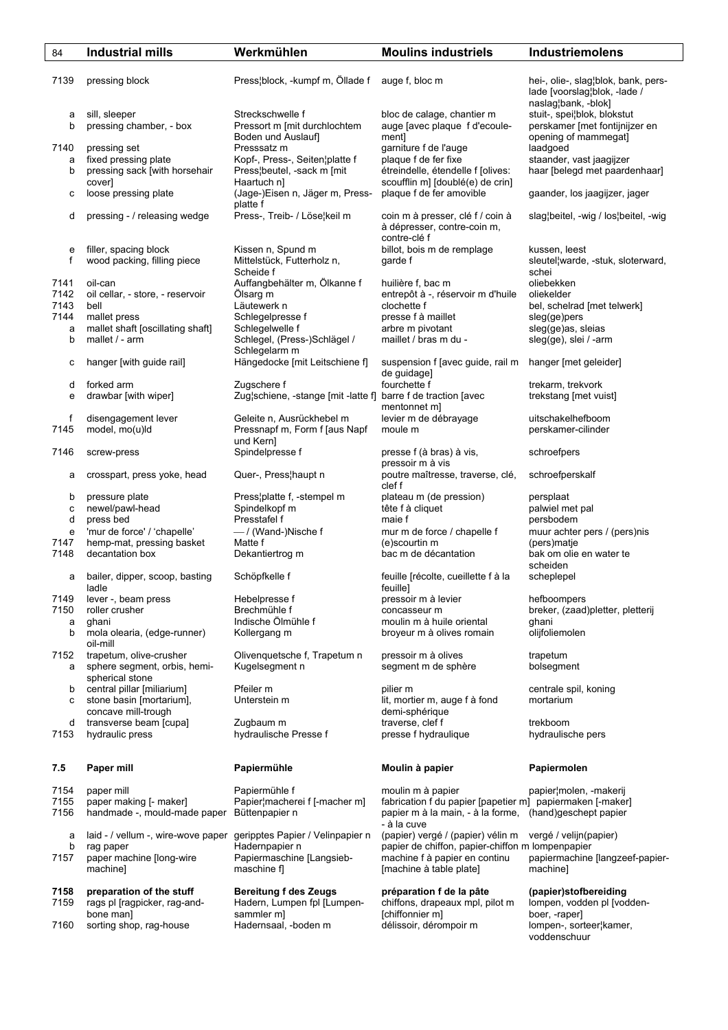| 84 | Industrial mills | Werkmühlen | Moulins industriels | Industriemolens |
|---|---|---|---|---|
| 7139 | pressing block | Press¦block, -kumpf m, Öllade f | auge f, bloc m | hei-, olie-, slag¦blok, bank, perslade [voorslag¦blok, -lade / naslag¦bank, -blok] |
| a | sill, sleeper | Streckschwelle f | bloc de calage, chantier m | stuit-, spei¦blok, blokstut |
| b | pressing chamber, - box | Pressort m [mit durchlochtem Boden und Auslauf] | auge [avec plaque f d'ecoulement] | perskamer [met fontijnijzer en opening of mammegat] |
| 7140 | pressing set | Presssatz m | garniture f de l'auge | laadgoed |
| a | fixed pressing plate | Kopf-, Press-, Seiten¦platte f | plaque f de fer fixe | staander, vast jaagijzer |
| b | pressing sack [with horsehair cover] | Press¦beutel, -sack m [mit Haartuch n] | étreindelle, étendelle f [olives: scoufflin m] [doublé(e) de crin] | haar [belegd met paardenhaar] |
| c | loose pressing plate | (Jage-)Eisen n, Jäger m, Pressplatte f | plaque f de fer amovible | gaander, los jaagijzer, jager |
| d | pressing - / releasing wedge | Press-, Treib- / Löse¦keil m | coin m à presser, clé f / coin à dépresser, contre-coin m, contre-clé f | slag¦beitel, -wig / los¦beitel, -wig |
| e | filler, spacing block | Kissen n, Spund m | billot, bois m de remplage | kussen, leest |
| f | wood packing, filling piece | Mittelstück, Futterholz n, Scheide f | garde f | sleutel¦warde, -stuk, sloterward, schei |
| 7141 | oil-can | Auffangbehälter m, Ölkanne f | huilière f, bac m | oliebekken |
| 7142 | oil cellar, - store, - reservoir | Ölsarg m | entrepôt à -, réservoir m d'huile | oliekelder |
| 7143 | bell | Läutewerk n | clochette f | bel, schelrad [met telwerk] |
| 7144 | mallet press | Schlegelpresse f | presse f à maillet | sleg(ge)pers |
| a | mallet shaft [oscillating shaft] | Schlegelwelle f | arbre m pivotant | sleg(ge)as, sleias |
| b | mallet / - arm | Schlegel, (Press-)Schlägel / Schlegelarm m | maillet / bras m du - | sleg(ge), slei / -arm |
| c | hanger [with guide rail] | Hängedocke [mit Leitschiene f] | suspension f [avec guide, rail m de guidage] | hanger [met geleider] |
| d | forked arm | Zugschere f | fourchette f | trekarm, trekvork |
| e | drawbar [with wiper] | Zug¦schiene, -stange [mit -latte f] | barre f de traction [avec mentonnet m] | trekstang [met vuist] |
| f | disengagement lever | Geleite n, Ausrückhebel m | levier m de débrayage | uitschakelhefboom |
| 7145 | model, mo(u)ld | Pressnapf m, Form f [aus Napf und Kern] | moule m | perskamer-cilinder |
| 7146 | screw-press | Spindelpresse f | presse f (à bras) à vis, pressoir m à vis | schroefpers |
| a | crosspart, press yoke, head | Quer-, Press¦haupt n | poutre maîtresse, traverse, clé, clef f | schroefperskalf |
| b | pressure plate | Press¦platte f, -stempel m | plateau m (de pression) | persplaat |
| c | newel/pawl-head | Spindelkopf m | tête f à cliquet | palwiel met pal |
| d | press bed | Presstafel f | maie f | persbodem |
| e | 'mur de force' / 'chapelle' | — / (Wand-)Nische f | mur m de force / chapelle f | muur achter pers / (pers)nis |
| 7147 | hemp-mat, pressing basket | Matte f | (e)scourtin m | (pers)matje |
| 7148 | decantation box | Dekantiertrog m | bac m de décantation | bak om olie en water te scheiden |
| a | bailer, dipper, scoop, basting ladle | Schöpfkelle f | feuille [récolte, cueillette f à la feuille] | scheplepel |
| 7149 | lever -, beam press | Hebelpresse f | pressoir m à levier | hefboompers |
| 7150 | roller crusher | Brechmühle f | concasseur m | breker, (zaad)pletter, pletterij |
| a | ghani | Indische Ölmühle f | moulin m à huile oriental | ghani |
| b | mola olearia, (edge-runner) oil-mill | Kollergang m | broyeur m à olives romain | olijfoliemolen |
| 7152 | trapetum, olive-crusher | Olivenquetsche f, Trapetum n | pressoir m à olives | trapetum |
| a | sphere segment, orbis, hemi-spherical stone | Kugelsegment n | segment m de sphère | bolsegment |
| b | central pillar [miliarium] | Pfeiler m | pilier m | centrale spil, koning |
| c | stone basin [mortarium], concave mill-trough | Unterstein m | lit, mortier m, auge f à fond demi-sphérique | mortarium |
| d | transverse beam [cupa] | Zugbaum m | traverse, clef f | trekboom |
| 7153 | hydraulic press | hydraulische Presse f | presse f hydraulique | hydraulische pers |
| **7.5** | **Paper mill** | **Papiermühle** | **Moulin à papier** | **Papiermolen** |
| 7154 | paper mill | Papiermühle f | moulin m à papier | papier¦molen, -makerij |
| 7155 | paper making [- maker] | Papier¦macherei f [-macher m] | fabrication f du papier [papetier m] | papiermaken [-maker] |
| 7156 | handmade -, mould-made paper | Büttenpapier n | papier m à la main, - à la forme, - à la cuve | (hand)geschept papier |
| a | laid - / vellum -, wire-wove paper | geripptes Papier / Velinpapier n | (papier) vergé / (papier) vélin m | vergé / velijn(papier) |
| b | rag paper | Hadernpapier n | papier de chiffon, papier-chiffon m | lompenpapier |
| 7157 | paper machine [long-wire machine] | Papiermaschine [Langsieb-maschine f] | machine f à papier en continu [machine à table plate] | papiermachine [langzeef-papier-machine] |
| **7158** | **preparation of the stuff** | **Bereitung f des Zeugs** | **préparation f de la pâte** | **(papier)stofbereiding** |
| 7159 | rags pl [ragpicker, rag-and-bone man] | Hadern, Lumpen fpl [Lumpen-sammler m] | chiffons, drapeaux mpl, pilot m [chiffonnier m] | lompen, vodden pl [vodden-boer, -raper] |
| 7160 | sorting shop, rag-house | Hadernsaal, -boden m | délissoir, dérompoir m | lompen-, sorteer¦kamer, voddenschuur |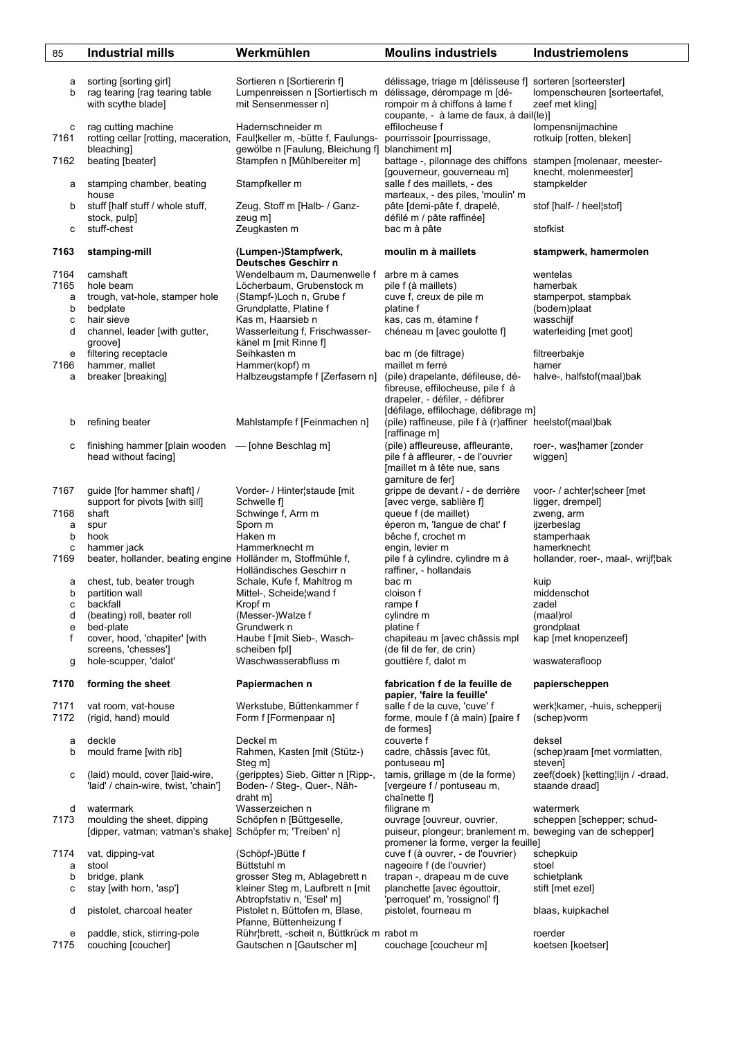| 85 | Industrial mills | Werkmühlen | Moulins industriels | Industriemolens |
|---|---|---|---|---|
| a | sorting [sorting girl] | Sortieren n [Sortiererin f] | délissage, triage m [délisseuse f] | sorteren [sorteerster] |
| b | rag tearing [rag tearing table with scythe blade] | Lumpenreissen n [Sortiertisch m mit Sensenmesser n] | délissage, dérompage m [dérompoir m à chiffons à lame f coupante, - à lame de faux, à dail(le)] | lompenscheuren [sorteertafel, zeef met kling] |
| c | rag cutting machine | Hadernschneider m | effilocheuse f | lompensnijmachine |
| 7161 | rotting cellar [rotting, maceration, bleaching] | Faul¦keller m, -bütte f, Faulungsgewölbe m [Faulung, Bleichung f] | pourrissoir [pourrissage, blanchiment m] | rotkuip [rotten, bleken] |
| 7162 | beating [beater] | Stampfen n [Mühlbereiter m] | battage -, pilonnage des chiffons [gouverneur, gouverneau m] | stampen [molenaar, meesterknecht, molenmeester] |
| a | stamping chamber, beating house | Stampfkeller m | salle f des maillets, - des marteaux, - des piles, 'moulin' m | stampkelder |
| b | stuff [half stuff / whole stuff, stock, pulp] | Zeug, Stoff m [Halb- / Ganzzeug m] | pâte [demi-pâte f, drapelé, défilé m / pâte raffinée] | stof [half- / heel¦stof] |
| c | stuff-chest | Zeugkasten m | bac m à pâte | stofkist |
| **7163** | **stamping-mill** | **(Lumpen-)Stampfwerk, Deutsches Geschirr n** | **moulin m à maillets** | **stampwerk, hamermolen** |
| 7164 | camshaft | Wendelbaum m, Daumenwelle f | arbre m à cames | wentelas |
| 7165 | hole beam | Löcherbaum, Grubenstock m | pile f (à maillets) | hamerbak |
| a | trough, vat-hole, stamper hole | (Stampf-)Loch n, Grube f | cuve f, creux de pile m | stamperpot, stampbak |
| b | bedplate | Grundplatte, Platine f | platine f | (bodem)plaat |
| c | hair sieve | Kas m, Haarsieb n | kas, cas m, étamine f | wasschijf |
| d | channel, leader [with gutter, groove] | Wasserleitung f, Frischwasserkänel m [mit Rinne f] | chéneau m [avec goulotte f] | waterleiding [met goot] |
| e | filtering receptacle | Seihkasten m | bac m (de filtrage) | filtreerbakje |
| 7166 | hammer, mallet | Hammer(kopf) m | maillet m ferré | hamer |
| a | breaker [breaking] | Halbzeugstampfe f [Zerfasern n] | (pile) drapelante, défileuse, défibreuse, effilocheuse, pile f à drapeler, - défiler, - défibrer [défilage, effilochage, défibrage m] | halve-, halfstof(maal)bak |
| b | refining beater | Mahlstampfe f [Feinmachen n] | (pile) raffineuse, pile f à (r)affiner [raffinage m] | heelstof(maal)bak |
| c | finishing hammer [plain wooden head without facing] | — [ohne Beschlag m] | (pile) affleureuse, affleurante, pile f à affleurer, - de l'ouvrier [maillet m à tête nue, sans garniture de fer] | roer-, was¦hamer [zonder wiggen] |
| 7167 | guide [for hammer shaft] / support for pivots [with sill] | Vorder- / Hinter¦staude [mit Schwelle f] | grippe de devant / - de derrière [avec verge, sablière f] | voor- / achter¦scheer [met ligger, drempel] |
| 7168 | shaft | Schwinge f, Arm m | queue f (de maillet) | zweng, arm |
| a | spur | Sporn m | éperon m, 'langue de chat' f | ijzerbeslag |
| b | hook | Haken m | bêche f, crochet m | stamperhaak |
| c | hammer jack | Hammerknecht m | engin, levier m | hamerknecht |
| 7169 | beater, hollander, beating engine | Holländer m, Stoffmühle f, Holländisches Geschirr n | pile f à cylindre, cylindre m à raffiner, - hollandais | hollander, roer-, maal-, wrijf¦bak |
| a | chest, tub, beater trough | Schale, Kufe f, Mahltrog m | bac m | kuip |
| b | partition wall | Mittel-, Scheide¦wand f | cloison f | middenschot |
| c | backfall | Kropf m | rampe f | zadel |
| d | (beating) roll, beater roll | (Messer-)Walze f | cylindre m | (maal)rol |
| e | bed-plate | Grundwerk n | platine f | grondplaat |
| f | cover, hood, 'chapiter' [with screens, 'chesses'] | Haube f [mit Sieb-, Waschscheiben fpl] | chapiteau m [avec châssis mpl (de fil de fer, de crin) | kap [met knopenzeef] |
| g | hole-scupper, 'dalot' | Waschwasserabfluss m | gouttière f, dalot m | waswaterafloop |
| **7170** | **forming the sheet** | **Papiermachen n** | **fabrication f de la feuille de papier, 'faire la feuille'** | **papierscheppen** |
| 7171 | vat room, vat-house | Werkstube, Büttenkammer f | salle f de la cuve, 'cuve' f | werk¦kamer, -huis, schepperij |
| 7172 | (rigid, hand) mould | Form f [Formenpaar n] | forme, moule f (à main) [paire f de formes] | (schep)vorm |
| a | deckle | Deckel m | couverte f | deksel |
| b | mould frame [with rib] | Rahmen, Kasten [mit (Stütz-) Steg m] | cadre, châssis [avec fût, pontuseau m] | (schep)raam [met vormlatten, steven] |
| c | (laid) mould, cover [laid-wire, 'laid' / chain-wire, twist, 'chain'] | (geripptes) Sieb, Gitter n [Ripp-, Boden- / Steg-, Quer-, Nähdraht m] | tamis, grillage m (de la forme) [vergeure f / pontuseau m, chaînette f] | zeef(doek) [ketting¦lijn / -draad, staande draad] |
| d | watermark | Wasserzeichen n | filigrane m | watermerk |
| 7173 | moulding the sheet, dipping [dipper, vatman; vatman's shake] | Schöpfen n [Büttgeselle, Schöpfer m; 'Treiben' n] | ouvrage [ouvreur, ouvrier, puiseur, plongeur; branlement m, promener la forme, verger la feuille] | scheppen [schepper; schudbeweging van de schepper] |
| 7174 | vat, dipping-vat | (Schöpf-)Bütte f | cuve f (à ouvrer, - de l'ouvrier) | schepkuip |
| a | stool | Büttstuhl m | nageoire f (de l'ouvrier) | stoel |
| b | bridge, plank | grosser Steg m, Ablagebrett n | trapan -, drapeau m de cuve | schietplank |
| c | stay [with horn, 'asp'] | kleiner Steg m, Laufbrett n [mit Abtropfstativ n, 'Esel' m] | planchette [avec égouttoir, 'perroquet' m, 'rossignol' f] | stift [met ezel] |
| d | pistolet, charcoal heater | Pistolet n, Büttofen m, Blase, Pfanne, Büttenheizung f | pistolet, fourneau m | blaas, kuipkachel |
| e | paddle, stick, stirring-pole | Rühr¦brett, -scheit n, Büttkrück m | rabot m | roerder |
| 7175 | couching [coucher] | Gautschen n [Gautscher m] | couchage [coucheur m] | koetsen [koetser] |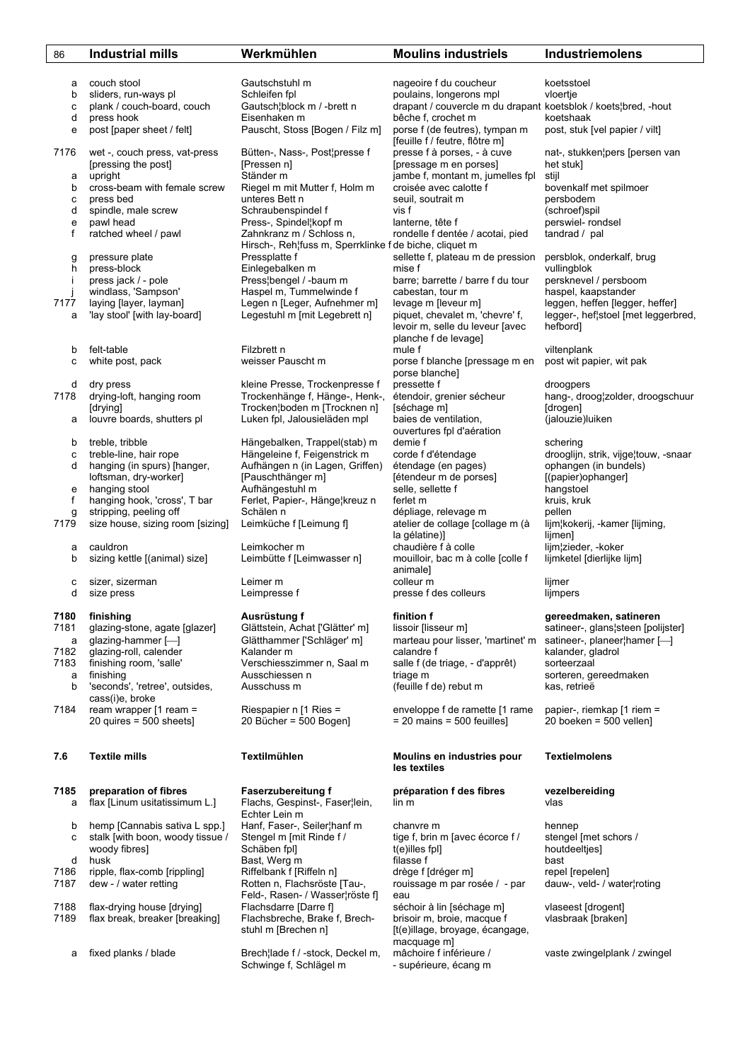| | Industrial mills | Werkmühlen | Moulins industriels | Industriemolens |
|---|---|---|---|---|
| a | couch stool | Gautschstuhl m | nageoire f du coucheur | koetsstoel |
| b | sliders, run-ways pl | Schleifen fpl | poulains, longerons mpl | vloertje |
| c | plank / couch-board, couch | Gautsch¦block m / -brett n | drapant / couvercle m du drapant | koetsblok / koets¦bred, -hout |
| d | press hook | Eisenhaken m | bêche f, crochet m | koetshaak |
| e | post [paper sheet / felt] | Pauscht, Stoss [Bogen / Filz m] | porse f (de feutres), tympan m [feuille f / feutre, flôtre m] | post, stuk [vel papier / vilt] |
| 7176 | wet -, couch press, vat-press [pressing the post] | Bütten-, Nass-, Post¦presse f [Pressen n] | presse f à porses, - à cuve [pressage m en porses] | nat-, stukken¦pers [persen van het stuk] |
| a | upright | Ständer m | jambe f, montant m, jumelles fpl | stijl |
| b | cross-beam with female screw | Riegel m mit Mutter f, Holm m | croisée avec calotte f | bovenkalf met spilmoer |
| c | press bed | unteres Bett n | seuil, soutrait m | persbodem |
| d | spindle, male screw | Schraubenspindel f | vis f | (schroef)spil |
| e | pawl head | Press-, Spindel¦kopf m | lanterne, tête f | perswiel- rondsel |
| f | ratched wheel / pawl | Zahnkranz m / Schloss n, Hirsch-, Reh¦fuss m, Sperrklinke f | rondelle f dentée / acotai, pied de biche, cliquet m | tandrad / pal |
| g | pressure plate | Pressplatte f | sellette f, plateau m de pression | persblok, onderkalf, brug |
| h | press-block | Einlegebalken m | mise f | vullingblok |
| i | press jack / - pole | Press¦bengel / -baum m | barre; barrette / barre f du tour | persknevel / persboom |
| j | windlass, 'Sampson' | Haspel m, Tummelwinde f | cabestan, tour m | haspel, kaapstander |
| 7177 | laying [layer, layman] | Legen n [Leger, Aufnehmer m] | levage m [leveur m] | leggen, heffen [legger, heffer] |
| a | 'lay stool' [with lay-board] | Legestuhl m [mit Legebrett n] | piquet, chevalet m, 'chevre' f, levoir m, selle du leveur [avec planche f de levage] | legger-, hef¦stoel [met leggerbred, hefbord] |
| b | felt-table | Filzbrett n | mule f | viltenplank |
| c | white post, pack | weisser Pauscht m | porse f blanche [pressage m en porse blanche] | post wit papier, wit pak |
| d | dry press | kleine Presse, Trockenpresse f | pressette f | droogpers |
| 7178 | drying-loft, hanging room [drying] | Trockenhänge f, Hänge-, Henk-, Trocken¦boden m [Trocknen n] | étendoir, grenier sécheur [séchage m] | hang-, droog¦zolder, droogschuur [drogen] |
| a | louvre boards, shutters pl | Luken fpl, Jalousieläden mpl | baies de ventilation, ouvertures fpl d'aération | (jalouzie)luiken |
| b | treble, tribble | Hängebalken, Trappel(stab) m | demie f | schering |
| c | treble-line, hair rope | Hängeleine f, Feigenstrick m | corde f d'étendage | drooglijn, strik, vijge¦touw, -snaar |
| d | hanging (in spurs) [hanger, loftsman, dry-worker] | Aufhängen n (in Lagen, Griffen) [Pauschthänger m] | étendage (en pages) [étendeur m de porses] | ophangen (in bundels) [(papier)ophanger] |
| e | hanging stool | Aufhängestuhl m | selle, sellette f | hangstoel |
| f | hanging hook, 'cross', T bar | Ferlet, Papier-, Hänge¦kreuz n | ferlet m | kruis, kruk |
| g | stripping, peeling off | Schälen n | dépliage, relevage m | pellen |
| 7179 | size house, sizing room [sizing] | Leimküche f [Leimung f] | atelier de collage [collage m (à la gélatine)] | lijm¦kokerij, -kamer [lijming, lijmen] |
| a | cauldron | Leimkocher m | chaudière f à colle | lijm¦zieder, -koker |
| b | sizing kettle [(animal) size] | Leimbütte f [Leimwasser n] | mouilloir, bac m à colle [colle f animale] | lijmketel [dierlijke lijm] |
| c | sizer, sizerman | Leimer m | colleur m | lijmer |
| d | size press | Leimpresse f | presse f des colleurs | lijmpers |
| **7180** | **finishing** | **Ausrüstung f** | **finition f** | **gereedmaken, satineren** |
| 7181 | glazing-stone, agate [glazer] | Glättstein, Achat ['Glätter' m] | lissoir [lisseur m] | satineer-, glans¦steen [polijster] |
| a | glazing-hammer [—] | Glätthammer ['Schläger' m] | marteau pour lisser, 'martinet' m | satineer-, planeer¦hamer [—] |
| 7182 | glazing-roll, calender | Kalander m | calandre f | kalander, gladrol |
| 7183 | finishing room, 'salle' | Verschiesszimmer n, Saal m | salle f (de triage, - d'apprêt) | sorteerzaal |
| a | finishing | Ausschiessen n | triage m | sorteren, gereedmaken |
| b | 'seconds', 'retree', outsides, cass(i)e, broke | Ausschuss m | (feuille f de) rebut m | kas, retrieë |
| 7184 | ream wrapper [1 ream = 20 quires = 500 sheets] | Riespapier n [1 Ries = 20 Bücher = 500 Bogen] | enveloppe f de ramette [1 rame = 20 mains = 500 feuilles] | papier-, riemkap [1 riem = 20 boeken = 500 vellen] |
| **7.6** | **Textile mills** | **Textilmühlen** | **Moulins en industries pour les textiles** | **Textielmolens** |
| **7185** | **preparation of fibres** | **Faserzubereitung f** | **préparation f des fibres** | **vezelbereiding** |
| a | flax [Linum usitatissimum L.] | Flachs, Gespinst-, Faser¦lein, Echter Lein m | lin m | vlas |
| b | hemp [Cannabis sativa L spp.] | Hanf, Faser-, Seiler¦hanf m | chanvre m | hennep |
| c | stalk [with boon, woody tissue / woody fibres] | Stengel m [mit Rinde f / Schäben fpl] | tige f, brin m [avec écorce f / t(e)illes fpl] | stengel [met schors / houtdeeltjes] |
| d | husk | Bast, Werg m | filasse f | bast |
| 7186 | ripple, flax-comb [rippling] | Riffelbank f [Riffeln n] | drège f [dréger m] | repel [repelen] |
| 7187 | dew - / water retting | Rotten n, Flachsröste [Tau-, Feld-, Rasen- / Wasser¦röste f] | rouissage m par rosée / - par eau | dauw-, veld- / water¦roting |
| 7188 | flax-drying house [drying] | Flachsdarre [Darre f] | séchoir à lin [séchage m] | vlaseest [drogent] |
| 7189 | flax break, breaker [breaking] | Flachsbreche, Brake f, Brech-stuhl m [Brechen n] | brisoir m, broie, macque f [t(e)illage, broyage, écangage, macquage m] | vlasbraak [braken] |
| a | fixed planks / blade | Brech¦lade f / -stock, Deckel m, Schwinge f, Schlägel m | mâchoire f inférieure / - supérieure, écang m | vaste zwingelplank / zwingel |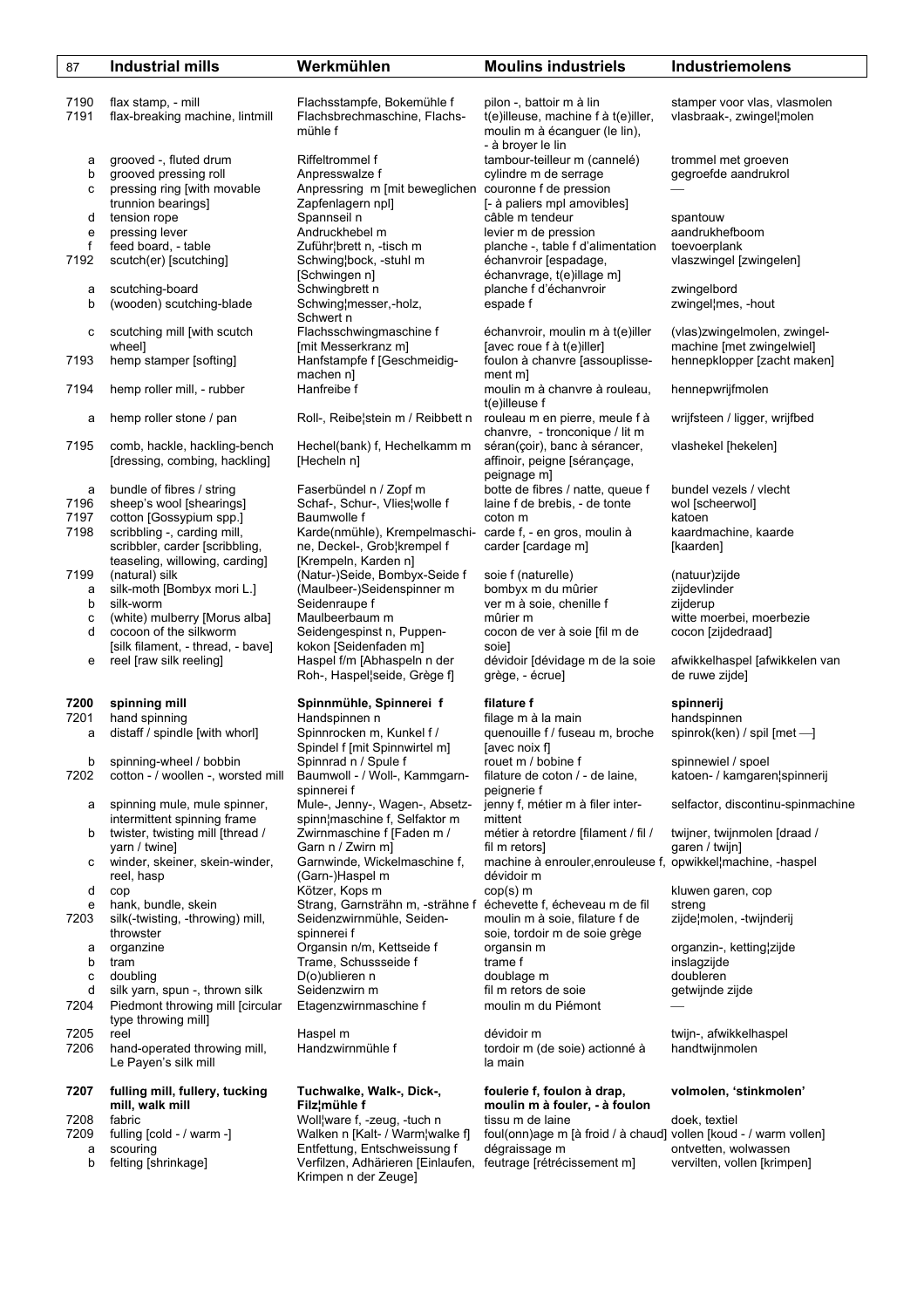| | Industrial mills | Werkmühlen | Moulins industriels | Industriemolens |
|---|---|---|---|---|
| 7190 | flax stamp, - mill | Flachsstampfe, Bokemühle f | pilon -, battoir m à lin | stamper voor vlas, vlasmolen |
| 7191 | flax-breaking machine, lintmill | Flachsbrechmaschine, Flachsmühle f | t(e)illeuse, machine f à t(e)iller, moulin m à écanguer (le lin), - à broyer le lin | vlasbraak-, zwingel¦molen |
| a | grooved -, fluted drum | Riffeltrommel f | tambour-teilleur m (cannelé) | trommel met groeven |
| b | grooved pressing roll | Anpresswalze f | cylindre m de serrage | gegroefde aandrukrol |
| c | pressing ring [with movable trunnion bearings] | Anpressring m [mit beweglichen Zapfenlagern npl] | couronne f de pression [- à paliers mpl amovibles] | — |
| d | tension rope | Spannseil n | câble m tendeur | spantouw |
| e | pressing lever | Andruckhebel m | levier m de pression | aandrukhefboom |
| f | feed board, - table | Zuführ¦brett n, -tisch m | planche -, table f d'alimentation | toevoerplank |
| 7192 | scutch(er) [scutching] | Schwing¦bock, -stuhl m [Schwingen n] | échanvroir [espadage, échanvrage, t(e)illage m] | vlaszwingel [zwingelen] |
| a | scutching-board | Schwingbrett n | planche f d'échanvroir | zwingelbord |
| b | (wooden) scutching-blade | Schwing¦messer,-holz, Schwert n | espade f | zwingel¦mes, -hout |
| c | scutching mill [with scutch wheel] | Flachsschwingmaschine f [mit Messerkranz m] | échanvroir, moulin m à t(e)iller [avec roue f à t(e)iller] | (vlas)zwingelmolen, zwingelmachine [met zwingelwiel] |
| 7193 | hemp stamper [softing] | Hanfstampfe f [Geschmeidigmachen n] | foulon à chanvre [assouplissement m] | hennepklopper [zacht maken] |
| 7194 | hemp roller mill, - rubber | Hanfreibe f | moulin m à chanvre à rouleau, t(e)illeuse f | hennepwrijfmolen |
| a | hemp roller stone / pan | Roll-, Reibe¦stein m / Reibbett n | rouleau m en pierre, meule f à chanvre, - tronconique / lit m | wrijfsteen / ligger, wrijfbed |
| 7195 | comb, hackle, hackling-bench [dressing, combing, hackling] | Hechel(bank) f, Hechelkamm m [Hecheln n] | séran(çoir), banc à sérancer, affinoir, peigne [sérançage, peignage m] | vlashekel [hekelen] |
| a | bundle of fibres / string | Faserbündel n / Zopf m | botte de fibres / natte, queue f | bundel vezels / vlecht |
| 7196 | sheep's wool [shearings] | Schaf-, Schur-, Vlies¦wolle f | laine f de brebis, - de tonte | wol [scheerwol] |
| 7197 | cotton [Gossypium spp.] | Baumwolle f | coton m | katoen |
| 7198 | scribbling -, carding mill, scribbler, carder [scribbling, teaseling, willowing, carding] | Karde(nmühle), Krempelmaschine, Deckel-, Grob¦krempel f [Krempeln, Karden n] | carde f, - en gros, moulin à carder [cardage m] | kaardmachine, kaarde [kaarden] |
| 7199 | (natural) silk | (Natur-)Seide, Bombyx-Seide f | soie f (naturelle) | (natuur)zijde |
| a | silk-moth [Bombyx mori L.] | (Maulbeer-)Seidenspinner m | bombyx m du mûrier | zijdevlinder |
| b | silk-worm | Seidenraupe f | ver m à soie, chenille f | zijderup |
| c | (white) mulberry [Morus alba] | Maulbeerbaum m | mûrier m | witte moerbei, moerbezie |
| d | cocoon of the silkworm [silk filament, - thread, - bave] | Seidengespinst n, Puppenkokon [Seidenfaden m] | cocon de ver à soie [fil m de soie] | cocon [zijdedraad] |
| e | reel [raw silk reeling] | Haspel f/m [Abhaspeln n der Roh-, Haspel¦seide, Grège f] | dévidoir [dévidage m de la soie grège, - écrue] | afwikkelhaspel [afwikkelen van de ruwe zijde] |
| **7200** | **spinning mill** | **Spinnmühle, Spinnerei f** | **filature f** | **spinnerij** |
| 7201 | hand spinning | Handspinnen n | filage m à la main | handspinnen |
| a | distaff / spindle [with whorl] | Spinnrocken m, Kunkel f / Spindel f [mit Spinnwirtel m] | quenouille f / fuseau m, broche [avec noix f] | spinrok(ken) / spil [met —] |
| b | spinning-wheel / bobbin | Spinnrad n / Spule f | rouet m / bobine f | spinnewiel / spoel |
| 7202 | cotton - / woollen -, worsted mill | Baumwoll - / Woll-, Kammgarnspinnerei f | filature de coton / - de laine, peignerie f | katoen- / kamgaren¦spinnerij |
| a | spinning mule, mule spinner, intermittent spinning frame | Mule-, Jenny-, Wagen-, Absetzspinn¦maschine f, Selfaktor m | jenny f, métier m à filer intermittent | selfactor, discontinu-spinmachine |
| b | twister, twisting mill [thread / yarn / twine] | Zwirnmaschine f [Faden m / Garn n / Zwirn m] | métier à retordre [filament / fil / fil m retors] | twijner, twijnmolen [draad / garen / twijn] |
| c | winder, skeiner, skein-winder, reel, hasp | Garnwinde, Wickelmaschine f, (Garn-)Haspel m | machine à enrouler,enrouleuse f, dévidoir m | opwikkel¦machine, -haspel |
| d | cop | Kötzer, Kops m | cop(s) m | kluwen garen, cop |
| e | hank, bundle, skein | Strang, Garnsträhn m, -strähne f | échevette f, écheveau m de fil | streng |
| 7203 | silk(-twisting, -throwing) mill, throwster | Seidenzwirnmühle, Seidenspinnerei f | moulin m à soie, filature f de soie, tordoir m de soie grège | zijde¦molen, -twijnderij |
| a | organzine | Organsin n/m, Kettseide f | organsin m | organzin-, ketting¦zijde |
| b | tram | Trame, Schussseide f | trame f | inslagzijde |
| c | doubling | D(o)ublieren n | doublage m | doubleren |
| d | silk yarn, spun -, thrown silk | Seidenzwirn m | fil m retors de soie | getwijnde zijde |
| 7204 | Piedmont throwing mill [circular type throwing mill] | Etagenzwirnmaschine f | moulin m du Piémont | — |
| 7205 | reel | Haspel m | dévidoir m | twijn-, afwikkelhaspel |
| 7206 | hand-operated throwing mill, Le Payen's silk mill | Handzwirnmühle f | tordoir m (de soie) actionné à la main | handtwijnmolen |
| **7207** | **fulling mill, fullery, tucking mill, walk mill** | **Tuchwalke, Walk-, Dick-, Filz¦mühle f** | **foulerie f, foulon à drap, moulin m à fouler, - à foulon** | **volmolen, 'stinkmolen'** |
| 7208 | fabric | Woll¦ware f, -zeug, -tuch n | tissu m de laine | doek, textiel |
| 7209 | fulling [cold - / warm -] | Walken n [Kalt- / Warm¦walke f] | foul(onn)age m [à froid / à chaud] | vollen [koud - / warm vollen] |
| a | scouring | Entfettung, Entschweissung f | dégraissage m | ontvetten, wolwassen |
| b | felting [shrinkage] | Verfilzen, Adhärieren [Einlaufen, Krimpen n der Zeuge] | feutrage [rétrécissement m] | vervilten, vollen [krimpen] |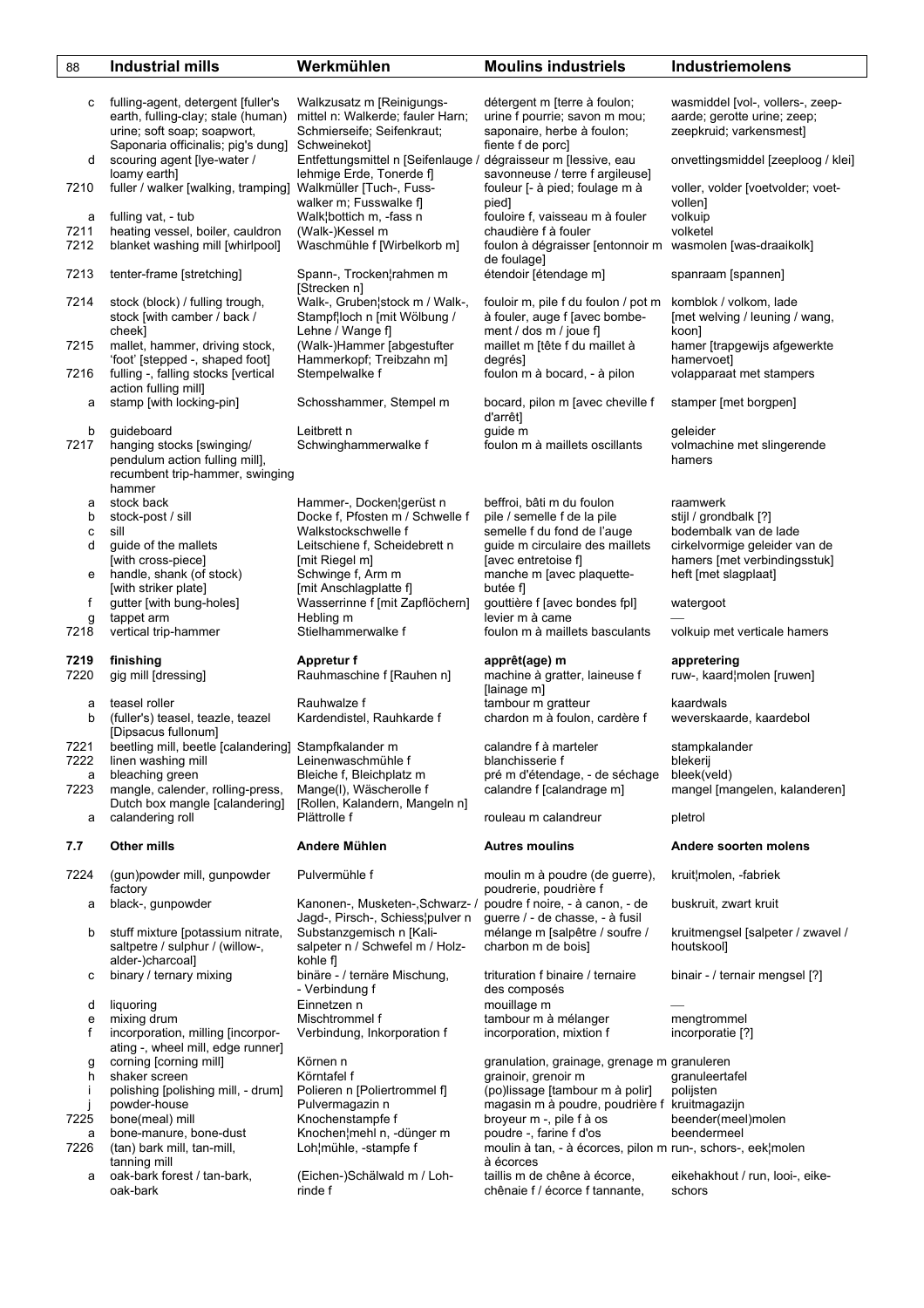| 88 | Industrial mills | Werkmühlen | Moulins industriels | Industriemolens |
|---|---|---|---|---|
| c | fulling-agent, detergent [fuller's earth, fulling-clay; stale (human) urine; soft soap; soapwort, Saponaria officinalis; pig's dung] | Walkzusatz m [Reinigungs-mittel n: Walkerde; fauler Harn; Schmierseife; Seifenkraut; Schweinekot] | détergent m [terre à foulon; urine f pourrie; savon m mou; saponaire, herbe à foulon; fiente f de porc] | wasmiddel [vol-, vollers-, zeep-aarde; gerotte urine; zeep; zeepkruid; varkensmest] |
| d | scouring agent [lye-water / loamy earth] | Entfettungsmittel n [Seifenlauge / lehmige Erde, Tonerde f] | dégraisseur m [lessive, eau savonneuse / terre f argileuse] | onvettingsmiddel [zeeploog / klei] |
| 7210 | fuller / walker [walking, tramping] | Walkmüller [Tuch-, Fuss-walker m; Fusswalke f] | fouleur [- à pied; foulage m à pied] | voller, volder [voetvolder; voet-vollen] |
| a | fulling vat, - tub | Walk¦bottich m, -fass n | fouloire f, vaisseau m à fouler | volkuip |
| 7211 | heating vessel, boiler, cauldron | (Walk-)Kessel m | chaudière f à fouler | volketel |
| 7212 | blanket washing mill [whirlpool] | Waschmühle f [Wirbelkorb m] | foulon à dégraisser [entonnoir m de foulage] | wasmolen [was-draaikolk] |
| 7213 | tenter-frame [stretching] | Spann-, Trocken¦rahmen m [Strecken n] | étendoir [étendage m] | spanraam [spannen] |
| 7214 | stock (block) / fulling trough, stock [with camber / back / cheek] | Walk-, Gruben¦stock m / Walk-, Stampf¦loch n [mit Wölbung / Lehne / Wange f] | fouloir m, pile f du foulon / pot m à fouler, auge f [avec bombe-ment / dos m / joue f] | komblok / volkom, lade [met welving / leuning / wang, koon] |
| 7215 | mallet, hammer, driving stock, 'foot' [stepped -, shaped foot] | (Walk-)Hammer [abgestufter Hammerkopf; Treibzahn m] | maillet m [tête f du maillet à degrés] | hamer [trapgewijs afgewerkte hamervoet] |
| 7216 | fulling -, falling stocks [vertical action fulling mill] | Stempelwalke f | foulon m à bocard, - à pilon | volapparaat met stampers |
| a | stamp [with locking-pin] | Schosshammer, Stempel m | bocard, pilon m [avec cheville f d'arrêt] | stamper [met borgpen] |
| b | guideboard | Leitbrett n | guide m | geleider |
| 7217 | hanging stocks [swinging/ pendulum action fulling mill], recumbent trip-hammer, swinging hammer | Schwinghammerwalke f | foulon m à maillets oscillants | volmachine met slingerende hamers |
| a | stock back | Hammer-, Docken¦gerüst n | beffroi, bâti m du foulon | raamwerk |
| b | stock-post / sill | Docke f, Pfosten m / Schwelle f | pile / semelle f de la pile | stijl / grondbalk [?] |
| c | sill | Walkstockschwelle f | semelle f du fond de l'auge | bodembalk van de lade |
| d | guide of the mallets [with cross-piece] | Leitschiene f, Scheidebrett n [mit Riegel m] | guide m circulaire des maillets [avec entretoise f] | cirkelvormige geleider van de hamers [met verbindingsstuk] |
| e | handle, shank (of stock) [with striker plate] | Schwinge f, Arm m [mit Anschlagplatte f] | manche m [avec plaquette-butée f] | heft [met slagplaat] |
| f | gutter [with bung-holes] | Wasserrinne f [mit Zapflöchern] | gouttière f [avec bondes fpl] | watergoot |
| g | tappet arm | Hebling m | levier m à came | — |
| 7218 | vertical trip-hammer | Stielhammerwalke f | foulon m à maillets basculants | volkuip met verticale hamers |
| **7219** | **finishing** | **Appretur f** | **apprêt(age) m** | **appretering** |
| 7220 | gig mill [dressing] | Rauhmaschine f [Rauhen n] | machine à gratter, laineuse f [lainage m] | ruw-, kaard¦molen [ruwen] |
| a | teasel roller | Rauhwalze f | tambour m gratteur | kaardwals |
| b | (fuller's) teasel, teazle, teazel [Dipsacus fullonum] | Kardendistel, Rauhkarde f | chardon m à foulon, cardère f | weverskaarde, kaardebol |
| 7221 | beetling mill, beetle [calendering] | Stampfkalander m | calandre f à marteler | stampkalander |
| 7222 | linen washing mill | Leinenwaschmühle f | blanchisserie f | blekerij |
| a | bleaching green | Bleiche f, Bleichplatz m | pré m d'étendage, - de séchage | bleek(veld) |
| 7223 | mangle, calender, rolling-press, Dutch box mangle [calendering] | Mange(l), Wäscherolle f [Rollen, Kalandern, Mangeln n] | calandre f [calandrage m] | mangel [mangelen, kalanderen] |
| a | calandering roll | Plättrolle f | rouleau m calandreur | pletrol |
| **7.7** | **Other mills** | **Andere Mühlen** | **Autres moulins** | **Andere soorten molens** |
| 7224 | (gun)powder mill, gunpowder factory | Pulvermühle f | moulin m à poudre (de guerre), poudrerie, poudrière f | kruit¦molen, -fabriek |
| a | black-, gunpowder | Kanonen-, Musketen-,Schwarz- / Jagd-, Pirsch-, Schiess¦pulver n | poudre f noire, - à canon, - de guerre / - de chasse, - à fusil | buskruit, zwart kruit |
| b | stuff mixture [potassium nitrate, saltpetre / sulphur / (willow-, alder-)charcoal] | Substanzgemisch n [Kali-salpeter n / Schwefel m / Holz-kohle f] | mélange m [salpêtre / soufre / charbon m de bois] | kruitmengsel [salpeter / zwavel / houtskool] |
| c | binary / ternary mixing | binäre - / ternäre Mischung, - Verbindung f | trituration f binaire / ternaire des composés | binair - / ternair mengsel [?] |
| d | liquoring | Einnetzen n | mouillage m | — |
| e | mixing drum | Mischtrommel f | tambour m à mélanger | mengtrommel |
| f | incorporation, milling [incorpor-ating -, wheel mill, edge runner] | Verbindung, Inkorporation f | incorporation, mixtion f | incorporatie [?] |
| g | corning [corning mill] | Körnen n | granulation, grainage, grenage m | granuleren |
| h | shaker screen | Körntafel f | grainoir, grenoir m | granuleertafel |
| i | polishing [polishing mill, - drum] | Polieren n [Poliertrommel f] | (po)lissage [tambour m à polir] | polijsten |
| j | powder-house | Pulvermagazin n | magasin m à poudre, poudrière f | kruitmagazijn |
| 7225 | bone(meal) mill | Knochenstampfe f | broyeur m -, pile f à os | beender(meel)molen |
| a | bone-manure, bone-dust | Knochen¦mehl n, -dünger m | poudre -, farine f d'os | beendermeel |
| 7226 | (tan) bark mill, tan-mill, tanning mill | Loh¦mühle, -stampfe f | moulin à tan, - à écorces, pilon m à écorces | run-, schors-, eek¦molen |
| a | oak-bark forest / tan-bark, oak-bark | (Eichen-)Schälwald m / Loh-rinde f | taillis m de chêne à écorce, chênaie f / écorce f tannante, | eikehakhout / run, looi-, eike-schors |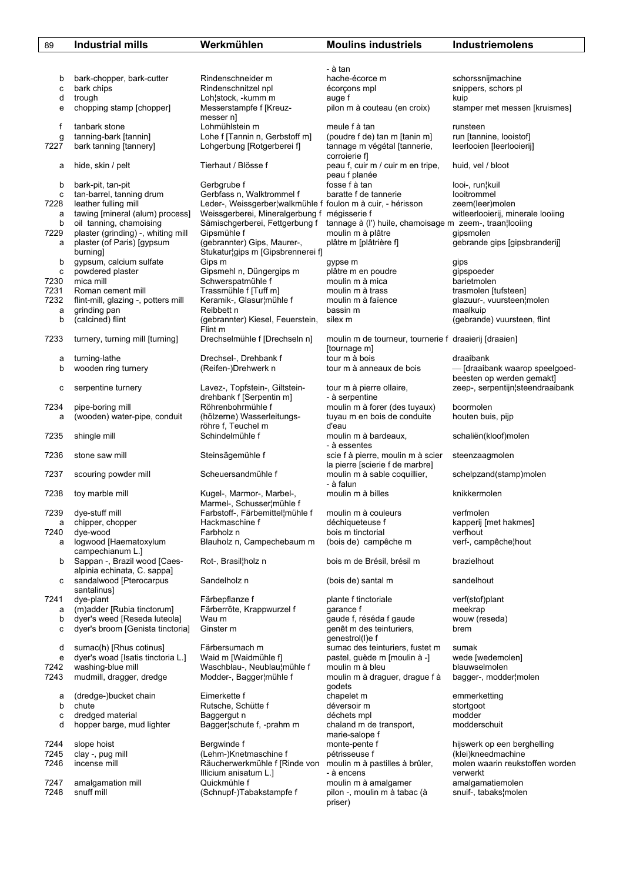| 89 | Industrial mills | Werkmühlen | Moulins industriels | Industriemolens |
|---|---|---|---|---|
| | | | - à tan | |
| b | bark-chopper, bark-cutter | Rindenschneider m | hache-écorce m | schorssnijmachine |
| c | bark chips | Rindenschnitzel npl | écorçons mpl | snippers, schors pl |
| d | trough | Loh¦stock, -kumm m | auge f | kuip |
| e | chopping stamp [chopper] | Messerstampfe f [Kreuz-messer n] | pilon m à couteau (en croix) | stamper met messen [kruismes] |
| f | tanbark stone | Lohmühlstein m | meule f à tan | runsteen |
| g | tanning-bark [tannin] | Lohe f [Tannin n, Gerbstoff m] | (poudre f de) tan m [tanin m] | run [tannine, looistof] |
| 7227 | bark tanning [tannery] | Lohgerbung [Rotgerberei f] | tannage m végétal [tannerie, corroierie f] | leerlooien [leerlooierij] |
| a | hide, skin / pelt | Tierhaut / Blösse f | peau f, cuir m / cuir m en tripe, peau f planée | huid, vel / bloot |
| b | bark-pit, tan-pit | Gerbgrube f | fosse f à tan | looi-, run¦kuil |
| c | tan-barrel, tanning drum | Gerbfass n, Walktrommel f | baratte f de tannerie | looitrommel |
| 7228 | leather fulling mill | Leder-, Weissgerber¦walkmühle f | foulon m à cuir, - hérisson | zeem(leer)molen |
| a | tawing [mineral (alum) process] | Weissgerberei, Mineralgerbung f | mégisserie f | witleerlooierij, minerale looiing |
| b | oil tanning, chamoising | Sämischgerberei, Fettgerbung f | tannage à (l') huile, chamoisage m | zeem-, traan¦looiing |
| 7229 | plaster (grinding) -, whiting mill | Gipsmühle f | moulin m à plâtre | gipsmolen |
| a | plaster (of Paris) [gypsum burning] | (gebrannter) Gips, Maurer-, Stukatur¦gips m [Gipsbrennerei f] | plâtre m [plâtrière f] | gebrande gips [gipsbranderij] |
| b | gypsum, calcium sulfate | Gips m | gypse m | gips |
| c | powdered plaster | Gipsmehl n, Düngergips m | plâtre m en poudre | gipspoeder |
| 7230 | mica mill | Schwerspatmühle f | moulin m à mica | barietmolen |
| 7231 | Roman cement mill | Trassmühle f [Tuff m] | moulin m à trass | trasmolen [tufsteen] |
| 7232 | flint-mill, glazing -, potters mill | Keramik-, Glasur¦mühle f | moulin m à faïence | glazuur-, vuursteen¦molen |
| a | grinding pan | Reibbett n | bassin m | maalkuip |
| b | (calcined) flint | (gebrannter) Kiesel, Feuerstein, Flint m | silex m | (gebrande) vuursteen, flint |
| 7233 | turnery, turning mill [turning] | Drechselmühle f [Drechseln n] | moulin m de tourneur, tournerie f [tournage m] | draaierij [draaien] |
| a | turning-lathe | Drechsel-, Drehbank f | tour m à bois | draaibank |
| b | wooden ring turnery | (Reifen-)Drehwerk n | tour m à anneaux de bois | — [draaibank waarop speelgoed-beesten op werden gemakt] |
| c | serpentine turnery | Lavez-, Topfstein-, Giltstein-drehbank f [Serpentin m] | tour m à pierre ollaire, - à serpentine | zeep-, serpentijn¦steendraaibank |
| 7234 | pipe-boring mill | Röhrenbohrmühle f | moulin m à forer (des tuyaux) | boormolen |
| a | (wooden) water-pipe, conduit | (hölzerne) Wasserleitungs-röhre f, Teuchel m | tuyau m en bois de conduite d'eau | houten buis, pijp |
| 7235 | shingle mill | Schindelmühle f | moulin m à bardeaux, - à essentes | schaliën(kloof)molen |
| 7236 | stone saw mill | Steinsägemühle f | scie f à pierre, moulin m à scier la pierre [scierie f de marbre] | steenzaagmolen |
| 7237 | scouring powder mill | Scheuersandmühle f | moulin m à sable coquillier, - à falun | schelpzand(stamp)molen |
| 7238 | toy marble mill | Kugel-, Marmor-, Marbel-, Marmel-, Schusser¦mühle f | moulin m à billes | knikkermolen |
| 7239 | dye-stuff mill | Farbstoff-, Färbemittel¦mühle f | moulin m à couleurs | verfmolen |
| a | chipper, chopper | Hackmaschine f | déchiqueteuse f | kapperij [met hakmes] |
| 7240 | dye-wood | Farbholz n | bois m tinctorial | verfhout |
| a | logwood [Haematoxylum campechianum L.] | Blauholz n, Campechebaum m | (bois de) campêche m | verf-, campêche¦hout |
| b | Sappan -, Brazil wood [Caes-alpinia echinata, C. sappa] | Rot-, Brasil¦holz n | bois m de Brésil, brésil m | brazielhout |
| c | sandalwood [Pterocarpus santalinus] | Sandelholz n | (bois de) santal m | sandelhout |
| 7241 | dye-plant | Färbepflanze f | plante f tinctoriale | verf(stof)plant |
| a | (m)adder [Rubia tinctorum] | Färberröte, Krappwurzel f | garance f | meekrap |
| b | dyer's weed [Reseda luteola] | Wau m | gaude f, réséda f gaude | wouw (reseda) |
| c | dyer's broom [Genista tinctoria] | Ginster m | genêt m des teinturiers, genestrol(l)e f | brem |
| d | sumac(h) [Rhus cotinus] | Färbersumach m | sumac des teinturiers, fustet m | sumak |
| e | dyer's woad [Isatis tinctoria L.] | Waid m [Waidmühle f] | pastel, guède m [moulin à -] | wede [wedemolen] |
| 7242 | washing-blue mill | Waschblau-, Neublau¦mühle f | moulin m à bleu | blauwselmolen |
| 7243 | mudmill, dragger, dredge | Modder-, Bagger¦mühle f | moulin m à draguer, drague f à godets | bagger-, modder¦molen |
| a | (dredge-)bucket chain | Eimerkette f | chapelet m | emmerketting |
| b | chute | Rutsche, Schütte f | déversoir m | stortgoot |
| c | dredged material | Baggergut n | déchets mpl | modder |
| d | hopper barge, mud lighter | Bagger¦schute f, -prahm m | chaland m de transport, marie-salope f | modderschuit |
| 7244 | slope hoist | Bergwinde f | monte-pente f | hijswerk op een berghelling |
| 7245 | clay -, pug mill | (Lehm-)Knetmaschine f | pétrisseuse f | (klei)kneedmachine |
| 7246 | incense mill | Räucherwerkmühle f [Rinde von Illicium anisatum L.] | moulin m à pastilles à brûler, - à encens | molen waarin reukstoffen worden verwerkt |
| 7247 | amalgamation mill | Quickmühle f | moulin m à amalgamer | amalgamatiemolen |
| 7248 | snuff mill | (Schnupf-)Tabakstampfe f | pilon -, moulin m à tabac (à priser) | snuif-, tabaks¦molen |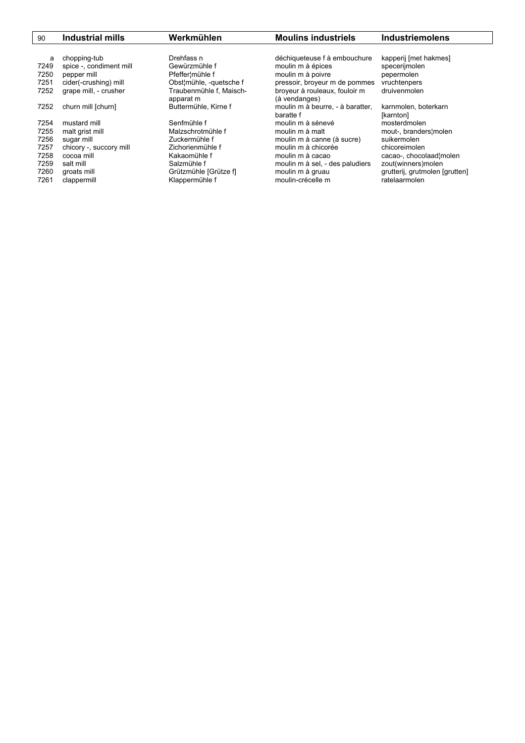| 90 | Industrial mills | Werkmühlen | Moulins industriels | Industriemolens |
|---|---|---|---|---|
| a | chopping-tub | Drehfass n | déchiqueteuse f à embouchure | kapperij [met hakmes] |
| 7249 | spice -, condiment mill | Gewürzmühle f | moulin m à épices | specerijmolen |
| 7250 | pepper mill | Pfeffer¦mühle f | moulin m à poivre | pepermolen |
| 7251 | cider(-crushing) mill | Obst¦mühle, -quetsche f | pressoir, broyeur m de pommes | vruchtenpers |
| 7252 | grape mill, - crusher | Traubenmühle f, Maisch-apparat m | broyeur à rouleaux, fouloir m (à vendanges) | druivenmolen |
| 7252 | churn mill [churn] | Buttermühle, Kirne f | moulin m à beurre, - à baratter, baratte f | karnmolen, boterkarn [karnton] |
| 7254 | mustard mill | Senfmühle f | moulin m à sénevé | mosterdmolen |
| 7255 | malt grist mill | Malzschrotmühle f | moulin m à malt | mout-, branders¦molen |
| 7256 | sugar mill | Zuckermühle f | moulin m à canne (à sucre) | suikermolen |
| 7257 | chicory -, succory mill | Zichorienmühle f | moulin m à chicorée | chicoreimolen |
| 7258 | cocoa mill | Kakaomühle f | moulin m à cacao | cacao-, chocolaad¦molen |
| 7259 | salt mill | Salzmühle f | moulin m à sel, - des paludiers | zout(winners)molen |
| 7260 | groats mill | Grützmühle [Grütze f] | moulin m à gruau | grutterij, grutmolen [grutten] |
| 7261 | clappermill | Klappermühle f | moulin-crécelle m | ratelaarmolen |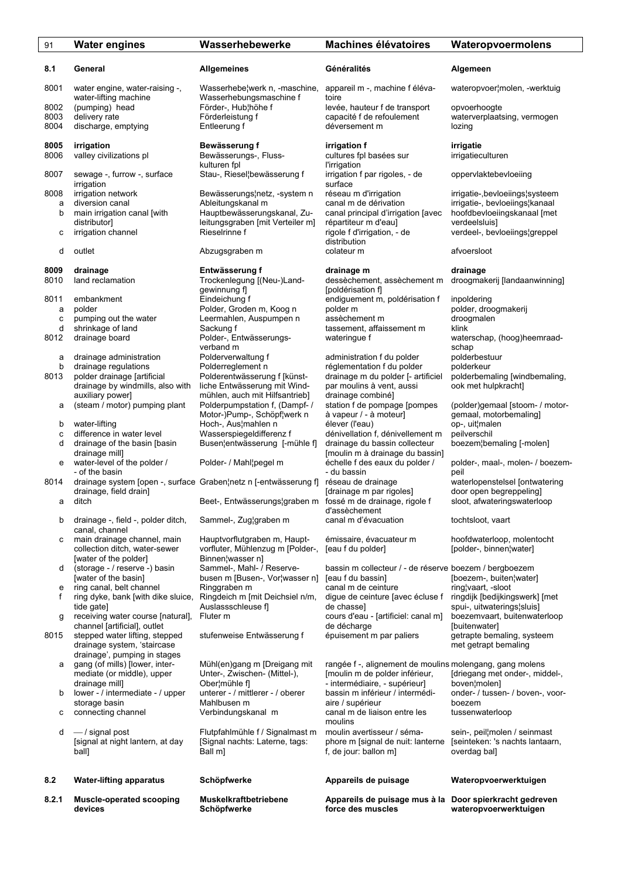| 91 | Water engines | Wasserhebewerke | Machines élévatoires | Wateropvoermolens |
|---|---|---|---|---|
| **8.1** | **General** | **Allgemeines** | **Généralités** | **Algemeen** |
| 8001 | water engine, water-raising -, water-lifting machine | Wasserhebe¦werk n, -maschine, Wasserhebungsmaschine f | appareil m -, machine f élévatoire | wateropvoer¦molen, -werktuig |
| 8002 | (pumping) head | Förder-, Hub¦höhe f | levée, hauteur f de transport | opvoerhoogte |
| 8003 | delivery rate | Förderleistung f | capacité f de refoulement | waterverplaatsing, vermogen |
| 8004 | discharge, emptying | Entleerung f | déversement m | lozing |
| **8005** | **irrigation** | **Bewässerung f** | **irrigation f** | **irrigatie** |
| 8006 | valley civilizations pl | Bewässerungs-, Fluss-kulturen fpl | cultures fpl basées sur l'irrigation | irrigatieculturen |
| 8007 | sewage -, furrow -, surface irrigation | Stau-, Riesel¦bewässerung f | irrigation f par rigoles, - de surface | oppervlaktebevloeiing |
| 8008 | irrigation network | Bewässerungs¦netz, -system n | réseau m d'irrigation | irrigatie-,bevloeiings¦systeem |
| a | diversion canal | Ableitungskanal m | canal m de dérivation | irrigatie-, bevloeiings¦kanaal |
| b | main irrigation canal [with distributor] | Hauptbewässerungskanal, Zuleitungsgraben [mit Verteiler m] | canal principal d'irrigation [avec répartiteur m d'eau] | hoofdbevloeiingskanaal [met verdeelsluis] |
| c | irrigation channel | Rieselrinne f | rigole f d'irrigation, - de distribution | verdeel-, bevloeiings¦greppel |
| d | outlet | Abzugsgraben m | colateur m | afvoersloot |
| **8009** | **drainage** | **Entwässerung f** | **drainage m** | **drainage** |
| 8010 | land reclamation | Trockenlegung [(Neu-)Landgewinnung f] | dessèchement, assèchement m [poldérisation f] | droogmakerij [landaanwinning] |
| 8011 | embankment | Eindeichung f | endiguement m, poldérisation f | inpoldering |
| a | polder | Polder, Groden m, Koog n | polder m | polder, droogmakerij |
| c | pumping out the water | Leermahlen, Auspumpen n | assèchement m | droogmalen |
| d | shrinkage of land | Sackung f | tassement, affaissement m | klink |
| 8012 | drainage board | Polder-, Entwässerungsverband m | wateringue f | waterschap, (hoog)heemraadschap |
| a | drainage administration | Polderverwaltung f | administration f du polder | polderbestuur |
| b | drainage regulations | Polderreglement n | réglementation f du polder | polderkeur |
| 8013 | polder drainage [artificial drainage by windmills, also with auxiliary power] | Polderentwässerung f [künstliche Entwässerung mit Windmühlen, auch mit Hilfsantrieb] | drainage m du polder [- artificiel par moulins à vent, aussi drainage combiné] | polderbemaling [windbemaling, ook met hulpkracht] |
| a | (steam / motor) pumping plant | Polderpumpstation f, (Dampf- / Motor-)Pump-, Schöpf¦werk n | station f de pompage [pompes à vapeur / - à moteur] | (polder)gemaal [stoom- / motorgemaal, motorbemaling] |
| b | water-lifting | Hoch-, Aus¦mahlen n | élever (l'eau) | op-, uit¦malen |
| c | difference in water level | Wasserspiegeldifferenz f | dénivellation f, dénivellement m | peilverschil |
| d | drainage of the basin [basin drainage mill] | Busen¦entwässerung [-mühle f] | drainage du bassin collecteur [moulin m à drainage du bassin] | boezem¦bemaling [-molen] |
| e | water-level of the polder / - of the basin | Polder- / Mahl¦pegel m | échelle f des eaux du polder / - du bassin | polder-, maal-, molen- / boezempeil |
| 8014 | drainage system [open -, surface drainage, field drain] | Graben¦netz n [-entwässerung f] | réseau de drainage [drainage m par rigoles] | waterlopenstelsel [ontwatering door open begreppeling] |
| a | ditch | Beet-, Entwässerungs¦graben m | fossé m de drainage, rigole f d'assèchement | sloot, afwateringswaterloop |
| b | drainage -, field -, polder ditch, canal, channel | Sammel-, Zug¦graben m | canal m d'évacuation | tochtsloot, vaart |
| c | main drainage channel, main collection ditch, water-sewer [water of the polder] | Hauptvorflutgraben m, Hauptvorfluter, Mühlenzug m [Polder-, Binnen¦wasser n] | émissaire, évacuateur m [eau f du polder] | hoofdwaterloop, molentocht [polder-, binnen¦water] |
| d | (storage - / reserve -) basin [water of the basin] | Sammel-, Mahl- / Reserve-busen m [Busen-, Vor¦wasser n] | bassin m collecteur / - de réserve [eau f du bassin] | boezem / bergboezem [boezem-, buiten¦water] |
| e | ring canal, belt channel | Ringgraben m | canal m de ceinture | ring¦vaart, -sloot |
| f | ring dyke, bank [with dike sluice, tide gate] | Ringdeich m [mit Deichsiel n/m, Auslassschleuse f] | digue de ceinture [avec écluse f de chasse] | ringdijk [bedijkingswerk] [met spui-, uitwaterings¦sluis] |
| g | receiving water course [natural], channel [artificial], outlet | Fluter m | cours d'eau - [artificiel: canal m] de décharge | boezemvaart, buitenwaterloop [buitenwater] |
| 8015 | stepped water lifting, stepped drainage system, 'staircase drainage', pumping in stages | stufenweise Entwässerung f | épuisement m par paliers | getrapte bemaling, systeem met getrapt bemaling |
| a | gang (of mills) [lower, intermediate (or middle), upper drainage mill] | Mühl(en)gang m [Dreigang mit Unter-, Zwischen- (Mittel-), Ober¦mühle f] | rangée f -, alignement de moulins [moulin m de polder inférieur, - intermédiaire, - supérieur] | molengang, gang molens [driegang met onder-, middel-, boven¦molen] |
| b | lower - / intermediate - / upper storage basin | unterer - / mittlerer - / oberer Mahlbusen m | bassin m inférieur / intermédiaire / supérieur | onder- / tussen- / boven-, voorboezem |
| c | connecting channel | Verbindungskanal m | canal m de liaison entre les moulins | tussenwaterloop |
| d | — / signal post [signal at night lantern, at day ball] | Flutpfahlmühle f / Signalmast m [Signal nachts: Laterne, tags: Ball m] | moulin avertisseur / sémaphore m [signal de nuit: lanterne f, de jour: ballon m] | sein-, peil¦molen / seinmast [seinteken: 's nachts lantaarn, overdag bal] |
| **8.2** | **Water-lifting apparatus** | **Schöpfwerke** | **Appareils de puisage** | **Wateropvoerwerktuigen** |
| **8.2.1** | **Muscle-operated scooping devices** | **Muskelkraftbetriebene Schöpfwerke** | **Appareils de puisage mus à la force des muscles** | **Door spierkracht gedreven wateropvoerwerktuigen** |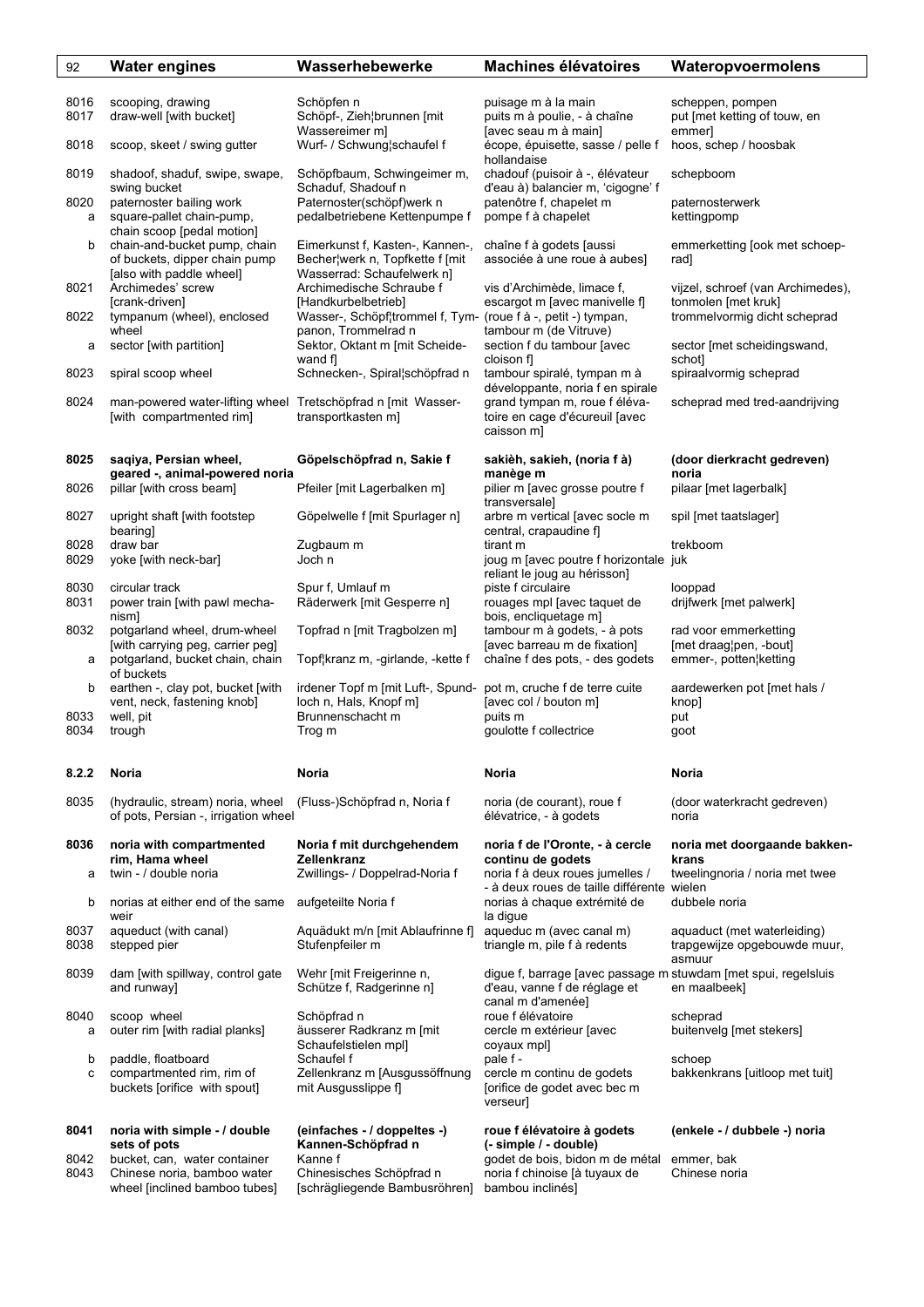| | Water engines | Wasserhebewerke | Machines élévatoires | Wateropvoermolens |
|---|---|---|---|---|
| 8016 | scooping, drawing | Schöpfen n | puisage m à la main | scheppen, pompen |
| 8017 | draw-well [with bucket] | Schöpf-, Zieh¦brunnen [mit Wassereimer m] | puits m à poulie, - à chaîne [avec seau m à main] | put [met ketting of touw, en emmer] |
| 8018 | scoop, skeet / swing gutter | Wurf- / Schwung¦schaufel f | écope, épuisette, sasse / pelle f hollandaise | hoos, schep / hoosbak |
| 8019 | shadoof, shaduf, swipe, swape, swing bucket | Schöpfbaum, Schwingeimer m, Schaduf, Shadouf n | chadouf (puisoir à -, élévateur d'eau à) balancier m, 'cigogne' f | schepboom |
| 8020 | paternoster bailing work | Paternoster(schöpf)werk n | patenôtre f, chapelet m | paternosterwerk |
| a | square-pallet chain-pump, chain scoop [pedal motion] | pedalbetriebene Kettenpumpe f | pompe f à chapelet | kettingpomp |
| b | chain-and-bucket pump, chain of buckets, dipper chain pump [also with paddle wheel] | Eimerkunst f, Kasten-, Kannen-, Becher¦werk n, Topfkette f [mit Wasserrad: Schaufelwerk n] | chaîne f à godets [aussi associée à une roue à aubes] | emmerketting [ook met schoep-rad] |
| 8021 | Archimedes' screw [crank-driven] | Archimedische Schraube f [Handkurbelbetrieb] | vis d'Archimède, limace f, escargot m [avec manivelle f] | vijzel, schroef (van Archimedes), tonmolen [met kruk] |
| 8022 | tympanum (wheel), enclosed wheel | Wasser-, Schöpf¦trommel f, Tympanon, Trommelrad n | (roue f à -, petit -) tympan, tambour m (de Vitruve) | trommelvormig dicht scheprad |
| a | sector [with partition] | Sektor, Oktant m [mit Scheidewand f] | section f du tambour [avec cloison f] | sector [met scheidingswand, schot] |
| 8023 | spiral scoop wheel | Schnecken-, Spiral¦schöpfrad n | tambour spiralé, tympan m à développante, noria f en spirale | spiraalvormig scheprad |
| 8024 | man-powered water-lifting wheel [with compartmented rim] | Tretschöpfrad n [mit Wassertransportkasten m] | grand tympan m, roue f élévatoire en cage d'écureuil [avec caisson m] | scheprad med tred-aandrijving |
| **8025** | **saqiya, Persian wheel, geared -, animal-powered noria** | **Göpelschöpfrad n, Sakie f** | **sakièh, sakieh, (noria f à) manège m** | **(door dierkracht gedreven) noria** |
| 8026 | pillar [with cross beam] | Pfeiler [mit Lagerbalken m] | pilier m [avec grosse poutre f transversale] | pilaar [met lagerbalk] |
| 8027 | upright shaft [with footstep bearing] | Göpelwelle f [mit Spurlager n] | arbre m vertical [avec socle m central, crapaudine f] | spil [met taatslager] |
| 8028 | draw bar | Zugbaum m | tirant m | trekboom |
| 8029 | yoke [with neck-bar] | Joch n | joug m [avec poutre f horizontale reliant le joug au hérisson] | juk |
| 8030 | circular track | Spur f, Umlauf m | piste f circulaire | looppad |
| 8031 | power train [with pawl mechanism] | Räderwerk [mit Gesperre n] | rouages mpl [avec taquet de bois, encliquetage m] | drijfwerk [met palwerk] |
| 8032 | potgarland wheel, drum-wheel [with carrying peg, carrier peg] | Topfrad n [mit Tragbolzen m] | tambour m à godets, - à pots [avec barreau m de fixation] | rad voor emmerketting [met draag¦pen, -bout] |
| a | potgarland, bucket chain, chain of buckets | Topf¦kranz m, -girlande, -kette f | chaîne f des pots, - des godets | emmer-, potten¦ketting |
| b | earthen -, clay pot, bucket [with vent, neck, fastening knob] | irdener Topf m [mit Luft-, Spundloch n, Hals, Knopf m] | pot m, cruche f de terre cuite [avec col / bouton m] | aardewerken pot [met hals / knop] |
| 8033 | well, pit | Brunnenschacht m | puits m | put |
| 8034 | trough | Trog m | goulotte f collectrice | goot |
| **8.2.2** | **Noria** | **Noria** | **Noria** | **Noria** |
| 8035 | (hydraulic, stream) noria, wheel of pots, Persian -, irrigation wheel | (Fluss-)Schöpfrad n, Noria f | noria (de courant), roue f élévatrice, - à godets | (door waterkracht gedreven) noria |
| **8036** | **noria with compartmented rim, Hama wheel** | **Noria f mit durchgehendem Zellenkranz** | **noria f de l'Oronte, - à cercle continu de godets** | **noria met doorgaande bakkenkrans** |
| a | twin - / double noria | Zwillings- / Doppelrad-Noria f | noria f à deux roues jumelles / - à deux roues de taille différente | tweelingnoria / noria met twee wielen |
| b | norias at either end of the same weir | aufgeteilte Noria f | norias à chaque extrémité de la digue | dubbele noria |
| 8037 | aqueduct (with canal) | Aquädukt m/n [mit Ablaufrinne f] | aqueduc m (avec canal m) | aquaduct (met waterleiding) |
| 8038 | stepped pier | Stufenpfeiler m | triangle m, pile f à redents | trapgewijze opgebouwde muur, asmuur |
| 8039 | dam [with spillway, control gate and runway] | Wehr [mit Freigerinne n, Schütze f, Radgerinne n] | digue f, barrage [avec passage m d'eau, vanne f de réglage et canal m d'amenée] | stuwdam [met spui, regelsluis en maalbeek] |
| 8040 | scoop wheel | Schöpfrad n | roue f élévatoire | scheprad |
| a | outer rim [with radial planks] | äusserer Radkranz m [mit Schaufelstielen mpl] | cercle m extérieur [avec coyaux mpl] | buitenvelg [met stekers] |
| b | paddle, floatboard | Schaufel f | pale f - | schoep |
| c | compartmented rim, rim of buckets [orifice with spout] | Zellenkranz m [Ausgussöffnung mit Ausgusslippe f] | cercle m continu de godets [orifice de godet avec bec m verseur] | bakkenkrans [uitloop met tuit] |
| **8041** | **noria with simple - / double sets of pots** | **(einfaches - / doppeltes -) Kannen-Schöpfrad n** | **roue f élévatoire à godets (- simple / - double)** | **(enkele - / dubbele -) noria** |
| 8042 | bucket, can, water container | Kanne f | godet de bois, bidon m de métal | emmer, bak |
| 8043 | Chinese noria, bamboo water wheel [inclined bamboo tubes] | Chinesisches Schöpfrad n [schrägliegende Bambusröhren] | noria f chinoise [à tuyaux de bambou inclinés] | Chinese noria |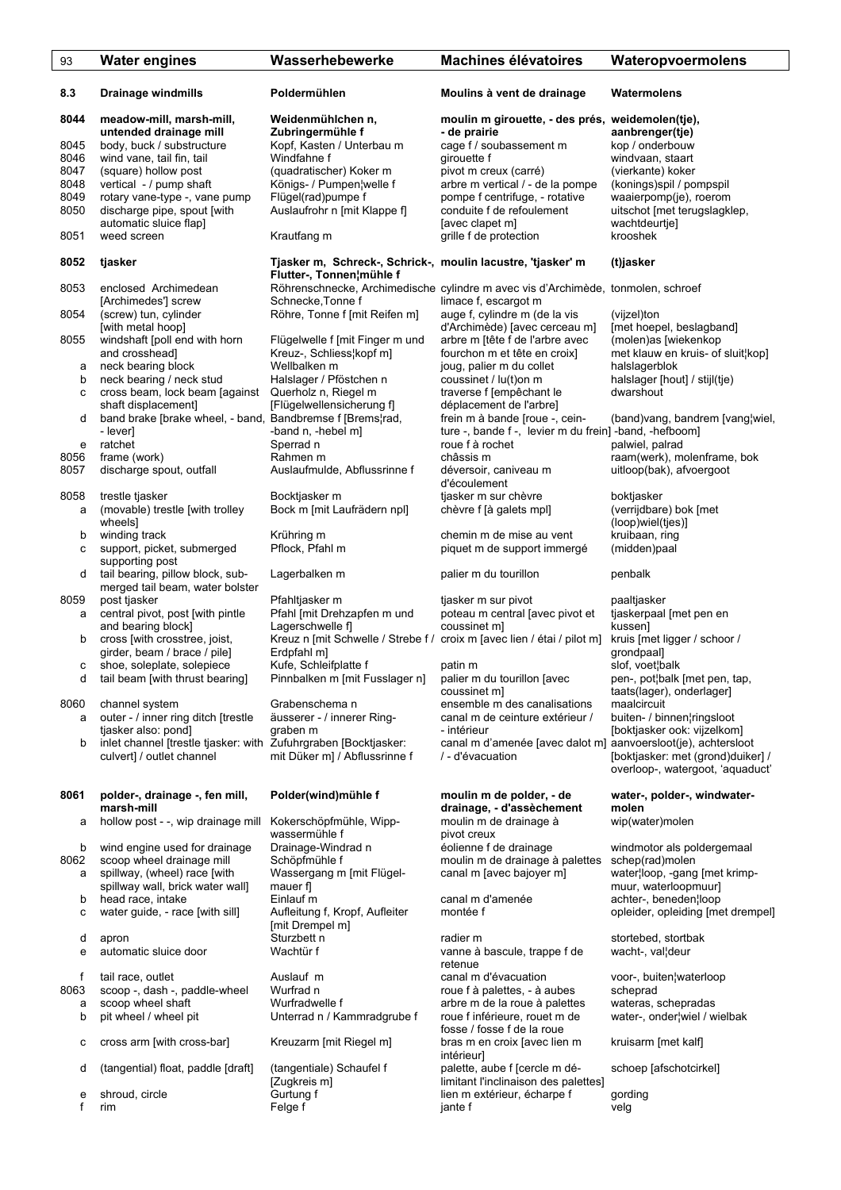| 93 | Water engines | Wasserhebewerke | Machines élévatoires | Wateropvoermolens |
|---|---|---|---|---|
| **8.3** | **Drainage windmills** | **Poldermühlen** | **Moulins à vent de drainage** | **Watermolens** |
| **8044** | **meadow-mill, marsh-mill, untended drainage mill** | **Weidenmühlchen n, Zubringermühle f** | **moulin m girouette, - des prés, - de prairie** | **weidemolen(tje), aanbrenger(tje)** |
| 8045 | body, buck / substructure | Kopf, Kasten / Unterbau m | cage f / soubassement m | kop / onderbouw |
| 8046 | wind vane, tail fin, tail | Windfahne f | girouette f | windvaan, staart |
| 8047 | (square) hollow post | (quadratischer) Koker m | pivot m creux (carré) | (vierkante) koker |
| 8048 | vertical - / pump shaft | Königs- / Pumpen¦welle f | arbre m vertical / - de la pompe | (konings)spil / pompspil |
| 8049 | rotary vane-type -, vane pump | Flügel(rad)pumpe f | pompe f centrifuge, - rotative | waaierpomp(je), roerom |
| 8050 | discharge pipe, spout [with automatic sluice flap] | Auslaufrohr n [mit Klappe f] | conduite f de refoulement [avec clapet m] | uitschot [met terugslagklep, wachtdeurtje] |
| 8051 | weed screen | Krautfang m | grille f de protection | krooshek |
| **8052** | **tjasker** | **Tjasker m, Schreck-, Schrick-, Flutter-, Tonnen¦mühle f** | **moulin lacustre, 'tjasker' m** | **(t)jasker** |
| 8053 | enclosed Archimedean [Archimedes'] screw | Röhrenschnecke, Archimedische Schnecke,Tonne f | cylindre m avec vis d'Archimède, limace f, escargot m | tonmolen, schroef |
| 8054 | (screw) tun, cylinder [with metal hoop] | Röhre, Tonne f [mit Reifen m] | auge f, cylindre m (de la vis d'Archimède) [avec cerceau m] | (vijzel)ton [met hoepel, beslagband] |
| 8055 | windshaft [poll end with horn and crosshead] | Flügelwelle f [mit Finger m und Kreuz-, Schliess¦kopf m] | arbre m [tête f de l'arbre avec fourchon m et tête en croix] | (molen)as [wiekenkop met klauw en kruis- of sluit¦kop] |
| a | neck bearing block | Wellbalken m | joug, palier m du collet | halslagerblok |
| b | neck bearing / neck stud | Halslager / Pföstchen n | coussinet / lu(t)on m | halslager [hout] / stijl(tje) |
| c | cross beam, lock beam [against shaft displacement] | Querholz n, Riegel m [Flügelwellensicherung f] | traverse f [empêchant le déplacement de l'arbre] | dwarshout |
| d | band brake [brake wheel, - band, - lever] | Bandbremse f [Brems¦rad, -band n, -hebel m] | frein m à bande [roue -, ceinture -, bande f -, levier m du frein] | (band)vang, bandrem [vang¦wiel, -band, -hefboom] |
| e | ratchet | Sperrad n | roue f à rochet | palwiel, palrad |
| 8056 | frame (work) | Rahmen m | châssis m | raam(werk), molenframe, bok |
| 8057 | discharge spout, outfall | Auslaufmulde, Abflussrinne f | déversoir, caniveau m d'écoulement | uitloop(bak), afvoergoot |
| 8058 | trestle tjasker | Bocktjasker m | tjasker m sur chèvre | boktjasker |
| a | (movable) trestle [with trolley wheels] | Bock m [mit Laufrädern npl] | chèvre f [à galets mpl] | (verrijdbare) bok [met (loop)wiel(tjes)] |
| b | winding track | Krühring m | chemin m de mise au vent | kruibaan, ring |
| c | support, picket, submerged supporting post | Pflock, Pfahl m | piquet m de support immergé | (midden)paal |
| d | tail bearing, pillow block, submerged tail beam, water bolster | Lagerbalken m | palier m du tourillon | penbalk |
| 8059 | post tjasker | Pfahltjasker m | tjasker m sur pivot | paaltjasker |
| a | central pivot, post [with pintle and bearing block] | Pfahl [mit Drehzapfen m und Lagerschwelle f] | poteau m central [avec pivot et coussinet m] | tjaskerpaal [met pen en kussen] |
| b | cross [with crosstree, joist, girder, beam / brace / pile] | Kreuz n [mit Schwelle / Strebe f / Erdpfahl m] | croix m [avec lien / étai / pilot m] | kruis [met ligger / schoor / grondpaal] |
| c | shoe, soleplate, solepiece | Kufe, Schleifplatte f | patin m | slof, voet¦balk |
| d | tail beam [with thrust bearing] | Pinnbalken m [mit Fusslager n] | palier m du tourillon [avec coussinet m] | pen-, pot¦balk [met pen, tap, taats(lager), onderlager] |
| 8060 | channel system | Grabenschema n | ensemble m des canalisations | maalcircuit |
| a | outer - / inner ring ditch [trestle tjasker also: pond] | äusserer - / innerer Ringgraben m | canal m de ceinture extérieur / - intérieur | buiten- / binnen¦ringsloot [boktjasker ook: vijzelkom] |
| b | inlet channel [trestle tjasker: with culvert] / outlet channel | Zufuhrgraben [Bocktjasker: mit Düker m] / Abflussrinne f | canal m d'amenée [avec dalot m] / - d'évacuation | aanvoersloot(je), achtersloot [boktjasker: met (grond)duiker] / overloop-, watergoot, 'aquaduct' |
| **8061** | **polder-, drainage -, fen mill, marsh-mill** | **Polder(wind)mühle f** | **moulin m de polder, - de drainage, - d'assèchement** | **water-, polder-, windwatermolen** |
| a | hollow post - -, wip drainage mill | Kokerschöpfmühle, Wippwassermühle f | moulin m de drainage à pivot creux | wip(water)molen |
| b | wind engine used for drainage | Drainage-Windrad n | éolienne f de drainage | windmotor als poldergemaal |
| 8062 | scoop wheel drainage mill | Schöpfmühle f | moulin m de drainage à palettes | schep(rad)molen |
| a | spillway, (wheel) race [with spillway wall, brick water wall] | Wassergang m [mit Flügelmauer f] | canal m [avec bajoyer m] | water¦loop, -gang [met krimpmuur, waterloopmuur] |
| b | head race, intake | Einlauf m | canal m d'amenée | achter-, beneden¦loop |
| c | water guide, - race [with sill] | Aufleitung f, Kropf, Aufleiter [mit Drempel m] | montée f | opleider, opleiding [met drempel] |
| d | apron | Sturzbett n | radier m | stortebed, stortbak |
| e | automatic sluice door | Wachtür f | vanne à bascule, trappe f de retenue | wacht-, val¦deur |
| f | tail race, outlet | Auslauf m | canal m d'évacuation | voor-, buiten¦waterloop |
| 8063 | scoop -, dash -, paddle-wheel | Wurfrad n | roue f à palettes, - à aubes | scheprad |
| a | scoop wheel shaft | Wurfradwelle f | arbre m de la roue à palettes | wateras, schepradas |
| b | pit wheel / wheel pit | Unterrad n / Kammradgrube f | roue f inférieure, rouet m de fosse / fosse f de la roue | water-, onder¦wiel / wielbak |
| c | cross arm [with cross-bar] | Kreuzarm [mit Riegel m] | bras m en croix [avec lien m intérieur] | kruisarm [met kalf] |
| d | (tangential) float, paddle [draft] | (tangentiale) Schaufel f [Zugkreis m] | palette, aube f [cercle m délimitant l'inclinaison des palettes] | schoep [afschotcirkel] |
| e | shroud, circle | Gurtung f | lien m extérieur, écharpe f | gording |
| f | rim | Felge f | jante f | velg |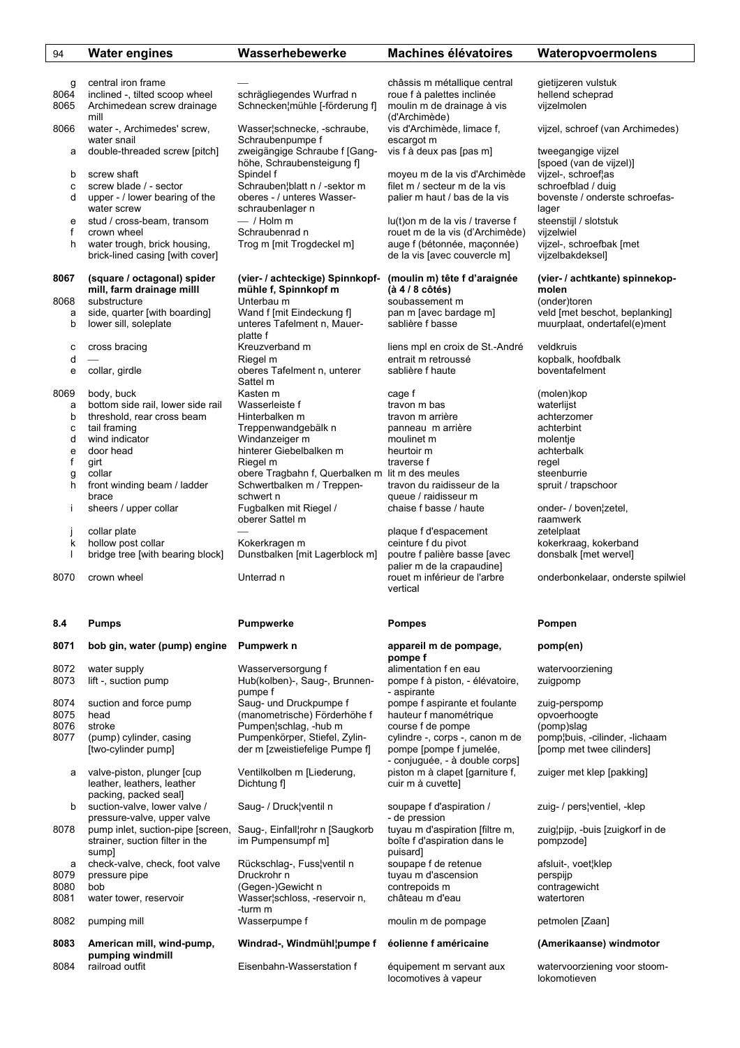| | Water engines | Wasserhebewerke | Machines élévatoires | Wateropvoermolens |
|---|---|---|---|---|
| g | central iron frame | — | châssis m métallique central | gietijzeren vulstuk |
| 8064 | inclined -, tilted scoop wheel | schrägliegendes Wurfrad n | roue f à palettes inclinée | hellend scheprad |
| 8065 | Archimedean screw drainage mill | Schnecken¦mühle [-förderung f] | moulin m de drainage à vis (d'Archimède) | vijzelmolen |
| 8066 | water -, Archimedes' screw, water snail | Wasser¦schnecke, -schraube, Schraubenpumpe f | vis f d'Archimède, limace f, escargot m | vijzel, schroef (van Archimedes) |
| a | double-threaded screw [pitch] | zweigängige Schraube f [Ganghöhe, Schraubensteigung f] | vis f à deux pas [pas m] | tweegangige vijzel [spoed (van de vijzel)] |
| b | screw shaft | Spindel f | moyeu m de la vis d'Archimède | vijzel-, schroef¦as |
| c | screw blade / - sector | Schrauben¦blatt n / -sektor m | filet m / secteur m de la vis | schroefblad / duig |
| d | upper - / lower bearing of the water screw | oberes - / unteres Wasserschraubenlager n | palier m haut / bas de la vis | bovenste / onderste schroefaslager |
| e | stud / cross-beam, transom | — / Holm m | lu(t)on m de la vis / traverse f | steenstijl / slotstuk |
| f | crown wheel | Schraubenrad n | rouet m de la vis (d'Archimède) | vijzelwiel |
| h | water trough, brick housing, brick-lined casing [with cover] | Trog m [mit Trogdeckel m] | auge f (bétonnée, maçonnée) de la vis [avec couvercle m] | vijzel-, schroefbak [met vijzelbakdeksel] |
| **8067** | **(square / octagonal) spider mill, farm drainage milll** | **(vier- / achteckige) Spinnkopfmühle f, Spinnkopf m** | **(moulin m) tête f d'araignée (à 4 / 8 côtés)** | **(vier- / achtkante) spinnekopmolen** |
| 8068 | substructure | Unterbau m | soubassement m | (onder)toren |
| a | side, quarter [with boarding] | Wand f [mit Eindeckung f] | pan m [avec bardage m] | veld [met beschot, beplanking] |
| b | lower sill, soleplate | unteres Tafelment n, Mauerplatte f | sablière f basse | muurplaat, ondertafel(e)ment |
| c | cross bracing | Kreuzverband m | liens mpl en croix de St.-André | veldkruis |
| d | — | Riegel m | entrait m retroussé | kopbalk, hoofdbalk |
| e | collar, girdle | oberes Tafelment n, unterer Sattel m | sablière f haute | boventafelment |
| 8069 | body, buck | Kasten m | cage f | (molen)kop |
| a | bottom side rail, lower side rail | Wasserleiste f | travon m bas | waterlijst |
| b | threshold, rear cross beam | Hinterbalken m | travon m arrière | achterzomer |
| c | tail framing | Treppenwandgebälk n | panneau m arrière | achterbint |
| d | wind indicator | Windanzeiger m | moulinet m | molentje |
| e | door head | hinterer Giebelbalken m | heurtoir m | achterbalk |
| f | girt | Riegel m | traverse f | regel |
| g | collar | obere Tragbahn f, Querbalken m | lit m des meules | steenburrie |
| h | front winding beam / ladder brace | Schwertbalken m / Treppenschwert n | travon du raidisseur de la queue / raidisseur m | spruit / trapschoor |
| i | sheers / upper collar | Fugbalken mit Riegel / oberer Sattel m | chaise f basse / haute | onder- / boven¦zetel, raamwerk |
| j | collar plate | — | plaque f d'espacement | zetelplaat |
| k | hollow post collar | Kokerkragen m | ceinture f du pivot | kokerkraag, kokerband |
| l | bridge tree [with bearing block] | Dunstbalken [mit Lagerblock m] | poutre f palière basse [avec palier m de la crapaudine] | donsbalk [met wervel] |
| 8070 | crown wheel | Unterrad n | rouet m inférieur de l'arbre vertical | onderbonkelaar, onderste spilwiel |
| **8.4** | **Pumps** | **Pumpwerke** | **Pompes** | **Pompen** |
| **8071** | **bob gin, water (pump) engine** | **Pumpwerk n** | **appareil m de pompage, pompe f** | **pomp(en)** |
| 8072 | water supply | Wasserversorgung f | alimentation f en eau | watervoorziening |
| 8073 | lift -, suction pump | Hub(kolben)-, Saug-, Brunnenpumpe f | pompe f à piston, - élévatoire, - aspirante | zuigpomp |
| 8074 | suction and force pump | Saug- und Druckpumpe f | pompe f aspirante et foulante | zuig-perspomp |
| 8075 | head | (manometrische) Förderhöhe f | hauteur f manométrique | opvoerhoogte |
| 8076 | stroke | Pumpen¦schlag, -hub m | course f de pompe | (pomp)slag |
| 8077 | (pump) cylinder, casing [two-cylinder pump] | Pumpenkörper, Stiefel, Zylinder m [zweistiefelige Pumpe f] | cylindre -, corps -, canon m de pompe [pompe f jumelée, - conjuguée, - à double corps] | pomp¦buis, -cilinder, -lichaam [pomp met twee cilinders] |
| a | valve-piston, plunger [cup leather, leathers, leather packing, packed seal] | Ventilkolben m [Liederung, Dichtung f] | piston m à clapet [garniture f, cuir m à cuvette] | zuiger met klep [pakking] |
| b | suction-valve, lower valve / pressure-valve, upper valve | Saug- / Druck¦ventil n | soupape f d'aspiration / - de pression | zuig- / pers¦ventiel, -klep |
| 8078 | pump inlet, suction-pipe [screen, strainer, suction filter in the sump] | Saug-, Einfall¦rohr n [Saugkorb im Pumpensumpf m] | tuyau m d'aspiration [filtre m, boîte f d'aspiration dans le puisard] | zuig¦pijp, -buis [zuigkorf in de pompzode] |
| a | check-valve, check, foot valve | Rückschlag-, Fuss¦ventil n | soupape f de retenue | afsluit-, voet¦klep |
| 8079 | pressure pipe | Druckrohr n | tuyau m d'ascension | perspijp |
| 8080 | bob | (Gegen-)Gewicht n | contrepoids m | contragewicht |
| 8081 | water tower, reservoir | Wasser¦schloss, -reservoir n, -turm m | château m d'eau | watertoren |
| 8082 | pumping mill | Wasserpumpe f | moulin m de pompage | petmolen [Zaan] |
| **8083** | **American mill, wind-pump, pumping windmill** | **Windrad-, Windmühl¦pumpe f** | **éolienne f américaine** | **(Amerikaanse) windmotor** |
| 8084 | railroad outfit | Eisenbahn-Wasserstation f | équipement m servant aux locomotives à vapeur | watervoorziening voor stoomlokomotieven |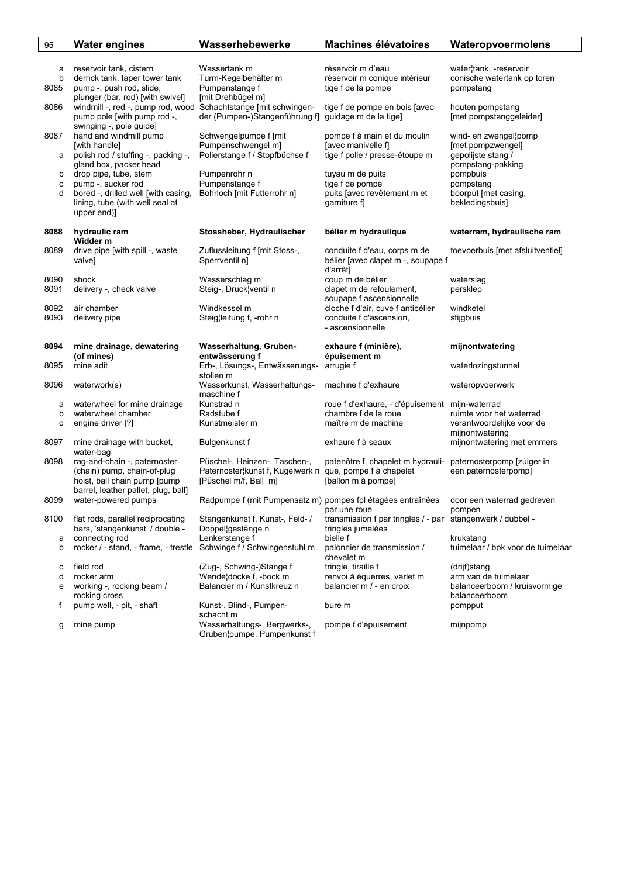| 95 | Water engines | Wasserhebewerke | Machines élévatoires | Wateropvoermolens |
|---|---|---|---|---|
| a | reservoir tank, cistern | Wassertank m | réservoir m d'eau | water¦tank, -reservoir |
| b | derrick tank, taper tower tank | Turm-Kegelbehälter m | réservoir m conique intérieur | conische watertank op toren |
| 8085 | pump -, push rod, slide, plunger (bar, rod) [with swivel] | Pumpenstange f [mit Drehbügel m] | tige f de la pompe | pompstang |
| 8086 | windmill -, red -, pump rod, wood pump pole [with pump rod -, swinging -, pole guide] | Schachtstange [mit schwingender (Pumpen-)Stangenführung f] | tige f de pompe en bois [avec guidage m de la tige] | houten pompstang [met pompstanggeleider] |
| 8087 | hand and windmill pump [with handle] | Schwengelpumpe f [mit Pumpenschwengel m] | pompe f à main et du moulin [avec manivelle f] | wind- en zwengel¦pomp [met pompzwengel] |
| a | polish rod / stuffing -, packing -, gland box, packer head | Polierstange f / Stopfbüchse f | tige f polie / presse-étoupe m | gepolijste stang / pompstang-pakking |
| b | drop pipe, tube, stem | Pumpenrohr n | tuyau m de puits | pompbuis |
| c | pump -, sucker rod | Pumpenstange f | tige f de pompe | pompstang |
| d | bored -, drilled well [with casing, lining, tube (with well seal at upper end)] | Bohrloch [mit Futterrohr n] | puits [avec revêtement m et garniture f] | boorput [met casing, bekledingsbuis] |
| **8088** | **hydraulic ram** | **Stossheber, Hydraulischer Widder m** | **bélier m hydraulique** | **waterram, hydraulische ram** |
| 8089 | drive pipe [with spill -, waste valve] | Zuflussleitung f [mit Stoss-, Sperrventil n] | conduite f d'eau, corps m de bélier [avec clapet m -, soupape f d'arrêt] | toevoerbuis [met afsluitventiel] |
| 8090 | shock | Wasserschlag m | coup m de bélier | waterslag |
| 8091 | delivery -, check valve | Steig-, Druck¦ventil n | clapet m de refoulement, soupape f ascensionnelle | persklep |
| 8092 | air chamber | Windkessel m | cloche f d'air, cuve f antibélier | windketel |
| 8093 | delivery pipe | Steig¦leitung f, -rohr n | conduite f d'ascension, - ascensionnelle | stijgbuis |
| **8094** | **mine drainage, dewatering (of mines)** | **Wasserhaltung, Gruben­entwässerung f** | **exhaure f (minière), épuisement m** | **mijnontwatering** |
| 8095 | mine adit | Erb-, Lösungs-, Entwässerungs­stollen m | arrugie f | waterlozingstunnel |
| 8096 | waterwork(s) | Wasserkunst, Wasserhaltungs­maschine f | machine f d'exhaure | wateropvoerwerk |
| a | waterwheel for mine drainage | Kunstrad n | roue f d'exhaure, - d'épuisement | mijn-waterrad |
| b | waterwheel chamber | Radstube f | chambre f de la roue | ruimte voor het waterrad |
| c | engine driver [?] | Kunstmeister m | maître m de machine | verantwoordelijke voor de mijnontwatering |
| 8097 | mine drainage with bucket, water-bag | Bulgenkunst f | exhaure f à seaux | mijnontwatering met emmers |
| 8098 | rag-and-chain -, paternoster (chain) pump, chain-of-plug hoist, ball chain pump [pump barrel, leather pallet, plug, ball] | Püschel-, Heinzen-, Taschen-, Paternoster¦kunst f, Kugelwerk n [Püschel m/f, Ball m] | patenôtre f, chapelet m hydraulique, pompe f à chapelet [ballon m à pompe] | paternosterpomp [zuiger in een paternosterpomp] |
| 8099 | water-powered pumps | Radpumpe f (mit Pumpensatz m) | pompes fpl étagées entraînées par une roue | door een waterrad gedreven pompen |
| 8100 | flat rods, parallel reciprocating bars, 'stangenkunst' / double - | Stangenkunst f, Kunst-, Feld- / Doppel¦gestänge n | transmission f par tringles / - par tringles jumelées | stangenwerk / dubbel - |
| a | connecting rod | Lenkerstange f | bielle f | krukstang |
| b | rocker / - stand, - frame, - trestle | Schwinge f / Schwingenstuhl m | palonnier de transmission / chevalet m | tuimelaar / bok voor de tuimelaar |
| c | field rod | (Zug-, Schwing-)Stange f | tringle, tiraille f | (drijf)stang |
| d | rocker arm | Wende¦docke f, -bock m | renvoi à équerres, varlet m | arm van de tuimelaar |
| e | working -, rocking beam / rocking cross | Balancier m / Kunstkreuz n | balancier m / - en croix | balanceerboom / kruisvormige balanceerboom |
| f | pump well, - pit, - shaft | Kunst-, Blind-, Pumpen­schacht m | bure m | pompput |
| g | mine pump | Wasserhaltungs-, Bergwerks-, Gruben¦pumpe, Pumpenkunst f | pompe f d'épuisement | mijnpomp |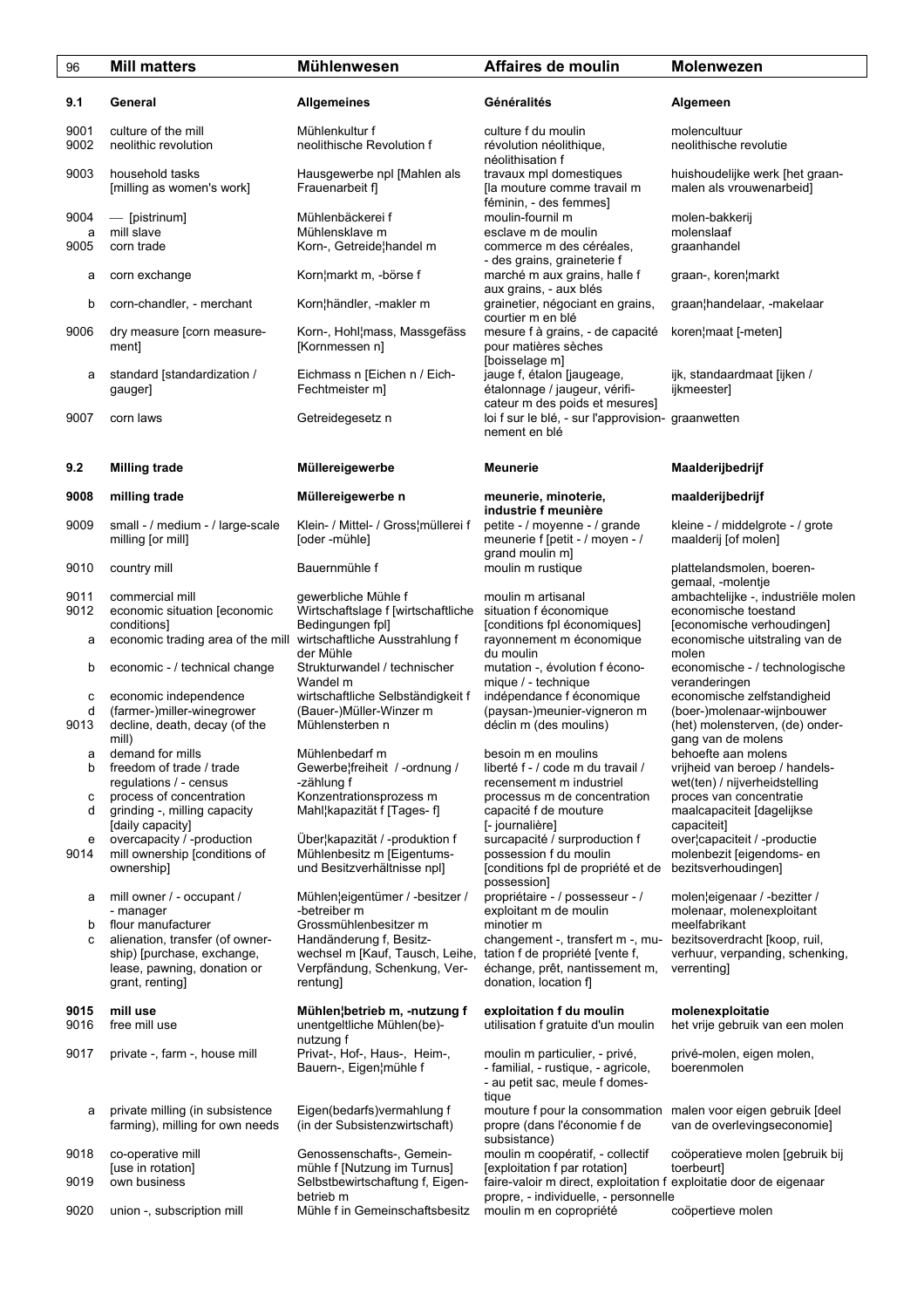| 96 | Mill matters | Mühlenwesen | Affaires de moulin | Molenwezen |
|---|---|---|---|---|
| **9.1** | **General** | **Allgemeines** | **Généralités** | **Algemeen** |
| 9001 | culture of the mill | Mühlenkultur f | culture f du moulin | molencultuur |
| 9002 | neolithic revolution | neolithische Revolution f | révolution néolithique, néolithisation f | neolithische revolutie |
| 9003 | household tasks [milling as women's work] | Hausgewerbe npl [Mahlen als Frauenarbeit f] | travaux mpl domestiques [la mouture comme travail m féminin, - des femmes] | huishoudelijke werk [het graanmalen als vrouwenarbeid] |
| 9004 | — [pistrinum] | Mühlenbäckerei f | moulin-fournil m | molen-bakkerij |
| a | mill slave | Mühlensklave m | esclave m de moulin | molenslaaf |
| 9005 | corn trade | Korn-, Getreide¦handel m | commerce m des céréales, - des grains, graineterie f | graanhandel |
| a | corn exchange | Korn¦markt m, -börse f | marché m aux grains, halle f aux grains, - aux blés | graan-, koren¦markt |
| b | corn-chandler, - merchant | Korn¦händler, -makler m | grainetier, négociant en grains, courtier m en blé | graan¦handelaar, -makelaar |
| 9006 | dry measure [corn measurement] | Korn-, Hohl¦mass, Massgefäss [Kornmessen n] | mesure f à grains, - de capacité pour matières sèches [boisselage m] | koren¦maat [-meten] |
| a | standard [standardization / gauger] | Eichmass n [Eichen n / Eich-Fechtmeister m] | jauge f, étalon [jaugeage, étalonnage / jaugeur, vérificateur m des poids et mesures] | ijk, standaardmaat [ijken / ijkmeester] |
| 9007 | corn laws | Getreidegesetz n | loi f sur le blé, - sur l'approvisionnement en blé | graanwetten |
| **9.2** | **Milling trade** | **Müllereigewerbe** | **Meunerie** | **Maalderijbedrijf** |
| **9008** | **milling trade** | **Müllereigewerbe n** | **meunerie, minoterie, industrie f meunière** | **maalderijbedrijf** |
| 9009 | small - / medium - / large-scale milling [or mill] | Klein- / Mittel- / Gross¦müllerei f [oder -mühle] | petite - / moyenne - / grande meunerie f [petit - / moyen - / grand moulin m] | kleine - / middelgrote - / grote maalderij [of molen] |
| 9010 | country mill | Bauernmühle f | moulin m rustique | plattelandsmolen, boerengemaal, -molentje |
| 9011 | commercial mill | gewerbliche Mühle f | moulin m artisanal | ambachtelijke -, industriële molen |
| 9012 | economic situation [economic conditions] | Wirtschaftslage f [wirtschaftliche Bedingungen fpl] | situation f économique [conditions fpl économiques] | economische toestand [economische verhoudingen] |
| a | economic trading area of the mill | wirtschaftliche Ausstrahlung f der Mühle | rayonnement m économique du moulin | economische uitstraling van de molen |
| b | economic - / technical change | Strukturwandel / technischer Wandel m | mutation -, évolution f économique / - technique | economische - / technologische veranderingen |
| c | economic independence | wirtschaftliche Selbständigkeit f | indépendance f économique | economische zelfstandigheid |
| d | (farmer-)miller-winegrower | (Bauer-)Müller-Winzer m | (paysan-)meunier-vigneron m | (boer-)molenaar-wijnbouwer |
| 9013 | decline, death, decay (of the mill) | Mühlensterben n | déclin m (des moulins) | (het) molensterven, (de) ondergang van de molens |
| a | demand for mills | Mühlenbedarf m | besoin m en moulins | behoefte aan molens |
| b | freedom of trade / trade regulations / - census | Gewerbe¦freiheit / -ordnung / -zählung f | liberté f - / code m du travail / recensement m industriel | vrijheid van beroep / handelswet(ten) / nijverheidstelling |
| c | process of concentration | Konzentrationsprozess m | processus m de concentration | proces van concentratie |
| d | grinding -, milling capacity [daily capacity] | Mahl¦kapazität f [Tages- f] | capacité f de mouture [- journalière] | maalcapaciteit [dagelijkse capaciteit] |
| e | overcapacity / -production | Über¦kapazität / -produktion f | surcapacité / surproduction f | over¦capaciteit / -productie |
| 9014 | mill ownership [conditions of ownership] | Mühlenbesitz m [Eigentums- und Besitzverhältnisse npl] | possession f du moulin [conditions fpl de propriété et de possession] | molenbezit [eigendoms- en bezitsverhoudingen] |
| a | mill owner / - occupant / - manager | Mühlen¦eigentümer / -besitzer / -betreiber m | propriétaire - / possesseur - / exploitant m de moulin | molen¦eigenaar / -bezitter / molenaar, molenexploitant |
| b | flour manufacturer | Grossmühlenbesitzer m | minotier m | meelfabrikant |
| c | alienation, transfer (of ownership) [purchase, exchange, lease, pawning, donation or grant, renting] | Handänderung f, Besitzwechsel m [Kauf, Tausch, Leihe, Verpfändung, Schenkung, Verrentung] | changement -, transfert m -, mutation f de propriété [vente f, échange, prêt, nantissement m, donation, location f] | bezitsoverdracht [koop, ruil, verhuur, verpanding, schenking, verrenting] |
| **9015** | **mill use** | **Mühlen¦betrieb m, -nutzung f** | **exploitation f du moulin** | **molenexploitatie** |
| 9016 | free mill use | unentgeltliche Mühlen(be)-nutzung f | utilisation f gratuite d'un moulin | het vrije gebruik van een molen |
| 9017 | private -, farm -, house mill | Privat-, Hof-, Haus-, Heim-, Bauern-, Eigen¦mühle f | moulin m particulier, - privé, - familial, - rustique, - agricole, - au petit sac, meule f domestique | privé-molen, eigen molen, boerenmolen |
| a | private milling (in subsistence farming), milling for own needs | Eigen(bedarfs)vermahlung f (in der Subsistenzwirtschaft) | mouture f pour la consommation propre (dans l'économie f de subsistance) | malen voor eigen gebruik [deel van de overlevingseconomie] |
| 9018 | co-operative mill [use in rotation] | Genossenschafts-, Gemeinmühle f [Nutzung im Turnus] | moulin m coopératif, - collectif [exploitation f par rotation] | coöperatieve molen [gebruik bij toerbeurt] |
| 9019 | own business | Selbstbewirtschaftung f, Eigenbetrieb m | faire-valoir m direct, exploitation f propre, - individuelle, - personnelle | exploitatie door de eigenaar |
| 9020 | union -, subscription mill | Mühle f in Gemeinschaftsbesitz | moulin m en copropriété | coöpertieve molen |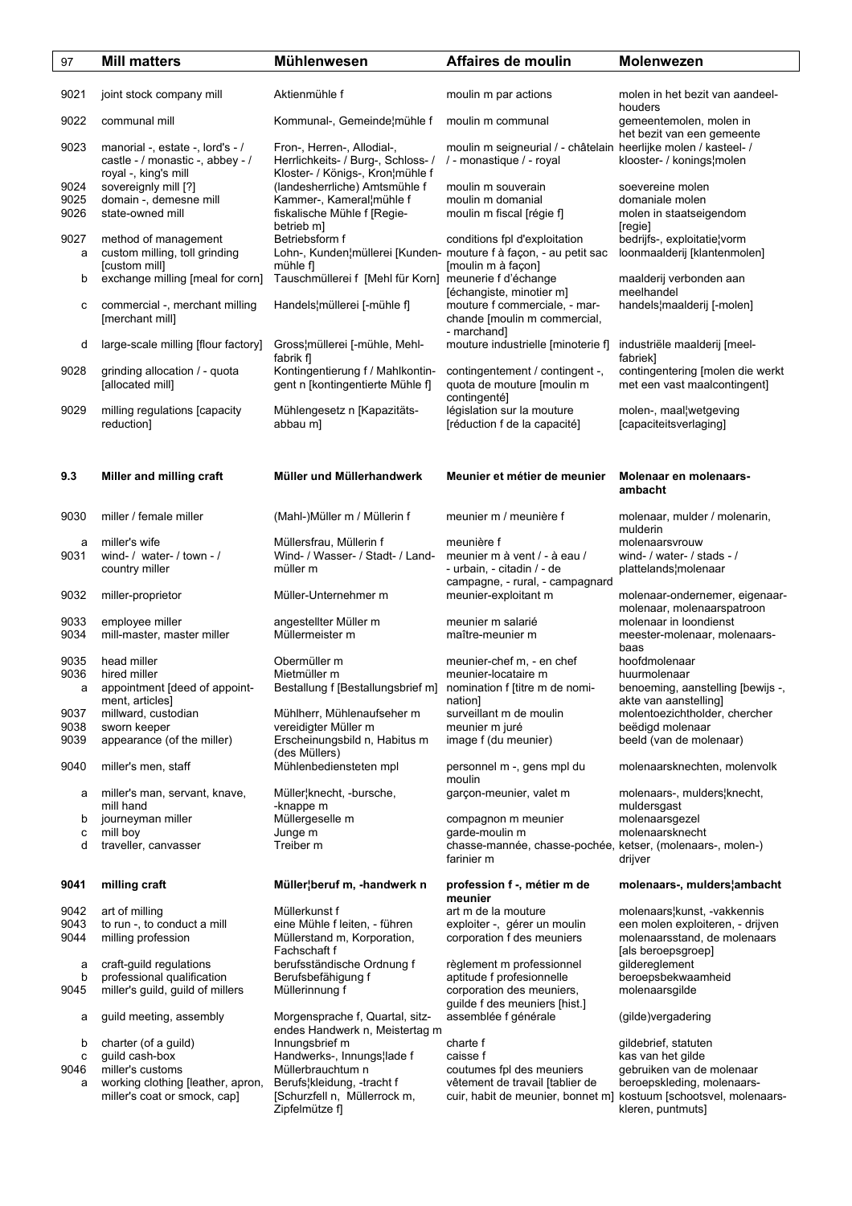| 97 | Mill matters | Mühlenwesen | Affaires de moulin | Molenwezen |
|---|---|---|---|---|
| 9021 | joint stock company mill | Aktienmühle f | moulin m par actions | molen in het bezit van aandeelhouders |
| 9022 | communal mill | Kommunal-, Gemeinde¦mühle f | moulin m communal | gemeentemolen, molen in het bezit van een gemeente |
| 9023 | manorial -, estate -, lord's - / castle - / monastic -, abbey - / royal -, king's mill | Fron-, Herren-, Allodial-, Herrlichkeits- / Burg-, Schloss- / Kloster- / Königs-, Kron¦mühle f | moulin m seigneurial / - châtelain / - monastique / - royal | heerlijke molen / kasteel- / klooster- / konings¦molen |
| 9024 | sovereignly mill [?] | (landesherrliche) Amtsmühle f | moulin m souverain | soevereine molen |
| 9025 | domain -, demesne mill | Kammer-, Kameral¦mühle f | moulin m domanial | domaniale molen |
| 9026 | state-owned mill | fiskalische Mühle f [Regiebetrieb m] | moulin m fiscal [régie f] | molen in staatseigendom [regie] |
| 9027 | method of management | Betriebsform f | conditions fpl d'exploitation | bedrijfs-, exploitatie¦vorm |
| a | custom milling, toll grinding [custom mill] | Lohn-, Kunden¦müllerei [Kundenmühle f] | mouture f à façon, - au petit sac [moulin m à façon] | loonmaalderij [klantenmolen] |
| b | exchange milling [meal for corn] | Tauschmüllerei f [Mehl für Korn] | meunerie f d'échange [échangiste, minotier m] | maalderij verbonden aan meelhandel |
| c | commercial -, merchant milling [merchant mill] | Handels¦müllerei [-mühle f] | mouture f commerciale, - marchande [moulin m commercial, - marchand] | handels¦maalderij [-molen] |
| d | large-scale milling [flour factory] | Gross¦müllerei [-mühle, Mehlfabrik f] | mouture industrielle [minoterie f] | industriële maalderij [meelfabriek] |
| 9028 | grinding allocation / - quota [allocated mill] | Kontingentierung f / Mahlkontingent n [kontingentierte Mühle f] | contingentement / contingent -, quota de mouture [moulin m contingenté] | contingentering [molen die werkt met een vast maalcontingent] |
| 9029 | milling regulations [capacity reduction] | Mühlengesetz n [Kapazitätsabbau m] | législation sur la mouture [réduction f de la capacité] | molen-, maal¦wetgeving [capaciteitsverlaging] |
| **9.3** | **Miller and milling craft** | **Müller und Müllerhandwerk** | **Meunier et métier de meunier** | **Molenaar en molenaarsambacht** |
| 9030 | miller / female miller | (Mahl-)Müller m / Müllerin f | meunier m / meunière f | molenaar, mulder / molenarin, mulderin |
| a | miller's wife | Müllersfrau, Müllerin f | meunière f | molenaarsvrouw |
| 9031 | wind- / water- / town - / country miller | Wind- / Wasser- / Stadt- / Landmüller m | meunier m à vent / - à eau / - urbain, - citadin / - de campagne, - rural, - campagnard | wind- / water- / stads - / plattelands¦molenaar |
| 9032 | miller-proprietor | Müller-Unternehmer m | meunier-exploitant m | molenaar-ondernemer, eigenaar-molenaar, molenaarspatroon |
| 9033 | employee miller | angestellter Müller m | meunier m salarié | molenaar in loondienst |
| 9034 | mill-master, master miller | Müllermeister m | maître-meunier m | meester-molenaar, molenaarsbaas |
| 9035 | head miller | Obermüller m | meunier-chef m, - en chef | hoofdmolenaar |
| 9036 | hired miller | Mietmüller m | meunier-locataire m | huurmolenaar |
| a | appointment [deed of appointment, articles] | Bestallung f [Bestallungsbrief m] | nomination f [titre m de nomination] | benoeming, aanstelling [bewijs -, akte van aanstelling] |
| 9037 | millward, custodian | Mühlherr, Mühlenaufseher m | surveillant m de moulin | molentoezichthouder, chercher |
| 9038 | sworn keeper | vereidigter Müller m | meunier m juré | beëdigd molenaar |
| 9039 | appearance (of the miller) | Erscheinungsbild n, Habitus m (des Müllers) | image f (du meunier) | beeld (van de molenaar) |
| 9040 | miller's men, staff | Mühlenbediensteten mpl | personnel m -, gens mpl du moulin | molenaarsknechten, molenvolk |
| a | miller's man, servant, knave, mill hand | Müller¦knecht, -bursche, -knappe m | garçon-meunier, valet m | molenaars-, mulders¦knecht, muldersgast |
| b | journeyman miller | Müllergeselle m | compagnon m meunier | molenaarsgezel |
| c | mill boy | Junge m | garde-moulin m | molenaarsknecht |
| d | traveller, canvasser | Treiber m | chasse-mannée, chasse-pochée, farinier m | ketser, (molenaars-, molen-) drijver |
| **9041** | **milling craft** | **Müller¦beruf m, -handwerk n** | **profession f -, métier m de meunier** | **molenaars-, mulders¦ambacht** |
| 9042 | art of milling | Müllerkunst f | art m de la mouture | molenaars¦kunst, -vakkennis |
| 9043 | to run -, to conduct a mill | eine Mühle f leiten, - führen | exploiter -, gérer un moulin | een molen exploiteren, - drijven |
| 9044 | milling profession | Müllerstand m, Korporation, Fachschaft f | corporation f des meuniers | molenaarsstand, de molenaars [als beroepsgroep] |
| a | craft-guild regulations | berufsständische Ordnung f | règlement m professionnel | gildereglement |
| b | professional qualification | Berufsbefähigung f | aptitude f profesionnelle | beroepsbekwaamheid |
| 9045 | miller's guild, guild of millers | Müllerinnung f | corporation des meuniers, guilde f des meuniers [hist.] | molenaarsgilde |
| a | guild meeting, assembly | Morgensprache f, Quartal, sitzendes Handwerk n, Meistertag m | assemblée f générale | (gilde)vergadering |
| b | charter (of a guild) | Innungsbrief m | charte f | gildebrief, statuten |
| c | guild cash-box | Handwerks-, Innungs¦lade f | caisse f | kas van het gilde |
| 9046 | miller's customs | Müllerbrauchtum n | coutumes fpl des meuniers | gebruiken van de molenaar |
| a | working clothing [leather, apron, miller's coat or smock, cap] | Berufs¦kleidung, -tracht f [Schurzfell n, Müllerrock m, Zipfelmütze f] | vêtement de travail [tablier de cuir, habit de meunier, bonnet m] | beroepskleding, molenaarskostuum [schootsvel, molenaarskleren, puntmuts] |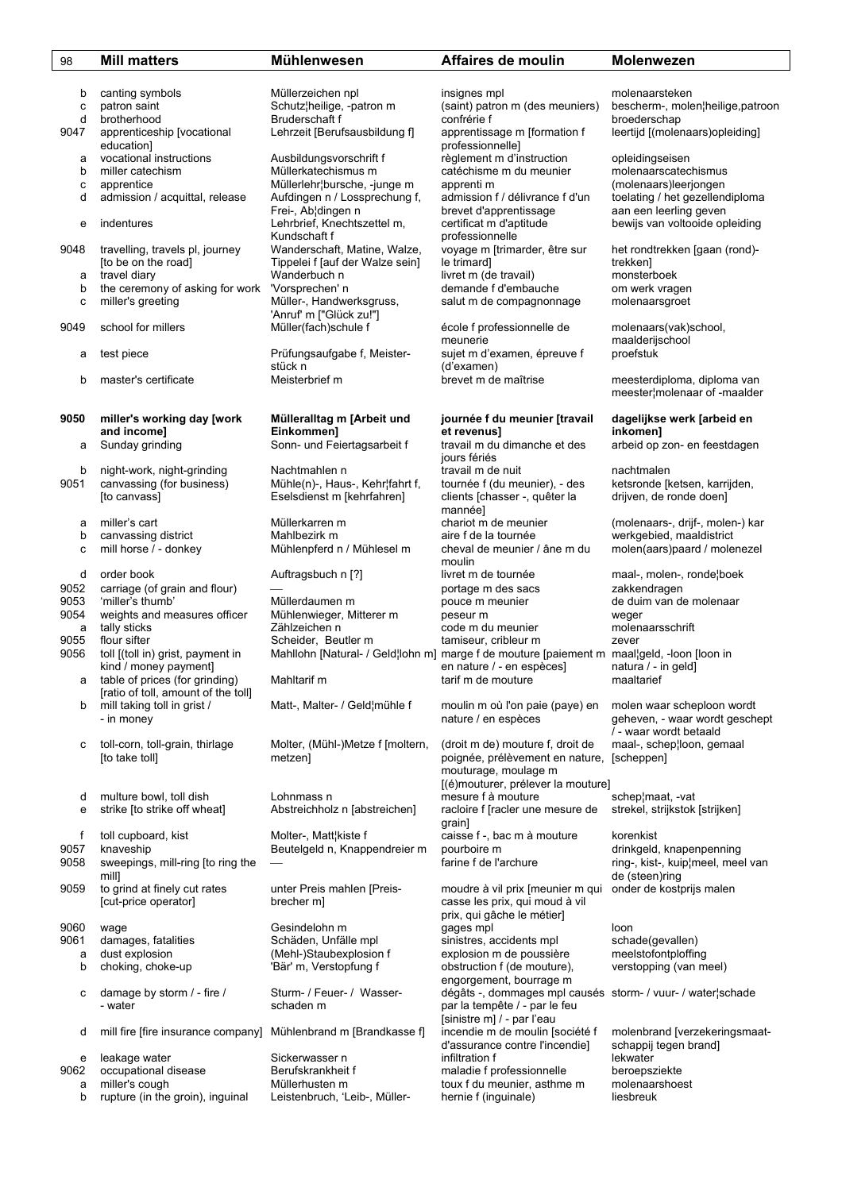| | Mill matters | Mühlenwesen | Affaires de moulin | Molenwezen |
|---|---|---|---|---|
| b | canting symbols | Müllerzeichen npl | insignes mpl | molenaarsteken |
| c | patron saint | Schutz¦heilige, -patron m | (saint) patron m (des meuniers) | bescherm-, molen¦heilige,patroon |
| d | brotherhood | Bruderschaft f | confrérie f | broederschap |
| 9047 | apprenticeship [vocational education] | Lehrzeit [Berufsausbildung f] | apprentissage m [formation f professionnelle] | leertijd [(molenaars)opleiding] |
| a | vocational instructions | Ausbildungsvorschrift f | règlement m d'instruction | opleidingseisen |
| b | miller catechism | Müllerkatechismus m | catéchisme m du meunier | molenaarscatechismus |
| c | apprentice | Müllerlehr¦bursche, -junge m | apprenti m | (molenaars)leerjongen |
| d | admission / acquittal, release | Aufdingen n / Lossprechung f, Frei-, Ab¦dingen n | admission f / délivrance f d'un brevet d'apprentissage | toelating / het gezellendiploma aan een leerling geven |
| e | indentures | Lehrbrief, Knechtszettel m, Kundschaft f | certificat m d'aptitude professionnelle | bewijs van voltooide opleiding |
| 9048 | travelling, travels pl, journey [to be on the road] | Wanderschaft, Matine, Walze, Tippelei f [auf der Walze sein] | voyage m [trimarder, être sur le trimard] | het rondtrekken [gaan (rond)-trekken] |
| a | travel diary | Wanderbuch n | livret m (de travail) | monsterboek |
| b | the ceremony of asking for work | 'Vorsprechen' n | demande f d'embauche | om werk vragen |
| c | miller's greeting | Müller-, Handwerksgruss, 'Anruf' m ["Glück zu!"] | salut m de compagnonnage | molenaarsgroet |
| 9049 | school for millers | Müller(fach)schule f | école f professionnelle de meunerie | molenaars(vak)school, maalderijschool |
| a | test piece | Prüfungsaufgabe f, Meister-stück n | sujet m d'examen, épreuve f (d'examen) | proefstuk |
| b | master's certificate | Meisterbrief m | brevet m de maîtrise | meesterdiploma, diploma van meester¦molenaar of -maalder |
| **9050** | **miller's working day [work and income]** | **Müllerallltag m [Arbeit und Einkommen]** | **journée f du meunier [travail et revenus]** | **dagelijkse werk [arbeid en inkomen]** |
| a | Sunday grinding | Sonn- und Feiertagsarbeit f | travail m du dimanche et des jours fériés | arbeid op zon- en feestdagen |
| b | night-work, night-grinding | Nachtmahlen n | travail m de nuit | nachtmalen |
| 9051 | canvassing (for business) [to canvass] | Mühle(n)-, Haus-, Kehr¦fahrt f, Eselsdienst m [kehrfahren] | tournée f (du meunier), - des clients [chasser -, quêter la mannée] | ketsronde [ketsen, karrijden, drijven, de ronde doen] |
| a | miller's cart | Müllerkarren m | chariot m de meunier | (molenaars-, drijf-, molen-) kar |
| b | canvassing district | Mahlbezirk m | aire f de la tournée | werkgebied, maaldistrict |
| c | mill horse / - donkey | Mühlenpferd n / Mühlesel m | cheval de meunier / âne m du moulin | molen(aars)paard / molenezel |
| d | order book | Auftragsbuch n [?] | livret m de tournée | maal-, molen-, ronde¦boek |
| 9052 | carriage (of grain and flour) | — | portage m des sacs | zakkendragen |
| 9053 | 'miller's thumb' | Müllerdaumen m | pouce m meunier | de duim van de molenaar |
| 9054 | weights and measures officer | Mühlenwieger, Mitterer m | peseur m | weger |
| a | tally sticks | Zählzeichen n | code m du meunier | molenaarsschrift |
| 9055 | flour sifter | Scheider, Beutler m | tamiseur, cribleur m | zever |
| 9056 | toll [(toll in) grist, payment in kind / money payment] | Mahllohn [Natural- / Geld¦lohn m] | marge f de mouture [paiement m en nature / - en espèces] | maal¦geld, -loon [loon in natura / - in geld] |
| a | table of prices (for grinding) [ratio of toll, amount of the toll] | Mahltarif m | tarif m de mouture | maaltarief |
| b | mill taking toll in grist / - in money | Matt-, Malter- / Geld¦mühle f | moulin m où l'on paie (paye) en nature / en espèces | molen waar scheploon wordt geheven, - waar wordt geschept / - waar wordt betaald |
| c | toll-corn, toll-grain, thirlage [to take toll] | Molter, (Mühl-)Metze f [moltern, metzen] | (droit m de) mouture f, droit de poignée, prélèvement en nature, mouturage, moulage m [(é)mouturer, prélever la mouture] | maal-, schep¦loon, gemaal [scheppen] |
| d | multure bowl, toll dish | Lohnmass n | mesure f à mouture | schep¦maat, -vat |
| e | strike [to strike off wheat] | Abstreichholz n [abstreichen] | racloire f [racler une mesure de grain] | strekel, strijkstok [strijken] |
| f | toll cupboard, kist | Molter-, Matt¦kiste f | caisse f -, bac m à mouture | korenkist |
| 9057 | knaveship | Beutelgeld n, Knappendreier m | pourboire m | drinkgeld, knapenpenning |
| 9058 | sweepings, mill-ring [to ring the mill] | — | farine f de l'archure | ring-, kist-, kuip¦meel, meel van de (steen)ring |
| 9059 | to grind at finely cut rates [cut-price operator] | unter Preis mahlen [Preis-brecher m] | moudre à vil prix [meunier m qui casse les prix, qui moud à vil prix, qui gâche le métier] | onder de kostprijs malen |
| 9060 | wage | Gesindelohn m | gages mpl | loon |
| 9061 | damages, fatalities | Schäden, Unfälle mpl | sinistres, accidents mpl | schade(gevallen) |
| a | dust explosion | (Mehl-)Staubexplosion f | explosion m de poussière | meelstofontploffing |
| b | choking, choke-up | 'Bär' m, Verstopfung f | obstruction f (de mouture), engorgement, bourrage m | verstopping (van meel) |
| c | damage by storm / - fire / - water | Sturm- / Feuer- / Wasser-schaden m | dégâts -, dommages mpl causés par la tempête / - par le feu [sinistre m] / - par l'eau | storm- / vuur- / water¦schade |
| d | mill fire [fire insurance company] | Mühlenbrand m [Brandkasse f] | incendie m de moulin [société f d'assurance contre l'incendie] | molenbrand [verzekeringsmaat-schappij tegen brand] |
| e | leakage water | Sickerwasser n | infiltration f | lekwater |
| 9062 | occupational disease | Berufskrankheit f | maladie f professionnelle | beroepsziekte |
| a | miller's cough | Müllerhusten m | toux f du meunier, asthme m | molenaarshoest |
| b | rupture (in the groin), inguinal | Leistenbruch, 'Leib-, Müller- | hernie f (inguinale) | liesbreuk |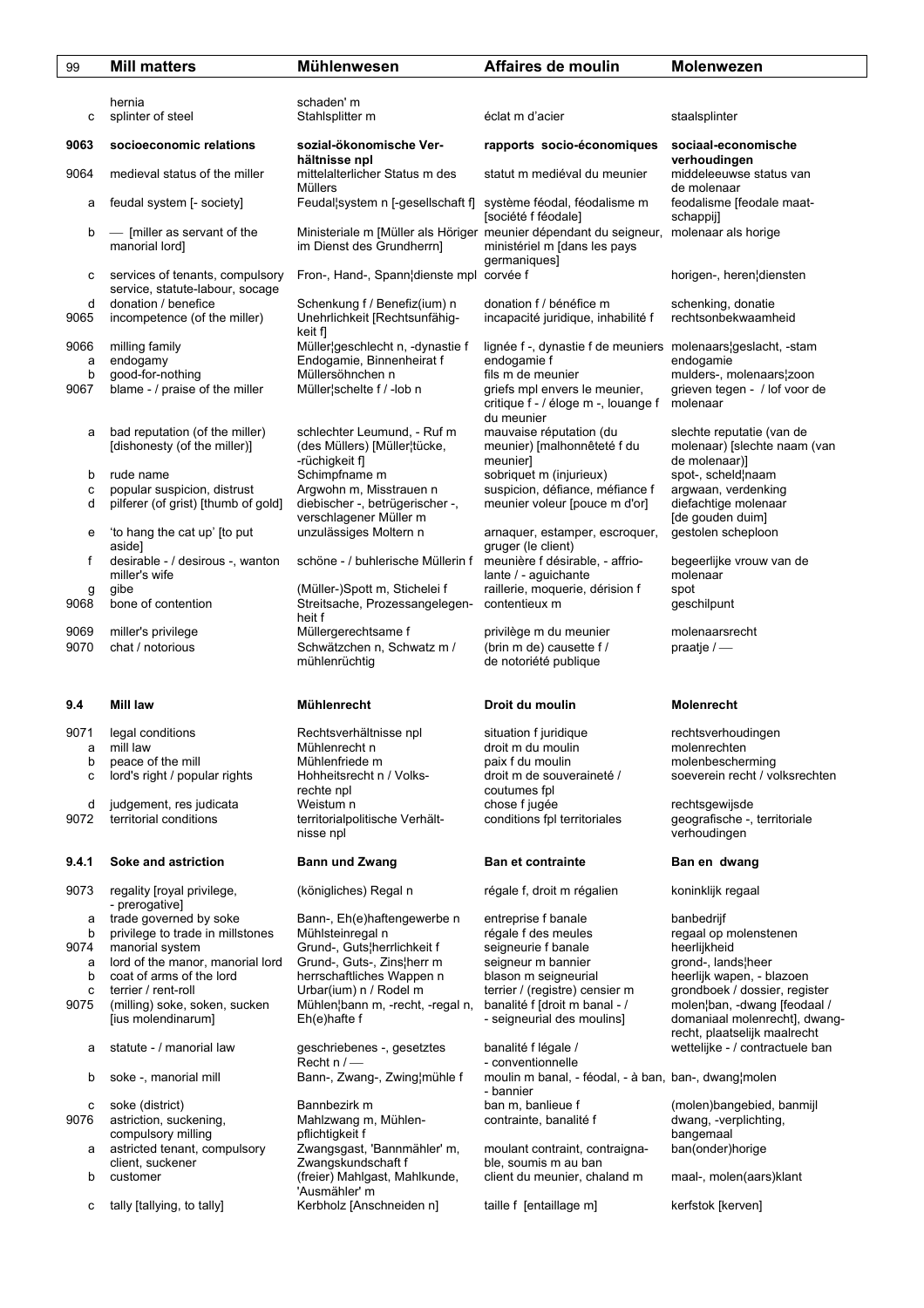| 99 | Mill matters | Mühlenwesen | Affaires de moulin | Molenwezen |
|---|---|---|---|---|
| | hernia | schaden' m | | |
| c | splinter of steel | Stahlsplitter m | éclat m d'acier | staalsplinter |
| **9063** | **socioeconomic relations** | **sozial-ökonomische Verhältnisse npl** | **rapports socio-économiques** | **sociaal-economische verhoudingen** |
| 9064 | medieval status of the miller | mittelalterlicher Status m des Müllers | statut m mediéval du meunier | middeleeuwse status van de molenaar |
| a | feudal system [- society] | Feudal¦system n [-gesellschaft f] | système féodal, féodalisme m [société f féodale] | feodalisme [feodale maatschappij] |
| b | — [miller as servant of the manorial lord] | Ministeriale m [Müller als Höriger im Dienst des Grundherrn] | meunier dépendant du seigneur, ministériel m [dans les pays germaniques] | molenaar als horige |
| c | services of tenants, compulsory service, statute-labour, socage | Fron-, Hand-, Spann¦dienste mpl | corvée f | horigen-, heren¦diensten |
| d | donation / benefice | Schenkung f / Benefiz(ium) n | donation f / bénéfice m | schenking, donatie |
| 9065 | incompetence (of the miller) | Unehrlichkeit [Rechtsunfähigkeit f] | incapacité juridique, inhabilité f | rechtsonbekwaamheid |
| 9066 | milling family | Müller¦geschlecht n, -dynastie f | lignée f -, dynastie f de meuniers | molenaars¦geslacht, -stam |
| a | endogamy | Endogamie, Binnenheirat f | endogamie f | endogamie |
| b | good-for-nothing | Müllersöhnchen n | fils m de meunier | mulders-, molenaars¦zoon |
| 9067 | blame - / praise of the miller | Müller¦schelte f / -lob n | griefs mpl envers le meunier, critique f - / éloge m -, louange f du meunier | grieven tegen - / lof voor de molenaar |
| a | bad reputation (of the miller) [dishonesty (of the miller)] | schlechter Leumund, - Ruf m (des Müllers) [Müller¦tücke, -rüchigkeit f] | mauvaise réputation (du meunier) [malhonnêteté f du meunier] | slechte reputatie (van de molenaar) [slechte naam (van de molenaar)] |
| b | rude name | Schimpfname m | sobriquet m (injurieux) | spot-, scheld¦naam |
| c | popular suspicion, distrust | Argwohn m, Misstrauen n | suspicion, défiance, méfiance f | argwaan, verdenking |
| d | pilferer (of grist) [thumb of gold] | diebischer -, betrügerischer -, verschlagener Müller m | meunier voleur [pouce m d'or] | diefachtige molenaar [de gouden duim] |
| e | 'to hang the cat up' [to put aside] | unzulässiges Moltern n | arnaquer, estamper, escroquer, gruger (le client) | gestolen schepIoon |
| f | desirable - / desirous -, wanton miller's wife | schöne - / buhlerische Müllerin f | meunière f désirable, - affriolante / - aguichante | begeerlijke vrouw van de molenaar |
| g | gibe | (Müller-)Spott m, Stichelei f | raillerie, moquerie, dérision f | spot |
| 9068 | bone of contention | Streitsache, Prozessangelegenheit f | contentieux m | geschilpunt |
| 9069 | miller's privilege | Müllergerechtsame f | privilège m du meunier | molenaarsrecht |
| 9070 | chat / notorious | Schwätzchen n, Schwatz m / mühlenrüchtig | (brin m de) causette f / de notoriété publique | praatje / — |
| **9.4** | **Mill law** | **Mühlenrecht** | **Droit du moulin** | **Molenrecht** |
| 9071 | legal conditions | Rechtsverhältnisse npl | situation f juridique | rechtsverhoudingen |
| a | mill law | Mühlenrecht n | droit m du moulin | molenrechten |
| b | peace of the mill | Mühlenfriede m | paix f du moulin | molenbescherming |
| c | lord's right / popular rights | Hohheitsrecht n / Volksrechte npl | droit m de souveraineté / coutumes fpl | soeverein recht / volksrechten |
| d | judgement, res judicata | Weistum n | chose f jugée | rechtsgewijsde |
| 9072 | territorial conditions | territorialpolitische Verhältnisse npl | conditions fpl territoriales | geografische -, territoriale verhoudingen |
| **9.4.1** | **Soke and astriction** | **Bann und Zwang** | **Ban et contrainte** | **Ban en dwang** |
| 9073 | regality [royal privilege, - prerogative] | (königliches) Regal n | régale f, droit m régalien | koninklijk regaal |
| a | trade governed by soke | Bann-, Eh(e)haftengewerbe n | entreprise f banale | banbedrijf |
| b | privilege to trade in millstones | Mühlsteinregal n | régale f des meules | regaal op molenstenen |
| 9074 | manorial system | Grund-, Guts¦herrlichkeit f | seigneurie f banale | heerlijkheid |
| a | lord of the manor, manorial lord | Grund-, Guts-, Zins¦herr m | seigneur m bannier | grond-, lands¦heer |
| b | coat of arms of the lord | herrschaftliches Wappen n | blason m seigneurial | heerlijk wapen, - blazoen |
| c | terrier / rent-roll | Urbar(ium) n / Rodel m | terrier / (registre) censier m | grondboek / dossier, register |
| 9075 | (milling) soke, soken, sucken [ius molendinarum] | Mühlen¦bann m, -recht, -regal n, Eh(e)hafte f | banalité f [droit m banal - / - seigneurial des moulins] | molen¦ban, -dwang [feodaal / domaniaal molenrecht], dwangrecht, plaatselijk maalrecht |
| a | statute - / manorial law | geschriebenes -, gesetztes Recht n / — | banalité f légale / - conventionnelle | wettelijke - / contractuele ban |
| b | soke -, manorial mill | Bann-, Zwang-, Zwing¦mühle f | moulin m banal, - féodal, - à ban, - bannier | ban-, dwang¦molen |
| c | soke (district) | Bannbezirk m | ban m, banlieue f | (molen)bangebied, banmijl |
| 9076 | astriction, suckening, compulsory milling | Mahlzwang m, Mühlenpflichtigkeit f | contrainte, banalité f | dwang, -verplichting, bangemaal |
| a | astricted tenant, compulsory client, suckener | Zwangsgast, 'Bannmähler' m, Zwangskundschaft f | moulant contraint, contraignable, soumis m au ban | ban(onder)horige |
| b | customer | (freier) Mahlgast, Mahlkunde, 'Ausmähler' m | client du meunier, chaland m | maal-, molen(aars)klant |
| c | tally [tallying, to tally] | Kerbholz [Anschneiden n] | taille f [entaillage m] | kerfstok [kerven] |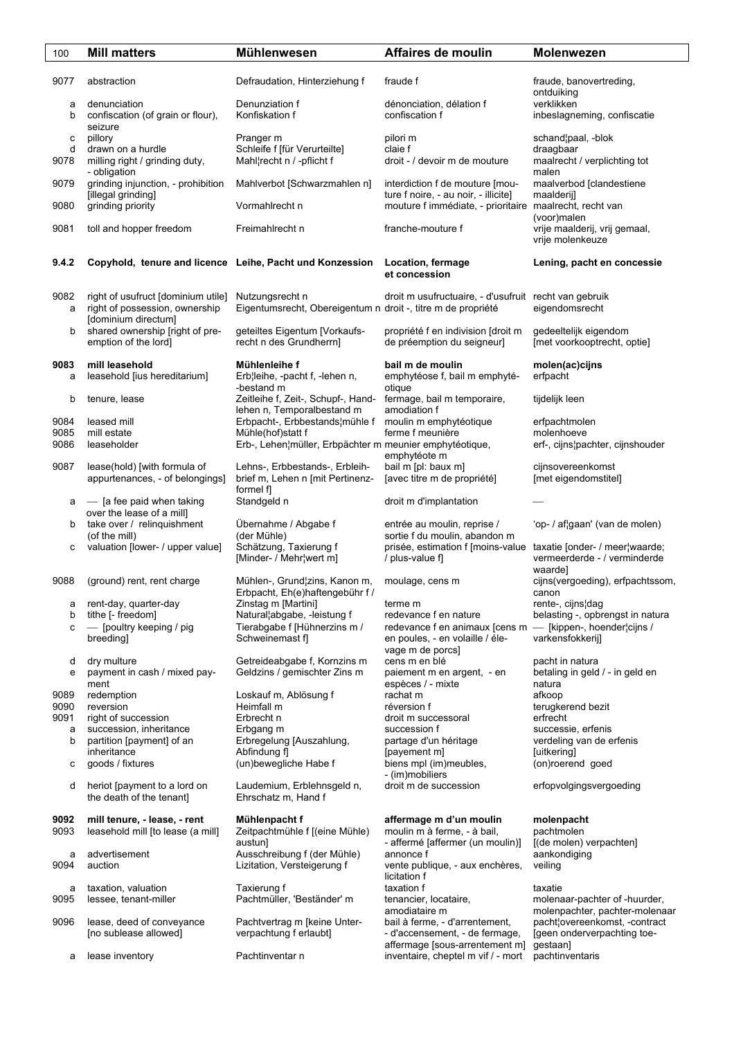| 100 | Mill matters | Mühlenwesen | Affaires de moulin | Molenwezen |
|---|---|---|---|---|
| 9077 | abstraction | Defraudation, Hinterziehung f | fraude f | fraude, banovertreding, ontduiking |
| a | denunciation | Denunziation f | dénonciation, délation f | verklikken |
| b | confiscation (of grain or flour), seizure | Konfiskation f | confiscation f | inbeslagneming, confiscatie |
| c | pillory | Pranger m | pilori m | schand¦paal, -blok |
| d | drawn on a hurdle | Schleife f [für Verurteilte] | claie f | draagbaar |
| 9078 | milling right / grinding duty, - obligation | Mahl¦recht n / -pflicht f | droit - / devoir m de mouture | maalrecht / verplichting tot malen |
| 9079 | grinding injunction, - prohibition [illegal grinding] | Mahlverbot [Schwarzmahlen n] | interdiction f de mouture [mouture f noire, - au noir, - illicite] | maalverbod [clandestiene maalderij] |
| 9080 | grinding priority | Vormahlrecht n | mouture f immédiate, - prioritaire | maalrecht, recht van (voor)malen |
| 9081 | toll and hopper freedom | Freimahlrecht n | franche-mouture f | vrije maalderij, vrij gemaal, vrije molenkeuze |
| **9.4.2** | **Copyhold, tenure and licence** | **Leihe, Pacht und Konzession** | **Location, fermage et concession** | **Lening, pacht en concessie** |
| 9082 | right of usufruct [dominium utile] | Nutzungsrecht n | droit m usufructuaire, - d'usufruit | recht van gebruik |
| a | right of possession, ownership [dominium directum] | Eigentumsrecht, Obereigentum n | droit -, titre m de propriété | eigendomsrecht |
| b | shared ownership [right of pre-emption of the lord] | geteiltes Eigentum [Vorkaufsrecht n des Grundherrn] | propriété f en indivision [droit m de préemption du seigneur] | gedeeltelijk eigendom [met voorkooptrecht, optie] |
| **9083** | **mill leasehold** | **Mühlenleihe f** | **bail m de moulin** | **molen(ac)cijns** |
| a | leasehold [ius hereditarium] | Erb¦leihe, -pacht f, -lehen n, -bestand m | emphytéose f, bail m emphytéotique | erfpacht |
| b | tenure, lease | Zeitleihe f, Zeit-, Schupf-, Handlehen n, Temporalbestand m | fermage, bail m temporaire, amodiation f | tijdelijk leen |
| 9084 | leased mill | Erbpacht-, Erbbestands¦mühle f | moulin m emphytéotique | erfpachtmolen |
| 9085 | mill estate | Mühle(hof)statt f | ferme f meunière | molenhoeve |
| 9086 | leaseholder | Erb-, Lehen¦müller, Erbpächter m | meunier emphytéotique, emphytéote m | erf-, cijns¦pachter, cijnshouder |
| 9087 | lease(hold) [with formula of appurtenances, - of belongings] | Lehns-, Erbbestands-, Erbleihbrief m, Lehen n [mit Pertinenzformel f] | bail m [pl: baux m] [avec titre m de propriété] | cijnsovereenkomst [met eigendomstitel] |
| a | — [a fee paid when taking over the lease of a mill] | Standgeld n | droit m d'implantation | — |
| b | take over / relinquishment (of the mill) | Übernahme / Abgabe f (der Mühle) | entrée au moulin, reprise / sortie f du moulin, abandon m | 'op- / af¦gaan' (van de molen) |
| c | valuation [lower- / upper value] | Schätzung, Taxierung f [Minder- / Mehr¦wert m] | prisée, estimation f [moins-value / plus-value f] | taxatie [onder- / meer¦waarde; vermeerderde - / verminderde waarde] |
| 9088 | (ground) rent, rent charge | Mühlen-, Grund¦zins, Kanon m, Erbpacht, Eh(e)haftengebühr f / | moulage, cens m | cijns(vergoeding), erfpachtssom, canon |
| a | rent-day, quarter-day | Zinstag m [Martini] | terme m | rente-, cijns¦dag |
| b | tithe [- freedom] | Natural¦abgabe, -leistung f | redevance f en nature | belasting -, opbrengst in natura |
| c | — [poultry keeping / pig breeding] | Tierabgabe f [Hühnerzins m / Schweinemast f] | redevance f en animaux [cens m en poules, - en volaille / élevage m de porcs] | — [kippen-, hoender¦cijns / varkensfokkerij] |
| d | dry multure | Getreideabgabe f, Kornzins m | cens m en blé | pacht in natura |
| e | payment in cash / mixed payment | Geldzins / gemischter Zins m | paiement m en argent, - en espèces / - mixte | betaling in geld / - in geld en natura |
| 9089 | redemption | Loskauf m, Ablösung f | rachat m | afkoop |
| 9090 | reversion | Heimfall m | réversion f | terugkerend bezit |
| 9091 | right of succession | Erbrecht n | droit m successoral | erfrecht |
| a | succession, inheritance | Erbgang m | succession f | successie, erfenis |
| b | partition [payment] of an inheritance | Erbregelung [Auszahlung, Abfindung f] | partage d'un héritage [payement m] | verdeling van de erfenis [uitkering] |
| c | goods / fixtures | (un)bewegliche Habe f | biens mpl (im)meubles, - (im)mobiliers | (on)roerend goed |
| d | heriot [payment to a lord on the death of the tenant] | Laudemium, Erblehnsgeld n, Ehrschatz m, Hand f | droit m de succession | erfopvolgingsvergoeding |
| **9092** | **mill tenure, - lease, - rent** | **Mühlenpacht f** | **affermage m d'un moulin** | **molenpacht** |
| 9093 | leasehold mill [to lease (a mill] | Zeitpachtmühle f [(eine Mühle) austun] | moulin m à ferme, - à bail, - affermé [affermer (un moulin)] | pachtmolen [(de molen) verpachten] |
| a | advertisement | Ausschreibung f (der Mühle) | annonce f | aankondiging |
| 9094 | auction | Lizitation, Versteigerung f | vente publique, - aux enchères, licitation f | veiling |
| a | taxation, valuation | Taxierung f | taxation f | taxatie |
| 9095 | lessee, tenant-miller | Pachtmüller, 'Beständer' m | tenancier, locataire, amodiataire m | molenaar-pachter of -huurder, molenpachter, pachter-molenaar |
| 9096 | lease, deed of conveyance [no sublease allowed] | Pachtvertrag m [keine Unterverpachtung f erlaubt] | bail à ferme, - d'arrentement, - d'accensement, - de fermage, affermage [sous-arrentement m] | pacht¦overeenkomst, -contract [geen onderverpachting toegestaan] |
| a | lease inventory | Pachtinventar n | inventaire, cheptel m vif / - mort | pachtinventaris |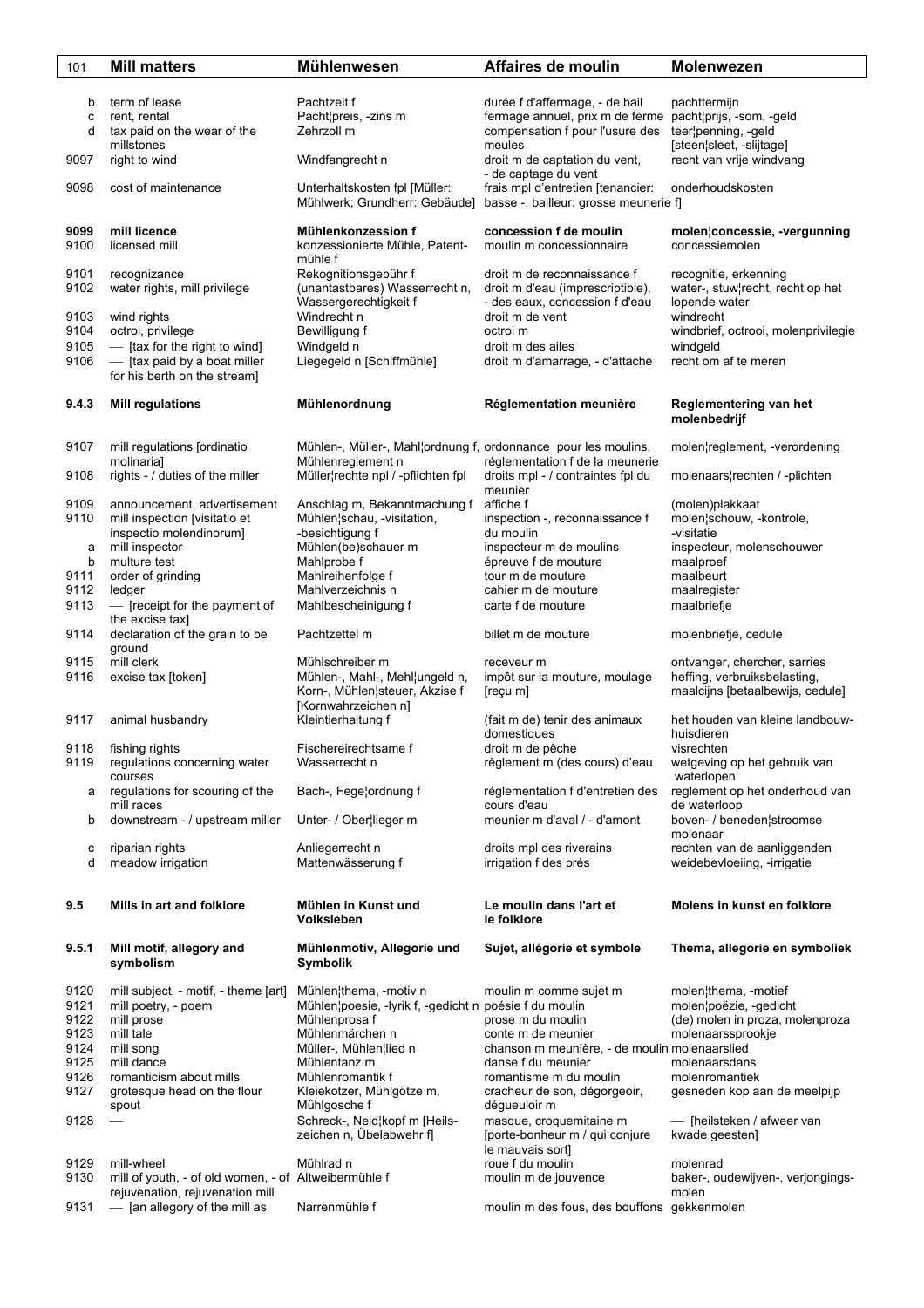| 101 | Mill matters | Mühlenwesen | Affaires de moulin | Molenwezen |
|---|---|---|---|---|
| b | term of lease | Pachtzeit f | durée f d'affermage, - de bail | pachttermijn |
| c | rent, rental | Pacht¦preis, -zins m | fermage annuel, prix m de ferme | pacht¦prijs, -som, -geld |
| d | tax paid on the wear of the millstones | Zehrzoll m | compensation f pour l'usure des meules | teer¦penning, -geld [steen¦sleet, -slijtage] |
| 9097 | right to wind | Windfangrecht n | droit m de captation du vent, - de captage du vent | recht van vrije windvang |
| 9098 | cost of maintenance | Unterhaltskosten fpl [Müller: Mühlwerk; Grundherr: Gebäude] | frais mpl d'entretien [tenancier: basse -, bailleur: grosse meunerie f] | onderhoudskosten |
| **9099** | **mill licence** | **Mühlenkonzession f** | **concession f de moulin** | **molen¦concessie, -vergunning** |
| 9100 | licensed mill | konzessionierte Mühle, Patentmühle f | moulin m concessionnaire | concessiemolen |
| 9101 | recognizance | Rekognitionsgebühr f | droit m de reconnaissance f | recognitie, erkenning |
| 9102 | water rights, mill privilege | (unantastbares) Wasserrecht n, Wassergerechtigkeit f | droit m d'eau (imprescriptible), - des eaux, concession f d'eau | water-, stuw¦recht, recht op het lopende water |
| 9103 | wind rights | Windrecht n | droit m de vent | windrecht |
| 9104 | octroi, privilege | Bewilligung f | octroi m | windbrief, octrooi, molenprivilegie |
| 9105 | — [tax for the right to wind] | Windgeld n | droit m des ailes | windgeld |
| 9106 | — [tax paid by a boat miller for his berth on the stream] | Liegegeld n [Schiffmühle] | droit m d'amarrage, - d'attache | recht om af te meren |
| **9.4.3** | **Mill regulations** | **Mühlenordnung** | **Réglementation meunière** | **Reglementering van het molenbedrijf** |
| 9107 | mill regulations [ordinatio molinaria] | Mühlen-, Müller-, Mahl¦ordnung f, Mühlenreglement n | ordonnance pour les moulins, réglementation f de la meunerie | molen¦reglement, -verordening |
| 9108 | rights - / duties of the miller | Müller¦rechte npl / -pflichten fpl | droits mpl - / contraintes fpl du meunier | molenaars¦rechten / -plichten |
| 9109 | announcement, advertisement | Anschlag m, Bekanntmachung f | affiche f | (molen)plakkaat |
| 9110 | mill inspection [visitatio et inspectio molendinorum] | Mühlen¦schau, -visitation, -besichtigung f | inspection -, reconnaissance f du moulin | molen¦schouw, -kontrole, -visitatie |
| a | mill inspector | Mühlen(be)schauer m | inspecteur m de moulins | inspecteur, molenschouwer |
| b | multure test | Mahlprobe f | épreuve f de mouture | maalproef |
| 9111 | order of grinding | Mahlreihenfolge f | tour m de mouture | maalbeurt |
| 9112 | ledger | Mahlverzeichnis n | cahier m de mouture | maalregister |
| 9113 | — [receipt for the payment of the excise tax] | Mahlbescheinigung f | carte f de mouture | maalbriefje |
| 9114 | declaration of the grain to be ground | Pachtzettel m | billet m de mouture | molenbriefje, cedule |
| 9115 | mill clerk | Mühlschreiber m | receveur m | ontvanger, chercher, sarries |
| 9116 | excise tax [token] | Mühlen-, Mahl-, Mehl¦ungeld n, Korn-, Mühlen¦steuer, Akzise f [Kornwahrzeichen n] | impôt sur la mouture, moulage [reçu m] | heffing, verbruiksbelasting, maalcijns [betaalbewijs, cedule] |
| 9117 | animal husbandry | Kleintierhaltung f | (fait m de) tenir des animaux domestiques | het houden van kleine landbouwhuisdieren |
| 9118 | fishing rights | Fischereirechtsame f | droit m de pêche | visrechten |
| 9119 | regulations concerning water courses | Wasserrecht n | règlement m (des cours) d'eau | wetgeving op het gebruik van waterlopen |
| a | regulations for scouring of the mill races | Bach-, Fege¦ordnung f | réglementation f d'entretien des cours d'eau | reglement op het onderhoud van de waterloop |
| b | downstream - / upstream miller | Unter- / Ober¦lieger m | meunier m d'aval / - d'amont | boven- / beneden¦stroomse molenaar |
| c | riparian rights | Anliegerrecht n | droits mpl des riverains | rechten van de aanliggenden |
| d | meadow irrigation | Mattenwässerung f | irrigation f des prés | weidebevloeiing, -irrigatie |
| **9.5** | **Mills in art and folklore** | **Mühlen in Kunst und Volksleben** | **Le moulin dans l'art et le folklore** | **Molens in kunst en folklore** |
| **9.5.1** | **Mill motif, allegory and symbolism** | **Mühlenmotiv, Allegorie und Symbolik** | **Sujet, allégorie et symbole** | **Thema, allegorie en symboliek** |
| 9120 | mill subject, - motif, - theme [art] | Mühlen¦thema, -motiv n | moulin m comme sujet m | molen¦thema, -motief |
| 9121 | mill poetry, - poem | Mühlen¦poesie, -lyrik f, -gedicht n | poésie f du moulin | molen¦poëzie, -gedicht |
| 9122 | mill prose | Mühlenprosa f | prose m du moulin | (de) molen in proza, molenproza |
| 9123 | mill tale | Mühlenmärchen n | conte m de meunier | molenaarssprookje |
| 9124 | mill song | Müller-, Mühlen¦lied n | chanson m meunière, - de moulin | molenaarslied |
| 9125 | mill dance | Mühlentanz m | danse f du meunier | molenaarsdans |
| 9126 | romanticism about mills | Mühlenromantik f | romantisme m du moulin | molenromantiek |
| 9127 | grotesque head on the flour spout | Kleiekotzer, Mühlgötze m, Mühlgosche f | cracheur de son, dégorgeoir, dégueuloir m | gesneden kop aan de meelpijp |
| 9128 | — | Schreck-, Neid¦kopf m [Heilszeichen n, Übelabwehr f] | masque, croquemitaine m [porte-bonheur m / qui conjure le mauvais sort] | — [heilsteken / afweer van kwade geesten] |
| 9129 | mill-wheel | Mühlrad n | roue f du moulin | molenrad |
| 9130 | mill of youth, - of old women, - of rejuvenation, rejuvenation mill | Altweibermühle f | moulin m de jouvence | baker-, oudewijven-, verjongingsmolen |
| 9131 | — [an allegory of the mill as | Narrenmühle f | moulin m des fous, des bouffons | gekkenmolen |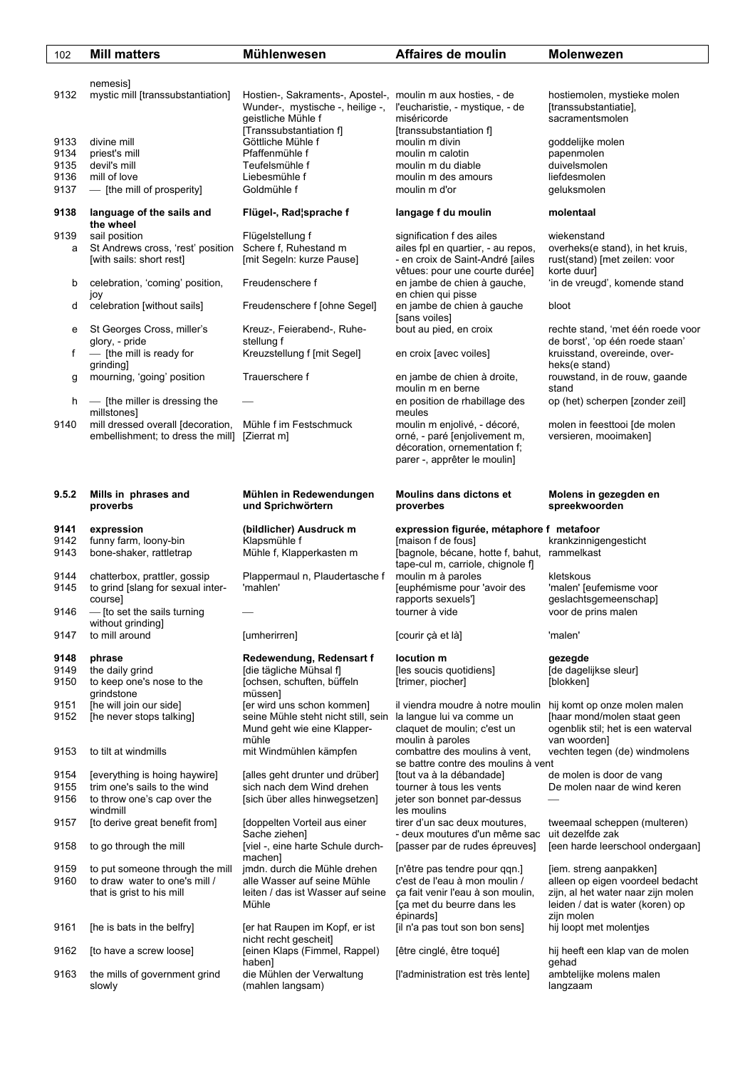| | Mill matters | Mühlenwesen | Affaires de moulin | Molenwezen |
|---|---|---|---|---|
| | nemesis] | | | |
| 9132 | mystic mill [transsubstantiation] | Hostien-, Sakraments-, Apostel-, Wunder-, mystische -, heilige -, geistliche Mühle f [Transsubstantiation f] | moulin m aux hosties, - de l'eucharistie, - mystique, - de miséricorde [transsubstantiation f] | hostiemolen, mystieke molen [transsubstantiatie], sacramentsmolen |
| 9133 | divine mill | Göttliche Mühle f | moulin m divin | goddelijke molen |
| 9134 | priest's mill | Pfaffenmühle f | moulin m calotin | papenmolen |
| 9135 | devil's mill | Teufelsmühle f | moulin m du diable | duivelsmolen |
| 9136 | mill of love | Liebesmühle f | moulin m des amours | liefdesmolen |
| 9137 | — [the mill of prosperity] | Goldmühle f | moulin m d'or | geluksmolen |
| **9138** | **language of the sails and the wheel** | **Flügel-, Rad¦sprache f** | **langage f du moulin** | **molentaal** |
| 9139 | sail position | Flügelstellung f | signification f des ailes | wiekenstand |
| a | St Andrews cross, 'rest' position [with sails: short rest] | Schere f, Ruhestand m [mit Segeln: kurze Pause] | ailes fpl en quartier, - au repos, - en croix de Saint-André [ailes vêtues: pour une courte durée] | overheks(e stand), in het kruis, rust(stand) [met zeilen: voor korte duur] |
| b | celebration, 'coming' position, joy | Freudenschere f | en jambe de chien à gauche, en chien qui pisse | 'in de vreugd', komende stand |
| d | celebration [without sails] | Freudenschere f [ohne Segel] | en jambe de chien à gauche [sans voiles] | bloot |
| e | St Georges Cross, miller's glory, - pride | Kreuz-, Feierabend-, Ruhe-stellung f | bout au pied, en croix | rechte stand, 'met één roede voor de borst', 'op één roede staan' |
| f | — [the mill is ready for grinding] | Kreuzstellung f [mit Segel] | en croix [avec voiles] | kruisstand, overeinde, over-heks(e stand) |
| g | mourning, 'going' position | Trauerschere f | en jambe de chien à droite, moulin m en berne | rouwstand, in de rouw, gaande stand |
| h | — [the miller is dressing the millstones] | — | en position de rhabillage des meules | op (het) scherpen [zonder zeil] |
| 9140 | mill dressed overall [decoration, embellishment; to dress the mill] | Mühle f im Festschmuck [Zierrat m] | moulin m enjolivé, - décoré, orné, - paré [enjolivement m, décoration, ornementation f; parer -, apprêter le moulin] | molen in feesttooi [de molen versieren, mooimaken] |
| **9.5.2** | **Mills in phrases and proverbs** | **Mühlen in Redewendungen und Sprichwörtern** | **Moulins dans dictons et proverbes** | **Molens in gezegden en spreekwoorden** |
| **9141** | **expression** | **(bildlicher) Ausdruck m** | **expression figurée, métaphore f** | **metafoor** |
| 9142 | funny farm, loony-bin | Klapsmühle f | [maison f de fous] | krankzinnigengesticht |
| 9143 | bone-shaker, rattletrap | Mühle f, Klapperkasten m | [bagnole, bécane, hotte f, bahut, tape-cul m, carriole, chignole f] | rammelkast |
| 9144 | chatterbox, prattler, gossip | Plappermaul n, Plaudertasche f | moulin m à paroles | kletskous |
| 9145 | to grind [slang for sexual inter-course] | 'mahlen' | [euphémisme pour 'avoir des rapports sexuels'] | 'malen' [eufemisme voor geslachtsgemeenschap] |
| 9146 | — [to set the sails turning without grinding] | — | tourner à vide | voor de prins malen |
| 9147 | to mill around | [umherirren] | [courir çà et là] | 'malen' |
| **9148** | **phrase** | **Redewendung, Redensart f** | **locution m** | **gezegde** |
| 9149 | the daily grind | [die tägliche Mühsal f] | [les soucis quotidiens] | [de dagelijkse sleur] |
| 9150 | to keep one's nose to the grindstone | [ochsen, schuften, büffeln müssen] | [trimer, piocher] | [blokken] |
| 9151 | [he will join our side] | [er wird uns schon kommen] | il viendra moudre à notre moulin | hij komt op onze molen malen |
| 9152 | [he never stops talking] | seine Mühle steht nicht still, sein Mund geht wie eine Klapper-mühle | la langue lui va comme un claquet de moulin; c'est un moulin à paroles | [haar mond/molen staat geen ogenblik stil; het is een waterval van woorden] |
| 9153 | to tilt at windmills | mit Windmühlen kämpfen | combattre des moulins à vent, se battre contre des moulins à vent | vechten tegen (de) windmolens |
| 9154 | [everything is hoing haywire] | [alles geht drunter und drüber] | [tout va à la débandade] | de molen is door de vang |
| 9155 | trim one's sails to the wind | sich nach dem Wind drehen | tourner à tous les vents | De molen naar de wind keren |
| 9156 | to throw one's cap over the windmill | [sich über alles hinwegsetzen] | jeter son bonnet par-dessus les moulins | — |
| 9157 | [to derive great benefit from] | [doppelten Vorteil aus einer Sache ziehen] | tirer d'un sac deux moutures, - deux moutures d'un même sac | tweemaal scheppen (multeren) uit dezelfde zak |
| 9158 | to go through the mill | [viel -, eine harte Schule durch-machen] | [passer par de rudes épreuves] | [een harde leerschool ondergaan] |
| 9159 | to put someone through the mill | jmdn. durch die Mühle drehen | [n'être pas tendre pour qqn.] | [iem. streng aanpakken] |
| 9160 | to draw water to one's mill / that is grist to his mill | alle Wasser auf seine Mühle leiten / das ist Wasser auf seine Mühle | c'est de l'eau à mon moulin / ça fait venir l'eau à son moulin, [ça met du beurre dans les épinards] | alleen op eigen voordeel bedacht zijn, al het water naar zijn molen leiden / dat is water (koren) op zijn molen |
| 9161 | [he is bats in the belfry] | [er hat Raupen im Kopf, er ist nicht recht gescheit] | [il n'a pas tout son bon sens] | hij loopt met molentjes |
| 9162 | [to have a screw loose] | [einen Klaps (Fimmel, Rappel) haben] | [être cinglé, être toqué] | hij heeft een klap van de molen gehad |
| 9163 | the mills of government grind slowly | die Mühlen der Verwaltung (mahlen langsam) | [l'administration est très lente] | ambtelijke molens malen langzaam |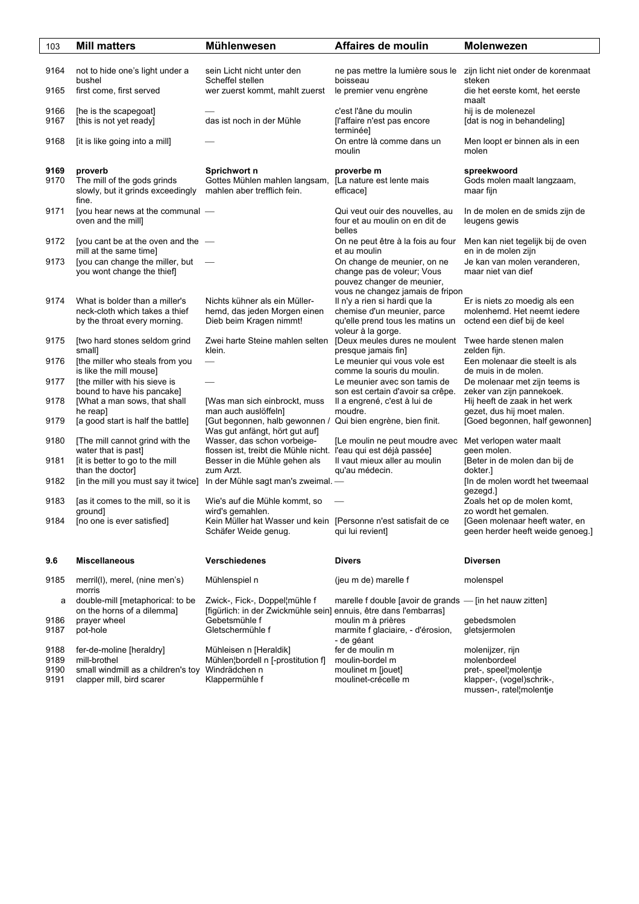| 103 | Mill matters | Mühlenwesen | Affaires de moulin | Molenwezen |
|---|---|---|---|---|
| 9164 | not to hide one's light under a bushel | sein Licht nicht unter den Scheffel stellen | ne pas mettre la lumière sous le boisseau | zijn licht niet onder de korenmaat steken |
| 9165 | first come, first served | wer zuerst kommt, mahlt zuerst | le premier venu engrène | die het eerste komt, het eerste maalt |
| 9166 | [he is the scapegoat] | — | c'est l'âne du moulin | hij is de molenezel |
| 9167 | [this is not yet ready] | das ist noch in der Mühle | [l'affaire n'est pas encore terminée] | [dat is nog in behandeling] |
| 9168 | [it is like going into a mill] | — | On entre là comme dans un moulin | Men loopt er binnen als in een molen |
| **9169** | **proverb** | **Sprichwort n** | **proverbe m** | **spreekwoord** |
| 9170 | The mill of the gods grinds slowly, but it grinds exceedingly fine. | Gottes Mühlen mahlen langsam, mahlen aber trefflich fein. | [La nature est lente mais efficace] | Gods molen maalt langzaam, maar fijn |
| 9171 | [you hear news at the communal oven and the mill] | — | Qui veut ouir des nouvelles, au four et au moulin on en dit de belles | In de molen en de smids zijn de leugens gewis |
| 9172 | [you cant be at the oven and the mill at the same time] | — | On ne peut être à la fois au four et au moulin | Men kan niet tegelijk bij de oven en in de molen zijn |
| 9173 | [you can change the miller, but you wont change the thief] | — | On change de meunier, on ne change pas de voleur; Vous pouvez changer de meunier, vous ne changez jamais de fripon | Je kan van molen veranderen, maar niet van dief |
| 9174 | What is bolder than a miller's neck-cloth which takes a thief by the throat every morning. | Nichts kühner als ein Müller-hemd, das jeden Morgen einen Dieb beim Kragen nimmt! | Il n'y a rien si hardi que la chemise d'un meunier, parce qu'elle prend tous les matins un voleur à la gorge. | Er is niets zo moedig als een molenhemd. Het neemt iedere octend een dief bij de keel |
| 9175 | [two hard stones seldom grind small] | Zwei harte Steine mahlen selten klein. | [Deux meules dures ne moulent presque jamais fin] | Twee harde stenen malen zelden fijn. |
| 9176 | [the miller who steals from you is like the mill mouse] | — | Le meunier qui vous vole est comme la souris du moulin. | Een molenaar die steelt is als de muis in de molen. |
| 9177 | [the miller with his sieve is bound to have his pancake] | — | Le meunier avec son tamis de son est certain d'avoir sa crêpe. | De molenaar met zijn teems is zeker van zijn pannekoek. |
| 9178 | [What a man sows, that shall he reap] | [Was man sich einbrockt, muss man auch auslöffeln] | Il a engrené, c'est à lui de moudre. | Hij heeft de zaak in het werk gezet, dus hij moet malen. |
| 9179 | [a good start is half the battle] | [Gut begonnen, halb gewonnen / Was gut anfängt, hört gut auf] | Qui bien engrène, bien finit. | [Goed begonnen, half gewonnen] |
| 9180 | [The mill cannot grind with the water that is past] | Wasser, das schon vorbeige-flossen ist, treibt die Mühle nicht. | [Le moulin ne peut moudre avec l'eau qui est déjà passée] | Met verlopen water maalt geen molen. |
| 9181 | [it is better to go to the mill than the doctor] | Besser in die Mühle gehen als zum Arzt. | Il vaut mieux aller au moulin qu'au médecin. | [Beter in de molen dan bij de dokter.] |
| 9182 | [in the mill you must say it twice] | In der Mühle sagt man's zweimal. | — | [In de molen wordt het tweemaal gezegd.] |
| 9183 | [as it comes to the mill, so it is ground] | Wie's auf die Mühle kommt, so wird's gemahlen. | — | Zoals het op de molen komt, zo wordt het gemalen. |
| 9184 | [no one is ever satisfied] | Kein Müller hat Wasser und kein Schäfer Weide genug. | [Personne n'est satisfait de ce qui lui revient] | [Geen molenaar heeft water, en geen herder heeft weide genoeg.] |
| **9.6** | **Miscellaneous** | **Verschiedenes** | **Divers** | **Diversen** |
| 9185 | merril(l), merel, (nine men's) morris | Mühlenspiel n | (jeu m de) marelle f | molenspel |
| a | double-mill [metaphorical: to be on the horns of a dilemma] | Zwick-, Fick-, Doppel¦mühle f [figürlich: in der Zwickmühle sein] | marelle f double [avoir de grands ennuis, être dans l'embarras] | — [in het nauw zitten] |
| 9186 | prayer wheel | Gebetsmühle f | moulin m à prières | gebedsmolen |
| 9187 | pot-hole | Gletschermühle f | marmite f glaciaire, - d'érosion, - de géant | gletsjermolen |
| 9188 | fer-de-moline [heraldry] | Mühleisen n [Heraldik] | fer de moulin m | molenijzer, rijn |
| 9189 | mill-brothel | Mühlen¦bordell n [-prostitution f] | moulin-bordel m | molenbordeel |
| 9190 | small windmill as a children's toy | Windrädchen n | moulinet m [jouet] | pret-, speel¦molentje |
| 9191 | clapper mill, bird scarer | Klappermühle f | moulinet-crécelle m | klapper-, (vogel)schrik-, mussen-, ratel¦molentje |